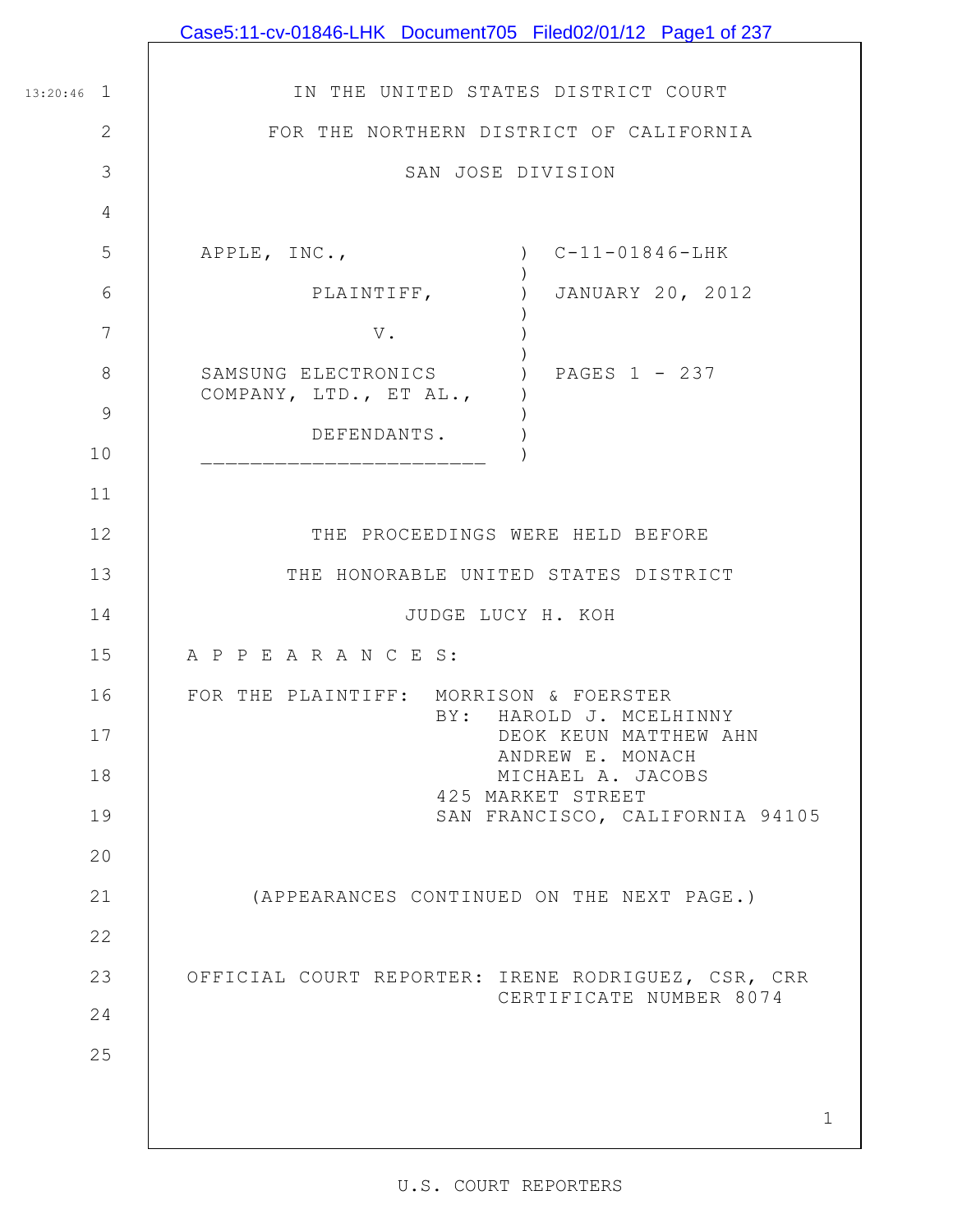IN THE UNITED STATES DISTRICT COURT

FOR THE NORTHERN DISTRICT OF CALIFORNIA

SAN JOSE DIVISION

| | | |
|---|---|---|
| APPLE, INC., | ) | C-11-01846-LHK |
| PLAINTIFF, | ) | JANUARY 20, 2012 |
| V. | ) | |
| SAMSUNG ELECTRONICS COMPANY, LTD., ET AL., | ) | PAGES 1 - 237 |
| DEFENDANTS. | ) | |

THE PROCEEDINGS WERE HELD BEFORE

THE HONORABLE UNITED STATES DISTRICT

JUDGE LUCY H. KOH

A P P E A R A N C E S:

FOR THE PLAINTIFF: MORRISON & FOERSTER
BY: HAROLD J. MCELHINNY
DEOK KEUN MATTHEW AHN
ANDREW E. MONACH
MICHAEL A. JACOBS
425 MARKET STREET
SAN FRANCISCO, CALIFORNIA 94105

(APPEARANCES CONTINUED ON THE NEXT PAGE.)

OFFICIAL COURT REPORTER: IRENE RODRIGUEZ, CSR, CRR
CERTIFICATE NUMBER 8074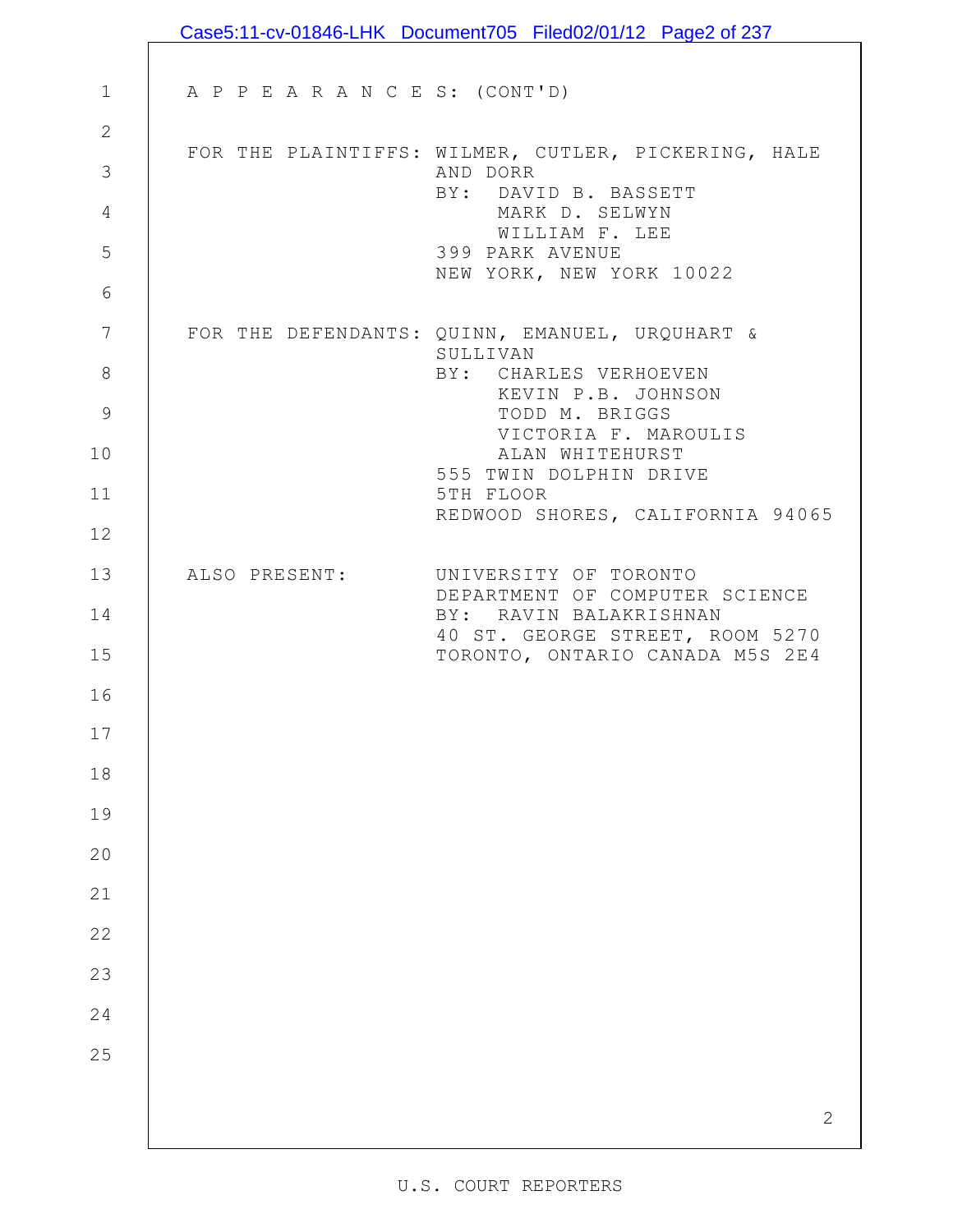A P P E A R A N C E S: (CONT'D)

FOR THE PLAINTIFFS: WILMER, CUTLER, PICKERING, HALE AND DORR
BY: DAVID B. BASSETT
MARK D. SELWYN
WILLIAM F. LEE
399 PARK AVENUE
NEW YORK, NEW YORK 10022

FOR THE DEFENDANTS: QUINN, EMANUEL, URQUHART & SULLIVAN
BY: CHARLES VERHOEVEN
KEVIN P.B. JOHNSON
TODD M. BRIGGS
VICTORIA F. MAROULIS
ALAN WHITEHURST
555 TWIN DOLPHIN DRIVE
5TH FLOOR
REDWOOD SHORES, CALIFORNIA 94065

ALSO PRESENT: UNIVERSITY OF TORONTO
DEPARTMENT OF COMPUTER SCIENCE
BY: RAVIN BALAKRISHNAN
40 ST. GEORGE STREET, ROOM 5270
TORONTO, ONTARIO CANADA M5S 2E4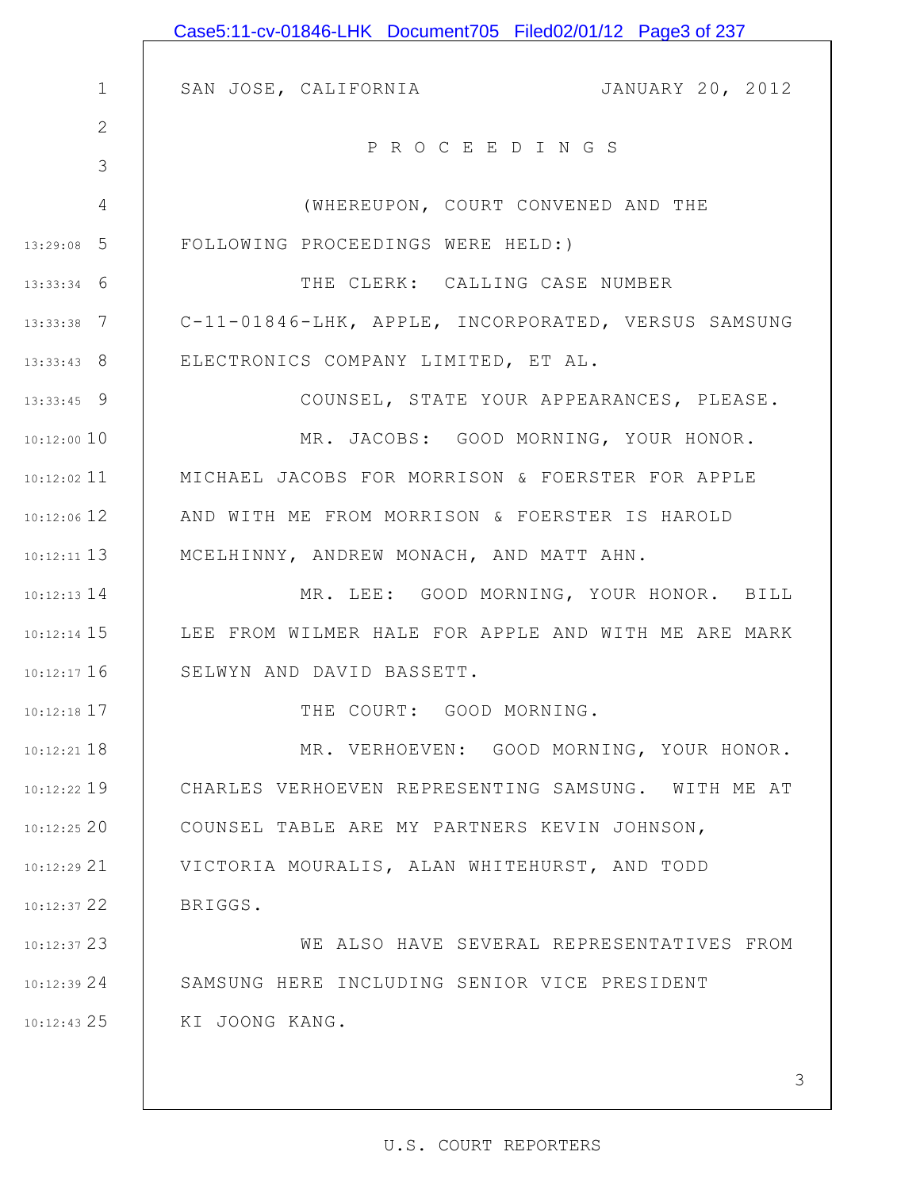SAN JOSE, CALIFORNIA JANUARY 20, 2012

P R O C E E D I N G S

(WHEREUPON, COURT CONVENED AND THE FOLLOWING PROCEEDINGS WERE HELD:)

THE CLERK: CALLING CASE NUMBER C-11-01846-LHK, APPLE, INCORPORATED, VERSUS SAMSUNG ELECTRONICS COMPANY LIMITED, ET AL.

COUNSEL, STATE YOUR APPEARANCES, PLEASE.

MR. JACOBS: GOOD MORNING, YOUR HONOR. MICHAEL JACOBS FOR MORRISON & FOERSTER FOR APPLE AND WITH ME FROM MORRISON & FOERSTER IS HAROLD MCELHINNY, ANDREW MONACH, AND MATT AHN.

MR. LEE: GOOD MORNING, YOUR HONOR. BILL LEE FROM WILMER HALE FOR APPLE AND WITH ME ARE MARK SELWYN AND DAVID BASSETT.

THE COURT: GOOD MORNING.

MR. VERHOEVEN: GOOD MORNING, YOUR HONOR. CHARLES VERHOEVEN REPRESENTING SAMSUNG. WITH ME AT COUNSEL TABLE ARE MY PARTNERS KEVIN JOHNSON, VICTORIA MOURALIS, ALAN WHITEHURST, AND TODD BRIGGS.

WE ALSO HAVE SEVERAL REPRESENTATIVES FROM SAMSUNG HERE INCLUDING SENIOR VICE PRESIDENT KI JOONG KANG.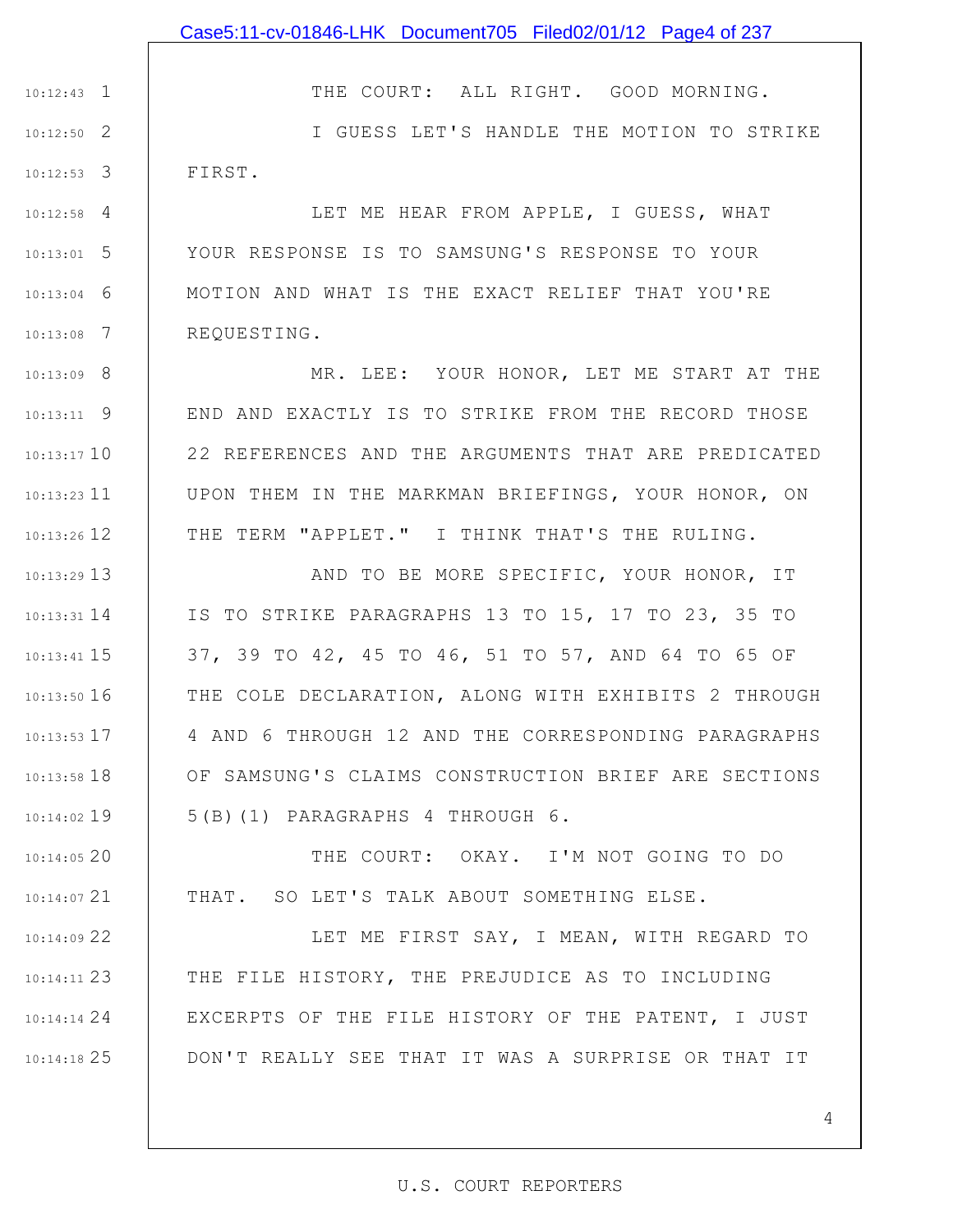THE COURT: ALL RIGHT. GOOD MORNING.

I GUESS LET'S HANDLE THE MOTION TO STRIKE FIRST.

LET ME HEAR FROM APPLE, I GUESS, WHAT YOUR RESPONSE IS TO SAMSUNG'S RESPONSE TO YOUR MOTION AND WHAT IS THE EXACT RELIEF THAT YOU'RE REQUESTING.

MR. LEE: YOUR HONOR, LET ME START AT THE END AND EXACTLY IS TO STRIKE FROM THE RECORD THOSE 22 REFERENCES AND THE ARGUMENTS THAT ARE PREDICATED UPON THEM IN THE MARKMAN BRIEFINGS, YOUR HONOR, ON THE TERM "APPLET." I THINK THAT'S THE RULING.

AND TO BE MORE SPECIFIC, YOUR HONOR, IT IS TO STRIKE PARAGRAPHS 13 TO 15, 17 TO 23, 35 TO 37, 39 TO 42, 45 TO 46, 51 TO 57, AND 64 TO 65 OF THE COLE DECLARATION, ALONG WITH EXHIBITS 2 THROUGH 4 AND 6 THROUGH 12 AND THE CORRESPONDING PARAGRAPHS OF SAMSUNG'S CLAIMS CONSTRUCTION BRIEF ARE SECTIONS 5(B)(1) PARAGRAPHS 4 THROUGH 6.

THE COURT: OKAY. I'M NOT GOING TO DO THAT. SO LET'S TALK ABOUT SOMETHING ELSE.

LET ME FIRST SAY, I MEAN, WITH REGARD TO THE FILE HISTORY, THE PREJUDICE AS TO INCLUDING EXCERPTS OF THE FILE HISTORY OF THE PATENT, I JUST DON'T REALLY SEE THAT IT WAS A SURPRISE OR THAT IT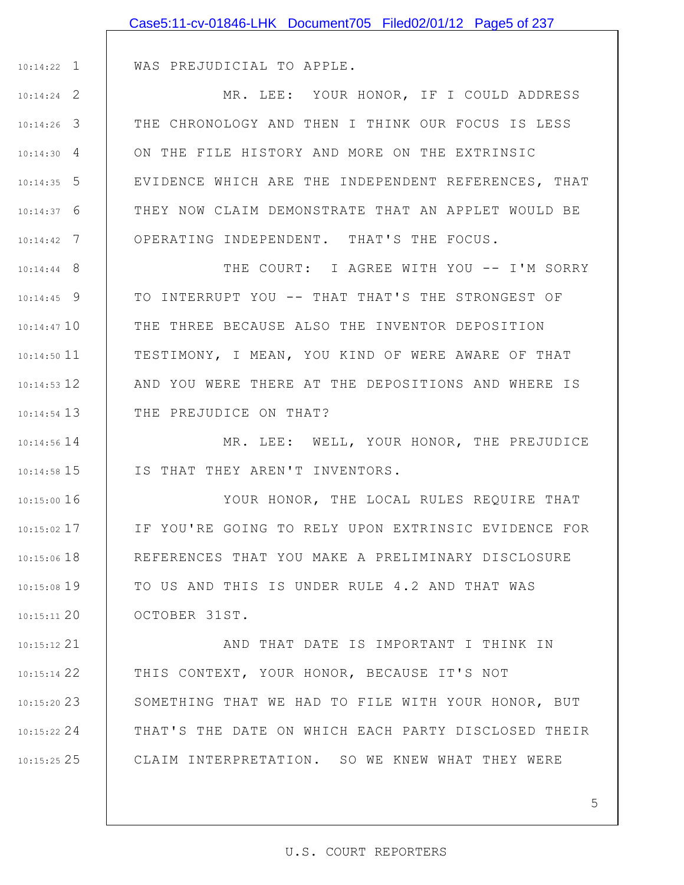WAS PREJUDICIAL TO APPLE.

MR. LEE: YOUR HONOR, IF I COULD ADDRESS THE CHRONOLOGY AND THEN I THINK OUR FOCUS IS LESS ON THE FILE HISTORY AND MORE ON THE EXTRINSIC EVIDENCE WHICH ARE THE INDEPENDENT REFERENCES, THAT THEY NOW CLAIM DEMONSTRATE THAT AN APPLET WOULD BE OPERATING INDEPENDENT. THAT'S THE FOCUS.

THE COURT: I AGREE WITH YOU -- I'M SORRY TO INTERRUPT YOU -- THAT THAT'S THE STRONGEST OF THE THREE BECAUSE ALSO THE INVENTOR DEPOSITION TESTIMONY, I MEAN, YOU KIND OF WERE AWARE OF THAT AND YOU WERE THERE AT THE DEPOSITIONS AND WHERE IS THE PREJUDICE ON THAT?

MR. LEE: WELL, YOUR HONOR, THE PREJUDICE IS THAT THEY AREN'T INVENTORS.

YOUR HONOR, THE LOCAL RULES REQUIRE THAT IF YOU'RE GOING TO RELY UPON EXTRINSIC EVIDENCE FOR REFERENCES THAT YOU MAKE A PRELIMINARY DISCLOSURE TO US AND THIS IS UNDER RULE 4.2 AND THAT WAS OCTOBER 31ST.

AND THAT DATE IS IMPORTANT I THINK IN THIS CONTEXT, YOUR HONOR, BECAUSE IT'S NOT SOMETHING THAT WE HAD TO FILE WITH YOUR HONOR, BUT THAT'S THE DATE ON WHICH EACH PARTY DISCLOSED THEIR CLAIM INTERPRETATION. SO WE KNEW WHAT THEY WERE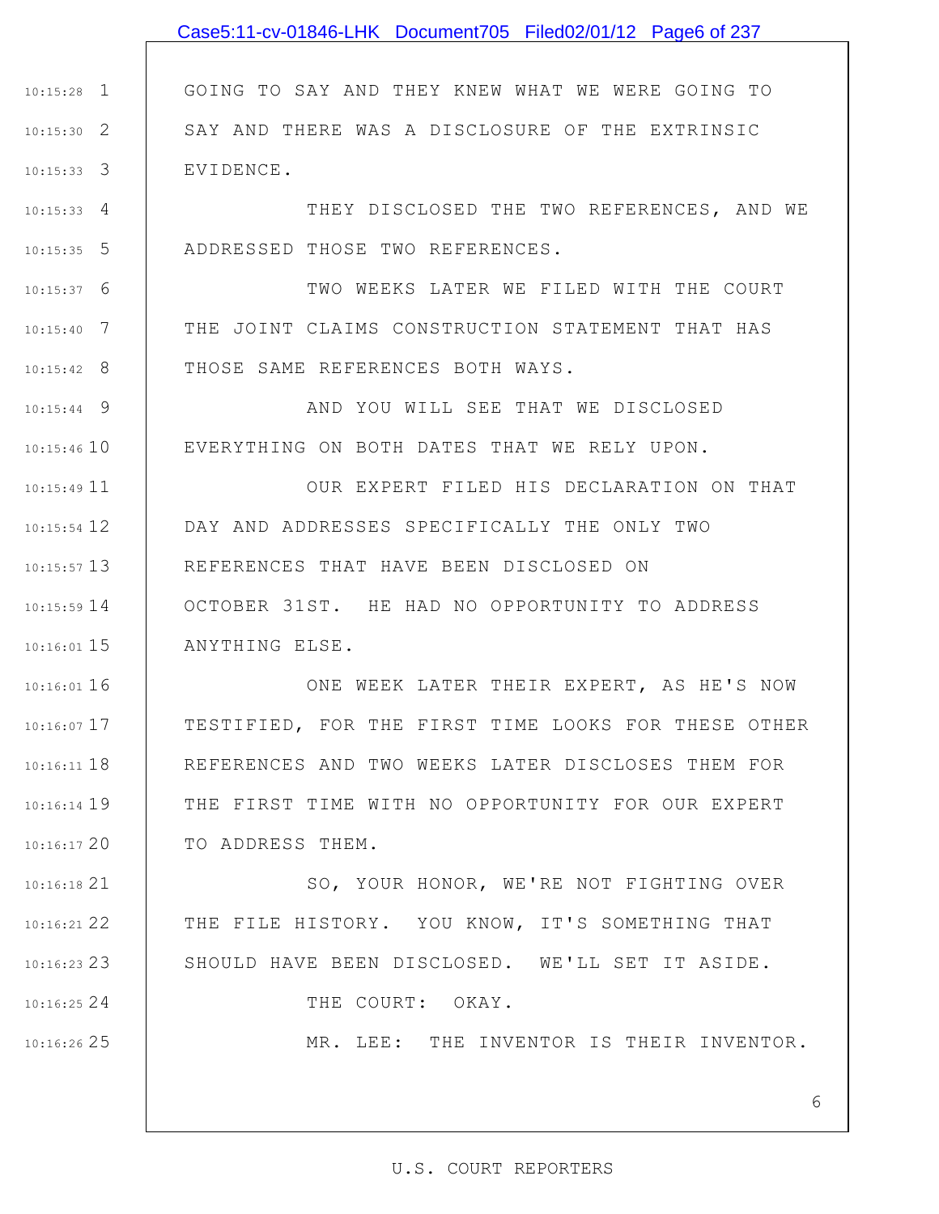GOING TO SAY AND THEY KNEW WHAT WE WERE GOING TO SAY AND THERE WAS A DISCLOSURE OF THE EXTRINSIC EVIDENCE.

THEY DISCLOSED THE TWO REFERENCES, AND WE ADDRESSED THOSE TWO REFERENCES.

TWO WEEKS LATER WE FILED WITH THE COURT THE JOINT CLAIMS CONSTRUCTION STATEMENT THAT HAS THOSE SAME REFERENCES BOTH WAYS.

AND YOU WILL SEE THAT WE DISCLOSED EVERYTHING ON BOTH DATES THAT WE RELY UPON.

OUR EXPERT FILED HIS DECLARATION ON THAT DAY AND ADDRESSES SPECIFICALLY THE ONLY TWO REFERENCES THAT HAVE BEEN DISCLOSED ON OCTOBER 31ST. HE HAD NO OPPORTUNITY TO ADDRESS ANYTHING ELSE.

ONE WEEK LATER THEIR EXPERT, AS HE'S NOW TESTIFIED, FOR THE FIRST TIME LOOKS FOR THESE OTHER REFERENCES AND TWO WEEKS LATER DISCLOSES THEM FOR THE FIRST TIME WITH NO OPPORTUNITY FOR OUR EXPERT TO ADDRESS THEM.

SO, YOUR HONOR, WE'RE NOT FIGHTING OVER THE FILE HISTORY. YOU KNOW, IT'S SOMETHING THAT SHOULD HAVE BEEN DISCLOSED. WE'LL SET IT ASIDE.

THE COURT: OKAY.

MR. LEE: THE INVENTOR IS THEIR INVENTOR.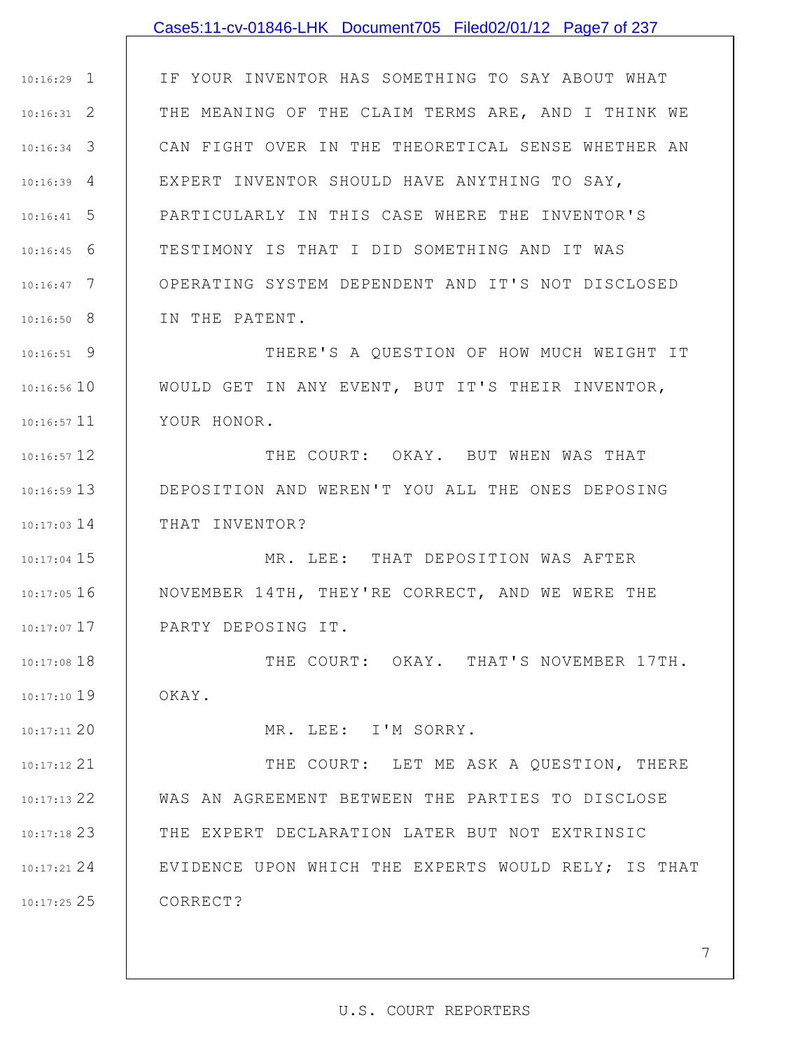IF YOUR INVENTOR HAS SOMETHING TO SAY ABOUT WHAT THE MEANING OF THE CLAIM TERMS ARE, AND I THINK WE CAN FIGHT OVER IN THE THEORETICAL SENSE WHETHER AN EXPERT INVENTOR SHOULD HAVE ANYTHING TO SAY, PARTICULARLY IN THIS CASE WHERE THE INVENTOR'S TESTIMONY IS THAT I DID SOMETHING AND IT WAS OPERATING SYSTEM DEPENDENT AND IT'S NOT DISCLOSED IN THE PATENT.

THERE'S A QUESTION OF HOW MUCH WEIGHT IT WOULD GET IN ANY EVENT, BUT IT'S THEIR INVENTOR, YOUR HONOR.

THE COURT: OKAY. BUT WHEN WAS THAT DEPOSITION AND WEREN'T YOU ALL THE ONES DEPOSING THAT INVENTOR?

MR. LEE: THAT DEPOSITION WAS AFTER NOVEMBER 14TH, THEY'RE CORRECT, AND WE WERE THE PARTY DEPOSING IT.

THE COURT: OKAY. THAT'S NOVEMBER 17TH. OKAY.

MR. LEE: I'M SORRY.

THE COURT: LET ME ASK A QUESTION, THERE WAS AN AGREEMENT BETWEEN THE PARTIES TO DISCLOSE THE EXPERT DECLARATION LATER BUT NOT EXTRINSIC EVIDENCE UPON WHICH THE EXPERTS WOULD RELY; IS THAT CORRECT?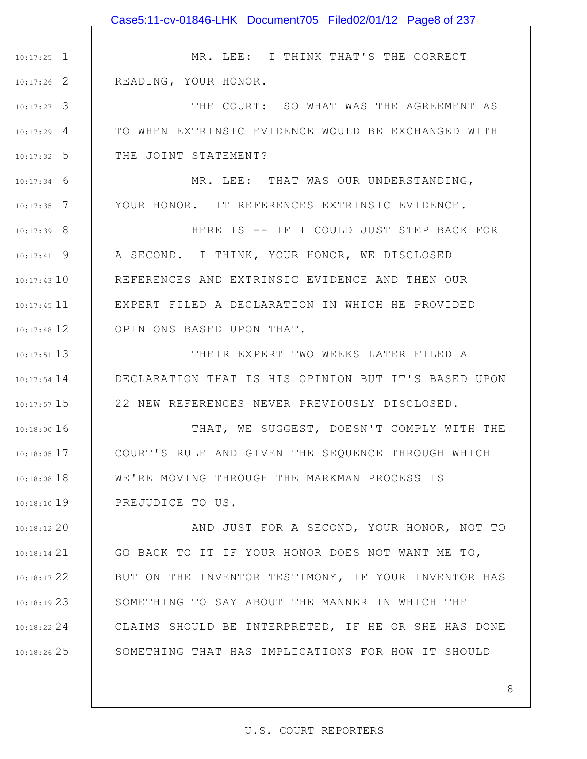MR. LEE: I THINK THAT'S THE CORRECT READING, YOUR HONOR.

THE COURT: SO WHAT WAS THE AGREEMENT AS TO WHEN EXTRINSIC EVIDENCE WOULD BE EXCHANGED WITH THE JOINT STATEMENT?

MR. LEE: THAT WAS OUR UNDERSTANDING, YOUR HONOR. IT REFERENCES EXTRINSIC EVIDENCE.

HERE IS -- IF I COULD JUST STEP BACK FOR A SECOND. I THINK, YOUR HONOR, WE DISCLOSED REFERENCES AND EXTRINSIC EVIDENCE AND THEN OUR EXPERT FILED A DECLARATION IN WHICH HE PROVIDED OPINIONS BASED UPON THAT.

THEIR EXPERT TWO WEEKS LATER FILED A DECLARATION THAT IS HIS OPINION BUT IT'S BASED UPON 22 NEW REFERENCES NEVER PREVIOUSLY DISCLOSED.

THAT, WE SUGGEST, DOESN'T COMPLY WITH THE COURT'S RULE AND GIVEN THE SEQUENCE THROUGH WHICH WE'RE MOVING THROUGH THE MARKMAN PROCESS IS PREJUDICE TO US.

AND JUST FOR A SECOND, YOUR HONOR, NOT TO GO BACK TO IT IF YOUR HONOR DOES NOT WANT ME TO, BUT ON THE INVENTOR TESTIMONY, IF YOUR INVENTOR HAS SOMETHING TO SAY ABOUT THE MANNER IN WHICH THE CLAIMS SHOULD BE INTERPRETED, IF HE OR SHE HAS DONE SOMETHING THAT HAS IMPLICATIONS FOR HOW IT SHOULD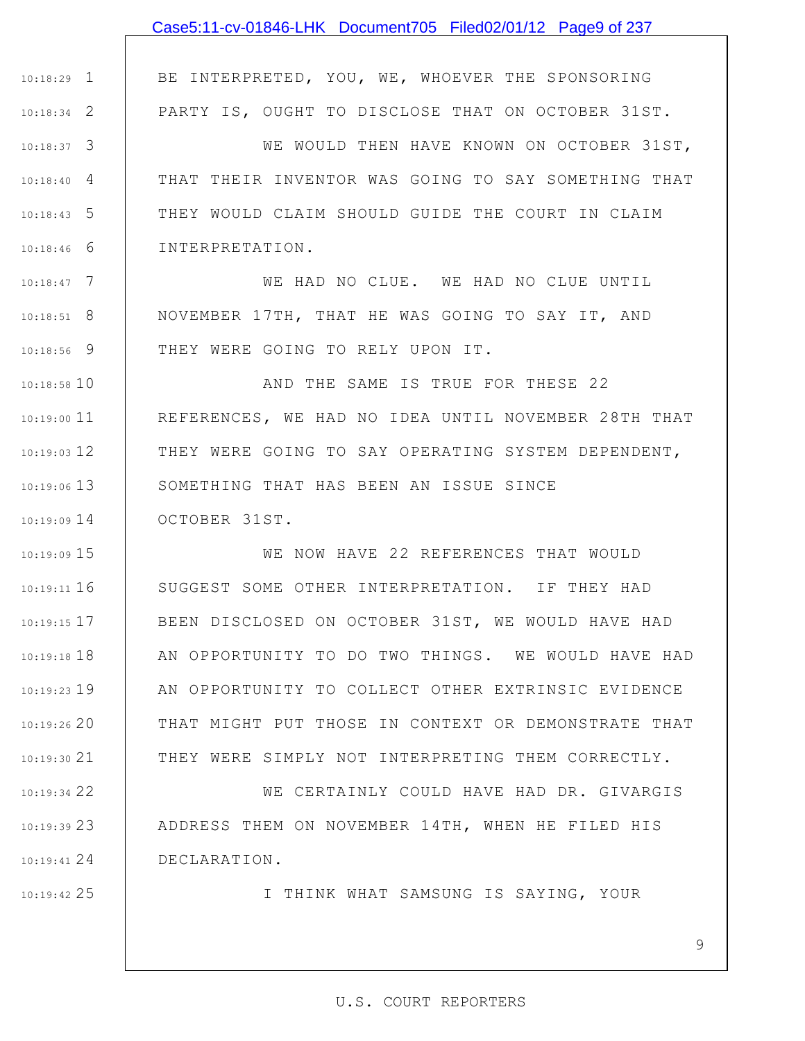BE INTERPRETED, YOU, WE, WHOEVER THE SPONSORING PARTY IS, OUGHT TO DISCLOSE THAT ON OCTOBER 31ST.

WE WOULD THEN HAVE KNOWN ON OCTOBER 31ST, THAT THEIR INVENTOR WAS GOING TO SAY SOMETHING THAT THEY WOULD CLAIM SHOULD GUIDE THE COURT IN CLAIM INTERPRETATION.

WE HAD NO CLUE. WE HAD NO CLUE UNTIL NOVEMBER 17TH, THAT HE WAS GOING TO SAY IT, AND THEY WERE GOING TO RELY UPON IT.

AND THE SAME IS TRUE FOR THESE 22 REFERENCES, WE HAD NO IDEA UNTIL NOVEMBER 28TH THAT THEY WERE GOING TO SAY OPERATING SYSTEM DEPENDENT, SOMETHING THAT HAS BEEN AN ISSUE SINCE OCTOBER 31ST.

WE NOW HAVE 22 REFERENCES THAT WOULD SUGGEST SOME OTHER INTERPRETATION. IF THEY HAD BEEN DISCLOSED ON OCTOBER 31ST, WE WOULD HAVE HAD AN OPPORTUNITY TO DO TWO THINGS. WE WOULD HAVE HAD AN OPPORTUNITY TO COLLECT OTHER EXTRINSIC EVIDENCE THAT MIGHT PUT THOSE IN CONTEXT OR DEMONSTRATE THAT THEY WERE SIMPLY NOT INTERPRETING THEM CORRECTLY.

WE CERTAINLY COULD HAVE HAD DR. GIVARGIS ADDRESS THEM ON NOVEMBER 14TH, WHEN HE FILED HIS DECLARATION.

I THINK WHAT SAMSUNG IS SAYING, YOUR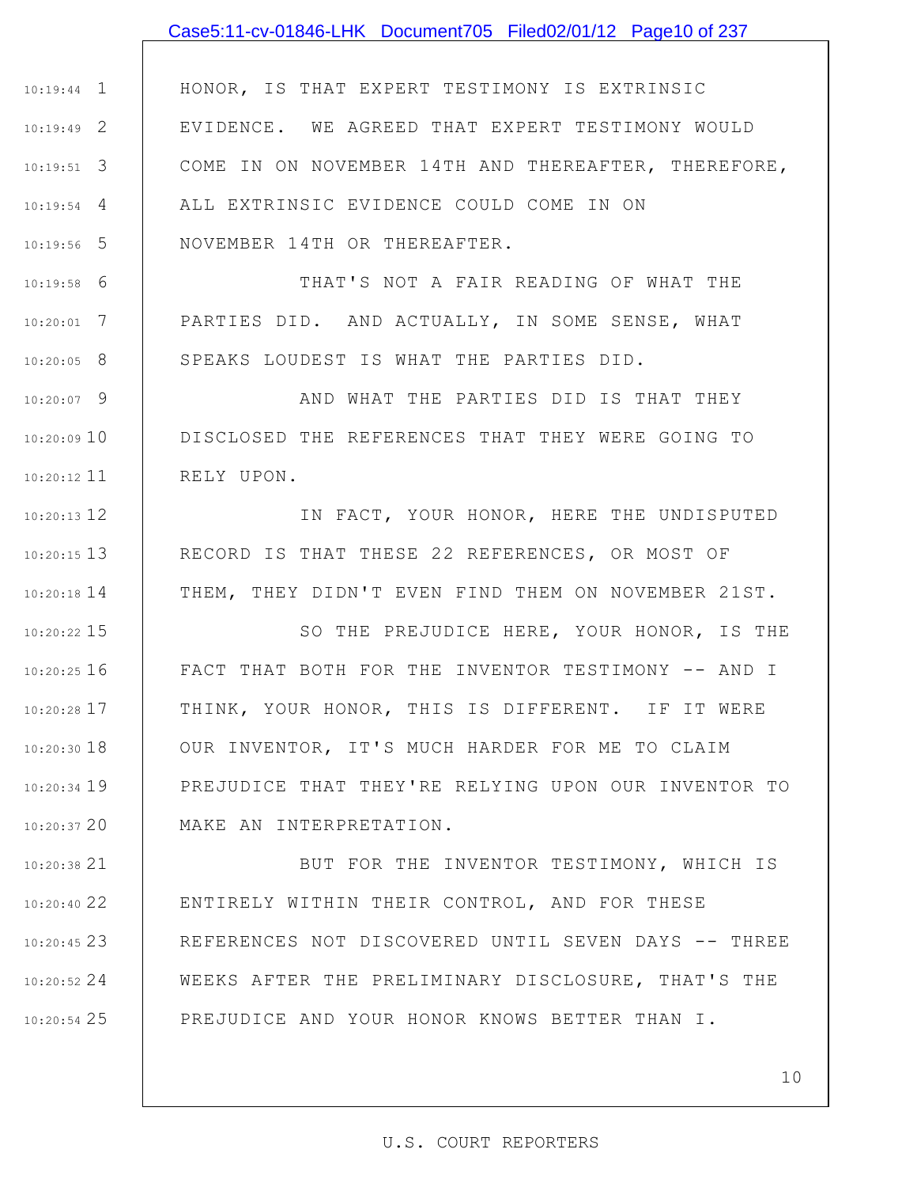HONOR, IS THAT EXPERT TESTIMONY IS EXTRINSIC EVIDENCE. WE AGREED THAT EXPERT TESTIMONY WOULD COME IN ON NOVEMBER 14TH AND THEREAFTER, THEREFORE, ALL EXTRINSIC EVIDENCE COULD COME IN ON NOVEMBER 14TH OR THEREAFTER.

THAT'S NOT A FAIR READING OF WHAT THE PARTIES DID. AND ACTUALLY, IN SOME SENSE, WHAT SPEAKS LOUDEST IS WHAT THE PARTIES DID.

AND WHAT THE PARTIES DID IS THAT THEY DISCLOSED THE REFERENCES THAT THEY WERE GOING TO RELY UPON.

IN FACT, YOUR HONOR, HERE THE UNDISPUTED RECORD IS THAT THESE 22 REFERENCES, OR MOST OF THEM, THEY DIDN'T EVEN FIND THEM ON NOVEMBER 21ST.

SO THE PREJUDICE HERE, YOUR HONOR, IS THE FACT THAT BOTH FOR THE INVENTOR TESTIMONY -- AND I THINK, YOUR HONOR, THIS IS DIFFERENT. IF IT WERE OUR INVENTOR, IT'S MUCH HARDER FOR ME TO CLAIM PREJUDICE THAT THEY'RE RELYING UPON OUR INVENTOR TO MAKE AN INTERPRETATION.

BUT FOR THE INVENTOR TESTIMONY, WHICH IS ENTIRELY WITHIN THEIR CONTROL, AND FOR THESE REFERENCES NOT DISCOVERED UNTIL SEVEN DAYS -- THREE WEEKS AFTER THE PRELIMINARY DISCLOSURE, THAT'S THE PREJUDICE AND YOUR HONOR KNOWS BETTER THAN I.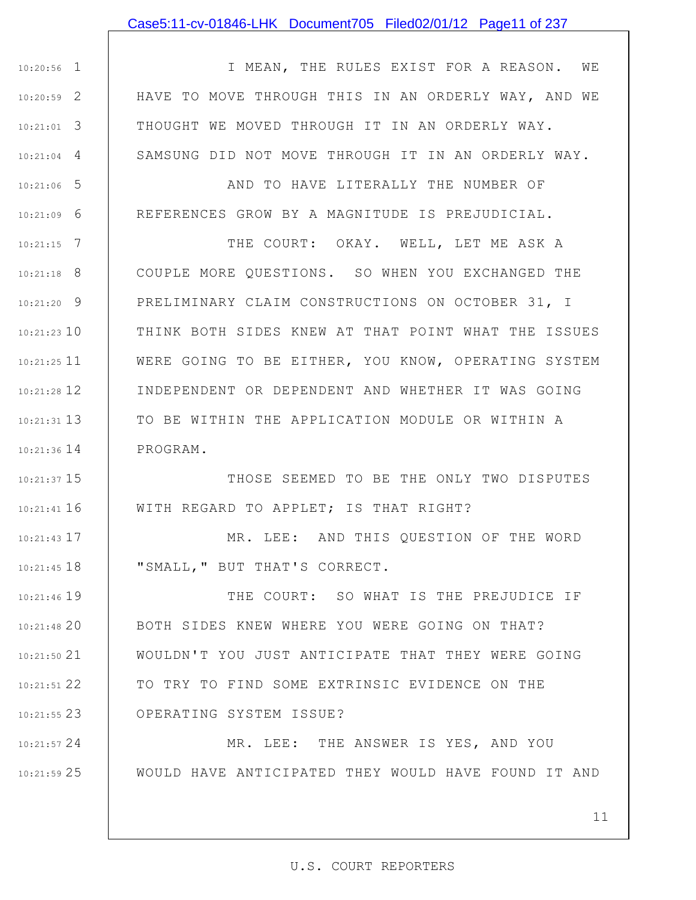I MEAN, THE RULES EXIST FOR A REASON. WE HAVE TO MOVE THROUGH THIS IN AN ORDERLY WAY, AND WE THOUGHT WE MOVED THROUGH IT IN AN ORDERLY WAY. SAMSUNG DID NOT MOVE THROUGH IT IN AN ORDERLY WAY.

AND TO HAVE LITERALLY THE NUMBER OF REFERENCES GROW BY A MAGNITUDE IS PREJUDICIAL.

THE COURT: OKAY. WELL, LET ME ASK A COUPLE MORE QUESTIONS. SO WHEN YOU EXCHANGED THE PRELIMINARY CLAIM CONSTRUCTIONS ON OCTOBER 31, I THINK BOTH SIDES KNEW AT THAT POINT WHAT THE ISSUES WERE GOING TO BE EITHER, YOU KNOW, OPERATING SYSTEM INDEPENDENT OR DEPENDENT AND WHETHER IT WAS GOING TO BE WITHIN THE APPLICATION MODULE OR WITHIN A PROGRAM.

THOSE SEEMED TO BE THE ONLY TWO DISPUTES WITH REGARD TO APPLET; IS THAT RIGHT?

MR. LEE: AND THIS QUESTION OF THE WORD "SMALL," BUT THAT'S CORRECT.

THE COURT: SO WHAT IS THE PREJUDICE IF BOTH SIDES KNEW WHERE YOU WERE GOING ON THAT? WOULDN'T YOU JUST ANTICIPATE THAT THEY WERE GOING TO TRY TO FIND SOME EXTRINSIC EVIDENCE ON THE OPERATING SYSTEM ISSUE?

MR. LEE: THE ANSWER IS YES, AND YOU WOULD HAVE ANTICIPATED THEY WOULD HAVE FOUND IT AND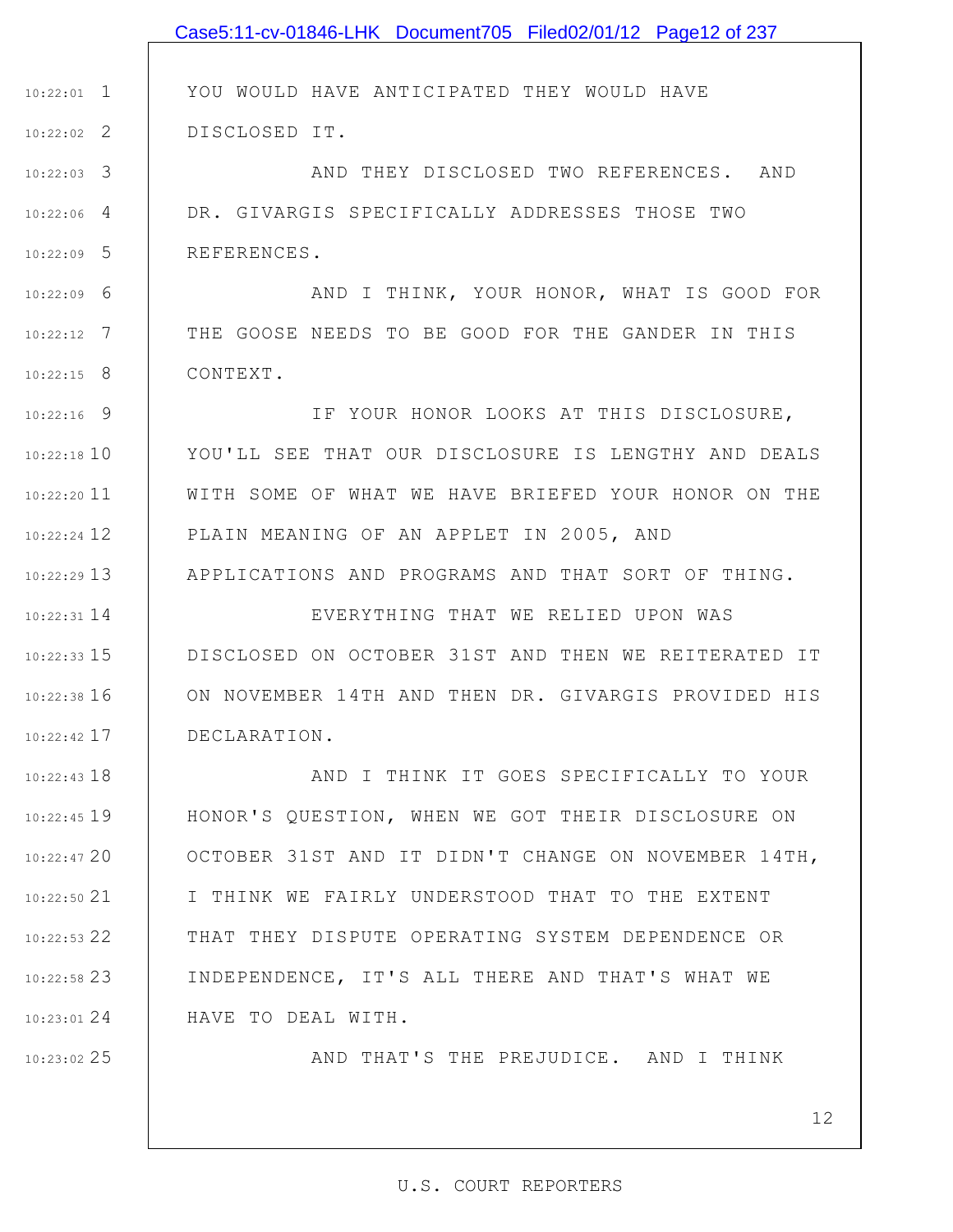YOU WOULD HAVE ANTICIPATED THEY WOULD HAVE DISCLOSED IT.

AND THEY DISCLOSED TWO REFERENCES. AND DR. GIVARGIS SPECIFICALLY ADDRESSES THOSE TWO REFERENCES.

AND I THINK, YOUR HONOR, WHAT IS GOOD FOR THE GOOSE NEEDS TO BE GOOD FOR THE GANDER IN THIS CONTEXT.

IF YOUR HONOR LOOKS AT THIS DISCLOSURE, YOU'LL SEE THAT OUR DISCLOSURE IS LENGTHY AND DEALS WITH SOME OF WHAT WE HAVE BRIEFED YOUR HONOR ON THE PLAIN MEANING OF AN APPLET IN 2005, AND APPLICATIONS AND PROGRAMS AND THAT SORT OF THING.

EVERYTHING THAT WE RELIED UPON WAS DISCLOSED ON OCTOBER 31ST AND THEN WE REITERATED IT ON NOVEMBER 14TH AND THEN DR. GIVARGIS PROVIDED HIS DECLARATION.

AND I THINK IT GOES SPECIFICALLY TO YOUR HONOR'S QUESTION, WHEN WE GOT THEIR DISCLOSURE ON OCTOBER 31ST AND IT DIDN'T CHANGE ON NOVEMBER 14TH, I THINK WE FAIRLY UNDERSTOOD THAT TO THE EXTENT THAT THEY DISPUTE OPERATING SYSTEM DEPENDENCE OR INDEPENDENCE, IT'S ALL THERE AND THAT'S WHAT WE HAVE TO DEAL WITH.

AND THAT'S THE PREJUDICE. AND I THINK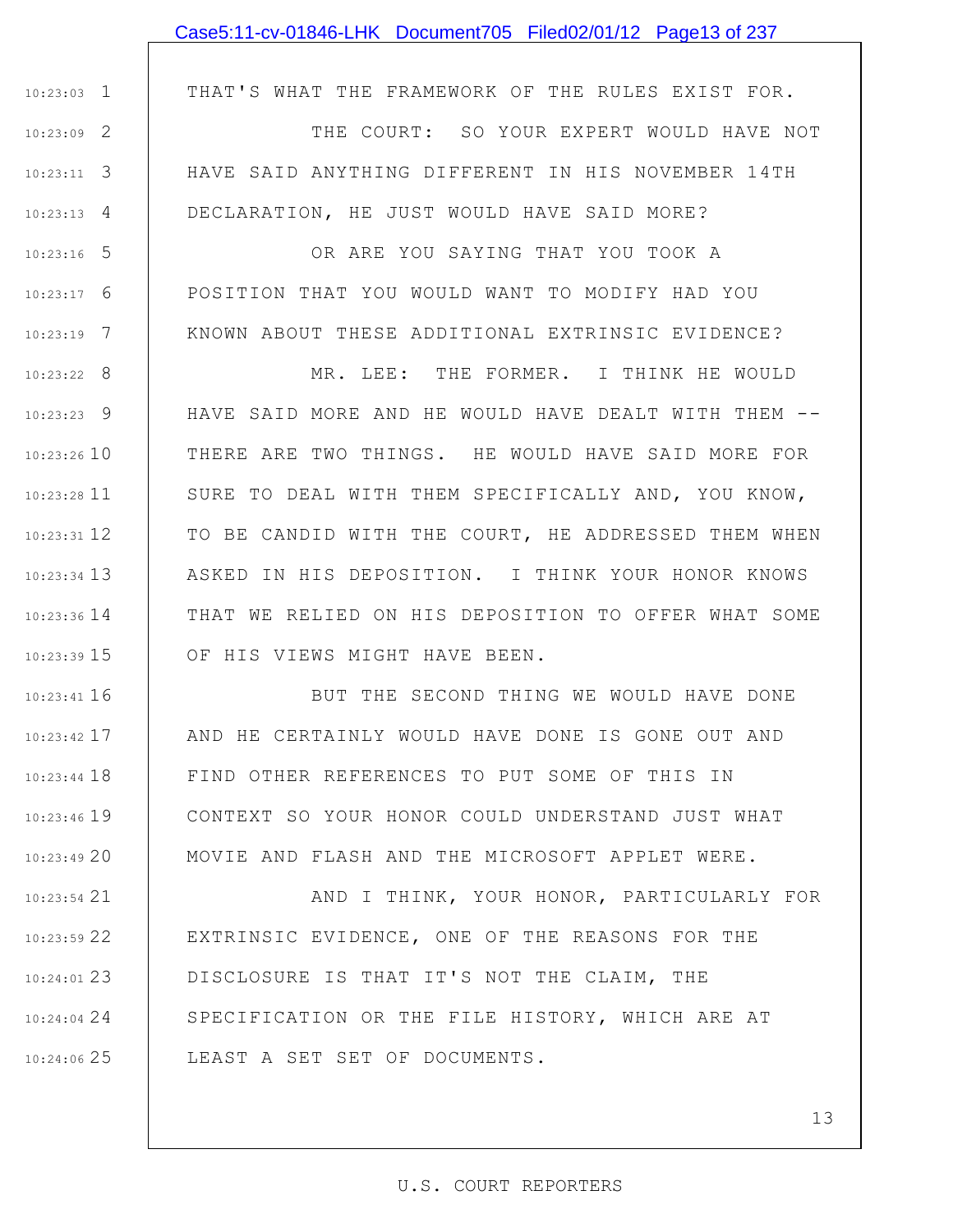THAT'S WHAT THE FRAMEWORK OF THE RULES EXIST FOR.

THE COURT: SO YOUR EXPERT WOULD HAVE NOT HAVE SAID ANYTHING DIFFERENT IN HIS NOVEMBER 14TH DECLARATION, HE JUST WOULD HAVE SAID MORE?

OR ARE YOU SAYING THAT YOU TOOK A POSITION THAT YOU WOULD WANT TO MODIFY HAD YOU KNOWN ABOUT THESE ADDITIONAL EXTRINSIC EVIDENCE?

MR. LEE: THE FORMER. I THINK HE WOULD HAVE SAID MORE AND HE WOULD HAVE DEALT WITH THEM -- THERE ARE TWO THINGS. HE WOULD HAVE SAID MORE FOR SURE TO DEAL WITH THEM SPECIFICALLY AND, YOU KNOW, TO BE CANDID WITH THE COURT, HE ADDRESSED THEM WHEN ASKED IN HIS DEPOSITION. I THINK YOUR HONOR KNOWS THAT WE RELIED ON HIS DEPOSITION TO OFFER WHAT SOME OF HIS VIEWS MIGHT HAVE BEEN.

BUT THE SECOND THING WE WOULD HAVE DONE AND HE CERTAINLY WOULD HAVE DONE IS GONE OUT AND FIND OTHER REFERENCES TO PUT SOME OF THIS IN CONTEXT SO YOUR HONOR COULD UNDERSTAND JUST WHAT MOVIE AND FLASH AND THE MICROSOFT APPLET WERE.

AND I THINK, YOUR HONOR, PARTICULARLY FOR EXTRINSIC EVIDENCE, ONE OF THE REASONS FOR THE DISCLOSURE IS THAT IT'S NOT THE CLAIM, THE SPECIFICATION OR THE FILE HISTORY, WHICH ARE AT LEAST A SET SET OF DOCUMENTS.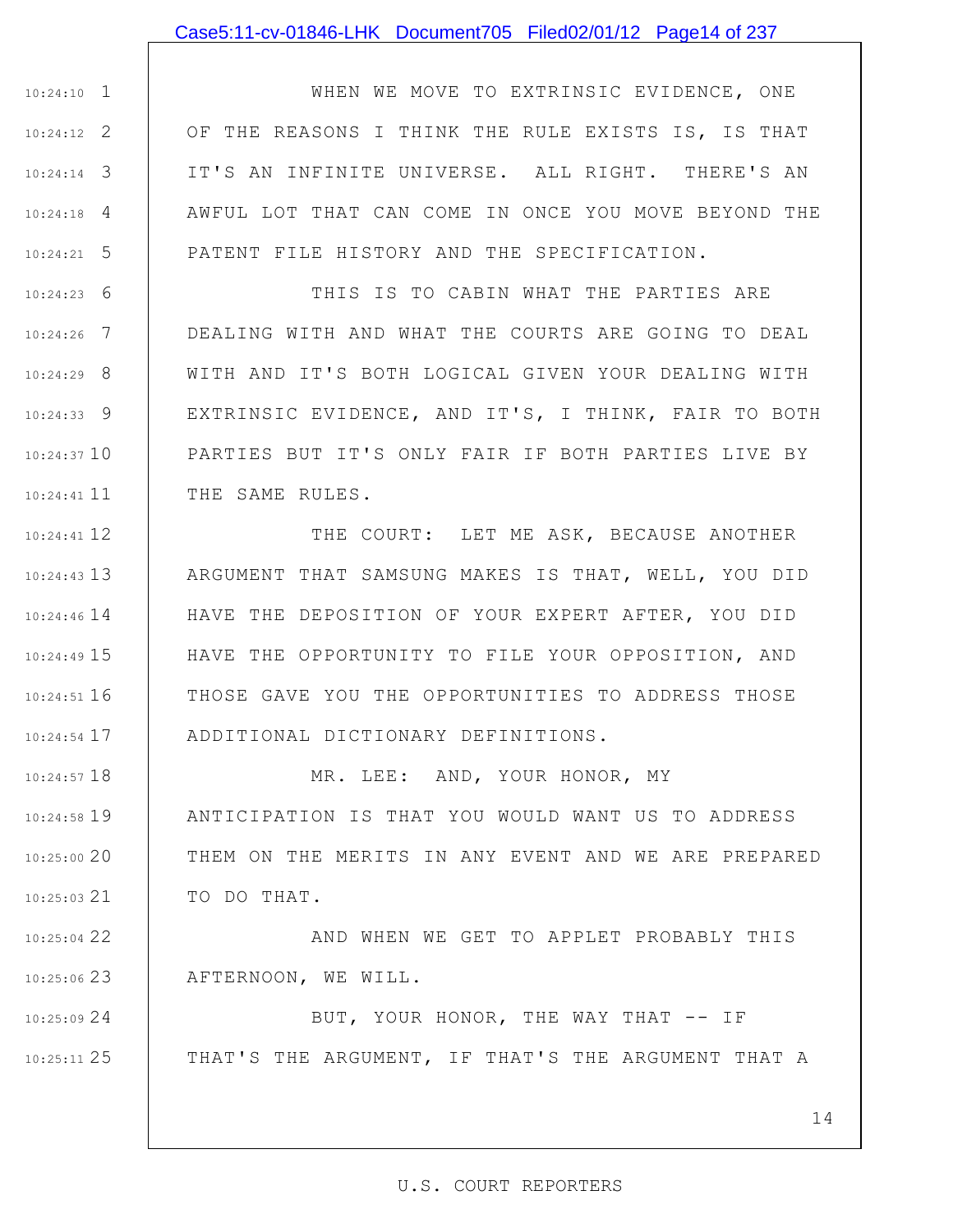WHEN WE MOVE TO EXTRINSIC EVIDENCE, ONE OF THE REASONS I THINK THE RULE EXISTS IS, IS THAT IT'S AN INFINITE UNIVERSE. ALL RIGHT. THERE'S AN AWFUL LOT THAT CAN COME IN ONCE YOU MOVE BEYOND THE PATENT FILE HISTORY AND THE SPECIFICATION.

THIS IS TO CABIN WHAT THE PARTIES ARE DEALING WITH AND WHAT THE COURTS ARE GOING TO DEAL WITH AND IT'S BOTH LOGICAL GIVEN YOUR DEALING WITH EXTRINSIC EVIDENCE, AND IT'S, I THINK, FAIR TO BOTH PARTIES BUT IT'S ONLY FAIR IF BOTH PARTIES LIVE BY THE SAME RULES.

THE COURT: LET ME ASK, BECAUSE ANOTHER ARGUMENT THAT SAMSUNG MAKES IS THAT, WELL, YOU DID HAVE THE DEPOSITION OF YOUR EXPERT AFTER, YOU DID HAVE THE OPPORTUNITY TO FILE YOUR OPPOSITION, AND THOSE GAVE YOU THE OPPORTUNITIES TO ADDRESS THOSE ADDITIONAL DICTIONARY DEFINITIONS.

MR. LEE: AND, YOUR HONOR, MY ANTICIPATION IS THAT YOU WOULD WANT US TO ADDRESS THEM ON THE MERITS IN ANY EVENT AND WE ARE PREPARED TO DO THAT.

AND WHEN WE GET TO APPLET PROBABLY THIS AFTERNOON, WE WILL.

BUT, YOUR HONOR, THE WAY THAT -- IF THAT'S THE ARGUMENT, IF THAT'S THE ARGUMENT THAT A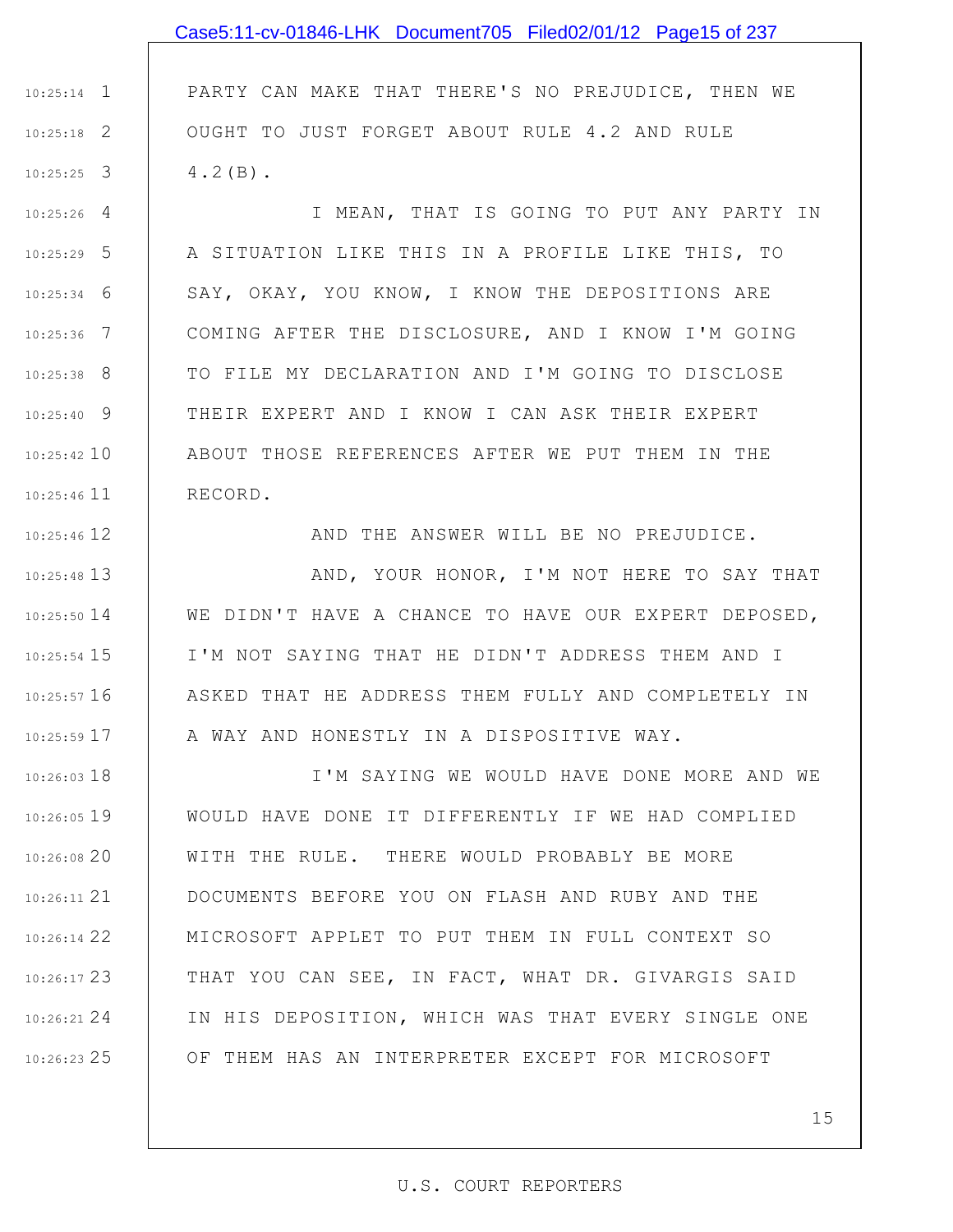PARTY CAN MAKE THAT THERE'S NO PREJUDICE, THEN WE OUGHT TO JUST FORGET ABOUT RULE 4.2 AND RULE 4.2(B).

I MEAN, THAT IS GOING TO PUT ANY PARTY IN A SITUATION LIKE THIS IN A PROFILE LIKE THIS, TO SAY, OKAY, YOU KNOW, I KNOW THE DEPOSITIONS ARE COMING AFTER THE DISCLOSURE, AND I KNOW I'M GOING TO FILE MY DECLARATION AND I'M GOING TO DISCLOSE THEIR EXPERT AND I KNOW I CAN ASK THEIR EXPERT ABOUT THOSE REFERENCES AFTER WE PUT THEM IN THE RECORD.

AND THE ANSWER WILL BE NO PREJUDICE.

AND, YOUR HONOR, I'M NOT HERE TO SAY THAT WE DIDN'T HAVE A CHANCE TO HAVE OUR EXPERT DEPOSED, I'M NOT SAYING THAT HE DIDN'T ADDRESS THEM AND I ASKED THAT HE ADDRESS THEM FULLY AND COMPLETELY IN A WAY AND HONESTLY IN A DISPOSITIVE WAY.

I'M SAYING WE WOULD HAVE DONE MORE AND WE WOULD HAVE DONE IT DIFFERENTLY IF WE HAD COMPLIED WITH THE RULE. THERE WOULD PROBABLY BE MORE DOCUMENTS BEFORE YOU ON FLASH AND RUBY AND THE MICROSOFT APPLET TO PUT THEM IN FULL CONTEXT SO THAT YOU CAN SEE, IN FACT, WHAT DR. GIVARGIS SAID IN HIS DEPOSITION, WHICH WAS THAT EVERY SINGLE ONE OF THEM HAS AN INTERPRETER EXCEPT FOR MICROSOFT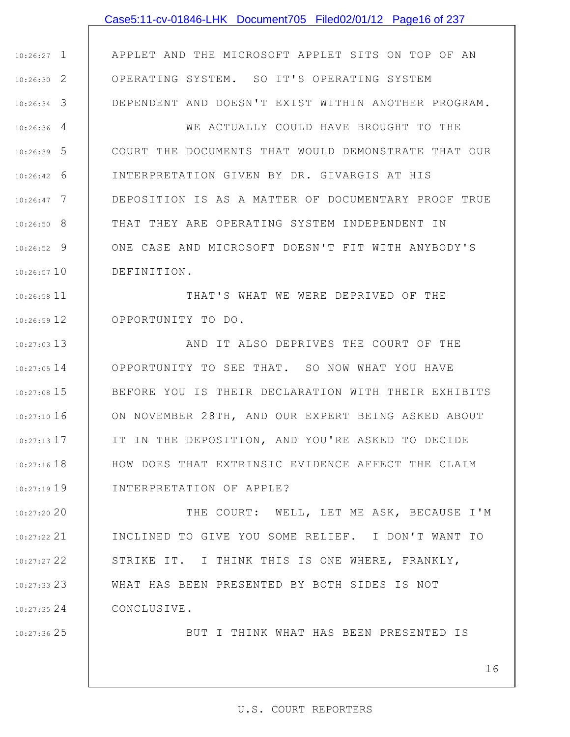APPLET AND THE MICROSOFT APPLET SITS ON TOP OF AN OPERATING SYSTEM. SO IT'S OPERATING SYSTEM DEPENDENT AND DOESN'T EXIST WITHIN ANOTHER PROGRAM.

WE ACTUALLY COULD HAVE BROUGHT TO THE COURT THE DOCUMENTS THAT WOULD DEMONSTRATE THAT OUR INTERPRETATION GIVEN BY DR. GIVARGIS AT HIS DEPOSITION IS AS A MATTER OF DOCUMENTARY PROOF TRUE THAT THEY ARE OPERATING SYSTEM INDEPENDENT IN ONE CASE AND MICROSOFT DOESN'T FIT WITH ANYBODY'S DEFINITION.

THAT'S WHAT WE WERE DEPRIVED OF THE OPPORTUNITY TO DO.

AND IT ALSO DEPRIVES THE COURT OF THE OPPORTUNITY TO SEE THAT. SO NOW WHAT YOU HAVE BEFORE YOU IS THEIR DECLARATION WITH THEIR EXHIBITS ON NOVEMBER 28TH, AND OUR EXPERT BEING ASKED ABOUT IT IN THE DEPOSITION, AND YOU'RE ASKED TO DECIDE HOW DOES THAT EXTRINSIC EVIDENCE AFFECT THE CLAIM INTERPRETATION OF APPLE?

THE COURT: WELL, LET ME ASK, BECAUSE I'M INCLINED TO GIVE YOU SOME RELIEF. I DON'T WANT TO STRIKE IT. I THINK THIS IS ONE WHERE, FRANKLY, WHAT HAS BEEN PRESENTED BY BOTH SIDES IS NOT CONCLUSIVE.

BUT I THINK WHAT HAS BEEN PRESENTED IS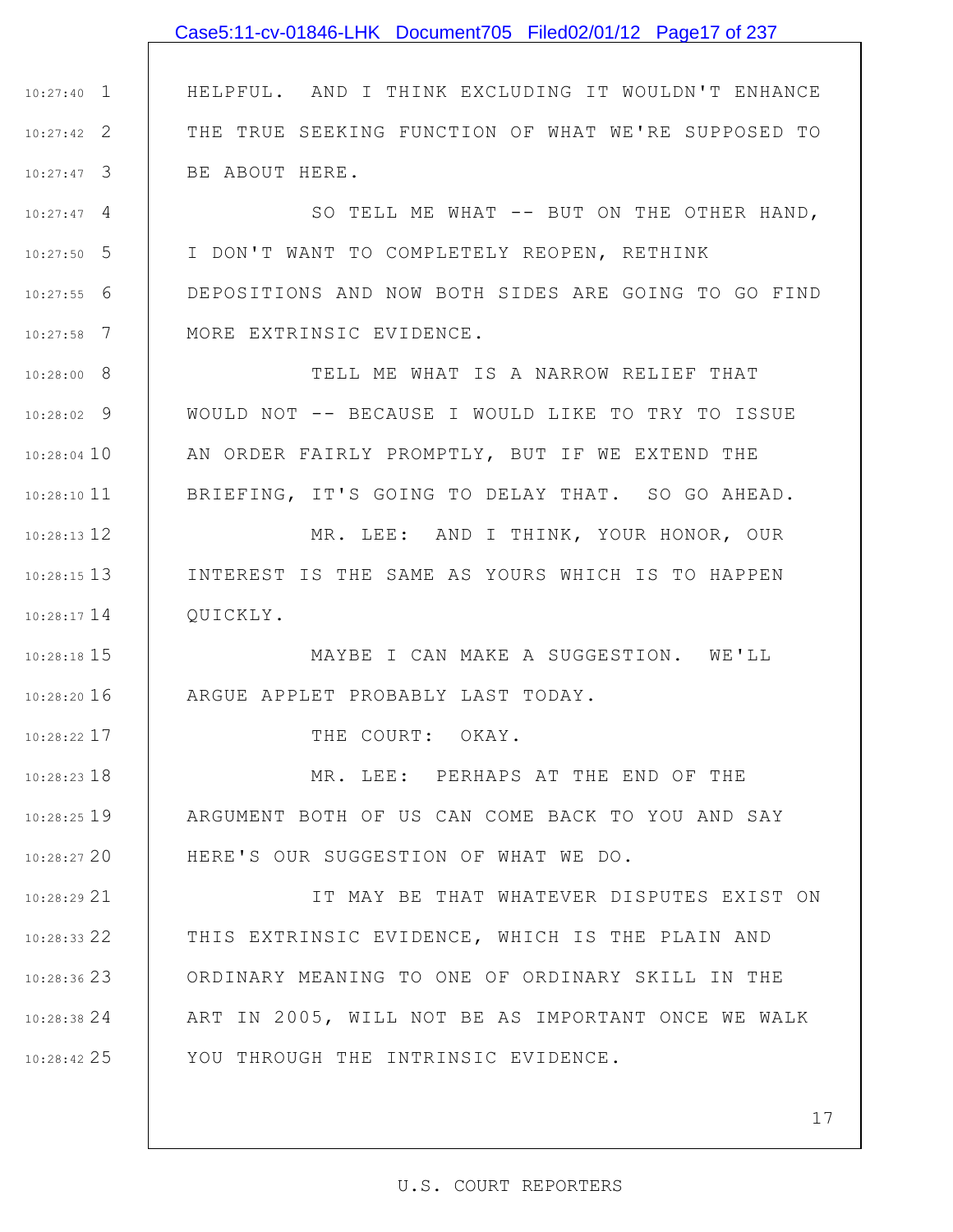HELPFUL. AND I THINK EXCLUDING IT WOULDN'T ENHANCE THE TRUE SEEKING FUNCTION OF WHAT WE'RE SUPPOSED TO BE ABOUT HERE.

SO TELL ME WHAT -- BUT ON THE OTHER HAND, I DON'T WANT TO COMPLETELY REOPEN, RETHINK DEPOSITIONS AND NOW BOTH SIDES ARE GOING TO GO FIND MORE EXTRINSIC EVIDENCE.

TELL ME WHAT IS A NARROW RELIEF THAT WOULD NOT -- BECAUSE I WOULD LIKE TO TRY TO ISSUE AN ORDER FAIRLY PROMPTLY, BUT IF WE EXTEND THE BRIEFING, IT'S GOING TO DELAY THAT. SO GO AHEAD.

MR. LEE: AND I THINK, YOUR HONOR, OUR INTEREST IS THE SAME AS YOURS WHICH IS TO HAPPEN QUICKLY.

MAYBE I CAN MAKE A SUGGESTION. WE'LL ARGUE APPLET PROBABLY LAST TODAY.

THE COURT: OKAY.

MR. LEE: PERHAPS AT THE END OF THE ARGUMENT BOTH OF US CAN COME BACK TO YOU AND SAY HERE'S OUR SUGGESTION OF WHAT WE DO.

IT MAY BE THAT WHATEVER DISPUTES EXIST ON THIS EXTRINSIC EVIDENCE, WHICH IS THE PLAIN AND ORDINARY MEANING TO ONE OF ORDINARY SKILL IN THE ART IN 2005, WILL NOT BE AS IMPORTANT ONCE WE WALK YOU THROUGH THE INTRINSIC EVIDENCE.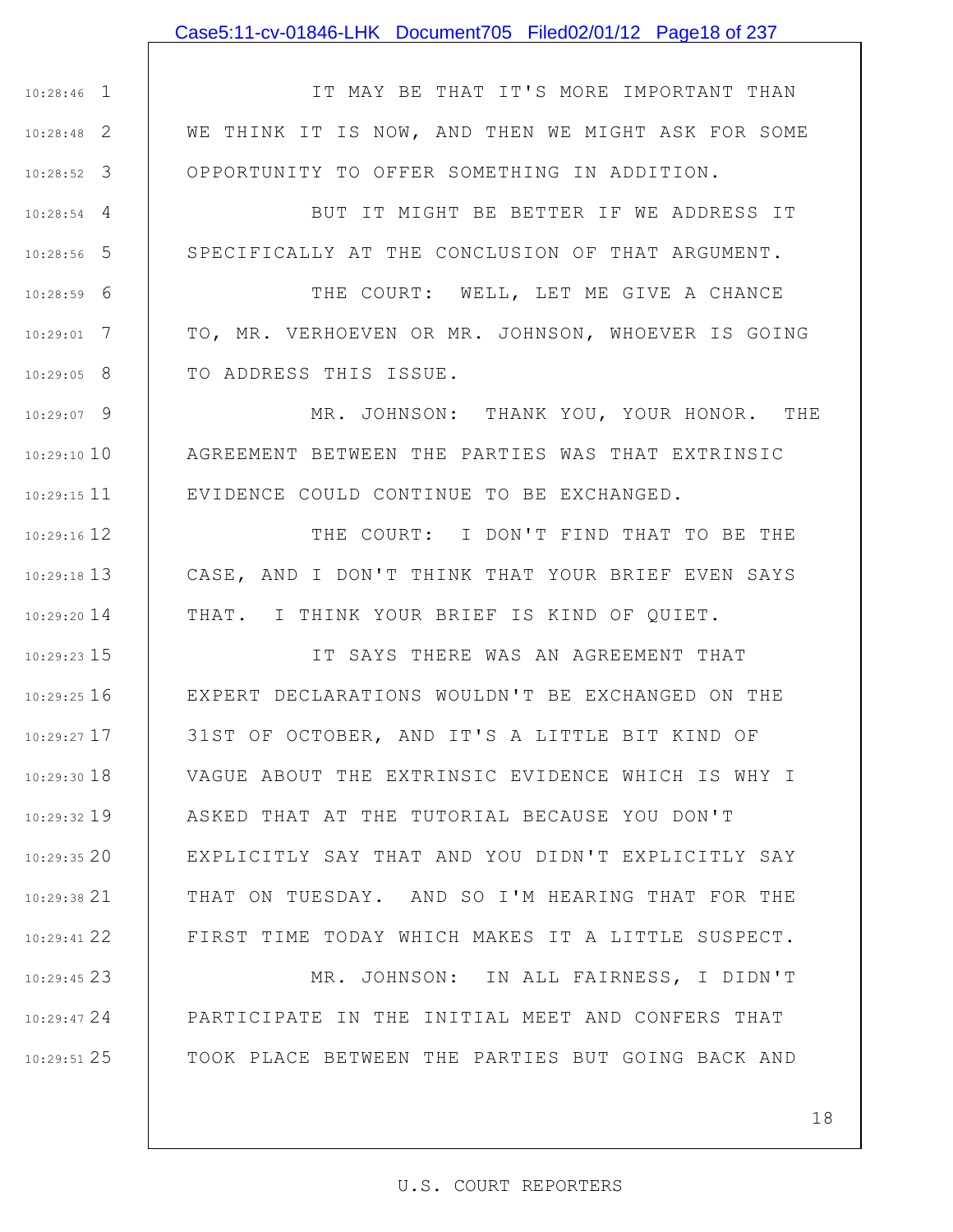IT MAY BE THAT IT'S MORE IMPORTANT THAN WE THINK IT IS NOW, AND THEN WE MIGHT ASK FOR SOME OPPORTUNITY TO OFFER SOMETHING IN ADDITION.

BUT IT MIGHT BE BETTER IF WE ADDRESS IT SPECIFICALLY AT THE CONCLUSION OF THAT ARGUMENT.

THE COURT: WELL, LET ME GIVE A CHANCE TO, MR. VERHOEVEN OR MR. JOHNSON, WHOEVER IS GOING TO ADDRESS THIS ISSUE.

MR. JOHNSON: THANK YOU, YOUR HONOR. THE AGREEMENT BETWEEN THE PARTIES WAS THAT EXTRINSIC EVIDENCE COULD CONTINUE TO BE EXCHANGED.

THE COURT: I DON'T FIND THAT TO BE THE CASE, AND I DON'T THINK THAT YOUR BRIEF EVEN SAYS THAT. I THINK YOUR BRIEF IS KIND OF QUIET.

IT SAYS THERE WAS AN AGREEMENT THAT EXPERT DECLARATIONS WOULDN'T BE EXCHANGED ON THE 31ST OF OCTOBER, AND IT'S A LITTLE BIT KIND OF VAGUE ABOUT THE EXTRINSIC EVIDENCE WHICH IS WHY I ASKED THAT AT THE TUTORIAL BECAUSE YOU DON'T EXPLICITLY SAY THAT AND YOU DIDN'T EXPLICITLY SAY THAT ON TUESDAY. AND SO I'M HEARING THAT FOR THE FIRST TIME TODAY WHICH MAKES IT A LITTLE SUSPECT.

MR. JOHNSON: IN ALL FAIRNESS, I DIDN'T PARTICIPATE IN THE INITIAL MEET AND CONFERS THAT TOOK PLACE BETWEEN THE PARTIES BUT GOING BACK AND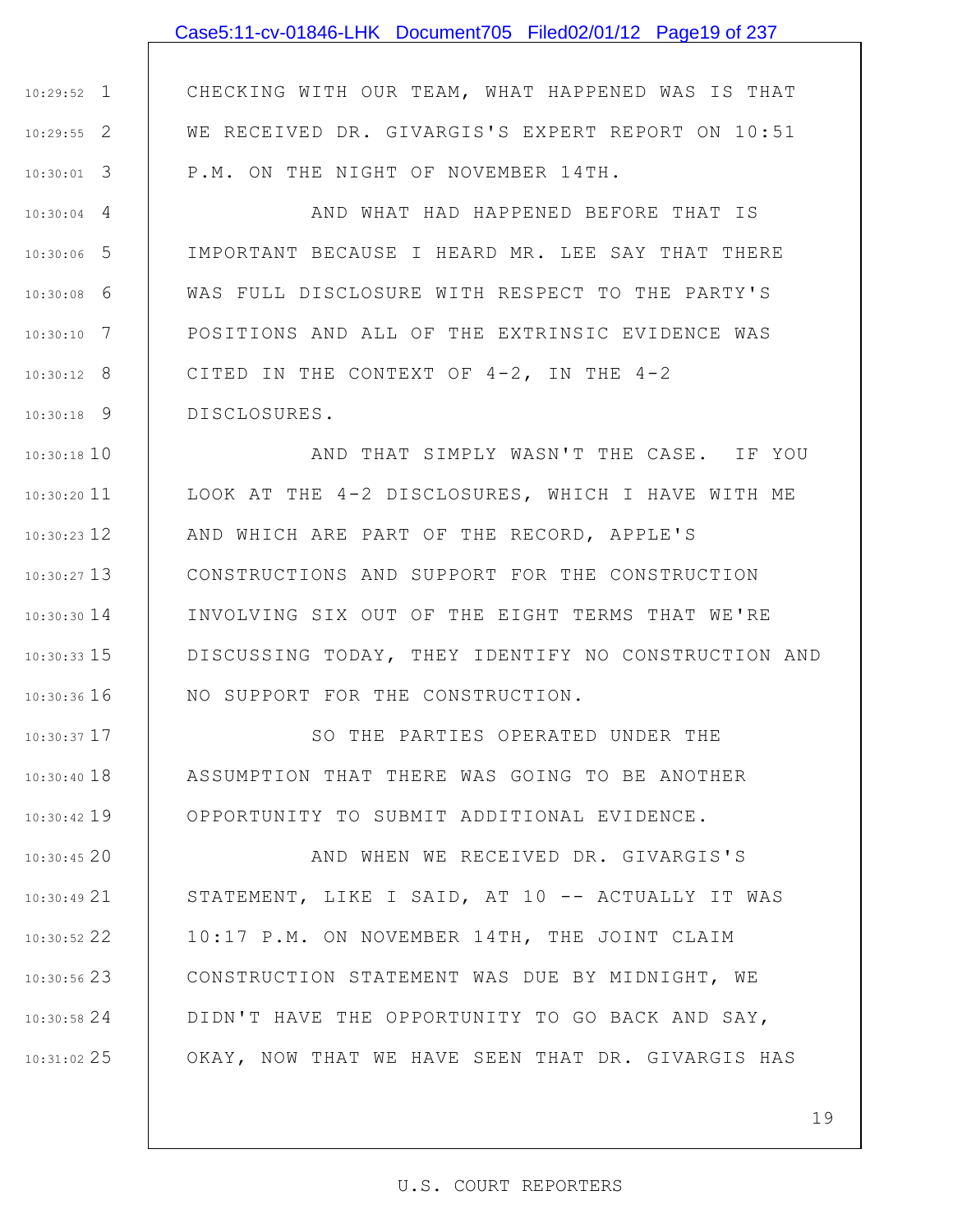CHECKING WITH OUR TEAM, WHAT HAPPENED WAS IS THAT WE RECEIVED DR. GIVARGIS'S EXPERT REPORT ON 10:51 P.M. ON THE NIGHT OF NOVEMBER 14TH.

AND WHAT HAD HAPPENED BEFORE THAT IS IMPORTANT BECAUSE I HEARD MR. LEE SAY THAT THERE WAS FULL DISCLOSURE WITH RESPECT TO THE PARTY'S POSITIONS AND ALL OF THE EXTRINSIC EVIDENCE WAS CITED IN THE CONTEXT OF 4-2, IN THE 4-2 DISCLOSURES.

AND THAT SIMPLY WASN'T THE CASE. IF YOU LOOK AT THE 4-2 DISCLOSURES, WHICH I HAVE WITH ME AND WHICH ARE PART OF THE RECORD, APPLE'S CONSTRUCTIONS AND SUPPORT FOR THE CONSTRUCTION INVOLVING SIX OUT OF THE EIGHT TERMS THAT WE'RE DISCUSSING TODAY, THEY IDENTIFY NO CONSTRUCTION AND NO SUPPORT FOR THE CONSTRUCTION.

SO THE PARTIES OPERATED UNDER THE ASSUMPTION THAT THERE WAS GOING TO BE ANOTHER OPPORTUNITY TO SUBMIT ADDITIONAL EVIDENCE.

AND WHEN WE RECEIVED DR. GIVARGIS'S STATEMENT, LIKE I SAID, AT 10 -- ACTUALLY IT WAS 10:17 P.M. ON NOVEMBER 14TH, THE JOINT CLAIM CONSTRUCTION STATEMENT WAS DUE BY MIDNIGHT, WE DIDN'T HAVE THE OPPORTUNITY TO GO BACK AND SAY, OKAY, NOW THAT WE HAVE SEEN THAT DR. GIVARGIS HAS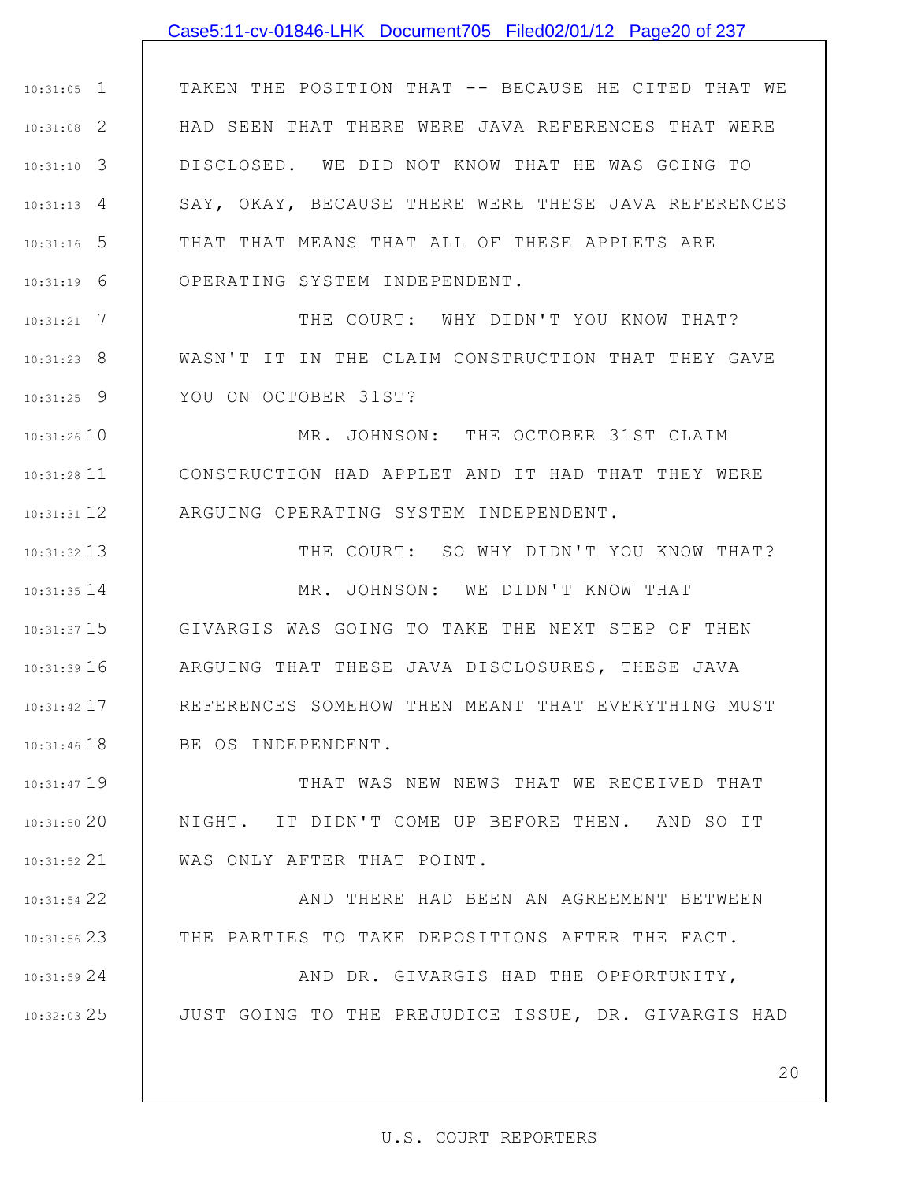TAKEN THE POSITION THAT -- BECAUSE HE CITED THAT WE HAD SEEN THAT THERE WERE JAVA REFERENCES THAT WERE DISCLOSED. WE DID NOT KNOW THAT HE WAS GOING TO SAY, OKAY, BECAUSE THERE WERE THESE JAVA REFERENCES THAT THAT MEANS THAT ALL OF THESE APPLETS ARE OPERATING SYSTEM INDEPENDENT.

THE COURT: WHY DIDN'T YOU KNOW THAT? WASN'T IT IN THE CLAIM CONSTRUCTION THAT THEY GAVE YOU ON OCTOBER 31ST?

MR. JOHNSON: THE OCTOBER 31ST CLAIM CONSTRUCTION HAD APPLET AND IT HAD THAT THEY WERE ARGUING OPERATING SYSTEM INDEPENDENT.

THE COURT: SO WHY DIDN'T YOU KNOW THAT?

MR. JOHNSON: WE DIDN'T KNOW THAT GIVARGIS WAS GOING TO TAKE THE NEXT STEP OF THEN ARGUING THAT THESE JAVA DISCLOSURES, THESE JAVA REFERENCES SOMEHOW THEN MEANT THAT EVERYTHING MUST BE OS INDEPENDENT.

THAT WAS NEW NEWS THAT WE RECEIVED THAT NIGHT. IT DIDN'T COME UP BEFORE THEN. AND SO IT WAS ONLY AFTER THAT POINT.

AND THERE HAD BEEN AN AGREEMENT BETWEEN THE PARTIES TO TAKE DEPOSITIONS AFTER THE FACT.

AND DR. GIVARGIS HAD THE OPPORTUNITY, JUST GOING TO THE PREJUDICE ISSUE, DR. GIVARGIS HAD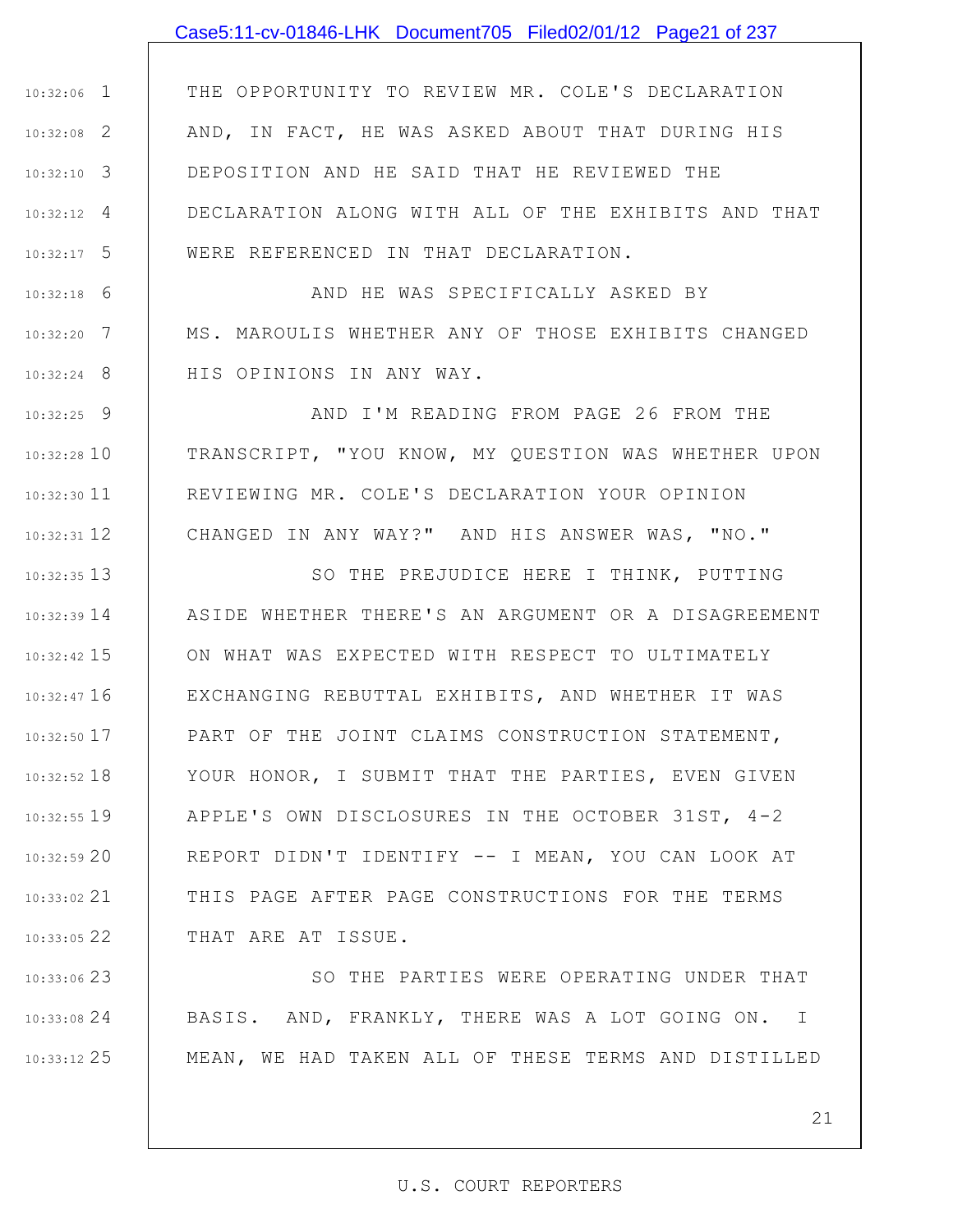THE OPPORTUNITY TO REVIEW MR. COLE'S DECLARATION AND, IN FACT, HE WAS ASKED ABOUT THAT DURING HIS DEPOSITION AND HE SAID THAT HE REVIEWED THE DECLARATION ALONG WITH ALL OF THE EXHIBITS AND THAT WERE REFERENCED IN THAT DECLARATION.

AND HE WAS SPECIFICALLY ASKED BY MS. MAROULIS WHETHER ANY OF THOSE EXHIBITS CHANGED HIS OPINIONS IN ANY WAY.

AND I'M READING FROM PAGE 26 FROM THE TRANSCRIPT, "YOU KNOW, MY QUESTION WAS WHETHER UPON REVIEWING MR. COLE'S DECLARATION YOUR OPINION CHANGED IN ANY WAY?" AND HIS ANSWER WAS, "NO."

SO THE PREJUDICE HERE I THINK, PUTTING ASIDE WHETHER THERE'S AN ARGUMENT OR A DISAGREEMENT ON WHAT WAS EXPECTED WITH RESPECT TO ULTIMATELY EXCHANGING REBUTTAL EXHIBITS, AND WHETHER IT WAS PART OF THE JOINT CLAIMS CONSTRUCTION STATEMENT, YOUR HONOR, I SUBMIT THAT THE PARTIES, EVEN GIVEN APPLE'S OWN DISCLOSURES IN THE OCTOBER 31ST, 4-2 REPORT DIDN'T IDENTIFY -- I MEAN, YOU CAN LOOK AT THIS PAGE AFTER PAGE CONSTRUCTIONS FOR THE TERMS THAT ARE AT ISSUE.

SO THE PARTIES WERE OPERATING UNDER THAT BASIS. AND, FRANKLY, THERE WAS A LOT GOING ON. I MEAN, WE HAD TAKEN ALL OF THESE TERMS AND DISTILLED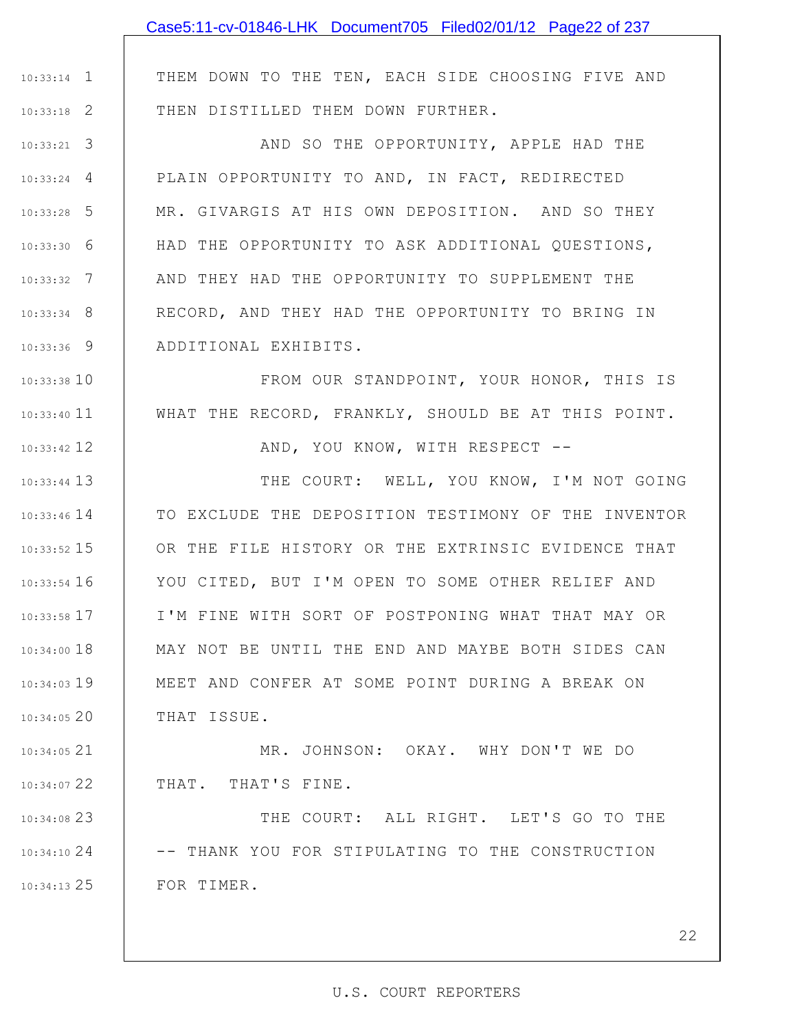THEM DOWN TO THE TEN, EACH SIDE CHOOSING FIVE AND THEN DISTILLED THEM DOWN FURTHER.

AND SO THE OPPORTUNITY, APPLE HAD THE PLAIN OPPORTUNITY TO AND, IN FACT, REDIRECTED MR. GIVARGIS AT HIS OWN DEPOSITION. AND SO THEY HAD THE OPPORTUNITY TO ASK ADDITIONAL QUESTIONS, AND THEY HAD THE OPPORTUNITY TO SUPPLEMENT THE RECORD, AND THEY HAD THE OPPORTUNITY TO BRING IN ADDITIONAL EXHIBITS.

FROM OUR STANDPOINT, YOUR HONOR, THIS IS WHAT THE RECORD, FRANKLY, SHOULD BE AT THIS POINT.

AND, YOU KNOW, WITH RESPECT --

THE COURT: WELL, YOU KNOW, I'M NOT GOING TO EXCLUDE THE DEPOSITION TESTIMONY OF THE INVENTOR OR THE FILE HISTORY OR THE EXTRINSIC EVIDENCE THAT YOU CITED, BUT I'M OPEN TO SOME OTHER RELIEF AND I'M FINE WITH SORT OF POSTPONING WHAT THAT MAY OR MAY NOT BE UNTIL THE END AND MAYBE BOTH SIDES CAN MEET AND CONFER AT SOME POINT DURING A BREAK ON THAT ISSUE.

MR. JOHNSON: OKAY. WHY DON'T WE DO THAT. THAT'S FINE.

THE COURT: ALL RIGHT. LET'S GO TO THE -- THANK YOU FOR STIPULATING TO THE CONSTRUCTION FOR TIMER.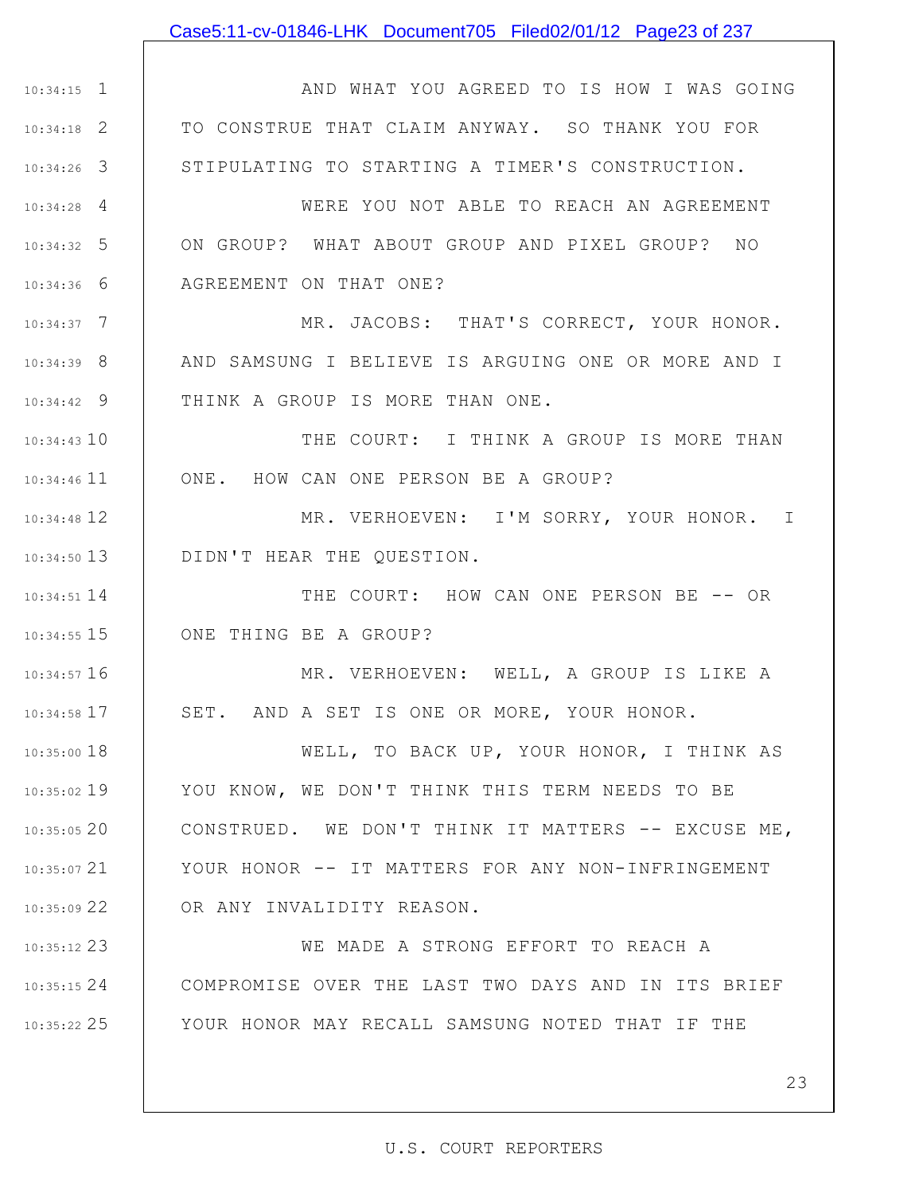AND WHAT YOU AGREED TO IS HOW I WAS GOING TO CONSTRUE THAT CLAIM ANYWAY. SO THANK YOU FOR STIPULATING TO STARTING A TIMER'S CONSTRUCTION.

WERE YOU NOT ABLE TO REACH AN AGREEMENT ON GROUP? WHAT ABOUT GROUP AND PIXEL GROUP? NO AGREEMENT ON THAT ONE?

MR. JACOBS: THAT'S CORRECT, YOUR HONOR. AND SAMSUNG I BELIEVE IS ARGUING ONE OR MORE AND I THINK A GROUP IS MORE THAN ONE.

THE COURT: I THINK A GROUP IS MORE THAN ONE. HOW CAN ONE PERSON BE A GROUP?

MR. VERHOEVEN: I'M SORRY, YOUR HONOR. I DIDN'T HEAR THE QUESTION.

THE COURT: HOW CAN ONE PERSON BE -- OR ONE THING BE A GROUP?

MR. VERHOEVEN: WELL, A GROUP IS LIKE A SET. AND A SET IS ONE OR MORE, YOUR HONOR.

WELL, TO BACK UP, YOUR HONOR, I THINK AS YOU KNOW, WE DON'T THINK THIS TERM NEEDS TO BE CONSTRUED. WE DON'T THINK IT MATTERS -- EXCUSE ME, YOUR HONOR -- IT MATTERS FOR ANY NON-INFRINGEMENT OR ANY INVALIDITY REASON.

WE MADE A STRONG EFFORT TO REACH A COMPROMISE OVER THE LAST TWO DAYS AND IN ITS BRIEF YOUR HONOR MAY RECALL SAMSUNG NOTED THAT IF THE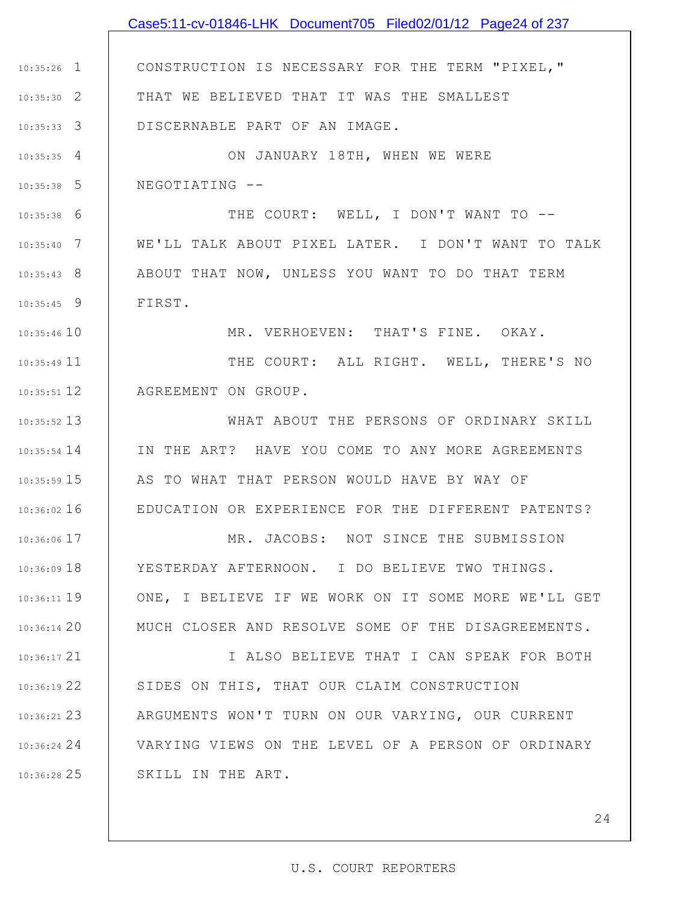CONSTRUCTION IS NECESSARY FOR THE TERM "PIXEL," THAT WE BELIEVED THAT IT WAS THE SMALLEST DISCERNABLE PART OF AN IMAGE.

ON JANUARY 18TH, WHEN WE WERE NEGOTIATING --

THE COURT: WELL, I DON'T WANT TO -- WE'LL TALK ABOUT PIXEL LATER. I DON'T WANT TO TALK ABOUT THAT NOW, UNLESS YOU WANT TO DO THAT TERM FIRST.

MR. VERHOEVEN: THAT'S FINE. OKAY.

THE COURT: ALL RIGHT. WELL, THERE'S NO AGREEMENT ON GROUP.

WHAT ABOUT THE PERSONS OF ORDINARY SKILL IN THE ART? HAVE YOU COME TO ANY MORE AGREEMENTS AS TO WHAT THAT PERSON WOULD HAVE BY WAY OF EDUCATION OR EXPERIENCE FOR THE DIFFERENT PATENTS?

MR. JACOBS: NOT SINCE THE SUBMISSION YESTERDAY AFTERNOON. I DO BELIEVE TWO THINGS. ONE, I BELIEVE IF WE WORK ON IT SOME MORE WE'LL GET MUCH CLOSER AND RESOLVE SOME OF THE DISAGREEMENTS.

I ALSO BELIEVE THAT I CAN SPEAK FOR BOTH SIDES ON THIS, THAT OUR CLAIM CONSTRUCTION ARGUMENTS WON'T TURN ON OUR VARYING, OUR CURRENT VARYING VIEWS ON THE LEVEL OF A PERSON OF ORDINARY SKILL IN THE ART.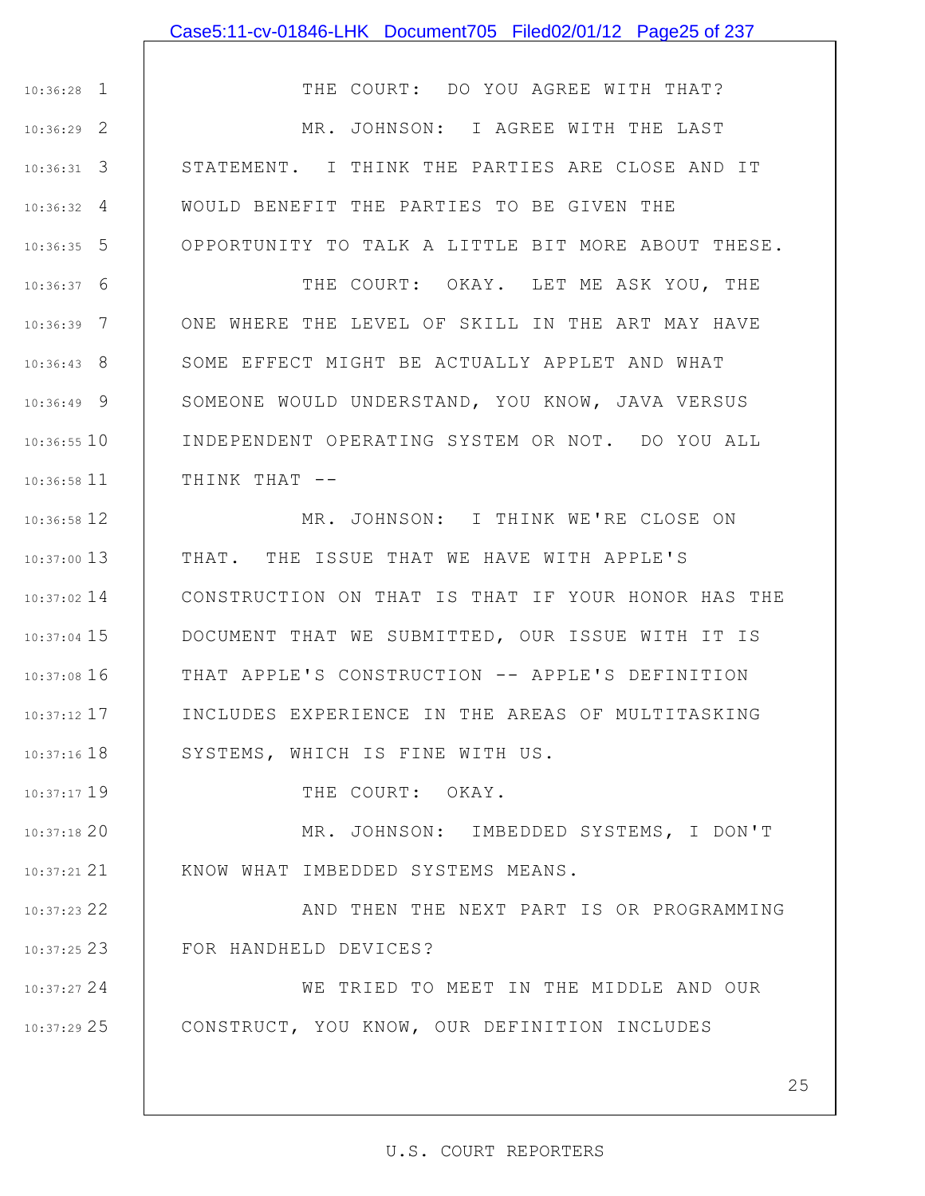THE COURT: DO YOU AGREE WITH THAT?

MR. JOHNSON: I AGREE WITH THE LAST STATEMENT. I THINK THE PARTIES ARE CLOSE AND IT WOULD BENEFIT THE PARTIES TO BE GIVEN THE OPPORTUNITY TO TALK A LITTLE BIT MORE ABOUT THESE.

THE COURT: OKAY. LET ME ASK YOU, THE ONE WHERE THE LEVEL OF SKILL IN THE ART MAY HAVE SOME EFFECT MIGHT BE ACTUALLY APPLET AND WHAT SOMEONE WOULD UNDERSTAND, YOU KNOW, JAVA VERSUS INDEPENDENT OPERATING SYSTEM OR NOT. DO YOU ALL THINK THAT --

MR. JOHNSON: I THINK WE'RE CLOSE ON THAT. THE ISSUE THAT WE HAVE WITH APPLE'S CONSTRUCTION ON THAT IS THAT IF YOUR HONOR HAS THE DOCUMENT THAT WE SUBMITTED, OUR ISSUE WITH IT IS THAT APPLE'S CONSTRUCTION -- APPLE'S DEFINITION INCLUDES EXPERIENCE IN THE AREAS OF MULTITASKING SYSTEMS, WHICH IS FINE WITH US.

THE COURT: OKAY.

MR. JOHNSON: IMBEDDED SYSTEMS, I DON'T KNOW WHAT IMBEDDED SYSTEMS MEANS.

AND THEN THE NEXT PART IS OR PROGRAMMING FOR HANDHELD DEVICES?

WE TRIED TO MEET IN THE MIDDLE AND OUR CONSTRUCT, YOU KNOW, OUR DEFINITION INCLUDES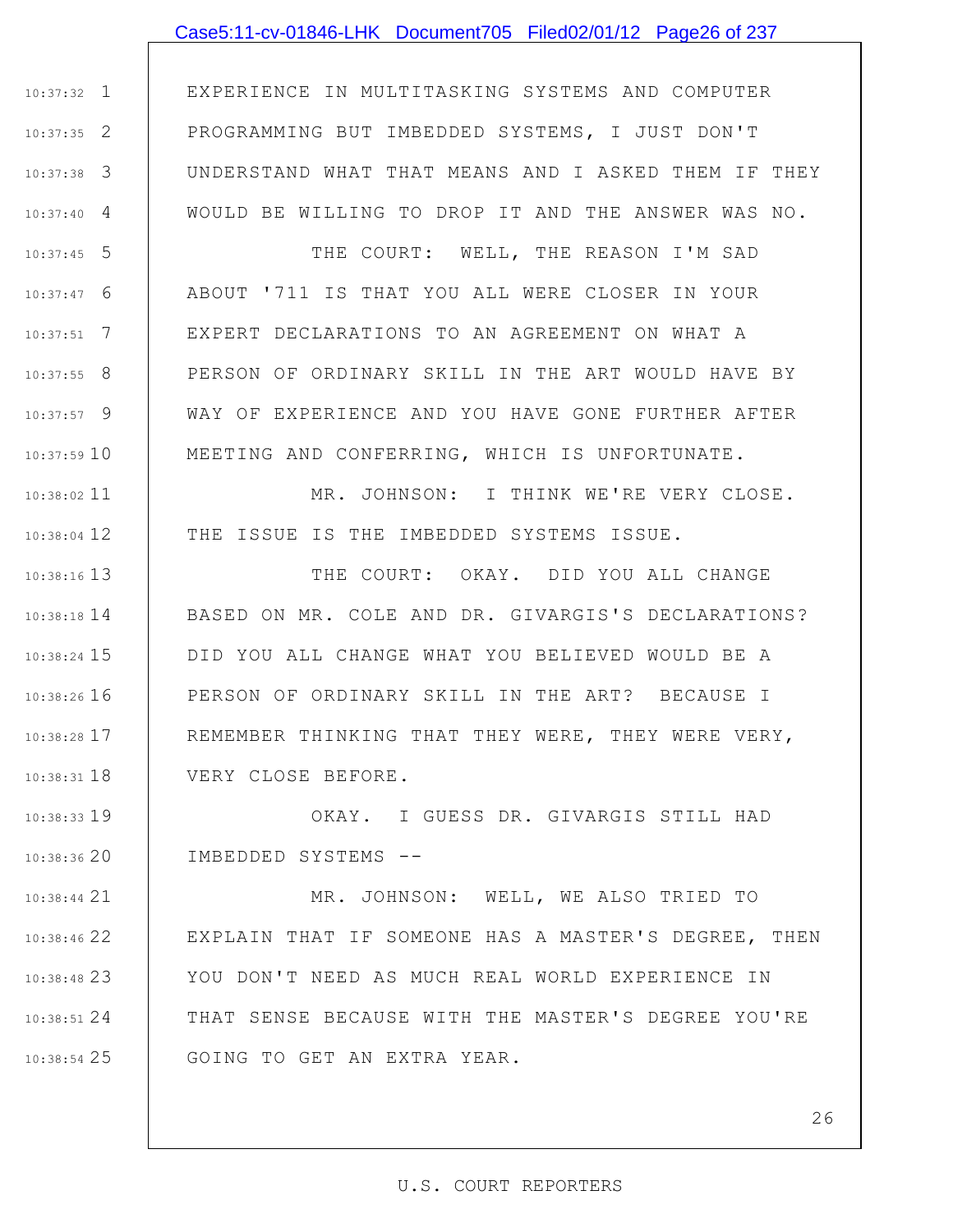EXPERIENCE IN MULTITASKING SYSTEMS AND COMPUTER PROGRAMMING BUT IMBEDDED SYSTEMS, I JUST DON'T UNDERSTAND WHAT THAT MEANS AND I ASKED THEM IF THEY WOULD BE WILLING TO DROP IT AND THE ANSWER WAS NO.

THE COURT: WELL, THE REASON I'M SAD ABOUT '711 IS THAT YOU ALL WERE CLOSER IN YOUR EXPERT DECLARATIONS TO AN AGREEMENT ON WHAT A PERSON OF ORDINARY SKILL IN THE ART WOULD HAVE BY WAY OF EXPERIENCE AND YOU HAVE GONE FURTHER AFTER MEETING AND CONFERRING, WHICH IS UNFORTUNATE.

MR. JOHNSON: I THINK WE'RE VERY CLOSE. THE ISSUE IS THE IMBEDDED SYSTEMS ISSUE.

THE COURT: OKAY. DID YOU ALL CHANGE BASED ON MR. COLE AND DR. GIVARGIS'S DECLARATIONS? DID YOU ALL CHANGE WHAT YOU BELIEVED WOULD BE A PERSON OF ORDINARY SKILL IN THE ART? BECAUSE I REMEMBER THINKING THAT THEY WERE, THEY WERE VERY, VERY CLOSE BEFORE.

OKAY. I GUESS DR. GIVARGIS STILL HAD IMBEDDED SYSTEMS --

MR. JOHNSON: WELL, WE ALSO TRIED TO EXPLAIN THAT IF SOMEONE HAS A MASTER'S DEGREE, THEN YOU DON'T NEED AS MUCH REAL WORLD EXPERIENCE IN THAT SENSE BECAUSE WITH THE MASTER'S DEGREE YOU'RE GOING TO GET AN EXTRA YEAR.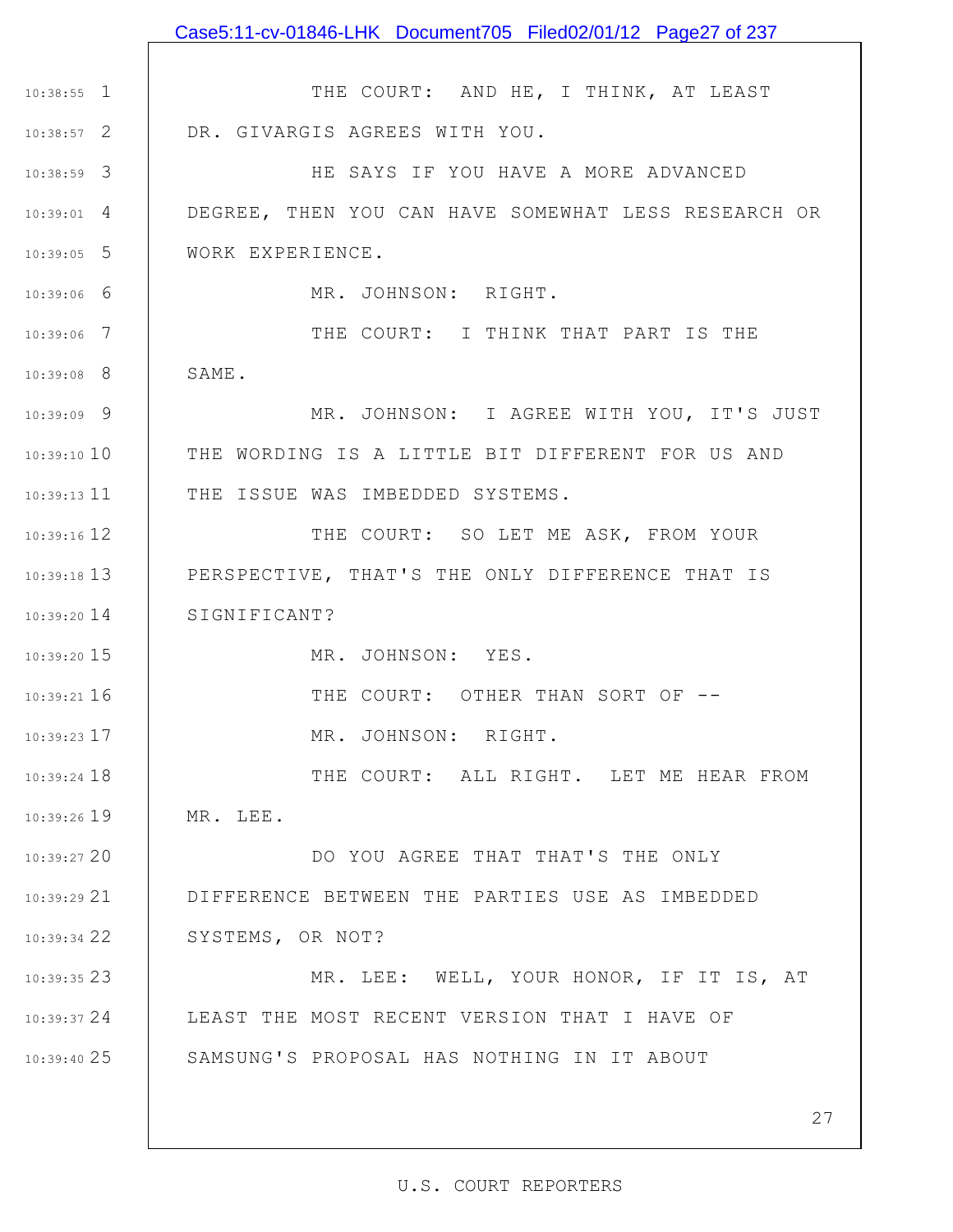THE COURT: AND HE, I THINK, AT LEAST DR. GIVARGIS AGREES WITH YOU.

HE SAYS IF YOU HAVE A MORE ADVANCED DEGREE, THEN YOU CAN HAVE SOMEWHAT LESS RESEARCH OR WORK EXPERIENCE.

MR. JOHNSON: RIGHT.

THE COURT: I THINK THAT PART IS THE SAME.

MR. JOHNSON: I AGREE WITH YOU, IT'S JUST THE WORDING IS A LITTLE BIT DIFFERENT FOR US AND THE ISSUE WAS IMBEDDED SYSTEMS.

THE COURT: SO LET ME ASK, FROM YOUR PERSPECTIVE, THAT'S THE ONLY DIFFERENCE THAT IS SIGNIFICANT?

MR. JOHNSON: YES.

THE COURT: OTHER THAN SORT OF --

MR. JOHNSON: RIGHT.

THE COURT: ALL RIGHT. LET ME HEAR FROM MR. LEE.

DO YOU AGREE THAT THAT'S THE ONLY DIFFERENCE BETWEEN THE PARTIES USE AS IMBEDDED SYSTEMS, OR NOT?

MR. LEE: WELL, YOUR HONOR, IF IT IS, AT LEAST THE MOST RECENT VERSION THAT I HAVE OF SAMSUNG'S PROPOSAL HAS NOTHING IN IT ABOUT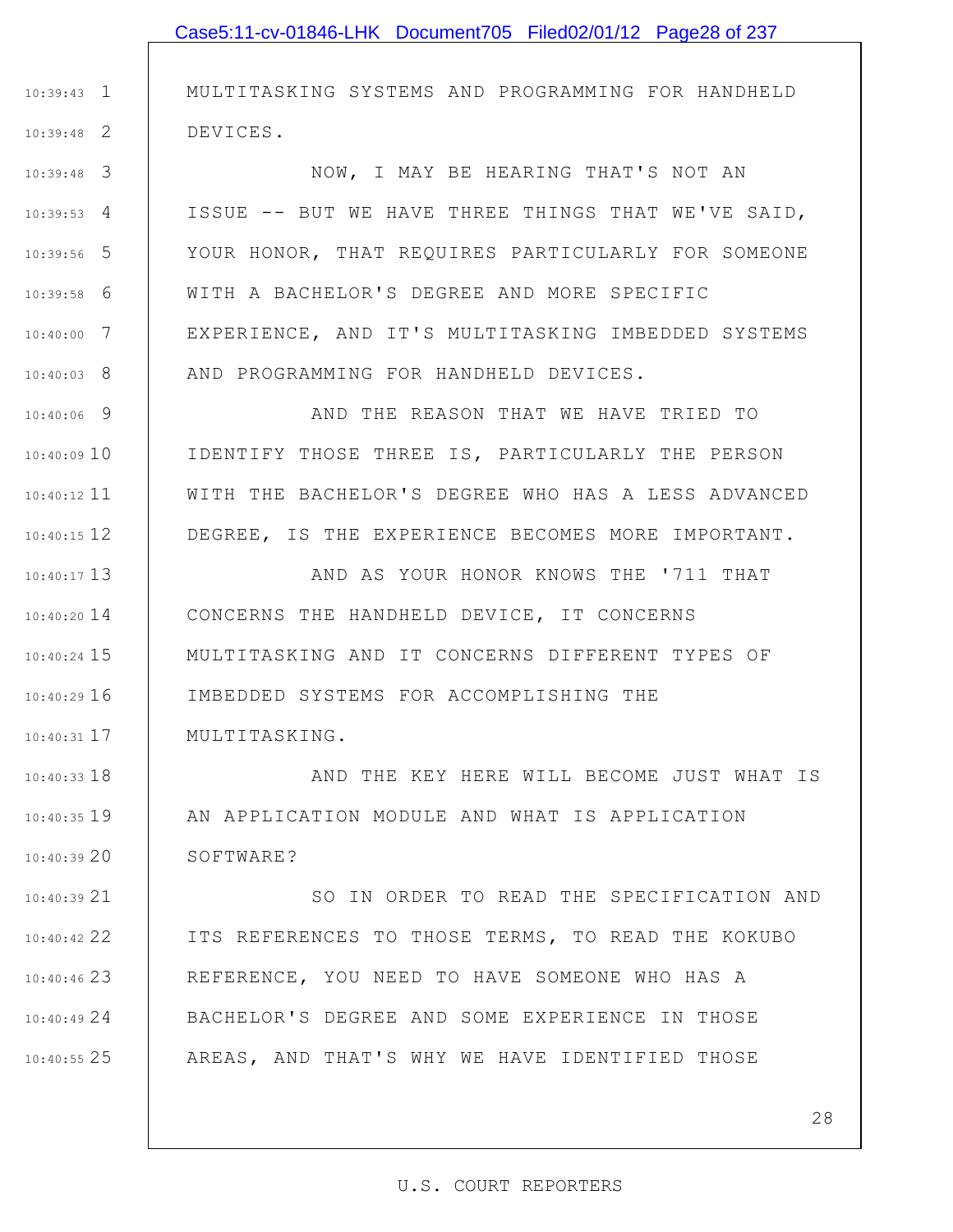MULTITASKING SYSTEMS AND PROGRAMMING FOR HANDHELD DEVICES.

NOW, I MAY BE HEARING THAT'S NOT AN ISSUE -- BUT WE HAVE THREE THINGS THAT WE'VE SAID, YOUR HONOR, THAT REQUIRES PARTICULARLY FOR SOMEONE WITH A BACHELOR'S DEGREE AND MORE SPECIFIC EXPERIENCE, AND IT'S MULTITASKING IMBEDDED SYSTEMS AND PROGRAMMING FOR HANDHELD DEVICES.

AND THE REASON THAT WE HAVE TRIED TO IDENTIFY THOSE THREE IS, PARTICULARLY THE PERSON WITH THE BACHELOR'S DEGREE WHO HAS A LESS ADVANCED DEGREE, IS THE EXPERIENCE BECOMES MORE IMPORTANT.

AND AS YOUR HONOR KNOWS THE '711 THAT CONCERNS THE HANDHELD DEVICE, IT CONCERNS MULTITASKING AND IT CONCERNS DIFFERENT TYPES OF IMBEDDED SYSTEMS FOR ACCOMPLISHING THE MULTITASKING.

AND THE KEY HERE WILL BECOME JUST WHAT IS AN APPLICATION MODULE AND WHAT IS APPLICATION SOFTWARE?

SO IN ORDER TO READ THE SPECIFICATION AND ITS REFERENCES TO THOSE TERMS, TO READ THE KOKUBO REFERENCE, YOU NEED TO HAVE SOMEONE WHO HAS A BACHELOR'S DEGREE AND SOME EXPERIENCE IN THOSE AREAS, AND THAT'S WHY WE HAVE IDENTIFIED THOSE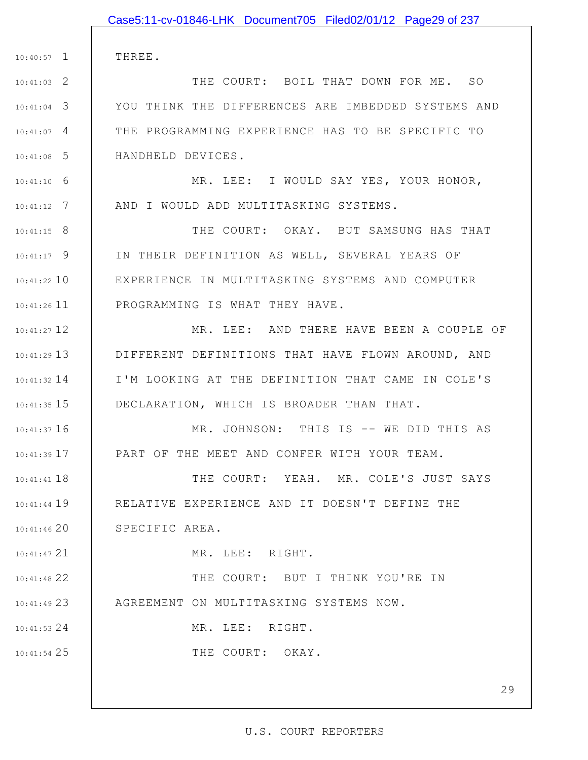THREE.

THE COURT: BOIL THAT DOWN FOR ME. SO YOU THINK THE DIFFERENCES ARE IMBEDDED SYSTEMS AND THE PROGRAMMING EXPERIENCE HAS TO BE SPECIFIC TO HANDHELD DEVICES.

MR. LEE: I WOULD SAY YES, YOUR HONOR, AND I WOULD ADD MULTITASKING SYSTEMS.

THE COURT: OKAY. BUT SAMSUNG HAS THAT IN THEIR DEFINITION AS WELL, SEVERAL YEARS OF EXPERIENCE IN MULTITASKING SYSTEMS AND COMPUTER PROGRAMMING IS WHAT THEY HAVE.

MR. LEE: AND THERE HAVE BEEN A COUPLE OF DIFFERENT DEFINITIONS THAT HAVE FLOWN AROUND, AND I'M LOOKING AT THE DEFINITION THAT CAME IN COLE'S DECLARATION, WHICH IS BROADER THAN THAT.

MR. JOHNSON: THIS IS -- WE DID THIS AS PART OF THE MEET AND CONFER WITH YOUR TEAM.

THE COURT: YEAH. MR. COLE'S JUST SAYS RELATIVE EXPERIENCE AND IT DOESN'T DEFINE THE SPECIFIC AREA.

MR. LEE: RIGHT.

THE COURT: BUT I THINK YOU'RE IN AGREEMENT ON MULTITASKING SYSTEMS NOW.

MR. LEE: RIGHT.

THE COURT: OKAY.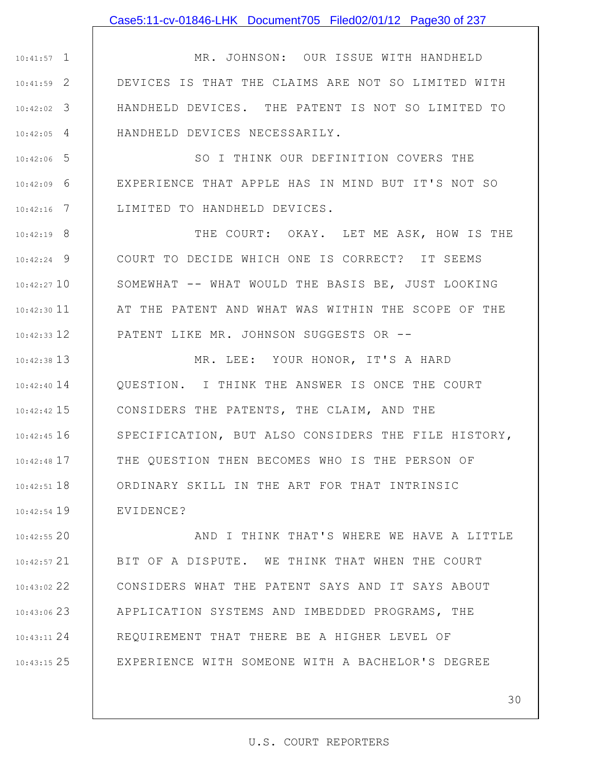MR. JOHNSON: OUR ISSUE WITH HANDHELD DEVICES IS THAT THE CLAIMS ARE NOT SO LIMITED WITH HANDHELD DEVICES. THE PATENT IS NOT SO LIMITED TO HANDHELD DEVICES NECESSARILY.

SO I THINK OUR DEFINITION COVERS THE EXPERIENCE THAT APPLE HAS IN MIND BUT IT'S NOT SO LIMITED TO HANDHELD DEVICES.

THE COURT: OKAY. LET ME ASK, HOW IS THE COURT TO DECIDE WHICH ONE IS CORRECT? IT SEEMS SOMEWHAT -- WHAT WOULD THE BASIS BE, JUST LOOKING AT THE PATENT AND WHAT WAS WITHIN THE SCOPE OF THE PATENT LIKE MR. JOHNSON SUGGESTS OR --

MR. LEE: YOUR HONOR, IT'S A HARD QUESTION. I THINK THE ANSWER IS ONCE THE COURT CONSIDERS THE PATENTS, THE CLAIM, AND THE SPECIFICATION, BUT ALSO CONSIDERS THE FILE HISTORY, THE QUESTION THEN BECOMES WHO IS THE PERSON OF ORDINARY SKILL IN THE ART FOR THAT INTRINSIC EVIDENCE?

AND I THINK THAT'S WHERE WE HAVE A LITTLE BIT OF A DISPUTE. WE THINK THAT WHEN THE COURT CONSIDERS WHAT THE PATENT SAYS AND IT SAYS ABOUT APPLICATION SYSTEMS AND IMBEDDED PROGRAMS, THE REQUIREMENT THAT THERE BE A HIGHER LEVEL OF EXPERIENCE WITH SOMEONE WITH A BACHELOR'S DEGREE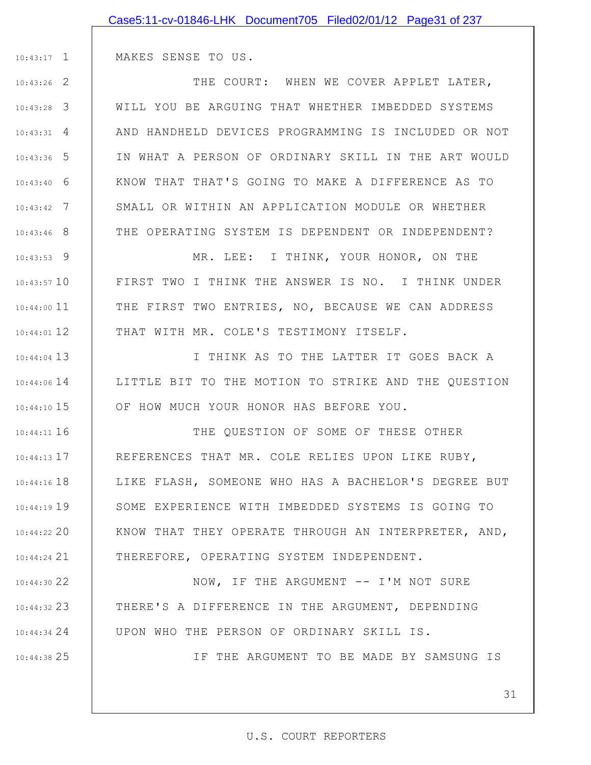MAKES SENSE TO US.

THE COURT: WHEN WE COVER APPLET LATER, WILL YOU BE ARGUING THAT WHETHER IMBEDDED SYSTEMS AND HANDHELD DEVICES PROGRAMMING IS INCLUDED OR NOT IN WHAT A PERSON OF ORDINARY SKILL IN THE ART WOULD KNOW THAT THAT'S GOING TO MAKE A DIFFERENCE AS TO SMALL OR WITHIN AN APPLICATION MODULE OR WHETHER THE OPERATING SYSTEM IS DEPENDENT OR INDEPENDENT?

MR. LEE: I THINK, YOUR HONOR, ON THE FIRST TWO I THINK THE ANSWER IS NO. I THINK UNDER THE FIRST TWO ENTRIES, NO, BECAUSE WE CAN ADDRESS THAT WITH MR. COLE'S TESTIMONY ITSELF.

I THINK AS TO THE LATTER IT GOES BACK A LITTLE BIT TO THE MOTION TO STRIKE AND THE QUESTION OF HOW MUCH YOUR HONOR HAS BEFORE YOU.

THE QUESTION OF SOME OF THESE OTHER REFERENCES THAT MR. COLE RELIES UPON LIKE RUBY, LIKE FLASH, SOMEONE WHO HAS A BACHELOR'S DEGREE BUT SOME EXPERIENCE WITH IMBEDDED SYSTEMS IS GOING TO KNOW THAT THEY OPERATE THROUGH AN INTERPRETER, AND, THEREFORE, OPERATING SYSTEM INDEPENDENT.

NOW, IF THE ARGUMENT -- I'M NOT SURE THERE'S A DIFFERENCE IN THE ARGUMENT, DEPENDING UPON WHO THE PERSON OF ORDINARY SKILL IS.

IF THE ARGUMENT TO BE MADE BY SAMSUNG IS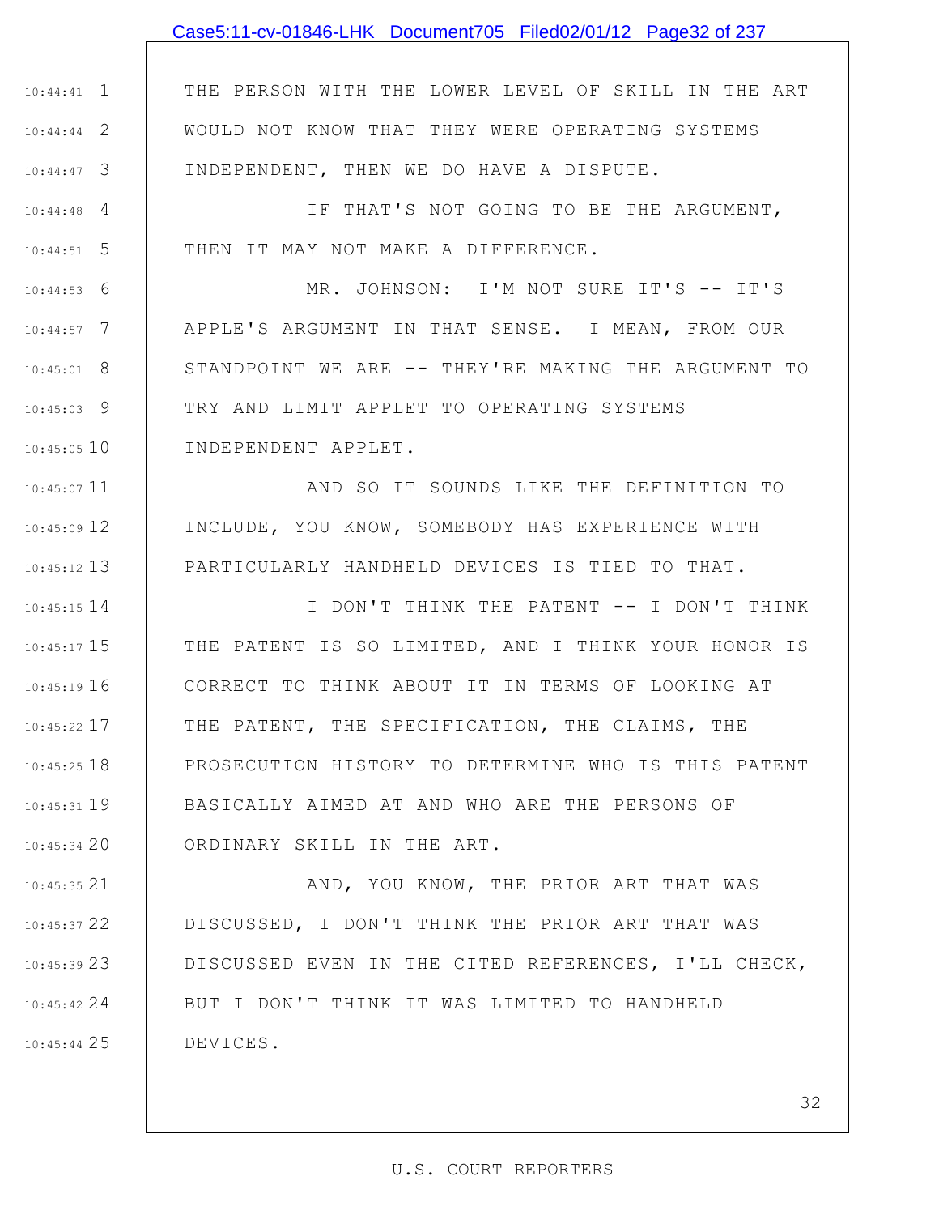THE PERSON WITH THE LOWER LEVEL OF SKILL IN THE ART WOULD NOT KNOW THAT THEY WERE OPERATING SYSTEMS INDEPENDENT, THEN WE DO HAVE A DISPUTE.

IF THAT'S NOT GOING TO BE THE ARGUMENT, THEN IT MAY NOT MAKE A DIFFERENCE.

MR. JOHNSON: I'M NOT SURE IT'S -- IT'S APPLE'S ARGUMENT IN THAT SENSE. I MEAN, FROM OUR STANDPOINT WE ARE -- THEY'RE MAKING THE ARGUMENT TO TRY AND LIMIT APPLET TO OPERATING SYSTEMS INDEPENDENT APPLET.

AND SO IT SOUNDS LIKE THE DEFINITION TO INCLUDE, YOU KNOW, SOMEBODY HAS EXPERIENCE WITH PARTICULARLY HANDHELD DEVICES IS TIED TO THAT.

I DON'T THINK THE PATENT -- I DON'T THINK THE PATENT IS SO LIMITED, AND I THINK YOUR HONOR IS CORRECT TO THINK ABOUT IT IN TERMS OF LOOKING AT THE PATENT, THE SPECIFICATION, THE CLAIMS, THE PROSECUTION HISTORY TO DETERMINE WHO IS THIS PATENT BASICALLY AIMED AT AND WHO ARE THE PERSONS OF ORDINARY SKILL IN THE ART.

AND, YOU KNOW, THE PRIOR ART THAT WAS DISCUSSED, I DON'T THINK THE PRIOR ART THAT WAS DISCUSSED EVEN IN THE CITED REFERENCES, I'LL CHECK, BUT I DON'T THINK IT WAS LIMITED TO HANDHELD DEVICES.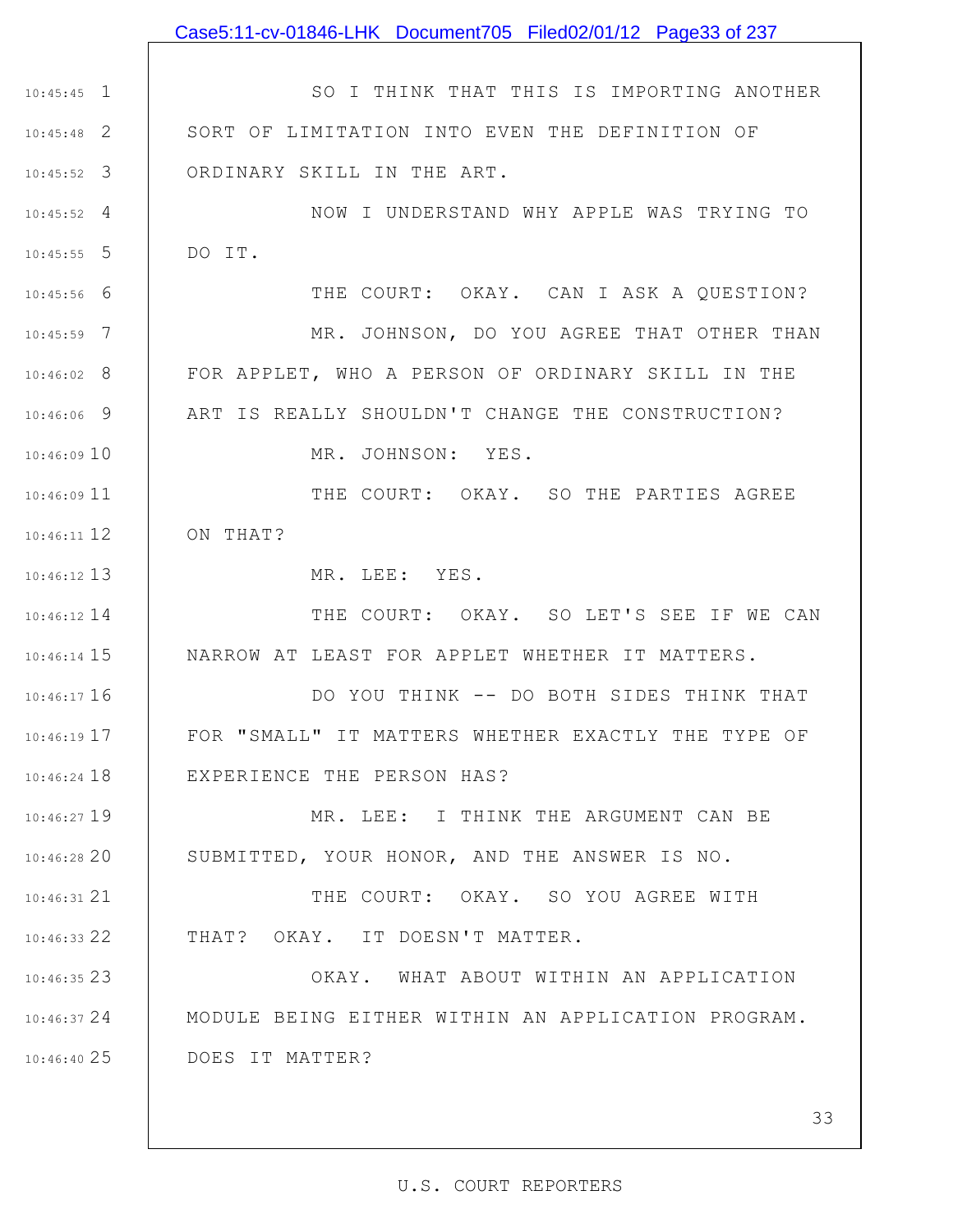SO I THINK THAT THIS IS IMPORTING ANOTHER SORT OF LIMITATION INTO EVEN THE DEFINITION OF ORDINARY SKILL IN THE ART.

NOW I UNDERSTAND WHY APPLE WAS TRYING TO DO IT.

THE COURT: OKAY. CAN I ASK A QUESTION?

MR. JOHNSON, DO YOU AGREE THAT OTHER THAN FOR APPLET, WHO A PERSON OF ORDINARY SKILL IN THE ART IS REALLY SHOULDN'T CHANGE THE CONSTRUCTION?

MR. JOHNSON: YES.

THE COURT: OKAY. SO THE PARTIES AGREE ON THAT?

MR. LEE: YES.

THE COURT: OKAY. SO LET'S SEE IF WE CAN NARROW AT LEAST FOR APPLET WHETHER IT MATTERS.

DO YOU THINK -- DO BOTH SIDES THINK THAT FOR "SMALL" IT MATTERS WHETHER EXACTLY THE TYPE OF EXPERIENCE THE PERSON HAS?

MR. LEE: I THINK THE ARGUMENT CAN BE SUBMITTED, YOUR HONOR, AND THE ANSWER IS NO.

THE COURT: OKAY. SO YOU AGREE WITH THAT? OKAY. IT DOESN'T MATTER.

OKAY. WHAT ABOUT WITHIN AN APPLICATION MODULE BEING EITHER WITHIN AN APPLICATION PROGRAM. DOES IT MATTER?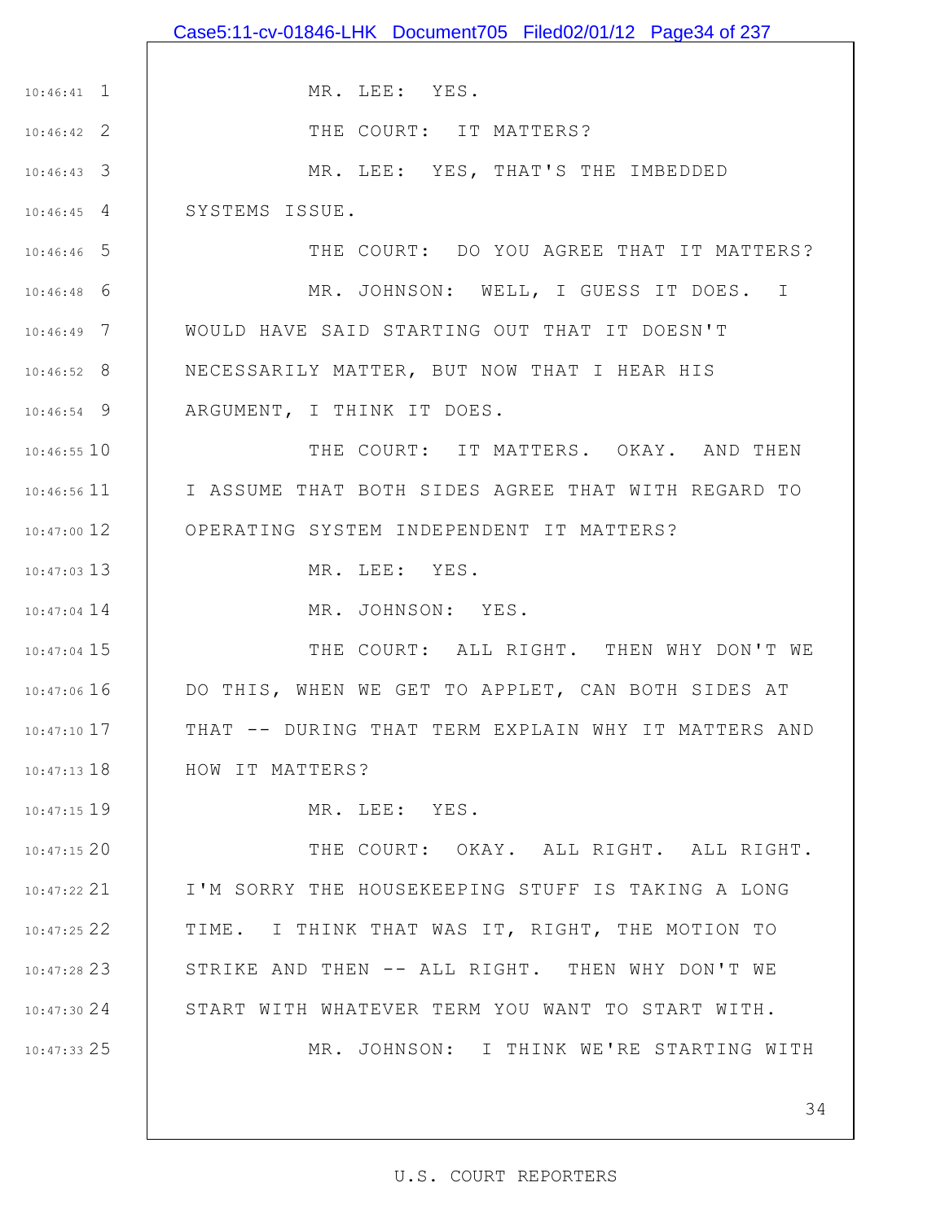MR. LEE: YES.

THE COURT: IT MATTERS?

MR. LEE: YES, THAT'S THE IMBEDDED SYSTEMS ISSUE.

THE COURT: DO YOU AGREE THAT IT MATTERS?

MR. JOHNSON: WELL, I GUESS IT DOES. I WOULD HAVE SAID STARTING OUT THAT IT DOESN'T NECESSARILY MATTER, BUT NOW THAT I HEAR HIS ARGUMENT, I THINK IT DOES.

THE COURT: IT MATTERS. OKAY. AND THEN I ASSUME THAT BOTH SIDES AGREE THAT WITH REGARD TO OPERATING SYSTEM INDEPENDENT IT MATTERS?

MR. LEE: YES.

MR. JOHNSON: YES.

THE COURT: ALL RIGHT. THEN WHY DON'T WE DO THIS, WHEN WE GET TO APPLET, CAN BOTH SIDES AT THAT -- DURING THAT TERM EXPLAIN WHY IT MATTERS AND HOW IT MATTERS?

MR. LEE: YES.

THE COURT: OKAY. ALL RIGHT. ALL RIGHT. I'M SORRY THE HOUSEKEEPING STUFF IS TAKING A LONG TIME. I THINK THAT WAS IT, RIGHT, THE MOTION TO STRIKE AND THEN -- ALL RIGHT. THEN WHY DON'T WE START WITH WHATEVER TERM YOU WANT TO START WITH.

MR. JOHNSON: I THINK WE'RE STARTING WITH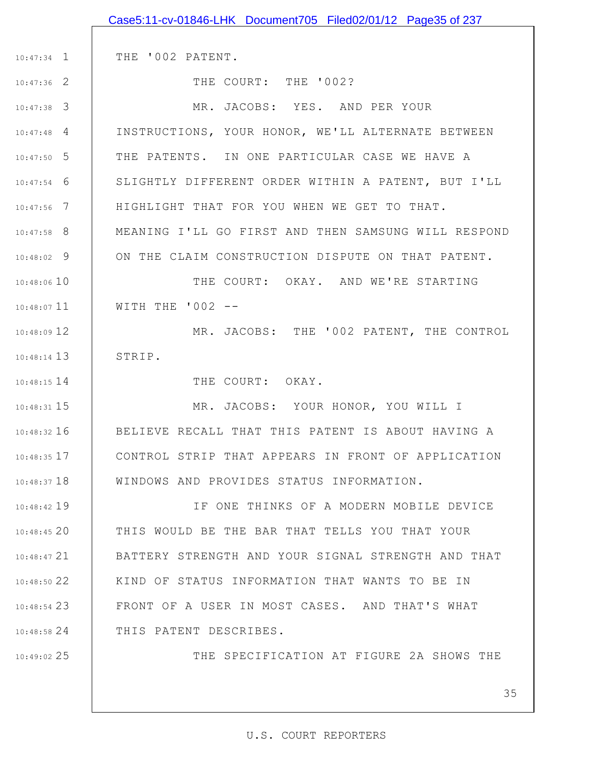THE '002 PATENT.

THE COURT: THE '002?

MR. JACOBS: YES. AND PER YOUR INSTRUCTIONS, YOUR HONOR, WE'LL ALTERNATE BETWEEN THE PATENTS. IN ONE PARTICULAR CASE WE HAVE A SLIGHTLY DIFFERENT ORDER WITHIN A PATENT, BUT I'LL HIGHLIGHT THAT FOR YOU WHEN WE GET TO THAT. MEANING I'LL GO FIRST AND THEN SAMSUNG WILL RESPOND ON THE CLAIM CONSTRUCTION DISPUTE ON THAT PATENT.

THE COURT: OKAY. AND WE'RE STARTING WITH THE '002 --

MR. JACOBS: THE '002 PATENT, THE CONTROL STRIP.

THE COURT: OKAY.

MR. JACOBS: YOUR HONOR, YOU WILL I BELIEVE RECALL THAT THIS PATENT IS ABOUT HAVING A CONTROL STRIP THAT APPEARS IN FRONT OF APPLICATION WINDOWS AND PROVIDES STATUS INFORMATION.

IF ONE THINKS OF A MODERN MOBILE DEVICE THIS WOULD BE THE BAR THAT TELLS YOU THAT YOUR BATTERY STRENGTH AND YOUR SIGNAL STRENGTH AND THAT KIND OF STATUS INFORMATION THAT WANTS TO BE IN FRONT OF A USER IN MOST CASES. AND THAT'S WHAT THIS PATENT DESCRIBES.

THE SPECIFICATION AT FIGURE 2A SHOWS THE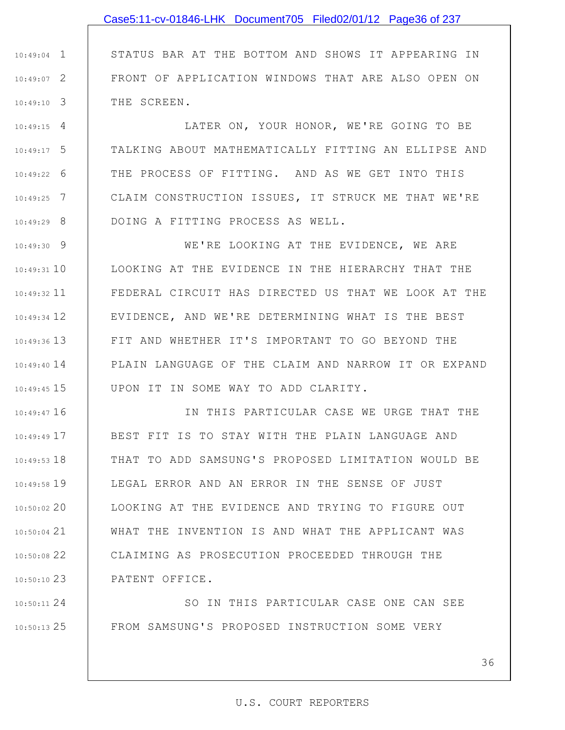STATUS BAR AT THE BOTTOM AND SHOWS IT APPEARING IN FRONT OF APPLICATION WINDOWS THAT ARE ALSO OPEN ON THE SCREEN.

LATER ON, YOUR HONOR, WE'RE GOING TO BE TALKING ABOUT MATHEMATICALLY FITTING AN ELLIPSE AND THE PROCESS OF FITTING. AND AS WE GET INTO THIS CLAIM CONSTRUCTION ISSUES, IT STRUCK ME THAT WE'RE DOING A FITTING PROCESS AS WELL.

WE'RE LOOKING AT THE EVIDENCE, WE ARE LOOKING AT THE EVIDENCE IN THE HIERARCHY THAT THE FEDERAL CIRCUIT HAS DIRECTED US THAT WE LOOK AT THE EVIDENCE, AND WE'RE DETERMINING WHAT IS THE BEST FIT AND WHETHER IT'S IMPORTANT TO GO BEYOND THE PLAIN LANGUAGE OF THE CLAIM AND NARROW IT OR EXPAND UPON IT IN SOME WAY TO ADD CLARITY.

IN THIS PARTICULAR CASE WE URGE THAT THE BEST FIT IS TO STAY WITH THE PLAIN LANGUAGE AND THAT TO ADD SAMSUNG'S PROPOSED LIMITATION WOULD BE LEGAL ERROR AND AN ERROR IN THE SENSE OF JUST LOOKING AT THE EVIDENCE AND TRYING TO FIGURE OUT WHAT THE INVENTION IS AND WHAT THE APPLICANT WAS CLAIMING AS PROSECUTION PROCEEDED THROUGH THE PATENT OFFICE.

SO IN THIS PARTICULAR CASE ONE CAN SEE FROM SAMSUNG'S PROPOSED INSTRUCTION SOME VERY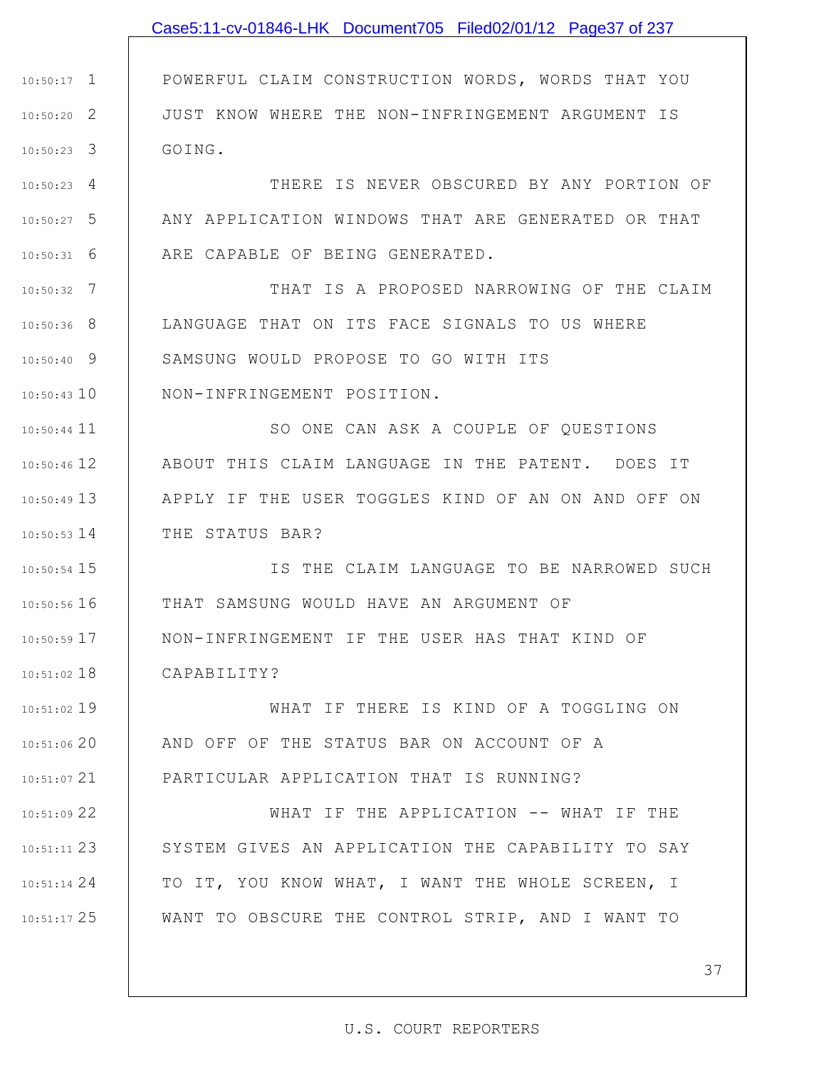POWERFUL CLAIM CONSTRUCTION WORDS, WORDS THAT YOU JUST KNOW WHERE THE NON-INFRINGEMENT ARGUMENT IS GOING.

THERE IS NEVER OBSCURED BY ANY PORTION OF ANY APPLICATION WINDOWS THAT ARE GENERATED OR THAT ARE CAPABLE OF BEING GENERATED.

THAT IS A PROPOSED NARROWING OF THE CLAIM LANGUAGE THAT ON ITS FACE SIGNALS TO US WHERE SAMSUNG WOULD PROPOSE TO GO WITH ITS NON-INFRINGEMENT POSITION.

SO ONE CAN ASK A COUPLE OF QUESTIONS ABOUT THIS CLAIM LANGUAGE IN THE PATENT. DOES IT APPLY IF THE USER TOGGLES KIND OF AN ON AND OFF ON THE STATUS BAR?

IS THE CLAIM LANGUAGE TO BE NARROWED SUCH THAT SAMSUNG WOULD HAVE AN ARGUMENT OF NON-INFRINGEMENT IF THE USER HAS THAT KIND OF CAPABILITY?

WHAT IF THERE IS KIND OF A TOGGLING ON AND OFF OF THE STATUS BAR ON ACCOUNT OF A PARTICULAR APPLICATION THAT IS RUNNING?

WHAT IF THE APPLICATION -- WHAT IF THE SYSTEM GIVES AN APPLICATION THE CAPABILITY TO SAY TO IT, YOU KNOW WHAT, I WANT THE WHOLE SCREEN, I WANT TO OBSCURE THE CONTROL STRIP, AND I WANT TO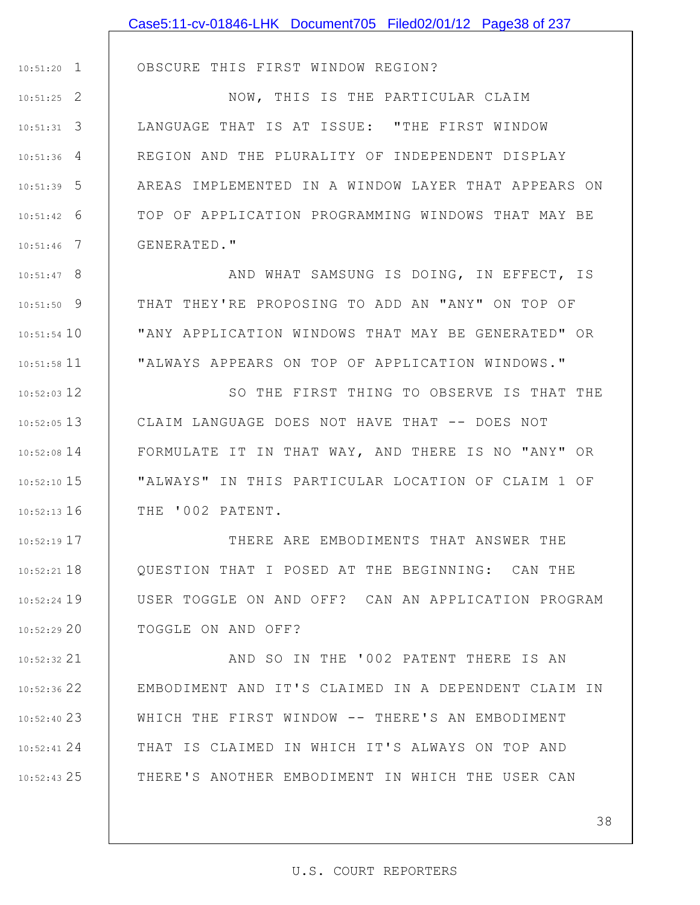OBSCURE THIS FIRST WINDOW REGION?

NOW, THIS IS THE PARTICULAR CLAIM LANGUAGE THAT IS AT ISSUE: "THE FIRST WINDOW REGION AND THE PLURALITY OF INDEPENDENT DISPLAY AREAS IMPLEMENTED IN A WINDOW LAYER THAT APPEARS ON TOP OF APPLICATION PROGRAMMING WINDOWS THAT MAY BE GENERATED."

AND WHAT SAMSUNG IS DOING, IN EFFECT, IS THAT THEY'RE PROPOSING TO ADD AN "ANY" ON TOP OF "ANY APPLICATION WINDOWS THAT MAY BE GENERATED" OR "ALWAYS APPEARS ON TOP OF APPLICATION WINDOWS."

SO THE FIRST THING TO OBSERVE IS THAT THE CLAIM LANGUAGE DOES NOT HAVE THAT -- DOES NOT FORMULATE IT IN THAT WAY, AND THERE IS NO "ANY" OR "ALWAYS" IN THIS PARTICULAR LOCATION OF CLAIM 1 OF THE '002 PATENT.

THERE ARE EMBODIMENTS THAT ANSWER THE QUESTION THAT I POSED AT THE BEGINNING: CAN THE USER TOGGLE ON AND OFF? CAN AN APPLICATION PROGRAM TOGGLE ON AND OFF?

AND SO IN THE '002 PATENT THERE IS AN EMBODIMENT AND IT'S CLAIMED IN A DEPENDENT CLAIM IN WHICH THE FIRST WINDOW -- THERE'S AN EMBODIMENT THAT IS CLAIMED IN WHICH IT'S ALWAYS ON TOP AND THERE'S ANOTHER EMBODIMENT IN WHICH THE USER CAN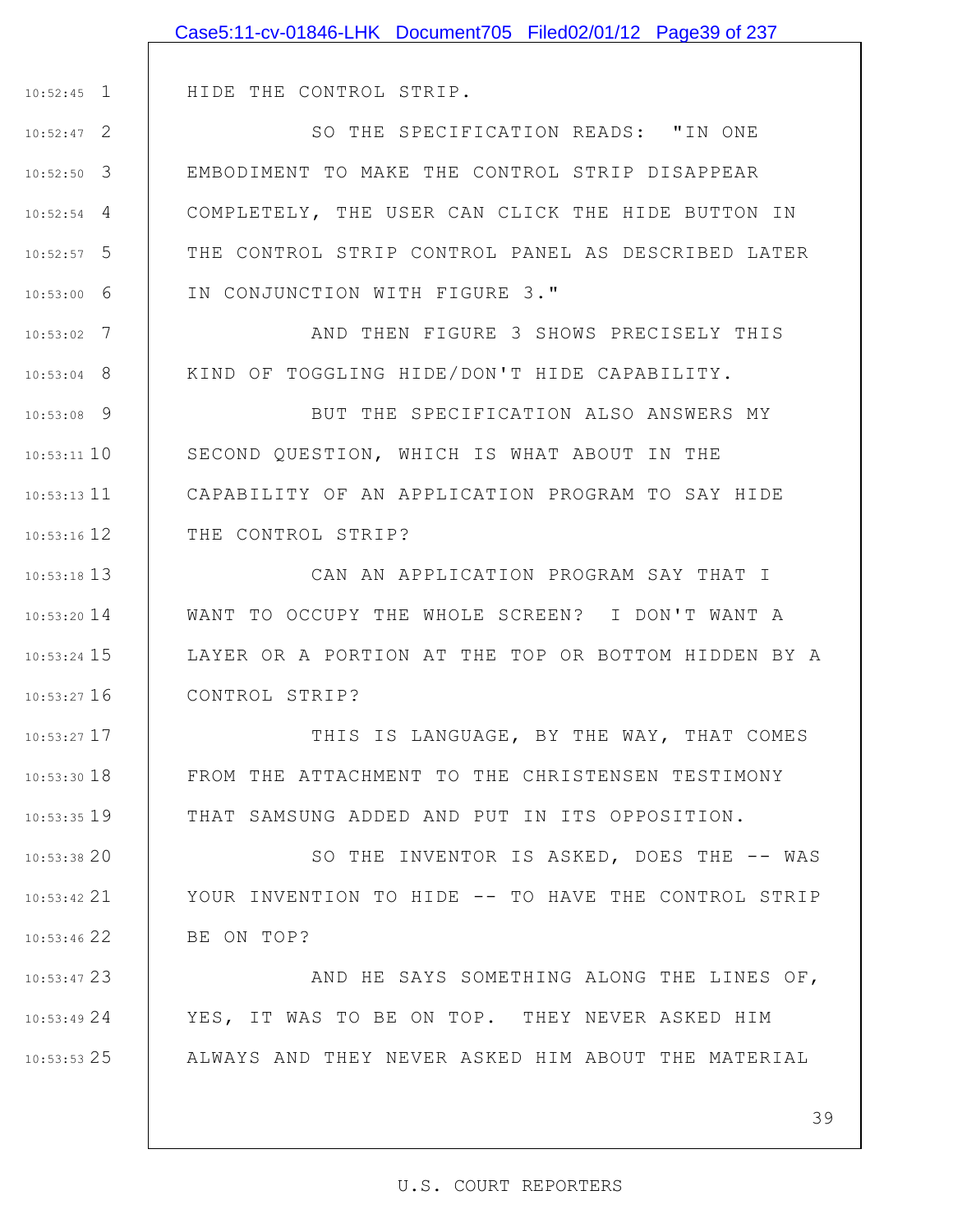HIDE THE CONTROL STRIP.

SO THE SPECIFICATION READS: "IN ONE EMBODIMENT TO MAKE THE CONTROL STRIP DISAPPEAR COMPLETELY, THE USER CAN CLICK THE HIDE BUTTON IN THE CONTROL STRIP CONTROL PANEL AS DESCRIBED LATER IN CONJUNCTION WITH FIGURE 3."

AND THEN FIGURE 3 SHOWS PRECISELY THIS KIND OF TOGGLING HIDE/DON'T HIDE CAPABILITY.

BUT THE SPECIFICATION ALSO ANSWERS MY SECOND QUESTION, WHICH IS WHAT ABOUT IN THE CAPABILITY OF AN APPLICATION PROGRAM TO SAY HIDE THE CONTROL STRIP?

CAN AN APPLICATION PROGRAM SAY THAT I WANT TO OCCUPY THE WHOLE SCREEN? I DON'T WANT A LAYER OR A PORTION AT THE TOP OR BOTTOM HIDDEN BY A CONTROL STRIP?

THIS IS LANGUAGE, BY THE WAY, THAT COMES FROM THE ATTACHMENT TO THE CHRISTENSEN TESTIMONY THAT SAMSUNG ADDED AND PUT IN ITS OPPOSITION.

SO THE INVENTOR IS ASKED, DOES THE -- WAS YOUR INVENTION TO HIDE -- TO HAVE THE CONTROL STRIP BE ON TOP?

AND HE SAYS SOMETHING ALONG THE LINES OF, YES, IT WAS TO BE ON TOP. THEY NEVER ASKED HIM ALWAYS AND THEY NEVER ASKED HIM ABOUT THE MATERIAL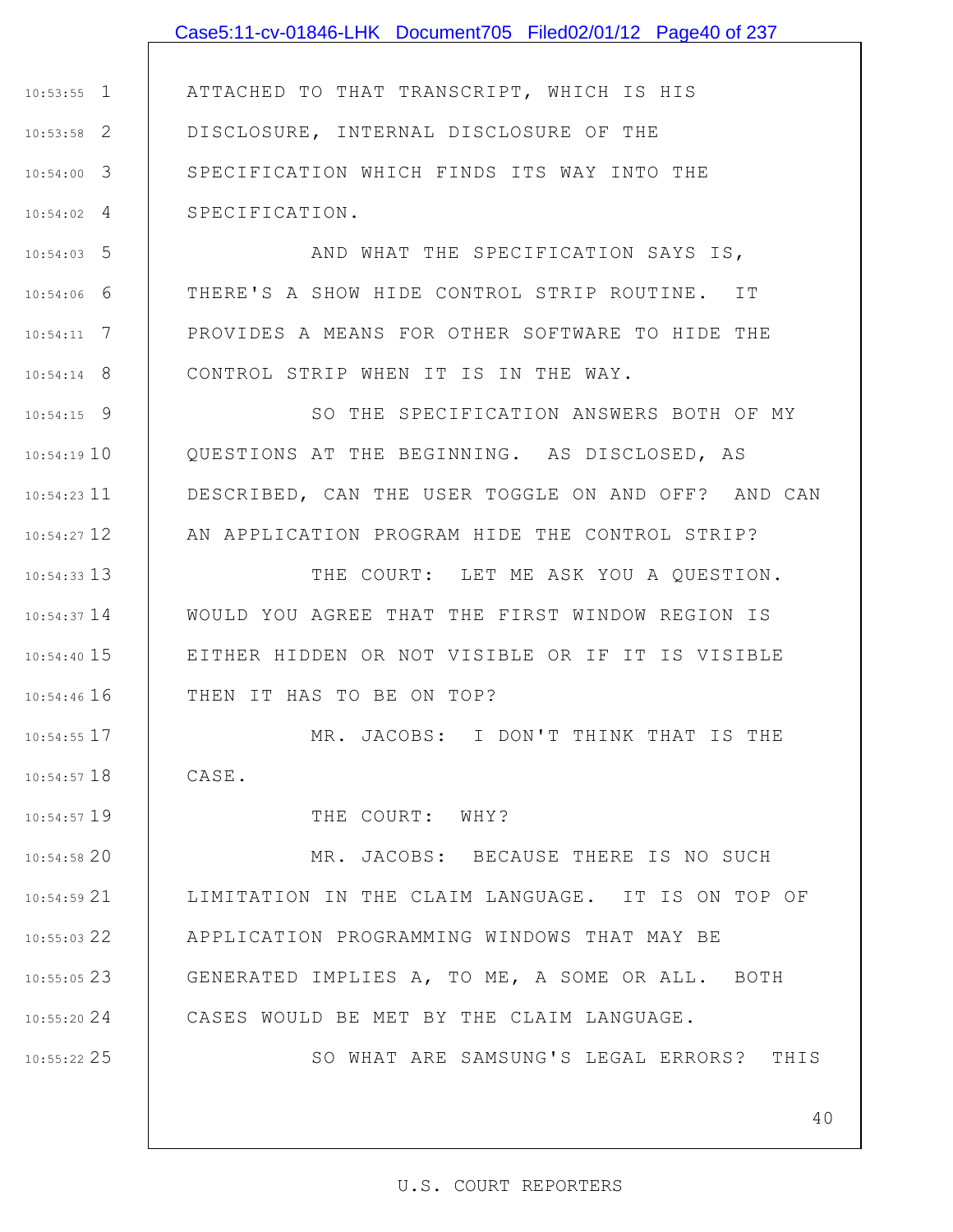ATTACHED TO THAT TRANSCRIPT, WHICH IS HIS DISCLOSURE, INTERNAL DISCLOSURE OF THE SPECIFICATION WHICH FINDS ITS WAY INTO THE SPECIFICATION.

AND WHAT THE SPECIFICATION SAYS IS, THERE'S A SHOW HIDE CONTROL STRIP ROUTINE. IT PROVIDES A MEANS FOR OTHER SOFTWARE TO HIDE THE CONTROL STRIP WHEN IT IS IN THE WAY.

SO THE SPECIFICATION ANSWERS BOTH OF MY QUESTIONS AT THE BEGINNING. AS DISCLOSED, AS DESCRIBED, CAN THE USER TOGGLE ON AND OFF? AND CAN AN APPLICATION PROGRAM HIDE THE CONTROL STRIP?

THE COURT: LET ME ASK YOU A QUESTION. WOULD YOU AGREE THAT THE FIRST WINDOW REGION IS EITHER HIDDEN OR NOT VISIBLE OR IF IT IS VISIBLE THEN IT HAS TO BE ON TOP?

MR. JACOBS: I DON'T THINK THAT IS THE CASE.

THE COURT: WHY?

MR. JACOBS: BECAUSE THERE IS NO SUCH LIMITATION IN THE CLAIM LANGUAGE. IT IS ON TOP OF APPLICATION PROGRAMMING WINDOWS THAT MAY BE GENERATED IMPLIES A, TO ME, A SOME OR ALL. BOTH CASES WOULD BE MET BY THE CLAIM LANGUAGE.

SO WHAT ARE SAMSUNG'S LEGAL ERRORS? THIS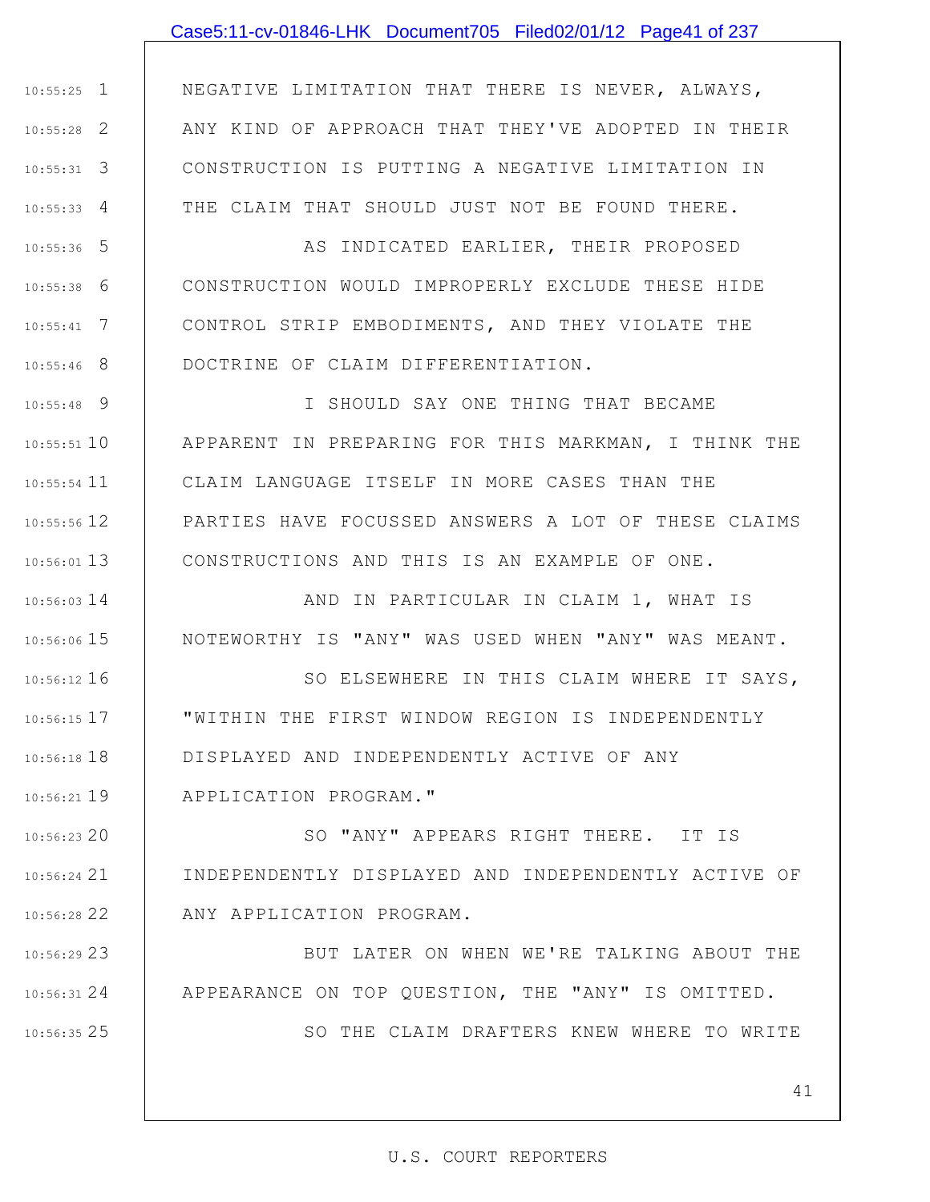NEGATIVE LIMITATION THAT THERE IS NEVER, ALWAYS, ANY KIND OF APPROACH THAT THEY'VE ADOPTED IN THEIR CONSTRUCTION IS PUTTING A NEGATIVE LIMITATION IN THE CLAIM THAT SHOULD JUST NOT BE FOUND THERE.

AS INDICATED EARLIER, THEIR PROPOSED CONSTRUCTION WOULD IMPROPERLY EXCLUDE THESE HIDE CONTROL STRIP EMBODIMENTS, AND THEY VIOLATE THE DOCTRINE OF CLAIM DIFFERENTIATION.

I SHOULD SAY ONE THING THAT BECAME APPARENT IN PREPARING FOR THIS MARKMAN, I THINK THE CLAIM LANGUAGE ITSELF IN MORE CASES THAN THE PARTIES HAVE FOCUSSED ANSWERS A LOT OF THESE CLAIMS CONSTRUCTIONS AND THIS IS AN EXAMPLE OF ONE.

AND IN PARTICULAR IN CLAIM 1, WHAT IS NOTEWORTHY IS "ANY" WAS USED WHEN "ANY" WAS MEANT.

SO ELSEWHERE IN THIS CLAIM WHERE IT SAYS, "WITHIN THE FIRST WINDOW REGION IS INDEPENDENTLY DISPLAYED AND INDEPENDENTLY ACTIVE OF ANY APPLICATION PROGRAM."

SO "ANY" APPEARS RIGHT THERE. IT IS INDEPENDENTLY DISPLAYED AND INDEPENDENTLY ACTIVE OF ANY APPLICATION PROGRAM.

BUT LATER ON WHEN WE'RE TALKING ABOUT THE APPEARANCE ON TOP QUESTION, THE "ANY" IS OMITTED.

SO THE CLAIM DRAFTERS KNEW WHERE TO WRITE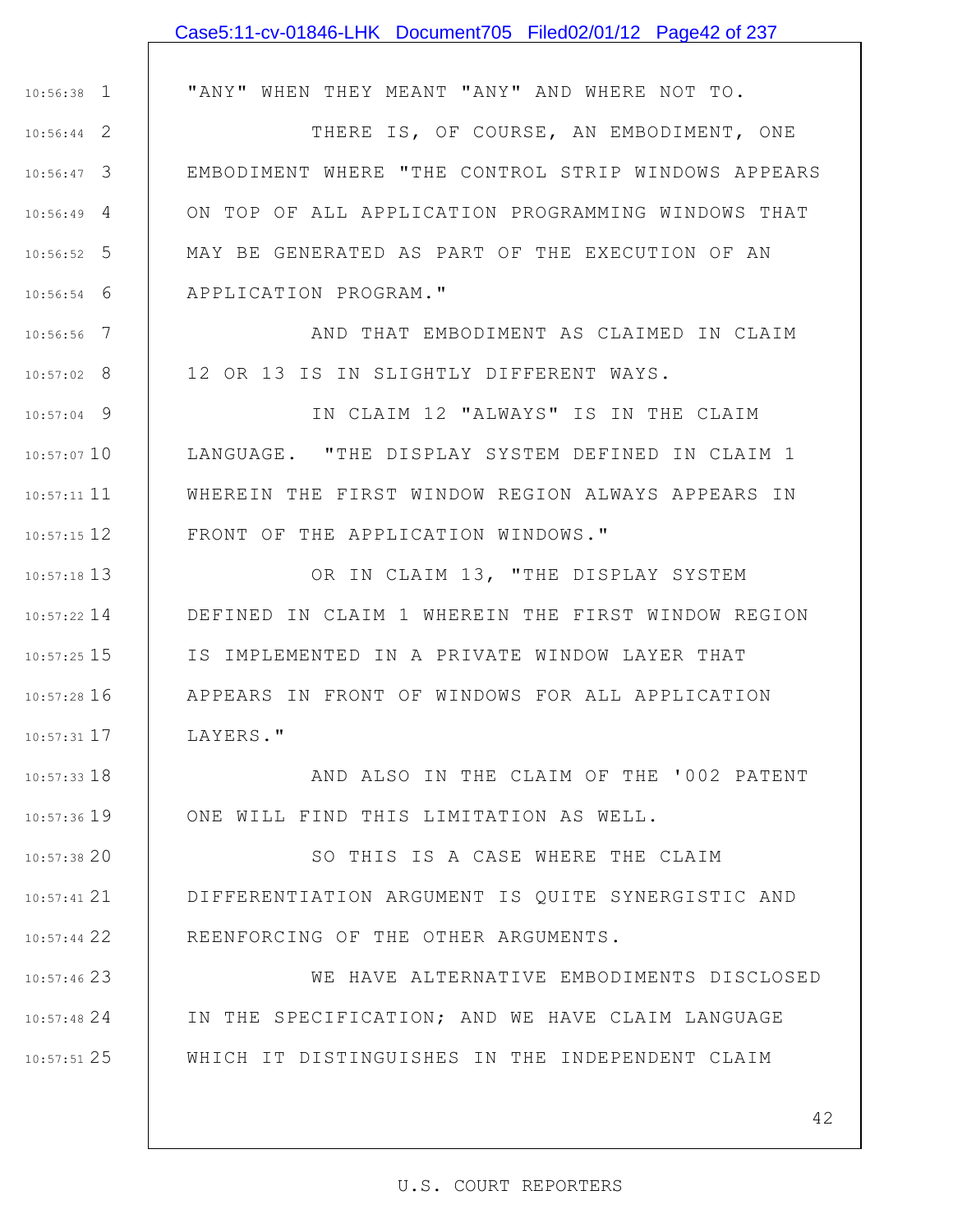"ANY" WHEN THEY MEANT "ANY" AND WHERE NOT TO.

THERE IS, OF COURSE, AN EMBODIMENT, ONE EMBODIMENT WHERE "THE CONTROL STRIP WINDOWS APPEARS ON TOP OF ALL APPLICATION PROGRAMMING WINDOWS THAT MAY BE GENERATED AS PART OF THE EXECUTION OF AN APPLICATION PROGRAM."

AND THAT EMBODIMENT AS CLAIMED IN CLAIM 12 OR 13 IS IN SLIGHTLY DIFFERENT WAYS.

IN CLAIM 12 "ALWAYS" IS IN THE CLAIM LANGUAGE. "THE DISPLAY SYSTEM DEFINED IN CLAIM 1 WHEREIN THE FIRST WINDOW REGION ALWAYS APPEARS IN FRONT OF THE APPLICATION WINDOWS."

OR IN CLAIM 13, "THE DISPLAY SYSTEM DEFINED IN CLAIM 1 WHEREIN THE FIRST WINDOW REGION IS IMPLEMENTED IN A PRIVATE WINDOW LAYER THAT APPEARS IN FRONT OF WINDOWS FOR ALL APPLICATION LAYERS."

AND ALSO IN THE CLAIM OF THE '002 PATENT ONE WILL FIND THIS LIMITATION AS WELL.

SO THIS IS A CASE WHERE THE CLAIM DIFFERENTIATION ARGUMENT IS QUITE SYNERGISTIC AND REENFORCING OF THE OTHER ARGUMENTS.

WE HAVE ALTERNATIVE EMBODIMENTS DISCLOSED IN THE SPECIFICATION; AND WE HAVE CLAIM LANGUAGE WHICH IT DISTINGUISHES IN THE INDEPENDENT CLAIM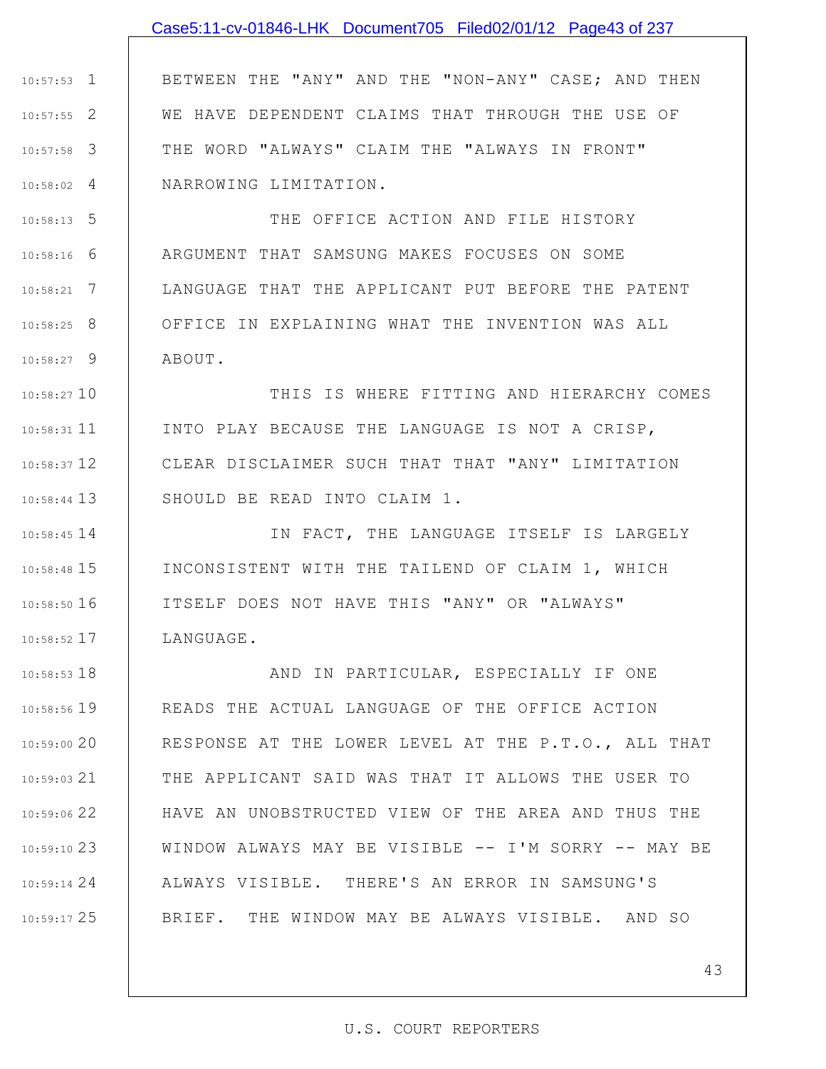BETWEEN THE "ANY" AND THE "NON-ANY" CASE; AND THEN WE HAVE DEPENDENT CLAIMS THAT THROUGH THE USE OF THE WORD "ALWAYS" CLAIM THE "ALWAYS IN FRONT" NARROWING LIMITATION.

THE OFFICE ACTION AND FILE HISTORY ARGUMENT THAT SAMSUNG MAKES FOCUSES ON SOME LANGUAGE THAT THE APPLICANT PUT BEFORE THE PATENT OFFICE IN EXPLAINING WHAT THE INVENTION WAS ALL ABOUT.

THIS IS WHERE FITTING AND HIERARCHY COMES INTO PLAY BECAUSE THE LANGUAGE IS NOT A CRISP, CLEAR DISCLAIMER SUCH THAT THAT "ANY" LIMITATION SHOULD BE READ INTO CLAIM 1.

IN FACT, THE LANGUAGE ITSELF IS LARGELY INCONSISTENT WITH THE TAILEND OF CLAIM 1, WHICH ITSELF DOES NOT HAVE THIS "ANY" OR "ALWAYS" LANGUAGE.

AND IN PARTICULAR, ESPECIALLY IF ONE READS THE ACTUAL LANGUAGE OF THE OFFICE ACTION RESPONSE AT THE LOWER LEVEL AT THE P.T.O., ALL THAT THE APPLICANT SAID WAS THAT IT ALLOWS THE USER TO HAVE AN UNOBSTRUCTED VIEW OF THE AREA AND THUS THE WINDOW ALWAYS MAY BE VISIBLE -- I'M SORRY -- MAY BE ALWAYS VISIBLE. THERE'S AN ERROR IN SAMSUNG'S BRIEF. THE WINDOW MAY BE ALWAYS VISIBLE. AND SO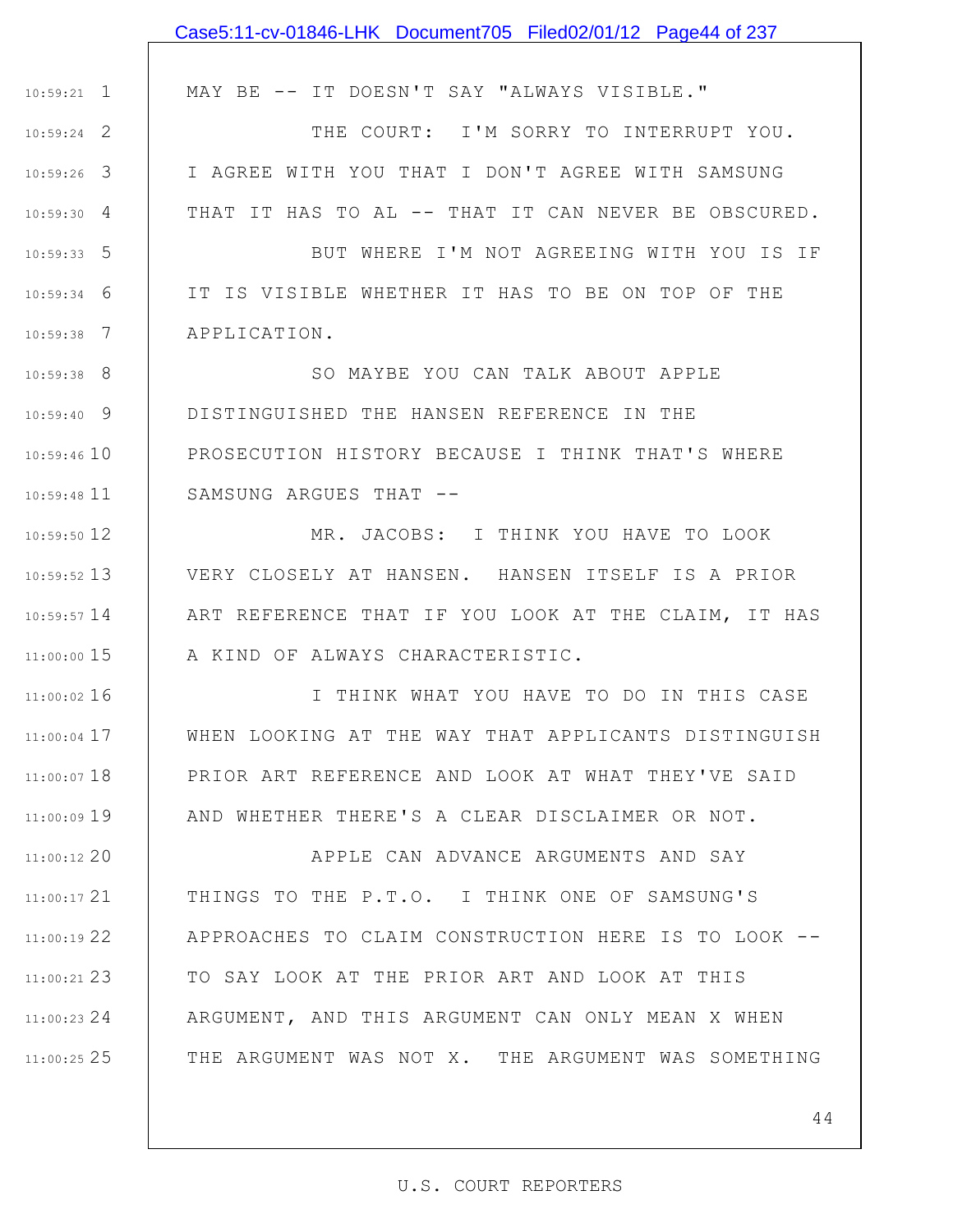MAY BE -- IT DOESN'T SAY "ALWAYS VISIBLE."

THE COURT: I'M SORRY TO INTERRUPT YOU. I AGREE WITH YOU THAT I DON'T AGREE WITH SAMSUNG THAT IT HAS TO AL -- THAT IT CAN NEVER BE OBSCURED.

BUT WHERE I'M NOT AGREEING WITH YOU IS IF IT IS VISIBLE WHETHER IT HAS TO BE ON TOP OF THE APPLICATION.

SO MAYBE YOU CAN TALK ABOUT APPLE DISTINGUISHED THE HANSEN REFERENCE IN THE PROSECUTION HISTORY BECAUSE I THINK THAT'S WHERE SAMSUNG ARGUES THAT --

MR. JACOBS: I THINK YOU HAVE TO LOOK VERY CLOSELY AT HANSEN. HANSEN ITSELF IS A PRIOR ART REFERENCE THAT IF YOU LOOK AT THE CLAIM, IT HAS A KIND OF ALWAYS CHARACTERISTIC.

I THINK WHAT YOU HAVE TO DO IN THIS CASE WHEN LOOKING AT THE WAY THAT APPLICANTS DISTINGUISH PRIOR ART REFERENCE AND LOOK AT WHAT THEY'VE SAID AND WHETHER THERE'S A CLEAR DISCLAIMER OR NOT.

APPLE CAN ADVANCE ARGUMENTS AND SAY THINGS TO THE P.T.O. I THINK ONE OF SAMSUNG'S APPROACHES TO CLAIM CONSTRUCTION HERE IS TO LOOK -- TO SAY LOOK AT THE PRIOR ART AND LOOK AT THIS ARGUMENT, AND THIS ARGUMENT CAN ONLY MEAN X WHEN THE ARGUMENT WAS NOT X. THE ARGUMENT WAS SOMETHING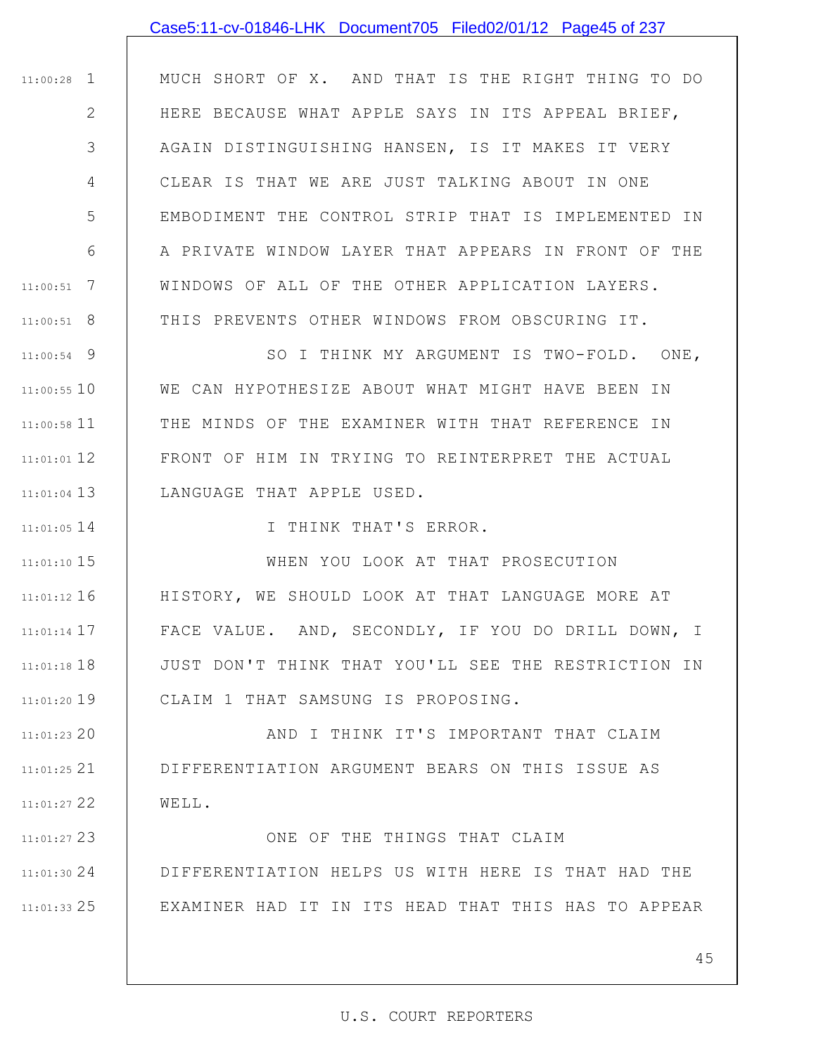MUCH SHORT OF X. AND THAT IS THE RIGHT THING TO DO HERE BECAUSE WHAT APPLE SAYS IN ITS APPEAL BRIEF, AGAIN DISTINGUISHING HANSEN, IS IT MAKES IT VERY CLEAR IS THAT WE ARE JUST TALKING ABOUT IN ONE EMBODIMENT THE CONTROL STRIP THAT IS IMPLEMENTED IN A PRIVATE WINDOW LAYER THAT APPEARS IN FRONT OF THE WINDOWS OF ALL OF THE OTHER APPLICATION LAYERS. THIS PREVENTS OTHER WINDOWS FROM OBSCURING IT.

SO I THINK MY ARGUMENT IS TWO-FOLD. ONE, WE CAN HYPOTHESIZE ABOUT WHAT MIGHT HAVE BEEN IN THE MINDS OF THE EXAMINER WITH THAT REFERENCE IN FRONT OF HIM IN TRYING TO REINTERPRET THE ACTUAL LANGUAGE THAT APPLE USED.

I THINK THAT'S ERROR.

WHEN YOU LOOK AT THAT PROSECUTION HISTORY, WE SHOULD LOOK AT THAT LANGUAGE MORE AT FACE VALUE. AND, SECONDLY, IF YOU DO DRILL DOWN, I JUST DON'T THINK THAT YOU'LL SEE THE RESTRICTION IN CLAIM 1 THAT SAMSUNG IS PROPOSING.

AND I THINK IT'S IMPORTANT THAT CLAIM DIFFERENTIATION ARGUMENT BEARS ON THIS ISSUE AS WELL.

ONE OF THE THINGS THAT CLAIM DIFFERENTIATION HELPS US WITH HERE IS THAT HAD THE EXAMINER HAD IT IN ITS HEAD THAT THIS HAS TO APPEAR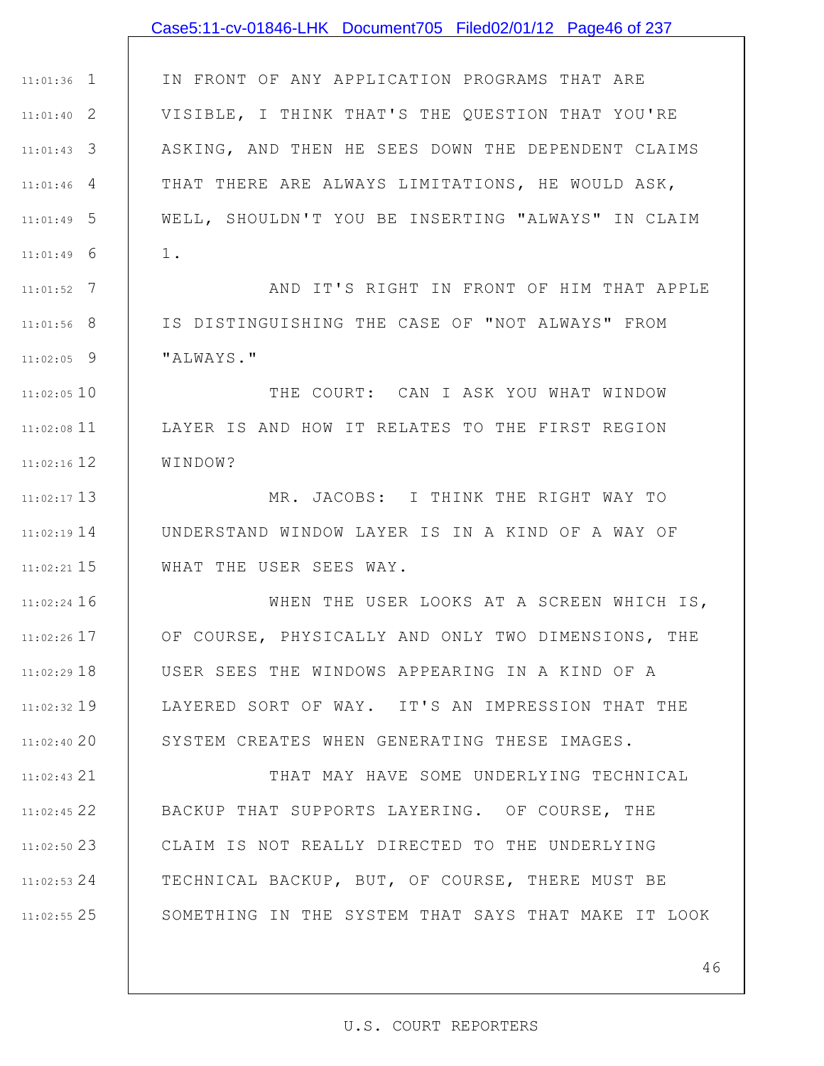IN FRONT OF ANY APPLICATION PROGRAMS THAT ARE VISIBLE, I THINK THAT'S THE QUESTION THAT YOU'RE ASKING, AND THEN HE SEES DOWN THE DEPENDENT CLAIMS THAT THERE ARE ALWAYS LIMITATIONS, HE WOULD ASK, WELL, SHOULDN'T YOU BE INSERTING "ALWAYS" IN CLAIM 1.

AND IT'S RIGHT IN FRONT OF HIM THAT APPLE IS DISTINGUISHING THE CASE OF "NOT ALWAYS" FROM "ALWAYS."

THE COURT: CAN I ASK YOU WHAT WINDOW LAYER IS AND HOW IT RELATES TO THE FIRST REGION WINDOW?

MR. JACOBS: I THINK THE RIGHT WAY TO UNDERSTAND WINDOW LAYER IS IN A KIND OF A WAY OF WHAT THE USER SEES WAY.

WHEN THE USER LOOKS AT A SCREEN WHICH IS, OF COURSE, PHYSICALLY AND ONLY TWO DIMENSIONS, THE USER SEES THE WINDOWS APPEARING IN A KIND OF A LAYERED SORT OF WAY. IT'S AN IMPRESSION THAT THE SYSTEM CREATES WHEN GENERATING THESE IMAGES.

THAT MAY HAVE SOME UNDERLYING TECHNICAL BACKUP THAT SUPPORTS LAYERING. OF COURSE, THE CLAIM IS NOT REALLY DIRECTED TO THE UNDERLYING TECHNICAL BACKUP, BUT, OF COURSE, THERE MUST BE SOMETHING IN THE SYSTEM THAT SAYS THAT MAKE IT LOOK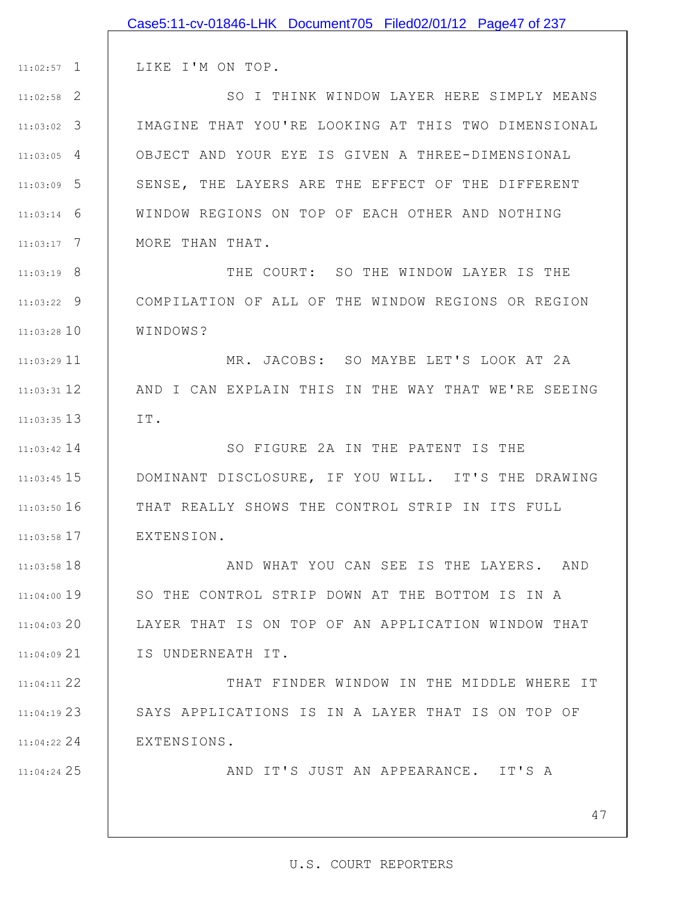LIKE I'M ON TOP.

SO I THINK WINDOW LAYER HERE SIMPLY MEANS IMAGINE THAT YOU'RE LOOKING AT THIS TWO DIMENSIONAL OBJECT AND YOUR EYE IS GIVEN A THREE-DIMENSIONAL SENSE, THE LAYERS ARE THE EFFECT OF THE DIFFERENT WINDOW REGIONS ON TOP OF EACH OTHER AND NOTHING MORE THAN THAT.

THE COURT: SO THE WINDOW LAYER IS THE COMPILATION OF ALL OF THE WINDOW REGIONS OR REGION WINDOWS?

MR. JACOBS: SO MAYBE LET'S LOOK AT 2A AND I CAN EXPLAIN THIS IN THE WAY THAT WE'RE SEEING IT.

SO FIGURE 2A IN THE PATENT IS THE DOMINANT DISCLOSURE, IF YOU WILL. IT'S THE DRAWING THAT REALLY SHOWS THE CONTROL STRIP IN ITS FULL EXTENSION.

AND WHAT YOU CAN SEE IS THE LAYERS. AND SO THE CONTROL STRIP DOWN AT THE BOTTOM IS IN A LAYER THAT IS ON TOP OF AN APPLICATION WINDOW THAT IS UNDERNEATH IT.

THAT FINDER WINDOW IN THE MIDDLE WHERE IT SAYS APPLICATIONS IS IN A LAYER THAT IS ON TOP OF EXTENSIONS.

AND IT'S JUST AN APPEARANCE. IT'S A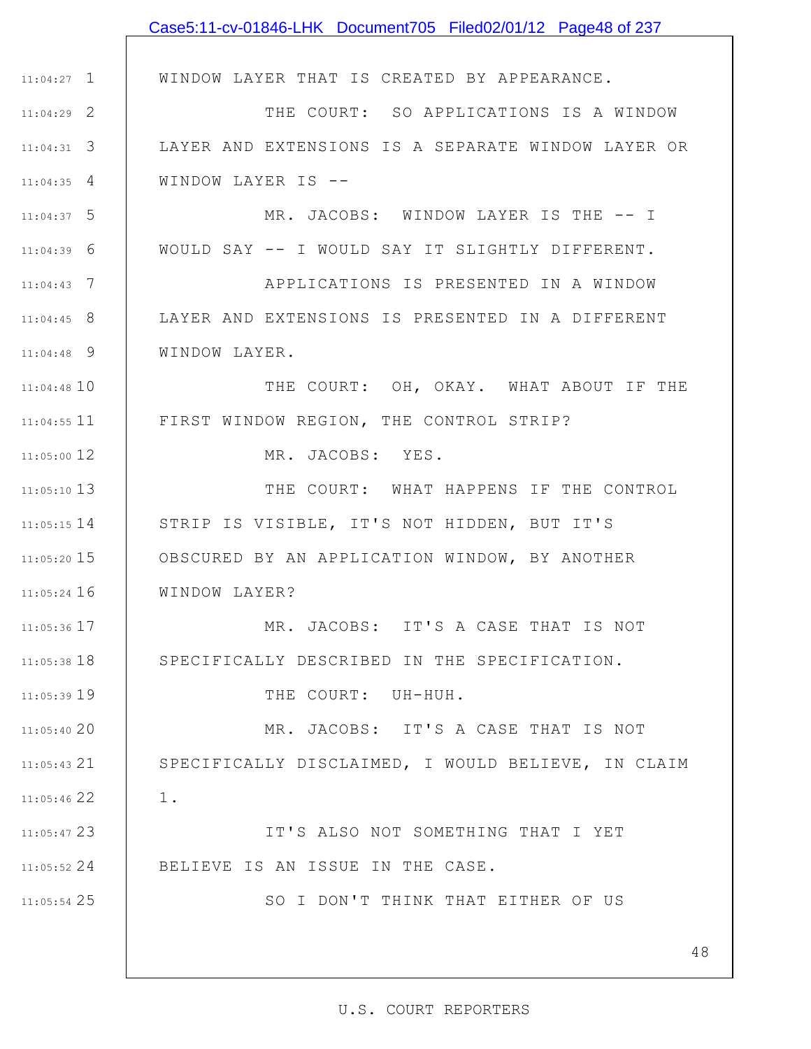WINDOW LAYER THAT IS CREATED BY APPEARANCE.

THE COURT: SO APPLICATIONS IS A WINDOW LAYER AND EXTENSIONS IS A SEPARATE WINDOW LAYER OR WINDOW LAYER IS --

MR. JACOBS: WINDOW LAYER IS THE -- I WOULD SAY -- I WOULD SAY IT SLIGHTLY DIFFERENT.

APPLICATIONS IS PRESENTED IN A WINDOW LAYER AND EXTENSIONS IS PRESENTED IN A DIFFERENT WINDOW LAYER.

THE COURT: OH, OKAY. WHAT ABOUT IF THE FIRST WINDOW REGION, THE CONTROL STRIP?

MR. JACOBS: YES.

THE COURT: WHAT HAPPENS IF THE CONTROL STRIP IS VISIBLE, IT'S NOT HIDDEN, BUT IT'S OBSCURED BY AN APPLICATION WINDOW, BY ANOTHER WINDOW LAYER?

MR. JACOBS: IT'S A CASE THAT IS NOT SPECIFICALLY DESCRIBED IN THE SPECIFICATION.

THE COURT: UH-HUH.

MR. JACOBS: IT'S A CASE THAT IS NOT SPECIFICALLY DISCLAIMED, I WOULD BELIEVE, IN CLAIM 1.

IT'S ALSO NOT SOMETHING THAT I YET BELIEVE IS AN ISSUE IN THE CASE.

SO I DON'T THINK THAT EITHER OF US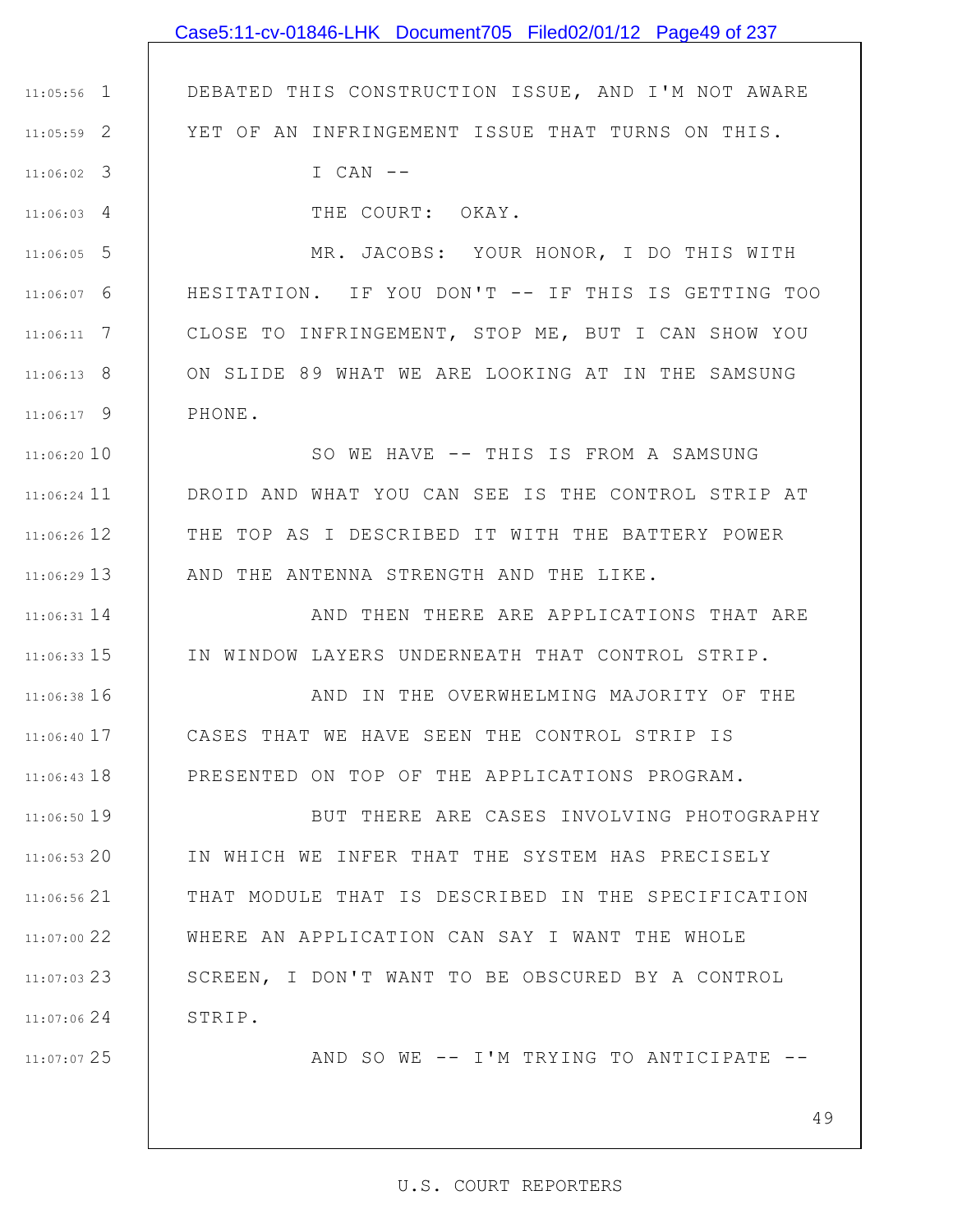DEBATED THIS CONSTRUCTION ISSUE, AND I'M NOT AWARE YET OF AN INFRINGEMENT ISSUE THAT TURNS ON THIS.

I CAN --

THE COURT: OKAY.

MR. JACOBS: YOUR HONOR, I DO THIS WITH HESITATION. IF YOU DON'T -- IF THIS IS GETTING TOO CLOSE TO INFRINGEMENT, STOP ME, BUT I CAN SHOW YOU ON SLIDE 89 WHAT WE ARE LOOKING AT IN THE SAMSUNG PHONE.

SO WE HAVE -- THIS IS FROM A SAMSUNG DROID AND WHAT YOU CAN SEE IS THE CONTROL STRIP AT THE TOP AS I DESCRIBED IT WITH THE BATTERY POWER AND THE ANTENNA STRENGTH AND THE LIKE.

AND THEN THERE ARE APPLICATIONS THAT ARE IN WINDOW LAYERS UNDERNEATH THAT CONTROL STRIP.

AND IN THE OVERWHELMING MAJORITY OF THE CASES THAT WE HAVE SEEN THE CONTROL STRIP IS PRESENTED ON TOP OF THE APPLICATIONS PROGRAM.

BUT THERE ARE CASES INVOLVING PHOTOGRAPHY IN WHICH WE INFER THAT THE SYSTEM HAS PRECISELY THAT MODULE THAT IS DESCRIBED IN THE SPECIFICATION WHERE AN APPLICATION CAN SAY I WANT THE WHOLE SCREEN, I DON'T WANT TO BE OBSCURED BY A CONTROL STRIP.

AND SO WE -- I'M TRYING TO ANTICIPATE --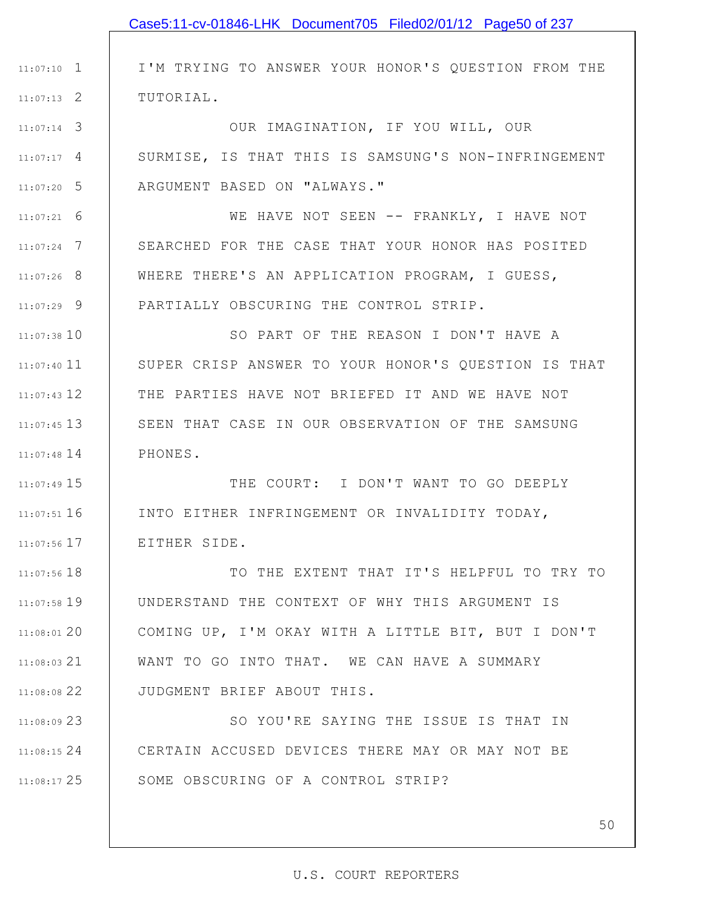I'M TRYING TO ANSWER YOUR HONOR'S QUESTION FROM THE TUTORIAL.

OUR IMAGINATION, IF YOU WILL, OUR SURMISE, IS THAT THIS IS SAMSUNG'S NON-INFRINGEMENT ARGUMENT BASED ON "ALWAYS."

WE HAVE NOT SEEN -- FRANKLY, I HAVE NOT SEARCHED FOR THE CASE THAT YOUR HONOR HAS POSITED WHERE THERE'S AN APPLICATION PROGRAM, I GUESS, PARTIALLY OBSCURING THE CONTROL STRIP.

SO PART OF THE REASON I DON'T HAVE A SUPER CRISP ANSWER TO YOUR HONOR'S QUESTION IS THAT THE PARTIES HAVE NOT BRIEFED IT AND WE HAVE NOT SEEN THAT CASE IN OUR OBSERVATION OF THE SAMSUNG PHONES.

THE COURT: I DON'T WANT TO GO DEEPLY INTO EITHER INFRINGEMENT OR INVALIDITY TODAY, EITHER SIDE.

TO THE EXTENT THAT IT'S HELPFUL TO TRY TO UNDERSTAND THE CONTEXT OF WHY THIS ARGUMENT IS COMING UP, I'M OKAY WITH A LITTLE BIT, BUT I DON'T WANT TO GO INTO THAT. WE CAN HAVE A SUMMARY JUDGMENT BRIEF ABOUT THIS.

SO YOU'RE SAYING THE ISSUE IS THAT IN CERTAIN ACCUSED DEVICES THERE MAY OR MAY NOT BE SOME OBSCURING OF A CONTROL STRIP?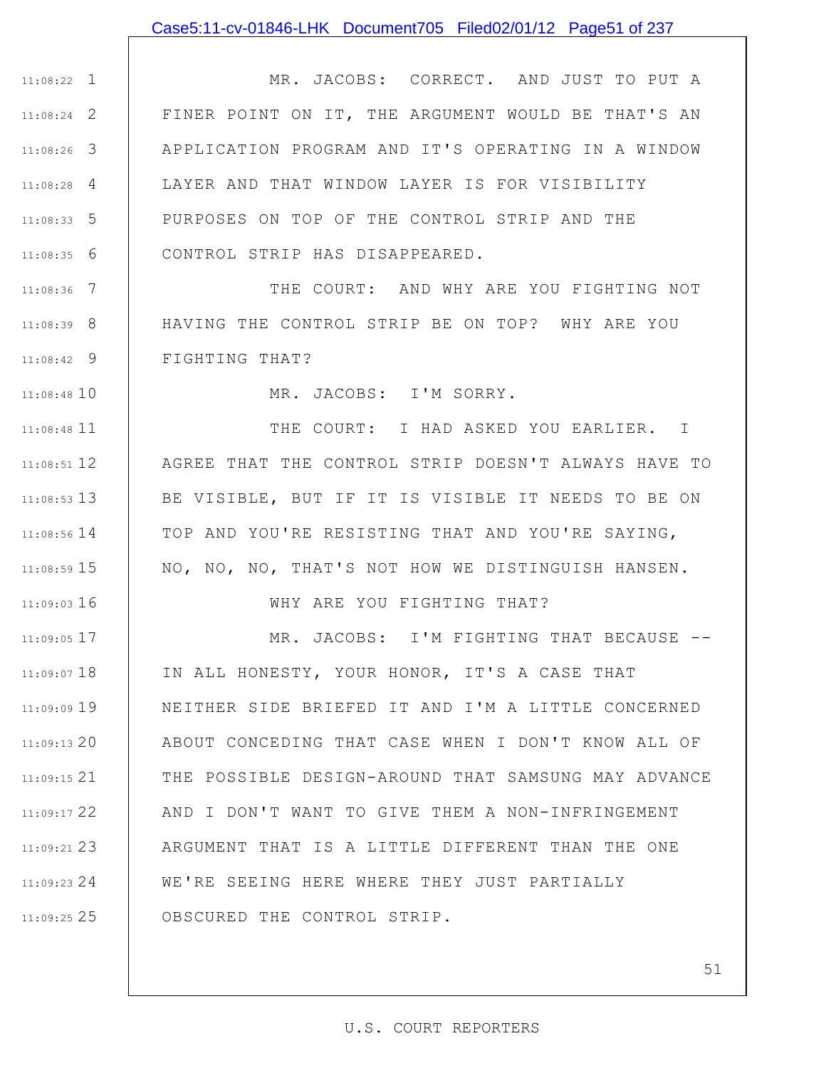MR. JACOBS: CORRECT. AND JUST TO PUT A FINER POINT ON IT, THE ARGUMENT WOULD BE THAT'S AN APPLICATION PROGRAM AND IT'S OPERATING IN A WINDOW LAYER AND THAT WINDOW LAYER IS FOR VISIBILITY PURPOSES ON TOP OF THE CONTROL STRIP AND THE CONTROL STRIP HAS DISAPPEARED.

THE COURT: AND WHY ARE YOU FIGHTING NOT HAVING THE CONTROL STRIP BE ON TOP? WHY ARE YOU FIGHTING THAT?

MR. JACOBS: I'M SORRY.

THE COURT: I HAD ASKED YOU EARLIER. I AGREE THAT THE CONTROL STRIP DOESN'T ALWAYS HAVE TO BE VISIBLE, BUT IF IT IS VISIBLE IT NEEDS TO BE ON TOP AND YOU'RE RESISTING THAT AND YOU'RE SAYING, NO, NO, NO, THAT'S NOT HOW WE DISTINGUISH HANSEN.

WHY ARE YOU FIGHTING THAT?

MR. JACOBS: I'M FIGHTING THAT BECAUSE -- IN ALL HONESTY, YOUR HONOR, IT'S A CASE THAT NEITHER SIDE BRIEFED IT AND I'M A LITTLE CONCERNED ABOUT CONCEDING THAT CASE WHEN I DON'T KNOW ALL OF THE POSSIBLE DESIGN-AROUND THAT SAMSUNG MAY ADVANCE AND I DON'T WANT TO GIVE THEM A NON-INFRINGEMENT ARGUMENT THAT IS A LITTLE DIFFERENT THAN THE ONE WE'RE SEEING HERE WHERE THEY JUST PARTIALLY OBSCURED THE CONTROL STRIP.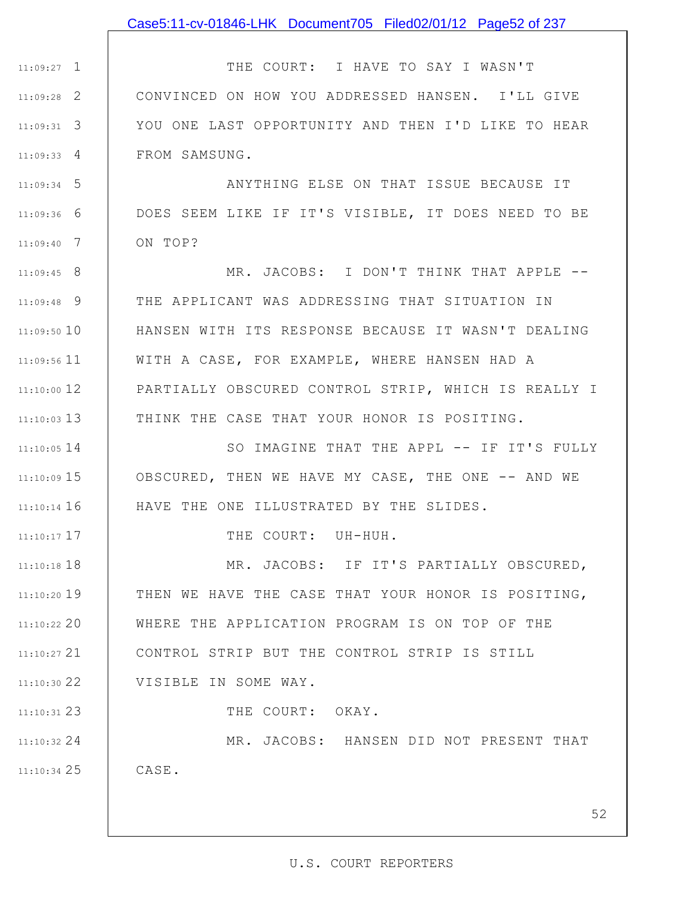THE COURT: I HAVE TO SAY I WASN'T CONVINCED ON HOW YOU ADDRESSED HANSEN. I'LL GIVE YOU ONE LAST OPPORTUNITY AND THEN I'D LIKE TO HEAR FROM SAMSUNG.

ANYTHING ELSE ON THAT ISSUE BECAUSE IT DOES SEEM LIKE IF IT'S VISIBLE, IT DOES NEED TO BE ON TOP?

MR. JACOBS: I DON'T THINK THAT APPLE -- THE APPLICANT WAS ADDRESSING THAT SITUATION IN HANSEN WITH ITS RESPONSE BECAUSE IT WASN'T DEALING WITH A CASE, FOR EXAMPLE, WHERE HANSEN HAD A PARTIALLY OBSCURED CONTROL STRIP, WHICH IS REALLY I THINK THE CASE THAT YOUR HONOR IS POSITING.

SO IMAGINE THAT THE APPL -- IF IT'S FULLY OBSCURED, THEN WE HAVE MY CASE, THE ONE -- AND WE HAVE THE ONE ILLUSTRATED BY THE SLIDES.

THE COURT: UH-HUH.

MR. JACOBS: IF IT'S PARTIALLY OBSCURED, THEN WE HAVE THE CASE THAT YOUR HONOR IS POSITING, WHERE THE APPLICATION PROGRAM IS ON TOP OF THE CONTROL STRIP BUT THE CONTROL STRIP IS STILL VISIBLE IN SOME WAY.

THE COURT: OKAY.

MR. JACOBS: HANSEN DID NOT PRESENT THAT CASE.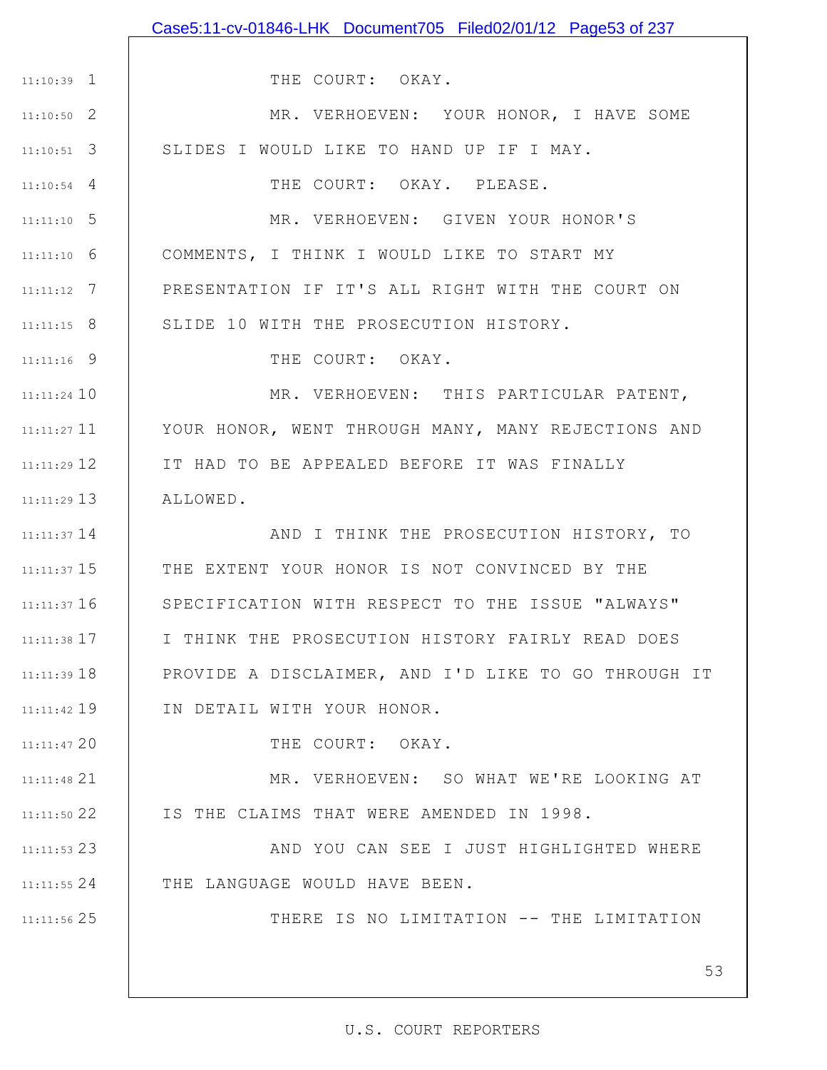THE COURT: OKAY.

MR. VERHOEVEN: YOUR HONOR, I HAVE SOME SLIDES I WOULD LIKE TO HAND UP IF I MAY.

THE COURT: OKAY. PLEASE.

MR. VERHOEVEN: GIVEN YOUR HONOR'S COMMENTS, I THINK I WOULD LIKE TO START MY PRESENTATION IF IT'S ALL RIGHT WITH THE COURT ON SLIDE 10 WITH THE PROSECUTION HISTORY.

THE COURT: OKAY.

MR. VERHOEVEN: THIS PARTICULAR PATENT, YOUR HONOR, WENT THROUGH MANY, MANY REJECTIONS AND IT HAD TO BE APPEALED BEFORE IT WAS FINALLY ALLOWED.

AND I THINK THE PROSECUTION HISTORY, TO THE EXTENT YOUR HONOR IS NOT CONVINCED BY THE SPECIFICATION WITH RESPECT TO THE ISSUE "ALWAYS" I THINK THE PROSECUTION HISTORY FAIRLY READ DOES PROVIDE A DISCLAIMER, AND I'D LIKE TO GO THROUGH IT IN DETAIL WITH YOUR HONOR.

THE COURT: OKAY.

MR. VERHOEVEN: SO WHAT WE'RE LOOKING AT IS THE CLAIMS THAT WERE AMENDED IN 1998.

AND YOU CAN SEE I JUST HIGHLIGHTED WHERE THE LANGUAGE WOULD HAVE BEEN.

THERE IS NO LIMITATION -- THE LIMITATION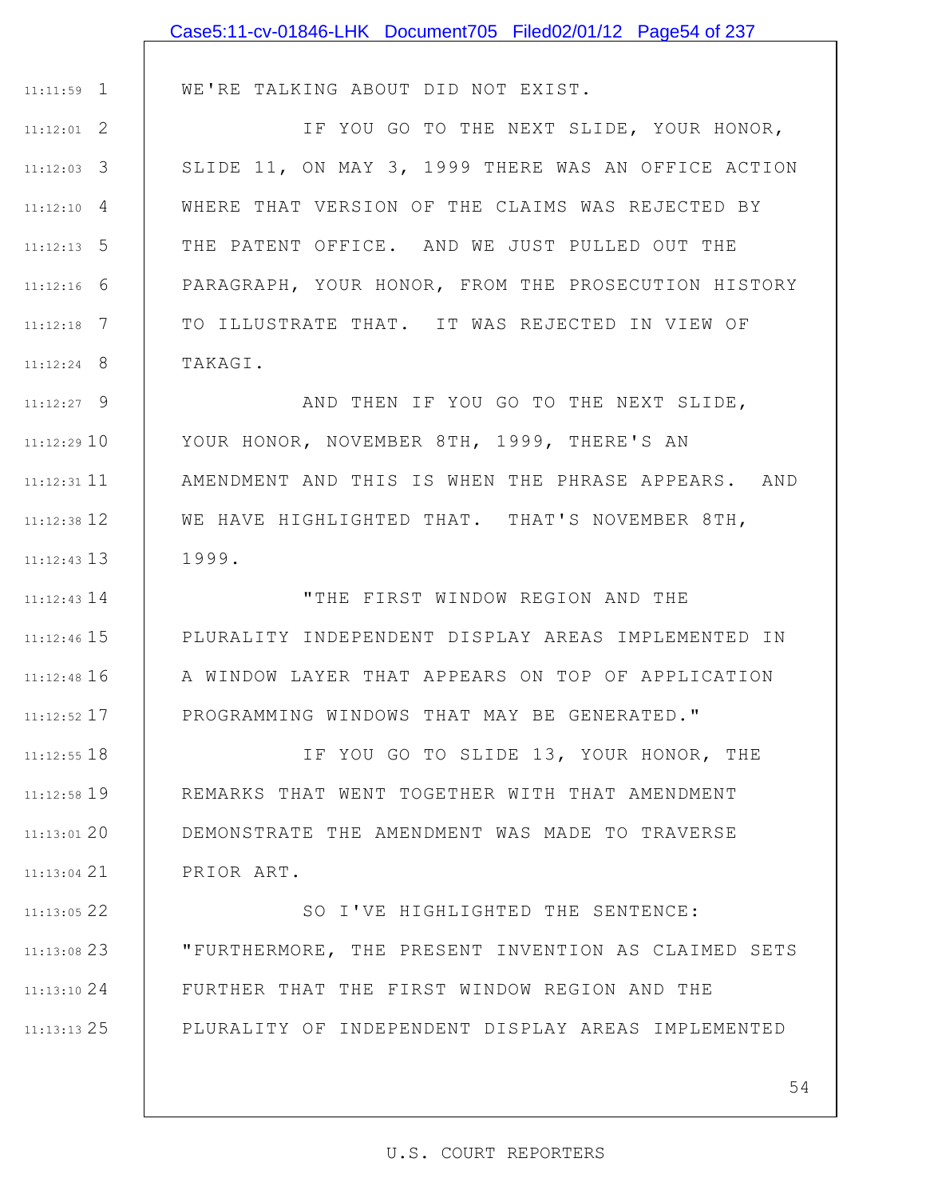WE'RE TALKING ABOUT DID NOT EXIST.

IF YOU GO TO THE NEXT SLIDE, YOUR HONOR, SLIDE 11, ON MAY 3, 1999 THERE WAS AN OFFICE ACTION WHERE THAT VERSION OF THE CLAIMS WAS REJECTED BY THE PATENT OFFICE. AND WE JUST PULLED OUT THE PARAGRAPH, YOUR HONOR, FROM THE PROSECUTION HISTORY TO ILLUSTRATE THAT. IT WAS REJECTED IN VIEW OF TAKAGI.

AND THEN IF YOU GO TO THE NEXT SLIDE, YOUR HONOR, NOVEMBER 8TH, 1999, THERE'S AN AMENDMENT AND THIS IS WHEN THE PHRASE APPEARS. AND WE HAVE HIGHLIGHTED THAT. THAT'S NOVEMBER 8TH, 1999.

"THE FIRST WINDOW REGION AND THE PLURALITY INDEPENDENT DISPLAY AREAS IMPLEMENTED IN A WINDOW LAYER THAT APPEARS ON TOP OF APPLICATION PROGRAMMING WINDOWS THAT MAY BE GENERATED."

IF YOU GO TO SLIDE 13, YOUR HONOR, THE REMARKS THAT WENT TOGETHER WITH THAT AMENDMENT DEMONSTRATE THE AMENDMENT WAS MADE TO TRAVERSE PRIOR ART.

SO I'VE HIGHLIGHTED THE SENTENCE: "FURTHERMORE, THE PRESENT INVENTION AS CLAIMED SETS FURTHER THAT THE FIRST WINDOW REGION AND THE PLURALITY OF INDEPENDENT DISPLAY AREAS IMPLEMENTED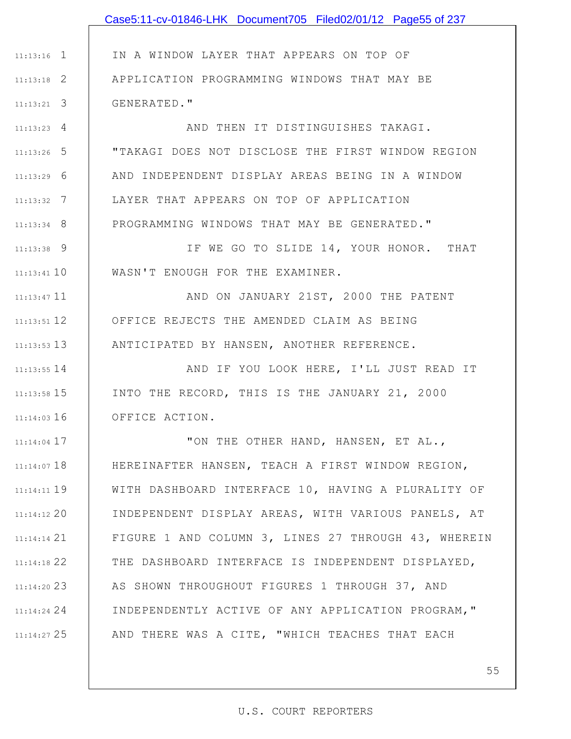IN A WINDOW LAYER THAT APPEARS ON TOP OF APPLICATION PROGRAMMING WINDOWS THAT MAY BE GENERATED."

AND THEN IT DISTINGUISHES TAKAGI. "TAKAGI DOES NOT DISCLOSE THE FIRST WINDOW REGION AND INDEPENDENT DISPLAY AREAS BEING IN A WINDOW LAYER THAT APPEARS ON TOP OF APPLICATION PROGRAMMING WINDOWS THAT MAY BE GENERATED."

IF WE GO TO SLIDE 14, YOUR HONOR. THAT WASN'T ENOUGH FOR THE EXAMINER.

AND ON JANUARY 21ST, 2000 THE PATENT OFFICE REJECTS THE AMENDED CLAIM AS BEING ANTICIPATED BY HANSEN, ANOTHER REFERENCE.

AND IF YOU LOOK HERE, I'LL JUST READ IT INTO THE RECORD, THIS IS THE JANUARY 21, 2000 OFFICE ACTION.

"ON THE OTHER HAND, HANSEN, ET AL., HEREINAFTER HANSEN, TEACH A FIRST WINDOW REGION, WITH DASHBOARD INTERFACE 10, HAVING A PLURALITY OF INDEPENDENT DISPLAY AREAS, WITH VARIOUS PANELS, AT FIGURE 1 AND COLUMN 3, LINES 27 THROUGH 43, WHEREIN THE DASHBOARD INTERFACE IS INDEPENDENT DISPLAYED, AS SHOWN THROUGHOUT FIGURES 1 THROUGH 37, AND INDEPENDENTLY ACTIVE OF ANY APPLICATION PROGRAM," AND THERE WAS A CITE, "WHICH TEACHES THAT EACH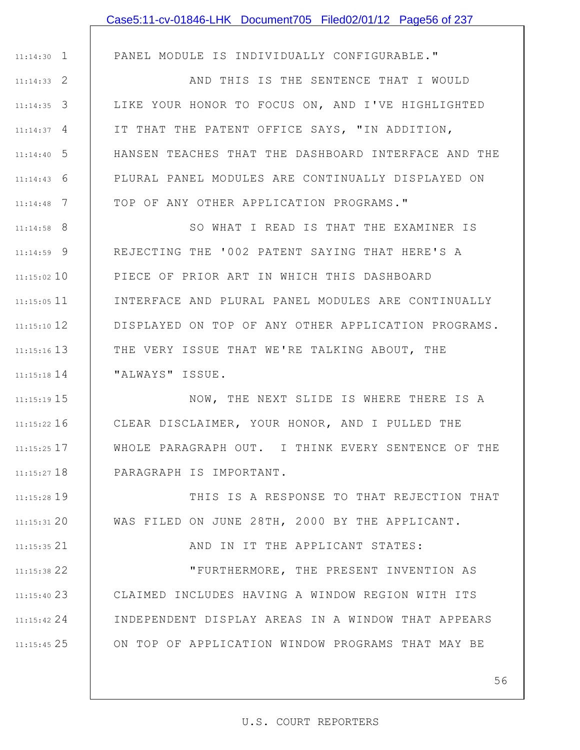PANEL MODULE IS INDIVIDUALLY CONFIGURABLE."

AND THIS IS THE SENTENCE THAT I WOULD LIKE YOUR HONOR TO FOCUS ON, AND I'VE HIGHLIGHTED IT THAT THE PATENT OFFICE SAYS, "IN ADDITION, HANSEN TEACHES THAT THE DASHBOARD INTERFACE AND THE PLURAL PANEL MODULES ARE CONTINUALLY DISPLAYED ON TOP OF ANY OTHER APPLICATION PROGRAMS."

SO WHAT I READ IS THAT THE EXAMINER IS REJECTING THE '002 PATENT SAYING THAT HERE'S A PIECE OF PRIOR ART IN WHICH THIS DASHBOARD INTERFACE AND PLURAL PANEL MODULES ARE CONTINUALLY DISPLAYED ON TOP OF ANY OTHER APPLICATION PROGRAMS. THE VERY ISSUE THAT WE'RE TALKING ABOUT, THE "ALWAYS" ISSUE.

NOW, THE NEXT SLIDE IS WHERE THERE IS A CLEAR DISCLAIMER, YOUR HONOR, AND I PULLED THE WHOLE PARAGRAPH OUT. I THINK EVERY SENTENCE OF THE PARAGRAPH IS IMPORTANT.

THIS IS A RESPONSE TO THAT REJECTION THAT WAS FILED ON JUNE 28TH, 2000 BY THE APPLICANT.

AND IN IT THE APPLICANT STATES:

"FURTHERMORE, THE PRESENT INVENTION AS CLAIMED INCLUDES HAVING A WINDOW REGION WITH ITS INDEPENDENT DISPLAY AREAS IN A WINDOW THAT APPEARS ON TOP OF APPLICATION WINDOW PROGRAMS THAT MAY BE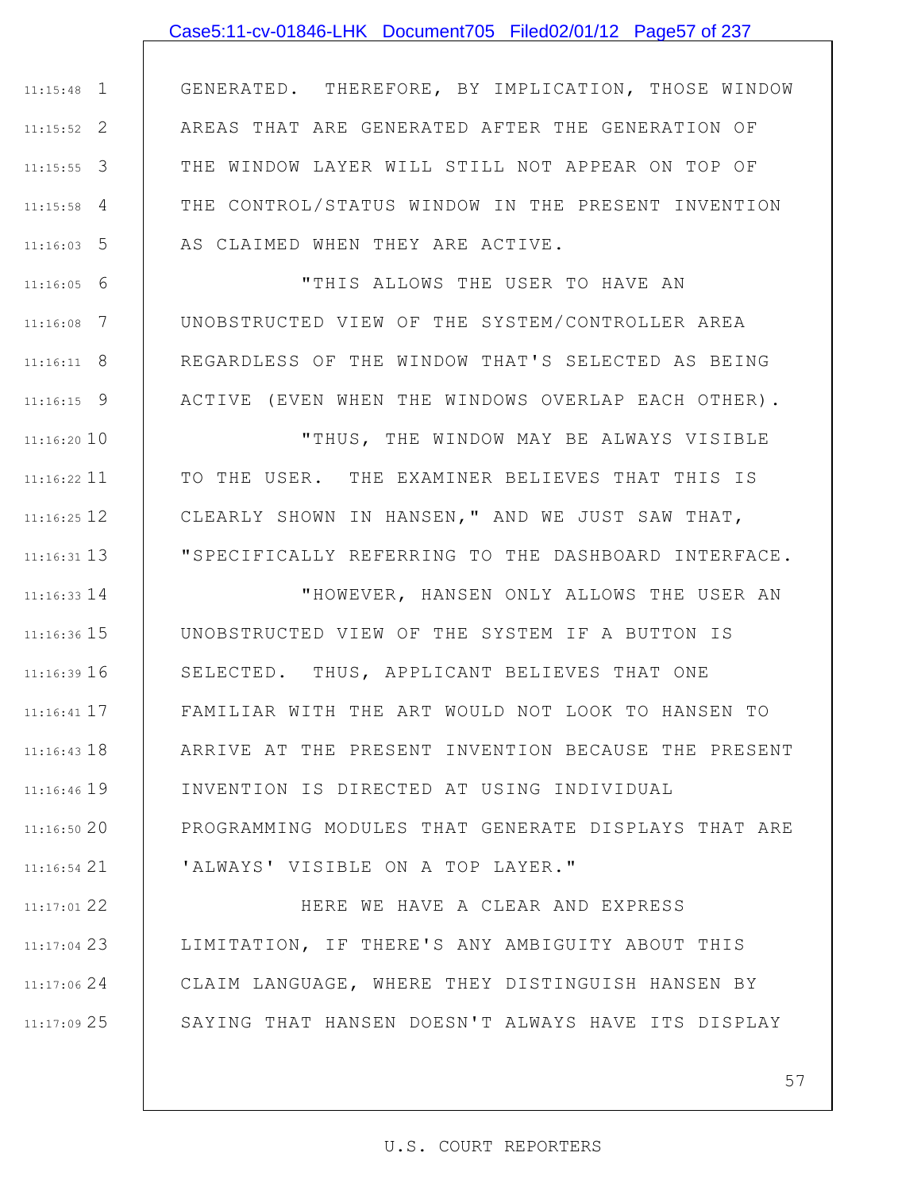GENERATED. THEREFORE, BY IMPLICATION, THOSE WINDOW AREAS THAT ARE GENERATED AFTER THE GENERATION OF THE WINDOW LAYER WILL STILL NOT APPEAR ON TOP OF THE CONTROL/STATUS WINDOW IN THE PRESENT INVENTION AS CLAIMED WHEN THEY ARE ACTIVE.

"THIS ALLOWS THE USER TO HAVE AN UNOBSTRUCTED VIEW OF THE SYSTEM/CONTROLLER AREA REGARDLESS OF THE WINDOW THAT'S SELECTED AS BEING ACTIVE (EVEN WHEN THE WINDOWS OVERLAP EACH OTHER).

"THUS, THE WINDOW MAY BE ALWAYS VISIBLE TO THE USER. THE EXAMINER BELIEVES THAT THIS IS CLEARLY SHOWN IN HANSEN," AND WE JUST SAW THAT, "SPECIFICALLY REFERRING TO THE DASHBOARD INTERFACE.

"HOWEVER, HANSEN ONLY ALLOWS THE USER AN UNOBSTRUCTED VIEW OF THE SYSTEM IF A BUTTON IS SELECTED. THUS, APPLICANT BELIEVES THAT ONE FAMILIAR WITH THE ART WOULD NOT LOOK TO HANSEN TO ARRIVE AT THE PRESENT INVENTION BECAUSE THE PRESENT INVENTION IS DIRECTED AT USING INDIVIDUAL PROGRAMMING MODULES THAT GENERATE DISPLAYS THAT ARE 'ALWAYS' VISIBLE ON A TOP LAYER."

HERE WE HAVE A CLEAR AND EXPRESS LIMITATION, IF THERE'S ANY AMBIGUITY ABOUT THIS CLAIM LANGUAGE, WHERE THEY DISTINGUISH HANSEN BY SAYING THAT HANSEN DOESN'T ALWAYS HAVE ITS DISPLAY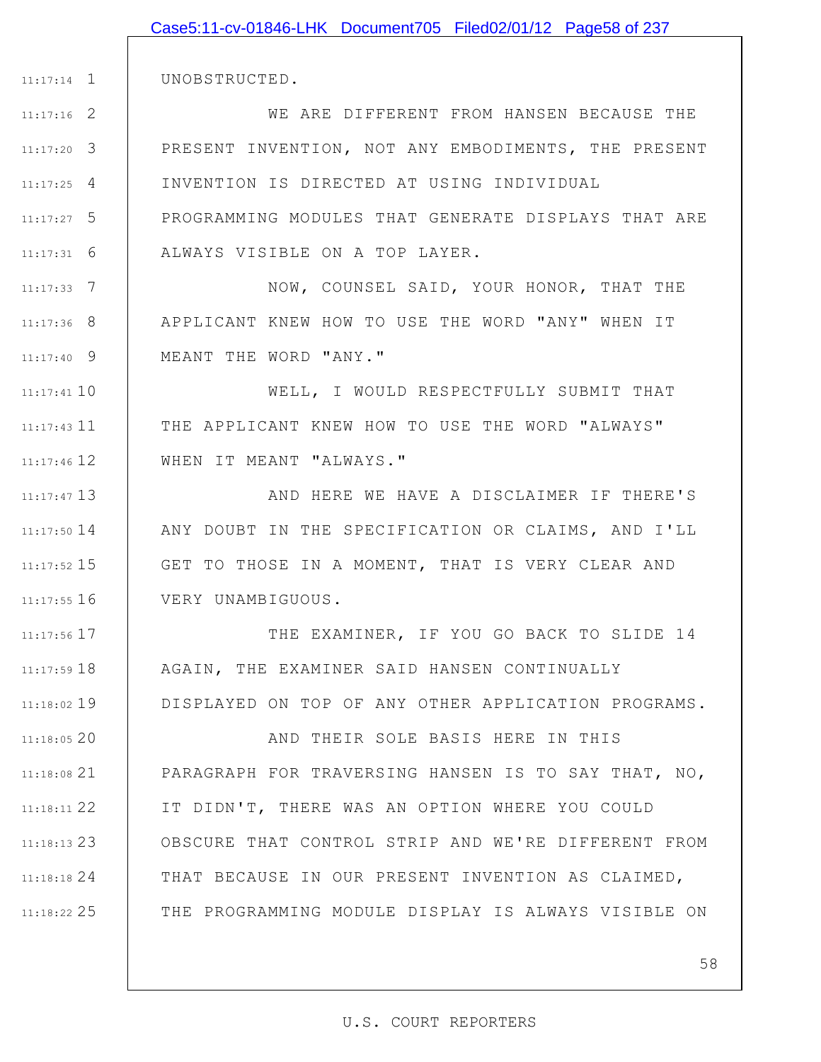UNOBSTRUCTED.

WE ARE DIFFERENT FROM HANSEN BECAUSE THE PRESENT INVENTION, NOT ANY EMBODIMENTS, THE PRESENT INVENTION IS DIRECTED AT USING INDIVIDUAL PROGRAMMING MODULES THAT GENERATE DISPLAYS THAT ARE ALWAYS VISIBLE ON A TOP LAYER.

NOW, COUNSEL SAID, YOUR HONOR, THAT THE APPLICANT KNEW HOW TO USE THE WORD "ANY" WHEN IT MEANT THE WORD "ANY."

WELL, I WOULD RESPECTFULLY SUBMIT THAT THE APPLICANT KNEW HOW TO USE THE WORD "ALWAYS" WHEN IT MEANT "ALWAYS."

AND HERE WE HAVE A DISCLAIMER IF THERE'S ANY DOUBT IN THE SPECIFICATION OR CLAIMS, AND I'LL GET TO THOSE IN A MOMENT, THAT IS VERY CLEAR AND VERY UNAMBIGUOUS.

THE EXAMINER, IF YOU GO BACK TO SLIDE 14 AGAIN, THE EXAMINER SAID HANSEN CONTINUALLY DISPLAYED ON TOP OF ANY OTHER APPLICATION PROGRAMS.

AND THEIR SOLE BASIS HERE IN THIS PARAGRAPH FOR TRAVERSING HANSEN IS TO SAY THAT, NO, IT DIDN'T, THERE WAS AN OPTION WHERE YOU COULD OBSCURE THAT CONTROL STRIP AND WE'RE DIFFERENT FROM THAT BECAUSE IN OUR PRESENT INVENTION AS CLAIMED, THE PROGRAMMING MODULE DISPLAY IS ALWAYS VISIBLE ON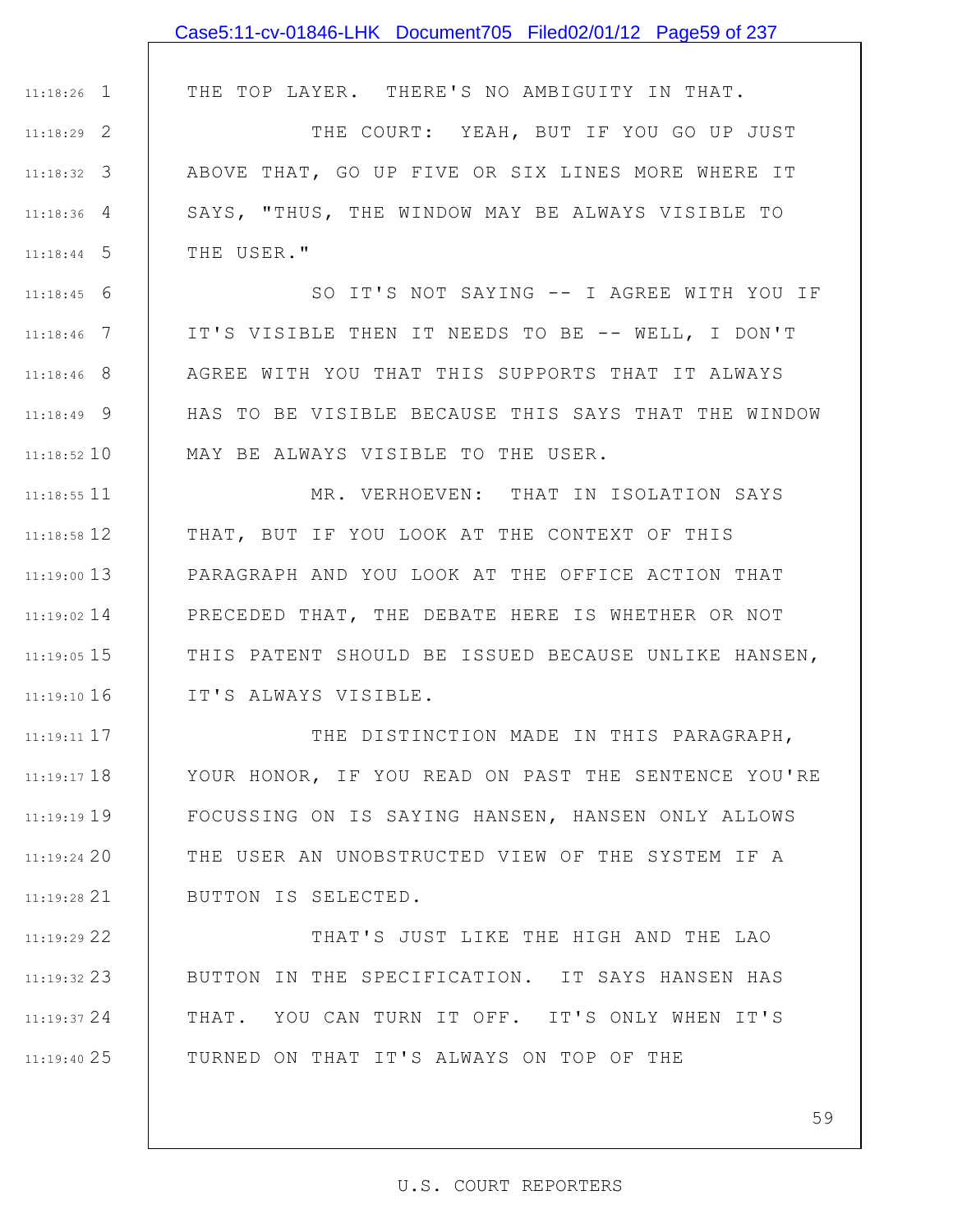THE TOP LAYER. THERE'S NO AMBIGUITY IN THAT.

THE COURT: YEAH, BUT IF YOU GO UP JUST ABOVE THAT, GO UP FIVE OR SIX LINES MORE WHERE IT SAYS, "THUS, THE WINDOW MAY BE ALWAYS VISIBLE TO THE USER."

SO IT'S NOT SAYING -- I AGREE WITH YOU IF IT'S VISIBLE THEN IT NEEDS TO BE -- WELL, I DON'T AGREE WITH YOU THAT THIS SUPPORTS THAT IT ALWAYS HAS TO BE VISIBLE BECAUSE THIS SAYS THAT THE WINDOW MAY BE ALWAYS VISIBLE TO THE USER.

MR. VERHOEVEN: THAT IN ISOLATION SAYS THAT, BUT IF YOU LOOK AT THE CONTEXT OF THIS PARAGRAPH AND YOU LOOK AT THE OFFICE ACTION THAT PRECEDED THAT, THE DEBATE HERE IS WHETHER OR NOT THIS PATENT SHOULD BE ISSUED BECAUSE UNLIKE HANSEN, IT'S ALWAYS VISIBLE.

THE DISTINCTION MADE IN THIS PARAGRAPH, YOUR HONOR, IF YOU READ ON PAST THE SENTENCE YOU'RE FOCUSSING ON IS SAYING HANSEN, HANSEN ONLY ALLOWS THE USER AN UNOBSTRUCTED VIEW OF THE SYSTEM IF A BUTTON IS SELECTED.

THAT'S JUST LIKE THE HIGH AND THE LAO BUTTON IN THE SPECIFICATION. IT SAYS HANSEN HAS THAT. YOU CAN TURN IT OFF. IT'S ONLY WHEN IT'S TURNED ON THAT IT'S ALWAYS ON TOP OF THE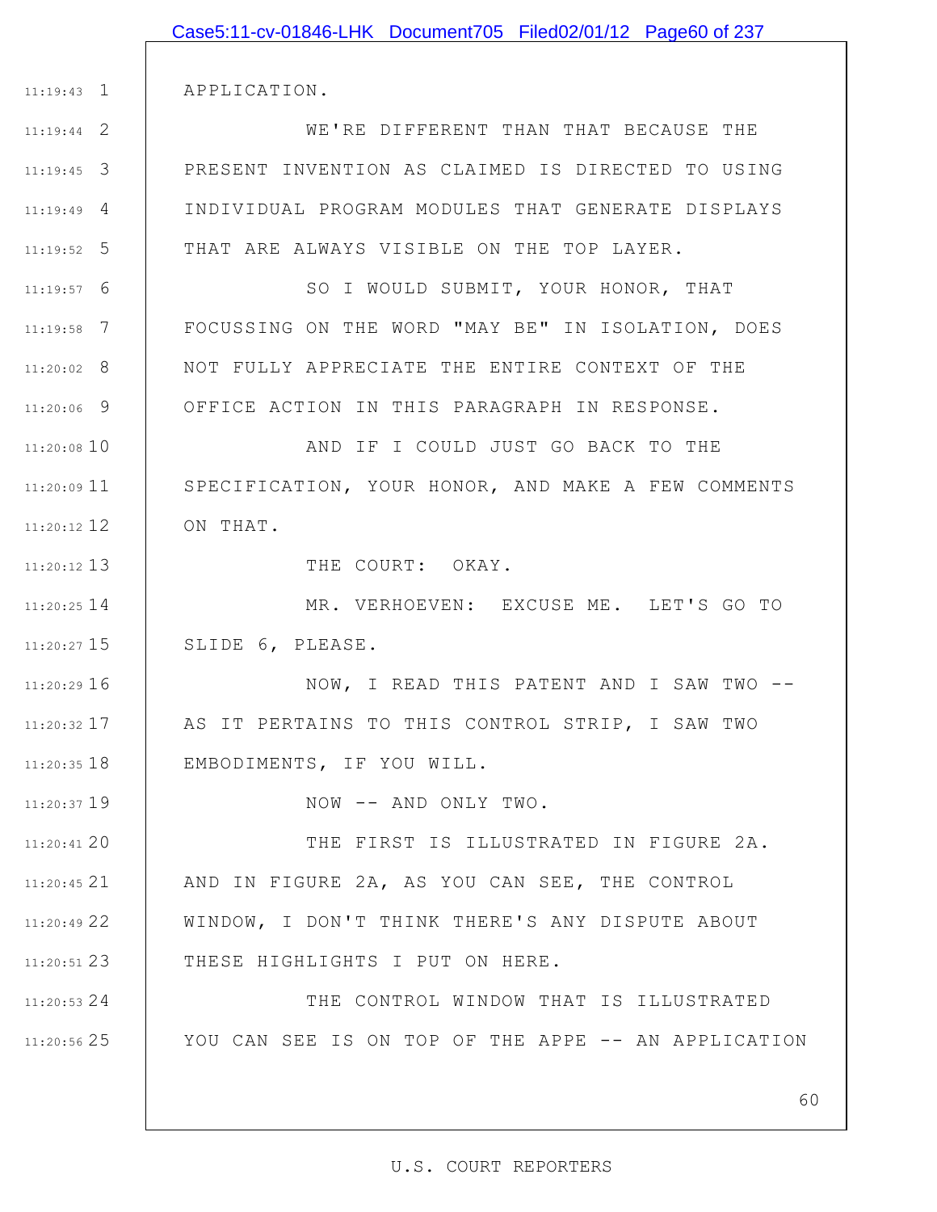APPLICATION.

WE'RE DIFFERENT THAN THAT BECAUSE THE PRESENT INVENTION AS CLAIMED IS DIRECTED TO USING INDIVIDUAL PROGRAM MODULES THAT GENERATE DISPLAYS THAT ARE ALWAYS VISIBLE ON THE TOP LAYER.

SO I WOULD SUBMIT, YOUR HONOR, THAT FOCUSSING ON THE WORD "MAY BE" IN ISOLATION, DOES NOT FULLY APPRECIATE THE ENTIRE CONTEXT OF THE OFFICE ACTION IN THIS PARAGRAPH IN RESPONSE.

AND IF I COULD JUST GO BACK TO THE SPECIFICATION, YOUR HONOR, AND MAKE A FEW COMMENTS ON THAT.

THE COURT: OKAY.

MR. VERHOEVEN: EXCUSE ME. LET'S GO TO SLIDE 6, PLEASE.

NOW, I READ THIS PATENT AND I SAW TWO -- AS IT PERTAINS TO THIS CONTROL STRIP, I SAW TWO EMBODIMENTS, IF YOU WILL.

NOW -- AND ONLY TWO.

THE FIRST IS ILLUSTRATED IN FIGURE 2A. AND IN FIGURE 2A, AS YOU CAN SEE, THE CONTROL WINDOW, I DON'T THINK THERE'S ANY DISPUTE ABOUT THESE HIGHLIGHTS I PUT ON HERE.

THE CONTROL WINDOW THAT IS ILLUSTRATED YOU CAN SEE IS ON TOP OF THE APPE -- AN APPLICATION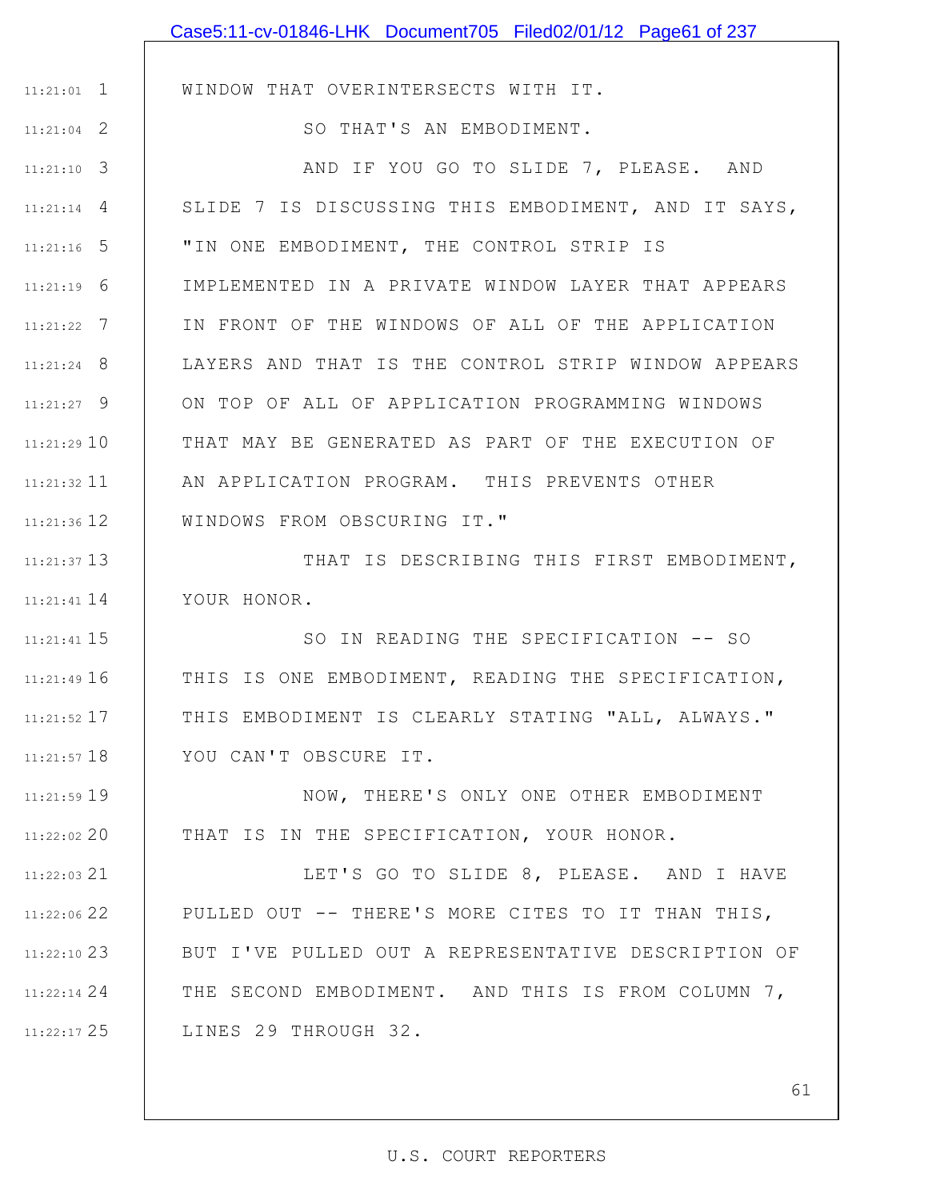WINDOW THAT OVERINTERSECTS WITH IT.

SO THAT'S AN EMBODIMENT.

AND IF YOU GO TO SLIDE 7, PLEASE. AND SLIDE 7 IS DISCUSSING THIS EMBODIMENT, AND IT SAYS, "IN ONE EMBODIMENT, THE CONTROL STRIP IS IMPLEMENTED IN A PRIVATE WINDOW LAYER THAT APPEARS IN FRONT OF THE WINDOWS OF ALL OF THE APPLICATION LAYERS AND THAT IS THE CONTROL STRIP WINDOW APPEARS ON TOP OF ALL OF APPLICATION PROGRAMMING WINDOWS THAT MAY BE GENERATED AS PART OF THE EXECUTION OF AN APPLICATION PROGRAM. THIS PREVENTS OTHER WINDOWS FROM OBSCURING IT."

THAT IS DESCRIBING THIS FIRST EMBODIMENT, YOUR HONOR.

SO IN READING THE SPECIFICATION -- SO THIS IS ONE EMBODIMENT, READING THE SPECIFICATION, THIS EMBODIMENT IS CLEARLY STATING "ALL, ALWAYS." YOU CAN'T OBSCURE IT.

NOW, THERE'S ONLY ONE OTHER EMBODIMENT THAT IS IN THE SPECIFICATION, YOUR HONOR.

LET'S GO TO SLIDE 8, PLEASE. AND I HAVE PULLED OUT -- THERE'S MORE CITES TO IT THAN THIS, BUT I'VE PULLED OUT A REPRESENTATIVE DESCRIPTION OF THE SECOND EMBODIMENT. AND THIS IS FROM COLUMN 7, LINES 29 THROUGH 32.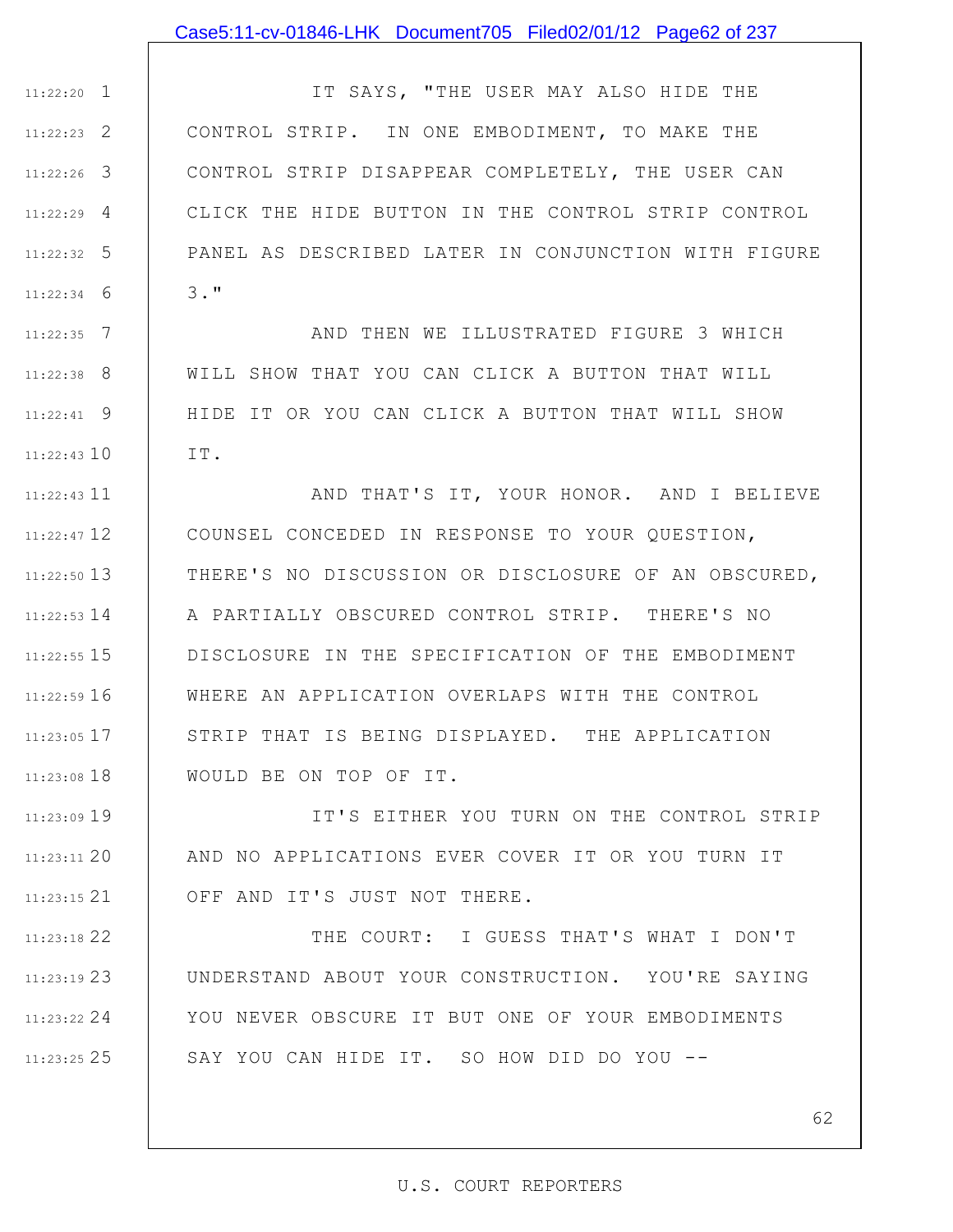IT SAYS, "THE USER MAY ALSO HIDE THE CONTROL STRIP. IN ONE EMBODIMENT, TO MAKE THE CONTROL STRIP DISAPPEAR COMPLETELY, THE USER CAN CLICK THE HIDE BUTTON IN THE CONTROL STRIP CONTROL PANEL AS DESCRIBED LATER IN CONJUNCTION WITH FIGURE 3."

AND THEN WE ILLUSTRATED FIGURE 3 WHICH WILL SHOW THAT YOU CAN CLICK A BUTTON THAT WILL HIDE IT OR YOU CAN CLICK A BUTTON THAT WILL SHOW IT.

AND THAT'S IT, YOUR HONOR. AND I BELIEVE COUNSEL CONCEDED IN RESPONSE TO YOUR QUESTION, THERE'S NO DISCUSSION OR DISCLOSURE OF AN OBSCURED, A PARTIALLY OBSCURED CONTROL STRIP. THERE'S NO DISCLOSURE IN THE SPECIFICATION OF THE EMBODIMENT WHERE AN APPLICATION OVERLAPS WITH THE CONTROL STRIP THAT IS BEING DISPLAYED. THE APPLICATION WOULD BE ON TOP OF IT.

IT'S EITHER YOU TURN ON THE CONTROL STRIP AND NO APPLICATIONS EVER COVER IT OR YOU TURN IT OFF AND IT'S JUST NOT THERE.

THE COURT: I GUESS THAT'S WHAT I DON'T UNDERSTAND ABOUT YOUR CONSTRUCTION. YOU'RE SAYING YOU NEVER OBSCURE IT BUT ONE OF YOUR EMBODIMENTS SAY YOU CAN HIDE IT. SO HOW DID DO YOU --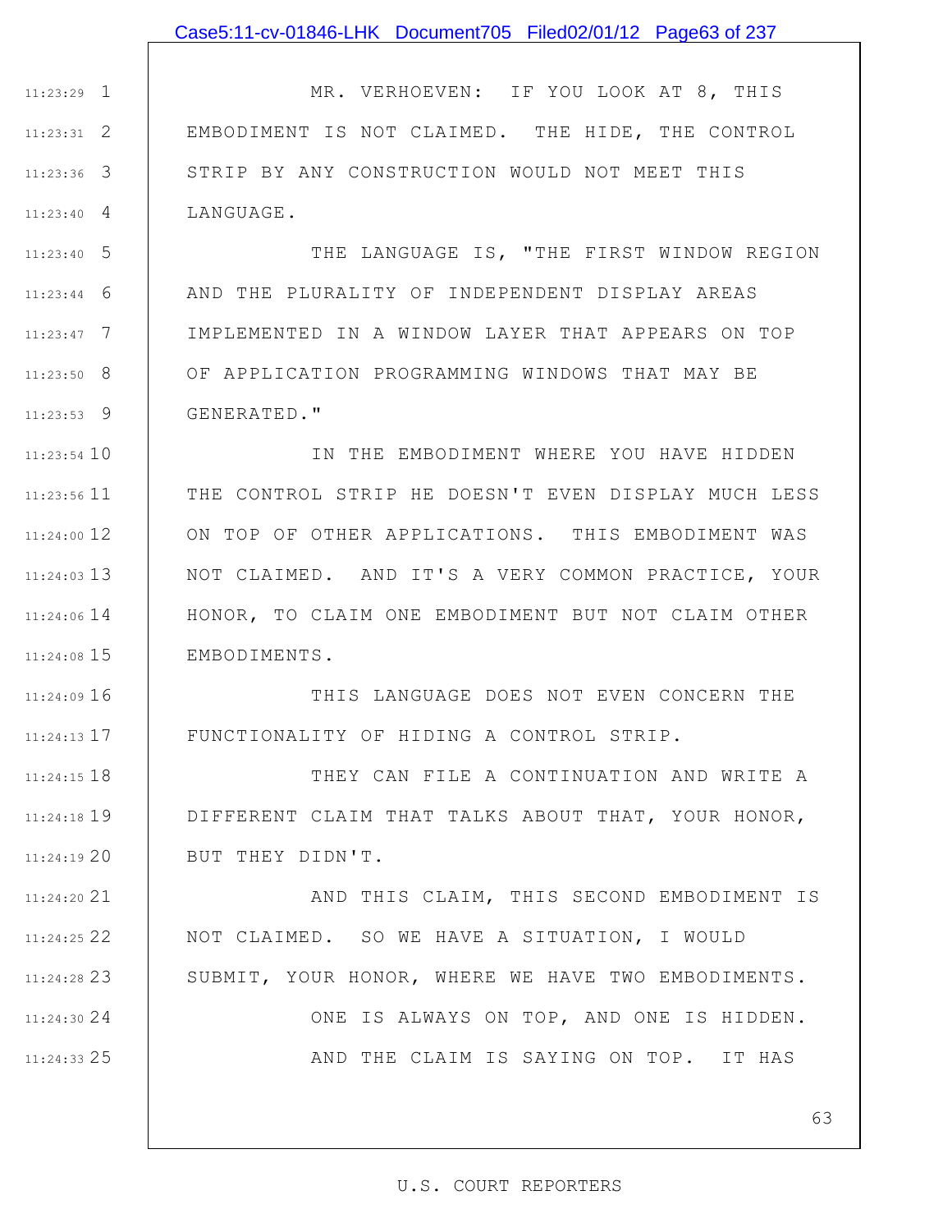MR. VERHOEVEN: IF YOU LOOK AT 8, THIS EMBODIMENT IS NOT CLAIMED. THE HIDE, THE CONTROL STRIP BY ANY CONSTRUCTION WOULD NOT MEET THIS LANGUAGE.

THE LANGUAGE IS, "THE FIRST WINDOW REGION AND THE PLURALITY OF INDEPENDENT DISPLAY AREAS IMPLEMENTED IN A WINDOW LAYER THAT APPEARS ON TOP OF APPLICATION PROGRAMMING WINDOWS THAT MAY BE GENERATED."

IN THE EMBODIMENT WHERE YOU HAVE HIDDEN THE CONTROL STRIP HE DOESN'T EVEN DISPLAY MUCH LESS ON TOP OF OTHER APPLICATIONS. THIS EMBODIMENT WAS NOT CLAIMED. AND IT'S A VERY COMMON PRACTICE, YOUR HONOR, TO CLAIM ONE EMBODIMENT BUT NOT CLAIM OTHER EMBODIMENTS.

THIS LANGUAGE DOES NOT EVEN CONCERN THE FUNCTIONALITY OF HIDING A CONTROL STRIP.

THEY CAN FILE A CONTINUATION AND WRITE A DIFFERENT CLAIM THAT TALKS ABOUT THAT, YOUR HONOR, BUT THEY DIDN'T.

AND THIS CLAIM, THIS SECOND EMBODIMENT IS NOT CLAIMED. SO WE HAVE A SITUATION, I WOULD SUBMIT, YOUR HONOR, WHERE WE HAVE TWO EMBODIMENTS.

ONE IS ALWAYS ON TOP, AND ONE IS HIDDEN.

AND THE CLAIM IS SAYING ON TOP. IT HAS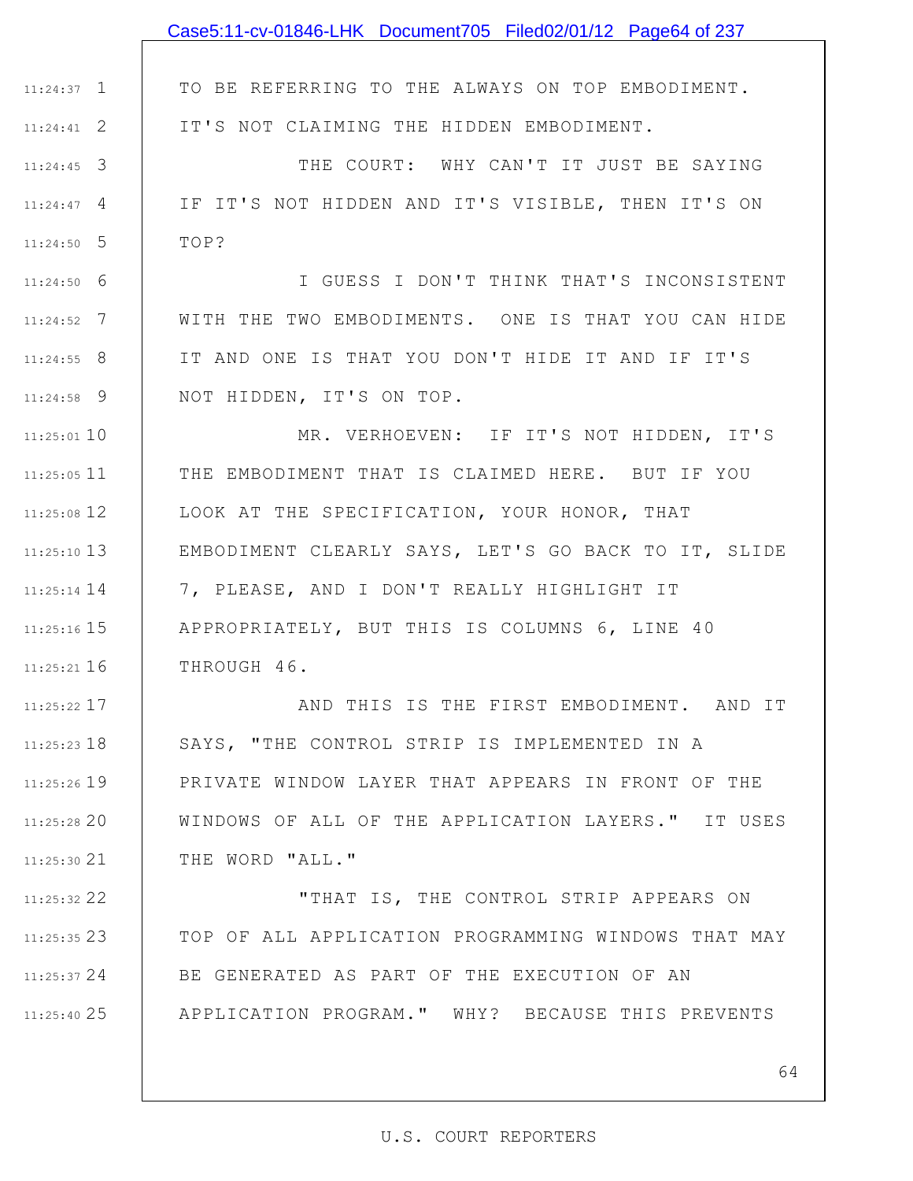TO BE REFERRING TO THE ALWAYS ON TOP EMBODIMENT. IT'S NOT CLAIMING THE HIDDEN EMBODIMENT.

THE COURT: WHY CAN'T IT JUST BE SAYING IF IT'S NOT HIDDEN AND IT'S VISIBLE, THEN IT'S ON TOP?

I GUESS I DON'T THINK THAT'S INCONSISTENT WITH THE TWO EMBODIMENTS. ONE IS THAT YOU CAN HIDE IT AND ONE IS THAT YOU DON'T HIDE IT AND IF IT'S NOT HIDDEN, IT'S ON TOP.

MR. VERHOEVEN: IF IT'S NOT HIDDEN, IT'S THE EMBODIMENT THAT IS CLAIMED HERE. BUT IF YOU LOOK AT THE SPECIFICATION, YOUR HONOR, THAT EMBODIMENT CLEARLY SAYS, LET'S GO BACK TO IT, SLIDE 7, PLEASE, AND I DON'T REALLY HIGHLIGHT IT APPROPRIATELY, BUT THIS IS COLUMNS 6, LINE 40 THROUGH 46.

AND THIS IS THE FIRST EMBODIMENT. AND IT SAYS, "THE CONTROL STRIP IS IMPLEMENTED IN A PRIVATE WINDOW LAYER THAT APPEARS IN FRONT OF THE WINDOWS OF ALL OF THE APPLICATION LAYERS." IT USES THE WORD "ALL."

"THAT IS, THE CONTROL STRIP APPEARS ON TOP OF ALL APPLICATION PROGRAMMING WINDOWS THAT MAY BE GENERATED AS PART OF THE EXECUTION OF AN APPLICATION PROGRAM." WHY? BECAUSE THIS PREVENTS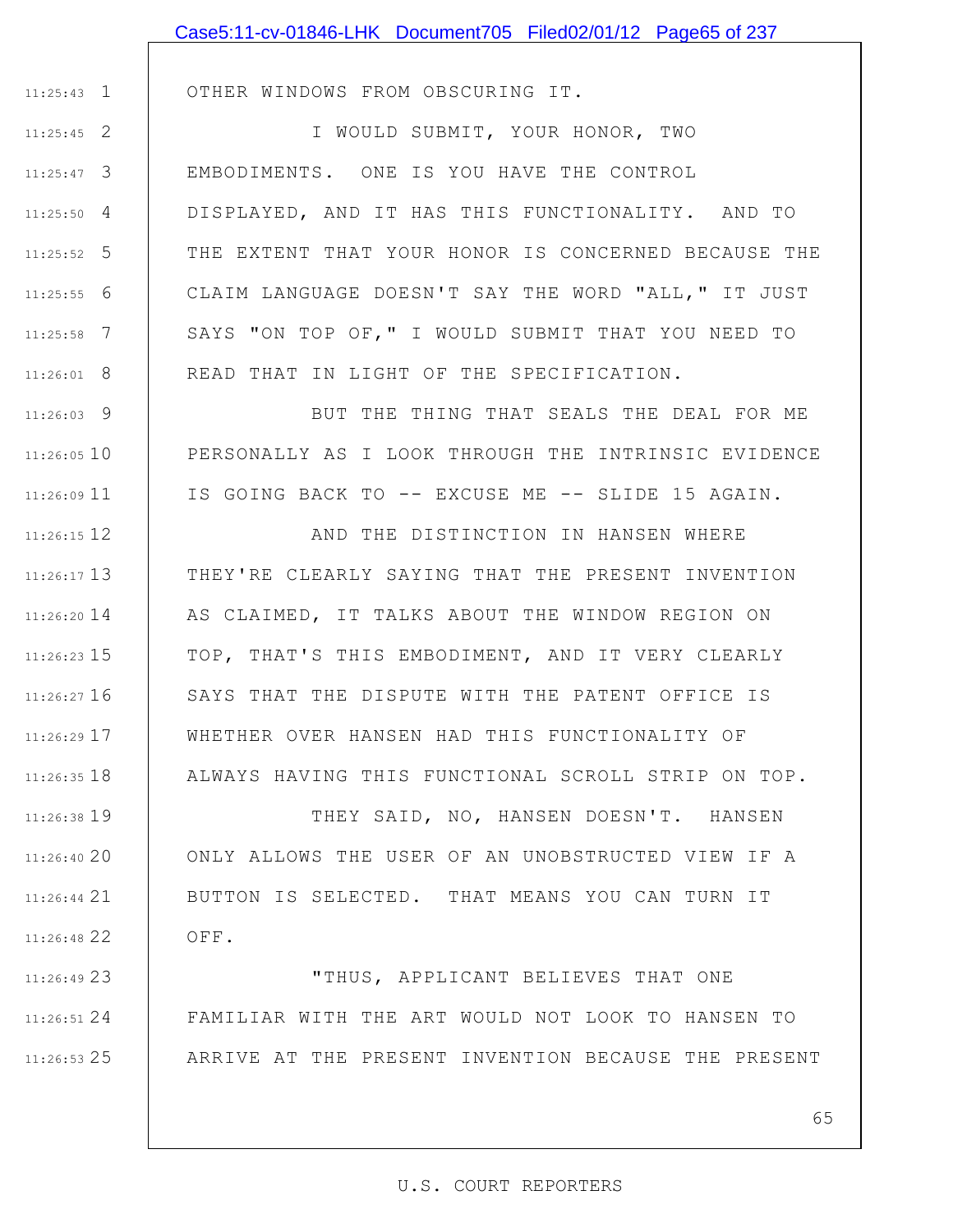OTHER WINDOWS FROM OBSCURING IT.

I WOULD SUBMIT, YOUR HONOR, TWO EMBODIMENTS. ONE IS YOU HAVE THE CONTROL DISPLAYED, AND IT HAS THIS FUNCTIONALITY. AND TO THE EXTENT THAT YOUR HONOR IS CONCERNED BECAUSE THE CLAIM LANGUAGE DOESN'T SAY THE WORD "ALL," IT JUST SAYS "ON TOP OF," I WOULD SUBMIT THAT YOU NEED TO READ THAT IN LIGHT OF THE SPECIFICATION.

BUT THE THING THAT SEALS THE DEAL FOR ME PERSONALLY AS I LOOK THROUGH THE INTRINSIC EVIDENCE IS GOING BACK TO -- EXCUSE ME -- SLIDE 15 AGAIN.

AND THE DISTINCTION IN HANSEN WHERE THEY'RE CLEARLY SAYING THAT THE PRESENT INVENTION AS CLAIMED, IT TALKS ABOUT THE WINDOW REGION ON TOP, THAT'S THIS EMBODIMENT, AND IT VERY CLEARLY SAYS THAT THE DISPUTE WITH THE PATENT OFFICE IS WHETHER OVER HANSEN HAD THIS FUNCTIONALITY OF ALWAYS HAVING THIS FUNCTIONAL SCROLL STRIP ON TOP.

THEY SAID, NO, HANSEN DOESN'T. HANSEN ONLY ALLOWS THE USER OF AN UNOBSTRUCTED VIEW IF A BUTTON IS SELECTED. THAT MEANS YOU CAN TURN IT OFF.

"THUS, APPLICANT BELIEVES THAT ONE FAMILIAR WITH THE ART WOULD NOT LOOK TO HANSEN TO ARRIVE AT THE PRESENT INVENTION BECAUSE THE PRESENT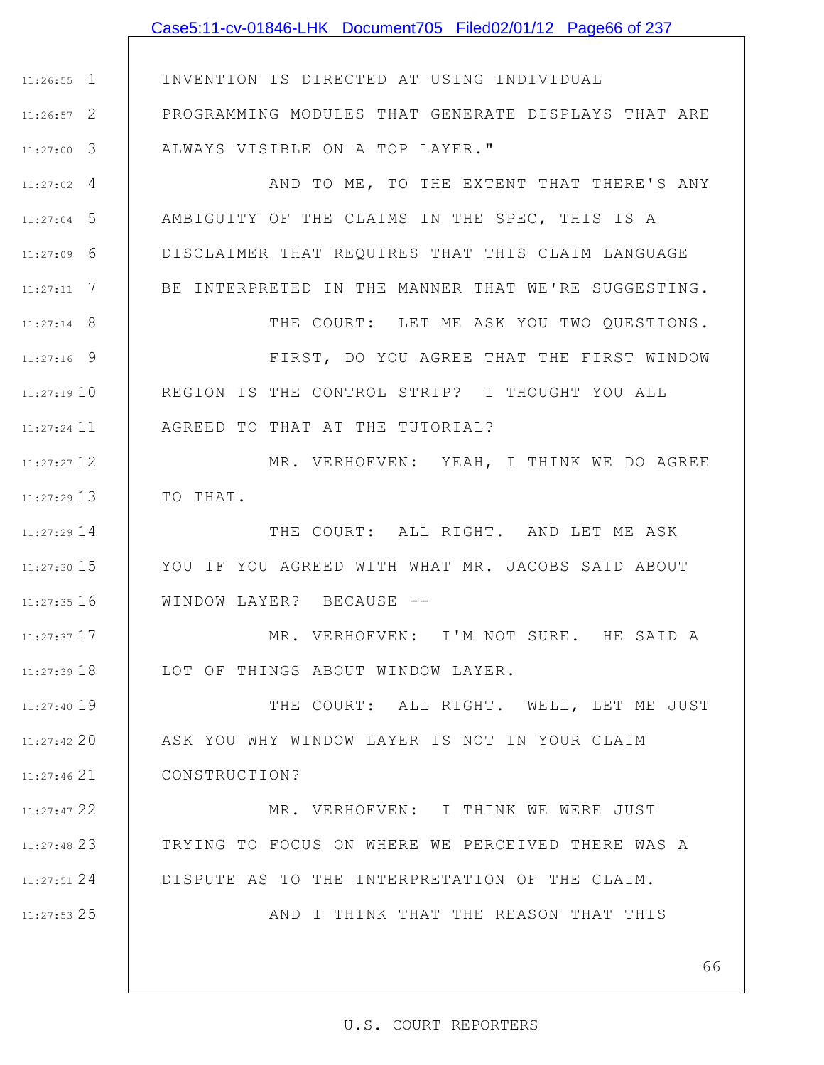INVENTION IS DIRECTED AT USING INDIVIDUAL PROGRAMMING MODULES THAT GENERATE DISPLAYS THAT ARE ALWAYS VISIBLE ON A TOP LAYER."

AND TO ME, TO THE EXTENT THAT THERE'S ANY AMBIGUITY OF THE CLAIMS IN THE SPEC, THIS IS A DISCLAIMER THAT REQUIRES THAT THIS CLAIM LANGUAGE BE INTERPRETED IN THE MANNER THAT WE'RE SUGGESTING.

THE COURT: LET ME ASK YOU TWO QUESTIONS.

FIRST, DO YOU AGREE THAT THE FIRST WINDOW REGION IS THE CONTROL STRIP? I THOUGHT YOU ALL AGREED TO THAT AT THE TUTORIAL?

MR. VERHOEVEN: YEAH, I THINK WE DO AGREE TO THAT.

THE COURT: ALL RIGHT. AND LET ME ASK YOU IF YOU AGREED WITH WHAT MR. JACOBS SAID ABOUT WINDOW LAYER? BECAUSE --

MR. VERHOEVEN: I'M NOT SURE. HE SAID A LOT OF THINGS ABOUT WINDOW LAYER.

THE COURT: ALL RIGHT. WELL, LET ME JUST ASK YOU WHY WINDOW LAYER IS NOT IN YOUR CLAIM CONSTRUCTION?

MR. VERHOEVEN: I THINK WE WERE JUST TRYING TO FOCUS ON WHERE WE PERCEIVED THERE WAS A DISPUTE AS TO THE INTERPRETATION OF THE CLAIM.

AND I THINK THAT THE REASON THAT THIS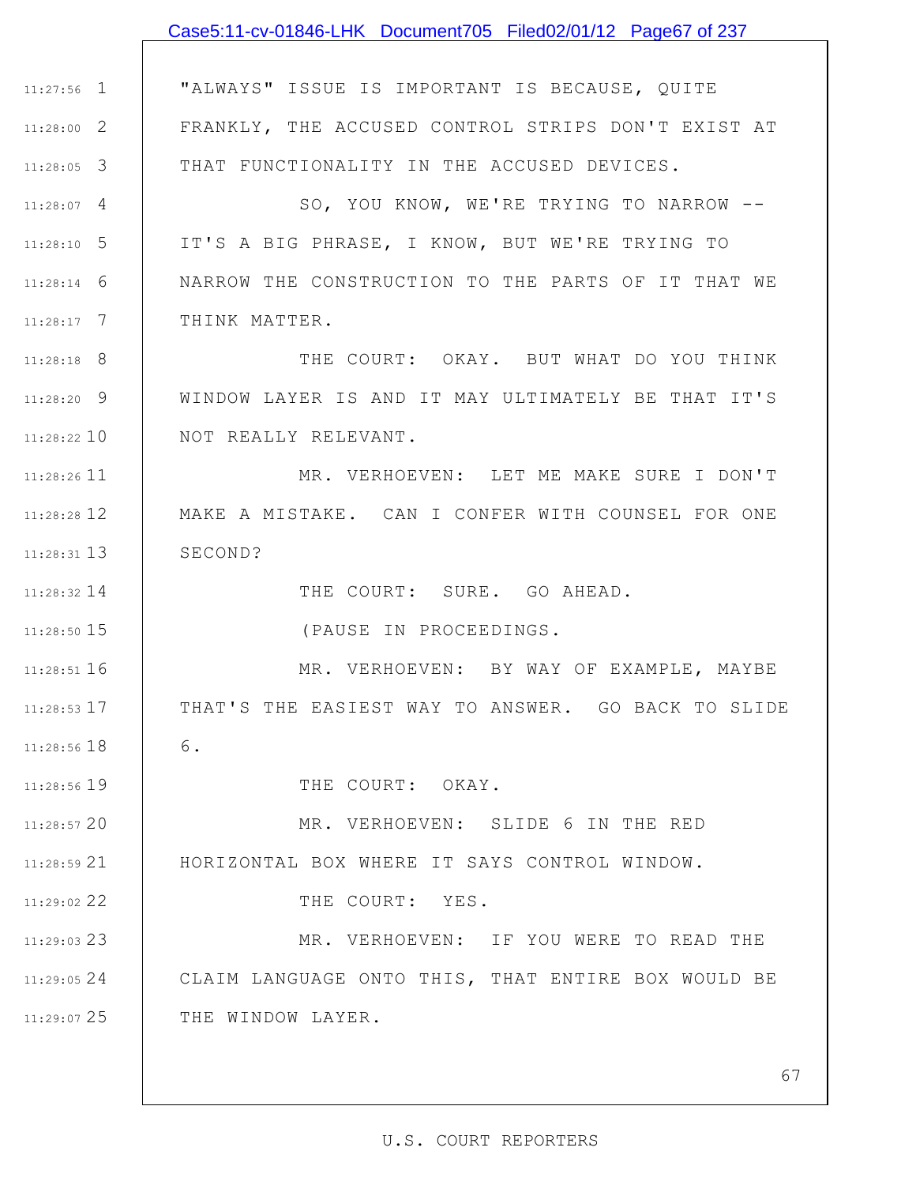"ALWAYS" ISSUE IS IMPORTANT IS BECAUSE, QUITE FRANKLY, THE ACCUSED CONTROL STRIPS DON'T EXIST AT THAT FUNCTIONALITY IN THE ACCUSED DEVICES.

SO, YOU KNOW, WE'RE TRYING TO NARROW -- IT'S A BIG PHRASE, I KNOW, BUT WE'RE TRYING TO NARROW THE CONSTRUCTION TO THE PARTS OF IT THAT WE THINK MATTER.

THE COURT: OKAY. BUT WHAT DO YOU THINK WINDOW LAYER IS AND IT MAY ULTIMATELY BE THAT IT'S NOT REALLY RELEVANT.

MR. VERHOEVEN: LET ME MAKE SURE I DON'T MAKE A MISTAKE. CAN I CONFER WITH COUNSEL FOR ONE SECOND?

THE COURT: SURE. GO AHEAD.

(PAUSE IN PROCEEDINGS.

MR. VERHOEVEN: BY WAY OF EXAMPLE, MAYBE THAT'S THE EASIEST WAY TO ANSWER. GO BACK TO SLIDE 6.

THE COURT: OKAY.

MR. VERHOEVEN: SLIDE 6 IN THE RED HORIZONTAL BOX WHERE IT SAYS CONTROL WINDOW.

THE COURT: YES.

MR. VERHOEVEN: IF YOU WERE TO READ THE CLAIM LANGUAGE ONTO THIS, THAT ENTIRE BOX WOULD BE THE WINDOW LAYER.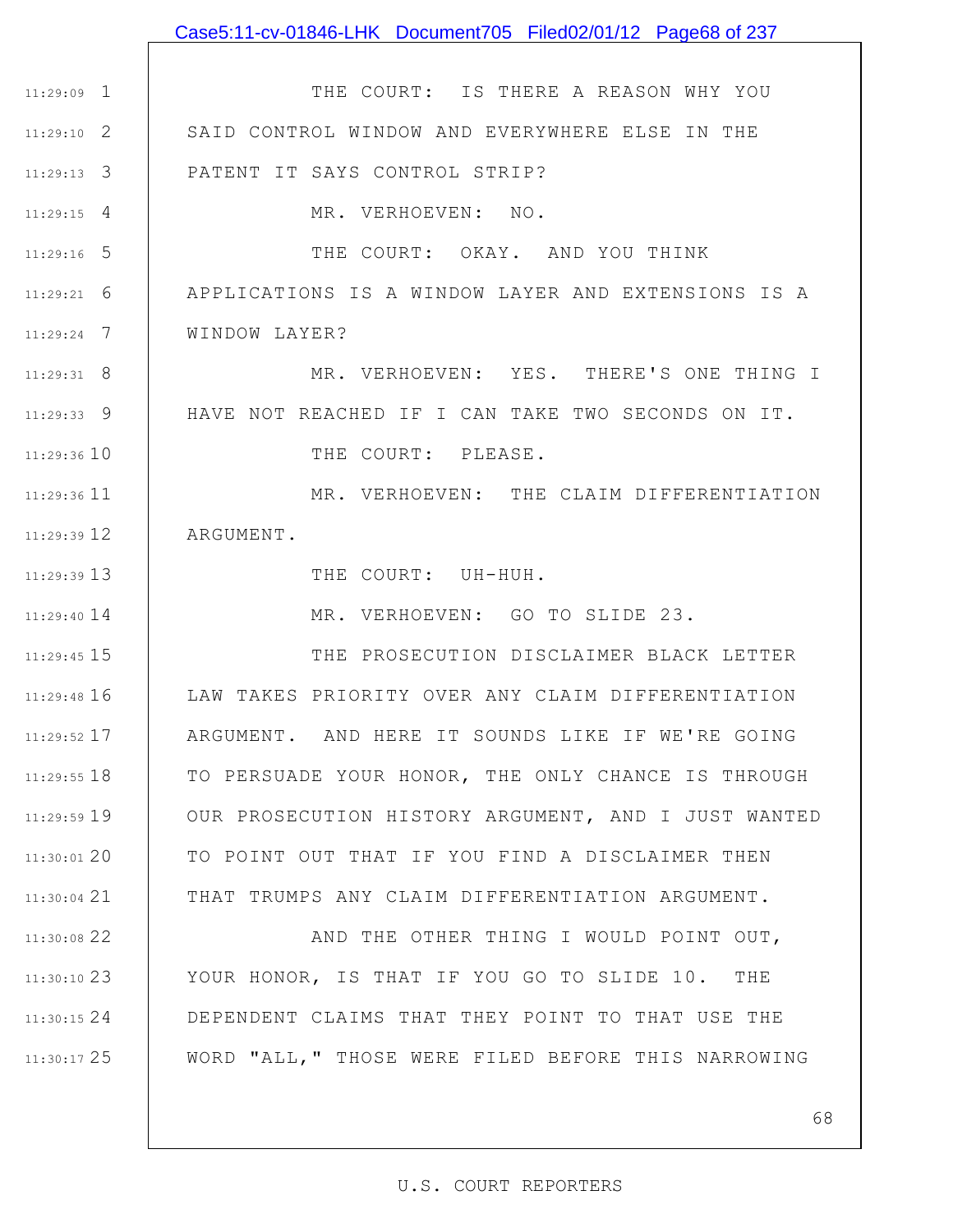THE COURT: IS THERE A REASON WHY YOU SAID CONTROL WINDOW AND EVERYWHERE ELSE IN THE PATENT IT SAYS CONTROL STRIP?

MR. VERHOEVEN: NO.

THE COURT: OKAY. AND YOU THINK APPLICATIONS IS A WINDOW LAYER AND EXTENSIONS IS A WINDOW LAYER?

MR. VERHOEVEN: YES. THERE'S ONE THING I HAVE NOT REACHED IF I CAN TAKE TWO SECONDS ON IT.

THE COURT: PLEASE.

MR. VERHOEVEN: THE CLAIM DIFFERENTIATION ARGUMENT.

THE COURT: UH-HUH.

MR. VERHOEVEN: GO TO SLIDE 23.

THE PROSECUTION DISCLAIMER BLACK LETTER LAW TAKES PRIORITY OVER ANY CLAIM DIFFERENTIATION ARGUMENT. AND HERE IT SOUNDS LIKE IF WE'RE GOING TO PERSUADE YOUR HONOR, THE ONLY CHANCE IS THROUGH OUR PROSECUTION HISTORY ARGUMENT, AND I JUST WANTED TO POINT OUT THAT IF YOU FIND A DISCLAIMER THEN THAT TRUMPS ANY CLAIM DIFFERENTIATION ARGUMENT.

AND THE OTHER THING I WOULD POINT OUT, YOUR HONOR, IS THAT IF YOU GO TO SLIDE 10. THE DEPENDENT CLAIMS THAT THEY POINT TO THAT USE THE WORD "ALL," THOSE WERE FILED BEFORE THIS NARROWING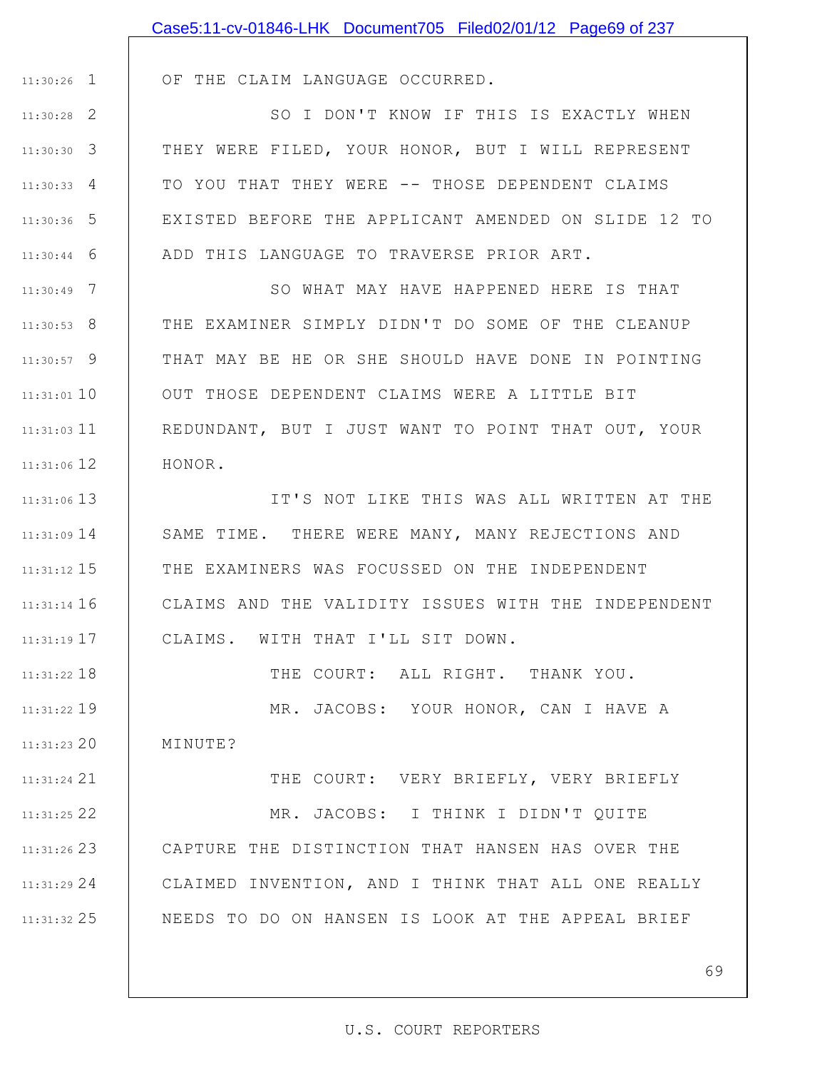OF THE CLAIM LANGUAGE OCCURRED.

SO I DON'T KNOW IF THIS IS EXACTLY WHEN THEY WERE FILED, YOUR HONOR, BUT I WILL REPRESENT TO YOU THAT THEY WERE -- THOSE DEPENDENT CLAIMS EXISTED BEFORE THE APPLICANT AMENDED ON SLIDE 12 TO ADD THIS LANGUAGE TO TRAVERSE PRIOR ART.

SO WHAT MAY HAVE HAPPENED HERE IS THAT THE EXAMINER SIMPLY DIDN'T DO SOME OF THE CLEANUP THAT MAY BE HE OR SHE SHOULD HAVE DONE IN POINTING OUT THOSE DEPENDENT CLAIMS WERE A LITTLE BIT REDUNDANT, BUT I JUST WANT TO POINT THAT OUT, YOUR HONOR.

IT'S NOT LIKE THIS WAS ALL WRITTEN AT THE SAME TIME. THERE WERE MANY, MANY REJECTIONS AND THE EXAMINERS WAS FOCUSSED ON THE INDEPENDENT CLAIMS AND THE VALIDITY ISSUES WITH THE INDEPENDENT CLAIMS. WITH THAT I'LL SIT DOWN.

THE COURT: ALL RIGHT. THANK YOU.

MR. JACOBS: YOUR HONOR, CAN I HAVE A MINUTE?

THE COURT: VERY BRIEFLY, VERY BRIEFLY

MR. JACOBS: I THINK I DIDN'T QUITE CAPTURE THE DISTINCTION THAT HANSEN HAS OVER THE CLAIMED INVENTION, AND I THINK THAT ALL ONE REALLY NEEDS TO DO ON HANSEN IS LOOK AT THE APPEAL BRIEF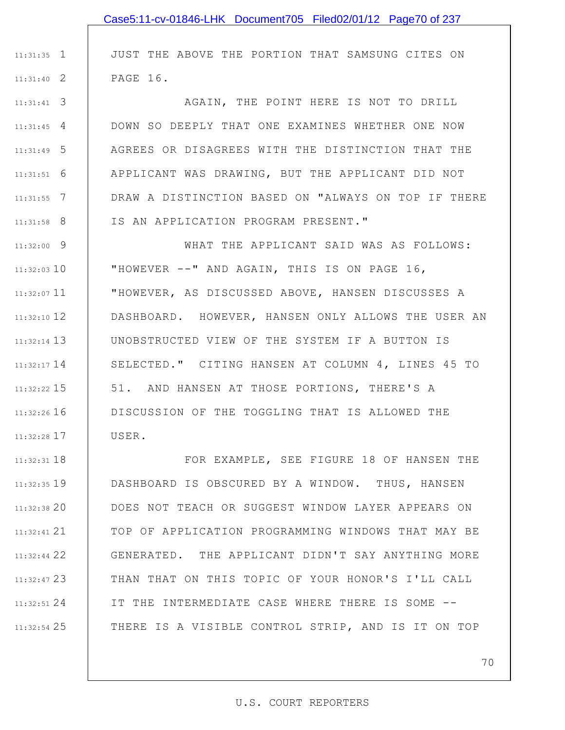JUST THE ABOVE THE PORTION THAT SAMSUNG CITES ON PAGE 16.

AGAIN, THE POINT HERE IS NOT TO DRILL DOWN SO DEEPLY THAT ONE EXAMINES WHETHER ONE NOW AGREES OR DISAGREES WITH THE DISTINCTION THAT THE APPLICANT WAS DRAWING, BUT THE APPLICANT DID NOT DRAW A DISTINCTION BASED ON "ALWAYS ON TOP IF THERE IS AN APPLICATION PROGRAM PRESENT."

WHAT THE APPLICANT SAID WAS AS FOLLOWS: "HOWEVER --" AND AGAIN, THIS IS ON PAGE 16, "HOWEVER, AS DISCUSSED ABOVE, HANSEN DISCUSSES A DASHBOARD. HOWEVER, HANSEN ONLY ALLOWS THE USER AN UNOBSTRUCTED VIEW OF THE SYSTEM IF A BUTTON IS SELECTED." CITING HANSEN AT COLUMN 4, LINES 45 TO 51. AND HANSEN AT THOSE PORTIONS, THERE'S A DISCUSSION OF THE TOGGLING THAT IS ALLOWED THE USER.

FOR EXAMPLE, SEE FIGURE 18 OF HANSEN THE DASHBOARD IS OBSCURED BY A WINDOW. THUS, HANSEN DOES NOT TEACH OR SUGGEST WINDOW LAYER APPEARS ON TOP OF APPLICATION PROGRAMMING WINDOWS THAT MAY BE GENERATED. THE APPLICANT DIDN'T SAY ANYTHING MORE THAN THAT ON THIS TOPIC OF YOUR HONOR'S I'LL CALL IT THE INTERMEDIATE CASE WHERE THERE IS SOME -- THERE IS A VISIBLE CONTROL STRIP, AND IS IT ON TOP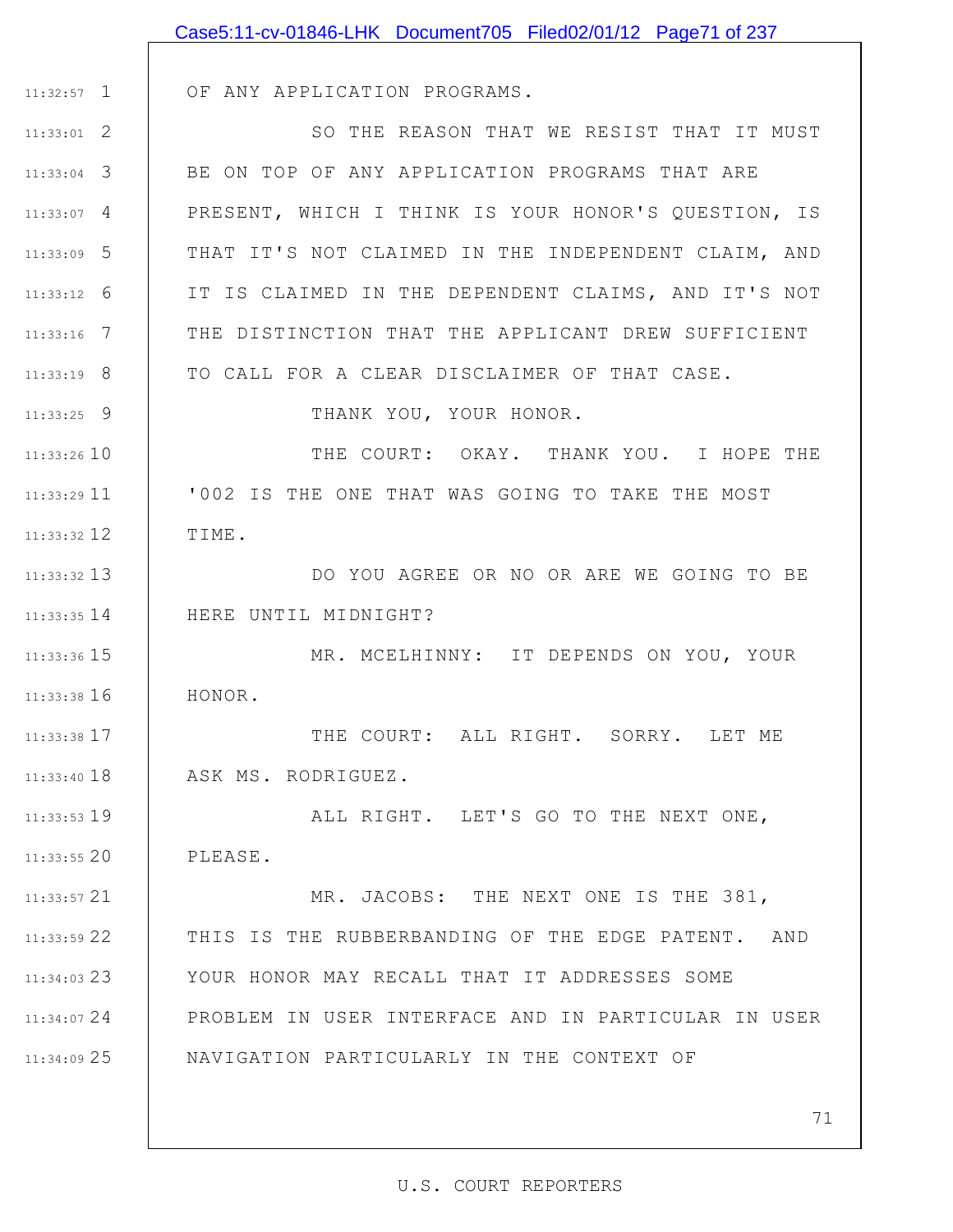OF ANY APPLICATION PROGRAMS.

SO THE REASON THAT WE RESIST THAT IT MUST BE ON TOP OF ANY APPLICATION PROGRAMS THAT ARE PRESENT, WHICH I THINK IS YOUR HONOR'S QUESTION, IS THAT IT'S NOT CLAIMED IN THE INDEPENDENT CLAIM, AND IT IS CLAIMED IN THE DEPENDENT CLAIMS, AND IT'S NOT THE DISTINCTION THAT THE APPLICANT DREW SUFFICIENT TO CALL FOR A CLEAR DISCLAIMER OF THAT CASE.

THANK YOU, YOUR HONOR.

THE COURT: OKAY. THANK YOU. I HOPE THE '002 IS THE ONE THAT WAS GOING TO TAKE THE MOST TIME.

DO YOU AGREE OR NO OR ARE WE GOING TO BE HERE UNTIL MIDNIGHT?

MR. MCELHINNY: IT DEPENDS ON YOU, YOUR HONOR.

THE COURT: ALL RIGHT. SORRY. LET ME ASK MS. RODRIGUEZ.

ALL RIGHT. LET'S GO TO THE NEXT ONE, PLEASE.

MR. JACOBS: THE NEXT ONE IS THE 381, THIS IS THE RUBBERBANDING OF THE EDGE PATENT. AND YOUR HONOR MAY RECALL THAT IT ADDRESSES SOME PROBLEM IN USER INTERFACE AND IN PARTICULAR IN USER NAVIGATION PARTICULARLY IN THE CONTEXT OF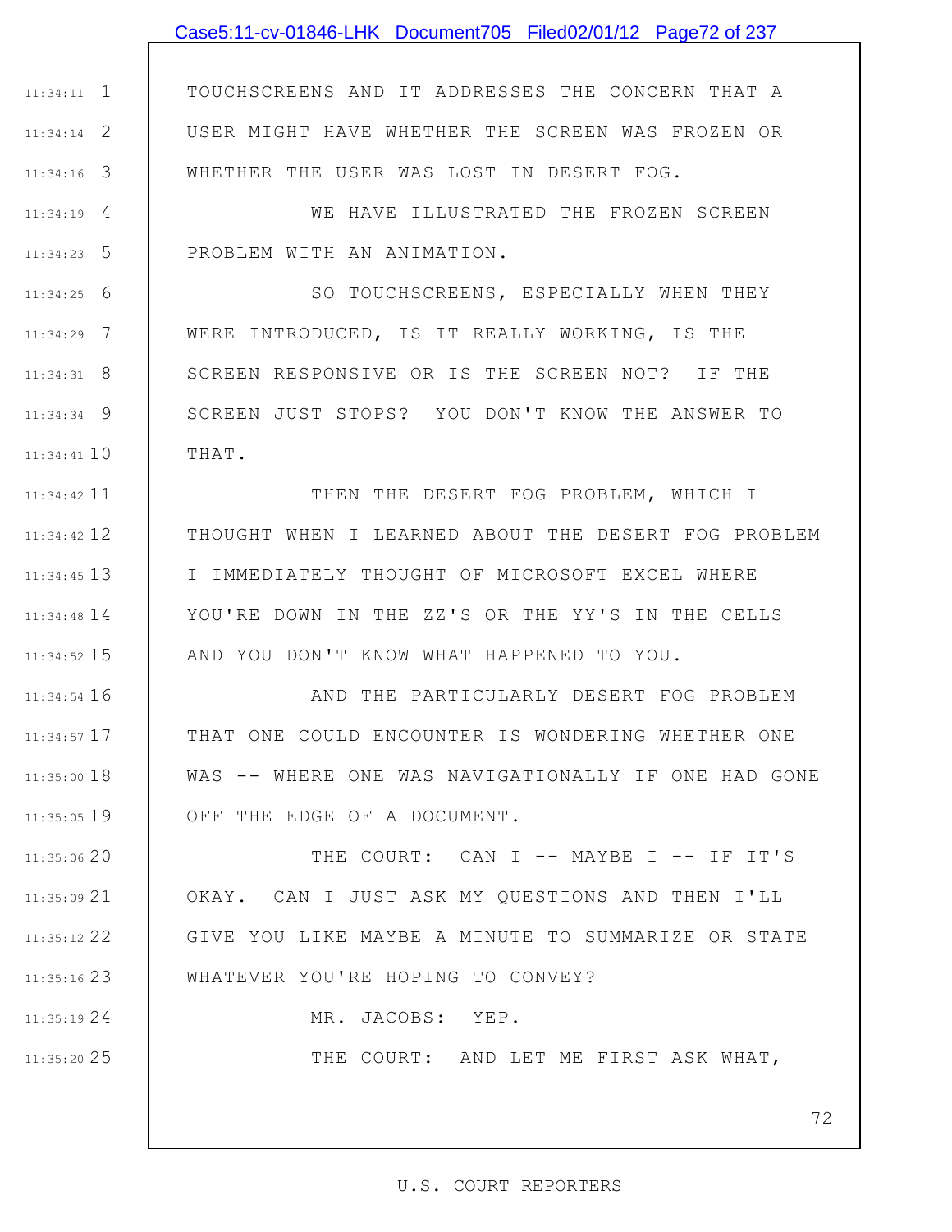TOUCHSCREENS AND IT ADDRESSES THE CONCERN THAT A USER MIGHT HAVE WHETHER THE SCREEN WAS FROZEN OR WHETHER THE USER WAS LOST IN DESERT FOG.

WE HAVE ILLUSTRATED THE FROZEN SCREEN PROBLEM WITH AN ANIMATION.

SO TOUCHSCREENS, ESPECIALLY WHEN THEY WERE INTRODUCED, IS IT REALLY WORKING, IS THE SCREEN RESPONSIVE OR IS THE SCREEN NOT? IF THE SCREEN JUST STOPS? YOU DON'T KNOW THE ANSWER TO THAT.

THEN THE DESERT FOG PROBLEM, WHICH I THOUGHT WHEN I LEARNED ABOUT THE DESERT FOG PROBLEM I IMMEDIATELY THOUGHT OF MICROSOFT EXCEL WHERE YOU'RE DOWN IN THE ZZ'S OR THE YY'S IN THE CELLS AND YOU DON'T KNOW WHAT HAPPENED TO YOU.

AND THE PARTICULARLY DESERT FOG PROBLEM THAT ONE COULD ENCOUNTER IS WONDERING WHETHER ONE WAS -- WHERE ONE WAS NAVIGATIONALLY IF ONE HAD GONE OFF THE EDGE OF A DOCUMENT.

THE COURT: CAN I -- MAYBE I -- IF IT'S OKAY. CAN I JUST ASK MY QUESTIONS AND THEN I'LL GIVE YOU LIKE MAYBE A MINUTE TO SUMMARIZE OR STATE WHATEVER YOU'RE HOPING TO CONVEY?

MR. JACOBS: YEP.

THE COURT: AND LET ME FIRST ASK WHAT,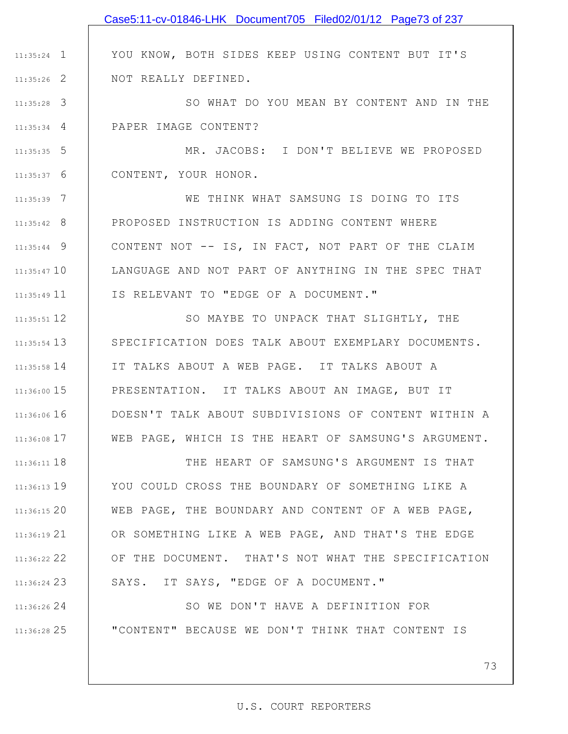YOU KNOW, BOTH SIDES KEEP USING CONTENT BUT IT'S NOT REALLY DEFINED.

SO WHAT DO YOU MEAN BY CONTENT AND IN THE PAPER IMAGE CONTENT?

MR. JACOBS: I DON'T BELIEVE WE PROPOSED CONTENT, YOUR HONOR.

WE THINK WHAT SAMSUNG IS DOING TO ITS PROPOSED INSTRUCTION IS ADDING CONTENT WHERE CONTENT NOT -- IS, IN FACT, NOT PART OF THE CLAIM LANGUAGE AND NOT PART OF ANYTHING IN THE SPEC THAT IS RELEVANT TO "EDGE OF A DOCUMENT."

SO MAYBE TO UNPACK THAT SLIGHTLY, THE SPECIFICATION DOES TALK ABOUT EXEMPLARY DOCUMENTS. IT TALKS ABOUT A WEB PAGE. IT TALKS ABOUT A PRESENTATION. IT TALKS ABOUT AN IMAGE, BUT IT DOESN'T TALK ABOUT SUBDIVISIONS OF CONTENT WITHIN A WEB PAGE, WHICH IS THE HEART OF SAMSUNG'S ARGUMENT.

THE HEART OF SAMSUNG'S ARGUMENT IS THAT YOU COULD CROSS THE BOUNDARY OF SOMETHING LIKE A WEB PAGE, THE BOUNDARY AND CONTENT OF A WEB PAGE, OR SOMETHING LIKE A WEB PAGE, AND THAT'S THE EDGE OF THE DOCUMENT. THAT'S NOT WHAT THE SPECIFICATION SAYS. IT SAYS, "EDGE OF A DOCUMENT."

SO WE DON'T HAVE A DEFINITION FOR "CONTENT" BECAUSE WE DON'T THINK THAT CONTENT IS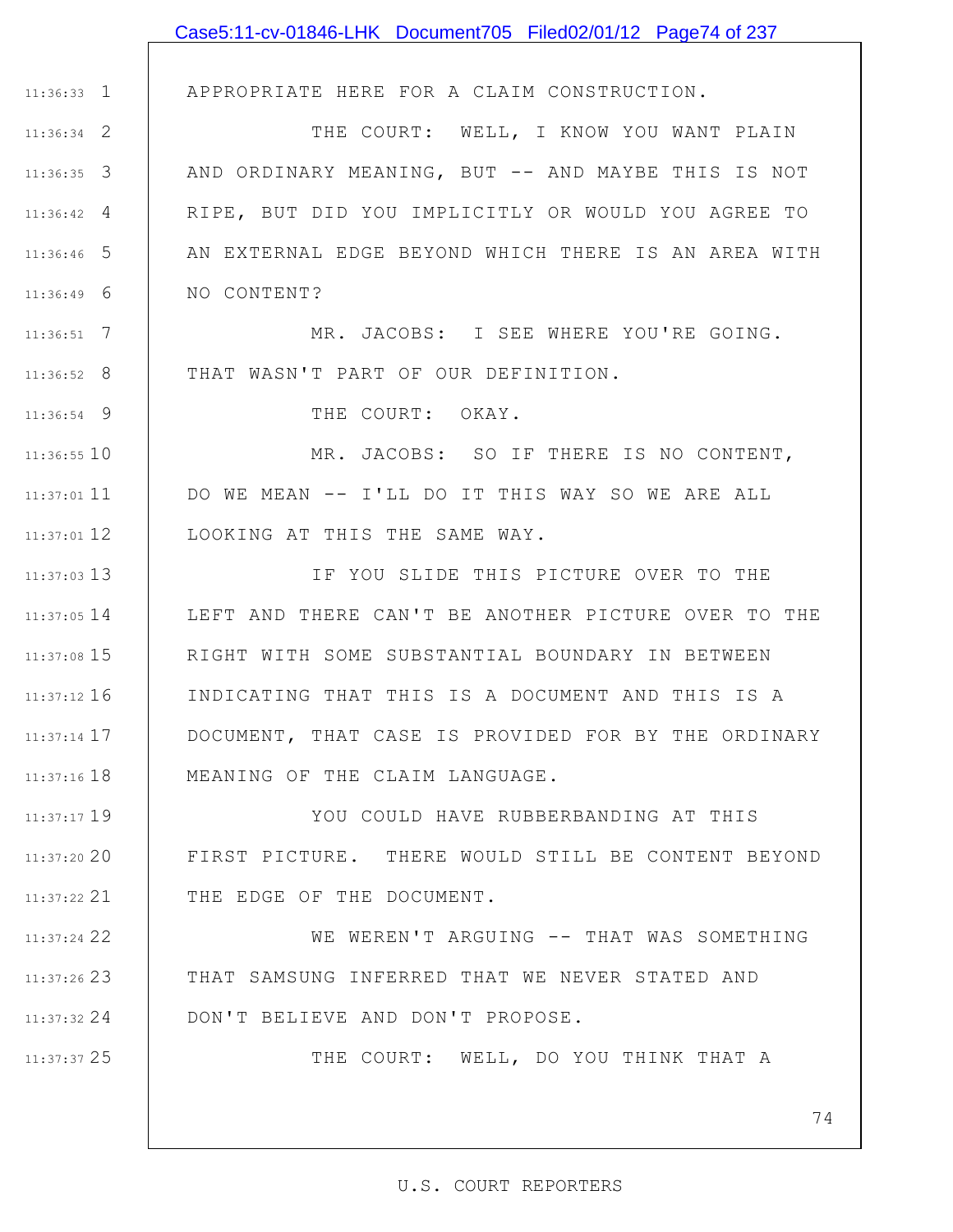APPROPRIATE HERE FOR A CLAIM CONSTRUCTION.

THE COURT: WELL, I KNOW YOU WANT PLAIN AND ORDINARY MEANING, BUT -- AND MAYBE THIS IS NOT RIPE, BUT DID YOU IMPLICITLY OR WOULD YOU AGREE TO AN EXTERNAL EDGE BEYOND WHICH THERE IS AN AREA WITH NO CONTENT?

MR. JACOBS: I SEE WHERE YOU'RE GOING. THAT WASN'T PART OF OUR DEFINITION.

THE COURT: OKAY.

MR. JACOBS: SO IF THERE IS NO CONTENT, DO WE MEAN -- I'LL DO IT THIS WAY SO WE ARE ALL LOOKING AT THIS THE SAME WAY.

IF YOU SLIDE THIS PICTURE OVER TO THE LEFT AND THERE CAN'T BE ANOTHER PICTURE OVER TO THE RIGHT WITH SOME SUBSTANTIAL BOUNDARY IN BETWEEN INDICATING THAT THIS IS A DOCUMENT AND THIS IS A DOCUMENT, THAT CASE IS PROVIDED FOR BY THE ORDINARY MEANING OF THE CLAIM LANGUAGE.

YOU COULD HAVE RUBBERBANDING AT THIS FIRST PICTURE. THERE WOULD STILL BE CONTENT BEYOND THE EDGE OF THE DOCUMENT.

WE WEREN'T ARGUING -- THAT WAS SOMETHING THAT SAMSUNG INFERRED THAT WE NEVER STATED AND DON'T BELIEVE AND DON'T PROPOSE.

THE COURT: WELL, DO YOU THINK THAT A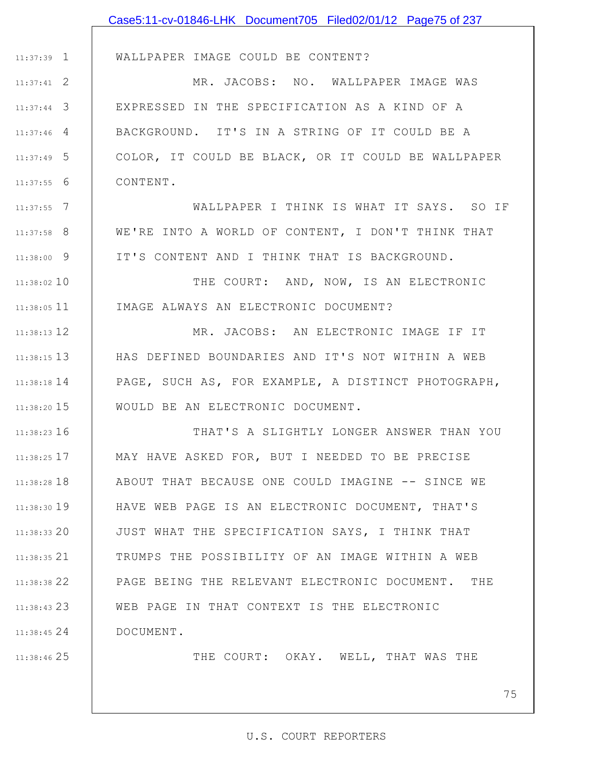WALLPAPER IMAGE COULD BE CONTENT?

MR. JACOBS: NO. WALLPAPER IMAGE WAS EXPRESSED IN THE SPECIFICATION AS A KIND OF A BACKGROUND. IT'S IN A STRING OF IT COULD BE A COLOR, IT COULD BE BLACK, OR IT COULD BE WALLPAPER CONTENT.

WALLPAPER I THINK IS WHAT IT SAYS. SO IF WE'RE INTO A WORLD OF CONTENT, I DON'T THINK THAT IT'S CONTENT AND I THINK THAT IS BACKGROUND.

THE COURT: AND, NOW, IS AN ELECTRONIC IMAGE ALWAYS AN ELECTRONIC DOCUMENT?

MR. JACOBS: AN ELECTRONIC IMAGE IF IT HAS DEFINED BOUNDARIES AND IT'S NOT WITHIN A WEB PAGE, SUCH AS, FOR EXAMPLE, A DISTINCT PHOTOGRAPH, WOULD BE AN ELECTRONIC DOCUMENT.

THAT'S A SLIGHTLY LONGER ANSWER THAN YOU MAY HAVE ASKED FOR, BUT I NEEDED TO BE PRECISE ABOUT THAT BECAUSE ONE COULD IMAGINE -- SINCE WE HAVE WEB PAGE IS AN ELECTRONIC DOCUMENT, THAT'S JUST WHAT THE SPECIFICATION SAYS, I THINK THAT TRUMPS THE POSSIBILITY OF AN IMAGE WITHIN A WEB PAGE BEING THE RELEVANT ELECTRONIC DOCUMENT. THE WEB PAGE IN THAT CONTEXT IS THE ELECTRONIC DOCUMENT.

THE COURT: OKAY. WELL, THAT WAS THE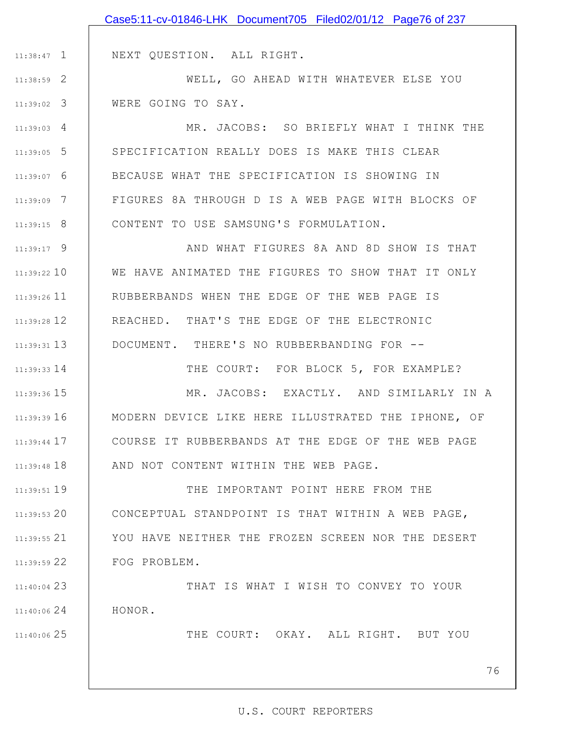NEXT QUESTION. ALL RIGHT.

WELL, GO AHEAD WITH WHATEVER ELSE YOU WERE GOING TO SAY.

MR. JACOBS: SO BRIEFLY WHAT I THINK THE SPECIFICATION REALLY DOES IS MAKE THIS CLEAR BECAUSE WHAT THE SPECIFICATION IS SHOWING IN FIGURES 8A THROUGH D IS A WEB PAGE WITH BLOCKS OF CONTENT TO USE SAMSUNG'S FORMULATION.

AND WHAT FIGURES 8A AND 8D SHOW IS THAT WE HAVE ANIMATED THE FIGURES TO SHOW THAT IT ONLY RUBBERBANDS WHEN THE EDGE OF THE WEB PAGE IS REACHED. THAT'S THE EDGE OF THE ELECTRONIC DOCUMENT. THERE'S NO RUBBERBANDING FOR --

THE COURT: FOR BLOCK 5, FOR EXAMPLE?

MR. JACOBS: EXACTLY. AND SIMILARLY IN A MODERN DEVICE LIKE HERE ILLUSTRATED THE IPHONE, OF COURSE IT RUBBERBANDS AT THE EDGE OF THE WEB PAGE AND NOT CONTENT WITHIN THE WEB PAGE.

THE IMPORTANT POINT HERE FROM THE CONCEPTUAL STANDPOINT IS THAT WITHIN A WEB PAGE, YOU HAVE NEITHER THE FROZEN SCREEN NOR THE DESERT FOG PROBLEM.

THAT IS WHAT I WISH TO CONVEY TO YOUR HONOR.

THE COURT: OKAY. ALL RIGHT. BUT YOU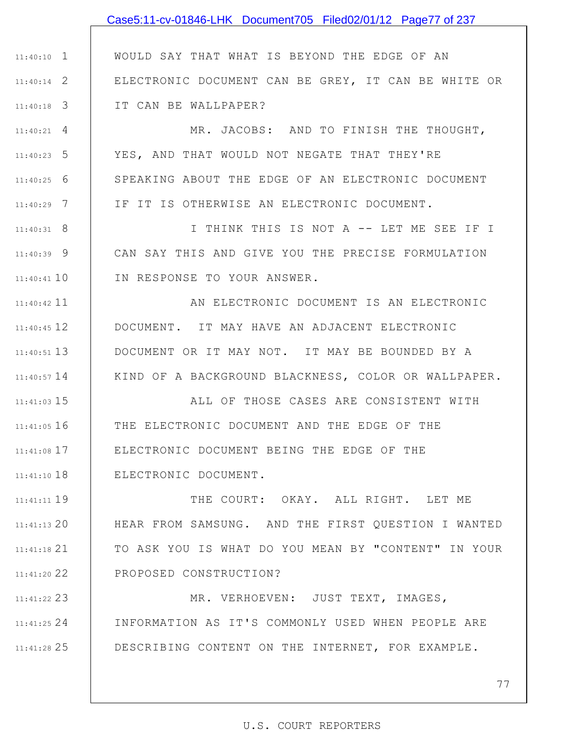WOULD SAY THAT WHAT IS BEYOND THE EDGE OF AN ELECTRONIC DOCUMENT CAN BE GREY, IT CAN BE WHITE OR IT CAN BE WALLPAPER?

MR. JACOBS: AND TO FINISH THE THOUGHT, YES, AND THAT WOULD NOT NEGATE THAT THEY'RE SPEAKING ABOUT THE EDGE OF AN ELECTRONIC DOCUMENT IF IT IS OTHERWISE AN ELECTRONIC DOCUMENT.

I THINK THIS IS NOT A -- LET ME SEE IF I CAN SAY THIS AND GIVE YOU THE PRECISE FORMULATION IN RESPONSE TO YOUR ANSWER.

AN ELECTRONIC DOCUMENT IS AN ELECTRONIC DOCUMENT. IT MAY HAVE AN ADJACENT ELECTRONIC DOCUMENT OR IT MAY NOT. IT MAY BE BOUNDED BY A KIND OF A BACKGROUND BLACKNESS, COLOR OR WALLPAPER.

ALL OF THOSE CASES ARE CONSISTENT WITH THE ELECTRONIC DOCUMENT AND THE EDGE OF THE ELECTRONIC DOCUMENT BEING THE EDGE OF THE ELECTRONIC DOCUMENT.

THE COURT: OKAY. ALL RIGHT. LET ME HEAR FROM SAMSUNG. AND THE FIRST QUESTION I WANTED TO ASK YOU IS WHAT DO YOU MEAN BY "CONTENT" IN YOUR PROPOSED CONSTRUCTION?

MR. VERHOEVEN: JUST TEXT, IMAGES, INFORMATION AS IT'S COMMONLY USED WHEN PEOPLE ARE DESCRIBING CONTENT ON THE INTERNET, FOR EXAMPLE.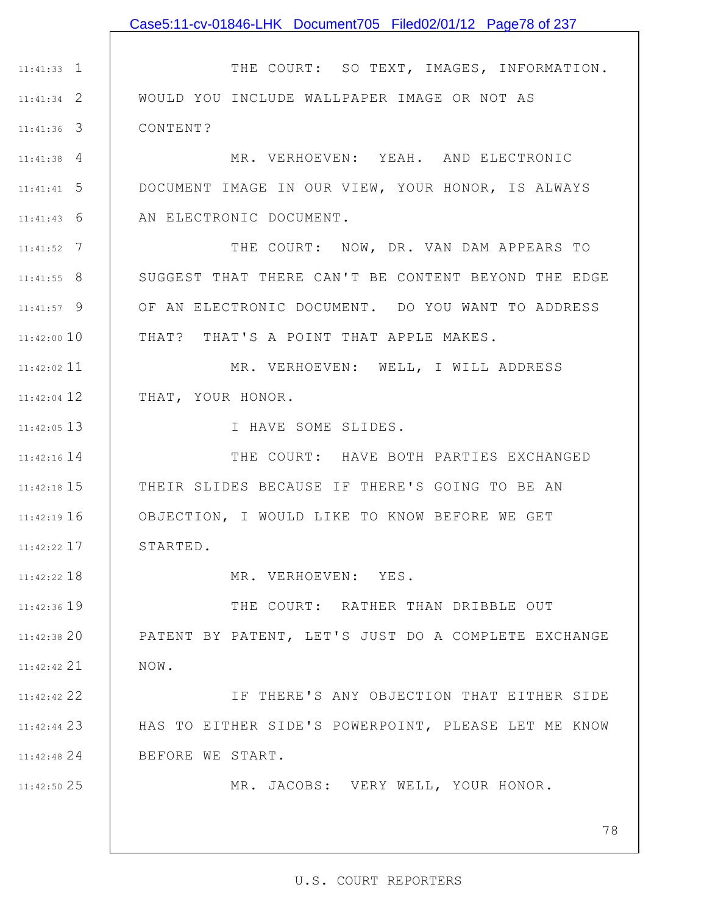THE COURT: SO TEXT, IMAGES, INFORMATION. WOULD YOU INCLUDE WALLPAPER IMAGE OR NOT AS CONTENT?

MR. VERHOEVEN: YEAH. AND ELECTRONIC DOCUMENT IMAGE IN OUR VIEW, YOUR HONOR, IS ALWAYS AN ELECTRONIC DOCUMENT.

THE COURT: NOW, DR. VAN DAM APPEARS TO SUGGEST THAT THERE CAN'T BE CONTENT BEYOND THE EDGE OF AN ELECTRONIC DOCUMENT. DO YOU WANT TO ADDRESS THAT? THAT'S A POINT THAT APPLE MAKES.

MR. VERHOEVEN: WELL, I WILL ADDRESS THAT, YOUR HONOR.

I HAVE SOME SLIDES.

THE COURT: HAVE BOTH PARTIES EXCHANGED THEIR SLIDES BECAUSE IF THERE'S GOING TO BE AN OBJECTION, I WOULD LIKE TO KNOW BEFORE WE GET STARTED.

MR. VERHOEVEN: YES.

THE COURT: RATHER THAN DRIBBLE OUT PATENT BY PATENT, LET'S JUST DO A COMPLETE EXCHANGE NOW.

IF THERE'S ANY OBJECTION THAT EITHER SIDE HAS TO EITHER SIDE'S POWERPOINT, PLEASE LET ME KNOW BEFORE WE START.

MR. JACOBS: VERY WELL, YOUR HONOR.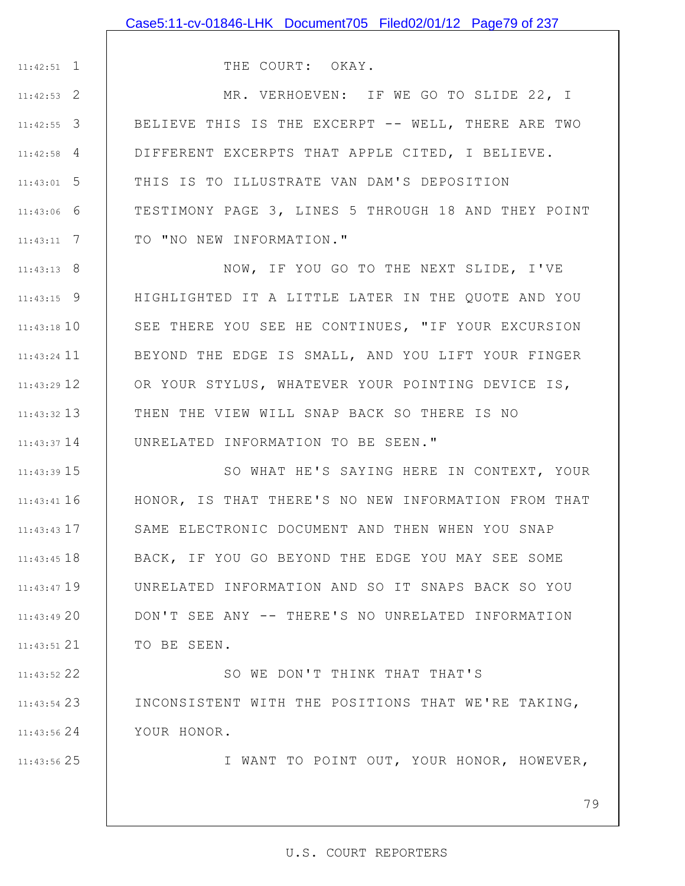THE COURT: OKAY.

MR. VERHOEVEN: IF WE GO TO SLIDE 22, I BELIEVE THIS IS THE EXCERPT -- WELL, THERE ARE TWO DIFFERENT EXCERPTS THAT APPLE CITED, I BELIEVE. THIS IS TO ILLUSTRATE VAN DAM'S DEPOSITION TESTIMONY PAGE 3, LINES 5 THROUGH 18 AND THEY POINT TO "NO NEW INFORMATION."

NOW, IF YOU GO TO THE NEXT SLIDE, I'VE HIGHLIGHTED IT A LITTLE LATER IN THE QUOTE AND YOU SEE THERE YOU SEE HE CONTINUES, "IF YOUR EXCURSION BEYOND THE EDGE IS SMALL, AND YOU LIFT YOUR FINGER OR YOUR STYLUS, WHATEVER YOUR POINTING DEVICE IS, THEN THE VIEW WILL SNAP BACK SO THERE IS NO UNRELATED INFORMATION TO BE SEEN."

SO WHAT HE'S SAYING HERE IN CONTEXT, YOUR HONOR, IS THAT THERE'S NO NEW INFORMATION FROM THAT SAME ELECTRONIC DOCUMENT AND THEN WHEN YOU SNAP BACK, IF YOU GO BEYOND THE EDGE YOU MAY SEE SOME UNRELATED INFORMATION AND SO IT SNAPS BACK SO YOU DON'T SEE ANY -- THERE'S NO UNRELATED INFORMATION TO BE SEEN.

SO WE DON'T THINK THAT THAT'S INCONSISTENT WITH THE POSITIONS THAT WE'RE TAKING, YOUR HONOR.

I WANT TO POINT OUT, YOUR HONOR, HOWEVER,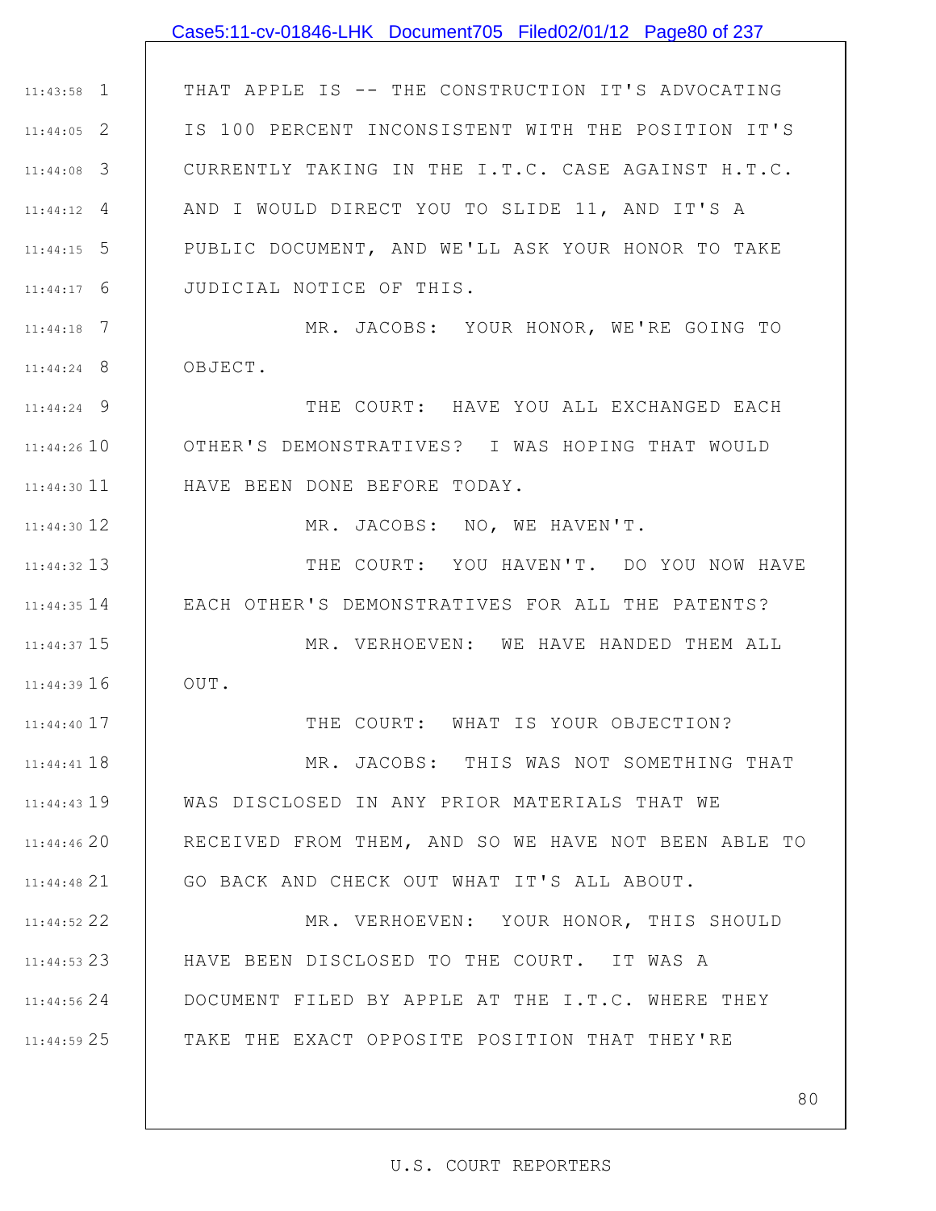THAT APPLE IS -- THE CONSTRUCTION IT'S ADVOCATING IS 100 PERCENT INCONSISTENT WITH THE POSITION IT'S CURRENTLY TAKING IN THE I.T.C. CASE AGAINST H.T.C. AND I WOULD DIRECT YOU TO SLIDE 11, AND IT'S A PUBLIC DOCUMENT, AND WE'LL ASK YOUR HONOR TO TAKE JUDICIAL NOTICE OF THIS.

MR. JACOBS: YOUR HONOR, WE'RE GOING TO OBJECT.

THE COURT: HAVE YOU ALL EXCHANGED EACH OTHER'S DEMONSTRATIVES? I WAS HOPING THAT WOULD HAVE BEEN DONE BEFORE TODAY.

MR. JACOBS: NO, WE HAVEN'T.

THE COURT: YOU HAVEN'T. DO YOU NOW HAVE EACH OTHER'S DEMONSTRATIVES FOR ALL THE PATENTS?

MR. VERHOEVEN: WE HAVE HANDED THEM ALL OUT.

THE COURT: WHAT IS YOUR OBJECTION?

MR. JACOBS: THIS WAS NOT SOMETHING THAT WAS DISCLOSED IN ANY PRIOR MATERIALS THAT WE RECEIVED FROM THEM, AND SO WE HAVE NOT BEEN ABLE TO GO BACK AND CHECK OUT WHAT IT'S ALL ABOUT.

MR. VERHOEVEN: YOUR HONOR, THIS SHOULD HAVE BEEN DISCLOSED TO THE COURT. IT WAS A DOCUMENT FILED BY APPLE AT THE I.T.C. WHERE THEY TAKE THE EXACT OPPOSITE POSITION THAT THEY'RE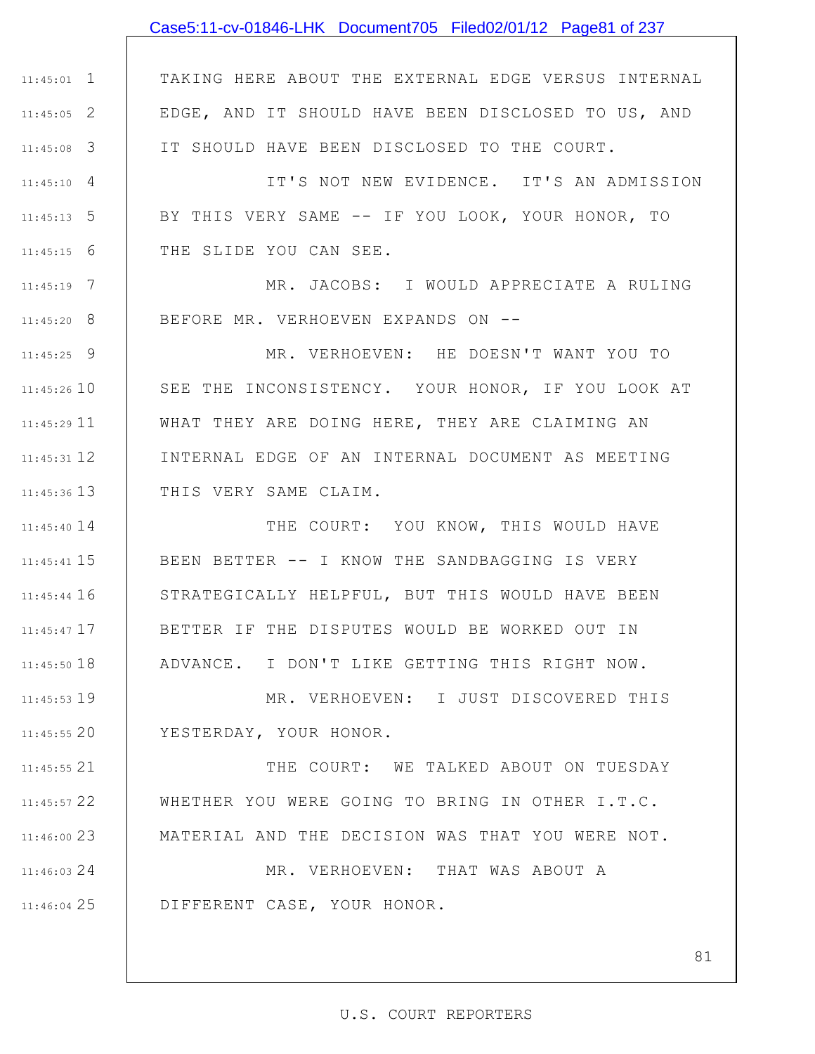TAKING HERE ABOUT THE EXTERNAL EDGE VERSUS INTERNAL EDGE, AND IT SHOULD HAVE BEEN DISCLOSED TO US, AND IT SHOULD HAVE BEEN DISCLOSED TO THE COURT.

IT'S NOT NEW EVIDENCE. IT'S AN ADMISSION BY THIS VERY SAME -- IF YOU LOOK, YOUR HONOR, TO THE SLIDE YOU CAN SEE.

MR. JACOBS: I WOULD APPRECIATE A RULING BEFORE MR. VERHOEVEN EXPANDS ON --

MR. VERHOEVEN: HE DOESN'T WANT YOU TO SEE THE INCONSISTENCY. YOUR HONOR, IF YOU LOOK AT WHAT THEY ARE DOING HERE, THEY ARE CLAIMING AN INTERNAL EDGE OF AN INTERNAL DOCUMENT AS MEETING THIS VERY SAME CLAIM.

THE COURT: YOU KNOW, THIS WOULD HAVE BEEN BETTER -- I KNOW THE SANDBAGGING IS VERY STRATEGICALLY HELPFUL, BUT THIS WOULD HAVE BEEN BETTER IF THE DISPUTES WOULD BE WORKED OUT IN ADVANCE. I DON'T LIKE GETTING THIS RIGHT NOW.

MR. VERHOEVEN: I JUST DISCOVERED THIS YESTERDAY, YOUR HONOR.

THE COURT: WE TALKED ABOUT ON TUESDAY WHETHER YOU WERE GOING TO BRING IN OTHER I.T.C. MATERIAL AND THE DECISION WAS THAT YOU WERE NOT.

MR. VERHOEVEN: THAT WAS ABOUT A DIFFERENT CASE, YOUR HONOR.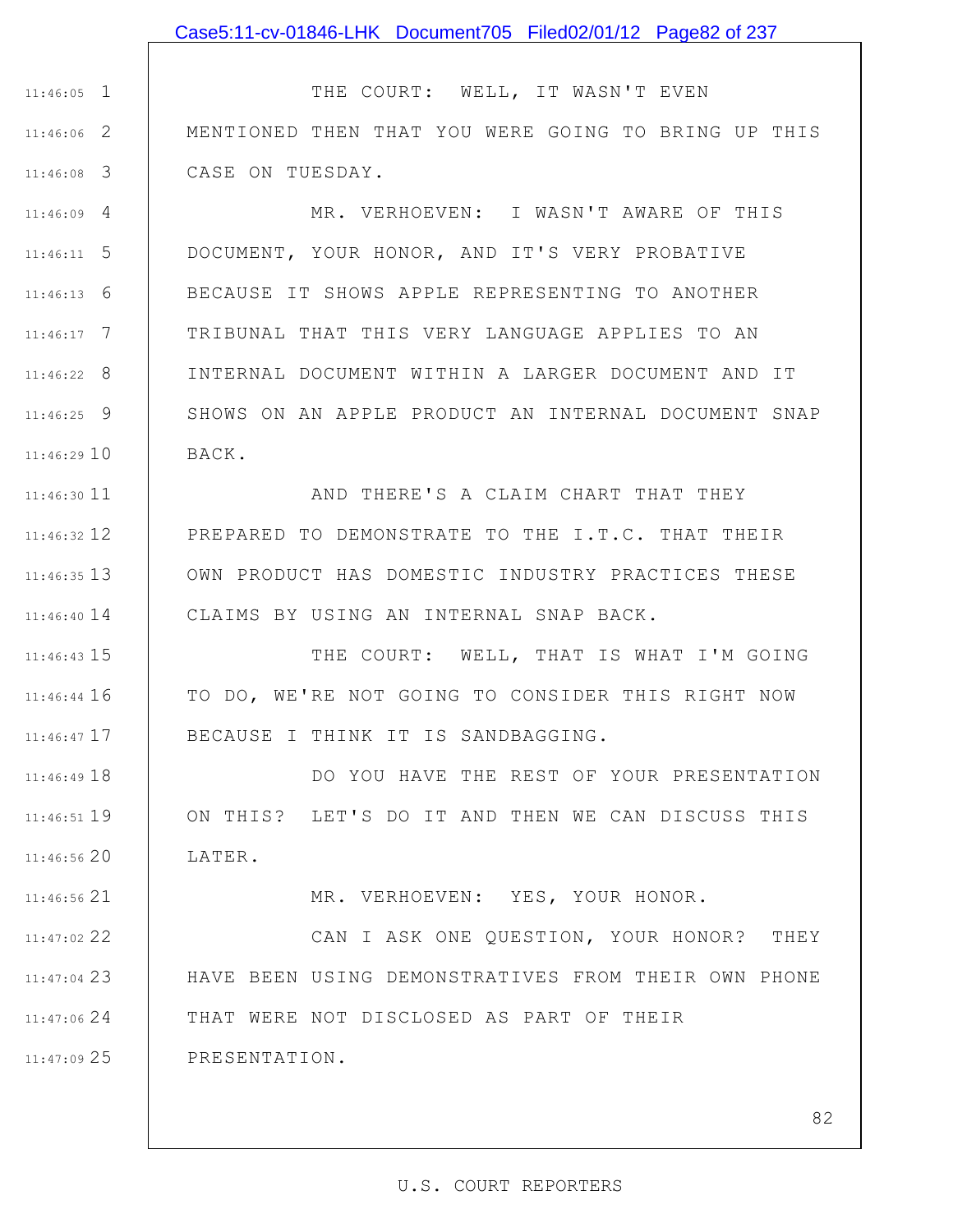THE COURT: WELL, IT WASN'T EVEN MENTIONED THEN THAT YOU WERE GOING TO BRING UP THIS CASE ON TUESDAY.

MR. VERHOEVEN: I WASN'T AWARE OF THIS DOCUMENT, YOUR HONOR, AND IT'S VERY PROBATIVE BECAUSE IT SHOWS APPLE REPRESENTING TO ANOTHER TRIBUNAL THAT THIS VERY LANGUAGE APPLIES TO AN INTERNAL DOCUMENT WITHIN A LARGER DOCUMENT AND IT SHOWS ON AN APPLE PRODUCT AN INTERNAL DOCUMENT SNAP BACK.

AND THERE'S A CLAIM CHART THAT THEY PREPARED TO DEMONSTRATE TO THE I.T.C. THAT THEIR OWN PRODUCT HAS DOMESTIC INDUSTRY PRACTICES THESE CLAIMS BY USING AN INTERNAL SNAP BACK.

THE COURT: WELL, THAT IS WHAT I'M GOING TO DO, WE'RE NOT GOING TO CONSIDER THIS RIGHT NOW BECAUSE I THINK IT IS SANDBAGGING.

DO YOU HAVE THE REST OF YOUR PRESENTATION ON THIS? LET'S DO IT AND THEN WE CAN DISCUSS THIS LATER.

MR. VERHOEVEN: YES, YOUR HONOR.

CAN I ASK ONE QUESTION, YOUR HONOR? THEY HAVE BEEN USING DEMONSTRATIVES FROM THEIR OWN PHONE THAT WERE NOT DISCLOSED AS PART OF THEIR PRESENTATION.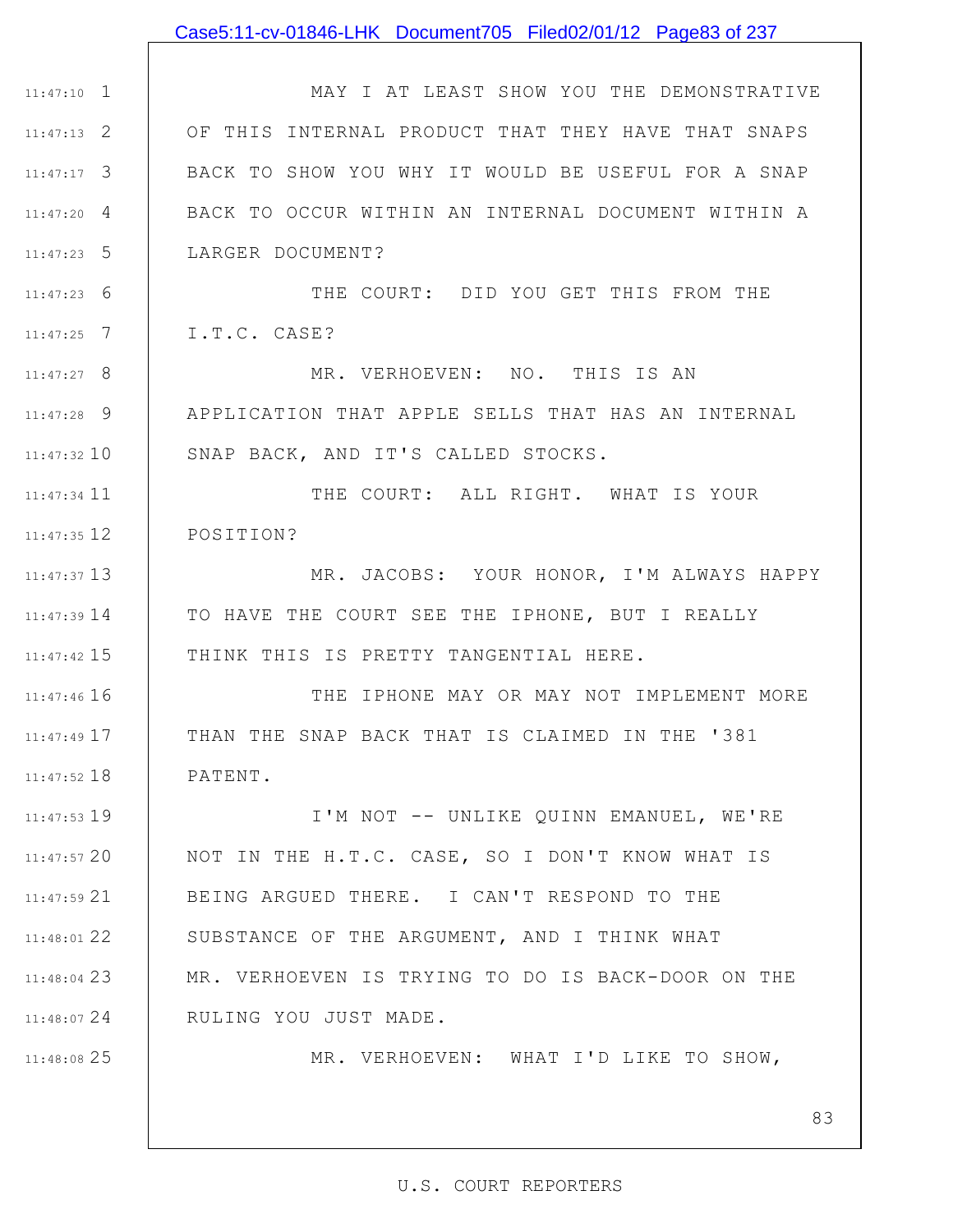MAY I AT LEAST SHOW YOU THE DEMONSTRATIVE OF THIS INTERNAL PRODUCT THAT THEY HAVE THAT SNAPS BACK TO SHOW YOU WHY IT WOULD BE USEFUL FOR A SNAP BACK TO OCCUR WITHIN AN INTERNAL DOCUMENT WITHIN A LARGER DOCUMENT?

THE COURT: DID YOU GET THIS FROM THE I.T.C. CASE?

MR. VERHOEVEN: NO. THIS IS AN APPLICATION THAT APPLE SELLS THAT HAS AN INTERNAL SNAP BACK, AND IT'S CALLED STOCKS.

THE COURT: ALL RIGHT. WHAT IS YOUR POSITION?

MR. JACOBS: YOUR HONOR, I'M ALWAYS HAPPY TO HAVE THE COURT SEE THE IPHONE, BUT I REALLY THINK THIS IS PRETTY TANGENTIAL HERE.

THE IPHONE MAY OR MAY NOT IMPLEMENT MORE THAN THE SNAP BACK THAT IS CLAIMED IN THE '381 PATENT.

I'M NOT -- UNLIKE QUINN EMANUEL, WE'RE NOT IN THE H.T.C. CASE, SO I DON'T KNOW WHAT IS BEING ARGUED THERE. I CAN'T RESPOND TO THE SUBSTANCE OF THE ARGUMENT, AND I THINK WHAT MR. VERHOEVEN IS TRYING TO DO IS BACK-DOOR ON THE RULING YOU JUST MADE.

MR. VERHOEVEN: WHAT I'D LIKE TO SHOW,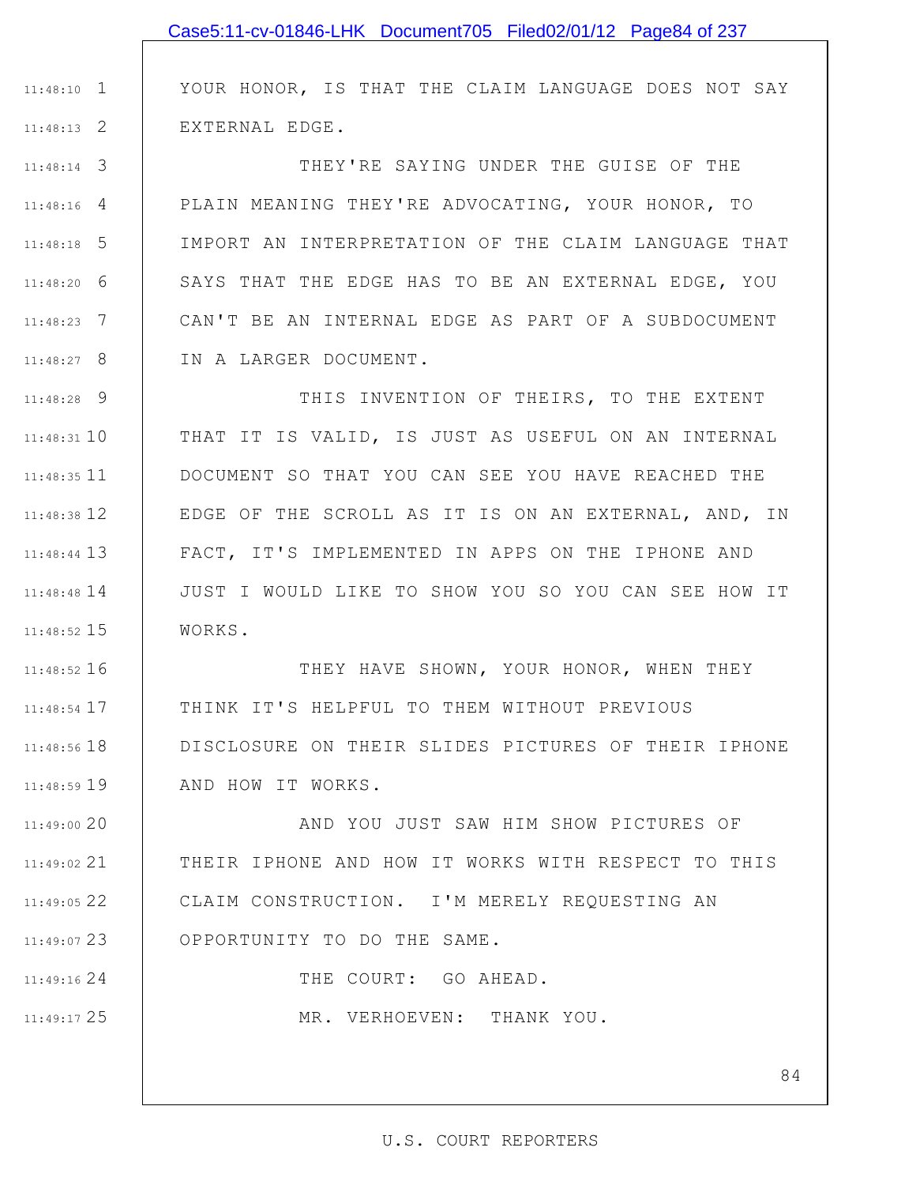YOUR HONOR, IS THAT THE CLAIM LANGUAGE DOES NOT SAY EXTERNAL EDGE.

THEY'RE SAYING UNDER THE GUISE OF THE PLAIN MEANING THEY'RE ADVOCATING, YOUR HONOR, TO IMPORT AN INTERPRETATION OF THE CLAIM LANGUAGE THAT SAYS THAT THE EDGE HAS TO BE AN EXTERNAL EDGE, YOU CAN'T BE AN INTERNAL EDGE AS PART OF A SUBDOCUMENT IN A LARGER DOCUMENT.

THIS INVENTION OF THEIRS, TO THE EXTENT THAT IT IS VALID, IS JUST AS USEFUL ON AN INTERNAL DOCUMENT SO THAT YOU CAN SEE YOU HAVE REACHED THE EDGE OF THE SCROLL AS IT IS ON AN EXTERNAL, AND, IN FACT, IT'S IMPLEMENTED IN APPS ON THE IPHONE AND JUST I WOULD LIKE TO SHOW YOU SO YOU CAN SEE HOW IT WORKS.

THEY HAVE SHOWN, YOUR HONOR, WHEN THEY THINK IT'S HELPFUL TO THEM WITHOUT PREVIOUS DISCLOSURE ON THEIR SLIDES PICTURES OF THEIR IPHONE AND HOW IT WORKS.

AND YOU JUST SAW HIM SHOW PICTURES OF THEIR IPHONE AND HOW IT WORKS WITH RESPECT TO THIS CLAIM CONSTRUCTION. I'M MERELY REQUESTING AN OPPORTUNITY TO DO THE SAME.

THE COURT: GO AHEAD.

MR. VERHOEVEN: THANK YOU.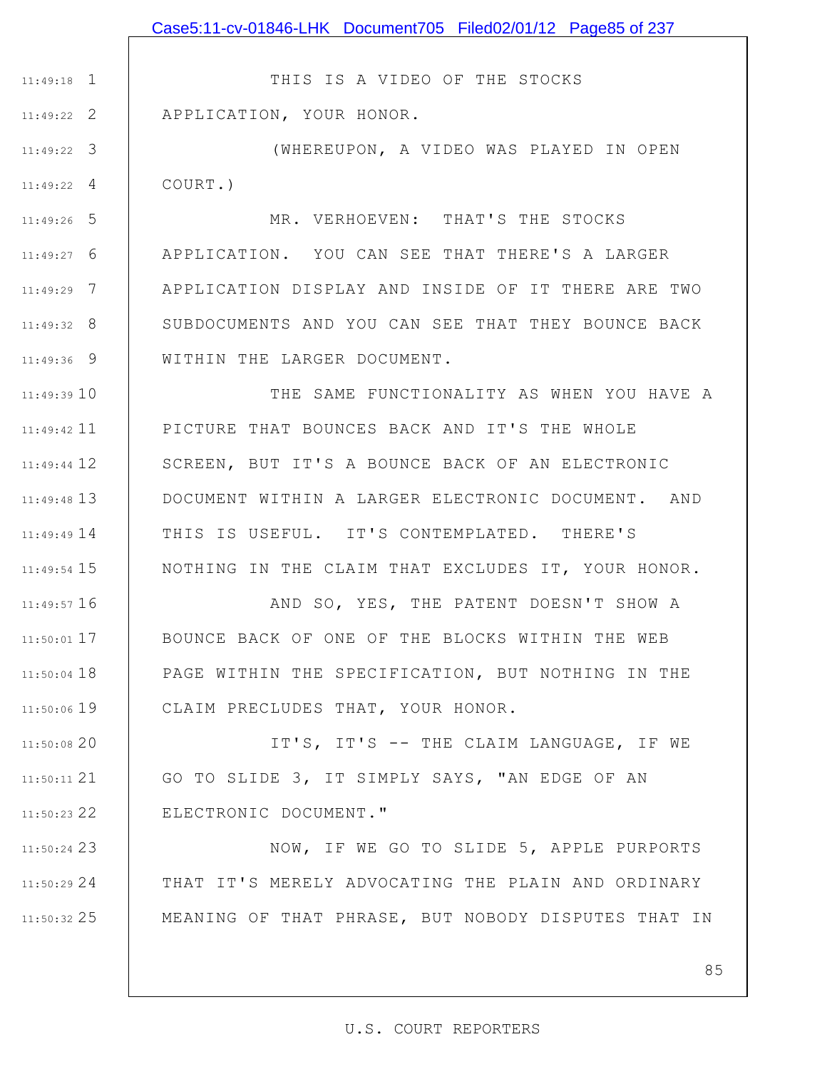THIS IS A VIDEO OF THE STOCKS APPLICATION, YOUR HONOR.

(WHEREUPON, A VIDEO WAS PLAYED IN OPEN COURT.)

MR. VERHOEVEN: THAT'S THE STOCKS APPLICATION. YOU CAN SEE THAT THERE'S A LARGER APPLICATION DISPLAY AND INSIDE OF IT THERE ARE TWO SUBDOCUMENTS AND YOU CAN SEE THAT THEY BOUNCE BACK WITHIN THE LARGER DOCUMENT.

THE SAME FUNCTIONALITY AS WHEN YOU HAVE A PICTURE THAT BOUNCES BACK AND IT'S THE WHOLE SCREEN, BUT IT'S A BOUNCE BACK OF AN ELECTRONIC DOCUMENT WITHIN A LARGER ELECTRONIC DOCUMENT. AND THIS IS USEFUL. IT'S CONTEMPLATED. THERE'S NOTHING IN THE CLAIM THAT EXCLUDES IT, YOUR HONOR.

AND SO, YES, THE PATENT DOESN'T SHOW A BOUNCE BACK OF ONE OF THE BLOCKS WITHIN THE WEB PAGE WITHIN THE SPECIFICATION, BUT NOTHING IN THE CLAIM PRECLUDES THAT, YOUR HONOR.

IT'S, IT'S -- THE CLAIM LANGUAGE, IF WE GO TO SLIDE 3, IT SIMPLY SAYS, "AN EDGE OF AN ELECTRONIC DOCUMENT."

NOW, IF WE GO TO SLIDE 5, APPLE PURPORTS THAT IT'S MERELY ADVOCATING THE PLAIN AND ORDINARY MEANING OF THAT PHRASE, BUT NOBODY DISPUTES THAT IN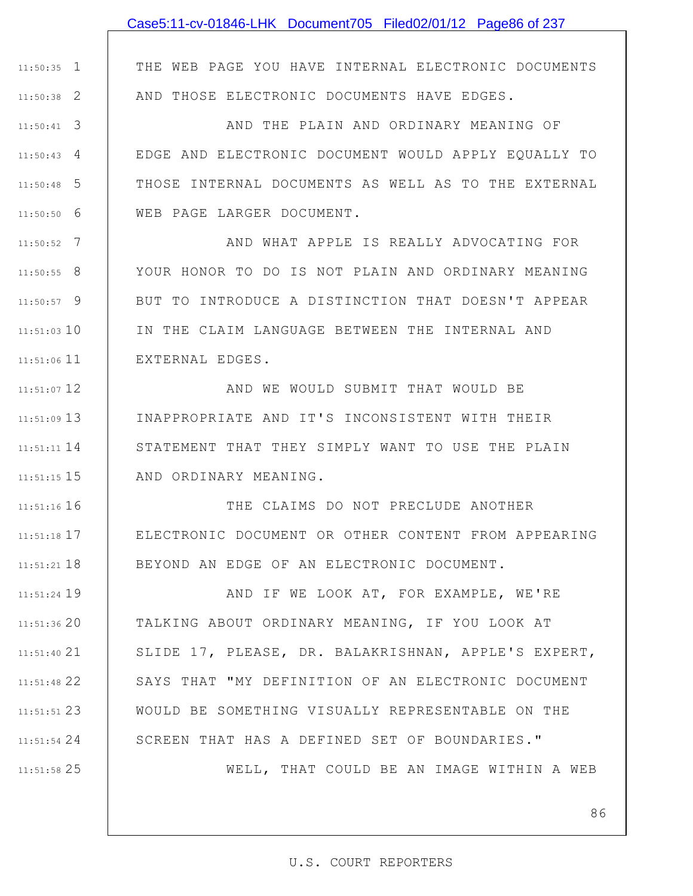THE WEB PAGE YOU HAVE INTERNAL ELECTRONIC DOCUMENTS AND THOSE ELECTRONIC DOCUMENTS HAVE EDGES.

AND THE PLAIN AND ORDINARY MEANING OF EDGE AND ELECTRONIC DOCUMENT WOULD APPLY EQUALLY TO THOSE INTERNAL DOCUMENTS AS WELL AS TO THE EXTERNAL WEB PAGE LARGER DOCUMENT.

AND WHAT APPLE IS REALLY ADVOCATING FOR YOUR HONOR TO DO IS NOT PLAIN AND ORDINARY MEANING BUT TO INTRODUCE A DISTINCTION THAT DOESN'T APPEAR IN THE CLAIM LANGUAGE BETWEEN THE INTERNAL AND EXTERNAL EDGES.

AND WE WOULD SUBMIT THAT WOULD BE INAPPROPRIATE AND IT'S INCONSISTENT WITH THEIR STATEMENT THAT THEY SIMPLY WANT TO USE THE PLAIN AND ORDINARY MEANING.

THE CLAIMS DO NOT PRECLUDE ANOTHER ELECTRONIC DOCUMENT OR OTHER CONTENT FROM APPEARING BEYOND AN EDGE OF AN ELECTRONIC DOCUMENT.

AND IF WE LOOK AT, FOR EXAMPLE, WE'RE TALKING ABOUT ORDINARY MEANING, IF YOU LOOK AT SLIDE 17, PLEASE, DR. BALAKRISHNAN, APPLE'S EXPERT, SAYS THAT "MY DEFINITION OF AN ELECTRONIC DOCUMENT WOULD BE SOMETHING VISUALLY REPRESENTABLE ON THE SCREEN THAT HAS A DEFINED SET OF BOUNDARIES."

WELL, THAT COULD BE AN IMAGE WITHIN A WEB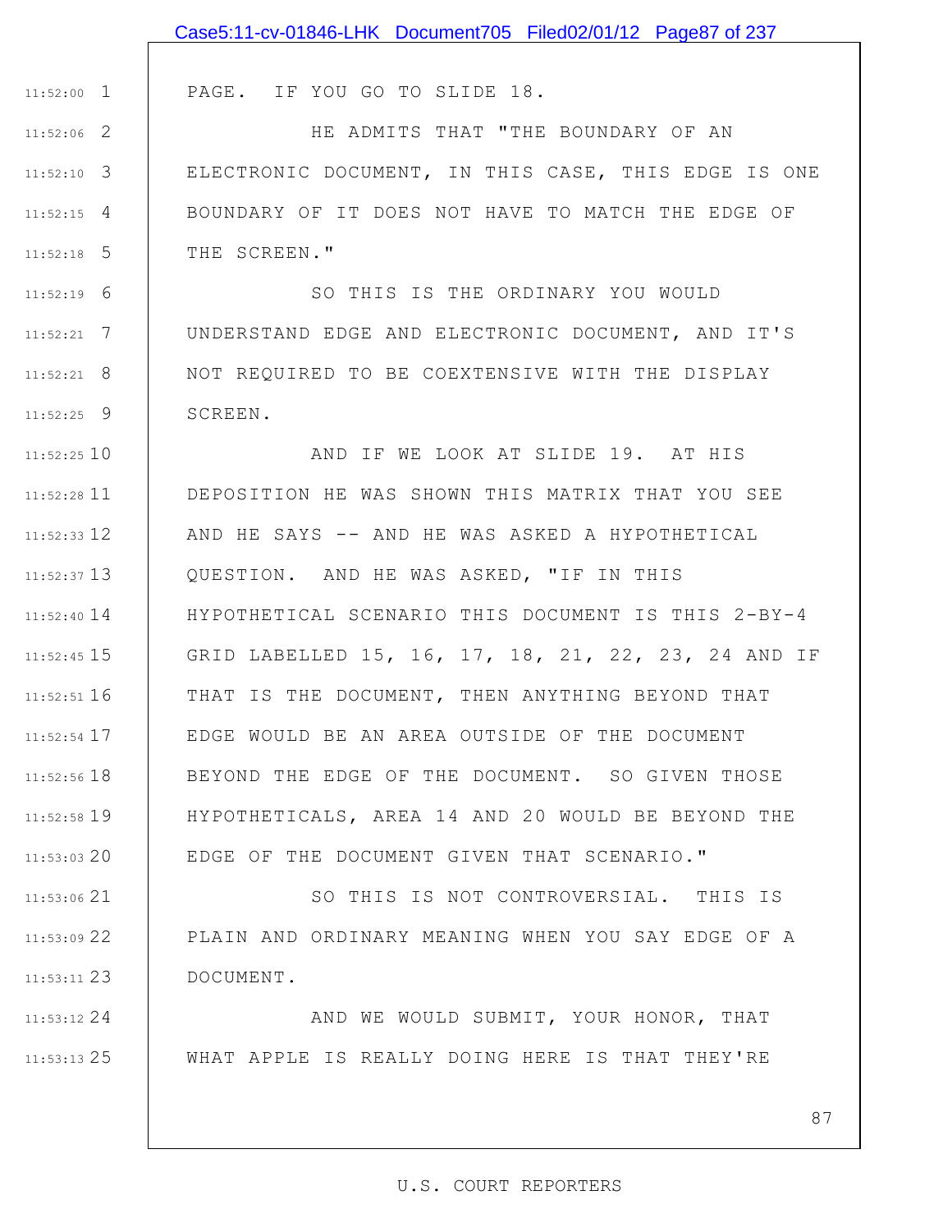PAGE. IF YOU GO TO SLIDE 18.

HE ADMITS THAT "THE BOUNDARY OF AN ELECTRONIC DOCUMENT, IN THIS CASE, THIS EDGE IS ONE BOUNDARY OF IT DOES NOT HAVE TO MATCH THE EDGE OF THE SCREEN."

SO THIS IS THE ORDINARY YOU WOULD UNDERSTAND EDGE AND ELECTRONIC DOCUMENT, AND IT'S NOT REQUIRED TO BE COEXTENSIVE WITH THE DISPLAY SCREEN.

AND IF WE LOOK AT SLIDE 19. AT HIS DEPOSITION HE WAS SHOWN THIS MATRIX THAT YOU SEE AND HE SAYS -- AND HE WAS ASKED A HYPOTHETICAL QUESTION. AND HE WAS ASKED, "IF IN THIS HYPOTHETICAL SCENARIO THIS DOCUMENT IS THIS 2-BY-4 GRID LABELLED 15, 16, 17, 18, 21, 22, 23, 24 AND IF THAT IS THE DOCUMENT, THEN ANYTHING BEYOND THAT EDGE WOULD BE AN AREA OUTSIDE OF THE DOCUMENT BEYOND THE EDGE OF THE DOCUMENT. SO GIVEN THOSE HYPOTHETICALS, AREA 14 AND 20 WOULD BE BEYOND THE EDGE OF THE DOCUMENT GIVEN THAT SCENARIO."

SO THIS IS NOT CONTROVERSIAL. THIS IS PLAIN AND ORDINARY MEANING WHEN YOU SAY EDGE OF A DOCUMENT.

AND WE WOULD SUBMIT, YOUR HONOR, THAT WHAT APPLE IS REALLY DOING HERE IS THAT THEY'RE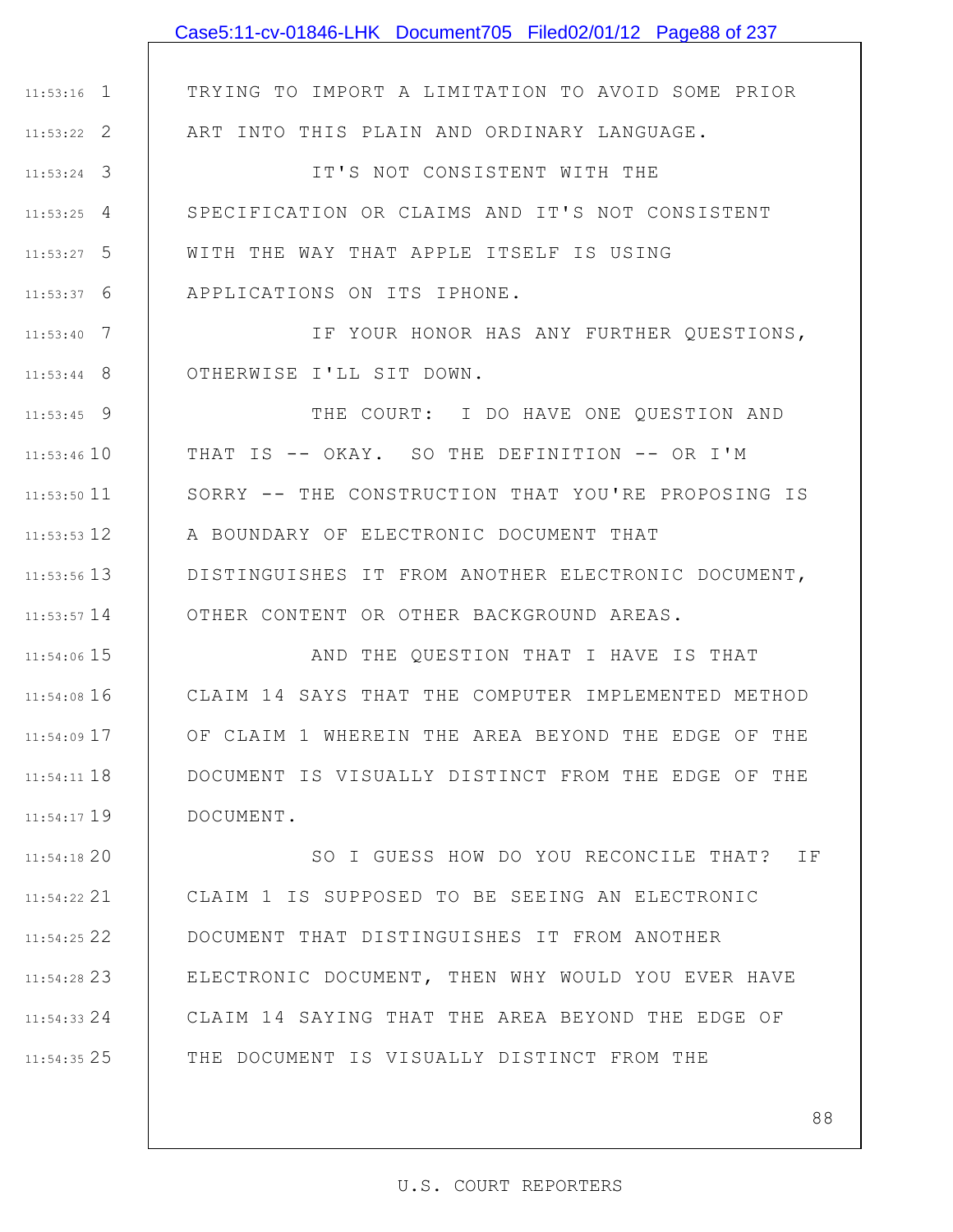TRYING TO IMPORT A LIMITATION TO AVOID SOME PRIOR ART INTO THIS PLAIN AND ORDINARY LANGUAGE.

IT'S NOT CONSISTENT WITH THE SPECIFICATION OR CLAIMS AND IT'S NOT CONSISTENT WITH THE WAY THAT APPLE ITSELF IS USING APPLICATIONS ON ITS IPHONE.

IF YOUR HONOR HAS ANY FURTHER QUESTIONS, OTHERWISE I'LL SIT DOWN.

THE COURT: I DO HAVE ONE QUESTION AND THAT IS -- OKAY. SO THE DEFINITION -- OR I'M SORRY -- THE CONSTRUCTION THAT YOU'RE PROPOSING IS A BOUNDARY OF ELECTRONIC DOCUMENT THAT DISTINGUISHES IT FROM ANOTHER ELECTRONIC DOCUMENT, OTHER CONTENT OR OTHER BACKGROUND AREAS.

AND THE QUESTION THAT I HAVE IS THAT CLAIM 14 SAYS THAT THE COMPUTER IMPLEMENTED METHOD OF CLAIM 1 WHEREIN THE AREA BEYOND THE EDGE OF THE DOCUMENT IS VISUALLY DISTINCT FROM THE EDGE OF THE DOCUMENT.

SO I GUESS HOW DO YOU RECONCILE THAT? IF CLAIM 1 IS SUPPOSED TO BE SEEING AN ELECTRONIC DOCUMENT THAT DISTINGUISHES IT FROM ANOTHER ELECTRONIC DOCUMENT, THEN WHY WOULD YOU EVER HAVE CLAIM 14 SAYING THAT THE AREA BEYOND THE EDGE OF THE DOCUMENT IS VISUALLY DISTINCT FROM THE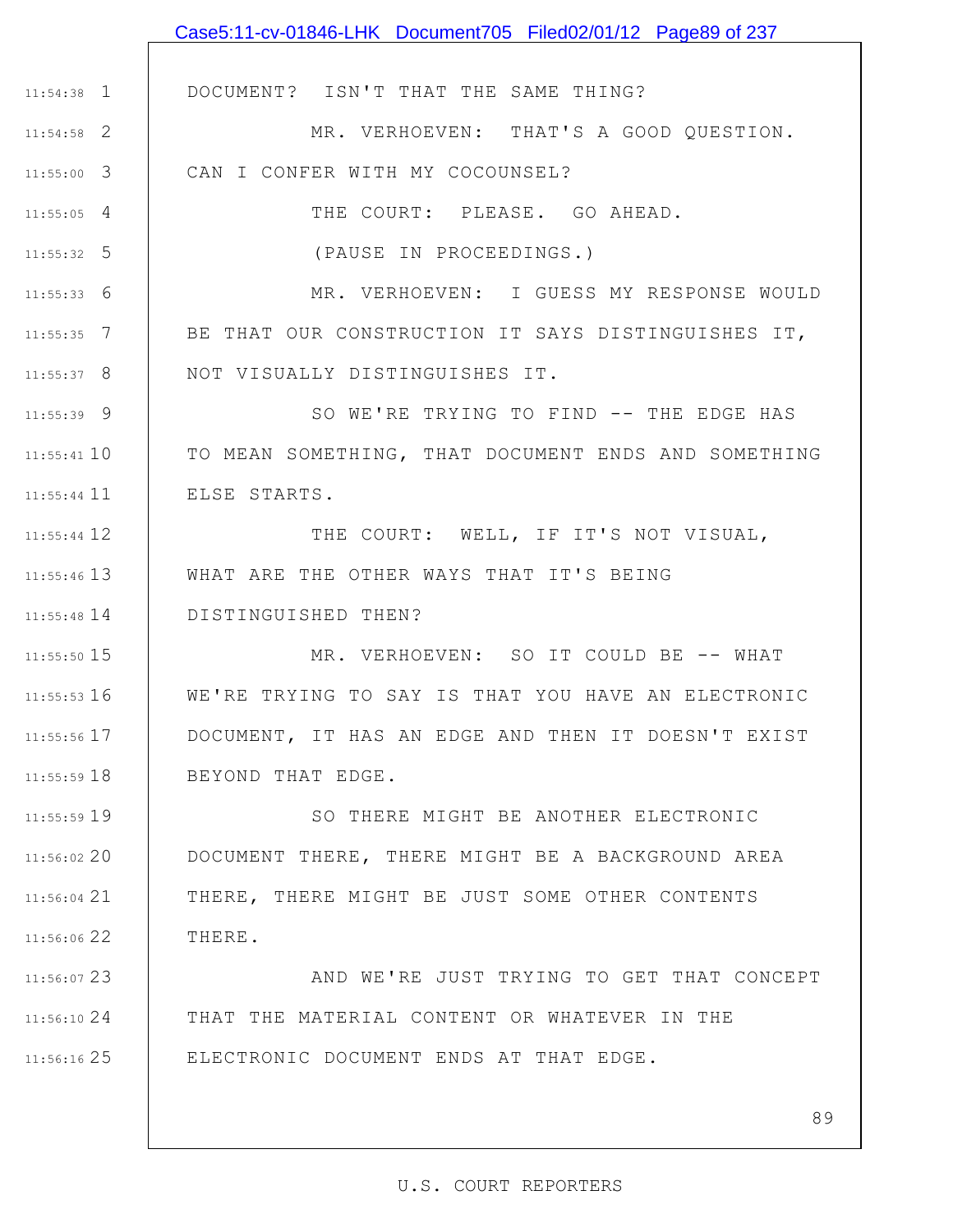DOCUMENT? ISN'T THAT THE SAME THING?

MR. VERHOEVEN: THAT'S A GOOD QUESTION. CAN I CONFER WITH MY COCOUNSEL?

THE COURT: PLEASE. GO AHEAD.

(PAUSE IN PROCEEDINGS.)

MR. VERHOEVEN: I GUESS MY RESPONSE WOULD BE THAT OUR CONSTRUCTION IT SAYS DISTINGUISHES IT, NOT VISUALLY DISTINGUISHES IT.

SO WE'RE TRYING TO FIND -- THE EDGE HAS TO MEAN SOMETHING, THAT DOCUMENT ENDS AND SOMETHING ELSE STARTS.

THE COURT: WELL, IF IT'S NOT VISUAL, WHAT ARE THE OTHER WAYS THAT IT'S BEING DISTINGUISHED THEN?

MR. VERHOEVEN: SO IT COULD BE -- WHAT WE'RE TRYING TO SAY IS THAT YOU HAVE AN ELECTRONIC DOCUMENT, IT HAS AN EDGE AND THEN IT DOESN'T EXIST BEYOND THAT EDGE.

SO THERE MIGHT BE ANOTHER ELECTRONIC DOCUMENT THERE, THERE MIGHT BE A BACKGROUND AREA THERE, THERE MIGHT BE JUST SOME OTHER CONTENTS THERE.

AND WE'RE JUST TRYING TO GET THAT CONCEPT THAT THE MATERIAL CONTENT OR WHATEVER IN THE ELECTRONIC DOCUMENT ENDS AT THAT EDGE.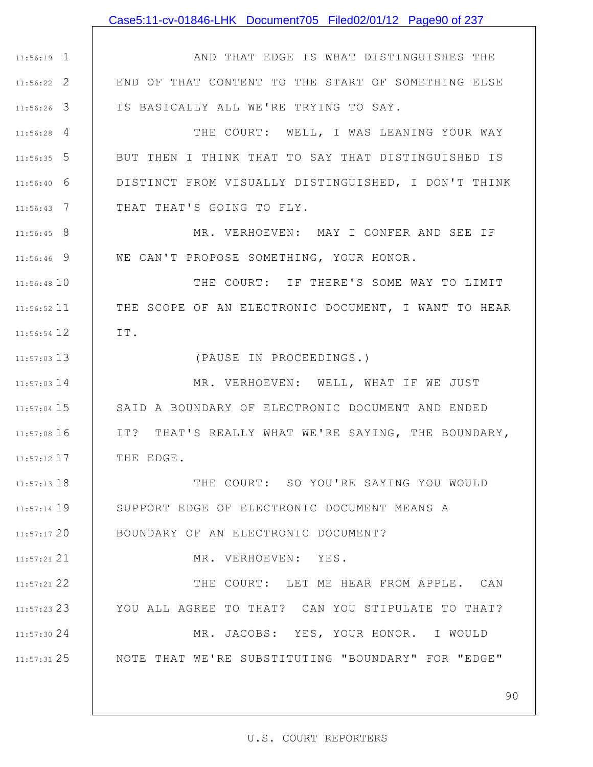AND THAT EDGE IS WHAT DISTINGUISHES THE END OF THAT CONTENT TO THE START OF SOMETHING ELSE IS BASICALLY ALL WE'RE TRYING TO SAY.

THE COURT: WELL, I WAS LEANING YOUR WAY BUT THEN I THINK THAT TO SAY THAT DISTINGUISHED IS DISTINCT FROM VISUALLY DISTINGUISHED, I DON'T THINK THAT THAT'S GOING TO FLY.

MR. VERHOEVEN: MAY I CONFER AND SEE IF WE CAN'T PROPOSE SOMETHING, YOUR HONOR.

THE COURT: IF THERE'S SOME WAY TO LIMIT THE SCOPE OF AN ELECTRONIC DOCUMENT, I WANT TO HEAR IT.

(PAUSE IN PROCEEDINGS.)

MR. VERHOEVEN: WELL, WHAT IF WE JUST SAID A BOUNDARY OF ELECTRONIC DOCUMENT AND ENDED IT? THAT'S REALLY WHAT WE'RE SAYING, THE BOUNDARY, THE EDGE.

THE COURT: SO YOU'RE SAYING YOU WOULD SUPPORT EDGE OF ELECTRONIC DOCUMENT MEANS A BOUNDARY OF AN ELECTRONIC DOCUMENT?

MR. VERHOEVEN: YES.

THE COURT: LET ME HEAR FROM APPLE. CAN YOU ALL AGREE TO THAT? CAN YOU STIPULATE TO THAT?

MR. JACOBS: YES, YOUR HONOR. I WOULD NOTE THAT WE'RE SUBSTITUTING "BOUNDARY" FOR "EDGE"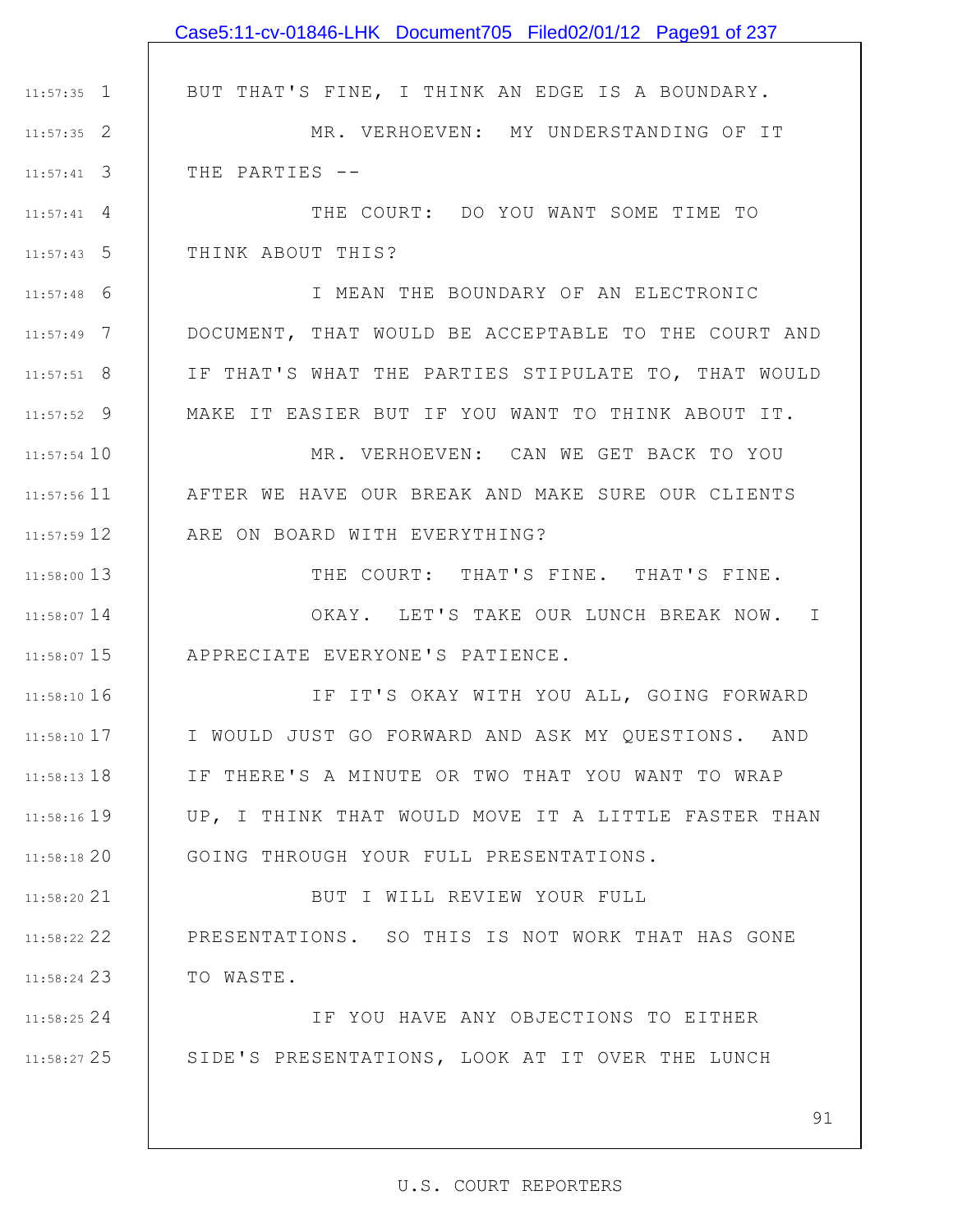BUT THAT'S FINE, I THINK AN EDGE IS A BOUNDARY.

MR. VERHOEVEN: MY UNDERSTANDING OF IT THE PARTIES --

THE COURT: DO YOU WANT SOME TIME TO THINK ABOUT THIS?

I MEAN THE BOUNDARY OF AN ELECTRONIC DOCUMENT, THAT WOULD BE ACCEPTABLE TO THE COURT AND IF THAT'S WHAT THE PARTIES STIPULATE TO, THAT WOULD MAKE IT EASIER BUT IF YOU WANT TO THINK ABOUT IT.

MR. VERHOEVEN: CAN WE GET BACK TO YOU AFTER WE HAVE OUR BREAK AND MAKE SURE OUR CLIENTS ARE ON BOARD WITH EVERYTHING?

THE COURT: THAT'S FINE. THAT'S FINE.

OKAY. LET'S TAKE OUR LUNCH BREAK NOW. I APPRECIATE EVERYONE'S PATIENCE.

IF IT'S OKAY WITH YOU ALL, GOING FORWARD I WOULD JUST GO FORWARD AND ASK MY QUESTIONS. AND IF THERE'S A MINUTE OR TWO THAT YOU WANT TO WRAP UP, I THINK THAT WOULD MOVE IT A LITTLE FASTER THAN GOING THROUGH YOUR FULL PRESENTATIONS.

BUT I WILL REVIEW YOUR FULL PRESENTATIONS. SO THIS IS NOT WORK THAT HAS GONE TO WASTE.

IF YOU HAVE ANY OBJECTIONS TO EITHER SIDE'S PRESENTATIONS, LOOK AT IT OVER THE LUNCH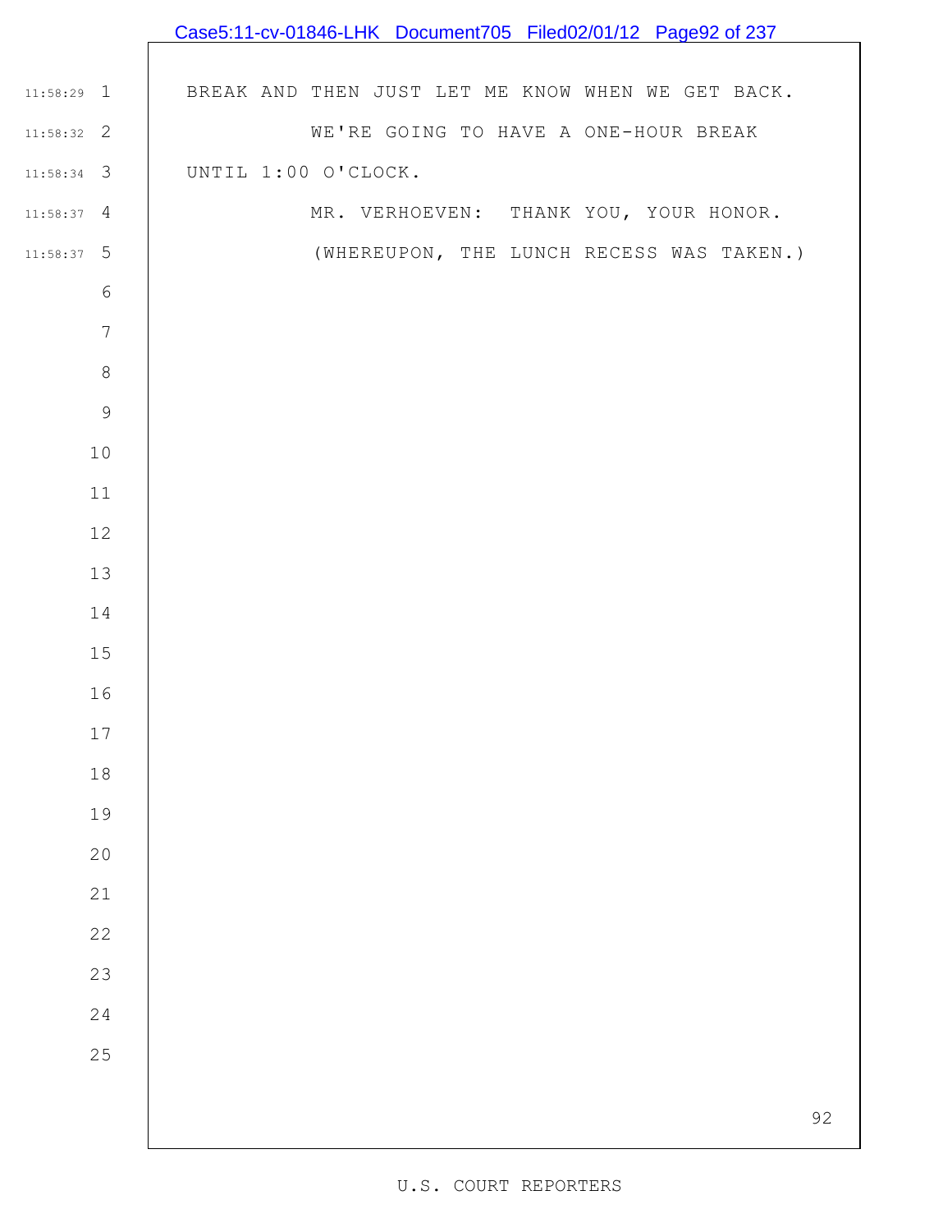BREAK AND THEN JUST LET ME KNOW WHEN WE GET BACK.

WE'RE GOING TO HAVE A ONE-HOUR BREAK UNTIL 1:00 O'CLOCK.

MR. VERHOEVEN: THANK YOU, YOUR HONOR.

(WHEREUPON, THE LUNCH RECESS WAS TAKEN.)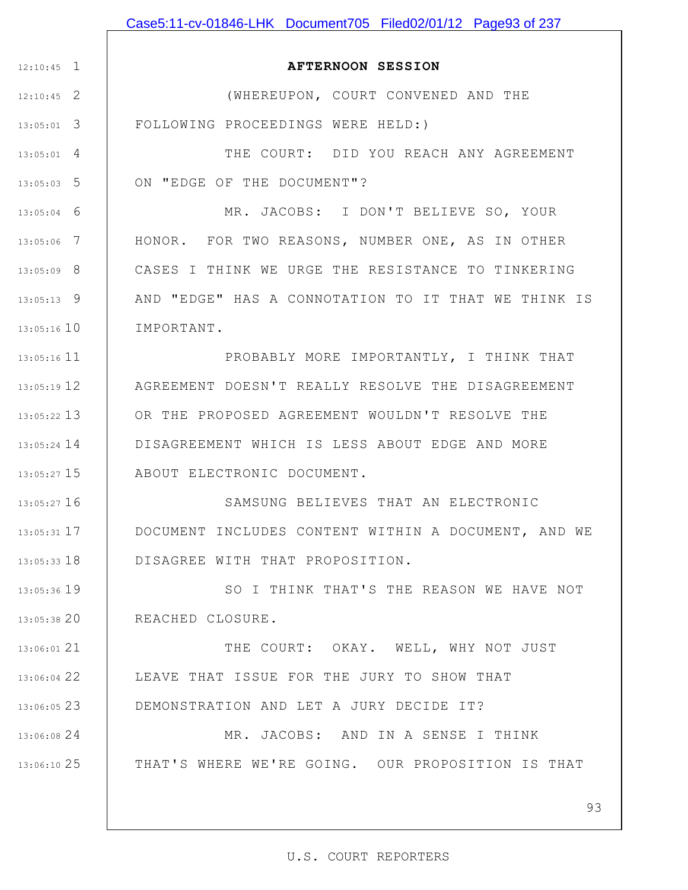**AFTERNOON SESSION**

(WHEREUPON, COURT CONVENED AND THE FOLLOWING PROCEEDINGS WERE HELD:)

THE COURT: DID YOU REACH ANY AGREEMENT ON "EDGE OF THE DOCUMENT"?

MR. JACOBS: I DON'T BELIEVE SO, YOUR HONOR. FOR TWO REASONS, NUMBER ONE, AS IN OTHER CASES I THINK WE URGE THE RESISTANCE TO TINKERING AND "EDGE" HAS A CONNOTATION TO IT THAT WE THINK IS IMPORTANT.

PROBABLY MORE IMPORTANTLY, I THINK THAT AGREEMENT DOESN'T REALLY RESOLVE THE DISAGREEMENT OR THE PROPOSED AGREEMENT WOULDN'T RESOLVE THE DISAGREEMENT WHICH IS LESS ABOUT EDGE AND MORE ABOUT ELECTRONIC DOCUMENT.

SAMSUNG BELIEVES THAT AN ELECTRONIC DOCUMENT INCLUDES CONTENT WITHIN A DOCUMENT, AND WE DISAGREE WITH THAT PROPOSITION.

SO I THINK THAT'S THE REASON WE HAVE NOT REACHED CLOSURE.

THE COURT: OKAY. WELL, WHY NOT JUST LEAVE THAT ISSUE FOR THE JURY TO SHOW THAT DEMONSTRATION AND LET A JURY DECIDE IT?

MR. JACOBS: AND IN A SENSE I THINK THAT'S WHERE WE'RE GOING. OUR PROPOSITION IS THAT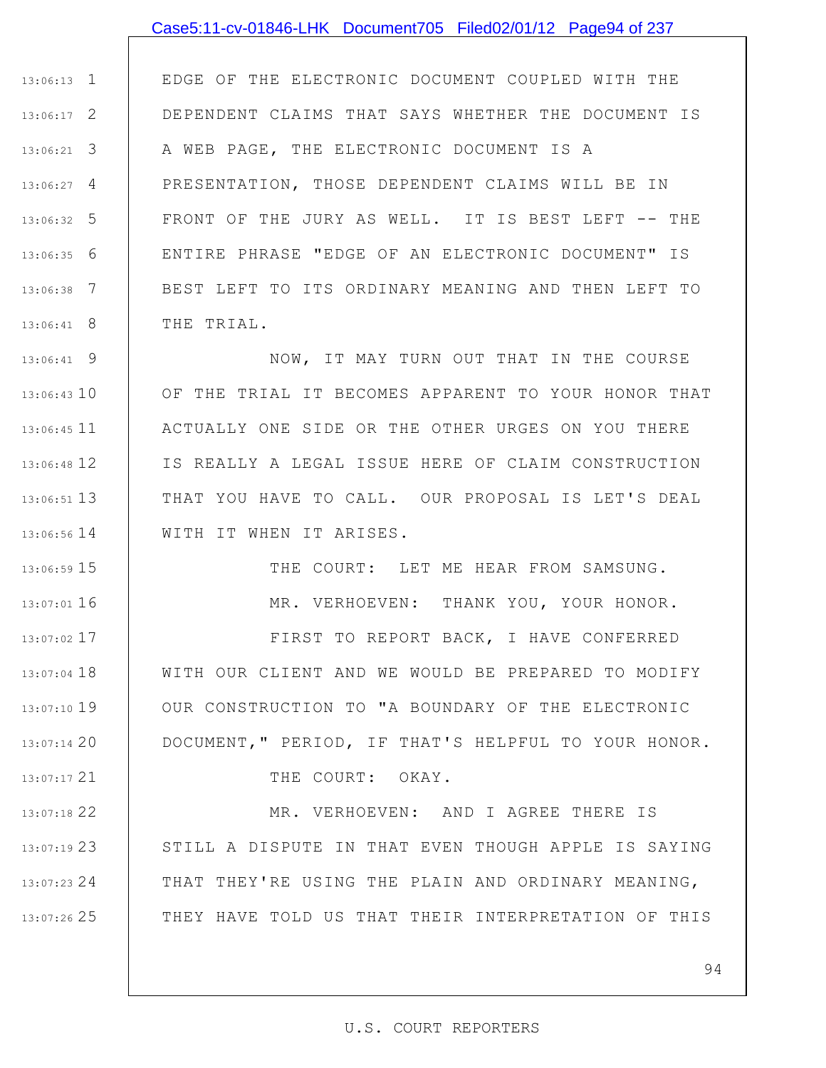EDGE OF THE ELECTRONIC DOCUMENT COUPLED WITH THE DEPENDENT CLAIMS THAT SAYS WHETHER THE DOCUMENT IS A WEB PAGE, THE ELECTRONIC DOCUMENT IS A PRESENTATION, THOSE DEPENDENT CLAIMS WILL BE IN FRONT OF THE JURY AS WELL. IT IS BEST LEFT -- THE ENTIRE PHRASE "EDGE OF AN ELECTRONIC DOCUMENT" IS BEST LEFT TO ITS ORDINARY MEANING AND THEN LEFT TO THE TRIAL.

NOW, IT MAY TURN OUT THAT IN THE COURSE OF THE TRIAL IT BECOMES APPARENT TO YOUR HONOR THAT ACTUALLY ONE SIDE OR THE OTHER URGES ON YOU THERE IS REALLY A LEGAL ISSUE HERE OF CLAIM CONSTRUCTION THAT YOU HAVE TO CALL. OUR PROPOSAL IS LET'S DEAL WITH IT WHEN IT ARISES.

THE COURT: LET ME HEAR FROM SAMSUNG.

MR. VERHOEVEN: THANK YOU, YOUR HONOR.

FIRST TO REPORT BACK, I HAVE CONFERRED WITH OUR CLIENT AND WE WOULD BE PREPARED TO MODIFY OUR CONSTRUCTION TO "A BOUNDARY OF THE ELECTRONIC DOCUMENT," PERIOD, IF THAT'S HELPFUL TO YOUR HONOR.

THE COURT: OKAY.

MR. VERHOEVEN: AND I AGREE THERE IS STILL A DISPUTE IN THAT EVEN THOUGH APPLE IS SAYING THAT THEY'RE USING THE PLAIN AND ORDINARY MEANING, THEY HAVE TOLD US THAT THEIR INTERPRETATION OF THIS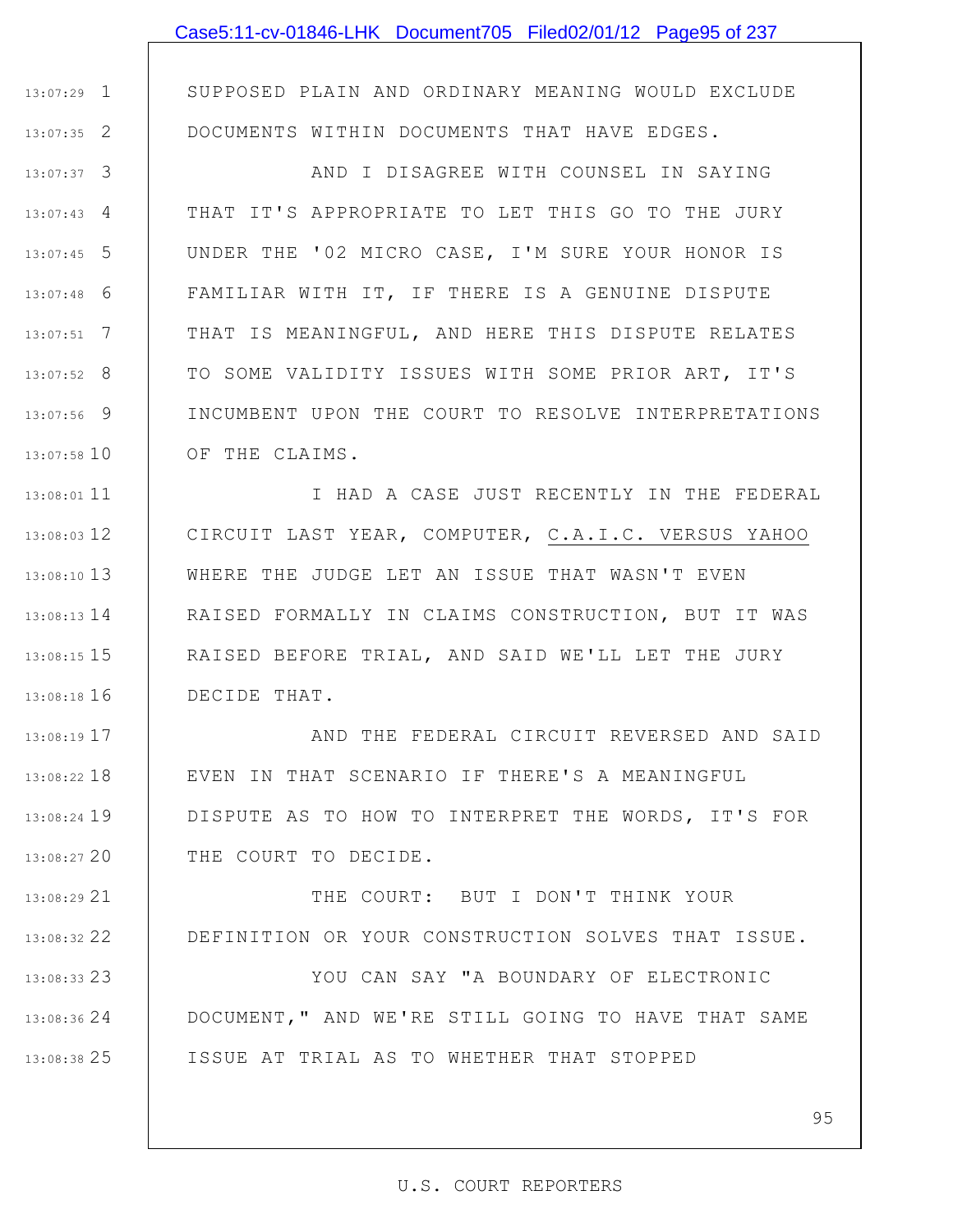SUPPOSED PLAIN AND ORDINARY MEANING WOULD EXCLUDE DOCUMENTS WITHIN DOCUMENTS THAT HAVE EDGES.

AND I DISAGREE WITH COUNSEL IN SAYING THAT IT'S APPROPRIATE TO LET THIS GO TO THE JURY UNDER THE '02 MICRO CASE, I'M SURE YOUR HONOR IS FAMILIAR WITH IT, IF THERE IS A GENUINE DISPUTE THAT IS MEANINGFUL, AND HERE THIS DISPUTE RELATES TO SOME VALIDITY ISSUES WITH SOME PRIOR ART, IT'S INCUMBENT UPON THE COURT TO RESOLVE INTERPRETATIONS OF THE CLAIMS.

I HAD A CASE JUST RECENTLY IN THE FEDERAL CIRCUIT LAST YEAR, COMPUTER, C.A.I.C. VERSUS YAHOO WHERE THE JUDGE LET AN ISSUE THAT WASN'T EVEN RAISED FORMALLY IN CLAIMS CONSTRUCTION, BUT IT WAS RAISED BEFORE TRIAL, AND SAID WE'LL LET THE JURY DECIDE THAT.

AND THE FEDERAL CIRCUIT REVERSED AND SAID EVEN IN THAT SCENARIO IF THERE'S A MEANINGFUL DISPUTE AS TO HOW TO INTERPRET THE WORDS, IT'S FOR THE COURT TO DECIDE.

THE COURT: BUT I DON'T THINK YOUR DEFINITION OR YOUR CONSTRUCTION SOLVES THAT ISSUE.

YOU CAN SAY "A BOUNDARY OF ELECTRONIC DOCUMENT," AND WE'RE STILL GOING TO HAVE THAT SAME ISSUE AT TRIAL AS TO WHETHER THAT STOPPED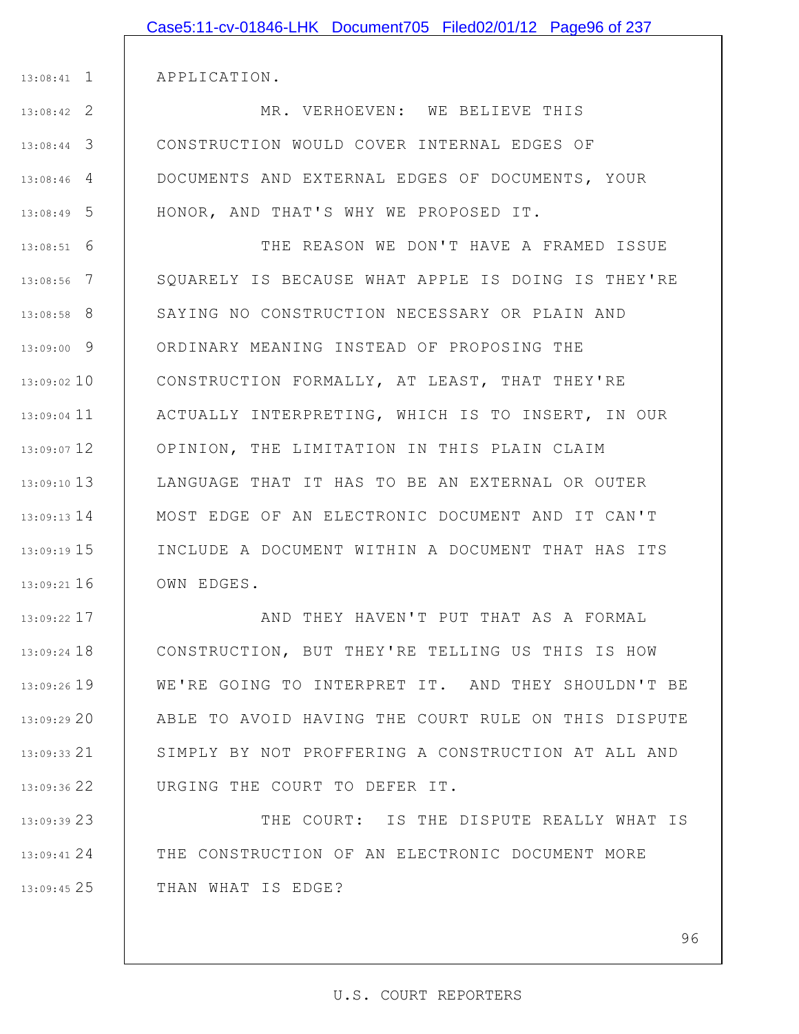APPLICATION.

MR. VERHOEVEN: WE BELIEVE THIS CONSTRUCTION WOULD COVER INTERNAL EDGES OF DOCUMENTS AND EXTERNAL EDGES OF DOCUMENTS, YOUR HONOR, AND THAT'S WHY WE PROPOSED IT.

THE REASON WE DON'T HAVE A FRAMED ISSUE SQUARELY IS BECAUSE WHAT APPLE IS DOING IS THEY'RE SAYING NO CONSTRUCTION NECESSARY OR PLAIN AND ORDINARY MEANING INSTEAD OF PROPOSING THE CONSTRUCTION FORMALLY, AT LEAST, THAT THEY'RE ACTUALLY INTERPRETING, WHICH IS TO INSERT, IN OUR OPINION, THE LIMITATION IN THIS PLAIN CLAIM LANGUAGE THAT IT HAS TO BE AN EXTERNAL OR OUTER MOST EDGE OF AN ELECTRONIC DOCUMENT AND IT CAN'T INCLUDE A DOCUMENT WITHIN A DOCUMENT THAT HAS ITS OWN EDGES.

AND THEY HAVEN'T PUT THAT AS A FORMAL CONSTRUCTION, BUT THEY'RE TELLING US THIS IS HOW WE'RE GOING TO INTERPRET IT. AND THEY SHOULDN'T BE ABLE TO AVOID HAVING THE COURT RULE ON THIS DISPUTE SIMPLY BY NOT PROFFERING A CONSTRUCTION AT ALL AND URGING THE COURT TO DEFER IT.

THE COURT: IS THE DISPUTE REALLY WHAT IS THE CONSTRUCTION OF AN ELECTRONIC DOCUMENT MORE THAN WHAT IS EDGE?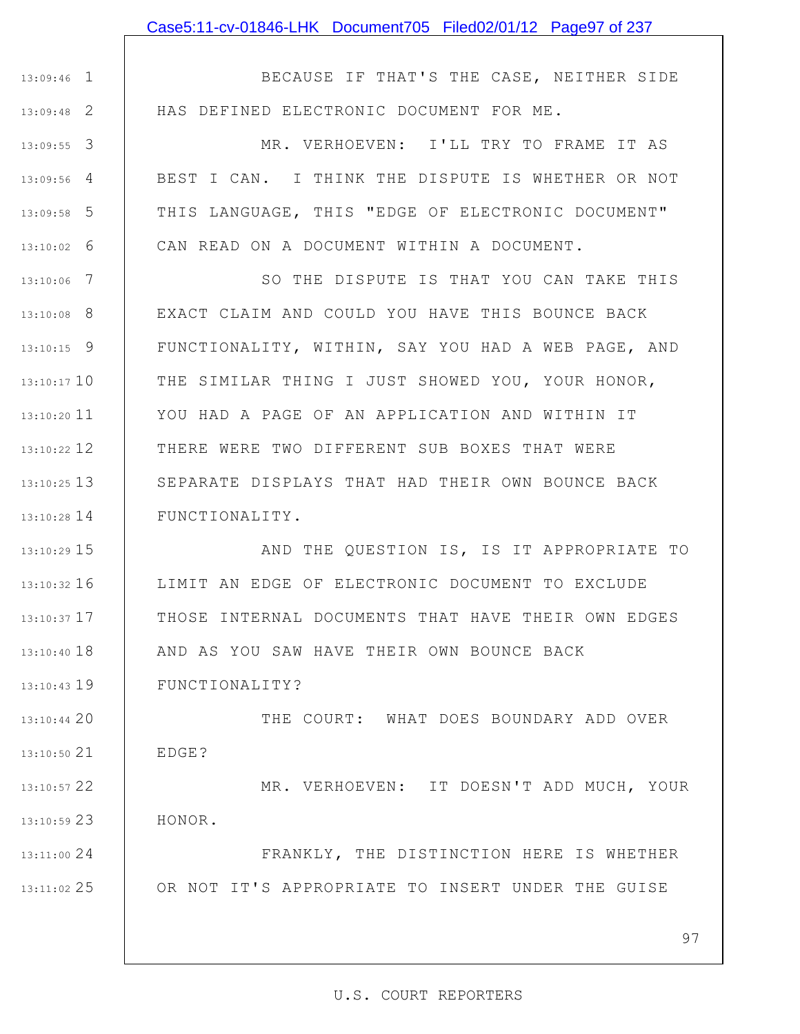BECAUSE IF THAT'S THE CASE, NEITHER SIDE HAS DEFINED ELECTRONIC DOCUMENT FOR ME.

MR. VERHOEVEN: I'LL TRY TO FRAME IT AS BEST I CAN. I THINK THE DISPUTE IS WHETHER OR NOT THIS LANGUAGE, THIS "EDGE OF ELECTRONIC DOCUMENT" CAN READ ON A DOCUMENT WITHIN A DOCUMENT.

SO THE DISPUTE IS THAT YOU CAN TAKE THIS EXACT CLAIM AND COULD YOU HAVE THIS BOUNCE BACK FUNCTIONALITY, WITHIN, SAY YOU HAD A WEB PAGE, AND THE SIMILAR THING I JUST SHOWED YOU, YOUR HONOR, YOU HAD A PAGE OF AN APPLICATION AND WITHIN IT THERE WERE TWO DIFFERENT SUB BOXES THAT WERE SEPARATE DISPLAYS THAT HAD THEIR OWN BOUNCE BACK FUNCTIONALITY.

AND THE QUESTION IS, IS IT APPROPRIATE TO LIMIT AN EDGE OF ELECTRONIC DOCUMENT TO EXCLUDE THOSE INTERNAL DOCUMENTS THAT HAVE THEIR OWN EDGES AND AS YOU SAW HAVE THEIR OWN BOUNCE BACK FUNCTIONALITY?

THE COURT: WHAT DOES BOUNDARY ADD OVER EDGE?

MR. VERHOEVEN: IT DOESN'T ADD MUCH, YOUR HONOR.

FRANKLY, THE DISTINCTION HERE IS WHETHER OR NOT IT'S APPROPRIATE TO INSERT UNDER THE GUISE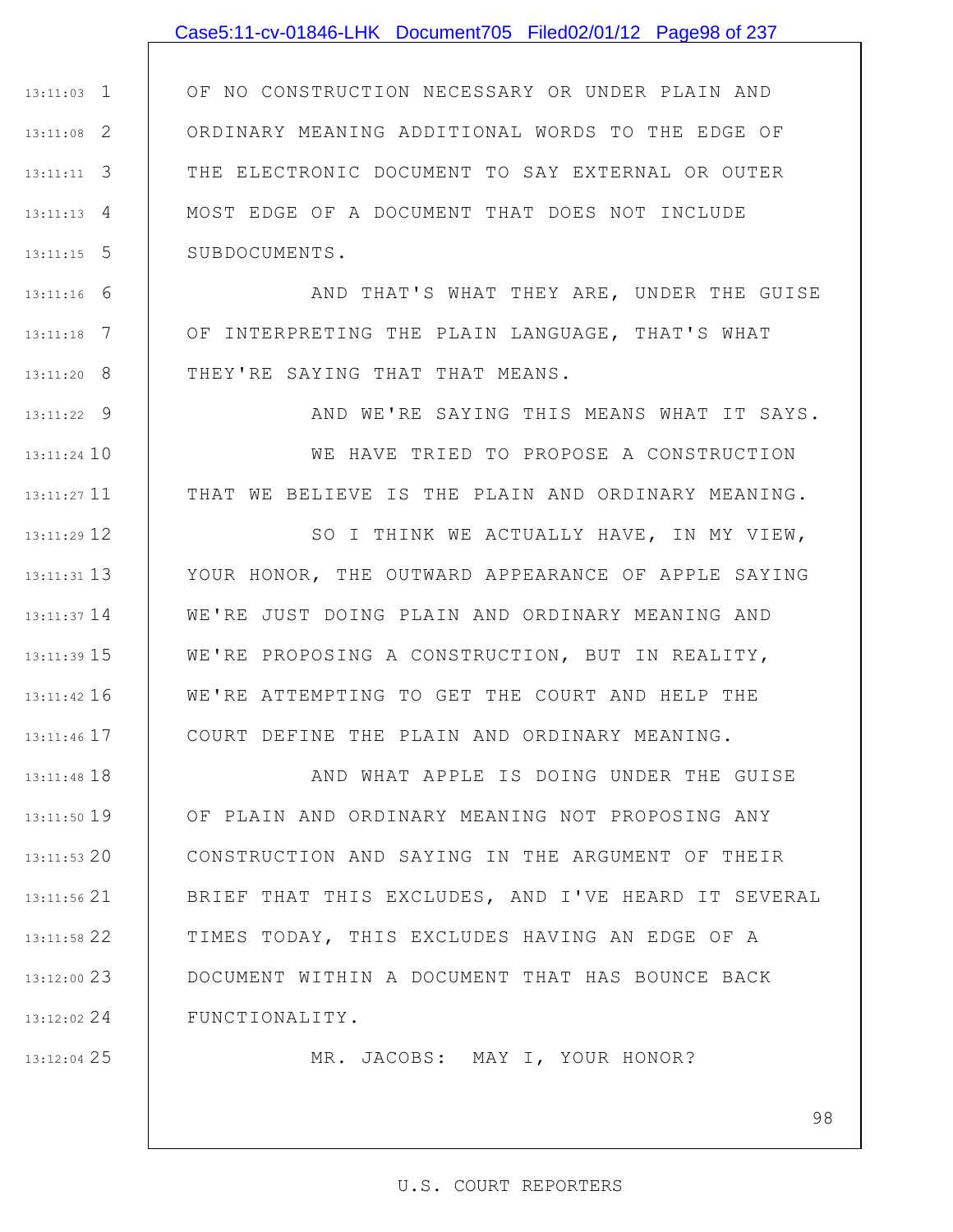OF NO CONSTRUCTION NECESSARY OR UNDER PLAIN AND ORDINARY MEANING ADDITIONAL WORDS TO THE EDGE OF THE ELECTRONIC DOCUMENT TO SAY EXTERNAL OR OUTER MOST EDGE OF A DOCUMENT THAT DOES NOT INCLUDE SUBDOCUMENTS.

AND THAT'S WHAT THEY ARE, UNDER THE GUISE OF INTERPRETING THE PLAIN LANGUAGE, THAT'S WHAT THEY'RE SAYING THAT THAT MEANS.

AND WE'RE SAYING THIS MEANS WHAT IT SAYS.

WE HAVE TRIED TO PROPOSE A CONSTRUCTION THAT WE BELIEVE IS THE PLAIN AND ORDINARY MEANING.

SO I THINK WE ACTUALLY HAVE, IN MY VIEW, YOUR HONOR, THE OUTWARD APPEARANCE OF APPLE SAYING WE'RE JUST DOING PLAIN AND ORDINARY MEANING AND WE'RE PROPOSING A CONSTRUCTION, BUT IN REALITY, WE'RE ATTEMPTING TO GET THE COURT AND HELP THE COURT DEFINE THE PLAIN AND ORDINARY MEANING.

AND WHAT APPLE IS DOING UNDER THE GUISE OF PLAIN AND ORDINARY MEANING NOT PROPOSING ANY CONSTRUCTION AND SAYING IN THE ARGUMENT OF THEIR BRIEF THAT THIS EXCLUDES, AND I'VE HEARD IT SEVERAL TIMES TODAY, THIS EXCLUDES HAVING AN EDGE OF A DOCUMENT WITHIN A DOCUMENT THAT HAS BOUNCE BACK FUNCTIONALITY.

MR. JACOBS: MAY I, YOUR HONOR?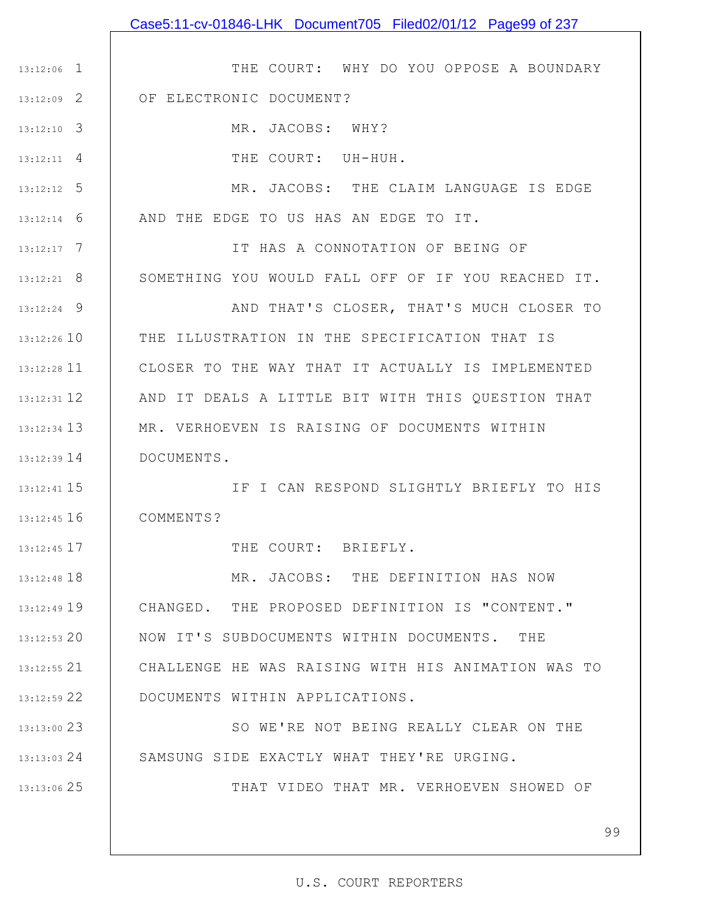THE COURT: WHY DO YOU OPPOSE A BOUNDARY OF ELECTRONIC DOCUMENT?

MR. JACOBS: WHY?

THE COURT: UH-HUH.

MR. JACOBS: THE CLAIM LANGUAGE IS EDGE AND THE EDGE TO US HAS AN EDGE TO IT.

IT HAS A CONNOTATION OF BEING OF SOMETHING YOU WOULD FALL OFF OF IF YOU REACHED IT.

AND THAT'S CLOSER, THAT'S MUCH CLOSER TO THE ILLUSTRATION IN THE SPECIFICATION THAT IS CLOSER TO THE WAY THAT IT ACTUALLY IS IMPLEMENTED AND IT DEALS A LITTLE BIT WITH THIS QUESTION THAT MR. VERHOEVEN IS RAISING OF DOCUMENTS WITHIN DOCUMENTS.

IF I CAN RESPOND SLIGHTLY BRIEFLY TO HIS COMMENTS?

THE COURT: BRIEFLY.

MR. JACOBS: THE DEFINITION HAS NOW CHANGED. THE PROPOSED DEFINITION IS "CONTENT." NOW IT'S SUBDOCUMENTS WITHIN DOCUMENTS. THE CHALLENGE HE WAS RAISING WITH HIS ANIMATION WAS TO DOCUMENTS WITHIN APPLICATIONS.

SO WE'RE NOT BEING REALLY CLEAR ON THE SAMSUNG SIDE EXACTLY WHAT THEY'RE URGING.

THAT VIDEO THAT MR. VERHOEVEN SHOWED OF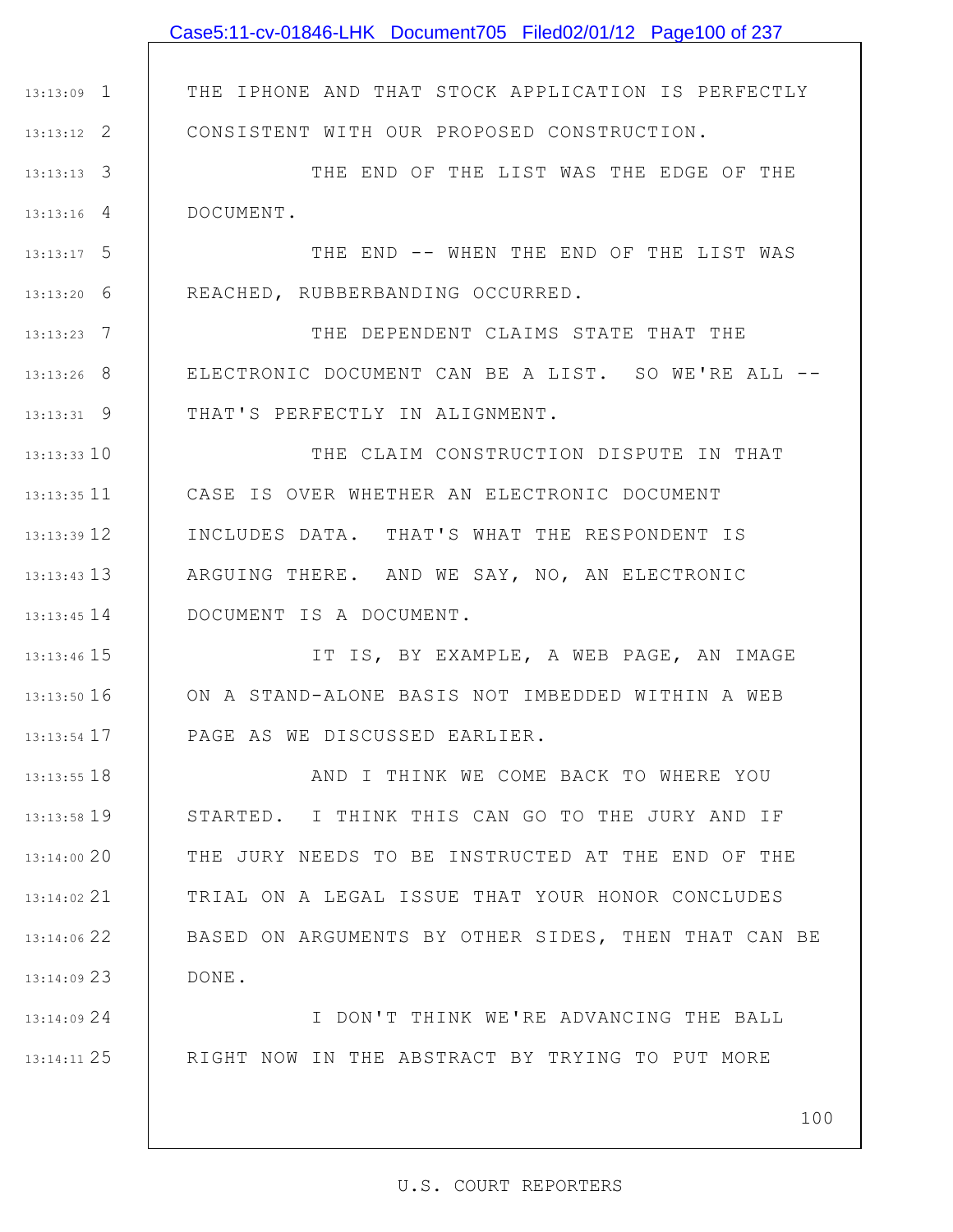THE IPHONE AND THAT STOCK APPLICATION IS PERFECTLY CONSISTENT WITH OUR PROPOSED CONSTRUCTION.

THE END OF THE LIST WAS THE EDGE OF THE DOCUMENT.

THE END -- WHEN THE END OF THE LIST WAS REACHED, RUBBERBANDING OCCURRED.

THE DEPENDENT CLAIMS STATE THAT THE ELECTRONIC DOCUMENT CAN BE A LIST. SO WE'RE ALL -- THAT'S PERFECTLY IN ALIGNMENT.

THE CLAIM CONSTRUCTION DISPUTE IN THAT CASE IS OVER WHETHER AN ELECTRONIC DOCUMENT INCLUDES DATA. THAT'S WHAT THE RESPONDENT IS ARGUING THERE. AND WE SAY, NO, AN ELECTRONIC DOCUMENT IS A DOCUMENT.

IT IS, BY EXAMPLE, A WEB PAGE, AN IMAGE ON A STAND-ALONE BASIS NOT IMBEDDED WITHIN A WEB PAGE AS WE DISCUSSED EARLIER.

AND I THINK WE COME BACK TO WHERE YOU STARTED. I THINK THIS CAN GO TO THE JURY AND IF THE JURY NEEDS TO BE INSTRUCTED AT THE END OF THE TRIAL ON A LEGAL ISSUE THAT YOUR HONOR CONCLUDES BASED ON ARGUMENTS BY OTHER SIDES, THEN THAT CAN BE DONE.

I DON'T THINK WE'RE ADVANCING THE BALL RIGHT NOW IN THE ABSTRACT BY TRYING TO PUT MORE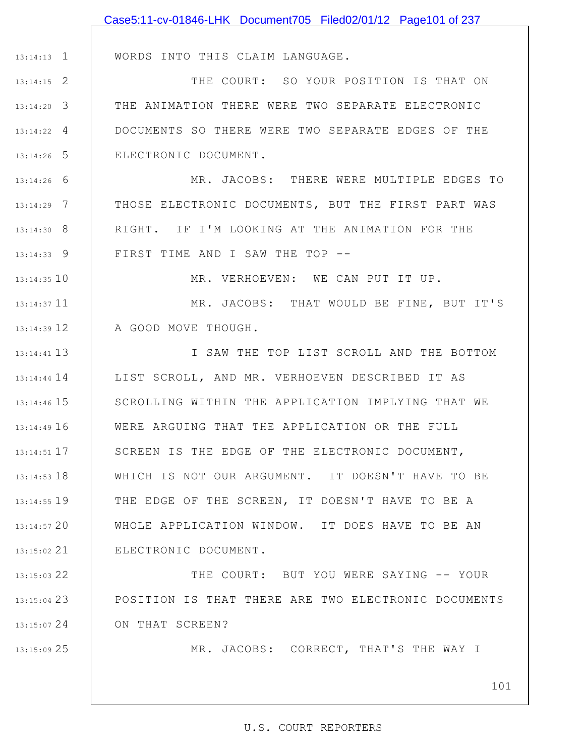WORDS INTO THIS CLAIM LANGUAGE.

THE COURT: SO YOUR POSITION IS THAT ON THE ANIMATION THERE WERE TWO SEPARATE ELECTRONIC DOCUMENTS SO THERE WERE TWO SEPARATE EDGES OF THE ELECTRONIC DOCUMENT.

MR. JACOBS: THERE WERE MULTIPLE EDGES TO THOSE ELECTRONIC DOCUMENTS, BUT THE FIRST PART WAS RIGHT. IF I'M LOOKING AT THE ANIMATION FOR THE FIRST TIME AND I SAW THE TOP --

MR. VERHOEVEN: WE CAN PUT IT UP.

MR. JACOBS: THAT WOULD BE FINE, BUT IT'S A GOOD MOVE THOUGH.

I SAW THE TOP LIST SCROLL AND THE BOTTOM LIST SCROLL, AND MR. VERHOEVEN DESCRIBED IT AS SCROLLING WITHIN THE APPLICATION IMPLYING THAT WE WERE ARGUING THAT THE APPLICATION OR THE FULL SCREEN IS THE EDGE OF THE ELECTRONIC DOCUMENT, WHICH IS NOT OUR ARGUMENT. IT DOESN'T HAVE TO BE THE EDGE OF THE SCREEN, IT DOESN'T HAVE TO BE A WHOLE APPLICATION WINDOW. IT DOES HAVE TO BE AN ELECTRONIC DOCUMENT.

THE COURT: BUT YOU WERE SAYING -- YOUR POSITION IS THAT THERE ARE TWO ELECTRONIC DOCUMENTS ON THAT SCREEN?

MR. JACOBS: CORRECT, THAT'S THE WAY I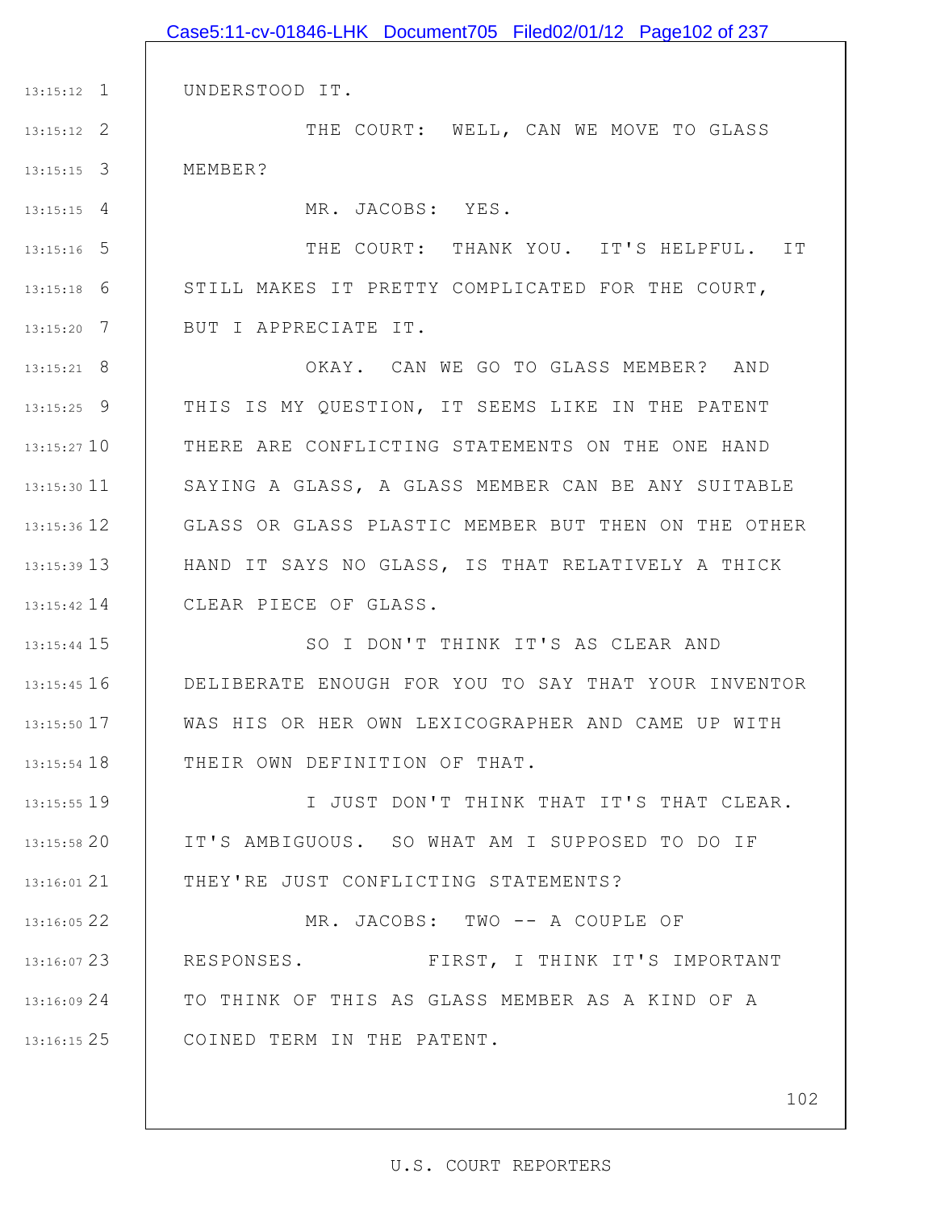UNDERSTOOD IT.

THE COURT: WELL, CAN WE MOVE TO GLASS MEMBER?

MR. JACOBS: YES.

THE COURT: THANK YOU. IT'S HELPFUL. IT STILL MAKES IT PRETTY COMPLICATED FOR THE COURT, BUT I APPRECIATE IT.

OKAY. CAN WE GO TO GLASS MEMBER? AND THIS IS MY QUESTION, IT SEEMS LIKE IN THE PATENT THERE ARE CONFLICTING STATEMENTS ON THE ONE HAND SAYING A GLASS, A GLASS MEMBER CAN BE ANY SUITABLE GLASS OR GLASS PLASTIC MEMBER BUT THEN ON THE OTHER HAND IT SAYS NO GLASS, IS THAT RELATIVELY A THICK CLEAR PIECE OF GLASS.

SO I DON'T THINK IT'S AS CLEAR AND DELIBERATE ENOUGH FOR YOU TO SAY THAT YOUR INVENTOR WAS HIS OR HER OWN LEXICOGRAPHER AND CAME UP WITH THEIR OWN DEFINITION OF THAT.

I JUST DON'T THINK THAT IT'S THAT CLEAR. IT'S AMBIGUOUS. SO WHAT AM I SUPPOSED TO DO IF THEY'RE JUST CONFLICTING STATEMENTS?

MR. JACOBS: TWO -- A COUPLE OF RESPONSES. FIRST, I THINK IT'S IMPORTANT TO THINK OF THIS AS GLASS MEMBER AS A KIND OF A COINED TERM IN THE PATENT.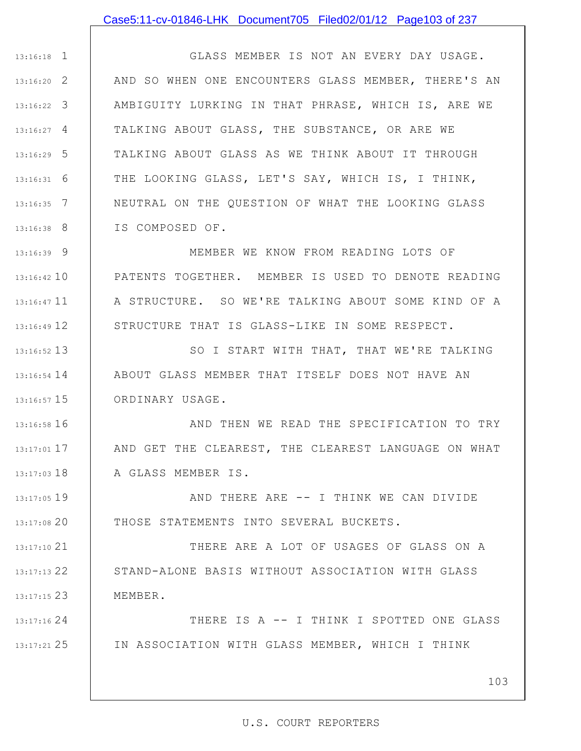GLASS MEMBER IS NOT AN EVERY DAY USAGE. AND SO WHEN ONE ENCOUNTERS GLASS MEMBER, THERE'S AN AMBIGUITY LURKING IN THAT PHRASE, WHICH IS, ARE WE TALKING ABOUT GLASS, THE SUBSTANCE, OR ARE WE TALKING ABOUT GLASS AS WE THINK ABOUT IT THROUGH THE LOOKING GLASS, LET'S SAY, WHICH IS, I THINK, NEUTRAL ON THE QUESTION OF WHAT THE LOOKING GLASS IS COMPOSED OF.

MEMBER WE KNOW FROM READING LOTS OF PATENTS TOGETHER. MEMBER IS USED TO DENOTE READING A STRUCTURE. SO WE'RE TALKING ABOUT SOME KIND OF A STRUCTURE THAT IS GLASS-LIKE IN SOME RESPECT.

SO I START WITH THAT, THAT WE'RE TALKING ABOUT GLASS MEMBER THAT ITSELF DOES NOT HAVE AN ORDINARY USAGE.

AND THEN WE READ THE SPECIFICATION TO TRY AND GET THE CLEAREST, THE CLEAREST LANGUAGE ON WHAT A GLASS MEMBER IS.

AND THERE ARE -- I THINK WE CAN DIVIDE THOSE STATEMENTS INTO SEVERAL BUCKETS.

THERE ARE A LOT OF USAGES OF GLASS ON A STAND-ALONE BASIS WITHOUT ASSOCIATION WITH GLASS MEMBER.

THERE IS A -- I THINK I SPOTTED ONE GLASS IN ASSOCIATION WITH GLASS MEMBER, WHICH I THINK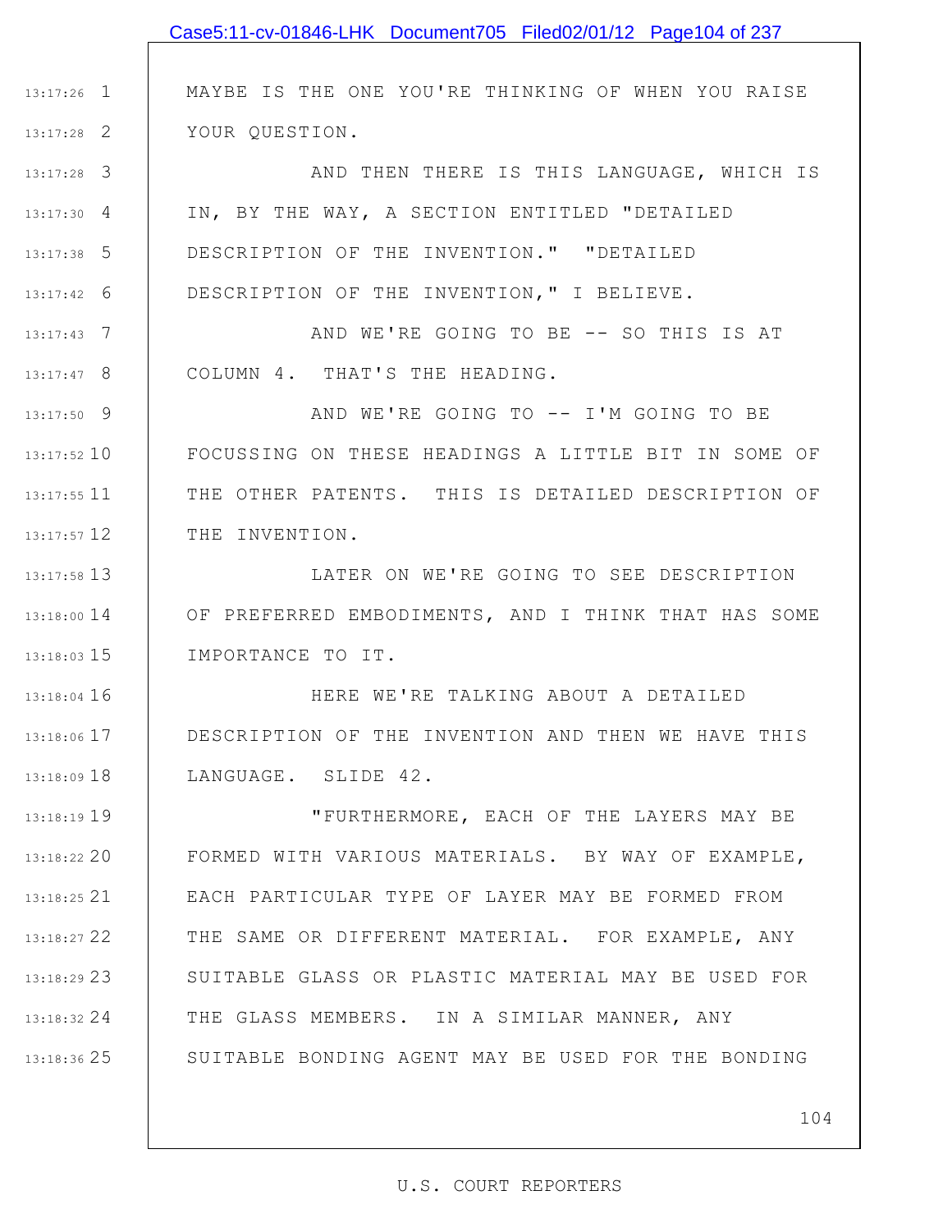MAYBE IS THE ONE YOU'RE THINKING OF WHEN YOU RAISE YOUR QUESTION.

AND THEN THERE IS THIS LANGUAGE, WHICH IS IN, BY THE WAY, A SECTION ENTITLED "DETAILED DESCRIPTION OF THE INVENTION." "DETAILED DESCRIPTION OF THE INVENTION," I BELIEVE.

AND WE'RE GOING TO BE -- SO THIS IS AT COLUMN 4. THAT'S THE HEADING.

AND WE'RE GOING TO -- I'M GOING TO BE FOCUSSING ON THESE HEADINGS A LITTLE BIT IN SOME OF THE OTHER PATENTS. THIS IS DETAILED DESCRIPTION OF THE INVENTION.

LATER ON WE'RE GOING TO SEE DESCRIPTION OF PREFERRED EMBODIMENTS, AND I THINK THAT HAS SOME IMPORTANCE TO IT.

HERE WE'RE TALKING ABOUT A DETAILED DESCRIPTION OF THE INVENTION AND THEN WE HAVE THIS LANGUAGE. SLIDE 42.

"FURTHERMORE, EACH OF THE LAYERS MAY BE FORMED WITH VARIOUS MATERIALS. BY WAY OF EXAMPLE, EACH PARTICULAR TYPE OF LAYER MAY BE FORMED FROM THE SAME OR DIFFERENT MATERIAL. FOR EXAMPLE, ANY SUITABLE GLASS OR PLASTIC MATERIAL MAY BE USED FOR THE GLASS MEMBERS. IN A SIMILAR MANNER, ANY SUITABLE BONDING AGENT MAY BE USED FOR THE BONDING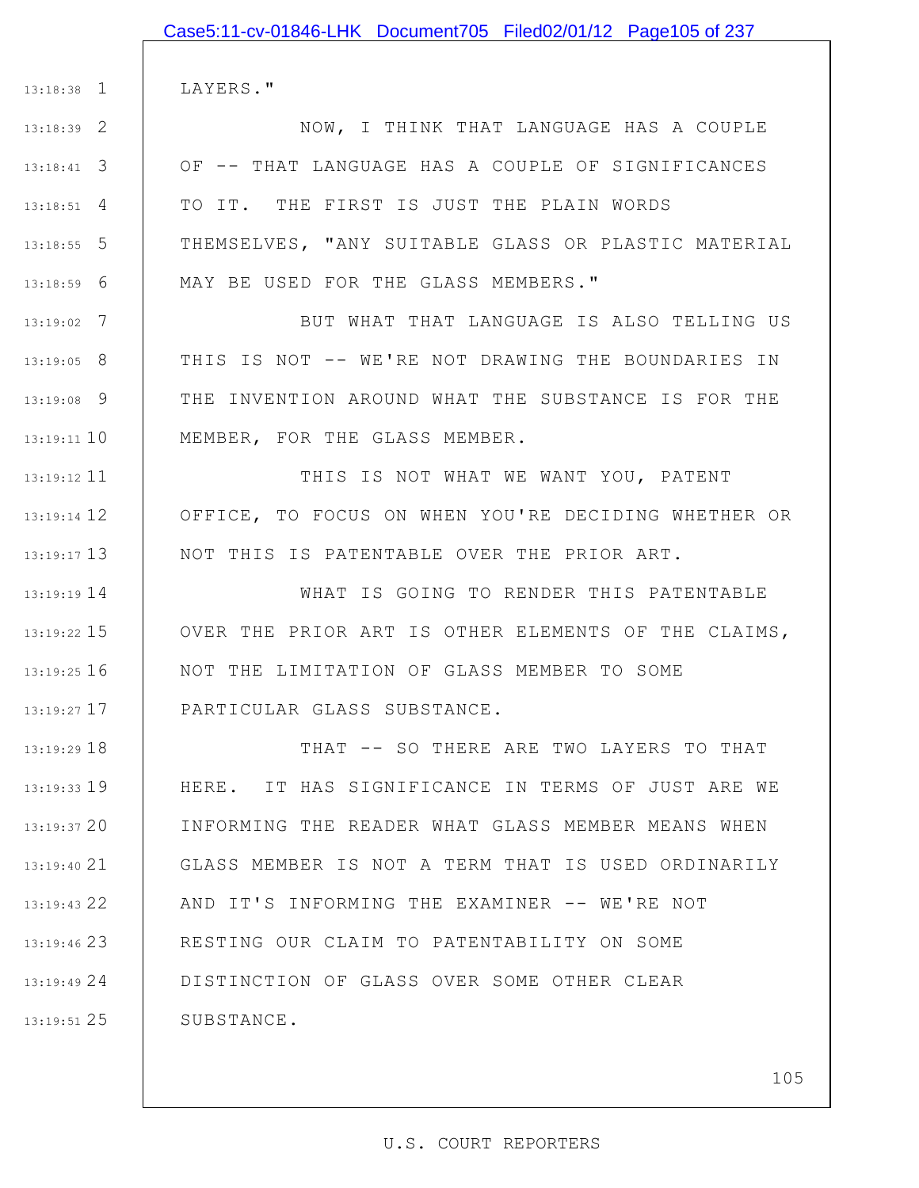LAYERS."

NOW, I THINK THAT LANGUAGE HAS A COUPLE OF -- THAT LANGUAGE HAS A COUPLE OF SIGNIFICANCES TO IT. THE FIRST IS JUST THE PLAIN WORDS THEMSELVES, "ANY SUITABLE GLASS OR PLASTIC MATERIAL MAY BE USED FOR THE GLASS MEMBERS."

BUT WHAT THAT LANGUAGE IS ALSO TELLING US THIS IS NOT -- WE'RE NOT DRAWING THE BOUNDARIES IN THE INVENTION AROUND WHAT THE SUBSTANCE IS FOR THE MEMBER, FOR THE GLASS MEMBER.

THIS IS NOT WHAT WE WANT YOU, PATENT OFFICE, TO FOCUS ON WHEN YOU'RE DECIDING WHETHER OR NOT THIS IS PATENTABLE OVER THE PRIOR ART.

WHAT IS GOING TO RENDER THIS PATENTABLE OVER THE PRIOR ART IS OTHER ELEMENTS OF THE CLAIMS, NOT THE LIMITATION OF GLASS MEMBER TO SOME PARTICULAR GLASS SUBSTANCE.

THAT -- SO THERE ARE TWO LAYERS TO THAT HERE. IT HAS SIGNIFICANCE IN TERMS OF JUST ARE WE INFORMING THE READER WHAT GLASS MEMBER MEANS WHEN GLASS MEMBER IS NOT A TERM THAT IS USED ORDINARILY AND IT'S INFORMING THE EXAMINER -- WE'RE NOT RESTING OUR CLAIM TO PATENTABILITY ON SOME DISTINCTION OF GLASS OVER SOME OTHER CLEAR SUBSTANCE.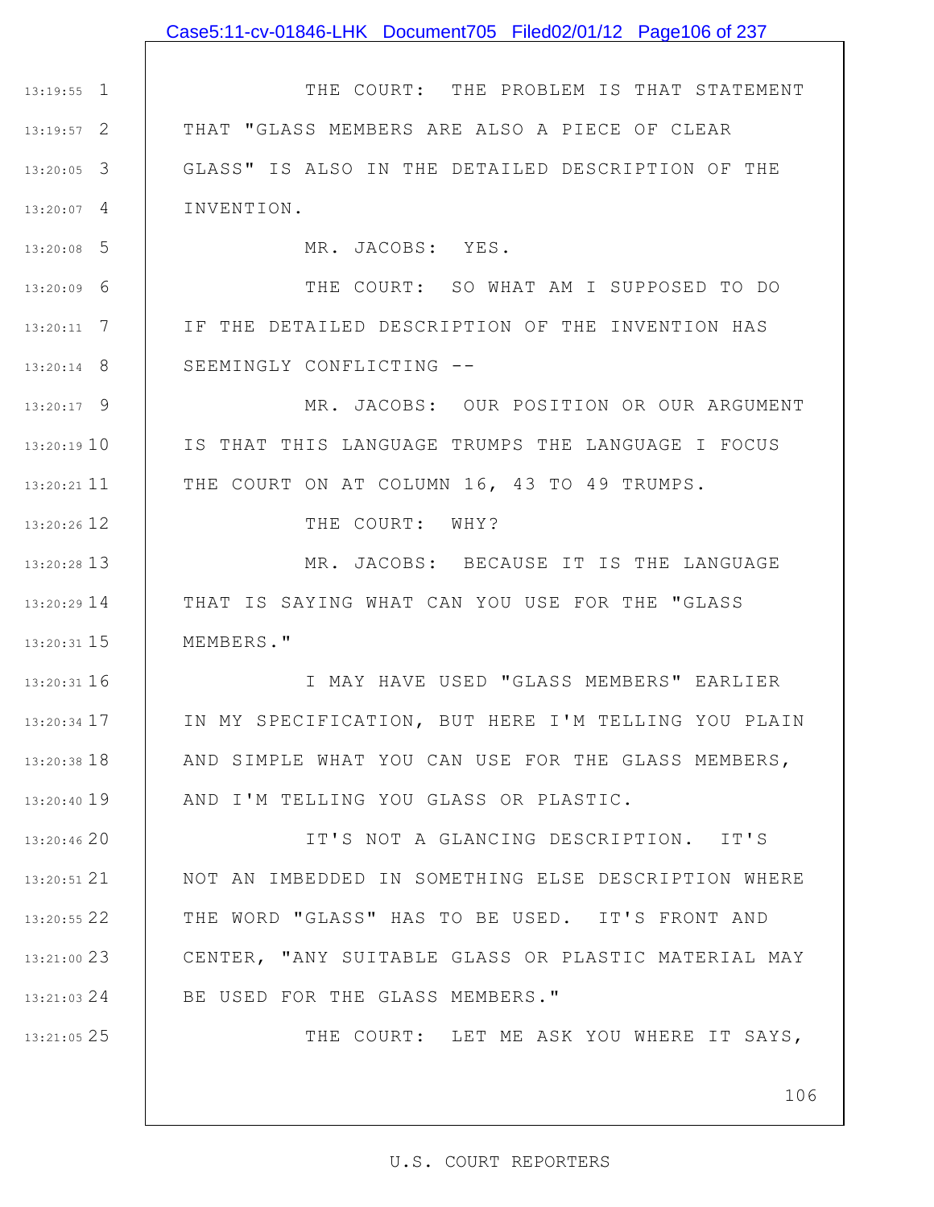THE COURT: THE PROBLEM IS THAT STATEMENT THAT "GLASS MEMBERS ARE ALSO A PIECE OF CLEAR GLASS" IS ALSO IN THE DETAILED DESCRIPTION OF THE INVENTION.

MR. JACOBS: YES.

THE COURT: SO WHAT AM I SUPPOSED TO DO IF THE DETAILED DESCRIPTION OF THE INVENTION HAS SEEMINGLY CONFLICTING --

MR. JACOBS: OUR POSITION OR OUR ARGUMENT IS THAT THIS LANGUAGE TRUMPS THE LANGUAGE I FOCUS THE COURT ON AT COLUMN 16, 43 TO 49 TRUMPS.

THE COURT: WHY?

MR. JACOBS: BECAUSE IT IS THE LANGUAGE THAT IS SAYING WHAT CAN YOU USE FOR THE "GLASS MEMBERS."

I MAY HAVE USED "GLASS MEMBERS" EARLIER IN MY SPECIFICATION, BUT HERE I'M TELLING YOU PLAIN AND SIMPLE WHAT YOU CAN USE FOR THE GLASS MEMBERS, AND I'M TELLING YOU GLASS OR PLASTIC.

IT'S NOT A GLANCING DESCRIPTION. IT'S NOT AN IMBEDDED IN SOMETHING ELSE DESCRIPTION WHERE THE WORD "GLASS" HAS TO BE USED. IT'S FRONT AND CENTER, "ANY SUITABLE GLASS OR PLASTIC MATERIAL MAY BE USED FOR THE GLASS MEMBERS."

THE COURT: LET ME ASK YOU WHERE IT SAYS,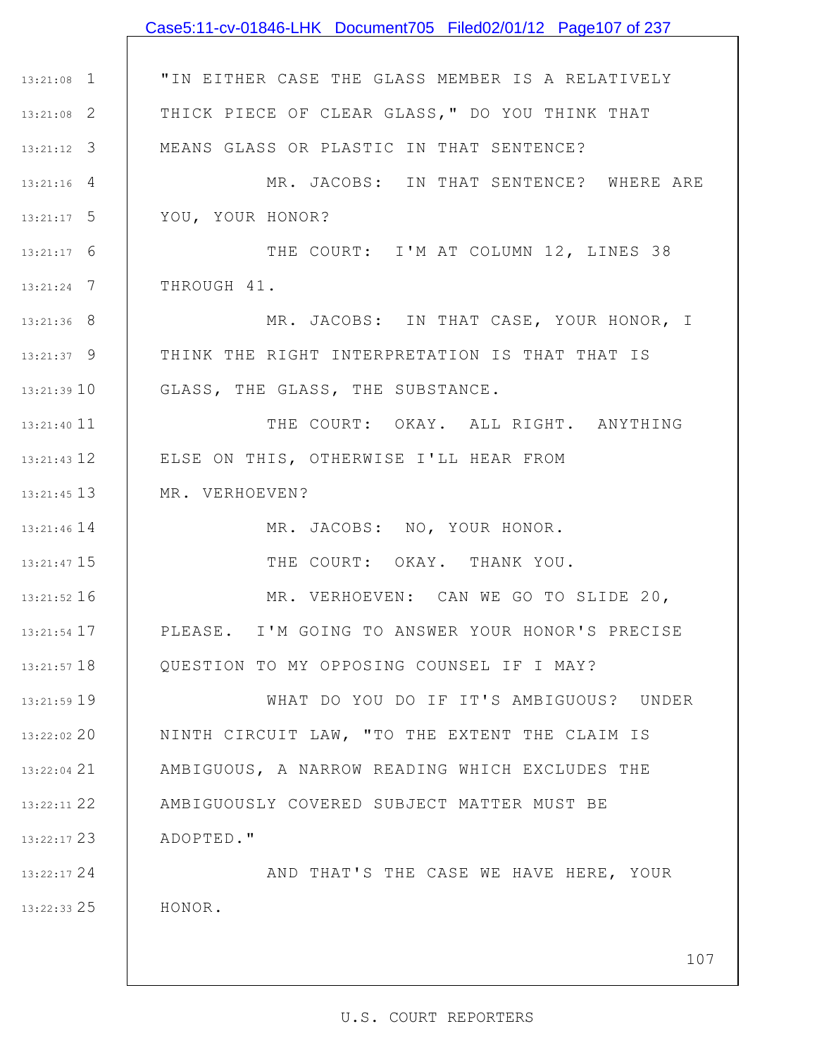"IN EITHER CASE THE GLASS MEMBER IS A RELATIVELY THICK PIECE OF CLEAR GLASS," DO YOU THINK THAT MEANS GLASS OR PLASTIC IN THAT SENTENCE?

MR. JACOBS: IN THAT SENTENCE? WHERE ARE YOU, YOUR HONOR?

THE COURT: I'M AT COLUMN 12, LINES 38 THROUGH 41.

MR. JACOBS: IN THAT CASE, YOUR HONOR, I THINK THE RIGHT INTERPRETATION IS THAT THAT IS GLASS, THE GLASS, THE SUBSTANCE.

THE COURT: OKAY. ALL RIGHT. ANYTHING ELSE ON THIS, OTHERWISE I'LL HEAR FROM MR. VERHOEVEN?

MR. JACOBS: NO, YOUR HONOR.

THE COURT: OKAY. THANK YOU.

MR. VERHOEVEN: CAN WE GO TO SLIDE 20, PLEASE. I'M GOING TO ANSWER YOUR HONOR'S PRECISE QUESTION TO MY OPPOSING COUNSEL IF I MAY?

WHAT DO YOU DO IF IT'S AMBIGUOUS? UNDER NINTH CIRCUIT LAW, "TO THE EXTENT THE CLAIM IS AMBIGUOUS, A NARROW READING WHICH EXCLUDES THE AMBIGUOUSLY COVERED SUBJECT MATTER MUST BE ADOPTED."

AND THAT'S THE CASE WE HAVE HERE, YOUR HONOR.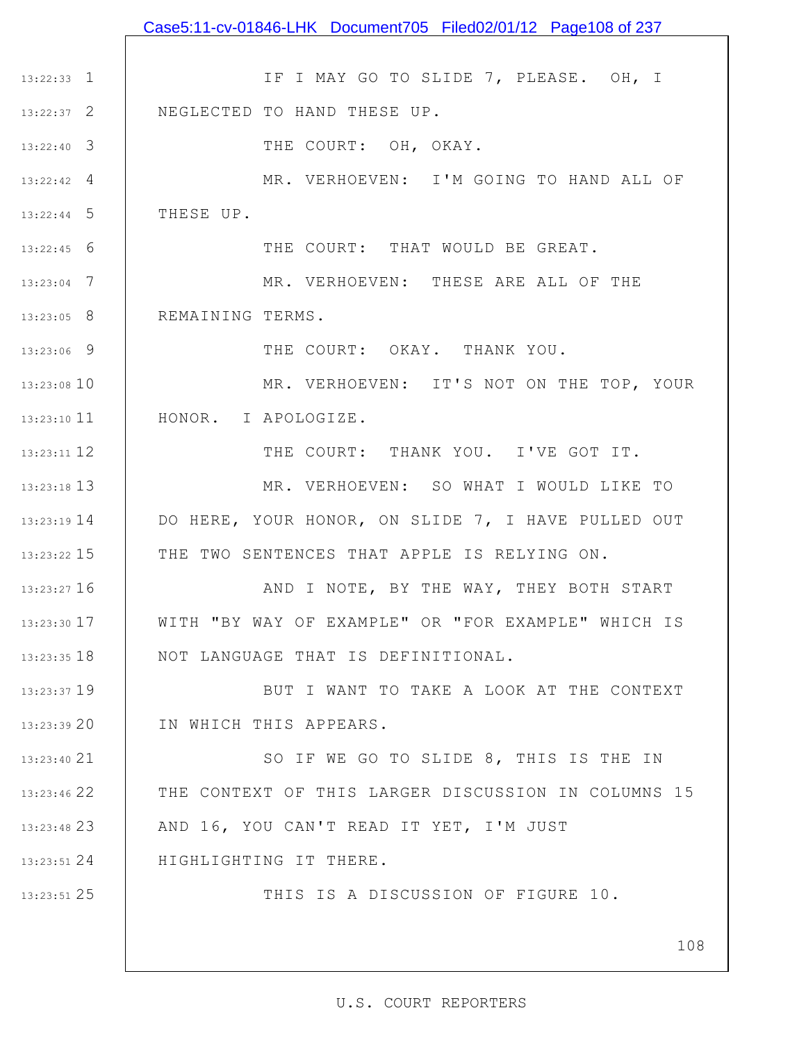IF I MAY GO TO SLIDE 7, PLEASE. OH, I NEGLECTED TO HAND THESE UP.

THE COURT: OH, OKAY.

MR. VERHOEVEN: I'M GOING TO HAND ALL OF THESE UP.

THE COURT: THAT WOULD BE GREAT.

MR. VERHOEVEN: THESE ARE ALL OF THE REMAINING TERMS.

THE COURT: OKAY. THANK YOU.

MR. VERHOEVEN: IT'S NOT ON THE TOP, YOUR HONOR. I APOLOGIZE.

THE COURT: THANK YOU. I'VE GOT IT.

MR. VERHOEVEN: SO WHAT I WOULD LIKE TO DO HERE, YOUR HONOR, ON SLIDE 7, I HAVE PULLED OUT THE TWO SENTENCES THAT APPLE IS RELYING ON.

AND I NOTE, BY THE WAY, THEY BOTH START WITH "BY WAY OF EXAMPLE" OR "FOR EXAMPLE" WHICH IS NOT LANGUAGE THAT IS DEFINITIONAL.

BUT I WANT TO TAKE A LOOK AT THE CONTEXT IN WHICH THIS APPEARS.

SO IF WE GO TO SLIDE 8, THIS IS THE IN THE CONTEXT OF THIS LARGER DISCUSSION IN COLUMNS 15 AND 16, YOU CAN'T READ IT YET, I'M JUST HIGHLIGHTING IT THERE.

THIS IS A DISCUSSION OF FIGURE 10.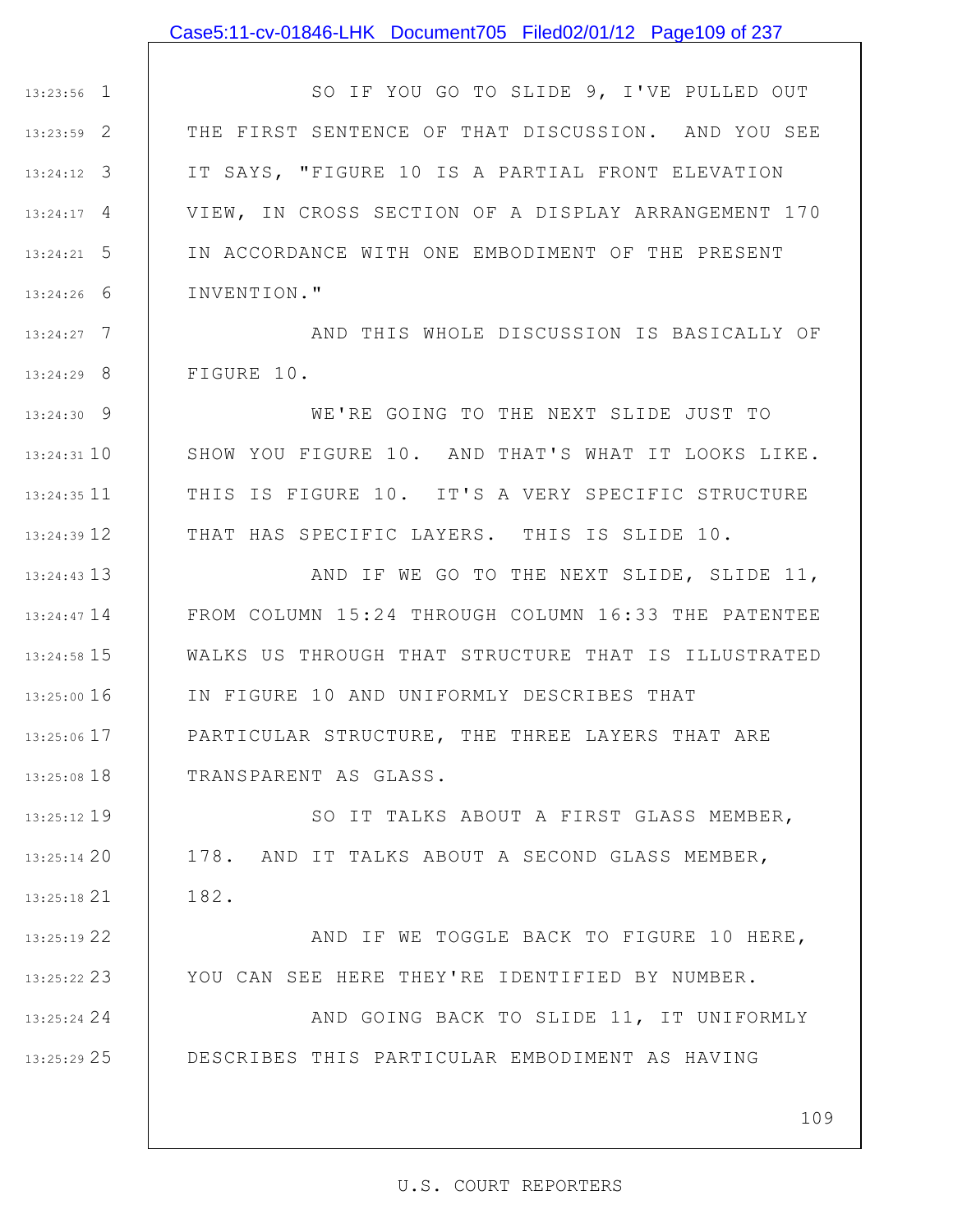SO IF YOU GO TO SLIDE 9, I'VE PULLED OUT THE FIRST SENTENCE OF THAT DISCUSSION. AND YOU SEE IT SAYS, "FIGURE 10 IS A PARTIAL FRONT ELEVATION VIEW, IN CROSS SECTION OF A DISPLAY ARRANGEMENT 170 IN ACCORDANCE WITH ONE EMBODIMENT OF THE PRESENT INVENTION."

AND THIS WHOLE DISCUSSION IS BASICALLY OF FIGURE 10.

WE'RE GOING TO THE NEXT SLIDE JUST TO SHOW YOU FIGURE 10. AND THAT'S WHAT IT LOOKS LIKE. THIS IS FIGURE 10. IT'S A VERY SPECIFIC STRUCTURE THAT HAS SPECIFIC LAYERS. THIS IS SLIDE 10.

AND IF WE GO TO THE NEXT SLIDE, SLIDE 11, FROM COLUMN 15:24 THROUGH COLUMN 16:33 THE PATENTEE WALKS US THROUGH THAT STRUCTURE THAT IS ILLUSTRATED IN FIGURE 10 AND UNIFORMLY DESCRIBES THAT PARTICULAR STRUCTURE, THE THREE LAYERS THAT ARE TRANSPARENT AS GLASS.

SO IT TALKS ABOUT A FIRST GLASS MEMBER, 178. AND IT TALKS ABOUT A SECOND GLASS MEMBER, 182.

AND IF WE TOGGLE BACK TO FIGURE 10 HERE, YOU CAN SEE HERE THEY'RE IDENTIFIED BY NUMBER.

AND GOING BACK TO SLIDE 11, IT UNIFORMLY DESCRIBES THIS PARTICULAR EMBODIMENT AS HAVING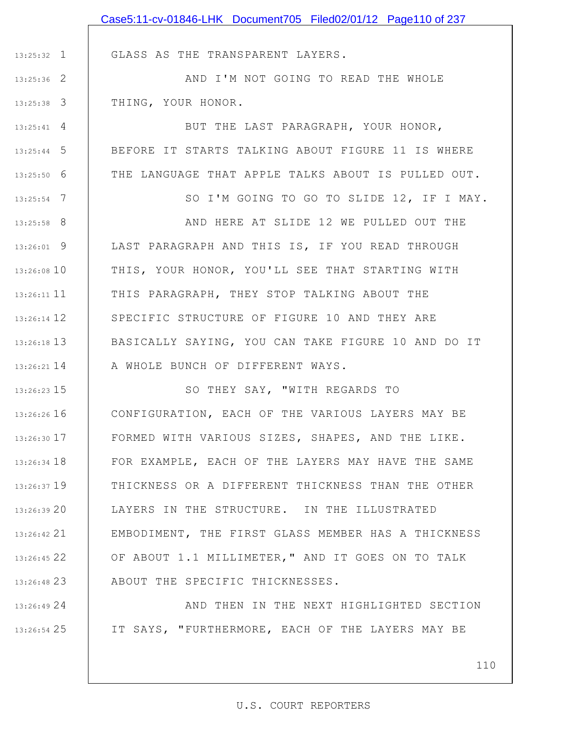GLASS AS THE TRANSPARENT LAYERS.

AND I'M NOT GOING TO READ THE WHOLE THING, YOUR HONOR.

BUT THE LAST PARAGRAPH, YOUR HONOR, BEFORE IT STARTS TALKING ABOUT FIGURE 11 IS WHERE THE LANGUAGE THAT APPLE TALKS ABOUT IS PULLED OUT.

SO I'M GOING TO GO TO SLIDE 12, IF I MAY.

AND HERE AT SLIDE 12 WE PULLED OUT THE LAST PARAGRAPH AND THIS IS, IF YOU READ THROUGH THIS, YOUR HONOR, YOU'LL SEE THAT STARTING WITH THIS PARAGRAPH, THEY STOP TALKING ABOUT THE SPECIFIC STRUCTURE OF FIGURE 10 AND THEY ARE BASICALLY SAYING, YOU CAN TAKE FIGURE 10 AND DO IT A WHOLE BUNCH OF DIFFERENT WAYS.

SO THEY SAY, "WITH REGARDS TO CONFIGURATION, EACH OF THE VARIOUS LAYERS MAY BE FORMED WITH VARIOUS SIZES, SHAPES, AND THE LIKE. FOR EXAMPLE, EACH OF THE LAYERS MAY HAVE THE SAME THICKNESS OR A DIFFERENT THICKNESS THAN THE OTHER LAYERS IN THE STRUCTURE. IN THE ILLUSTRATED EMBODIMENT, THE FIRST GLASS MEMBER HAS A THICKNESS OF ABOUT 1.1 MILLIMETER," AND IT GOES ON TO TALK ABOUT THE SPECIFIC THICKNESSES.

AND THEN IN THE NEXT HIGHLIGHTED SECTION IT SAYS, "FURTHERMORE, EACH OF THE LAYERS MAY BE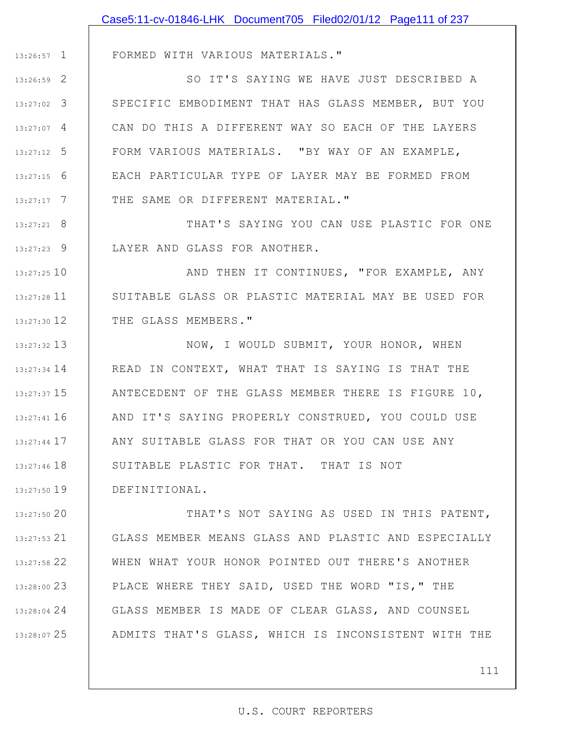FORMED WITH VARIOUS MATERIALS."

SO IT'S SAYING WE HAVE JUST DESCRIBED A SPECIFIC EMBODIMENT THAT HAS GLASS MEMBER, BUT YOU CAN DO THIS A DIFFERENT WAY SO EACH OF THE LAYERS FORM VARIOUS MATERIALS. "BY WAY OF AN EXAMPLE, EACH PARTICULAR TYPE OF LAYER MAY BE FORMED FROM THE SAME OR DIFFERENT MATERIAL."

THAT'S SAYING YOU CAN USE PLASTIC FOR ONE LAYER AND GLASS FOR ANOTHER.

AND THEN IT CONTINUES, "FOR EXAMPLE, ANY SUITABLE GLASS OR PLASTIC MATERIAL MAY BE USED FOR THE GLASS MEMBERS."

NOW, I WOULD SUBMIT, YOUR HONOR, WHEN READ IN CONTEXT, WHAT THAT IS SAYING IS THAT THE ANTECEDENT OF THE GLASS MEMBER THERE IS FIGURE 10, AND IT'S SAYING PROPERLY CONSTRUED, YOU COULD USE ANY SUITABLE GLASS FOR THAT OR YOU CAN USE ANY SUITABLE PLASTIC FOR THAT. THAT IS NOT DEFINITIONAL.

THAT'S NOT SAYING AS USED IN THIS PATENT, GLASS MEMBER MEANS GLASS AND PLASTIC AND ESPECIALLY WHEN WHAT YOUR HONOR POINTED OUT THERE'S ANOTHER PLACE WHERE THEY SAID, USED THE WORD "IS," THE GLASS MEMBER IS MADE OF CLEAR GLASS, AND COUNSEL ADMITS THAT'S GLASS, WHICH IS INCONSISTENT WITH THE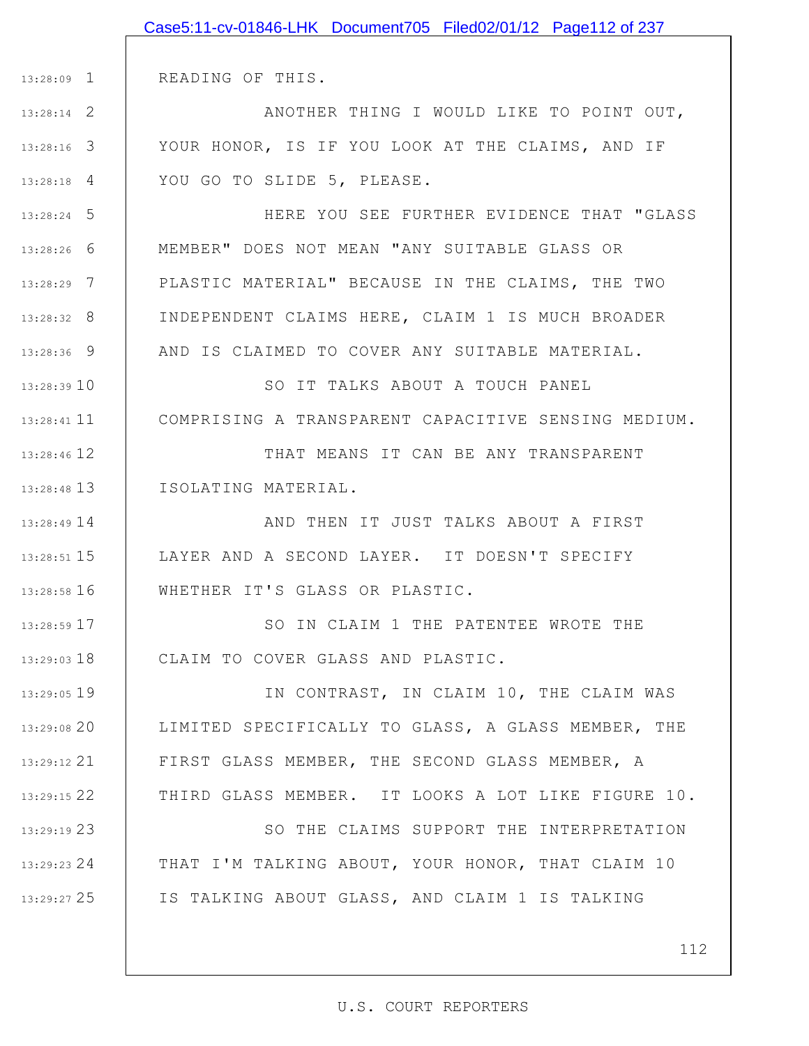READING OF THIS.

ANOTHER THING I WOULD LIKE TO POINT OUT, YOUR HONOR, IS IF YOU LOOK AT THE CLAIMS, AND IF YOU GO TO SLIDE 5, PLEASE.

HERE YOU SEE FURTHER EVIDENCE THAT "GLASS MEMBER" DOES NOT MEAN "ANY SUITABLE GLASS OR PLASTIC MATERIAL" BECAUSE IN THE CLAIMS, THE TWO INDEPENDENT CLAIMS HERE, CLAIM 1 IS MUCH BROADER AND IS CLAIMED TO COVER ANY SUITABLE MATERIAL.

SO IT TALKS ABOUT A TOUCH PANEL COMPRISING A TRANSPARENT CAPACITIVE SENSING MEDIUM.

THAT MEANS IT CAN BE ANY TRANSPARENT ISOLATING MATERIAL.

AND THEN IT JUST TALKS ABOUT A FIRST LAYER AND A SECOND LAYER. IT DOESN'T SPECIFY WHETHER IT'S GLASS OR PLASTIC.

SO IN CLAIM 1 THE PATENTEE WROTE THE CLAIM TO COVER GLASS AND PLASTIC.

IN CONTRAST, IN CLAIM 10, THE CLAIM WAS LIMITED SPECIFICALLY TO GLASS, A GLASS MEMBER, THE FIRST GLASS MEMBER, THE SECOND GLASS MEMBER, A THIRD GLASS MEMBER. IT LOOKS A LOT LIKE FIGURE 10.

SO THE CLAIMS SUPPORT THE INTERPRETATION THAT I'M TALKING ABOUT, YOUR HONOR, THAT CLAIM 10 IS TALKING ABOUT GLASS, AND CLAIM 1 IS TALKING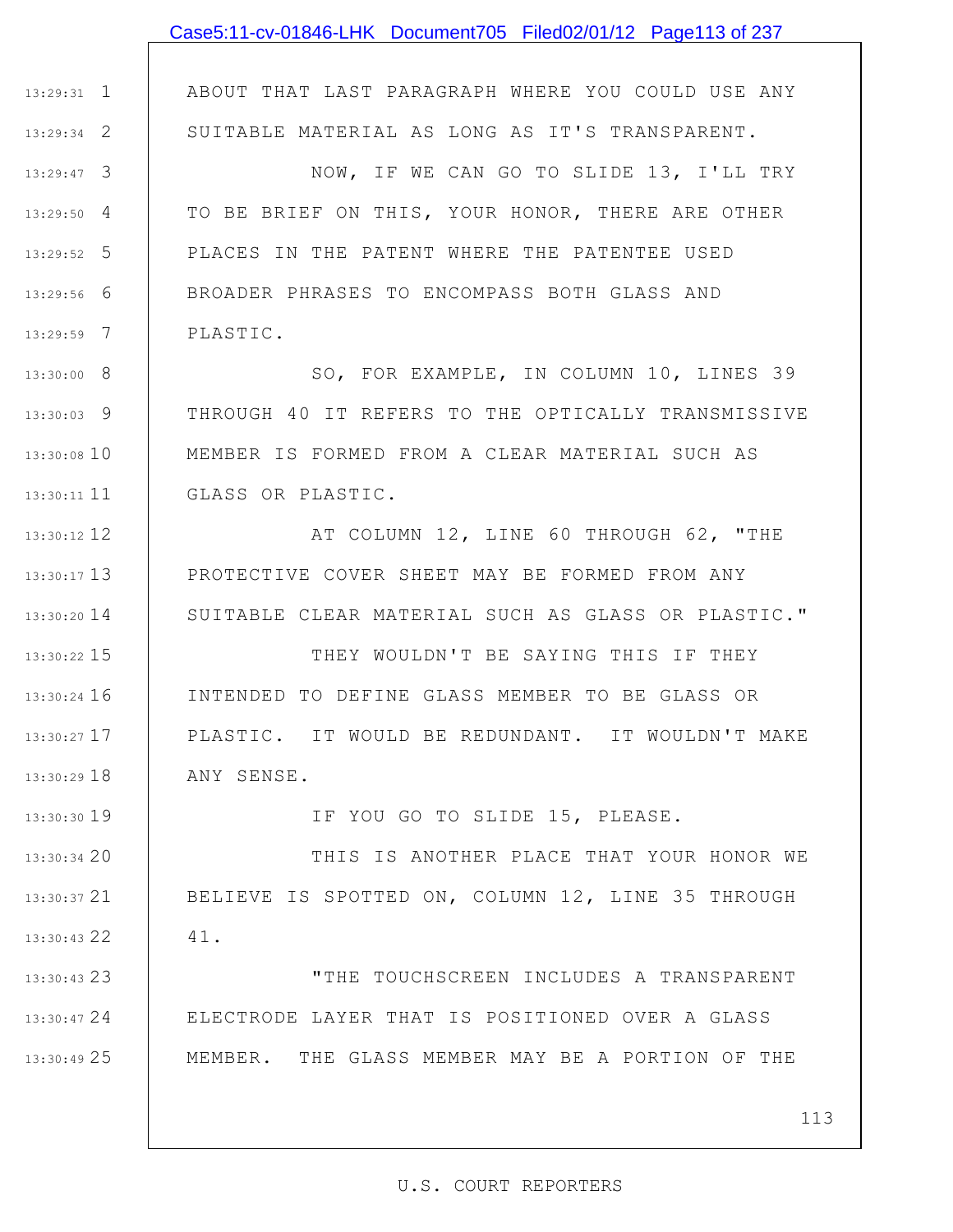ABOUT THAT LAST PARAGRAPH WHERE YOU COULD USE ANY SUITABLE MATERIAL AS LONG AS IT'S TRANSPARENT.

NOW, IF WE CAN GO TO SLIDE 13, I'LL TRY TO BE BRIEF ON THIS, YOUR HONOR, THERE ARE OTHER PLACES IN THE PATENT WHERE THE PATENTEE USED BROADER PHRASES TO ENCOMPASS BOTH GLASS AND PLASTIC.

SO, FOR EXAMPLE, IN COLUMN 10, LINES 39 THROUGH 40 IT REFERS TO THE OPTICALLY TRANSMISSIVE MEMBER IS FORMED FROM A CLEAR MATERIAL SUCH AS GLASS OR PLASTIC.

AT COLUMN 12, LINE 60 THROUGH 62, "THE PROTECTIVE COVER SHEET MAY BE FORMED FROM ANY SUITABLE CLEAR MATERIAL SUCH AS GLASS OR PLASTIC."

THEY WOULDN'T BE SAYING THIS IF THEY INTENDED TO DEFINE GLASS MEMBER TO BE GLASS OR PLASTIC. IT WOULD BE REDUNDANT. IT WOULDN'T MAKE ANY SENSE.

IF YOU GO TO SLIDE 15, PLEASE.

THIS IS ANOTHER PLACE THAT YOUR HONOR WE BELIEVE IS SPOTTED ON, COLUMN 12, LINE 35 THROUGH 41.

"THE TOUCHSCREEN INCLUDES A TRANSPARENT ELECTRODE LAYER THAT IS POSITIONED OVER A GLASS MEMBER. THE GLASS MEMBER MAY BE A PORTION OF THE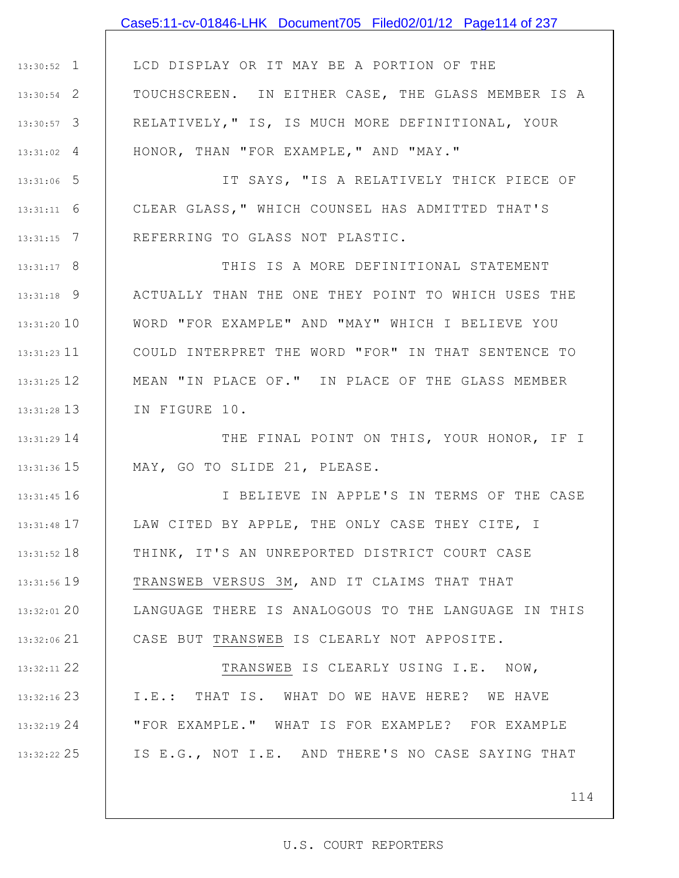LCD DISPLAY OR IT MAY BE A PORTION OF THE TOUCHSCREEN. IN EITHER CASE, THE GLASS MEMBER IS A RELATIVELY," IS, IS MUCH MORE DEFINITIONAL, YOUR HONOR, THAN "FOR EXAMPLE," AND "MAY."

IT SAYS, "IS A RELATIVELY THICK PIECE OF CLEAR GLASS," WHICH COUNSEL HAS ADMITTED THAT'S REFERRING TO GLASS NOT PLASTIC.

THIS IS A MORE DEFINITIONAL STATEMENT ACTUALLY THAN THE ONE THEY POINT TO WHICH USES THE WORD "FOR EXAMPLE" AND "MAY" WHICH I BELIEVE YOU COULD INTERPRET THE WORD "FOR" IN THAT SENTENCE TO MEAN "IN PLACE OF." IN PLACE OF THE GLASS MEMBER IN FIGURE 10.

THE FINAL POINT ON THIS, YOUR HONOR, IF I MAY, GO TO SLIDE 21, PLEASE.

I BELIEVE IN APPLE'S IN TERMS OF THE CASE LAW CITED BY APPLE, THE ONLY CASE THEY CITE, I THINK, IT'S AN UNREPORTED DISTRICT COURT CASE TRANSWEB VERSUS 3M, AND IT CLAIMS THAT THAT LANGUAGE THERE IS ANALOGOUS TO THE LANGUAGE IN THIS CASE BUT TRANSWEB IS CLEARLY NOT APPOSITE.

TRANSWEB IS CLEARLY USING I.E. NOW, I.E.: THAT IS. WHAT DO WE HAVE HERE? WE HAVE "FOR EXAMPLE." WHAT IS FOR EXAMPLE? FOR EXAMPLE IS E.G., NOT I.E. AND THERE'S NO CASE SAYING THAT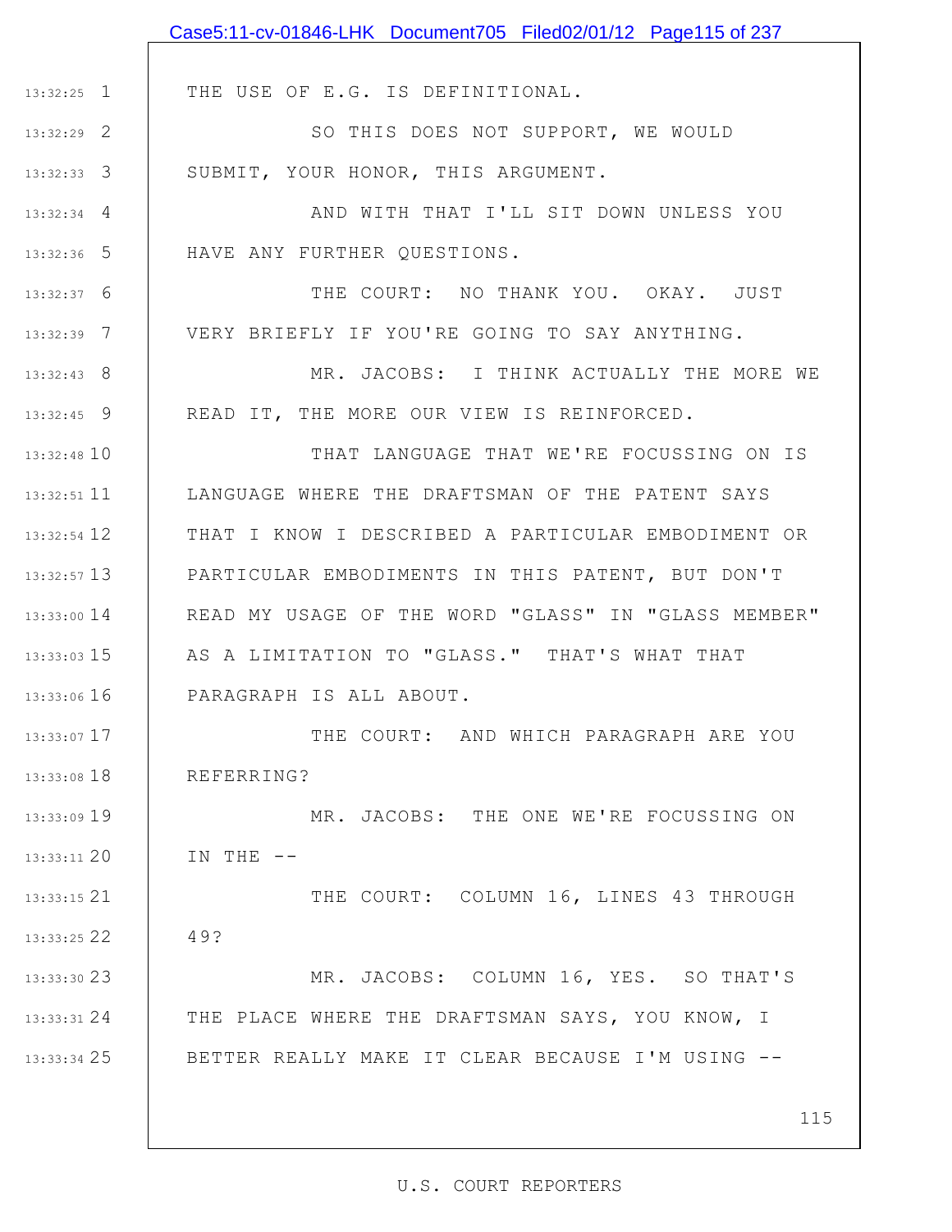THE USE OF E.G. IS DEFINITIONAL.

SO THIS DOES NOT SUPPORT, WE WOULD SUBMIT, YOUR HONOR, THIS ARGUMENT.

AND WITH THAT I'LL SIT DOWN UNLESS YOU HAVE ANY FURTHER QUESTIONS.

THE COURT: NO THANK YOU. OKAY. JUST VERY BRIEFLY IF YOU'RE GOING TO SAY ANYTHING.

MR. JACOBS: I THINK ACTUALLY THE MORE WE READ IT, THE MORE OUR VIEW IS REINFORCED.

THAT LANGUAGE THAT WE'RE FOCUSSING ON IS LANGUAGE WHERE THE DRAFTSMAN OF THE PATENT SAYS THAT I KNOW I DESCRIBED A PARTICULAR EMBODIMENT OR PARTICULAR EMBODIMENTS IN THIS PATENT, BUT DON'T READ MY USAGE OF THE WORD "GLASS" IN "GLASS MEMBER" AS A LIMITATION TO "GLASS." THAT'S WHAT THAT PARAGRAPH IS ALL ABOUT.

THE COURT: AND WHICH PARAGRAPH ARE YOU REFERRING?

MR. JACOBS: THE ONE WE'RE FOCUSSING ON IN THE --

THE COURT: COLUMN 16, LINES 43 THROUGH 49?

MR. JACOBS: COLUMN 16, YES. SO THAT'S THE PLACE WHERE THE DRAFTSMAN SAYS, YOU KNOW, I BETTER REALLY MAKE IT CLEAR BECAUSE I'M USING --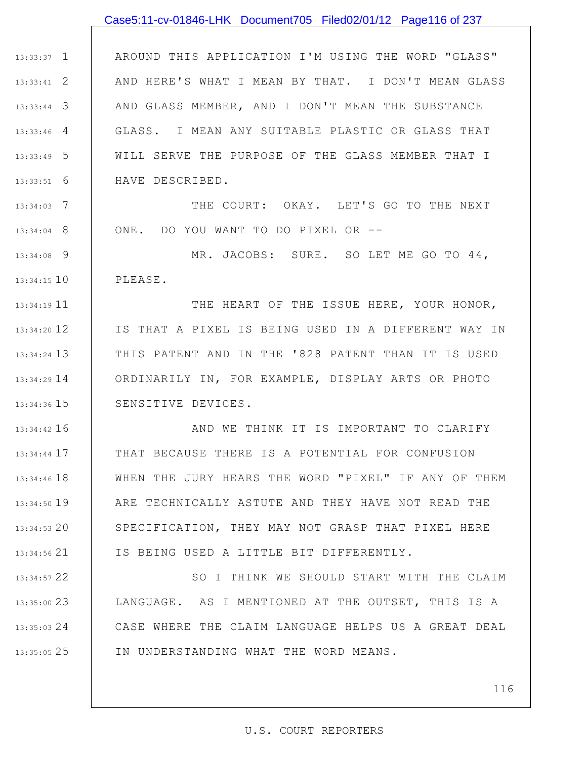AROUND THIS APPLICATION I'M USING THE WORD "GLASS" AND HERE'S WHAT I MEAN BY THAT. I DON'T MEAN GLASS AND GLASS MEMBER, AND I DON'T MEAN THE SUBSTANCE GLASS. I MEAN ANY SUITABLE PLASTIC OR GLASS THAT WILL SERVE THE PURPOSE OF THE GLASS MEMBER THAT I HAVE DESCRIBED.

THE COURT: OKAY. LET'S GO TO THE NEXT ONE. DO YOU WANT TO DO PIXEL OR --

MR. JACOBS: SURE. SO LET ME GO TO 44, PLEASE.

THE HEART OF THE ISSUE HERE, YOUR HONOR, IS THAT A PIXEL IS BEING USED IN A DIFFERENT WAY IN THIS PATENT AND IN THE '828 PATENT THAN IT IS USED ORDINARILY IN, FOR EXAMPLE, DISPLAY ARTS OR PHOTO SENSITIVE DEVICES.

AND WE THINK IT IS IMPORTANT TO CLARIFY THAT BECAUSE THERE IS A POTENTIAL FOR CONFUSION WHEN THE JURY HEARS THE WORD "PIXEL" IF ANY OF THEM ARE TECHNICALLY ASTUTE AND THEY HAVE NOT READ THE SPECIFICATION, THEY MAY NOT GRASP THAT PIXEL HERE IS BEING USED A LITTLE BIT DIFFERENTLY.

SO I THINK WE SHOULD START WITH THE CLAIM LANGUAGE. AS I MENTIONED AT THE OUTSET, THIS IS A CASE WHERE THE CLAIM LANGUAGE HELPS US A GREAT DEAL IN UNDERSTANDING WHAT THE WORD MEANS.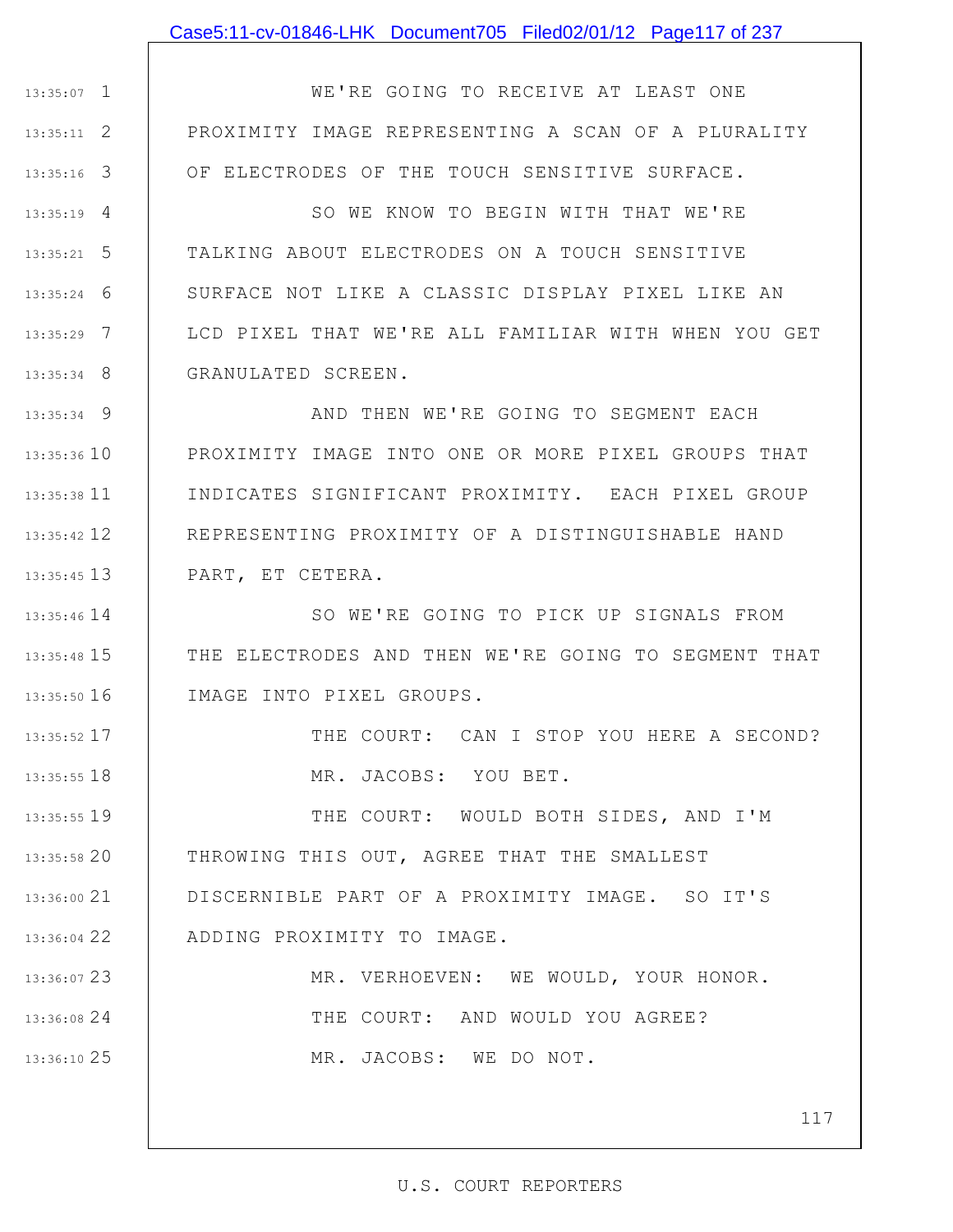WE'RE GOING TO RECEIVE AT LEAST ONE PROXIMITY IMAGE REPRESENTING A SCAN OF A PLURALITY OF ELECTRODES OF THE TOUCH SENSITIVE SURFACE.

SO WE KNOW TO BEGIN WITH THAT WE'RE TALKING ABOUT ELECTRODES ON A TOUCH SENSITIVE SURFACE NOT LIKE A CLASSIC DISPLAY PIXEL LIKE AN LCD PIXEL THAT WE'RE ALL FAMILIAR WITH WHEN YOU GET GRANULATED SCREEN.

AND THEN WE'RE GOING TO SEGMENT EACH PROXIMITY IMAGE INTO ONE OR MORE PIXEL GROUPS THAT INDICATES SIGNIFICANT PROXIMITY. EACH PIXEL GROUP REPRESENTING PROXIMITY OF A DISTINGUISHABLE HAND PART, ET CETERA.

SO WE'RE GOING TO PICK UP SIGNALS FROM THE ELECTRODES AND THEN WE'RE GOING TO SEGMENT THAT IMAGE INTO PIXEL GROUPS.

THE COURT: CAN I STOP YOU HERE A SECOND?

MR. JACOBS: YOU BET.

THE COURT: WOULD BOTH SIDES, AND I'M THROWING THIS OUT, AGREE THAT THE SMALLEST DISCERNIBLE PART OF A PROXIMITY IMAGE. SO IT'S ADDING PROXIMITY TO IMAGE.

MR. VERHOEVEN: WE WOULD, YOUR HONOR.

THE COURT: AND WOULD YOU AGREE?

MR. JACOBS: WE DO NOT.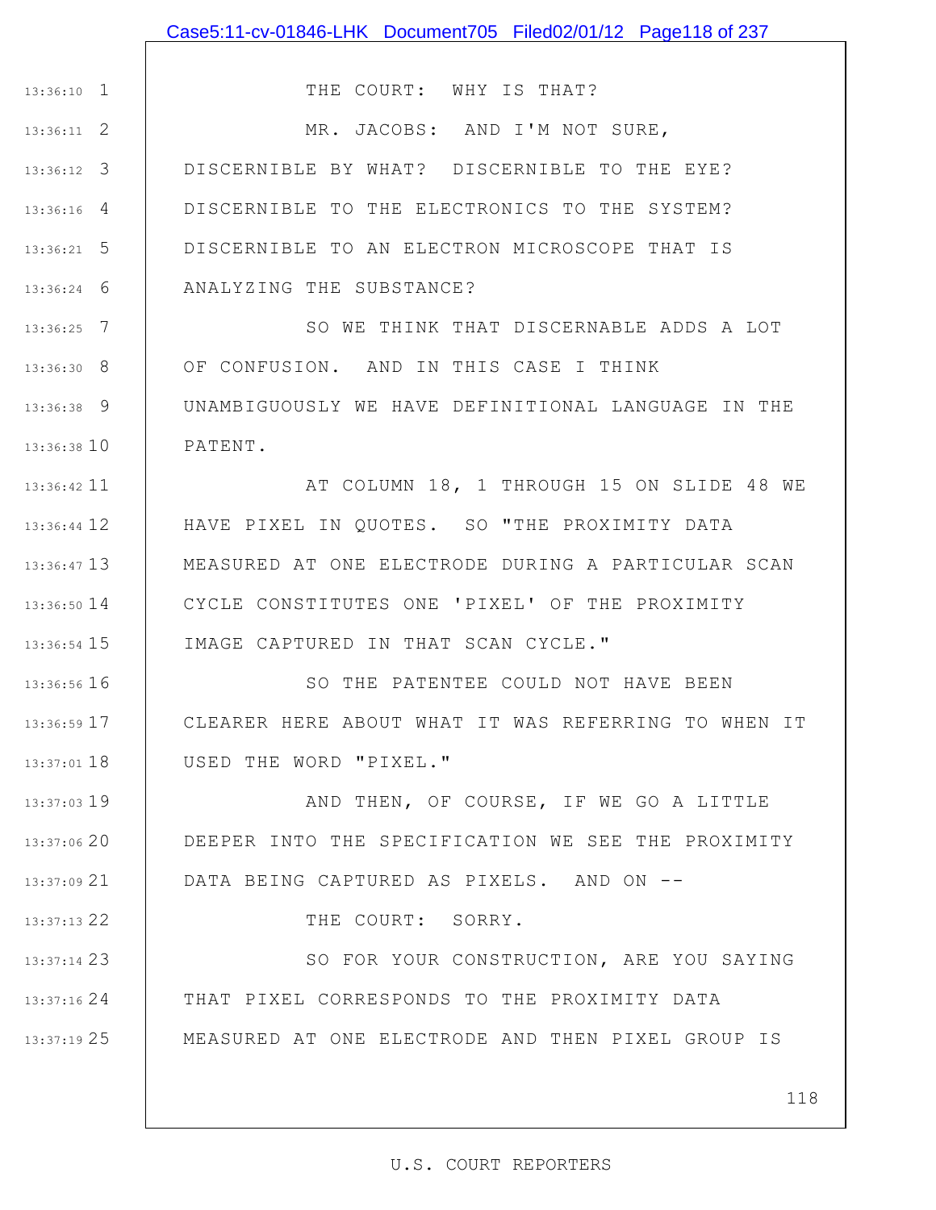THE COURT: WHY IS THAT?

MR. JACOBS: AND I'M NOT SURE, DISCERNIBLE BY WHAT? DISCERNIBLE TO THE EYE? DISCERNIBLE TO THE ELECTRONICS TO THE SYSTEM? DISCERNIBLE TO AN ELECTRON MICROSCOPE THAT IS ANALYZING THE SUBSTANCE?

SO WE THINK THAT DISCERNABLE ADDS A LOT OF CONFUSION. AND IN THIS CASE I THINK UNAMBIGUOUSLY WE HAVE DEFINITIONAL LANGUAGE IN THE PATENT.

AT COLUMN 18, 1 THROUGH 15 ON SLIDE 48 WE HAVE PIXEL IN QUOTES. SO "THE PROXIMITY DATA MEASURED AT ONE ELECTRODE DURING A PARTICULAR SCAN CYCLE CONSTITUTES ONE 'PIXEL' OF THE PROXIMITY IMAGE CAPTURED IN THAT SCAN CYCLE."

SO THE PATENTEE COULD NOT HAVE BEEN CLEARER HERE ABOUT WHAT IT WAS REFERRING TO WHEN IT USED THE WORD "PIXEL."

AND THEN, OF COURSE, IF WE GO A LITTLE DEEPER INTO THE SPECIFICATION WE SEE THE PROXIMITY DATA BEING CAPTURED AS PIXELS. AND ON --

THE COURT: SORRY.

SO FOR YOUR CONSTRUCTION, ARE YOU SAYING THAT PIXEL CORRESPONDS TO THE PROXIMITY DATA MEASURED AT ONE ELECTRODE AND THEN PIXEL GROUP IS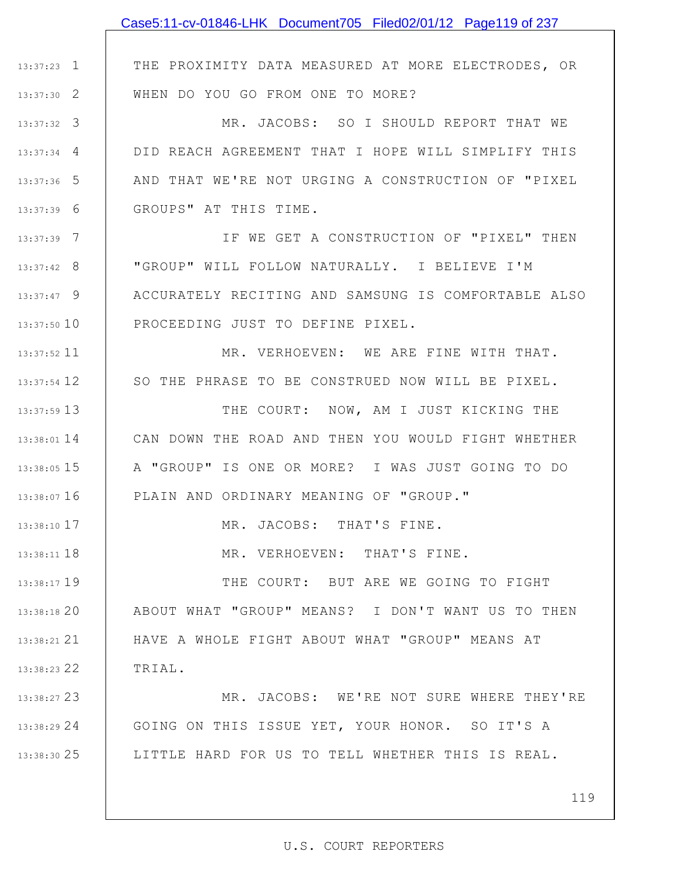THE PROXIMITY DATA MEASURED AT MORE ELECTRODES, OR WHEN DO YOU GO FROM ONE TO MORE?

MR. JACOBS: SO I SHOULD REPORT THAT WE DID REACH AGREEMENT THAT I HOPE WILL SIMPLIFY THIS AND THAT WE'RE NOT URGING A CONSTRUCTION OF "PIXEL GROUPS" AT THIS TIME.

IF WE GET A CONSTRUCTION OF "PIXEL" THEN "GROUP" WILL FOLLOW NATURALLY. I BELIEVE I'M ACCURATELY RECITING AND SAMSUNG IS COMFORTABLE ALSO PROCEEDING JUST TO DEFINE PIXEL.

MR. VERHOEVEN: WE ARE FINE WITH THAT. SO THE PHRASE TO BE CONSTRUED NOW WILL BE PIXEL.

THE COURT: NOW, AM I JUST KICKING THE CAN DOWN THE ROAD AND THEN YOU WOULD FIGHT WHETHER A "GROUP" IS ONE OR MORE? I WAS JUST GOING TO DO PLAIN AND ORDINARY MEANING OF "GROUP."

MR. JACOBS: THAT'S FINE.

MR. VERHOEVEN: THAT'S FINE.

THE COURT: BUT ARE WE GOING TO FIGHT ABOUT WHAT "GROUP" MEANS? I DON'T WANT US TO THEN HAVE A WHOLE FIGHT ABOUT WHAT "GROUP" MEANS AT TRIAL.

MR. JACOBS: WE'RE NOT SURE WHERE THEY'RE GOING ON THIS ISSUE YET, YOUR HONOR. SO IT'S A LITTLE HARD FOR US TO TELL WHETHER THIS IS REAL.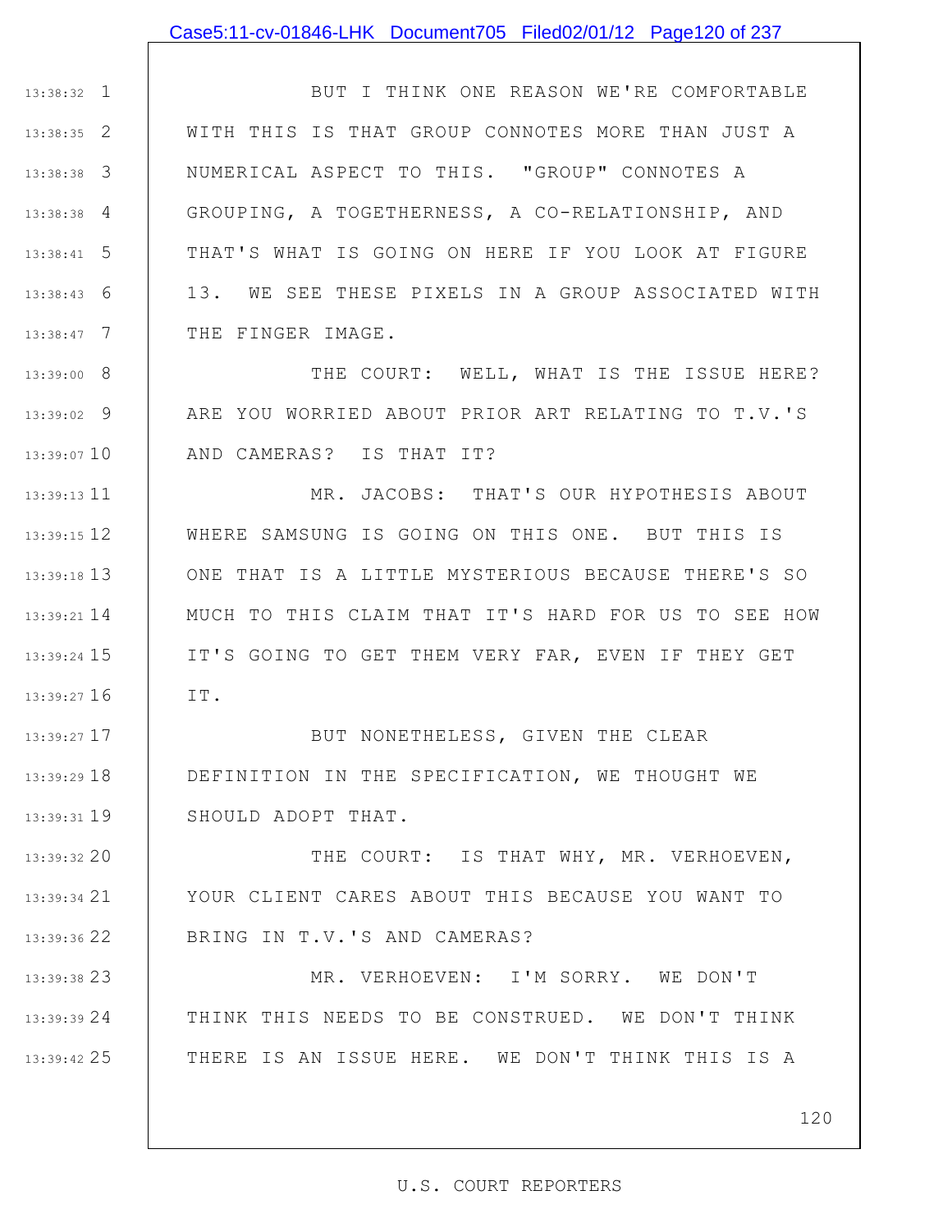BUT I THINK ONE REASON WE'RE COMFORTABLE WITH THIS IS THAT GROUP CONNOTES MORE THAN JUST A NUMERICAL ASPECT TO THIS. "GROUP" CONNOTES A GROUPING, A TOGETHERNESS, A CO-RELATIONSHIP, AND THAT'S WHAT IS GOING ON HERE IF YOU LOOK AT FIGURE 13. WE SEE THESE PIXELS IN A GROUP ASSOCIATED WITH THE FINGER IMAGE.

THE COURT: WELL, WHAT IS THE ISSUE HERE? ARE YOU WORRIED ABOUT PRIOR ART RELATING TO T.V.'S AND CAMERAS? IS THAT IT?

MR. JACOBS: THAT'S OUR HYPOTHESIS ABOUT WHERE SAMSUNG IS GOING ON THIS ONE. BUT THIS IS ONE THAT IS A LITTLE MYSTERIOUS BECAUSE THERE'S SO MUCH TO THIS CLAIM THAT IT'S HARD FOR US TO SEE HOW IT'S GOING TO GET THEM VERY FAR, EVEN IF THEY GET IT.

BUT NONETHELESS, GIVEN THE CLEAR DEFINITION IN THE SPECIFICATION, WE THOUGHT WE SHOULD ADOPT THAT.

THE COURT: IS THAT WHY, MR. VERHOEVEN, YOUR CLIENT CARES ABOUT THIS BECAUSE YOU WANT TO BRING IN T.V.'S AND CAMERAS?

MR. VERHOEVEN: I'M SORRY. WE DON'T THINK THIS NEEDS TO BE CONSTRUED. WE DON'T THINK THERE IS AN ISSUE HERE. WE DON'T THINK THIS IS A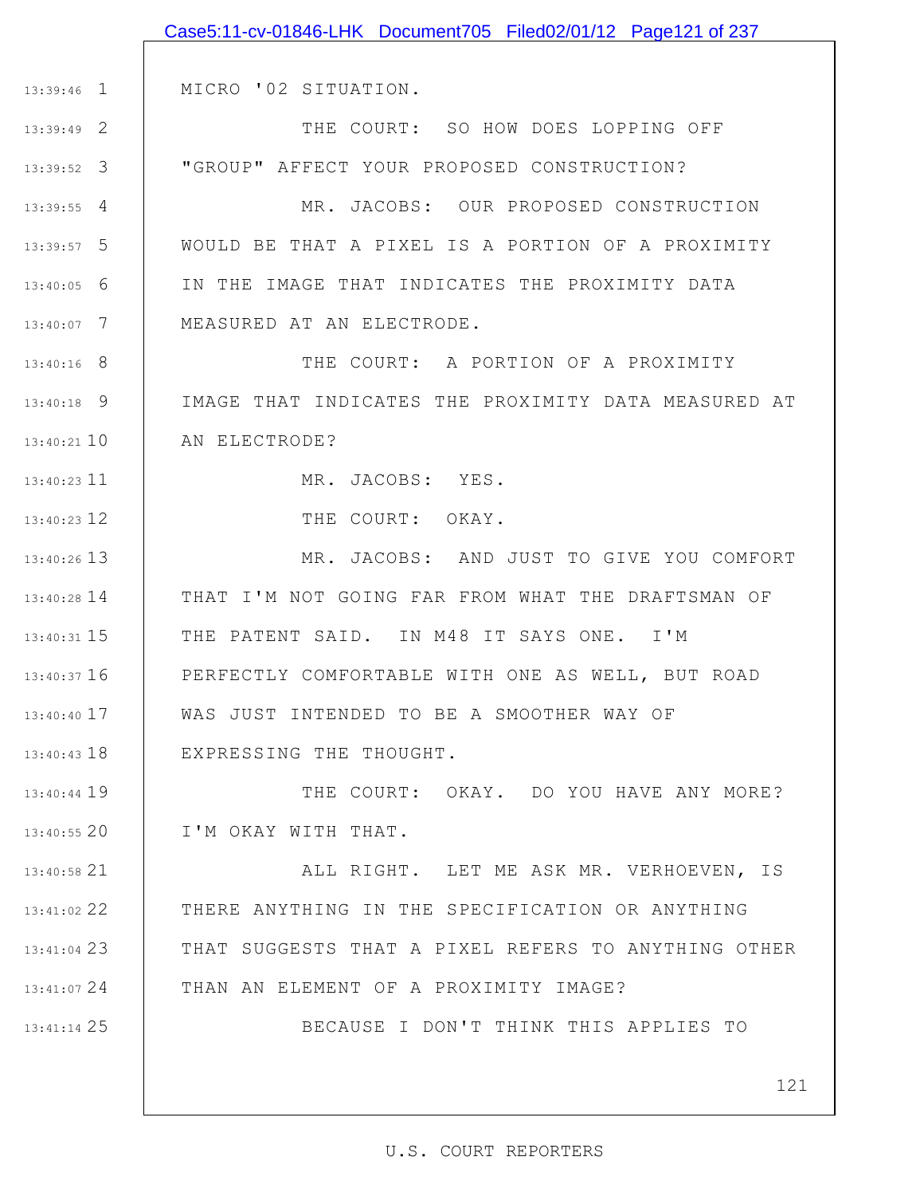MICRO '02 SITUATION.

THE COURT: SO HOW DOES LOPPING OFF "GROUP" AFFECT YOUR PROPOSED CONSTRUCTION?

MR. JACOBS: OUR PROPOSED CONSTRUCTION WOULD BE THAT A PIXEL IS A PORTION OF A PROXIMITY IN THE IMAGE THAT INDICATES THE PROXIMITY DATA MEASURED AT AN ELECTRODE.

THE COURT: A PORTION OF A PROXIMITY IMAGE THAT INDICATES THE PROXIMITY DATA MEASURED AT AN ELECTRODE?

MR. JACOBS: YES.

THE COURT: OKAY.

MR. JACOBS: AND JUST TO GIVE YOU COMFORT THAT I'M NOT GOING FAR FROM WHAT THE DRAFTSMAN OF THE PATENT SAID. IN M48 IT SAYS ONE. I'M PERFECTLY COMFORTABLE WITH ONE AS WELL, BUT ROAD WAS JUST INTENDED TO BE A SMOOTHER WAY OF EXPRESSING THE THOUGHT.

THE COURT: OKAY. DO YOU HAVE ANY MORE? I'M OKAY WITH THAT.

ALL RIGHT. LET ME ASK MR. VERHOEVEN, IS THERE ANYTHING IN THE SPECIFICATION OR ANYTHING THAT SUGGESTS THAT A PIXEL REFERS TO ANYTHING OTHER THAN AN ELEMENT OF A PROXIMITY IMAGE?

BECAUSE I DON'T THINK THIS APPLIES TO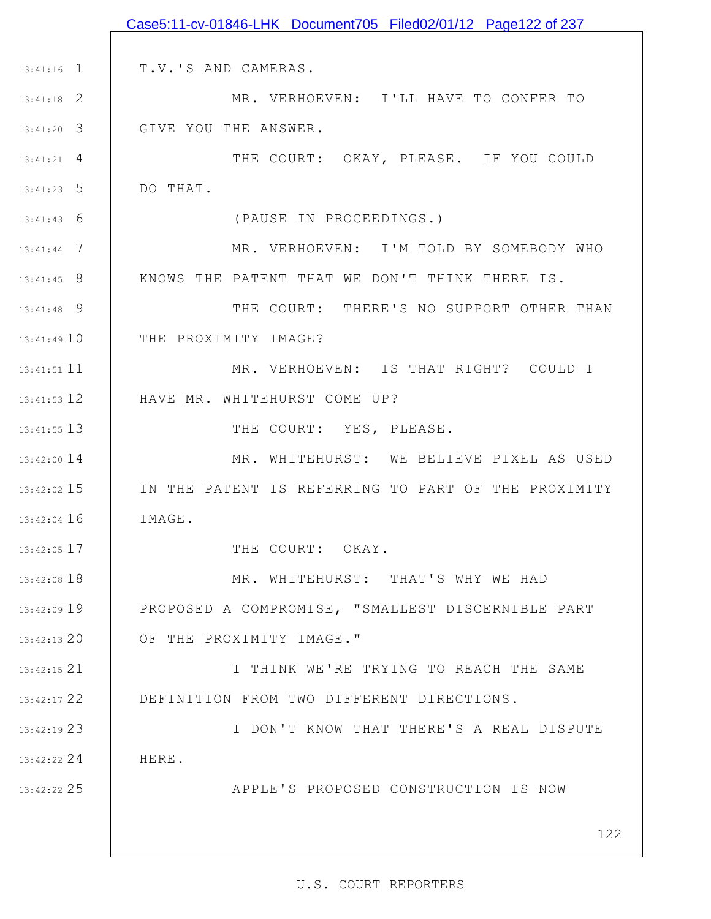T.V.'S AND CAMERAS.

MR. VERHOEVEN: I'LL HAVE TO CONFER TO GIVE YOU THE ANSWER.

THE COURT: OKAY, PLEASE. IF YOU COULD DO THAT.

(PAUSE IN PROCEEDINGS.)

MR. VERHOEVEN: I'M TOLD BY SOMEBODY WHO KNOWS THE PATENT THAT WE DON'T THINK THERE IS.

THE COURT: THERE'S NO SUPPORT OTHER THAN THE PROXIMITY IMAGE?

MR. VERHOEVEN: IS THAT RIGHT? COULD I HAVE MR. WHITEHURST COME UP?

THE COURT: YES, PLEASE.

MR. WHITEHURST: WE BELIEVE PIXEL AS USED IN THE PATENT IS REFERRING TO PART OF THE PROXIMITY IMAGE.

THE COURT: OKAY.

MR. WHITEHURST: THAT'S WHY WE HAD PROPOSED A COMPROMISE, "SMALLEST DISCERNIBLE PART OF THE PROXIMITY IMAGE."

I THINK WE'RE TRYING TO REACH THE SAME DEFINITION FROM TWO DIFFERENT DIRECTIONS.

I DON'T KNOW THAT THERE'S A REAL DISPUTE HERE.

APPLE'S PROPOSED CONSTRUCTION IS NOW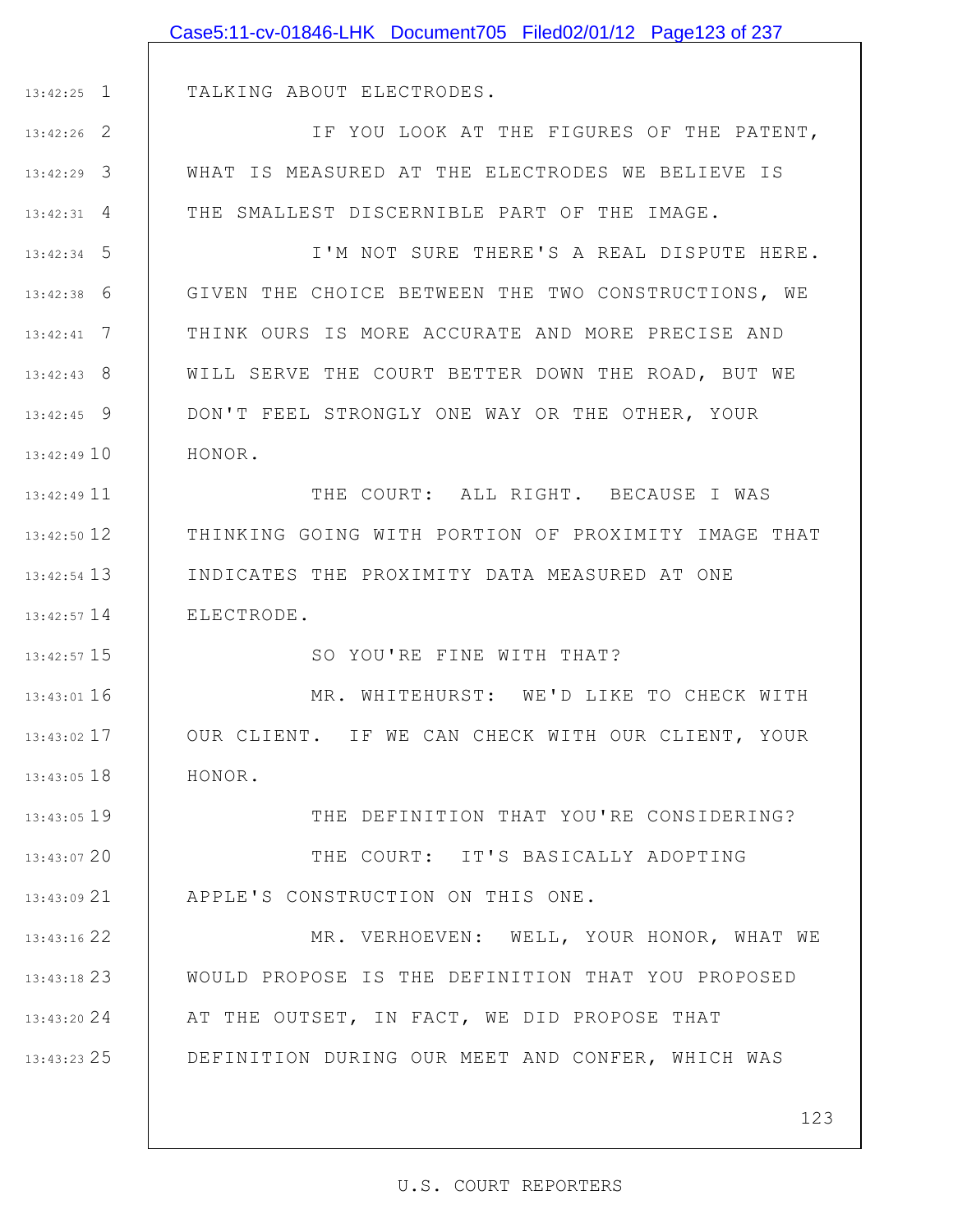TALKING ABOUT ELECTRODES.

IF YOU LOOK AT THE FIGURES OF THE PATENT, WHAT IS MEASURED AT THE ELECTRODES WE BELIEVE IS THE SMALLEST DISCERNIBLE PART OF THE IMAGE.

I'M NOT SURE THERE'S A REAL DISPUTE HERE. GIVEN THE CHOICE BETWEEN THE TWO CONSTRUCTIONS, WE THINK OURS IS MORE ACCURATE AND MORE PRECISE AND WILL SERVE THE COURT BETTER DOWN THE ROAD, BUT WE DON'T FEEL STRONGLY ONE WAY OR THE OTHER, YOUR HONOR.

THE COURT: ALL RIGHT. BECAUSE I WAS THINKING GOING WITH PORTION OF PROXIMITY IMAGE THAT INDICATES THE PROXIMITY DATA MEASURED AT ONE ELECTRODE.

SO YOU'RE FINE WITH THAT?

MR. WHITEHURST: WE'D LIKE TO CHECK WITH OUR CLIENT. IF WE CAN CHECK WITH OUR CLIENT, YOUR HONOR.

THE DEFINITION THAT YOU'RE CONSIDERING?

THE COURT: IT'S BASICALLY ADOPTING APPLE'S CONSTRUCTION ON THIS ONE.

MR. VERHOEVEN: WELL, YOUR HONOR, WHAT WE WOULD PROPOSE IS THE DEFINITION THAT YOU PROPOSED AT THE OUTSET, IN FACT, WE DID PROPOSE THAT DEFINITION DURING OUR MEET AND CONFER, WHICH WAS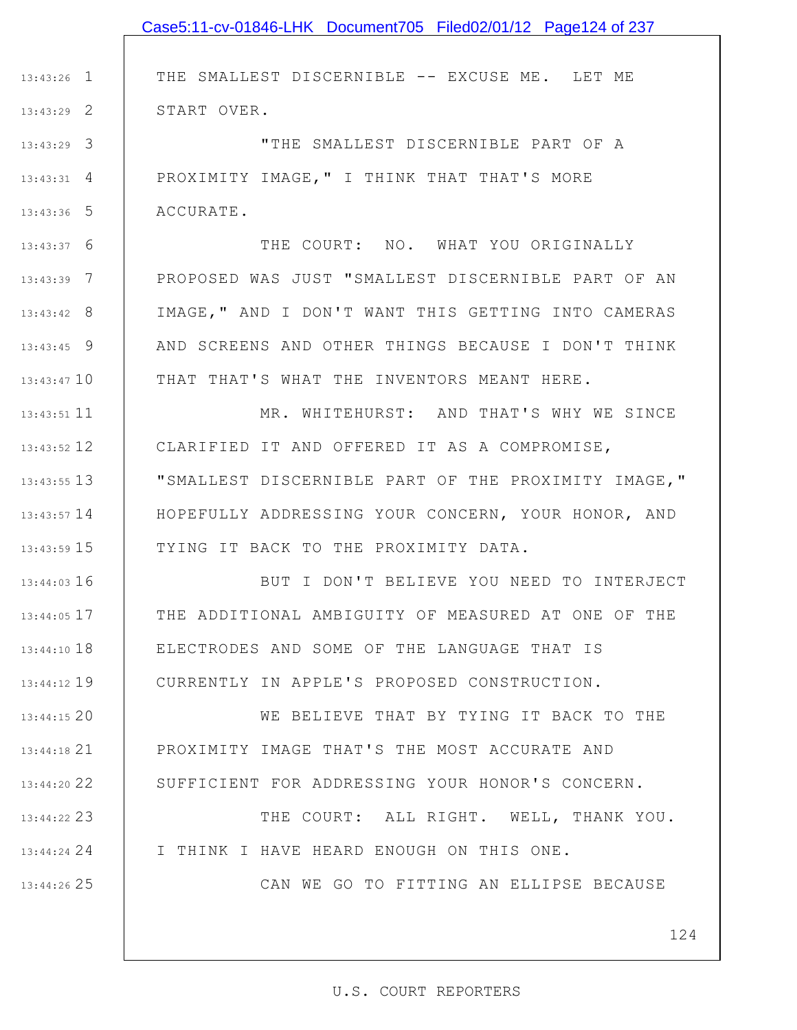THE SMALLEST DISCERNIBLE -- EXCUSE ME. LET ME START OVER.

"THE SMALLEST DISCERNIBLE PART OF A PROXIMITY IMAGE," I THINK THAT THAT'S MORE ACCURATE.

THE COURT: NO. WHAT YOU ORIGINALLY PROPOSED WAS JUST "SMALLEST DISCERNIBLE PART OF AN IMAGE," AND I DON'T WANT THIS GETTING INTO CAMERAS AND SCREENS AND OTHER THINGS BECAUSE I DON'T THINK THAT THAT'S WHAT THE INVENTORS MEANT HERE.

MR. WHITEHURST: AND THAT'S WHY WE SINCE CLARIFIED IT AND OFFERED IT AS A COMPROMISE, "SMALLEST DISCERNIBLE PART OF THE PROXIMITY IMAGE," HOPEFULLY ADDRESSING YOUR CONCERN, YOUR HONOR, AND TYING IT BACK TO THE PROXIMITY DATA.

BUT I DON'T BELIEVE YOU NEED TO INTERJECT THE ADDITIONAL AMBIGUITY OF MEASURED AT ONE OF THE ELECTRODES AND SOME OF THE LANGUAGE THAT IS CURRENTLY IN APPLE'S PROPOSED CONSTRUCTION.

WE BELIEVE THAT BY TYING IT BACK TO THE PROXIMITY IMAGE THAT'S THE MOST ACCURATE AND SUFFICIENT FOR ADDRESSING YOUR HONOR'S CONCERN.

THE COURT: ALL RIGHT. WELL, THANK YOU. I THINK I HAVE HEARD ENOUGH ON THIS ONE.

CAN WE GO TO FITTING AN ELLIPSE BECAUSE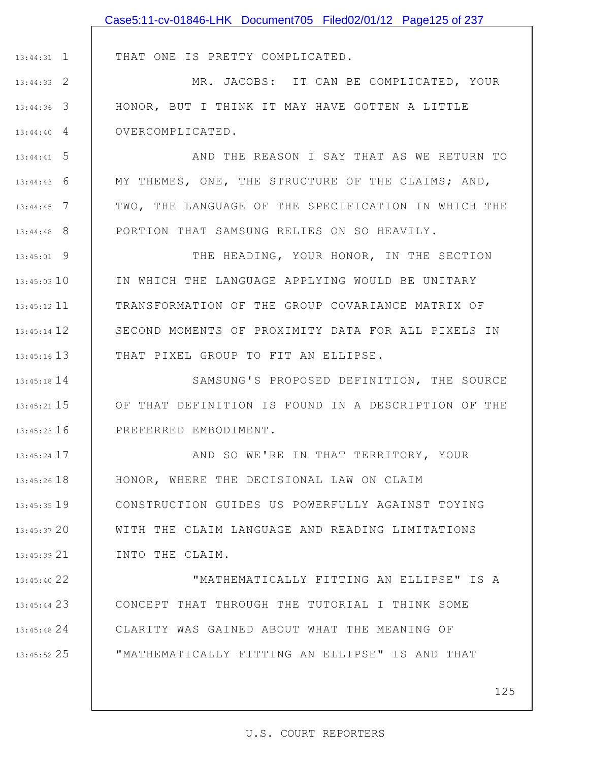THAT ONE IS PRETTY COMPLICATED.

MR. JACOBS: IT CAN BE COMPLICATED, YOUR HONOR, BUT I THINK IT MAY HAVE GOTTEN A LITTLE OVERCOMPLICATED.

AND THE REASON I SAY THAT AS WE RETURN TO MY THEMES, ONE, THE STRUCTURE OF THE CLAIMS; AND, TWO, THE LANGUAGE OF THE SPECIFICATION IN WHICH THE PORTION THAT SAMSUNG RELIES ON SO HEAVILY.

THE HEADING, YOUR HONOR, IN THE SECTION IN WHICH THE LANGUAGE APPLYING WOULD BE UNITARY TRANSFORMATION OF THE GROUP COVARIANCE MATRIX OF SECOND MOMENTS OF PROXIMITY DATA FOR ALL PIXELS IN THAT PIXEL GROUP TO FIT AN ELLIPSE.

SAMSUNG'S PROPOSED DEFINITION, THE SOURCE OF THAT DEFINITION IS FOUND IN A DESCRIPTION OF THE PREFERRED EMBODIMENT.

AND SO WE'RE IN THAT TERRITORY, YOUR HONOR, WHERE THE DECISIONAL LAW ON CLAIM CONSTRUCTION GUIDES US POWERFULLY AGAINST TOYING WITH THE CLAIM LANGUAGE AND READING LIMITATIONS INTO THE CLAIM.

"MATHEMATICALLY FITTING AN ELLIPSE" IS A CONCEPT THAT THROUGH THE TUTORIAL I THINK SOME CLARITY WAS GAINED ABOUT WHAT THE MEANING OF "MATHEMATICALLY FITTING AN ELLIPSE" IS AND THAT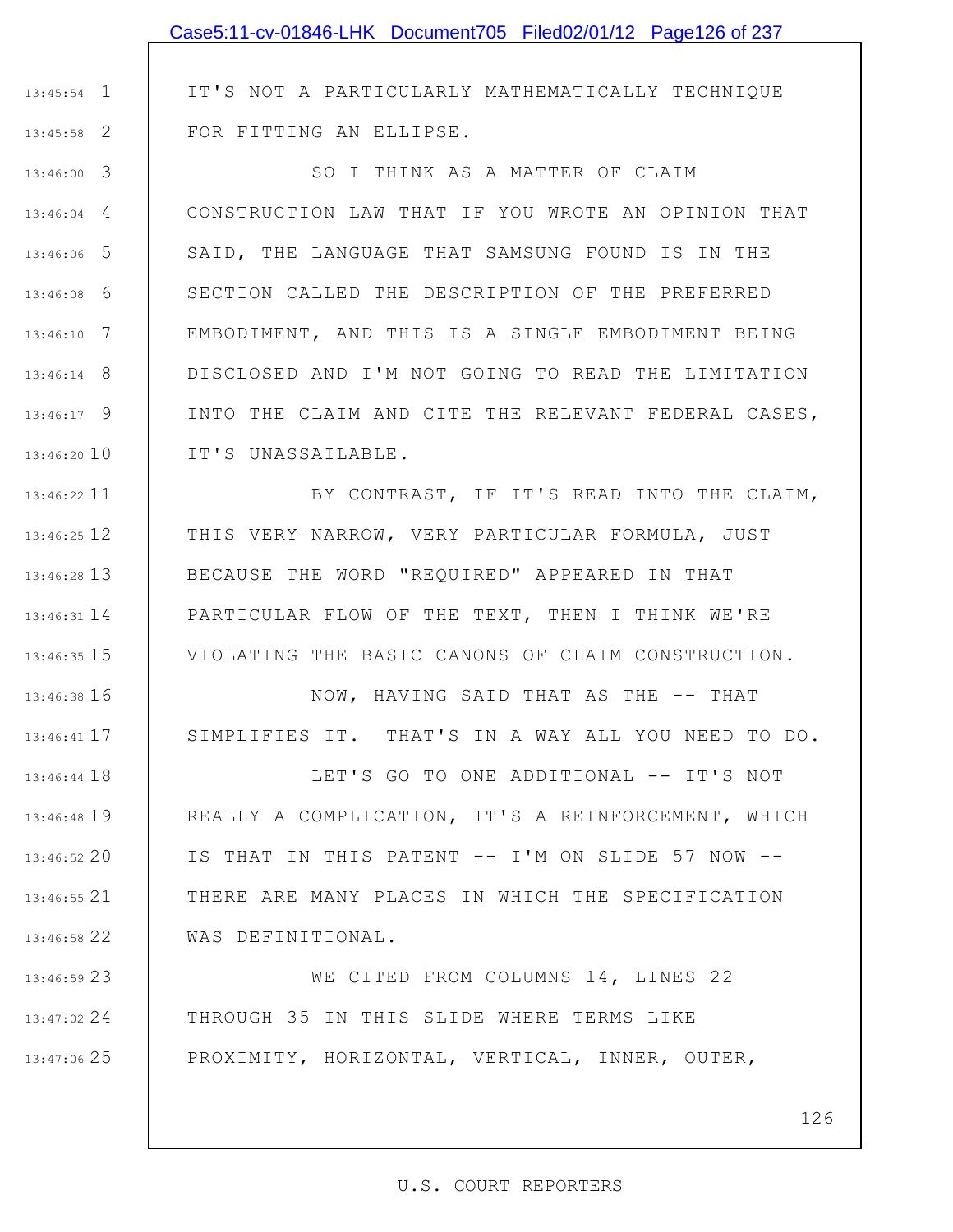IT'S NOT A PARTICULARLY MATHEMATICALLY TECHNIQUE FOR FITTING AN ELLIPSE.

SO I THINK AS A MATTER OF CLAIM CONSTRUCTION LAW THAT IF YOU WROTE AN OPINION THAT SAID, THE LANGUAGE THAT SAMSUNG FOUND IS IN THE SECTION CALLED THE DESCRIPTION OF THE PREFERRED EMBODIMENT, AND THIS IS A SINGLE EMBODIMENT BEING DISCLOSED AND I'M NOT GOING TO READ THE LIMITATION INTO THE CLAIM AND CITE THE RELEVANT FEDERAL CASES, IT'S UNASSAILABLE.

BY CONTRAST, IF IT'S READ INTO THE CLAIM, THIS VERY NARROW, VERY PARTICULAR FORMULA, JUST BECAUSE THE WORD "REQUIRED" APPEARED IN THAT PARTICULAR FLOW OF THE TEXT, THEN I THINK WE'RE VIOLATING THE BASIC CANONS OF CLAIM CONSTRUCTION.

NOW, HAVING SAID THAT AS THE -- THAT SIMPLIFIES IT. THAT'S IN A WAY ALL YOU NEED TO DO.

LET'S GO TO ONE ADDITIONAL -- IT'S NOT REALLY A COMPLICATION, IT'S A REINFORCEMENT, WHICH IS THAT IN THIS PATENT -- I'M ON SLIDE 57 NOW -- THERE ARE MANY PLACES IN WHICH THE SPECIFICATION WAS DEFINITIONAL.

WE CITED FROM COLUMNS 14, LINES 22 THROUGH 35 IN THIS SLIDE WHERE TERMS LIKE PROXIMITY, HORIZONTAL, VERTICAL, INNER, OUTER,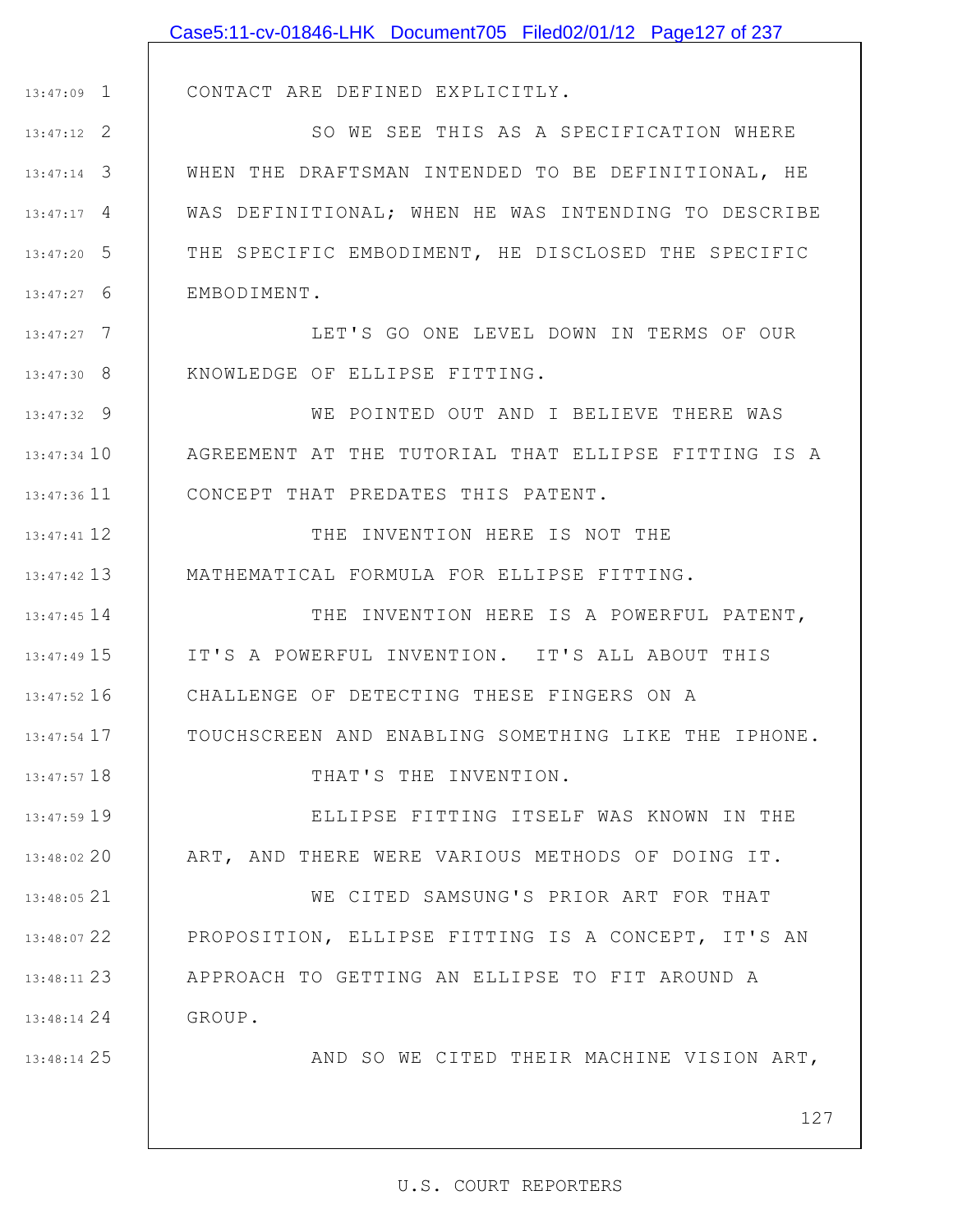CONTACT ARE DEFINED EXPLICITLY.

SO WE SEE THIS AS A SPECIFICATION WHERE WHEN THE DRAFTSMAN INTENDED TO BE DEFINITIONAL, HE WAS DEFINITIONAL; WHEN HE WAS INTENDING TO DESCRIBE THE SPECIFIC EMBODIMENT, HE DISCLOSED THE SPECIFIC EMBODIMENT.

LET'S GO ONE LEVEL DOWN IN TERMS OF OUR KNOWLEDGE OF ELLIPSE FITTING.

WE POINTED OUT AND I BELIEVE THERE WAS AGREEMENT AT THE TUTORIAL THAT ELLIPSE FITTING IS A CONCEPT THAT PREDATES THIS PATENT.

THE INVENTION HERE IS NOT THE MATHEMATICAL FORMULA FOR ELLIPSE FITTING.

THE INVENTION HERE IS A POWERFUL PATENT, IT'S A POWERFUL INVENTION. IT'S ALL ABOUT THIS CHALLENGE OF DETECTING THESE FINGERS ON A TOUCHSCREEN AND ENABLING SOMETHING LIKE THE IPHONE.

THAT'S THE INVENTION.

ELLIPSE FITTING ITSELF WAS KNOWN IN THE ART, AND THERE WERE VARIOUS METHODS OF DOING IT.

WE CITED SAMSUNG'S PRIOR ART FOR THAT PROPOSITION, ELLIPSE FITTING IS A CONCEPT, IT'S AN APPROACH TO GETTING AN ELLIPSE TO FIT AROUND A GROUP.

AND SO WE CITED THEIR MACHINE VISION ART,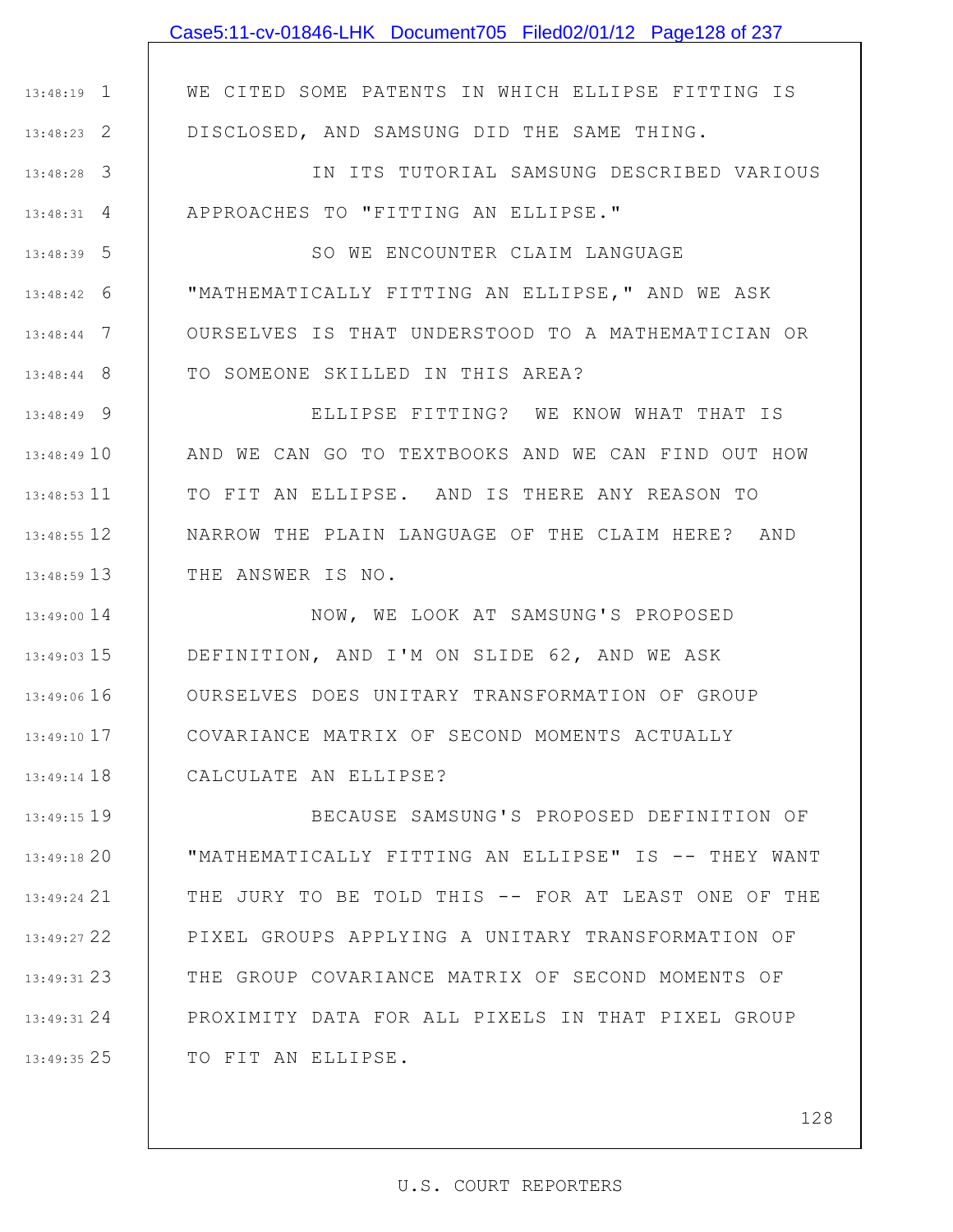WE CITED SOME PATENTS IN WHICH ELLIPSE FITTING IS DISCLOSED, AND SAMSUNG DID THE SAME THING.

IN ITS TUTORIAL SAMSUNG DESCRIBED VARIOUS APPROACHES TO "FITTING AN ELLIPSE."

SO WE ENCOUNTER CLAIM LANGUAGE "MATHEMATICALLY FITTING AN ELLIPSE," AND WE ASK OURSELVES IS THAT UNDERSTOOD TO A MATHEMATICIAN OR TO SOMEONE SKILLED IN THIS AREA?

ELLIPSE FITTING? WE KNOW WHAT THAT IS AND WE CAN GO TO TEXTBOOKS AND WE CAN FIND OUT HOW TO FIT AN ELLIPSE. AND IS THERE ANY REASON TO NARROW THE PLAIN LANGUAGE OF THE CLAIM HERE? AND THE ANSWER IS NO.

NOW, WE LOOK AT SAMSUNG'S PROPOSED DEFINITION, AND I'M ON SLIDE 62, AND WE ASK OURSELVES DOES UNITARY TRANSFORMATION OF GROUP COVARIANCE MATRIX OF SECOND MOMENTS ACTUALLY CALCULATE AN ELLIPSE?

BECAUSE SAMSUNG'S PROPOSED DEFINITION OF "MATHEMATICALLY FITTING AN ELLIPSE" IS -- THEY WANT THE JURY TO BE TOLD THIS -- FOR AT LEAST ONE OF THE PIXEL GROUPS APPLYING A UNITARY TRANSFORMATION OF THE GROUP COVARIANCE MATRIX OF SECOND MOMENTS OF PROXIMITY DATA FOR ALL PIXELS IN THAT PIXEL GROUP TO FIT AN ELLIPSE.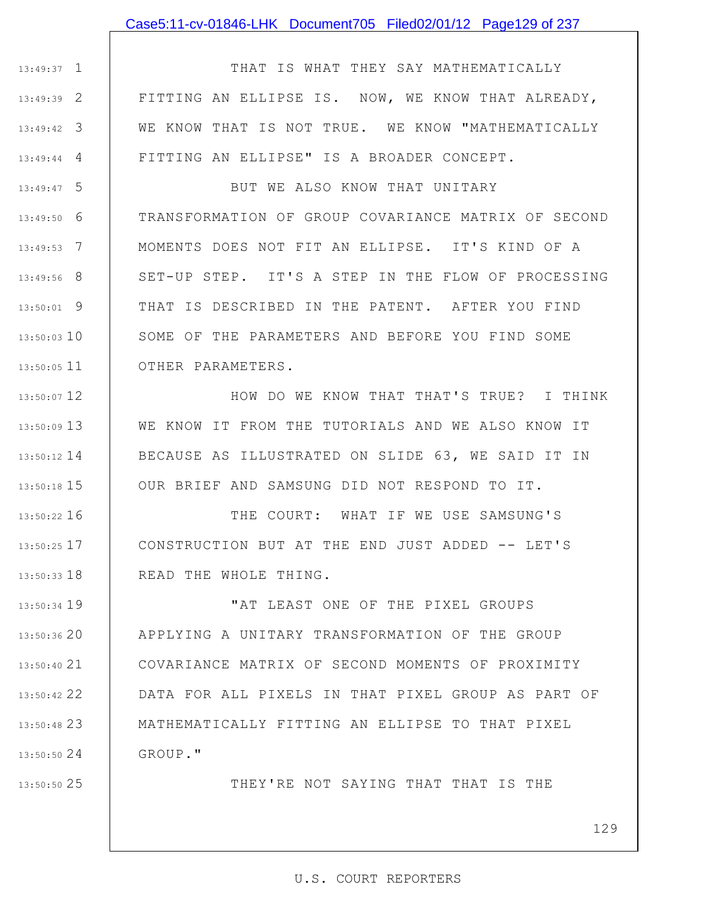THAT IS WHAT THEY SAY MATHEMATICALLY FITTING AN ELLIPSE IS. NOW, WE KNOW THAT ALREADY, WE KNOW THAT IS NOT TRUE. WE KNOW "MATHEMATICALLY FITTING AN ELLIPSE" IS A BROADER CONCEPT.

BUT WE ALSO KNOW THAT UNITARY TRANSFORMATION OF GROUP COVARIANCE MATRIX OF SECOND MOMENTS DOES NOT FIT AN ELLIPSE. IT'S KIND OF A SET-UP STEP. IT'S A STEP IN THE FLOW OF PROCESSING THAT IS DESCRIBED IN THE PATENT. AFTER YOU FIND SOME OF THE PARAMETERS AND BEFORE YOU FIND SOME OTHER PARAMETERS.

HOW DO WE KNOW THAT THAT'S TRUE? I THINK WE KNOW IT FROM THE TUTORIALS AND WE ALSO KNOW IT BECAUSE AS ILLUSTRATED ON SLIDE 63, WE SAID IT IN OUR BRIEF AND SAMSUNG DID NOT RESPOND TO IT.

THE COURT: WHAT IF WE USE SAMSUNG'S CONSTRUCTION BUT AT THE END JUST ADDED -- LET'S READ THE WHOLE THING.

"AT LEAST ONE OF THE PIXEL GROUPS APPLYING A UNITARY TRANSFORMATION OF THE GROUP COVARIANCE MATRIX OF SECOND MOMENTS OF PROXIMITY DATA FOR ALL PIXELS IN THAT PIXEL GROUP AS PART OF MATHEMATICALLY FITTING AN ELLIPSE TO THAT PIXEL GROUP."

THEY'RE NOT SAYING THAT THAT IS THE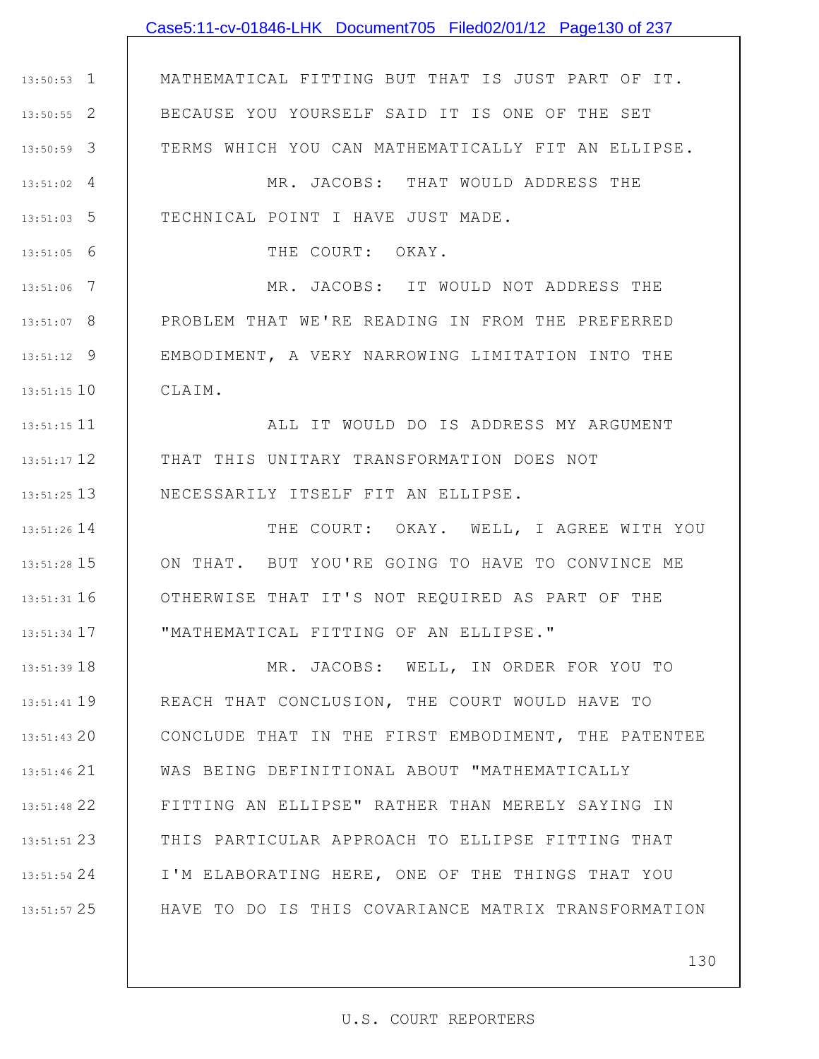MATHEMATICAL FITTING BUT THAT IS JUST PART OF IT. BECAUSE YOU YOURSELF SAID IT IS ONE OF THE SET TERMS WHICH YOU CAN MATHEMATICALLY FIT AN ELLIPSE.

MR. JACOBS: THAT WOULD ADDRESS THE TECHNICAL POINT I HAVE JUST MADE.

THE COURT: OKAY.

MR. JACOBS: IT WOULD NOT ADDRESS THE PROBLEM THAT WE'RE READING IN FROM THE PREFERRED EMBODIMENT, A VERY NARROWING LIMITATION INTO THE CLAIM.

ALL IT WOULD DO IS ADDRESS MY ARGUMENT THAT THIS UNITARY TRANSFORMATION DOES NOT NECESSARILY ITSELF FIT AN ELLIPSE.

THE COURT: OKAY. WELL, I AGREE WITH YOU ON THAT. BUT YOU'RE GOING TO HAVE TO CONVINCE ME OTHERWISE THAT IT'S NOT REQUIRED AS PART OF THE "MATHEMATICAL FITTING OF AN ELLIPSE."

MR. JACOBS: WELL, IN ORDER FOR YOU TO REACH THAT CONCLUSION, THE COURT WOULD HAVE TO CONCLUDE THAT IN THE FIRST EMBODIMENT, THE PATENTEE WAS BEING DEFINITIONAL ABOUT "MATHEMATICALLY FITTING AN ELLIPSE" RATHER THAN MERELY SAYING IN THIS PARTICULAR APPROACH TO ELLIPSE FITTING THAT I'M ELABORATING HERE, ONE OF THE THINGS THAT YOU HAVE TO DO IS THIS COVARIANCE MATRIX TRANSFORMATION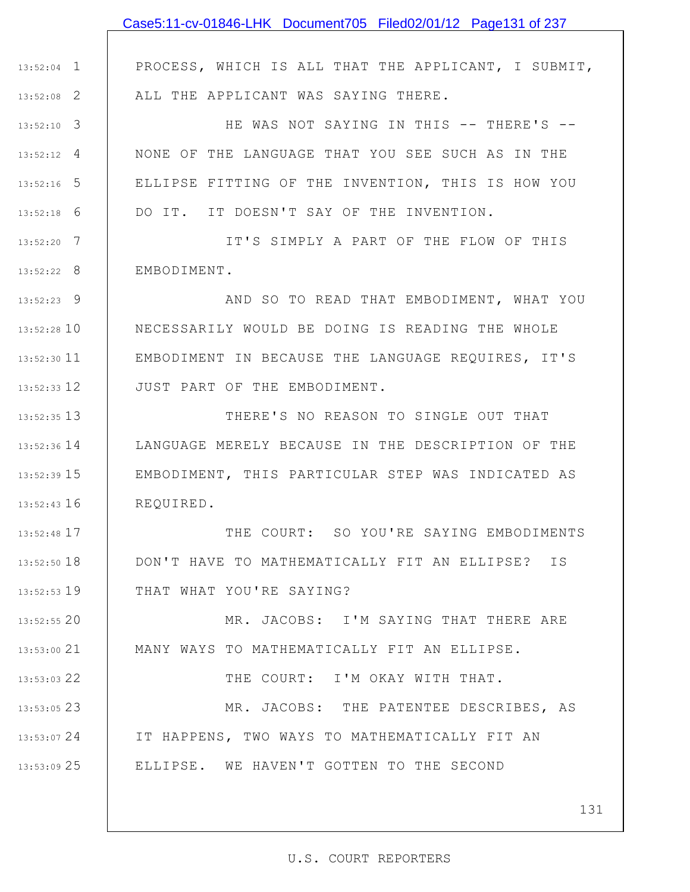PROCESS, WHICH IS ALL THAT THE APPLICANT, I SUBMIT, ALL THE APPLICANT WAS SAYING THERE.

HE WAS NOT SAYING IN THIS -- THERE'S -- NONE OF THE LANGUAGE THAT YOU SEE SUCH AS IN THE ELLIPSE FITTING OF THE INVENTION, THIS IS HOW YOU DO IT. IT DOESN'T SAY OF THE INVENTION.

IT'S SIMPLY A PART OF THE FLOW OF THIS EMBODIMENT.

AND SO TO READ THAT EMBODIMENT, WHAT YOU NECESSARILY WOULD BE DOING IS READING THE WHOLE EMBODIMENT IN BECAUSE THE LANGUAGE REQUIRES, IT'S JUST PART OF THE EMBODIMENT.

THERE'S NO REASON TO SINGLE OUT THAT LANGUAGE MERELY BECAUSE IN THE DESCRIPTION OF THE EMBODIMENT, THIS PARTICULAR STEP WAS INDICATED AS REQUIRED.

THE COURT: SO YOU'RE SAYING EMBODIMENTS DON'T HAVE TO MATHEMATICALLY FIT AN ELLIPSE? IS THAT WHAT YOU'RE SAYING?

MR. JACOBS: I'M SAYING THAT THERE ARE MANY WAYS TO MATHEMATICALLY FIT AN ELLIPSE.

THE COURT: I'M OKAY WITH THAT.

MR. JACOBS: THE PATENTEE DESCRIBES, AS IT HAPPENS, TWO WAYS TO MATHEMATICALLY FIT AN ELLIPSE. WE HAVEN'T GOTTEN TO THE SECOND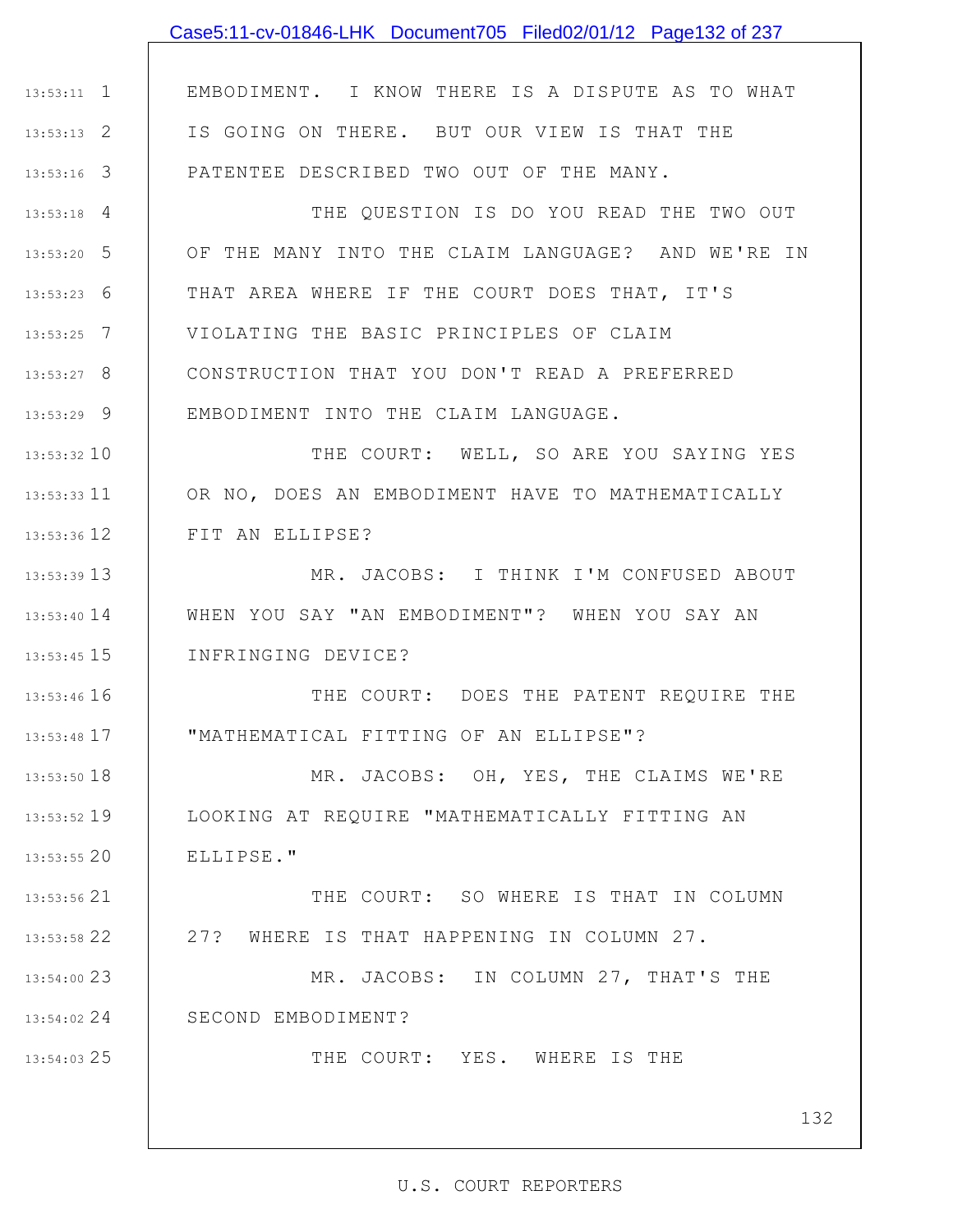1 EMBODIMENT. I KNOW THERE IS A DISPUTE AS TO WHAT
2 IS GOING ON THERE. BUT OUR VIEW IS THAT THE
3 PATENTEE DESCRIBED TWO OUT OF THE MANY.

4 THE QUESTION IS DO YOU READ THE TWO OUT
5 OF THE MANY INTO THE CLAIM LANGUAGE? AND WE'RE IN
6 THAT AREA WHERE IF THE COURT DOES THAT, IT'S
7 VIOLATING THE BASIC PRINCIPLES OF CLAIM
8 CONSTRUCTION THAT YOU DON'T READ A PREFERRED
9 EMBODIMENT INTO THE CLAIM LANGUAGE.

10 THE COURT: WELL, SO ARE YOU SAYING YES
11 OR NO, DOES AN EMBODIMENT HAVE TO MATHEMATICALLY
12 FIT AN ELLIPSE?

13 MR. JACOBS: I THINK I'M CONFUSED ABOUT
14 WHEN YOU SAY "AN EMBODIMENT"? WHEN YOU SAY AN
15 INFRINGING DEVICE?

16 THE COURT: DOES THE PATENT REQUIRE THE
17 "MATHEMATICAL FITTING OF AN ELLIPSE"?

18 MR. JACOBS: OH, YES, THE CLAIMS WE'RE
19 LOOKING AT REQUIRE "MATHEMATICALLY FITTING AN
20 ELLIPSE."

21 THE COURT: SO WHERE IS THAT IN COLUMN
22 27? WHERE IS THAT HAPPENING IN COLUMN 27.

23 MR. JACOBS: IN COLUMN 27, THAT'S THE
24 SECOND EMBODIMENT?

25 THE COURT: YES. WHERE IS THE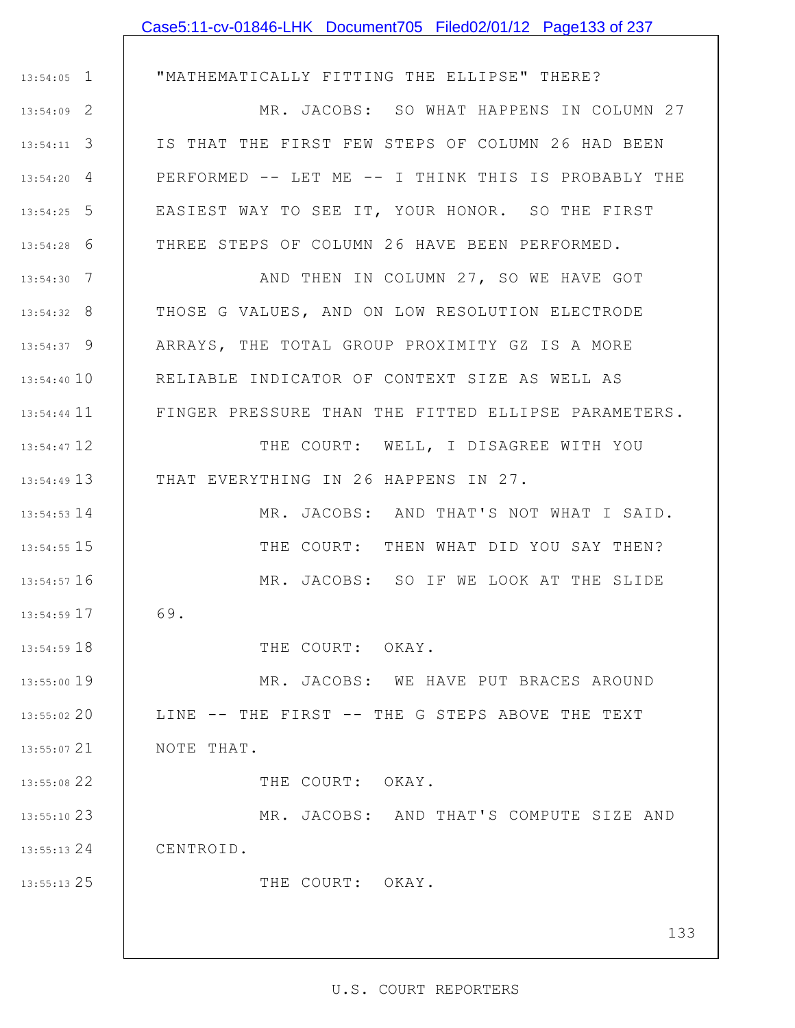"MATHEMATICALLY FITTING THE ELLIPSE" THERE?

MR. JACOBS: SO WHAT HAPPENS IN COLUMN 27 IS THAT THE FIRST FEW STEPS OF COLUMN 26 HAD BEEN PERFORMED -- LET ME -- I THINK THIS IS PROBABLY THE EASIEST WAY TO SEE IT, YOUR HONOR. SO THE FIRST THREE STEPS OF COLUMN 26 HAVE BEEN PERFORMED.

AND THEN IN COLUMN 27, SO WE HAVE GOT THOSE G VALUES, AND ON LOW RESOLUTION ELECTRODE ARRAYS, THE TOTAL GROUP PROXIMITY GZ IS A MORE RELIABLE INDICATOR OF CONTEXT SIZE AS WELL AS FINGER PRESSURE THAN THE FITTED ELLIPSE PARAMETERS.

THE COURT: WELL, I DISAGREE WITH YOU THAT EVERYTHING IN 26 HAPPENS IN 27.

MR. JACOBS: AND THAT'S NOT WHAT I SAID.

THE COURT: THEN WHAT DID YOU SAY THEN?

MR. JACOBS: SO IF WE LOOK AT THE SLIDE 69.

THE COURT: OKAY.

MR. JACOBS: WE HAVE PUT BRACES AROUND LINE -- THE FIRST -- THE G STEPS ABOVE THE TEXT NOTE THAT.

THE COURT: OKAY.

MR. JACOBS: AND THAT'S COMPUTE SIZE AND CENTROID.

THE COURT: OKAY.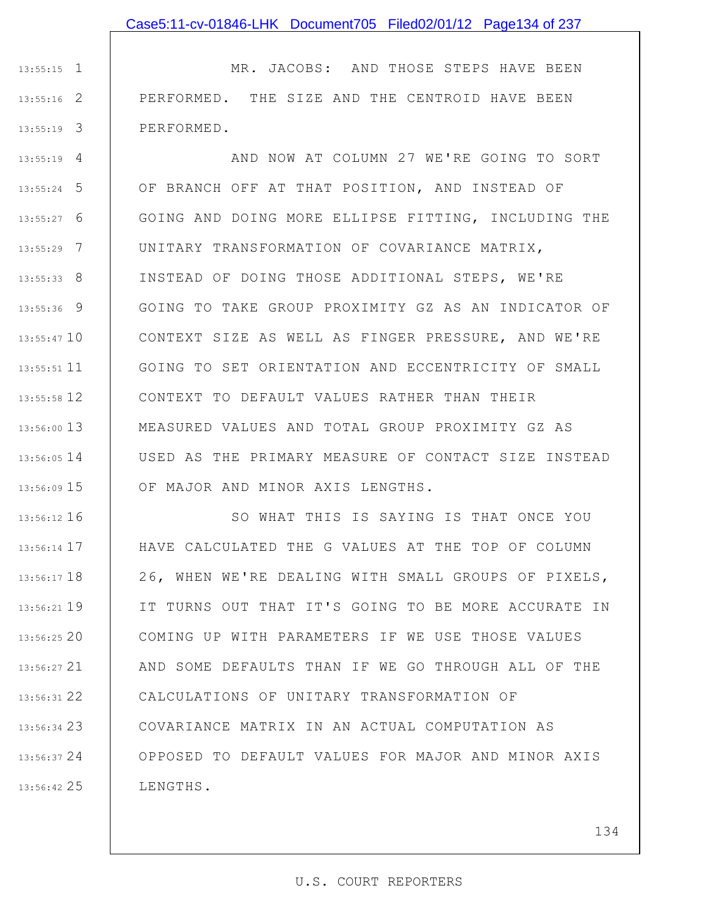MR. JACOBS: AND THOSE STEPS HAVE BEEN PERFORMED. THE SIZE AND THE CENTROID HAVE BEEN PERFORMED.

AND NOW AT COLUMN 27 WE'RE GOING TO SORT OF BRANCH OFF AT THAT POSITION, AND INSTEAD OF GOING AND DOING MORE ELLIPSE FITTING, INCLUDING THE UNITARY TRANSFORMATION OF COVARIANCE MATRIX, INSTEAD OF DOING THOSE ADDITIONAL STEPS, WE'RE GOING TO TAKE GROUP PROXIMITY GZ AS AN INDICATOR OF CONTEXT SIZE AS WELL AS FINGER PRESSURE, AND WE'RE GOING TO SET ORIENTATION AND ECCENTRICITY OF SMALL CONTEXT TO DEFAULT VALUES RATHER THAN THEIR MEASURED VALUES AND TOTAL GROUP PROXIMITY GZ AS USED AS THE PRIMARY MEASURE OF CONTACT SIZE INSTEAD OF MAJOR AND MINOR AXIS LENGTHS.

SO WHAT THIS IS SAYING IS THAT ONCE YOU HAVE CALCULATED THE G VALUES AT THE TOP OF COLUMN 26, WHEN WE'RE DEALING WITH SMALL GROUPS OF PIXELS, IT TURNS OUT THAT IT'S GOING TO BE MORE ACCURATE IN COMING UP WITH PARAMETERS IF WE USE THOSE VALUES AND SOME DEFAULTS THAN IF WE GO THROUGH ALL OF THE CALCULATIONS OF UNITARY TRANSFORMATION OF COVARIANCE MATRIX IN AN ACTUAL COMPUTATION AS OPPOSED TO DEFAULT VALUES FOR MAJOR AND MINOR AXIS LENGTHS.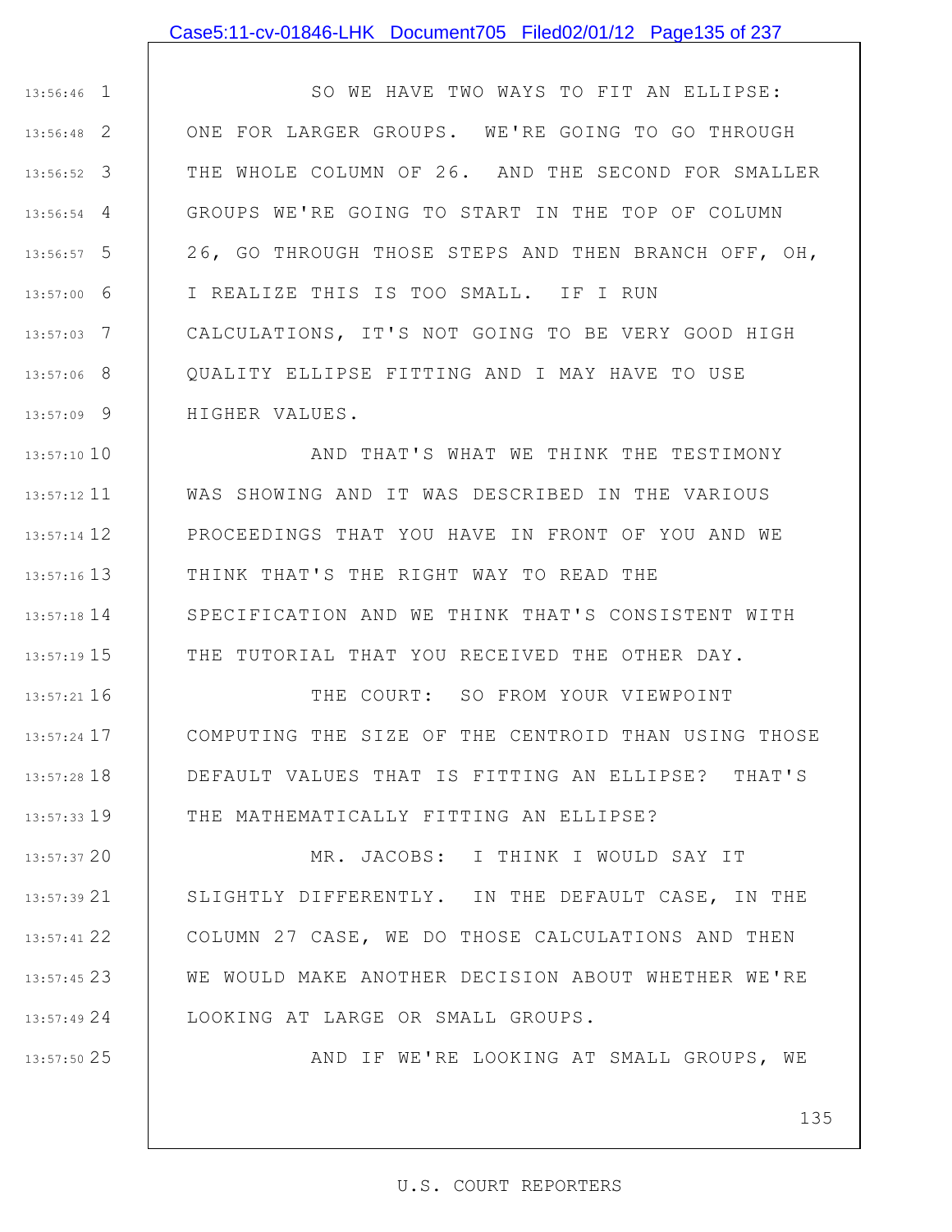SO WE HAVE TWO WAYS TO FIT AN ELLIPSE: ONE FOR LARGER GROUPS. WE'RE GOING TO GO THROUGH THE WHOLE COLUMN OF 26. AND THE SECOND FOR SMALLER GROUPS WE'RE GOING TO START IN THE TOP OF COLUMN 26, GO THROUGH THOSE STEPS AND THEN BRANCH OFF, OH, I REALIZE THIS IS TOO SMALL. IF I RUN CALCULATIONS, IT'S NOT GOING TO BE VERY GOOD HIGH QUALITY ELLIPSE FITTING AND I MAY HAVE TO USE HIGHER VALUES.

AND THAT'S WHAT WE THINK THE TESTIMONY WAS SHOWING AND IT WAS DESCRIBED IN THE VARIOUS PROCEEDINGS THAT YOU HAVE IN FRONT OF YOU AND WE THINK THAT'S THE RIGHT WAY TO READ THE SPECIFICATION AND WE THINK THAT'S CONSISTENT WITH THE TUTORIAL THAT YOU RECEIVED THE OTHER DAY.

THE COURT: SO FROM YOUR VIEWPOINT COMPUTING THE SIZE OF THE CENTROID THAN USING THOSE DEFAULT VALUES THAT IS FITTING AN ELLIPSE? THAT'S THE MATHEMATICALLY FITTING AN ELLIPSE?

MR. JACOBS: I THINK I WOULD SAY IT SLIGHTLY DIFFERENTLY. IN THE DEFAULT CASE, IN THE COLUMN 27 CASE, WE DO THOSE CALCULATIONS AND THEN WE WOULD MAKE ANOTHER DECISION ABOUT WHETHER WE'RE LOOKING AT LARGE OR SMALL GROUPS.

AND IF WE'RE LOOKING AT SMALL GROUPS, WE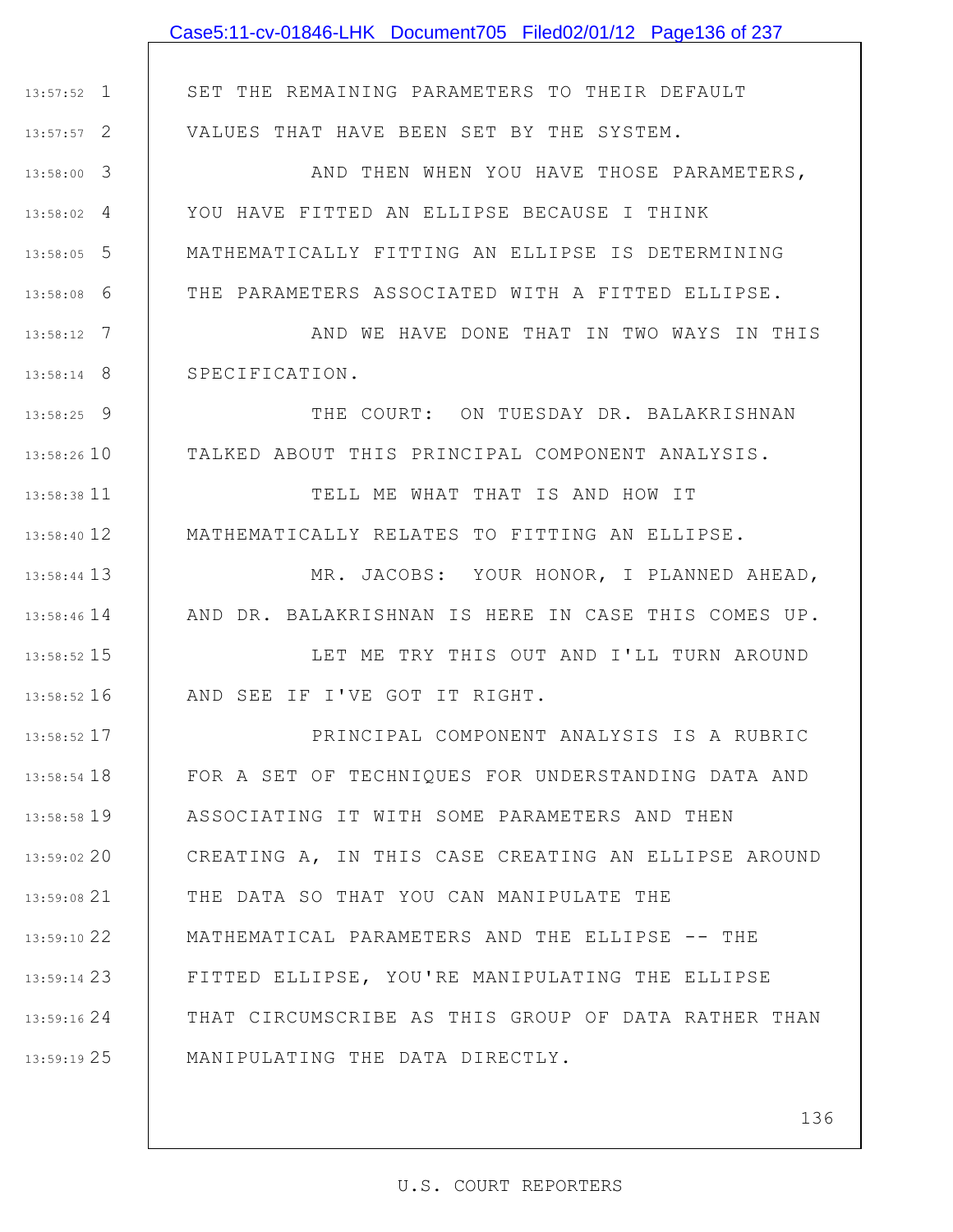SET THE REMAINING PARAMETERS TO THEIR DEFAULT VALUES THAT HAVE BEEN SET BY THE SYSTEM.

AND THEN WHEN YOU HAVE THOSE PARAMETERS, YOU HAVE FITTED AN ELLIPSE BECAUSE I THINK MATHEMATICALLY FITTING AN ELLIPSE IS DETERMINING THE PARAMETERS ASSOCIATED WITH A FITTED ELLIPSE.

AND WE HAVE DONE THAT IN TWO WAYS IN THIS SPECIFICATION.

THE COURT: ON TUESDAY DR. BALAKRISHNAN TALKED ABOUT THIS PRINCIPAL COMPONENT ANALYSIS.

TELL ME WHAT THAT IS AND HOW IT MATHEMATICALLY RELATES TO FITTING AN ELLIPSE.

MR. JACOBS: YOUR HONOR, I PLANNED AHEAD, AND DR. BALAKRISHNAN IS HERE IN CASE THIS COMES UP.

LET ME TRY THIS OUT AND I'LL TURN AROUND AND SEE IF I'VE GOT IT RIGHT.

PRINCIPAL COMPONENT ANALYSIS IS A RUBRIC FOR A SET OF TECHNIQUES FOR UNDERSTANDING DATA AND ASSOCIATING IT WITH SOME PARAMETERS AND THEN CREATING A, IN THIS CASE CREATING AN ELLIPSE AROUND THE DATA SO THAT YOU CAN MANIPULATE THE MATHEMATICAL PARAMETERS AND THE ELLIPSE -- THE FITTED ELLIPSE, YOU'RE MANIPULATING THE ELLIPSE THAT CIRCUMSCRIBE AS THIS GROUP OF DATA RATHER THAN MANIPULATING THE DATA DIRECTLY.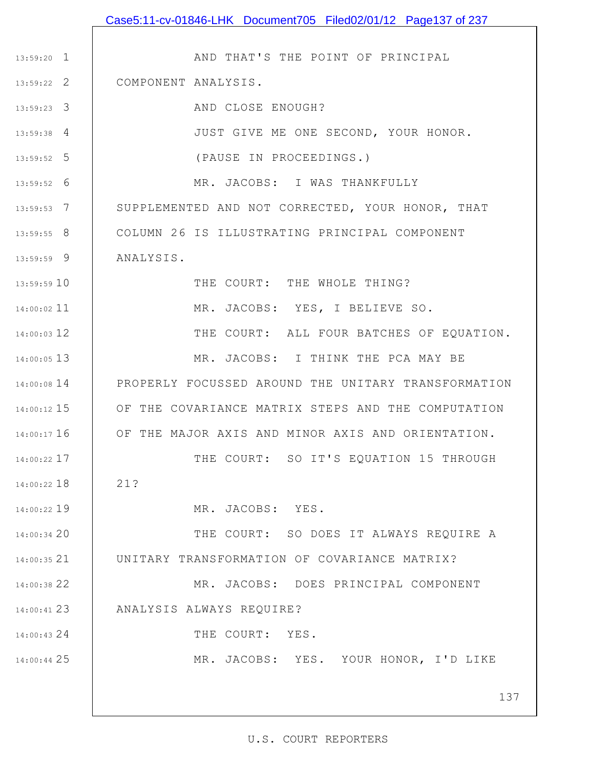AND THAT'S THE POINT OF PRINCIPAL COMPONENT ANALYSIS.

AND CLOSE ENOUGH?

JUST GIVE ME ONE SECOND, YOUR HONOR.

(PAUSE IN PROCEEDINGS.)

MR. JACOBS: I WAS THANKFULLY SUPPLEMENTED AND NOT CORRECTED, YOUR HONOR, THAT COLUMN 26 IS ILLUSTRATING PRINCIPAL COMPONENT ANALYSIS.

THE COURT: THE WHOLE THING?

MR. JACOBS: YES, I BELIEVE SO.

THE COURT: ALL FOUR BATCHES OF EQUATION.

MR. JACOBS: I THINK THE PCA MAY BE PROPERLY FOCUSSED AROUND THE UNITARY TRANSFORMATION OF THE COVARIANCE MATRIX STEPS AND THE COMPUTATION OF THE MAJOR AXIS AND MINOR AXIS AND ORIENTATION.

THE COURT: SO IT'S EQUATION 15 THROUGH 21?

MR. JACOBS: YES.

THE COURT: SO DOES IT ALWAYS REQUIRE A UNITARY TRANSFORMATION OF COVARIANCE MATRIX?

MR. JACOBS: DOES PRINCIPAL COMPONENT ANALYSIS ALWAYS REQUIRE?

THE COURT: YES.

MR. JACOBS: YES. YOUR HONOR, I'D LIKE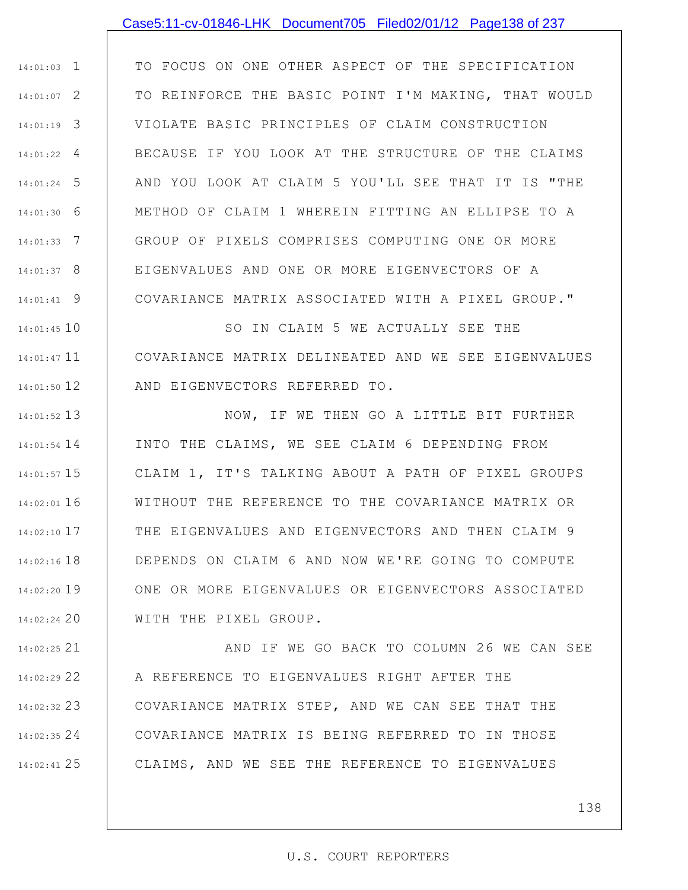TO FOCUS ON ONE OTHER ASPECT OF THE SPECIFICATION TO REINFORCE THE BASIC POINT I'M MAKING, THAT WOULD VIOLATE BASIC PRINCIPLES OF CLAIM CONSTRUCTION BECAUSE IF YOU LOOK AT THE STRUCTURE OF THE CLAIMS AND YOU LOOK AT CLAIM 5 YOU'LL SEE THAT IT IS "THE METHOD OF CLAIM 1 WHEREIN FITTING AN ELLIPSE TO A GROUP OF PIXELS COMPRISES COMPUTING ONE OR MORE EIGENVALUES AND ONE OR MORE EIGENVECTORS OF A COVARIANCE MATRIX ASSOCIATED WITH A PIXEL GROUP."

SO IN CLAIM 5 WE ACTUALLY SEE THE COVARIANCE MATRIX DELINEATED AND WE SEE EIGENVALUES AND EIGENVECTORS REFERRED TO.

NOW, IF WE THEN GO A LITTLE BIT FURTHER INTO THE CLAIMS, WE SEE CLAIM 6 DEPENDING FROM CLAIM 1, IT'S TALKING ABOUT A PATH OF PIXEL GROUPS WITHOUT THE REFERENCE TO THE COVARIANCE MATRIX OR THE EIGENVALUES AND EIGENVECTORS AND THEN CLAIM 9 DEPENDS ON CLAIM 6 AND NOW WE'RE GOING TO COMPUTE ONE OR MORE EIGENVALUES OR EIGENVECTORS ASSOCIATED WITH THE PIXEL GROUP.

AND IF WE GO BACK TO COLUMN 26 WE CAN SEE A REFERENCE TO EIGENVALUES RIGHT AFTER THE COVARIANCE MATRIX STEP, AND WE CAN SEE THAT THE COVARIANCE MATRIX IS BEING REFERRED TO IN THOSE CLAIMS, AND WE SEE THE REFERENCE TO EIGENVALUES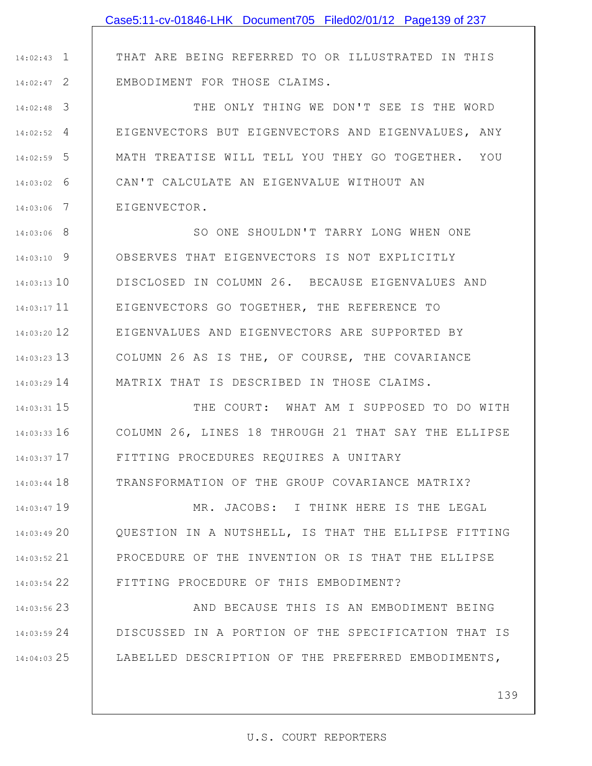THAT ARE BEING REFERRED TO OR ILLUSTRATED IN THIS EMBODIMENT FOR THOSE CLAIMS.

THE ONLY THING WE DON'T SEE IS THE WORD EIGENVECTORS BUT EIGENVECTORS AND EIGENVALUES, ANY MATH TREATISE WILL TELL YOU THEY GO TOGETHER. YOU CAN'T CALCULATE AN EIGENVALUE WITHOUT AN EIGENVECTOR.

SO ONE SHOULDN'T TARRY LONG WHEN ONE OBSERVES THAT EIGENVECTORS IS NOT EXPLICITLY DISCLOSED IN COLUMN 26. BECAUSE EIGENVALUES AND EIGENVECTORS GO TOGETHER, THE REFERENCE TO EIGENVALUES AND EIGENVECTORS ARE SUPPORTED BY COLUMN 26 AS IS THE, OF COURSE, THE COVARIANCE MATRIX THAT IS DESCRIBED IN THOSE CLAIMS.

THE COURT: WHAT AM I SUPPOSED TO DO WITH COLUMN 26, LINES 18 THROUGH 21 THAT SAY THE ELLIPSE FITTING PROCEDURES REQUIRES A UNITARY TRANSFORMATION OF THE GROUP COVARIANCE MATRIX?

MR. JACOBS: I THINK HERE IS THE LEGAL QUESTION IN A NUTSHELL, IS THAT THE ELLIPSE FITTING PROCEDURE OF THE INVENTION OR IS THAT THE ELLIPSE FITTING PROCEDURE OF THIS EMBODIMENT?

AND BECAUSE THIS IS AN EMBODIMENT BEING DISCUSSED IN A PORTION OF THE SPECIFICATION THAT IS LABELLED DESCRIPTION OF THE PREFERRED EMBODIMENTS,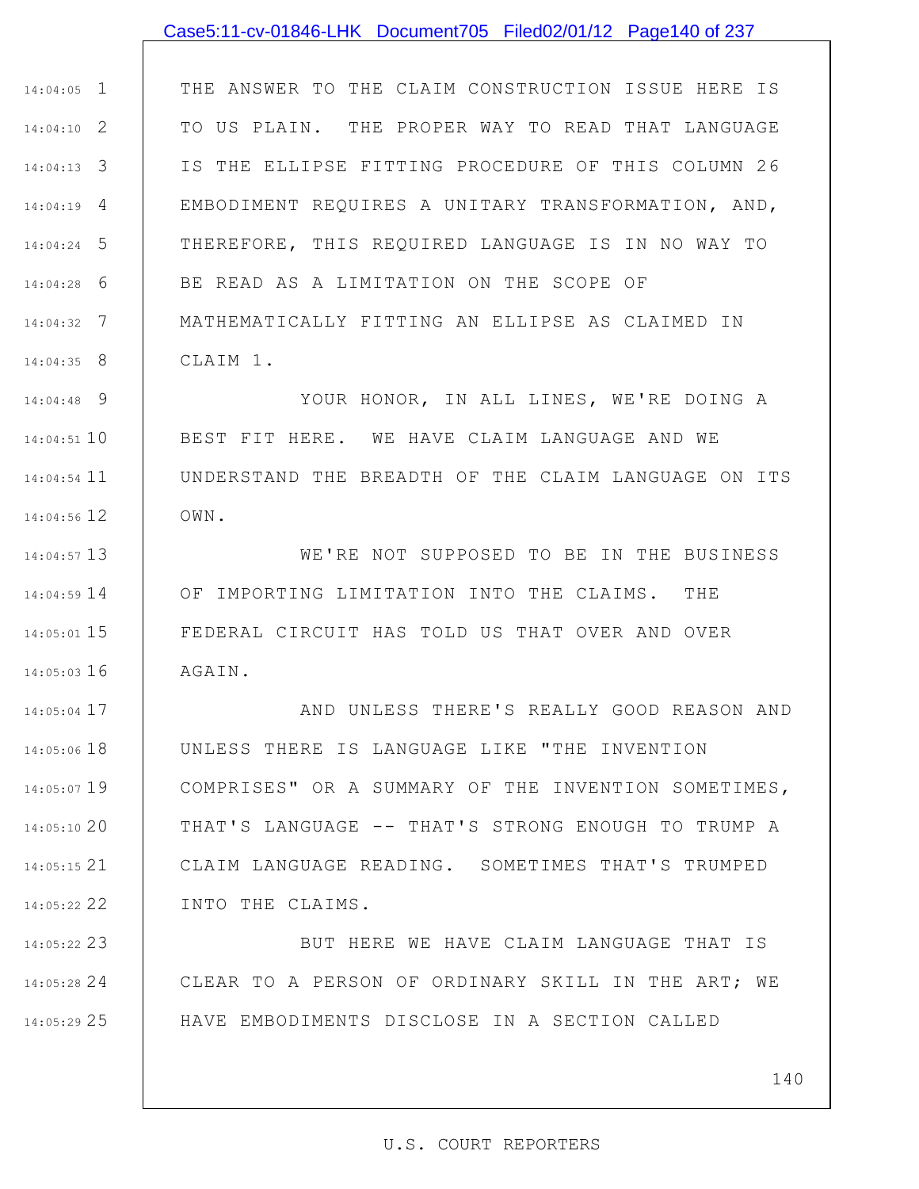THE ANSWER TO THE CLAIM CONSTRUCTION ISSUE HERE IS TO US PLAIN. THE PROPER WAY TO READ THAT LANGUAGE IS THE ELLIPSE FITTING PROCEDURE OF THIS COLUMN 26 EMBODIMENT REQUIRES A UNITARY TRANSFORMATION, AND, THEREFORE, THIS REQUIRED LANGUAGE IS IN NO WAY TO BE READ AS A LIMITATION ON THE SCOPE OF MATHEMATICALLY FITTING AN ELLIPSE AS CLAIMED IN CLAIM 1.

YOUR HONOR, IN ALL LINES, WE'RE DOING A BEST FIT HERE. WE HAVE CLAIM LANGUAGE AND WE UNDERSTAND THE BREADTH OF THE CLAIM LANGUAGE ON ITS OWN.

WE'RE NOT SUPPOSED TO BE IN THE BUSINESS OF IMPORTING LIMITATION INTO THE CLAIMS. THE FEDERAL CIRCUIT HAS TOLD US THAT OVER AND OVER AGAIN.

AND UNLESS THERE'S REALLY GOOD REASON AND UNLESS THERE IS LANGUAGE LIKE "THE INVENTION COMPRISES" OR A SUMMARY OF THE INVENTION SOMETIMES, THAT'S LANGUAGE -- THAT'S STRONG ENOUGH TO TRUMP A CLAIM LANGUAGE READING. SOMETIMES THAT'S TRUMPED INTO THE CLAIMS.

BUT HERE WE HAVE CLAIM LANGUAGE THAT IS CLEAR TO A PERSON OF ORDINARY SKILL IN THE ART; WE HAVE EMBODIMENTS DISCLOSE IN A SECTION CALLED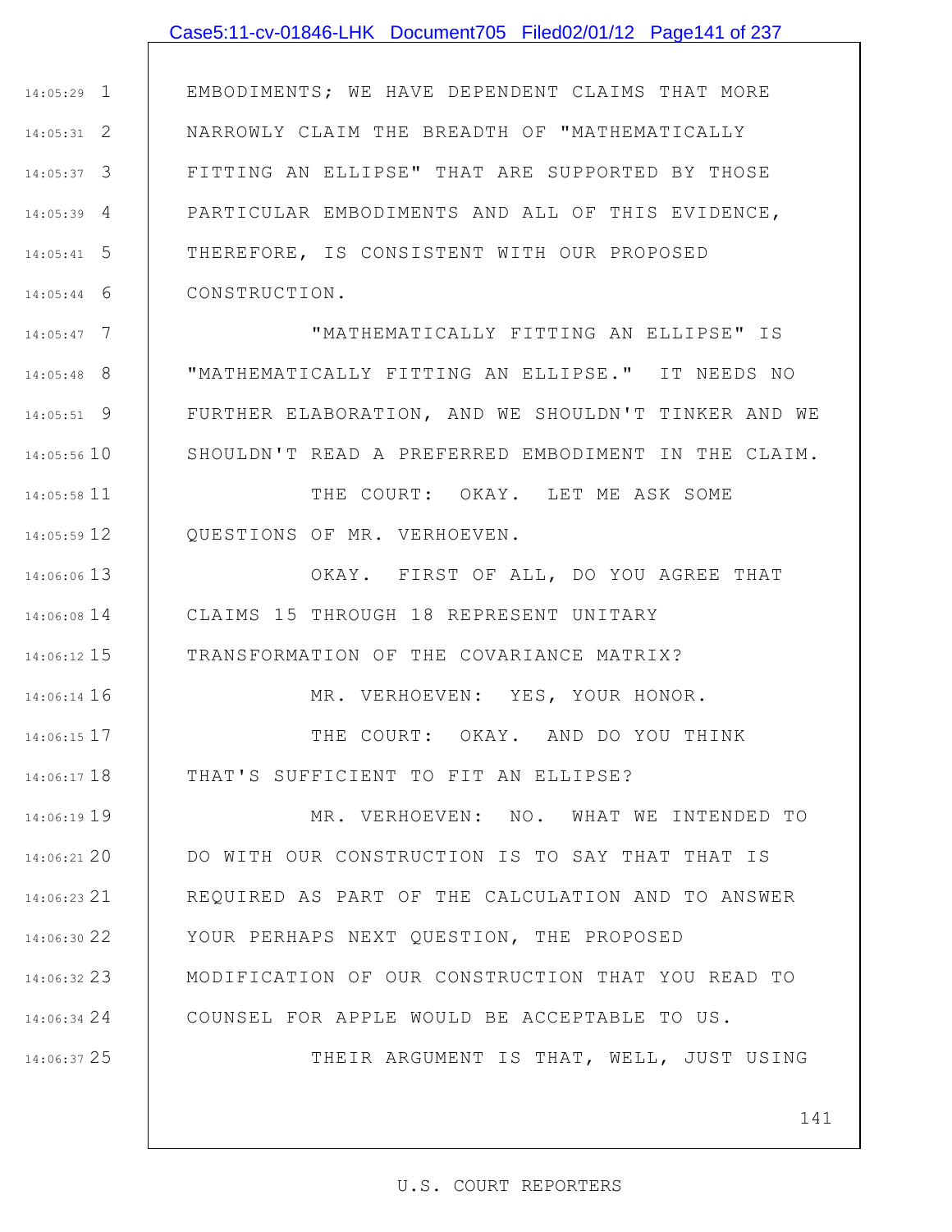EMBODIMENTS; WE HAVE DEPENDENT CLAIMS THAT MORE NARROWLY CLAIM THE BREADTH OF "MATHEMATICALLY FITTING AN ELLIPSE" THAT ARE SUPPORTED BY THOSE PARTICULAR EMBODIMENTS AND ALL OF THIS EVIDENCE, THEREFORE, IS CONSISTENT WITH OUR PROPOSED CONSTRUCTION.

"MATHEMATICALLY FITTING AN ELLIPSE" IS "MATHEMATICALLY FITTING AN ELLIPSE." IT NEEDS NO FURTHER ELABORATION, AND WE SHOULDN'T TINKER AND WE SHOULDN'T READ A PREFERRED EMBODIMENT IN THE CLAIM.

THE COURT: OKAY. LET ME ASK SOME QUESTIONS OF MR. VERHOEVEN.

OKAY. FIRST OF ALL, DO YOU AGREE THAT CLAIMS 15 THROUGH 18 REPRESENT UNITARY TRANSFORMATION OF THE COVARIANCE MATRIX?

MR. VERHOEVEN: YES, YOUR HONOR.

THE COURT: OKAY. AND DO YOU THINK THAT'S SUFFICIENT TO FIT AN ELLIPSE?

MR. VERHOEVEN: NO. WHAT WE INTENDED TO DO WITH OUR CONSTRUCTION IS TO SAY THAT THAT IS REQUIRED AS PART OF THE CALCULATION AND TO ANSWER YOUR PERHAPS NEXT QUESTION, THE PROPOSED MODIFICATION OF OUR CONSTRUCTION THAT YOU READ TO COUNSEL FOR APPLE WOULD BE ACCEPTABLE TO US.

THEIR ARGUMENT IS THAT, WELL, JUST USING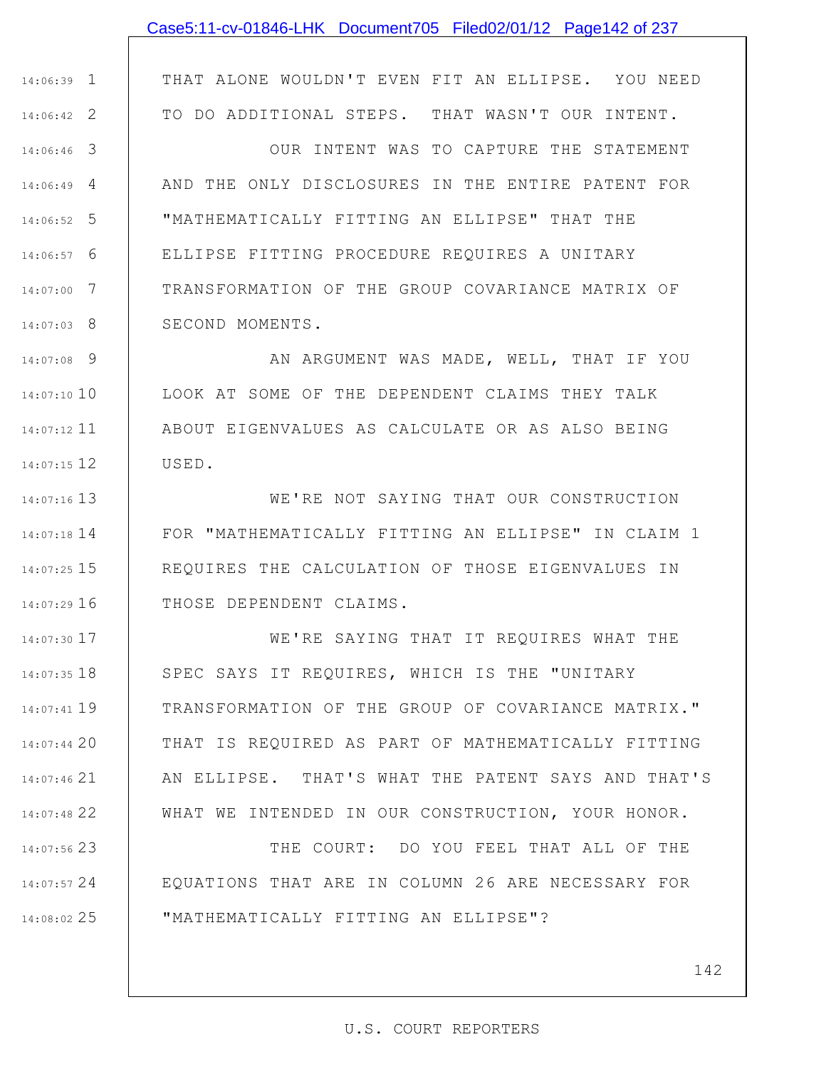THAT ALONE WOULDN'T EVEN FIT AN ELLIPSE. YOU NEED TO DO ADDITIONAL STEPS. THAT WASN'T OUR INTENT.

OUR INTENT WAS TO CAPTURE THE STATEMENT AND THE ONLY DISCLOSURES IN THE ENTIRE PATENT FOR "MATHEMATICALLY FITTING AN ELLIPSE" THAT THE ELLIPSE FITTING PROCEDURE REQUIRES A UNITARY TRANSFORMATION OF THE GROUP COVARIANCE MATRIX OF SECOND MOMENTS.

AN ARGUMENT WAS MADE, WELL, THAT IF YOU LOOK AT SOME OF THE DEPENDENT CLAIMS THEY TALK ABOUT EIGENVALUES AS CALCULATE OR AS ALSO BEING USED.

WE'RE NOT SAYING THAT OUR CONSTRUCTION FOR "MATHEMATICALLY FITTING AN ELLIPSE" IN CLAIM 1 REQUIRES THE CALCULATION OF THOSE EIGENVALUES IN THOSE DEPENDENT CLAIMS.

WE'RE SAYING THAT IT REQUIRES WHAT THE SPEC SAYS IT REQUIRES, WHICH IS THE "UNITARY TRANSFORMATION OF THE GROUP OF COVARIANCE MATRIX." THAT IS REQUIRED AS PART OF MATHEMATICALLY FITTING AN ELLIPSE. THAT'S WHAT THE PATENT SAYS AND THAT'S WHAT WE INTENDED IN OUR CONSTRUCTION, YOUR HONOR.

THE COURT: DO YOU FEEL THAT ALL OF THE EQUATIONS THAT ARE IN COLUMN 26 ARE NECESSARY FOR "MATHEMATICALLY FITTING AN ELLIPSE"?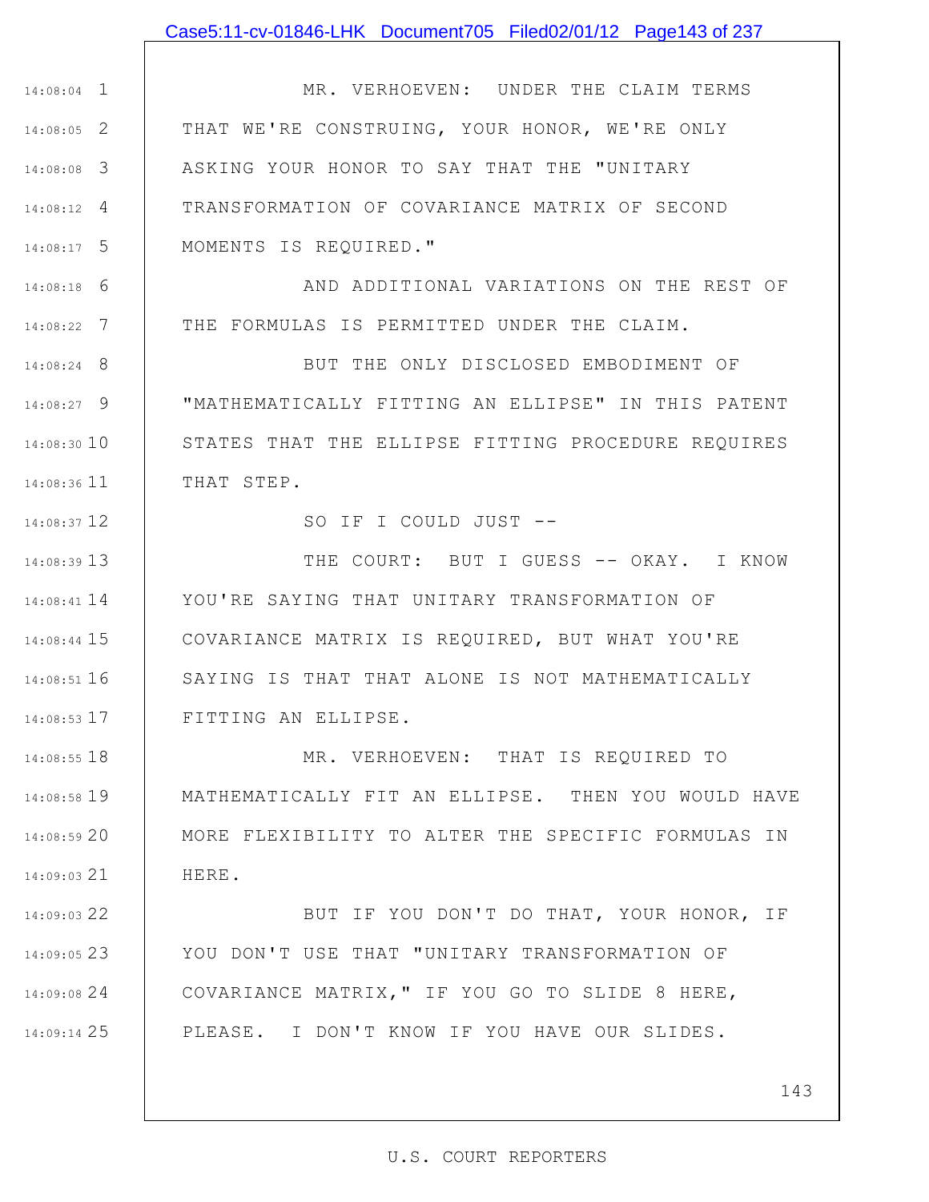MR. VERHOEVEN: UNDER THE CLAIM TERMS THAT WE'RE CONSTRUING, YOUR HONOR, WE'RE ONLY ASKING YOUR HONOR TO SAY THAT THE "UNITARY TRANSFORMATION OF COVARIANCE MATRIX OF SECOND MOMENTS IS REQUIRED."

AND ADDITIONAL VARIATIONS ON THE REST OF THE FORMULAS IS PERMITTED UNDER THE CLAIM.

BUT THE ONLY DISCLOSED EMBODIMENT OF "MATHEMATICALLY FITTING AN ELLIPSE" IN THIS PATENT STATES THAT THE ELLIPSE FITTING PROCEDURE REQUIRES THAT STEP.

SO IF I COULD JUST --

THE COURT: BUT I GUESS -- OKAY. I KNOW YOU'RE SAYING THAT UNITARY TRANSFORMATION OF COVARIANCE MATRIX IS REQUIRED, BUT WHAT YOU'RE SAYING IS THAT THAT ALONE IS NOT MATHEMATICALLY FITTING AN ELLIPSE.

MR. VERHOEVEN: THAT IS REQUIRED TO MATHEMATICALLY FIT AN ELLIPSE. THEN YOU WOULD HAVE MORE FLEXIBILITY TO ALTER THE SPECIFIC FORMULAS IN HERE.

BUT IF YOU DON'T DO THAT, YOUR HONOR, IF YOU DON'T USE THAT "UNITARY TRANSFORMATION OF COVARIANCE MATRIX," IF YOU GO TO SLIDE 8 HERE, PLEASE. I DON'T KNOW IF YOU HAVE OUR SLIDES.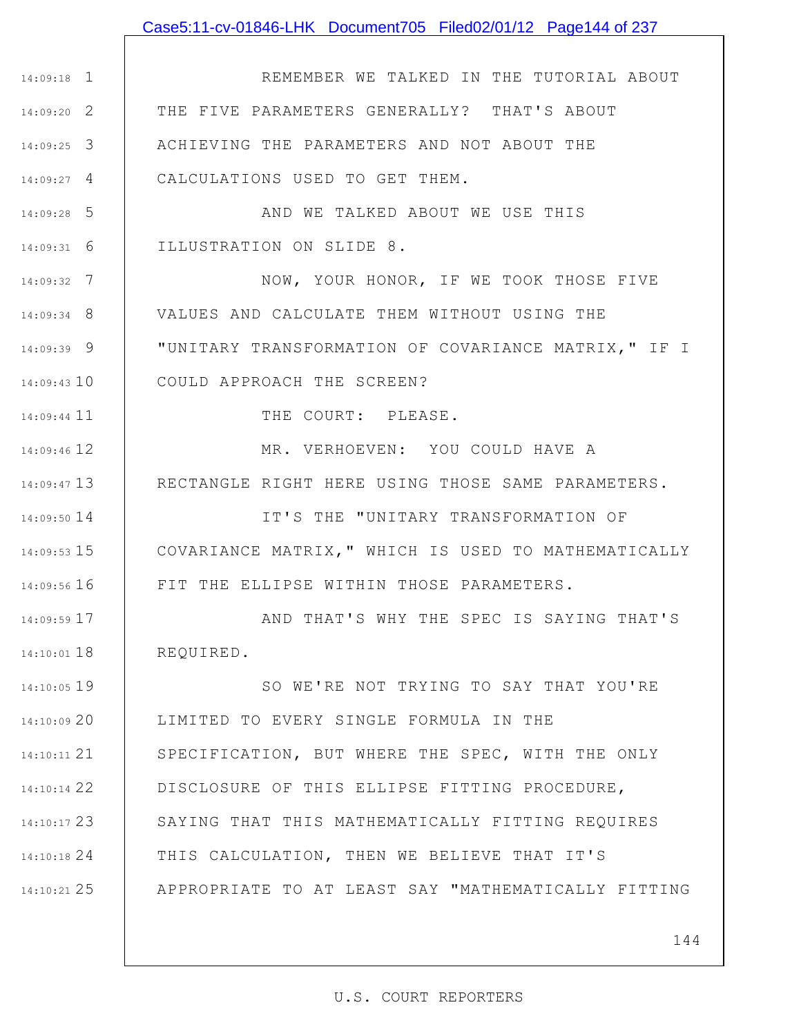REMEMBER WE TALKED IN THE TUTORIAL ABOUT THE FIVE PARAMETERS GENERALLY? THAT'S ABOUT ACHIEVING THE PARAMETERS AND NOT ABOUT THE CALCULATIONS USED TO GET THEM.

AND WE TALKED ABOUT WE USE THIS ILLUSTRATION ON SLIDE 8.

NOW, YOUR HONOR, IF WE TOOK THOSE FIVE VALUES AND CALCULATE THEM WITHOUT USING THE "UNITARY TRANSFORMATION OF COVARIANCE MATRIX," IF I COULD APPROACH THE SCREEN?

THE COURT: PLEASE.

MR. VERHOEVEN: YOU COULD HAVE A RECTANGLE RIGHT HERE USING THOSE SAME PARAMETERS.

IT'S THE "UNITARY TRANSFORMATION OF COVARIANCE MATRIX," WHICH IS USED TO MATHEMATICALLY FIT THE ELLIPSE WITHIN THOSE PARAMETERS.

AND THAT'S WHY THE SPEC IS SAYING THAT'S REQUIRED.

SO WE'RE NOT TRYING TO SAY THAT YOU'RE LIMITED TO EVERY SINGLE FORMULA IN THE SPECIFICATION, BUT WHERE THE SPEC, WITH THE ONLY DISCLOSURE OF THIS ELLIPSE FITTING PROCEDURE, SAYING THAT THIS MATHEMATICALLY FITTING REQUIRES THIS CALCULATION, THEN WE BELIEVE THAT IT'S APPROPRIATE TO AT LEAST SAY "MATHEMATICALLY FITTING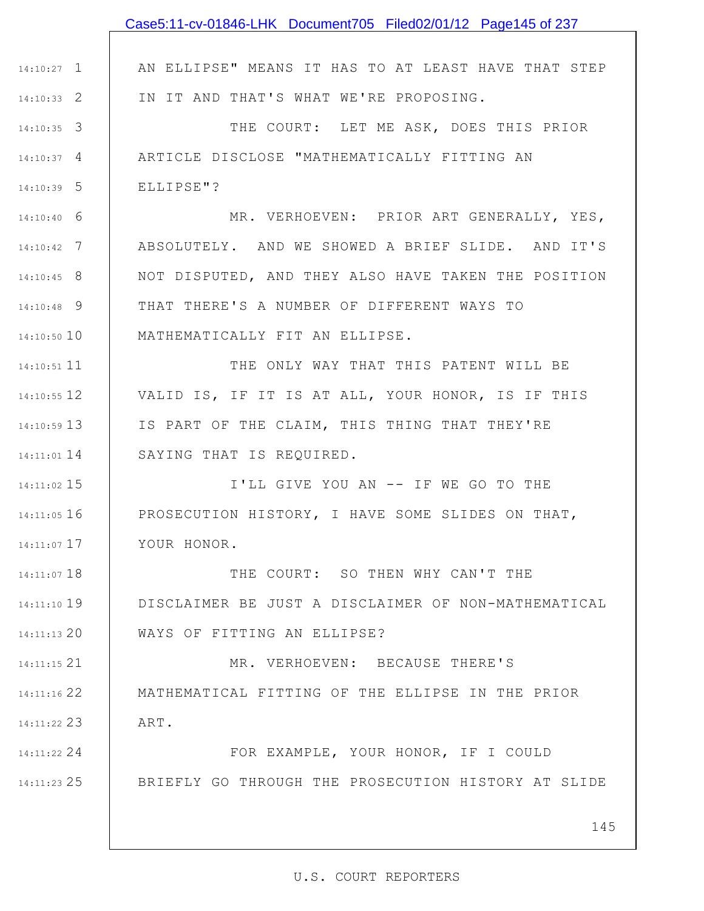AN ELLIPSE" MEANS IT HAS TO AT LEAST HAVE THAT STEP IN IT AND THAT'S WHAT WE'RE PROPOSING.

THE COURT: LET ME ASK, DOES THIS PRIOR ARTICLE DISCLOSE "MATHEMATICALLY FITTING AN ELLIPSE"?

MR. VERHOEVEN: PRIOR ART GENERALLY, YES, ABSOLUTELY. AND WE SHOWED A BRIEF SLIDE. AND IT'S NOT DISPUTED, AND THEY ALSO HAVE TAKEN THE POSITION THAT THERE'S A NUMBER OF DIFFERENT WAYS TO MATHEMATICALLY FIT AN ELLIPSE.

THE ONLY WAY THAT THIS PATENT WILL BE VALID IS, IF IT IS AT ALL, YOUR HONOR, IS IF THIS IS PART OF THE CLAIM, THIS THING THAT THEY'RE SAYING THAT IS REQUIRED.

I'LL GIVE YOU AN -- IF WE GO TO THE PROSECUTION HISTORY, I HAVE SOME SLIDES ON THAT, YOUR HONOR.

THE COURT: SO THEN WHY CAN'T THE DISCLAIMER BE JUST A DISCLAIMER OF NON-MATHEMATICAL WAYS OF FITTING AN ELLIPSE?

MR. VERHOEVEN: BECAUSE THERE'S MATHEMATICAL FITTING OF THE ELLIPSE IN THE PRIOR ART.

FOR EXAMPLE, YOUR HONOR, IF I COULD BRIEFLY GO THROUGH THE PROSECUTION HISTORY AT SLIDE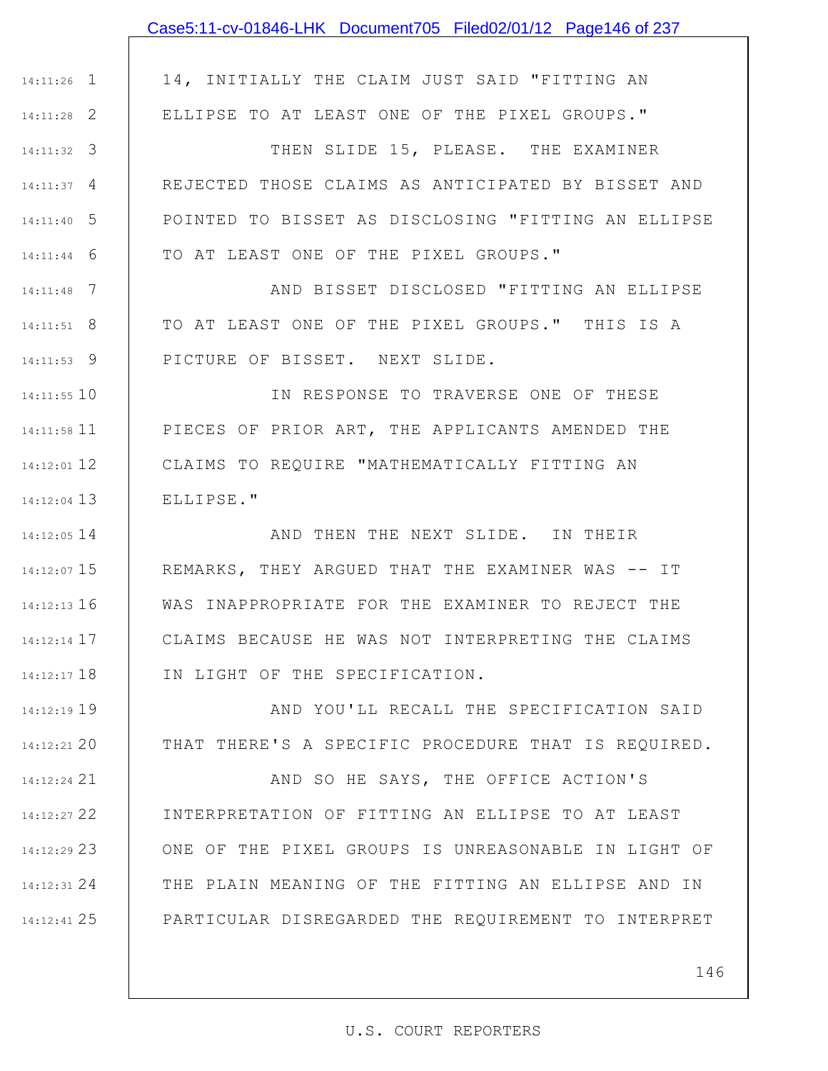14, INITIALLY THE CLAIM JUST SAID "FITTING AN ELLIPSE TO AT LEAST ONE OF THE PIXEL GROUPS."

THEN SLIDE 15, PLEASE. THE EXAMINER REJECTED THOSE CLAIMS AS ANTICIPATED BY BISSET AND POINTED TO BISSET AS DISCLOSING "FITTING AN ELLIPSE TO AT LEAST ONE OF THE PIXEL GROUPS."

AND BISSET DISCLOSED "FITTING AN ELLIPSE TO AT LEAST ONE OF THE PIXEL GROUPS." THIS IS A PICTURE OF BISSET. NEXT SLIDE.

IN RESPONSE TO TRAVERSE ONE OF THESE PIECES OF PRIOR ART, THE APPLICANTS AMENDED THE CLAIMS TO REQUIRE "MATHEMATICALLY FITTING AN ELLIPSE."

AND THEN THE NEXT SLIDE. IN THEIR REMARKS, THEY ARGUED THAT THE EXAMINER WAS -- IT WAS INAPPROPRIATE FOR THE EXAMINER TO REJECT THE CLAIMS BECAUSE HE WAS NOT INTERPRETING THE CLAIMS IN LIGHT OF THE SPECIFICATION.

AND YOU'LL RECALL THE SPECIFICATION SAID THAT THERE'S A SPECIFIC PROCEDURE THAT IS REQUIRED.

AND SO HE SAYS, THE OFFICE ACTION'S INTERPRETATION OF FITTING AN ELLIPSE TO AT LEAST ONE OF THE PIXEL GROUPS IS UNREASONABLE IN LIGHT OF THE PLAIN MEANING OF THE FITTING AN ELLIPSE AND IN PARTICULAR DISREGARDED THE REQUIREMENT TO INTERPRET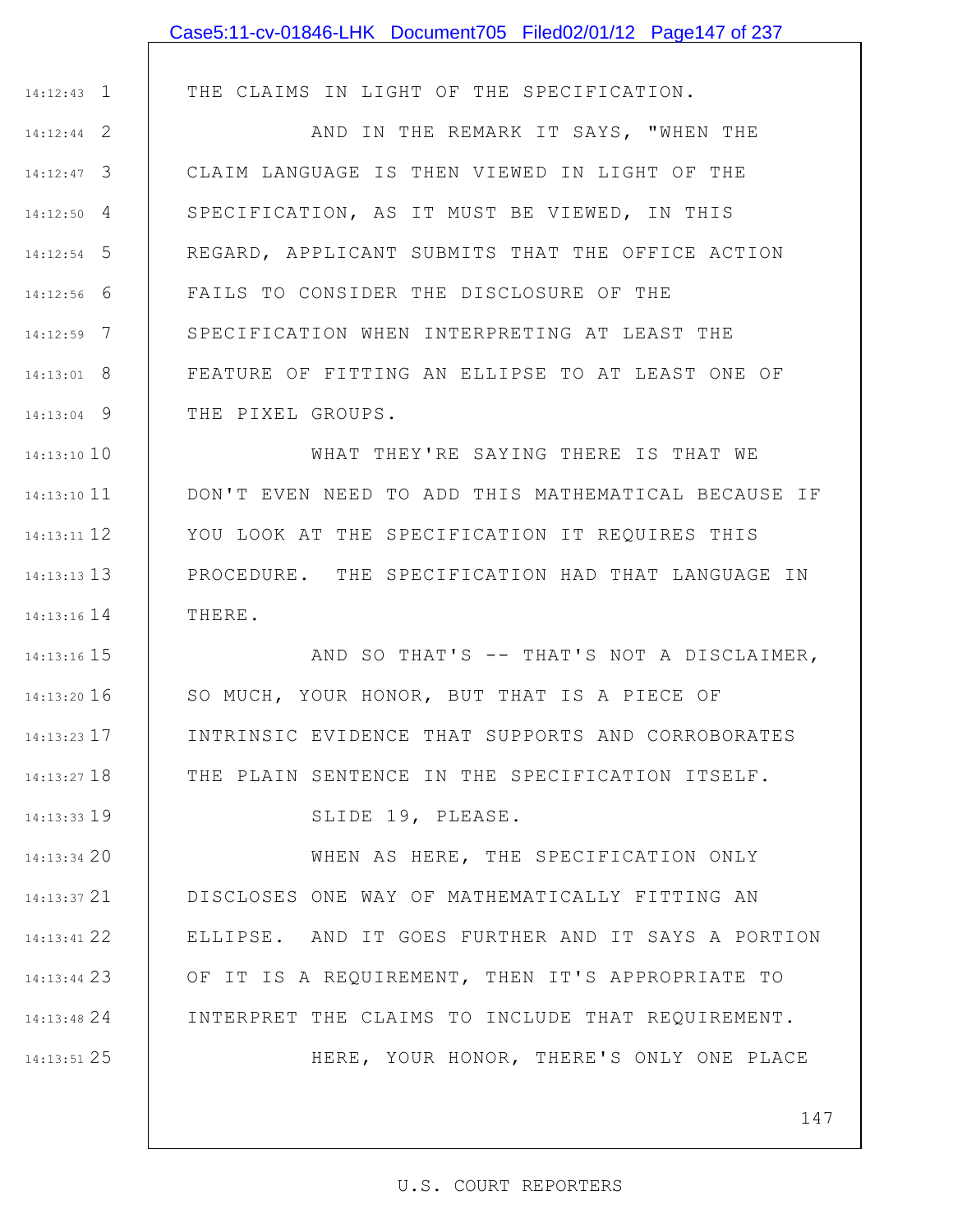THE CLAIMS IN LIGHT OF THE SPECIFICATION.

AND IN THE REMARK IT SAYS, "WHEN THE CLAIM LANGUAGE IS THEN VIEWED IN LIGHT OF THE SPECIFICATION, AS IT MUST BE VIEWED, IN THIS REGARD, APPLICANT SUBMITS THAT THE OFFICE ACTION FAILS TO CONSIDER THE DISCLOSURE OF THE SPECIFICATION WHEN INTERPRETING AT LEAST THE FEATURE OF FITTING AN ELLIPSE TO AT LEAST ONE OF THE PIXEL GROUPS.

WHAT THEY'RE SAYING THERE IS THAT WE DON'T EVEN NEED TO ADD THIS MATHEMATICAL BECAUSE IF YOU LOOK AT THE SPECIFICATION IT REQUIRES THIS PROCEDURE. THE SPECIFICATION HAD THAT LANGUAGE IN THERE.

AND SO THAT'S -- THAT'S NOT A DISCLAIMER, SO MUCH, YOUR HONOR, BUT THAT IS A PIECE OF INTRINSIC EVIDENCE THAT SUPPORTS AND CORROBORATES THE PLAIN SENTENCE IN THE SPECIFICATION ITSELF.

SLIDE 19, PLEASE.

WHEN AS HERE, THE SPECIFICATION ONLY DISCLOSES ONE WAY OF MATHEMATICALLY FITTING AN ELLIPSE. AND IT GOES FURTHER AND IT SAYS A PORTION OF IT IS A REQUIREMENT, THEN IT'S APPROPRIATE TO INTERPRET THE CLAIMS TO INCLUDE THAT REQUIREMENT.

HERE, YOUR HONOR, THERE'S ONLY ONE PLACE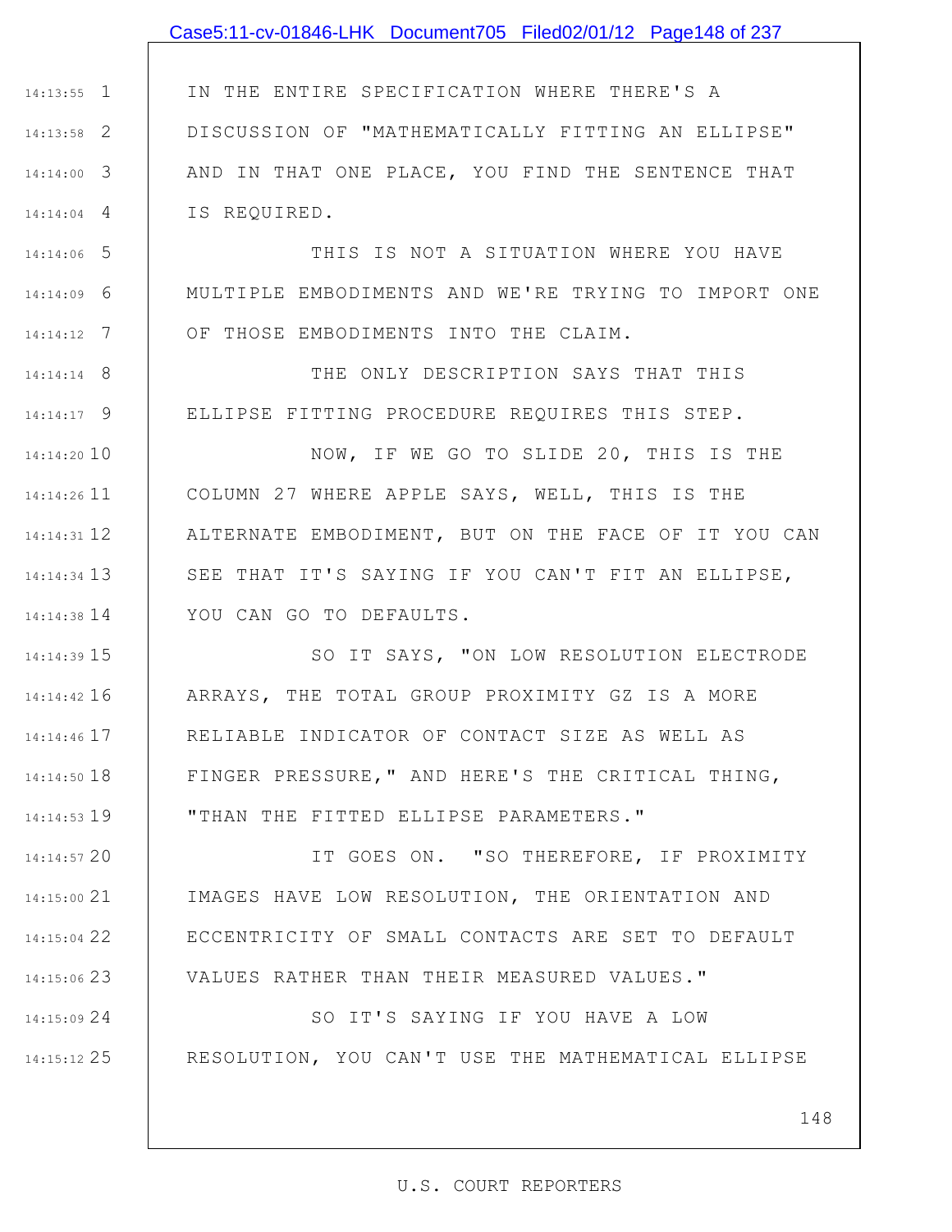IN THE ENTIRE SPECIFICATION WHERE THERE'S A DISCUSSION OF "MATHEMATICALLY FITTING AN ELLIPSE" AND IN THAT ONE PLACE, YOU FIND THE SENTENCE THAT IS REQUIRED.

THIS IS NOT A SITUATION WHERE YOU HAVE MULTIPLE EMBODIMENTS AND WE'RE TRYING TO IMPORT ONE OF THOSE EMBODIMENTS INTO THE CLAIM.

THE ONLY DESCRIPTION SAYS THAT THIS ELLIPSE FITTING PROCEDURE REQUIRES THIS STEP.

NOW, IF WE GO TO SLIDE 20, THIS IS THE COLUMN 27 WHERE APPLE SAYS, WELL, THIS IS THE ALTERNATE EMBODIMENT, BUT ON THE FACE OF IT YOU CAN SEE THAT IT'S SAYING IF YOU CAN'T FIT AN ELLIPSE, YOU CAN GO TO DEFAULTS.

SO IT SAYS, "ON LOW RESOLUTION ELECTRODE ARRAYS, THE TOTAL GROUP PROXIMITY GZ IS A MORE RELIABLE INDICATOR OF CONTACT SIZE AS WELL AS FINGER PRESSURE," AND HERE'S THE CRITICAL THING, "THAN THE FITTED ELLIPSE PARAMETERS."

IT GOES ON. "SO THEREFORE, IF PROXIMITY IMAGES HAVE LOW RESOLUTION, THE ORIENTATION AND ECCENTRICITY OF SMALL CONTACTS ARE SET TO DEFAULT VALUES RATHER THAN THEIR MEASURED VALUES."

SO IT'S SAYING IF YOU HAVE A LOW RESOLUTION, YOU CAN'T USE THE MATHEMATICAL ELLIPSE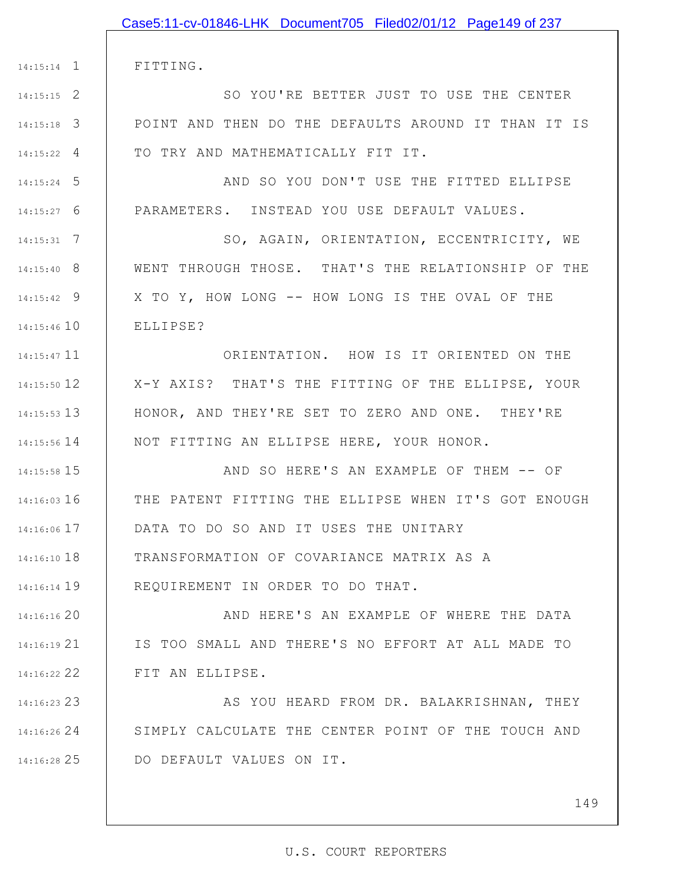FITTING.

SO YOU'RE BETTER JUST TO USE THE CENTER POINT AND THEN DO THE DEFAULTS AROUND IT THAN IT IS TO TRY AND MATHEMATICALLY FIT IT.

AND SO YOU DON'T USE THE FITTED ELLIPSE PARAMETERS. INSTEAD YOU USE DEFAULT VALUES.

SO, AGAIN, ORIENTATION, ECCENTRICITY, WE WENT THROUGH THOSE. THAT'S THE RELATIONSHIP OF THE X TO Y, HOW LONG -- HOW LONG IS THE OVAL OF THE ELLIPSE?

ORIENTATION. HOW IS IT ORIENTED ON THE X-Y AXIS? THAT'S THE FITTING OF THE ELLIPSE, YOUR HONOR, AND THEY'RE SET TO ZERO AND ONE. THEY'RE NOT FITTING AN ELLIPSE HERE, YOUR HONOR.

AND SO HERE'S AN EXAMPLE OF THEM -- OF THE PATENT FITTING THE ELLIPSE WHEN IT'S GOT ENOUGH DATA TO DO SO AND IT USES THE UNITARY TRANSFORMATION OF COVARIANCE MATRIX AS A REQUIREMENT IN ORDER TO DO THAT.

AND HERE'S AN EXAMPLE OF WHERE THE DATA IS TOO SMALL AND THERE'S NO EFFORT AT ALL MADE TO FIT AN ELLIPSE.

AS YOU HEARD FROM DR. BALAKRISHNAN, THEY SIMPLY CALCULATE THE CENTER POINT OF THE TOUCH AND DO DEFAULT VALUES ON IT.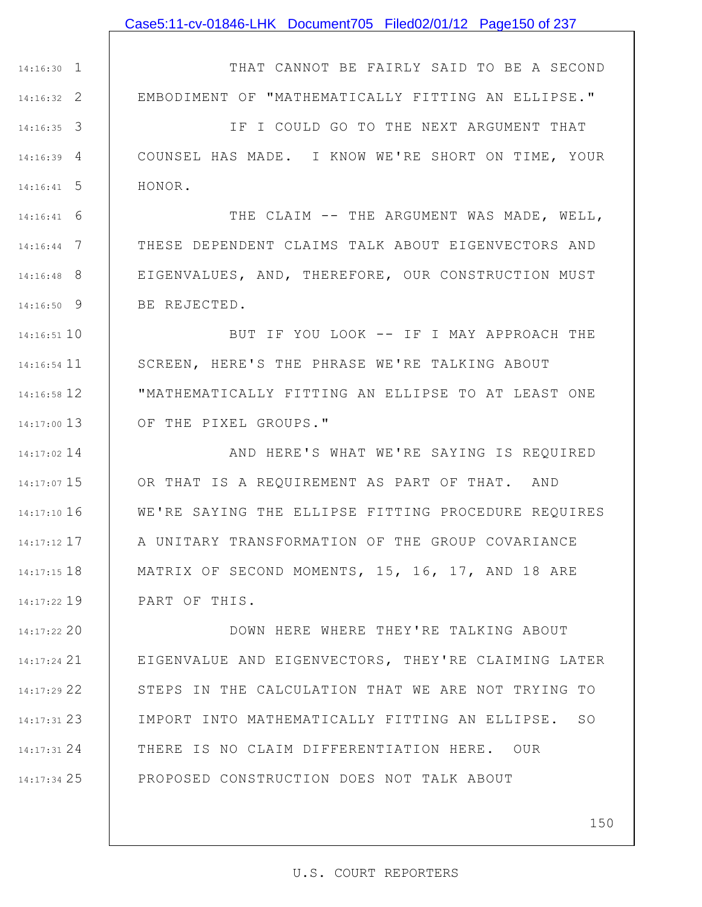14:16:30 1 THAT CANNOT BE FAIRLY SAID TO BE A SECOND
14:16:32 2 EMBODIMENT OF "MATHEMATICALLY FITTING AN ELLIPSE."
14:16:35 3 IF I COULD GO TO THE NEXT ARGUMENT THAT
14:16:39 4 COUNSEL HAS MADE. I KNOW WE'RE SHORT ON TIME, YOUR
14:16:41 5 HONOR.
14:16:41 6 THE CLAIM -- THE ARGUMENT WAS MADE, WELL,
14:16:44 7 THESE DEPENDENT CLAIMS TALK ABOUT EIGENVECTORS AND
14:16:48 8 EIGENVALUES, AND, THEREFORE, OUR CONSTRUCTION MUST
14:16:50 9 BE REJECTED.
14:16:51 10 BUT IF YOU LOOK -- IF I MAY APPROACH THE
14:16:54 11 SCREEN, HERE'S THE PHRASE WE'RE TALKING ABOUT
14:16:58 12 "MATHEMATICALLY FITTING AN ELLIPSE TO AT LEAST ONE
14:17:00 13 OF THE PIXEL GROUPS."
14:17:02 14 AND HERE'S WHAT WE'RE SAYING IS REQUIRED
14:17:07 15 OR THAT IS A REQUIREMENT AS PART OF THAT. AND
14:17:10 16 WE'RE SAYING THE ELLIPSE FITTING PROCEDURE REQUIRES
14:17:12 17 A UNITARY TRANSFORMATION OF THE GROUP COVARIANCE
14:17:15 18 MATRIX OF SECOND MOMENTS, 15, 16, 17, AND 18 ARE
14:17:22 19 PART OF THIS.
14:17:22 20 DOWN HERE WHERE THEY'RE TALKING ABOUT
14:17:24 21 EIGENVALUE AND EIGENVECTORS, THEY'RE CLAIMING LATER
14:17:29 22 STEPS IN THE CALCULATION THAT WE ARE NOT TRYING TO
14:17:31 23 IMPORT INTO MATHEMATICALLY FITTING AN ELLIPSE. SO
14:17:31 24 THERE IS NO CLAIM DIFFERENTIATION HERE. OUR
14:17:34 25 PROPOSED CONSTRUCTION DOES NOT TALK ABOUT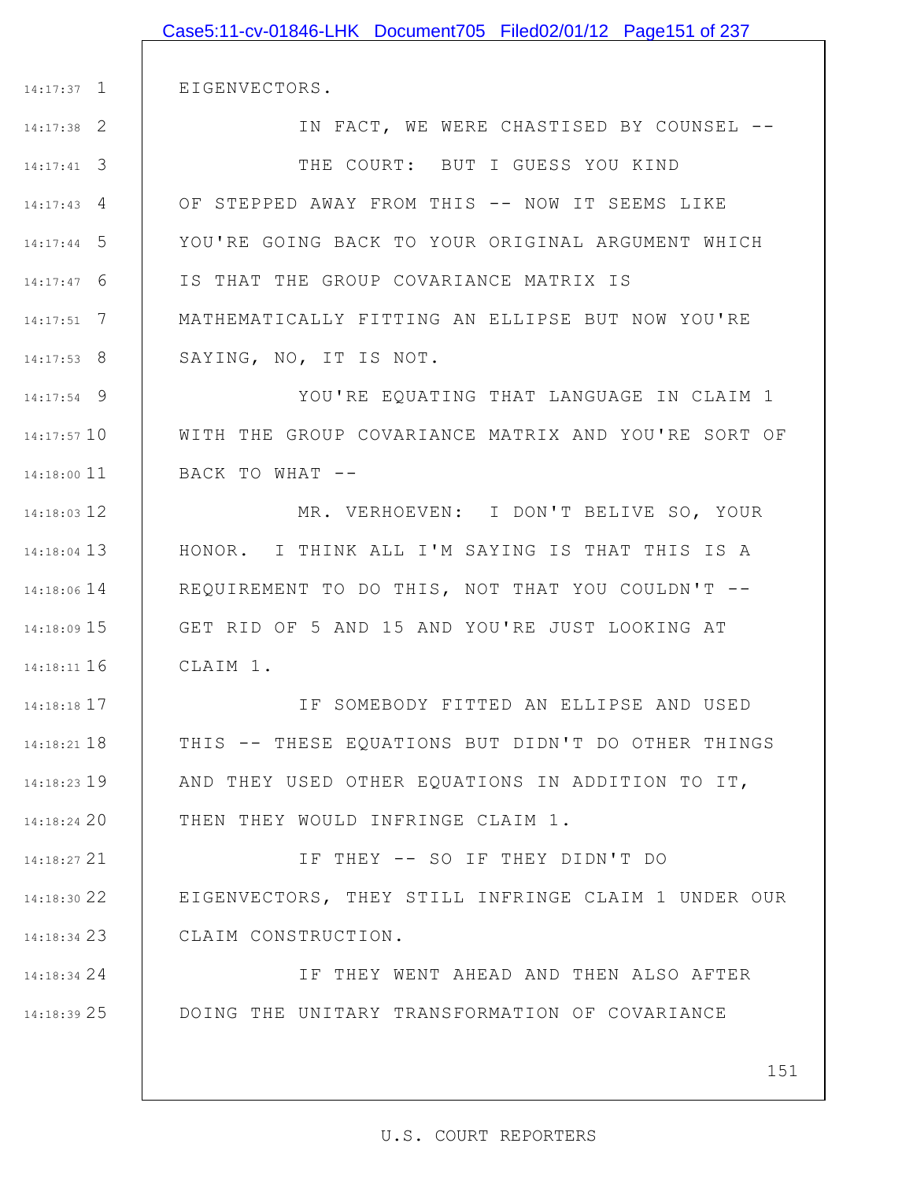EIGENVECTORS.

IN FACT, WE WERE CHASTISED BY COUNSEL --

THE COURT: BUT I GUESS YOU KIND OF STEPPED AWAY FROM THIS -- NOW IT SEEMS LIKE YOU'RE GOING BACK TO YOUR ORIGINAL ARGUMENT WHICH IS THAT THE GROUP COVARIANCE MATRIX IS MATHEMATICALLY FITTING AN ELLIPSE BUT NOW YOU'RE SAYING, NO, IT IS NOT.

YOU'RE EQUATING THAT LANGUAGE IN CLAIM 1 WITH THE GROUP COVARIANCE MATRIX AND YOU'RE SORT OF BACK TO WHAT --

MR. VERHOEVEN: I DON'T BELIVE SO, YOUR HONOR. I THINK ALL I'M SAYING IS THAT THIS IS A REQUIREMENT TO DO THIS, NOT THAT YOU COULDN'T -- GET RID OF 5 AND 15 AND YOU'RE JUST LOOKING AT CLAIM 1.

IF SOMEBODY FITTED AN ELLIPSE AND USED THIS -- THESE EQUATIONS BUT DIDN'T DO OTHER THINGS AND THEY USED OTHER EQUATIONS IN ADDITION TO IT, THEN THEY WOULD INFRINGE CLAIM 1.

IF THEY -- SO IF THEY DIDN'T DO EIGENVECTORS, THEY STILL INFRINGE CLAIM 1 UNDER OUR CLAIM CONSTRUCTION.

IF THEY WENT AHEAD AND THEN ALSO AFTER DOING THE UNITARY TRANSFORMATION OF COVARIANCE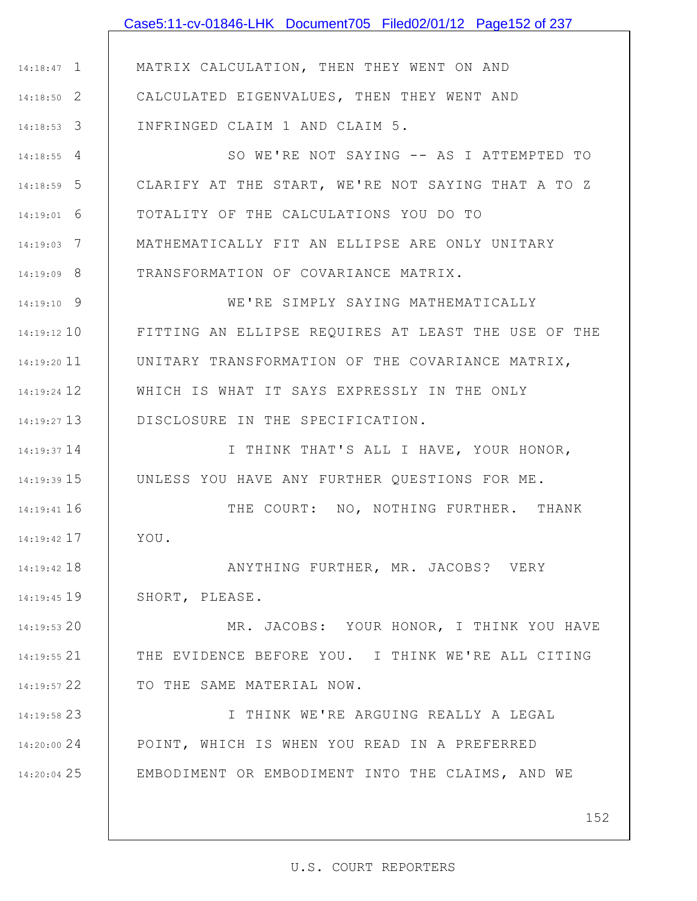MATRIX CALCULATION, THEN THEY WENT ON AND CALCULATED EIGENVALUES, THEN THEY WENT AND INFRINGED CLAIM 1 AND CLAIM 5.

SO WE'RE NOT SAYING -- AS I ATTEMPTED TO CLARIFY AT THE START, WE'RE NOT SAYING THAT A TO Z TOTALITY OF THE CALCULATIONS YOU DO TO MATHEMATICALLY FIT AN ELLIPSE ARE ONLY UNITARY TRANSFORMATION OF COVARIANCE MATRIX.

WE'RE SIMPLY SAYING MATHEMATICALLY FITTING AN ELLIPSE REQUIRES AT LEAST THE USE OF THE UNITARY TRANSFORMATION OF THE COVARIANCE MATRIX, WHICH IS WHAT IT SAYS EXPRESSLY IN THE ONLY DISCLOSURE IN THE SPECIFICATION.

I THINK THAT'S ALL I HAVE, YOUR HONOR, UNLESS YOU HAVE ANY FURTHER QUESTIONS FOR ME.

THE COURT: NO, NOTHING FURTHER. THANK YOU.

ANYTHING FURTHER, MR. JACOBS? VERY SHORT, PLEASE.

MR. JACOBS: YOUR HONOR, I THINK YOU HAVE THE EVIDENCE BEFORE YOU. I THINK WE'RE ALL CITING TO THE SAME MATERIAL NOW.

I THINK WE'RE ARGUING REALLY A LEGAL POINT, WHICH IS WHEN YOU READ IN A PREFERRED EMBODIMENT OR EMBODIMENT INTO THE CLAIMS, AND WE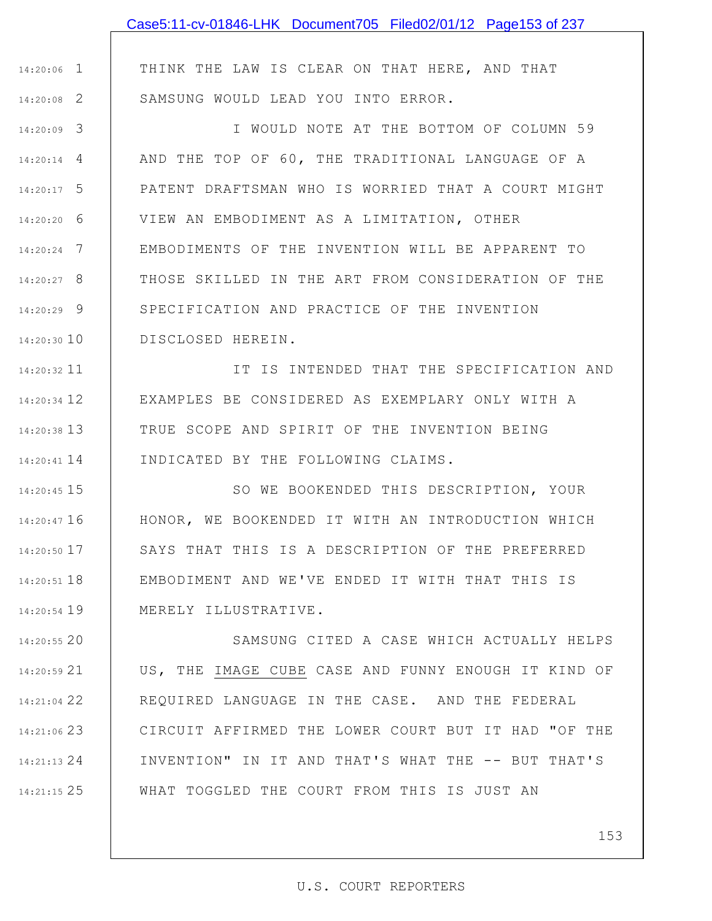THINK THE LAW IS CLEAR ON THAT HERE, AND THAT SAMSUNG WOULD LEAD YOU INTO ERROR.

I WOULD NOTE AT THE BOTTOM OF COLUMN 59 AND THE TOP OF 60, THE TRADITIONAL LANGUAGE OF A PATENT DRAFTSMAN WHO IS WORRIED THAT A COURT MIGHT VIEW AN EMBODIMENT AS A LIMITATION, OTHER EMBODIMENTS OF THE INVENTION WILL BE APPARENT TO THOSE SKILLED IN THE ART FROM CONSIDERATION OF THE SPECIFICATION AND PRACTICE OF THE INVENTION DISCLOSED HEREIN.

IT IS INTENDED THAT THE SPECIFICATION AND EXAMPLES BE CONSIDERED AS EXEMPLARY ONLY WITH A TRUE SCOPE AND SPIRIT OF THE INVENTION BEING INDICATED BY THE FOLLOWING CLAIMS.

SO WE BOOKENDED THIS DESCRIPTION, YOUR HONOR, WE BOOKENDED IT WITH AN INTRODUCTION WHICH SAYS THAT THIS IS A DESCRIPTION OF THE PREFERRED EMBODIMENT AND WE'VE ENDED IT WITH THAT THIS IS MERELY ILLUSTRATIVE.

SAMSUNG CITED A CASE WHICH ACTUALLY HELPS US, THE IMAGE CUBE CASE AND FUNNY ENOUGH IT KIND OF REQUIRED LANGUAGE IN THE CASE. AND THE FEDERAL CIRCUIT AFFIRMED THE LOWER COURT BUT IT HAD "OF THE INVENTION" IN IT AND THAT'S WHAT THE -- BUT THAT'S WHAT TOGGLED THE COURT FROM THIS IS JUST AN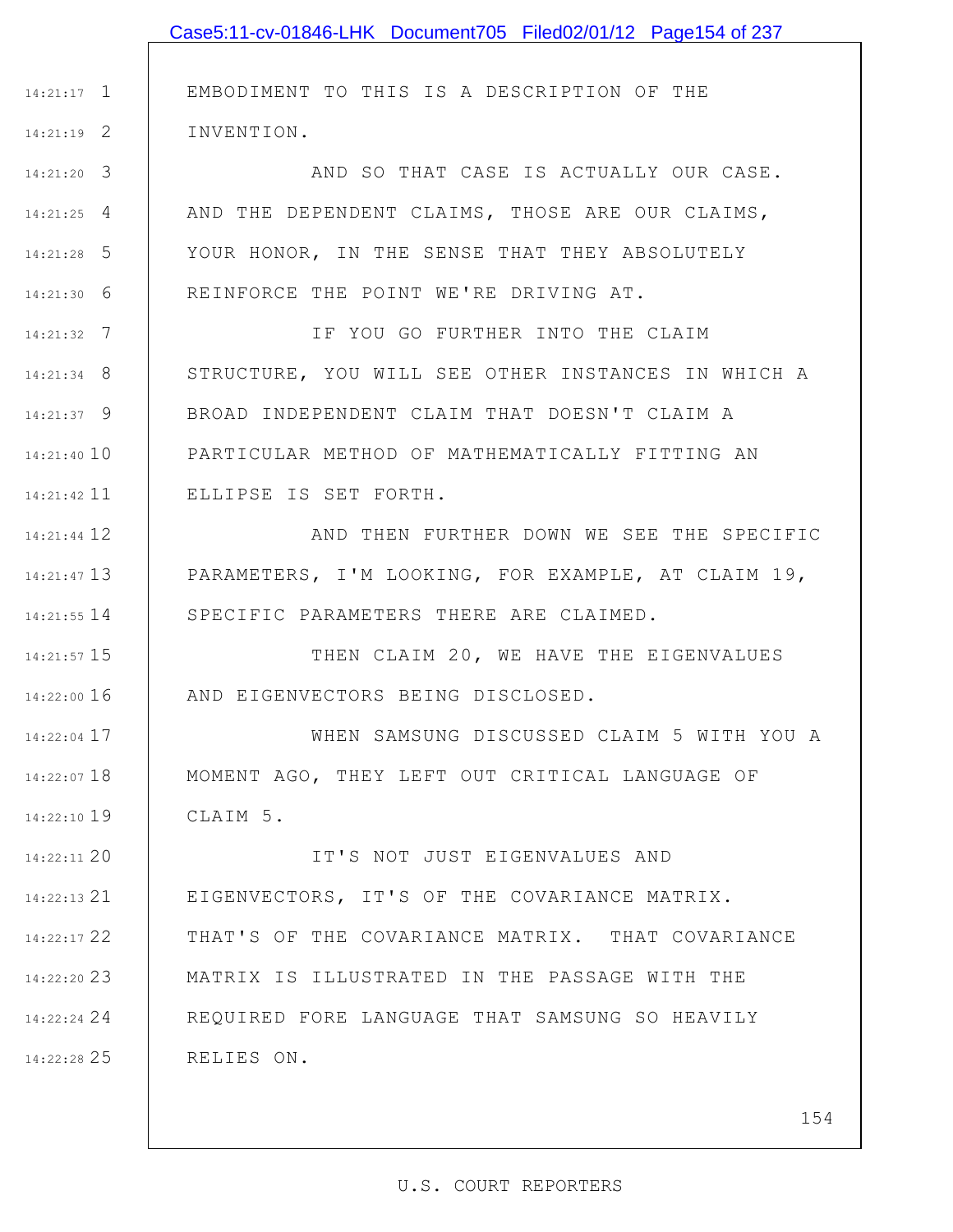EMBODIMENT TO THIS IS A DESCRIPTION OF THE INVENTION.

AND SO THAT CASE IS ACTUALLY OUR CASE. AND THE DEPENDENT CLAIMS, THOSE ARE OUR CLAIMS, YOUR HONOR, IN THE SENSE THAT THEY ABSOLUTELY REINFORCE THE POINT WE'RE DRIVING AT.

IF YOU GO FURTHER INTO THE CLAIM STRUCTURE, YOU WILL SEE OTHER INSTANCES IN WHICH A BROAD INDEPENDENT CLAIM THAT DOESN'T CLAIM A PARTICULAR METHOD OF MATHEMATICALLY FITTING AN ELLIPSE IS SET FORTH.

AND THEN FURTHER DOWN WE SEE THE SPECIFIC PARAMETERS, I'M LOOKING, FOR EXAMPLE, AT CLAIM 19, SPECIFIC PARAMETERS THERE ARE CLAIMED.

THEN CLAIM 20, WE HAVE THE EIGENVALUES AND EIGENVECTORS BEING DISCLOSED.

WHEN SAMSUNG DISCUSSED CLAIM 5 WITH YOU A MOMENT AGO, THEY LEFT OUT CRITICAL LANGUAGE OF CLAIM 5.

IT'S NOT JUST EIGENVALUES AND EIGENVECTORS, IT'S OF THE COVARIANCE MATRIX. THAT'S OF THE COVARIANCE MATRIX. THAT COVARIANCE MATRIX IS ILLUSTRATED IN THE PASSAGE WITH THE REQUIRED FORE LANGUAGE THAT SAMSUNG SO HEAVILY RELIES ON.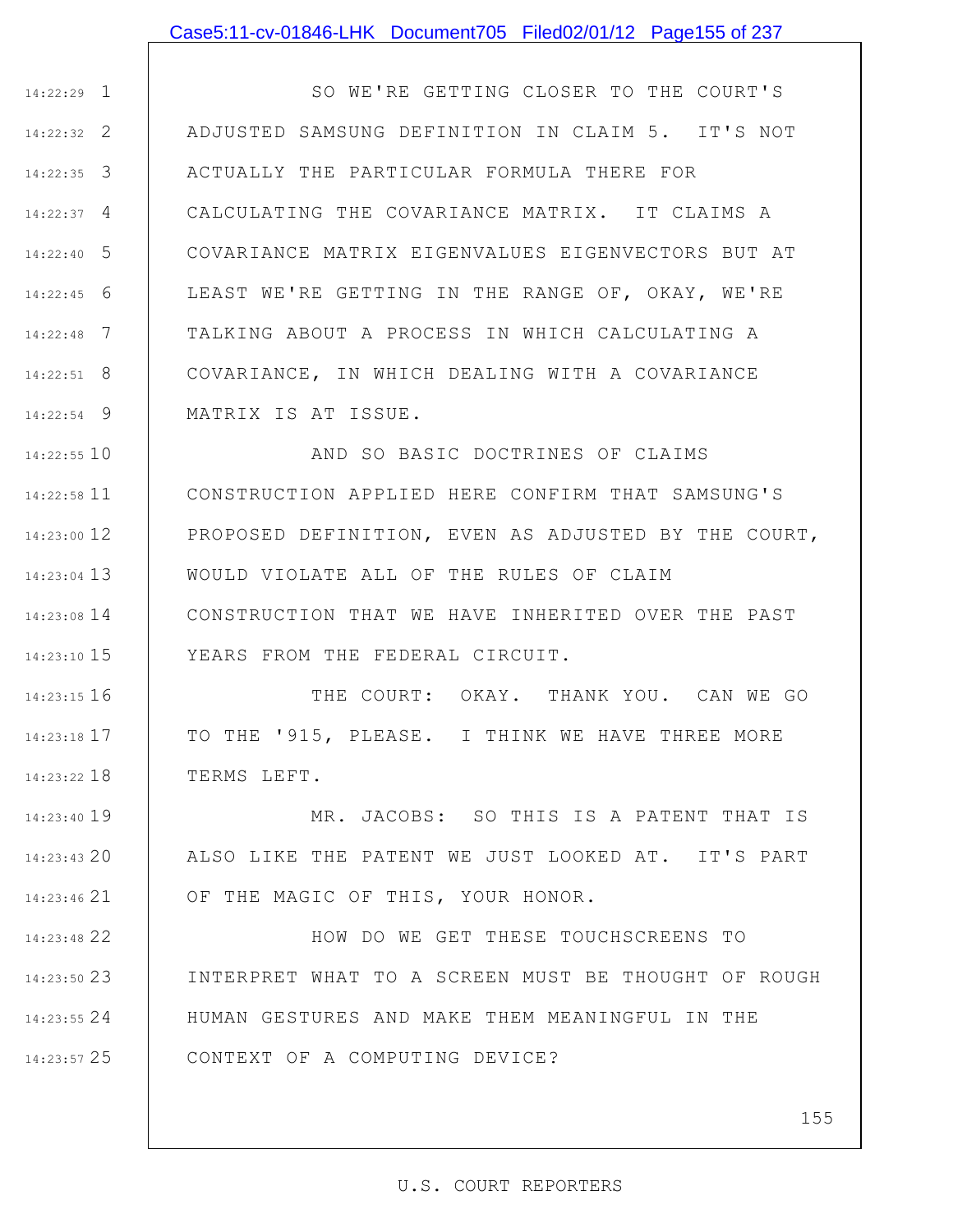SO WE'RE GETTING CLOSER TO THE COURT'S ADJUSTED SAMSUNG DEFINITION IN CLAIM 5. IT'S NOT ACTUALLY THE PARTICULAR FORMULA THERE FOR CALCULATING THE COVARIANCE MATRIX. IT CLAIMS A COVARIANCE MATRIX EIGENVALUES EIGENVECTORS BUT AT LEAST WE'RE GETTING IN THE RANGE OF, OKAY, WE'RE TALKING ABOUT A PROCESS IN WHICH CALCULATING A COVARIANCE, IN WHICH DEALING WITH A COVARIANCE MATRIX IS AT ISSUE.

AND SO BASIC DOCTRINES OF CLAIMS CONSTRUCTION APPLIED HERE CONFIRM THAT SAMSUNG'S PROPOSED DEFINITION, EVEN AS ADJUSTED BY THE COURT, WOULD VIOLATE ALL OF THE RULES OF CLAIM CONSTRUCTION THAT WE HAVE INHERITED OVER THE PAST YEARS FROM THE FEDERAL CIRCUIT.

THE COURT: OKAY. THANK YOU. CAN WE GO TO THE '915, PLEASE. I THINK WE HAVE THREE MORE TERMS LEFT.

MR. JACOBS: SO THIS IS A PATENT THAT IS ALSO LIKE THE PATENT WE JUST LOOKED AT. IT'S PART OF THE MAGIC OF THIS, YOUR HONOR.

HOW DO WE GET THESE TOUCHSCREENS TO INTERPRET WHAT TO A SCREEN MUST BE THOUGHT OF ROUGH HUMAN GESTURES AND MAKE THEM MEANINGFUL IN THE CONTEXT OF A COMPUTING DEVICE?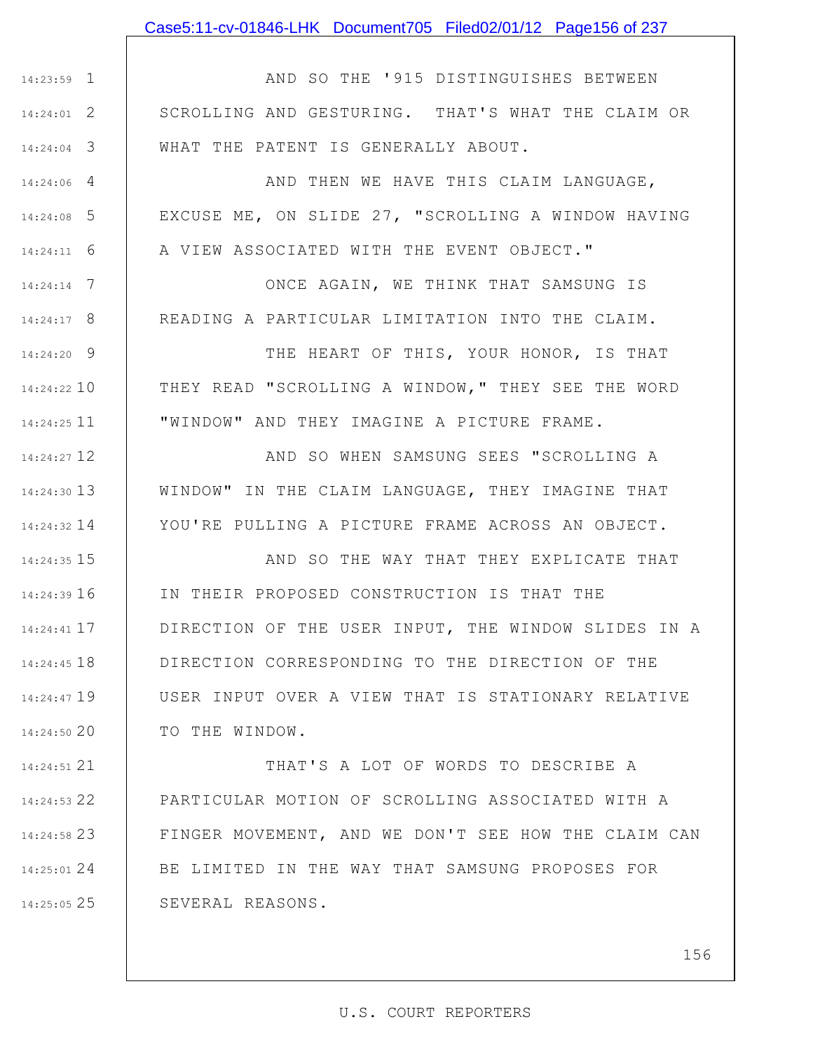AND SO THE '915 DISTINGUISHES BETWEEN SCROLLING AND GESTURING. THAT'S WHAT THE CLAIM OR WHAT THE PATENT IS GENERALLY ABOUT.

AND THEN WE HAVE THIS CLAIM LANGUAGE, EXCUSE ME, ON SLIDE 27, "SCROLLING A WINDOW HAVING A VIEW ASSOCIATED WITH THE EVENT OBJECT."

ONCE AGAIN, WE THINK THAT SAMSUNG IS READING A PARTICULAR LIMITATION INTO THE CLAIM.

THE HEART OF THIS, YOUR HONOR, IS THAT THEY READ "SCROLLING A WINDOW," THEY SEE THE WORD "WINDOW" AND THEY IMAGINE A PICTURE FRAME.

AND SO WHEN SAMSUNG SEES "SCROLLING A WINDOW" IN THE CLAIM LANGUAGE, THEY IMAGINE THAT YOU'RE PULLING A PICTURE FRAME ACROSS AN OBJECT.

AND SO THE WAY THAT THEY EXPLICATE THAT IN THEIR PROPOSED CONSTRUCTION IS THAT THE DIRECTION OF THE USER INPUT, THE WINDOW SLIDES IN A DIRECTION CORRESPONDING TO THE DIRECTION OF THE USER INPUT OVER A VIEW THAT IS STATIONARY RELATIVE TO THE WINDOW.

THAT'S A LOT OF WORDS TO DESCRIBE A PARTICULAR MOTION OF SCROLLING ASSOCIATED WITH A FINGER MOVEMENT, AND WE DON'T SEE HOW THE CLAIM CAN BE LIMITED IN THE WAY THAT SAMSUNG PROPOSES FOR SEVERAL REASONS.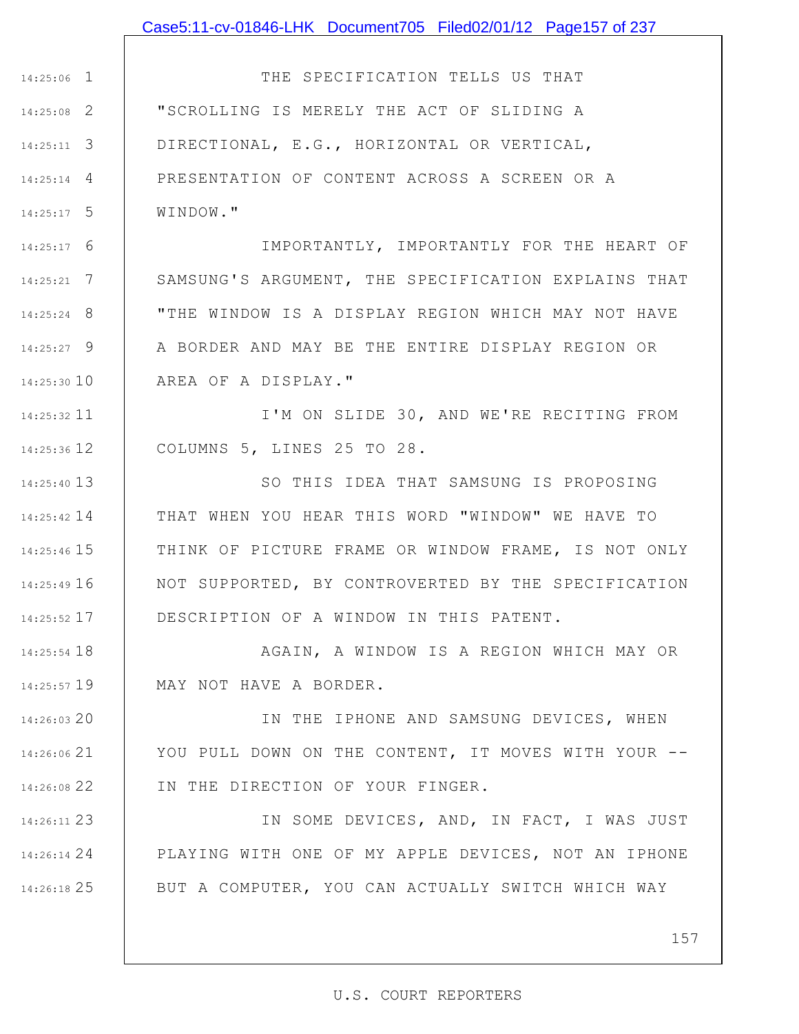THE SPECIFICATION TELLS US THAT "SCROLLING IS MERELY THE ACT OF SLIDING A DIRECTIONAL, E.G., HORIZONTAL OR VERTICAL, PRESENTATION OF CONTENT ACROSS A SCREEN OR A WINDOW."

IMPORTANTLY, IMPORTANTLY FOR THE HEART OF SAMSUNG'S ARGUMENT, THE SPECIFICATION EXPLAINS THAT "THE WINDOW IS A DISPLAY REGION WHICH MAY NOT HAVE A BORDER AND MAY BE THE ENTIRE DISPLAY REGION OR AREA OF A DISPLAY."

I'M ON SLIDE 30, AND WE'RE RECITING FROM COLUMNS 5, LINES 25 TO 28.

SO THIS IDEA THAT SAMSUNG IS PROPOSING THAT WHEN YOU HEAR THIS WORD "WINDOW" WE HAVE TO THINK OF PICTURE FRAME OR WINDOW FRAME, IS NOT ONLY NOT SUPPORTED, BY CONTROVERTED BY THE SPECIFICATION DESCRIPTION OF A WINDOW IN THIS PATENT.

AGAIN, A WINDOW IS A REGION WHICH MAY OR MAY NOT HAVE A BORDER.

IN THE IPHONE AND SAMSUNG DEVICES, WHEN YOU PULL DOWN ON THE CONTENT, IT MOVES WITH YOUR -- IN THE DIRECTION OF YOUR FINGER.

IN SOME DEVICES, AND, IN FACT, I WAS JUST PLAYING WITH ONE OF MY APPLE DEVICES, NOT AN IPHONE BUT A COMPUTER, YOU CAN ACTUALLY SWITCH WHICH WAY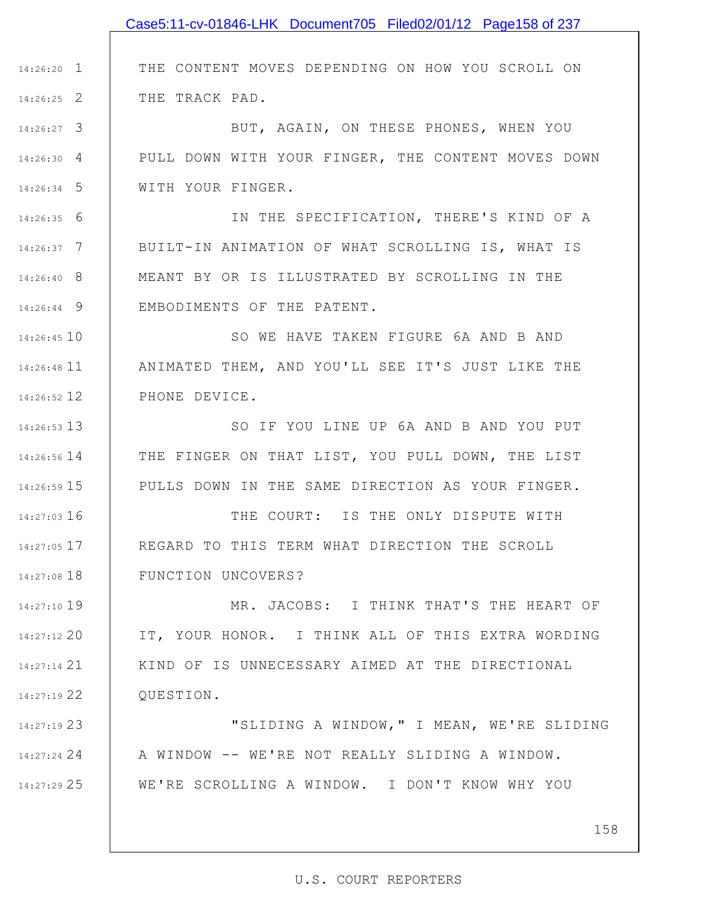THE CONTENT MOVES DEPENDING ON HOW YOU SCROLL ON THE TRACK PAD.

BUT, AGAIN, ON THESE PHONES, WHEN YOU PULL DOWN WITH YOUR FINGER, THE CONTENT MOVES DOWN WITH YOUR FINGER.

IN THE SPECIFICATION, THERE'S KIND OF A BUILT-IN ANIMATION OF WHAT SCROLLING IS, WHAT IS MEANT BY OR IS ILLUSTRATED BY SCROLLING IN THE EMBODIMENTS OF THE PATENT.

SO WE HAVE TAKEN FIGURE 6A AND B AND ANIMATED THEM, AND YOU'LL SEE IT'S JUST LIKE THE PHONE DEVICE.

SO IF YOU LINE UP 6A AND B AND YOU PUT THE FINGER ON THAT LIST, YOU PULL DOWN, THE LIST PULLS DOWN IN THE SAME DIRECTION AS YOUR FINGER.

THE COURT: IS THE ONLY DISPUTE WITH REGARD TO THIS TERM WHAT DIRECTION THE SCROLL FUNCTION UNCOVERS?

MR. JACOBS: I THINK THAT'S THE HEART OF IT, YOUR HONOR. I THINK ALL OF THIS EXTRA WORDING KIND OF IS UNNECESSARY AIMED AT THE DIRECTIONAL QUESTION.

"SLIDING A WINDOW," I MEAN, WE'RE SLIDING A WINDOW -- WE'RE NOT REALLY SLIDING A WINDOW. WE'RE SCROLLING A WINDOW. I DON'T KNOW WHY YOU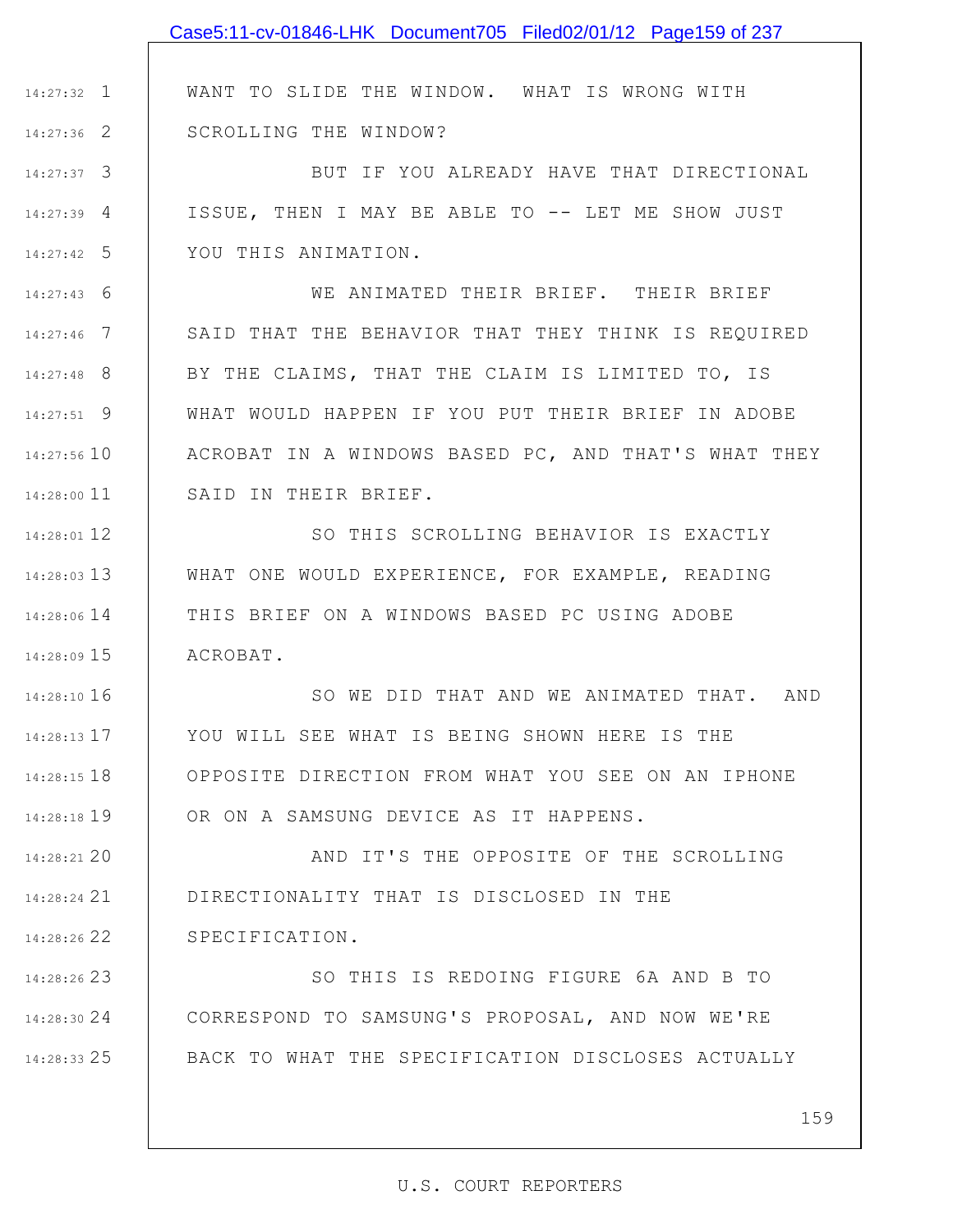WANT TO SLIDE THE WINDOW. WHAT IS WRONG WITH SCROLLING THE WINDOW?

BUT IF YOU ALREADY HAVE THAT DIRECTIONAL ISSUE, THEN I MAY BE ABLE TO -- LET ME SHOW JUST YOU THIS ANIMATION.

WE ANIMATED THEIR BRIEF. THEIR BRIEF SAID THAT THE BEHAVIOR THAT THEY THINK IS REQUIRED BY THE CLAIMS, THAT THE CLAIM IS LIMITED TO, IS WHAT WOULD HAPPEN IF YOU PUT THEIR BRIEF IN ADOBE ACROBAT IN A WINDOWS BASED PC, AND THAT'S WHAT THEY SAID IN THEIR BRIEF.

SO THIS SCROLLING BEHAVIOR IS EXACTLY WHAT ONE WOULD EXPERIENCE, FOR EXAMPLE, READING THIS BRIEF ON A WINDOWS BASED PC USING ADOBE ACROBAT.

SO WE DID THAT AND WE ANIMATED THAT. AND YOU WILL SEE WHAT IS BEING SHOWN HERE IS THE OPPOSITE DIRECTION FROM WHAT YOU SEE ON AN IPHONE OR ON A SAMSUNG DEVICE AS IT HAPPENS.

AND IT'S THE OPPOSITE OF THE SCROLLING DIRECTIONALITY THAT IS DISCLOSED IN THE SPECIFICATION.

SO THIS IS REDOING FIGURE 6A AND B TO CORRESPOND TO SAMSUNG'S PROPOSAL, AND NOW WE'RE BACK TO WHAT THE SPECIFICATION DISCLOSES ACTUALLY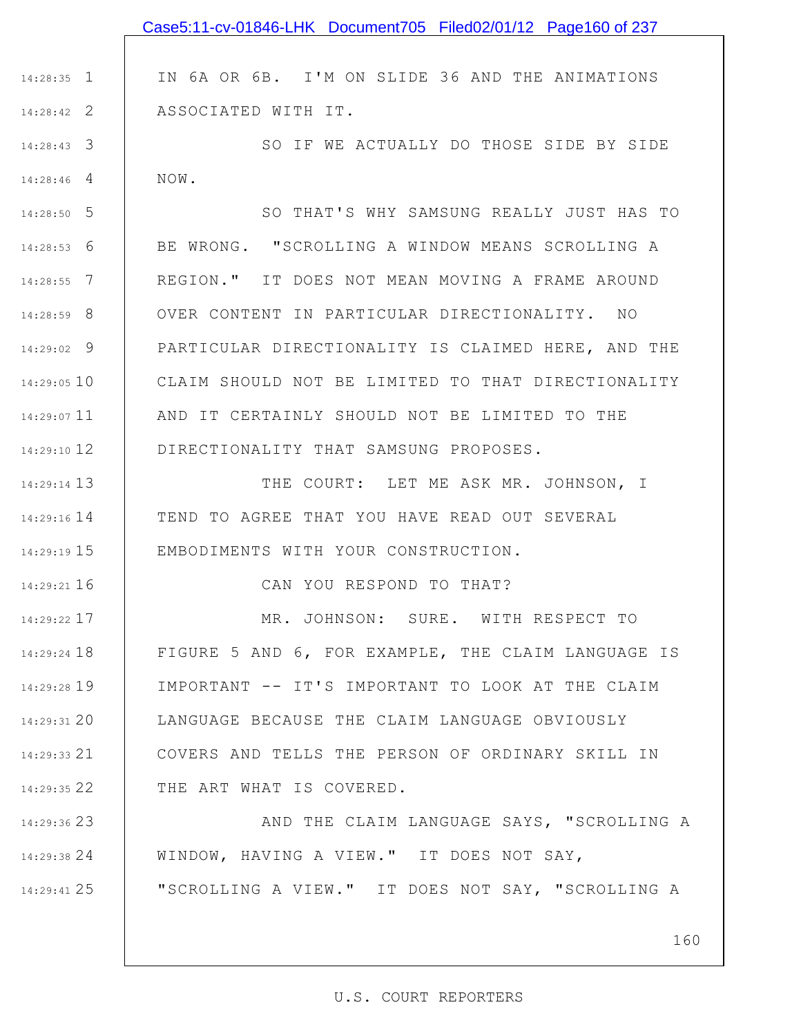IN 6A OR 6B. I'M ON SLIDE 36 AND THE ANIMATIONS ASSOCIATED WITH IT.

SO IF WE ACTUALLY DO THOSE SIDE BY SIDE NOW.

SO THAT'S WHY SAMSUNG REALLY JUST HAS TO BE WRONG. "SCROLLING A WINDOW MEANS SCROLLING A REGION." IT DOES NOT MEAN MOVING A FRAME AROUND OVER CONTENT IN PARTICULAR DIRECTIONALITY. NO PARTICULAR DIRECTIONALITY IS CLAIMED HERE, AND THE CLAIM SHOULD NOT BE LIMITED TO THAT DIRECTIONALITY AND IT CERTAINLY SHOULD NOT BE LIMITED TO THE DIRECTIONALITY THAT SAMSUNG PROPOSES.

THE COURT: LET ME ASK MR. JOHNSON, I TEND TO AGREE THAT YOU HAVE READ OUT SEVERAL EMBODIMENTS WITH YOUR CONSTRUCTION.

CAN YOU RESPOND TO THAT?

MR. JOHNSON: SURE. WITH RESPECT TO FIGURE 5 AND 6, FOR EXAMPLE, THE CLAIM LANGUAGE IS IMPORTANT -- IT'S IMPORTANT TO LOOK AT THE CLAIM LANGUAGE BECAUSE THE CLAIM LANGUAGE OBVIOUSLY COVERS AND TELLS THE PERSON OF ORDINARY SKILL IN THE ART WHAT IS COVERED.

AND THE CLAIM LANGUAGE SAYS, "SCROLLING A WINDOW, HAVING A VIEW." IT DOES NOT SAY, "SCROLLING A VIEW." IT DOES NOT SAY, "SCROLLING A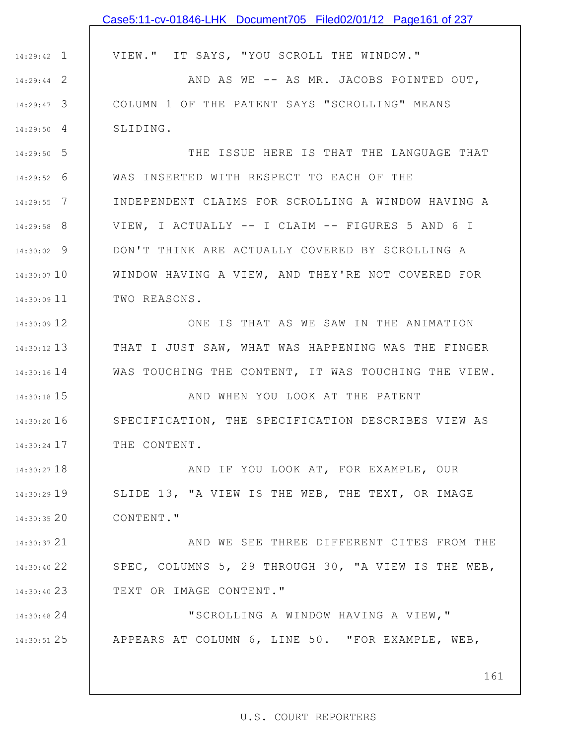VIEW." IT SAYS, "YOU SCROLL THE WINDOW."

AND AS WE -- AS MR. JACOBS POINTED OUT, COLUMN 1 OF THE PATENT SAYS "SCROLLING" MEANS SLIDING.

THE ISSUE HERE IS THAT THE LANGUAGE THAT WAS INSERTED WITH RESPECT TO EACH OF THE INDEPENDENT CLAIMS FOR SCROLLING A WINDOW HAVING A VIEW, I ACTUALLY -- I CLAIM -- FIGURES 5 AND 6 I DON'T THINK ARE ACTUALLY COVERED BY SCROLLING A WINDOW HAVING A VIEW, AND THEY'RE NOT COVERED FOR TWO REASONS.

ONE IS THAT AS WE SAW IN THE ANIMATION THAT I JUST SAW, WHAT WAS HAPPENING WAS THE FINGER WAS TOUCHING THE CONTENT, IT WAS TOUCHING THE VIEW.

AND WHEN YOU LOOK AT THE PATENT SPECIFICATION, THE SPECIFICATION DESCRIBES VIEW AS THE CONTENT.

AND IF YOU LOOK AT, FOR EXAMPLE, OUR SLIDE 13, "A VIEW IS THE WEB, THE TEXT, OR IMAGE CONTENT."

AND WE SEE THREE DIFFERENT CITES FROM THE SPEC, COLUMNS 5, 29 THROUGH 30, "A VIEW IS THE WEB, TEXT OR IMAGE CONTENT."

"SCROLLING A WINDOW HAVING A VIEW," APPEARS AT COLUMN 6, LINE 50. "FOR EXAMPLE, WEB,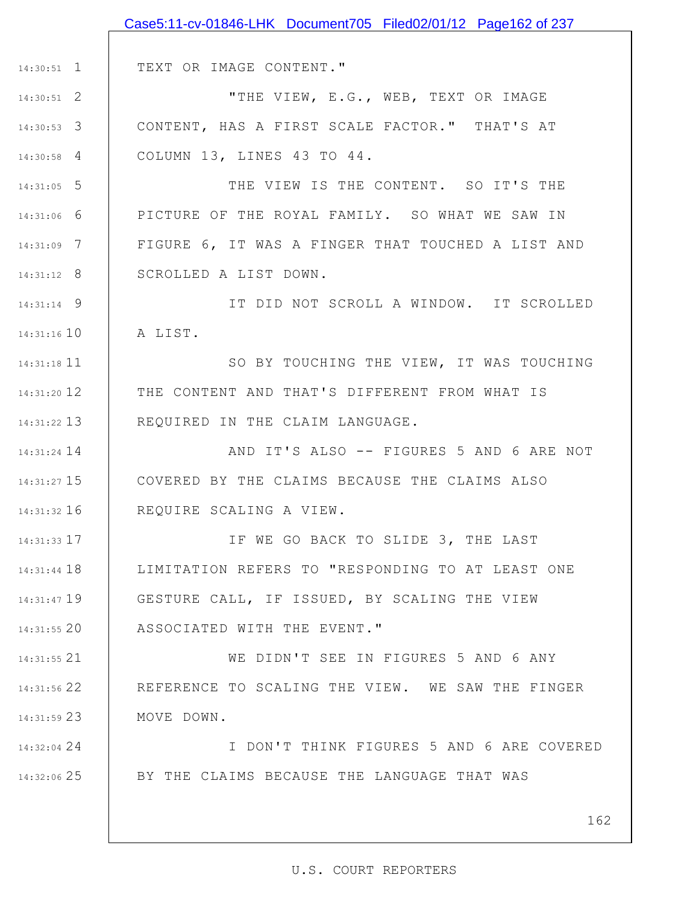TEXT OR IMAGE CONTENT."

"THE VIEW, E.G., WEB, TEXT OR IMAGE CONTENT, HAS A FIRST SCALE FACTOR." THAT'S AT COLUMN 13, LINES 43 TO 44.

THE VIEW IS THE CONTENT. SO IT'S THE PICTURE OF THE ROYAL FAMILY. SO WHAT WE SAW IN FIGURE 6, IT WAS A FINGER THAT TOUCHED A LIST AND SCROLLED A LIST DOWN.

IT DID NOT SCROLL A WINDOW. IT SCROLLED A LIST.

SO BY TOUCHING THE VIEW, IT WAS TOUCHING THE CONTENT AND THAT'S DIFFERENT FROM WHAT IS REQUIRED IN THE CLAIM LANGUAGE.

AND IT'S ALSO -- FIGURES 5 AND 6 ARE NOT COVERED BY THE CLAIMS BECAUSE THE CLAIMS ALSO REQUIRE SCALING A VIEW.

IF WE GO BACK TO SLIDE 3, THE LAST LIMITATION REFERS TO "RESPONDING TO AT LEAST ONE GESTURE CALL, IF ISSUED, BY SCALING THE VIEW ASSOCIATED WITH THE EVENT."

WE DIDN'T SEE IN FIGURES 5 AND 6 ANY REFERENCE TO SCALING THE VIEW. WE SAW THE FINGER MOVE DOWN.

I DON'T THINK FIGURES 5 AND 6 ARE COVERED BY THE CLAIMS BECAUSE THE LANGUAGE THAT WAS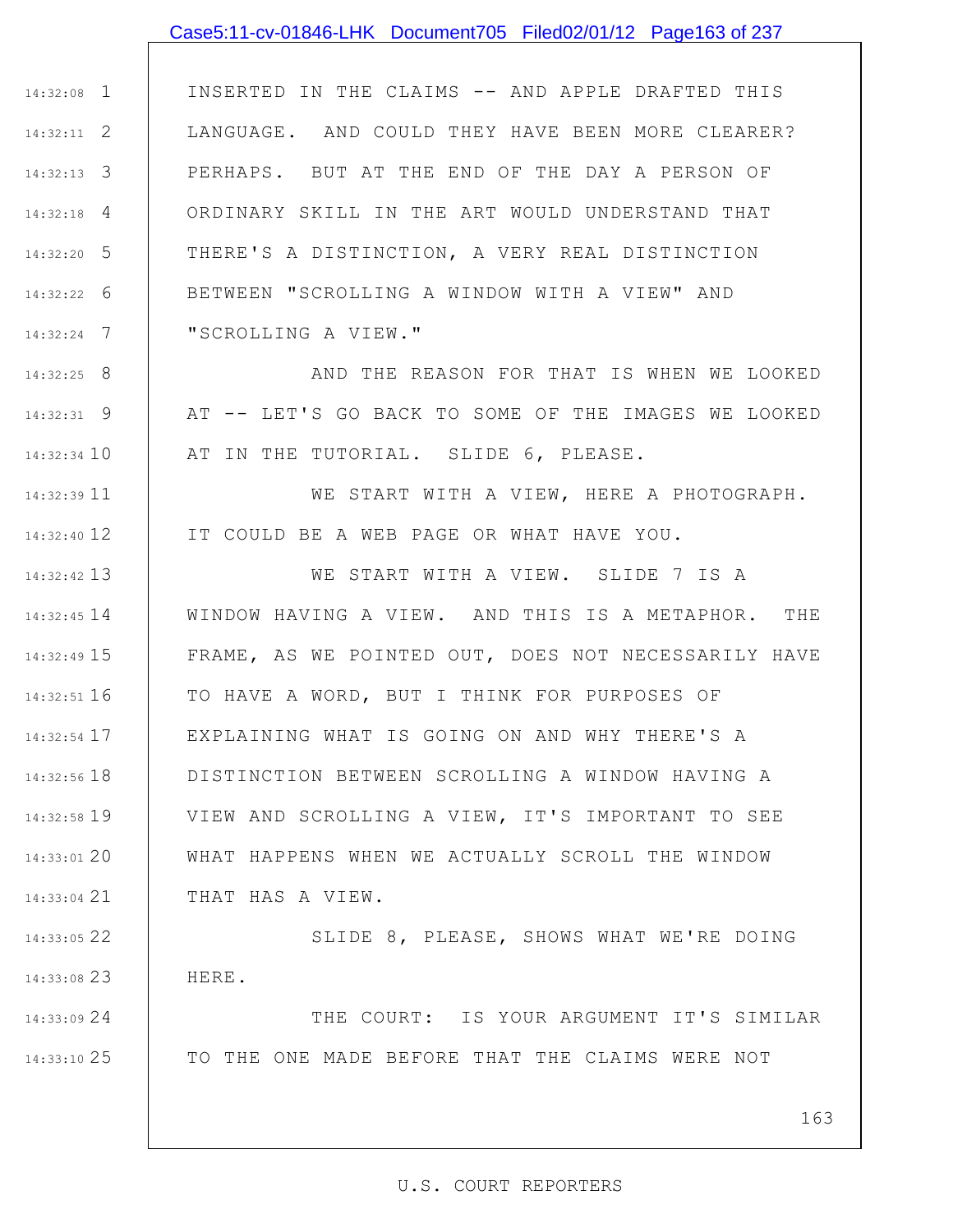INSERTED IN THE CLAIMS -- AND APPLE DRAFTED THIS LANGUAGE. AND COULD THEY HAVE BEEN MORE CLEARER? PERHAPS. BUT AT THE END OF THE DAY A PERSON OF ORDINARY SKILL IN THE ART WOULD UNDERSTAND THAT THERE'S A DISTINCTION, A VERY REAL DISTINCTION BETWEEN "SCROLLING A WINDOW WITH A VIEW" AND "SCROLLING A VIEW."

AND THE REASON FOR THAT IS WHEN WE LOOKED AT -- LET'S GO BACK TO SOME OF THE IMAGES WE LOOKED AT IN THE TUTORIAL. SLIDE 6, PLEASE.

WE START WITH A VIEW, HERE A PHOTOGRAPH. IT COULD BE A WEB PAGE OR WHAT HAVE YOU.

WE START WITH A VIEW. SLIDE 7 IS A WINDOW HAVING A VIEW. AND THIS IS A METAPHOR. THE FRAME, AS WE POINTED OUT, DOES NOT NECESSARILY HAVE TO HAVE A WORD, BUT I THINK FOR PURPOSES OF EXPLAINING WHAT IS GOING ON AND WHY THERE'S A DISTINCTION BETWEEN SCROLLING A WINDOW HAVING A VIEW AND SCROLLING A VIEW, IT'S IMPORTANT TO SEE WHAT HAPPENS WHEN WE ACTUALLY SCROLL THE WINDOW THAT HAS A VIEW.

SLIDE 8, PLEASE, SHOWS WHAT WE'RE DOING HERE.

THE COURT: IS YOUR ARGUMENT IT'S SIMILAR TO THE ONE MADE BEFORE THAT THE CLAIMS WERE NOT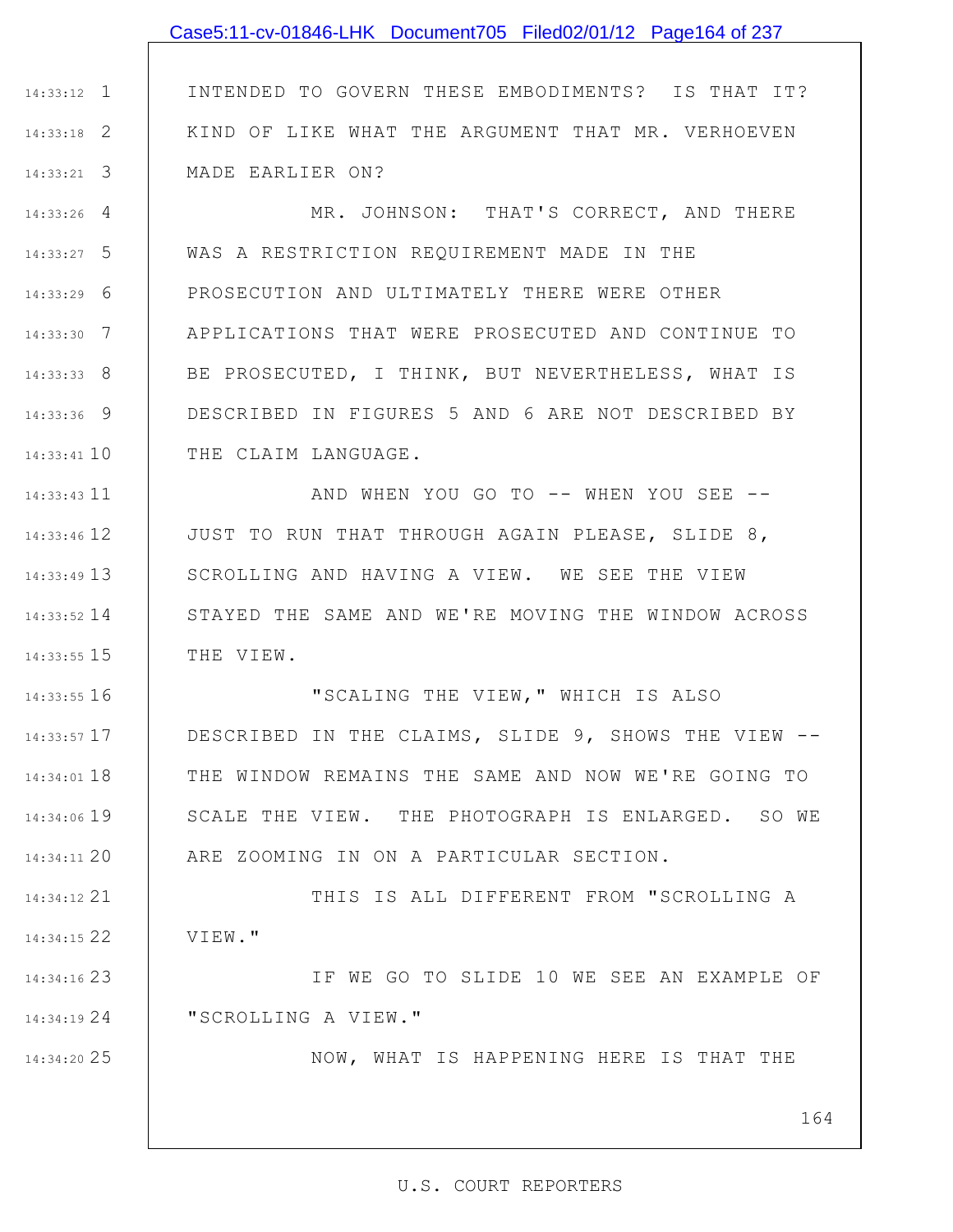INTENDED TO GOVERN THESE EMBODIMENTS? IS THAT IT? KIND OF LIKE WHAT THE ARGUMENT THAT MR. VERHOEVEN MADE EARLIER ON?

MR. JOHNSON: THAT'S CORRECT, AND THERE WAS A RESTRICTION REQUIREMENT MADE IN THE PROSECUTION AND ULTIMATELY THERE WERE OTHER APPLICATIONS THAT WERE PROSECUTED AND CONTINUE TO BE PROSECUTED, I THINK, BUT NEVERTHELESS, WHAT IS DESCRIBED IN FIGURES 5 AND 6 ARE NOT DESCRIBED BY THE CLAIM LANGUAGE.

AND WHEN YOU GO TO -- WHEN YOU SEE -- JUST TO RUN THAT THROUGH AGAIN PLEASE, SLIDE 8, SCROLLING AND HAVING A VIEW. WE SEE THE VIEW STAYED THE SAME AND WE'RE MOVING THE WINDOW ACROSS THE VIEW.

"SCALING THE VIEW," WHICH IS ALSO DESCRIBED IN THE CLAIMS, SLIDE 9, SHOWS THE VIEW -- THE WINDOW REMAINS THE SAME AND NOW WE'RE GOING TO SCALE THE VIEW. THE PHOTOGRAPH IS ENLARGED. SO WE ARE ZOOMING IN ON A PARTICULAR SECTION.

THIS IS ALL DIFFERENT FROM "SCROLLING A VIEW."

IF WE GO TO SLIDE 10 WE SEE AN EXAMPLE OF "SCROLLING A VIEW."

NOW, WHAT IS HAPPENING HERE IS THAT THE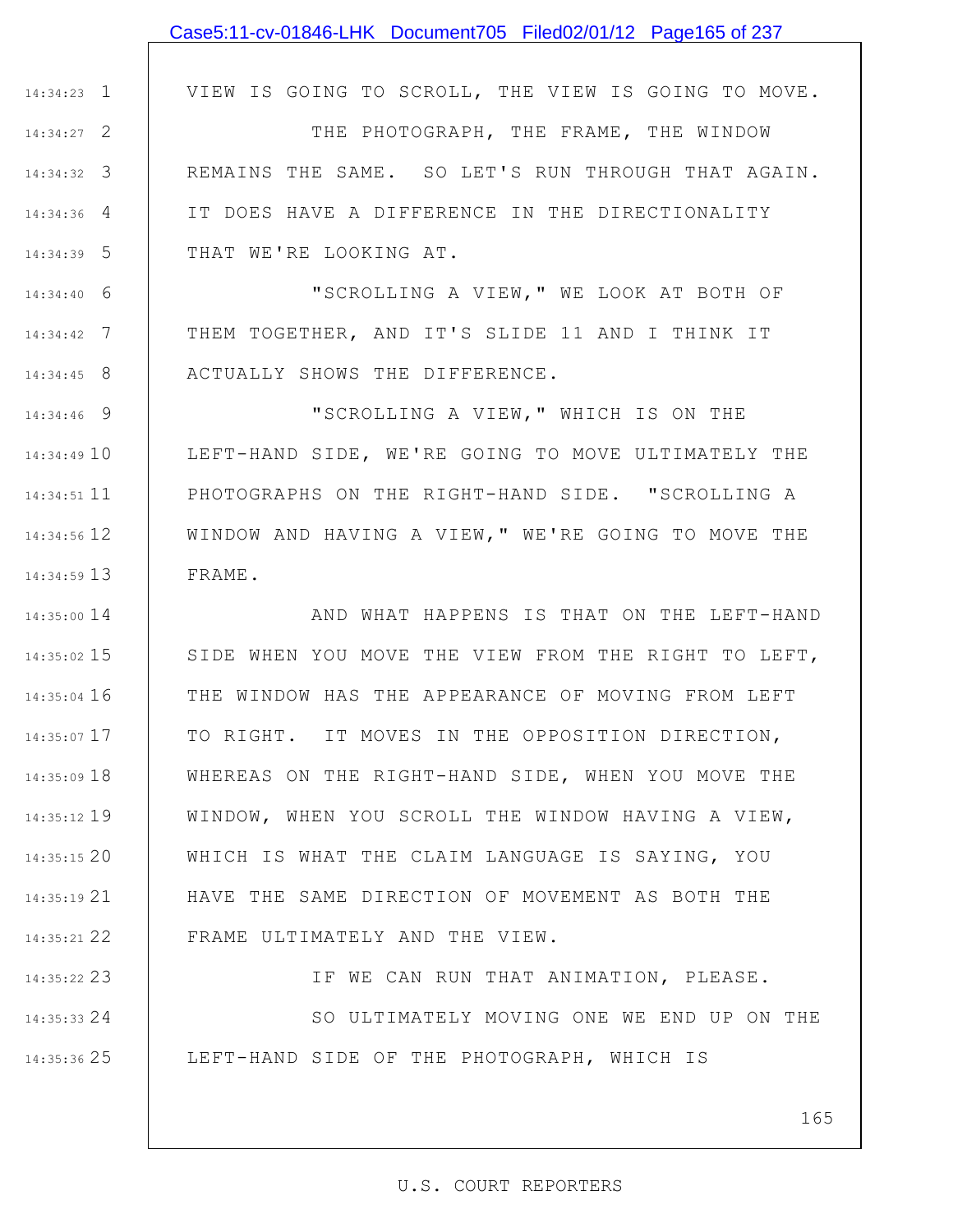VIEW IS GOING TO SCROLL, THE VIEW IS GOING TO MOVE.

THE PHOTOGRAPH, THE FRAME, THE WINDOW REMAINS THE SAME. SO LET'S RUN THROUGH THAT AGAIN. IT DOES HAVE A DIFFERENCE IN THE DIRECTIONALITY THAT WE'RE LOOKING AT.

"SCROLLING A VIEW," WE LOOK AT BOTH OF THEM TOGETHER, AND IT'S SLIDE 11 AND I THINK IT ACTUALLY SHOWS THE DIFFERENCE.

"SCROLLING A VIEW," WHICH IS ON THE LEFT-HAND SIDE, WE'RE GOING TO MOVE ULTIMATELY THE PHOTOGRAPHS ON THE RIGHT-HAND SIDE. "SCROLLING A WINDOW AND HAVING A VIEW," WE'RE GOING TO MOVE THE FRAME.

AND WHAT HAPPENS IS THAT ON THE LEFT-HAND SIDE WHEN YOU MOVE THE VIEW FROM THE RIGHT TO LEFT, THE WINDOW HAS THE APPEARANCE OF MOVING FROM LEFT TO RIGHT. IT MOVES IN THE OPPOSITION DIRECTION, WHEREAS ON THE RIGHT-HAND SIDE, WHEN YOU MOVE THE WINDOW, WHEN YOU SCROLL THE WINDOW HAVING A VIEW, WHICH IS WHAT THE CLAIM LANGUAGE IS SAYING, YOU HAVE THE SAME DIRECTION OF MOVEMENT AS BOTH THE FRAME ULTIMATELY AND THE VIEW.

IF WE CAN RUN THAT ANIMATION, PLEASE.

SO ULTIMATELY MOVING ONE WE END UP ON THE LEFT-HAND SIDE OF THE PHOTOGRAPH, WHICH IS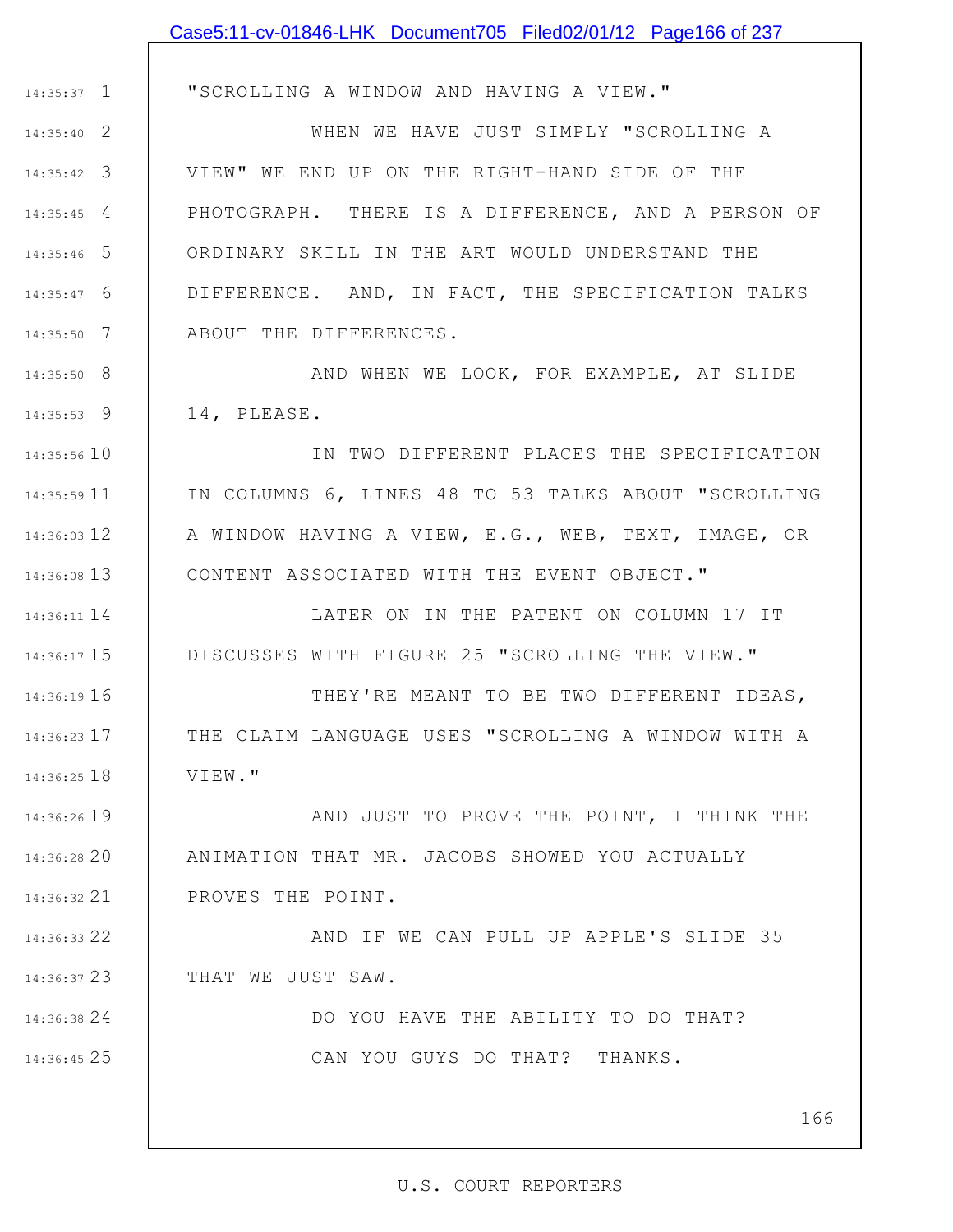"SCROLLING A WINDOW AND HAVING A VIEW."

WHEN WE HAVE JUST SIMPLY "SCROLLING A VIEW" WE END UP ON THE RIGHT-HAND SIDE OF THE PHOTOGRAPH. THERE IS A DIFFERENCE, AND A PERSON OF ORDINARY SKILL IN THE ART WOULD UNDERSTAND THE DIFFERENCE. AND, IN FACT, THE SPECIFICATION TALKS ABOUT THE DIFFERENCES.

AND WHEN WE LOOK, FOR EXAMPLE, AT SLIDE 14, PLEASE.

IN TWO DIFFERENT PLACES THE SPECIFICATION IN COLUMNS 6, LINES 48 TO 53 TALKS ABOUT "SCROLLING A WINDOW HAVING A VIEW, E.G., WEB, TEXT, IMAGE, OR CONTENT ASSOCIATED WITH THE EVENT OBJECT."

LATER ON IN THE PATENT ON COLUMN 17 IT DISCUSSES WITH FIGURE 25 "SCROLLING THE VIEW."

THEY'RE MEANT TO BE TWO DIFFERENT IDEAS, THE CLAIM LANGUAGE USES "SCROLLING A WINDOW WITH A VIEW."

AND JUST TO PROVE THE POINT, I THINK THE ANIMATION THAT MR. JACOBS SHOWED YOU ACTUALLY PROVES THE POINT.

AND IF WE CAN PULL UP APPLE'S SLIDE 35 THAT WE JUST SAW.

DO YOU HAVE THE ABILITY TO DO THAT?

CAN YOU GUYS DO THAT? THANKS.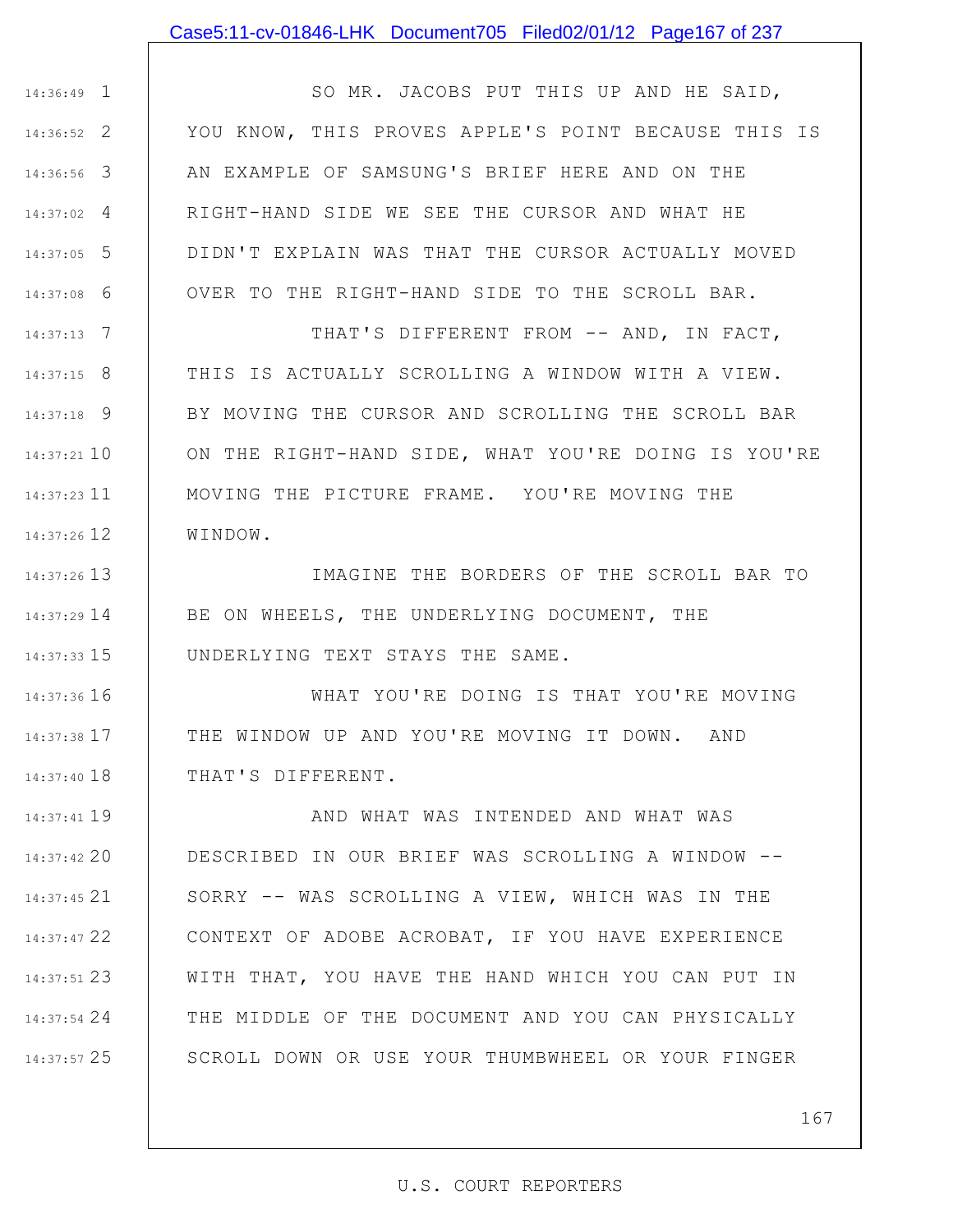SO MR. JACOBS PUT THIS UP AND HE SAID, YOU KNOW, THIS PROVES APPLE'S POINT BECAUSE THIS IS AN EXAMPLE OF SAMSUNG'S BRIEF HERE AND ON THE RIGHT-HAND SIDE WE SEE THE CURSOR AND WHAT HE DIDN'T EXPLAIN WAS THAT THE CURSOR ACTUALLY MOVED OVER TO THE RIGHT-HAND SIDE TO THE SCROLL BAR.

THAT'S DIFFERENT FROM -- AND, IN FACT, THIS IS ACTUALLY SCROLLING A WINDOW WITH A VIEW. BY MOVING THE CURSOR AND SCROLLING THE SCROLL BAR ON THE RIGHT-HAND SIDE, WHAT YOU'RE DOING IS YOU'RE MOVING THE PICTURE FRAME. YOU'RE MOVING THE WINDOW.

IMAGINE THE BORDERS OF THE SCROLL BAR TO BE ON WHEELS, THE UNDERLYING DOCUMENT, THE UNDERLYING TEXT STAYS THE SAME.

WHAT YOU'RE DOING IS THAT YOU'RE MOVING THE WINDOW UP AND YOU'RE MOVING IT DOWN. AND THAT'S DIFFERENT.

AND WHAT WAS INTENDED AND WHAT WAS DESCRIBED IN OUR BRIEF WAS SCROLLING A WINDOW -- SORRY -- WAS SCROLLING A VIEW, WHICH WAS IN THE CONTEXT OF ADOBE ACROBAT, IF YOU HAVE EXPERIENCE WITH THAT, YOU HAVE THE HAND WHICH YOU CAN PUT IN THE MIDDLE OF THE DOCUMENT AND YOU CAN PHYSICALLY SCROLL DOWN OR USE YOUR THUMBWHEEL OR YOUR FINGER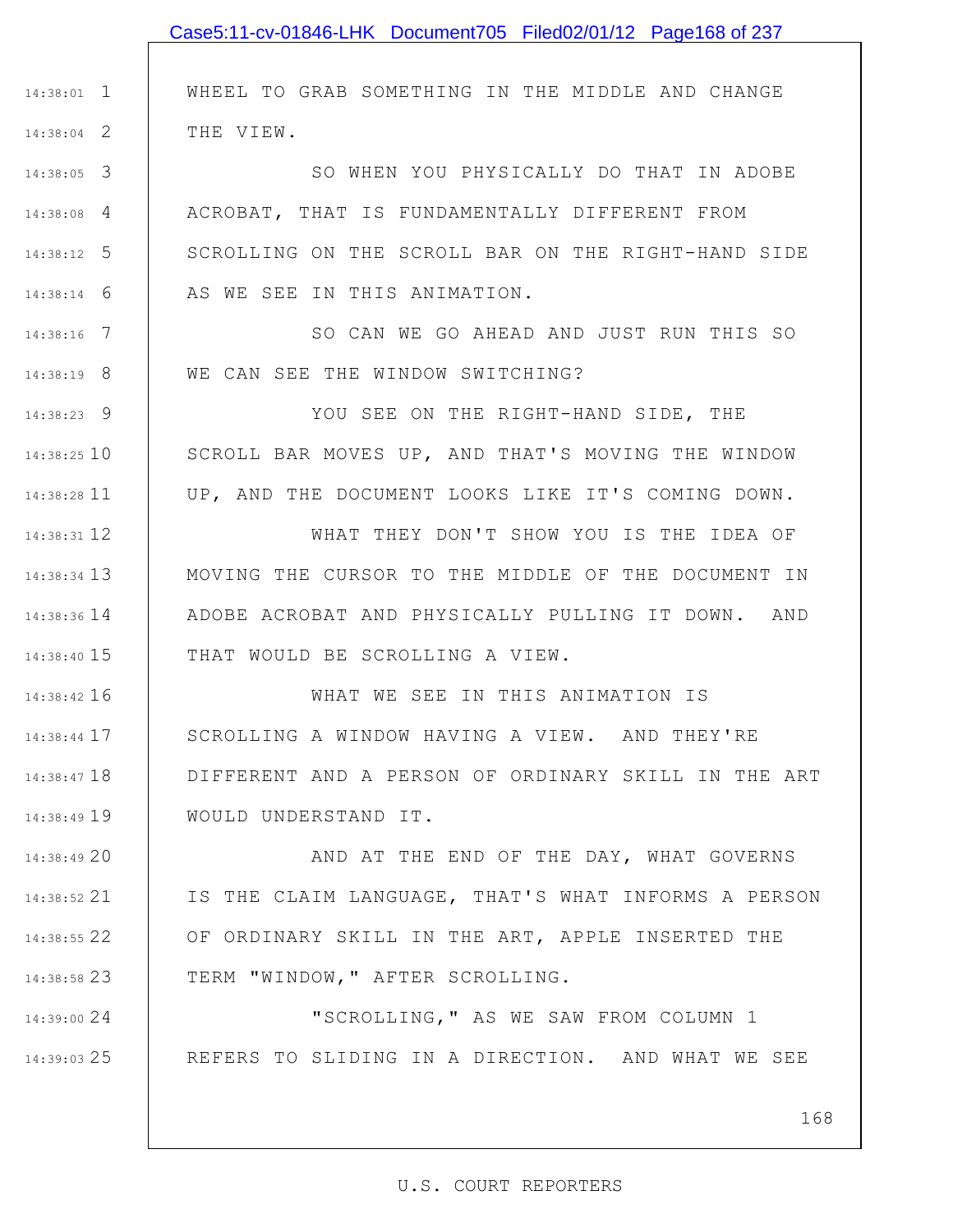WHEEL TO GRAB SOMETHING IN THE MIDDLE AND CHANGE THE VIEW.

SO WHEN YOU PHYSICALLY DO THAT IN ADOBE ACROBAT, THAT IS FUNDAMENTALLY DIFFERENT FROM SCROLLING ON THE SCROLL BAR ON THE RIGHT-HAND SIDE AS WE SEE IN THIS ANIMATION.

SO CAN WE GO AHEAD AND JUST RUN THIS SO WE CAN SEE THE WINDOW SWITCHING?

YOU SEE ON THE RIGHT-HAND SIDE, THE SCROLL BAR MOVES UP, AND THAT'S MOVING THE WINDOW UP, AND THE DOCUMENT LOOKS LIKE IT'S COMING DOWN.

WHAT THEY DON'T SHOW YOU IS THE IDEA OF MOVING THE CURSOR TO THE MIDDLE OF THE DOCUMENT IN ADOBE ACROBAT AND PHYSICALLY PULLING IT DOWN. AND THAT WOULD BE SCROLLING A VIEW.

WHAT WE SEE IN THIS ANIMATION IS SCROLLING A WINDOW HAVING A VIEW. AND THEY'RE DIFFERENT AND A PERSON OF ORDINARY SKILL IN THE ART WOULD UNDERSTAND IT.

AND AT THE END OF THE DAY, WHAT GOVERNS IS THE CLAIM LANGUAGE, THAT'S WHAT INFORMS A PERSON OF ORDINARY SKILL IN THE ART, APPLE INSERTED THE TERM "WINDOW," AFTER SCROLLING.

"SCROLLING," AS WE SAW FROM COLUMN 1 REFERS TO SLIDING IN A DIRECTION. AND WHAT WE SEE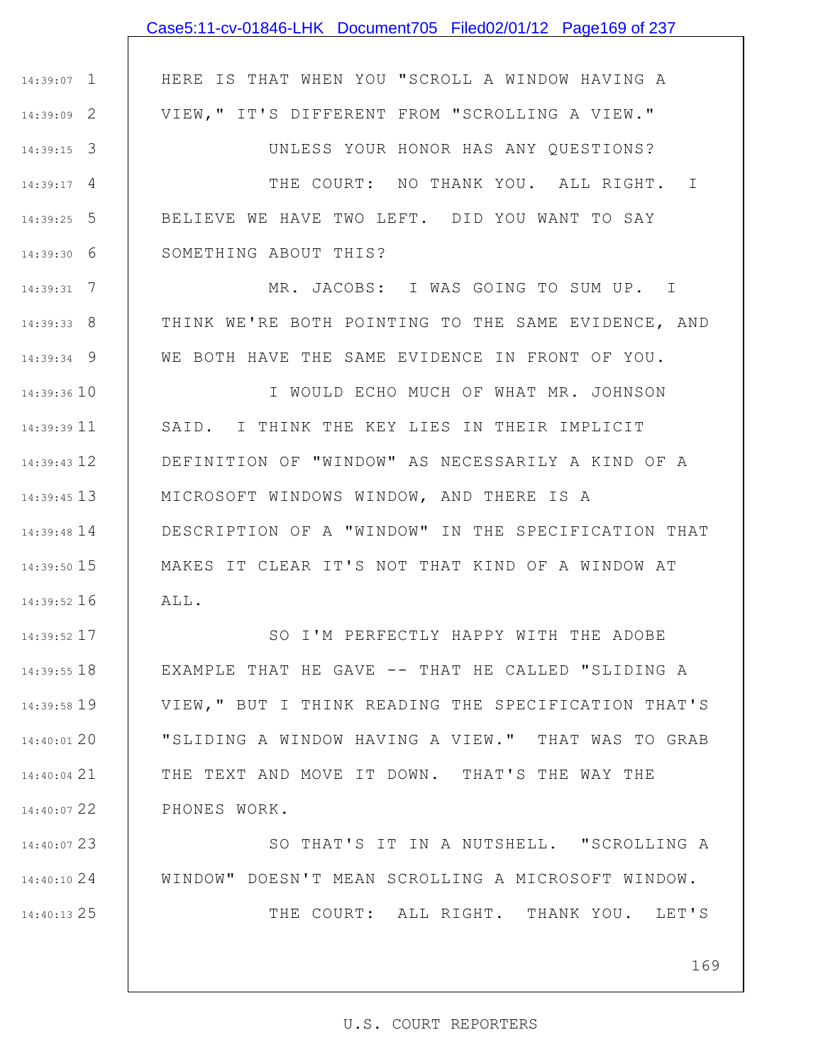HERE IS THAT WHEN YOU "SCROLL A WINDOW HAVING A VIEW," IT'S DIFFERENT FROM "SCROLLING A VIEW."

UNLESS YOUR HONOR HAS ANY QUESTIONS?

THE COURT: NO THANK YOU. ALL RIGHT. I BELIEVE WE HAVE TWO LEFT. DID YOU WANT TO SAY SOMETHING ABOUT THIS?

MR. JACOBS: I WAS GOING TO SUM UP. I THINK WE'RE BOTH POINTING TO THE SAME EVIDENCE, AND WE BOTH HAVE THE SAME EVIDENCE IN FRONT OF YOU.

I WOULD ECHO MUCH OF WHAT MR. JOHNSON SAID. I THINK THE KEY LIES IN THEIR IMPLICIT DEFINITION OF "WINDOW" AS NECESSARILY A KIND OF A MICROSOFT WINDOWS WINDOW, AND THERE IS A DESCRIPTION OF A "WINDOW" IN THE SPECIFICATION THAT MAKES IT CLEAR IT'S NOT THAT KIND OF A WINDOW AT ALL.

SO I'M PERFECTLY HAPPY WITH THE ADOBE EXAMPLE THAT HE GAVE -- THAT HE CALLED "SLIDING A VIEW," BUT I THINK READING THE SPECIFICATION THAT'S "SLIDING A WINDOW HAVING A VIEW." THAT WAS TO GRAB THE TEXT AND MOVE IT DOWN. THAT'S THE WAY THE PHONES WORK.

SO THAT'S IT IN A NUTSHELL. "SCROLLING A WINDOW" DOESN'T MEAN SCROLLING A MICROSOFT WINDOW.

THE COURT: ALL RIGHT. THANK YOU. LET'S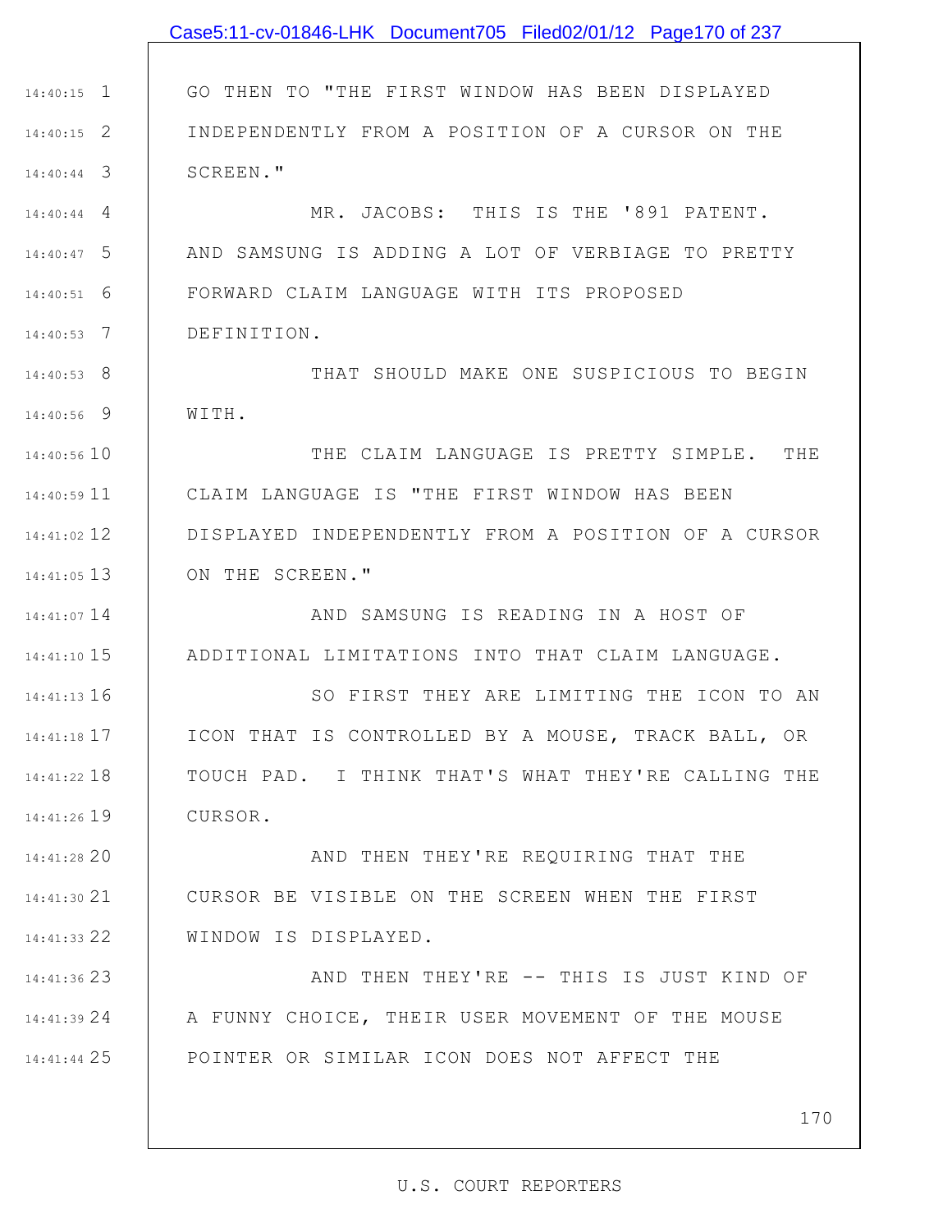GO THEN TO "THE FIRST WINDOW HAS BEEN DISPLAYED INDEPENDENTLY FROM A POSITION OF A CURSOR ON THE SCREEN."

MR. JACOBS: THIS IS THE '891 PATENT. AND SAMSUNG IS ADDING A LOT OF VERBIAGE TO PRETTY FORWARD CLAIM LANGUAGE WITH ITS PROPOSED DEFINITION.

THAT SHOULD MAKE ONE SUSPICIOUS TO BEGIN WITH.

THE CLAIM LANGUAGE IS PRETTY SIMPLE. THE CLAIM LANGUAGE IS "THE FIRST WINDOW HAS BEEN DISPLAYED INDEPENDENTLY FROM A POSITION OF A CURSOR ON THE SCREEN."

AND SAMSUNG IS READING IN A HOST OF ADDITIONAL LIMITATIONS INTO THAT CLAIM LANGUAGE.

SO FIRST THEY ARE LIMITING THE ICON TO AN ICON THAT IS CONTROLLED BY A MOUSE, TRACK BALL, OR TOUCH PAD. I THINK THAT'S WHAT THEY'RE CALLING THE CURSOR.

AND THEN THEY'RE REQUIRING THAT THE CURSOR BE VISIBLE ON THE SCREEN WHEN THE FIRST WINDOW IS DISPLAYED.

AND THEN THEY'RE -- THIS IS JUST KIND OF A FUNNY CHOICE, THEIR USER MOVEMENT OF THE MOUSE POINTER OR SIMILAR ICON DOES NOT AFFECT THE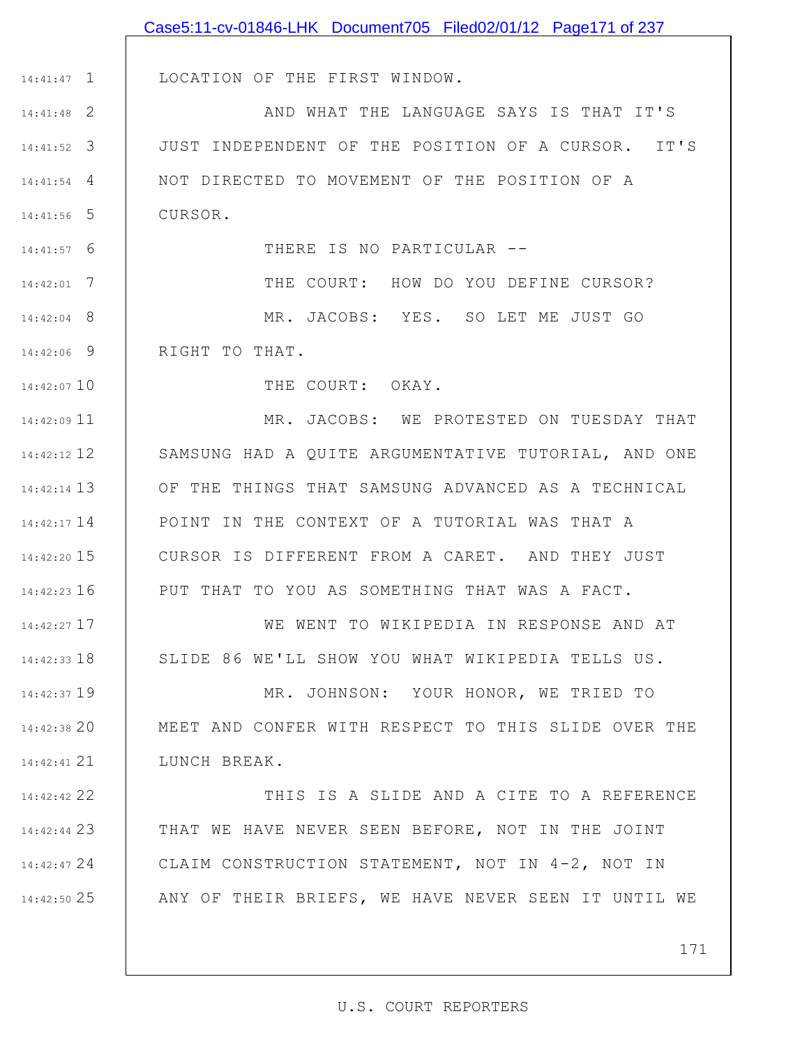LOCATION OF THE FIRST WINDOW.

AND WHAT THE LANGUAGE SAYS IS THAT IT'S JUST INDEPENDENT OF THE POSITION OF A CURSOR. IT'S NOT DIRECTED TO MOVEMENT OF THE POSITION OF A CURSOR.

THERE IS NO PARTICULAR --

THE COURT: HOW DO YOU DEFINE CURSOR?

MR. JACOBS: YES. SO LET ME JUST GO RIGHT TO THAT.

THE COURT: OKAY.

MR. JACOBS: WE PROTESTED ON TUESDAY THAT SAMSUNG HAD A QUITE ARGUMENTATIVE TUTORIAL, AND ONE OF THE THINGS THAT SAMSUNG ADVANCED AS A TECHNICAL POINT IN THE CONTEXT OF A TUTORIAL WAS THAT A CURSOR IS DIFFERENT FROM A CARET. AND THEY JUST PUT THAT TO YOU AS SOMETHING THAT WAS A FACT.

WE WENT TO WIKIPEDIA IN RESPONSE AND AT SLIDE 86 WE'LL SHOW YOU WHAT WIKIPEDIA TELLS US.

MR. JOHNSON: YOUR HONOR, WE TRIED TO MEET AND CONFER WITH RESPECT TO THIS SLIDE OVER THE LUNCH BREAK.

THIS IS A SLIDE AND A CITE TO A REFERENCE THAT WE HAVE NEVER SEEN BEFORE, NOT IN THE JOINT CLAIM CONSTRUCTION STATEMENT, NOT IN 4-2, NOT IN ANY OF THEIR BRIEFS, WE HAVE NEVER SEEN IT UNTIL WE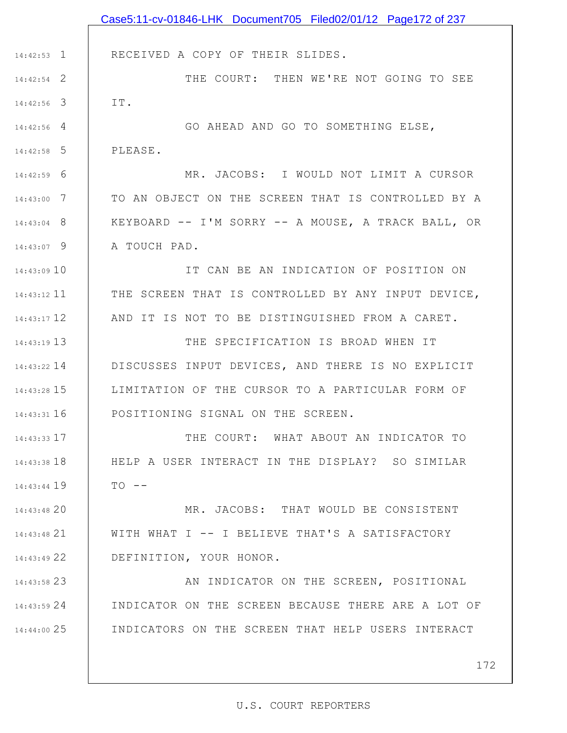RECEIVED A COPY OF THEIR SLIDES.

THE COURT: THEN WE'RE NOT GOING TO SEE IT.

GO AHEAD AND GO TO SOMETHING ELSE, PLEASE.

MR. JACOBS: I WOULD NOT LIMIT A CURSOR TO AN OBJECT ON THE SCREEN THAT IS CONTROLLED BY A KEYBOARD -- I'M SORRY -- A MOUSE, A TRACK BALL, OR A TOUCH PAD.

IT CAN BE AN INDICATION OF POSITION ON THE SCREEN THAT IS CONTROLLED BY ANY INPUT DEVICE, AND IT IS NOT TO BE DISTINGUISHED FROM A CARET.

THE SPECIFICATION IS BROAD WHEN IT DISCUSSES INPUT DEVICES, AND THERE IS NO EXPLICIT LIMITATION OF THE CURSOR TO A PARTICULAR FORM OF POSITIONING SIGNAL ON THE SCREEN.

THE COURT: WHAT ABOUT AN INDICATOR TO HELP A USER INTERACT IN THE DISPLAY? SO SIMILAR TO --

MR. JACOBS: THAT WOULD BE CONSISTENT WITH WHAT I -- I BELIEVE THAT'S A SATISFACTORY DEFINITION, YOUR HONOR.

AN INDICATOR ON THE SCREEN, POSITIONAL INDICATOR ON THE SCREEN BECAUSE THERE ARE A LOT OF INDICATORS ON THE SCREEN THAT HELP USERS INTERACT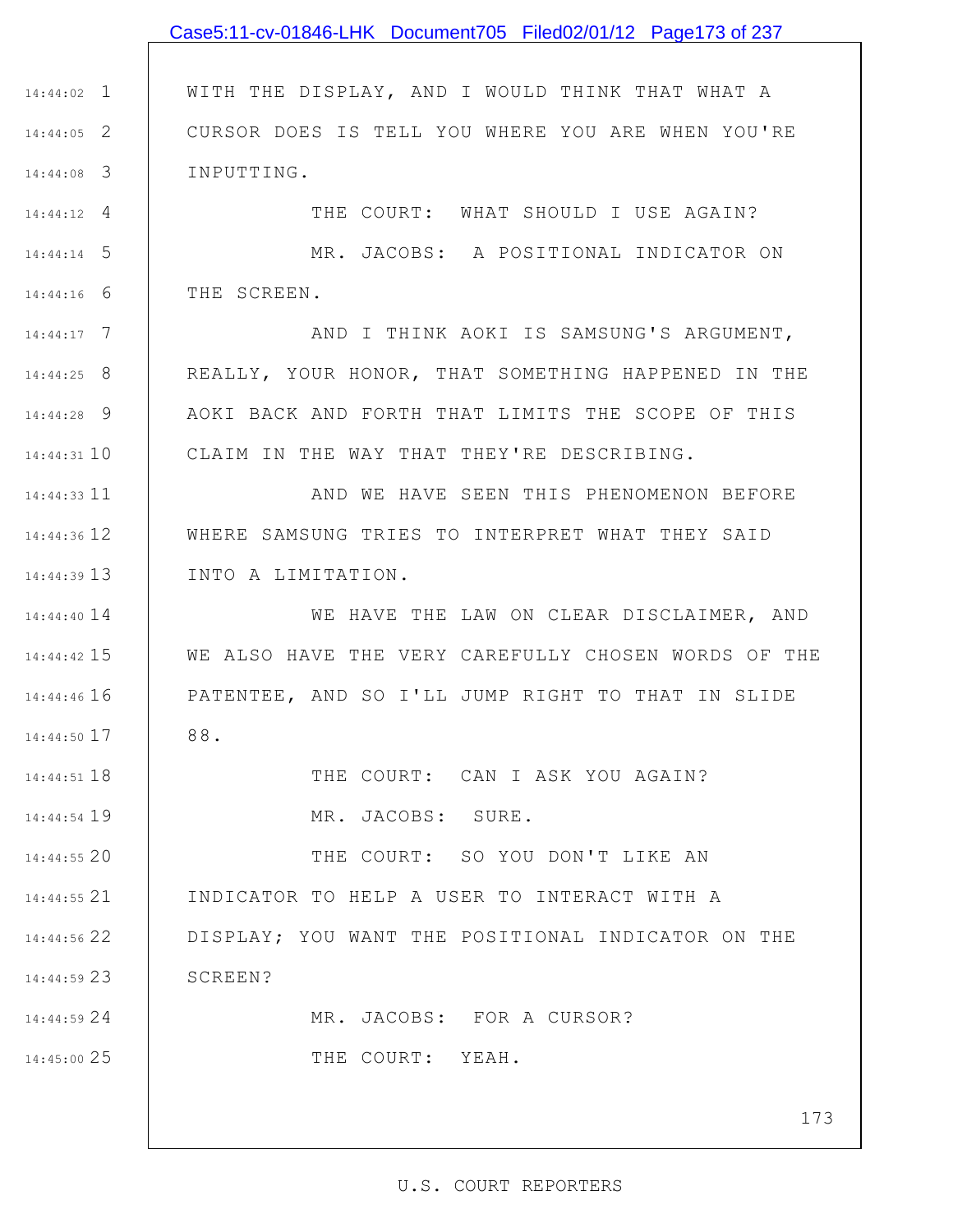WITH THE DISPLAY, AND I WOULD THINK THAT WHAT A CURSOR DOES IS TELL YOU WHERE YOU ARE WHEN YOU'RE INPUTTING.

THE COURT: WHAT SHOULD I USE AGAIN?

MR. JACOBS: A POSITIONAL INDICATOR ON THE SCREEN.

AND I THINK AOKI IS SAMSUNG'S ARGUMENT, REALLY, YOUR HONOR, THAT SOMETHING HAPPENED IN THE AOKI BACK AND FORTH THAT LIMITS THE SCOPE OF THIS CLAIM IN THE WAY THAT THEY'RE DESCRIBING.

AND WE HAVE SEEN THIS PHENOMENON BEFORE WHERE SAMSUNG TRIES TO INTERPRET WHAT THEY SAID INTO A LIMITATION.

WE HAVE THE LAW ON CLEAR DISCLAIMER, AND WE ALSO HAVE THE VERY CAREFULLY CHOSEN WORDS OF THE PATENTEE, AND SO I'LL JUMP RIGHT TO THAT IN SLIDE 88.

THE COURT: CAN I ASK YOU AGAIN?

MR. JACOBS: SURE.

THE COURT: SO YOU DON'T LIKE AN INDICATOR TO HELP A USER TO INTERACT WITH A DISPLAY; YOU WANT THE POSITIONAL INDICATOR ON THE SCREEN?

MR. JACOBS: FOR A CURSOR?

THE COURT: YEAH.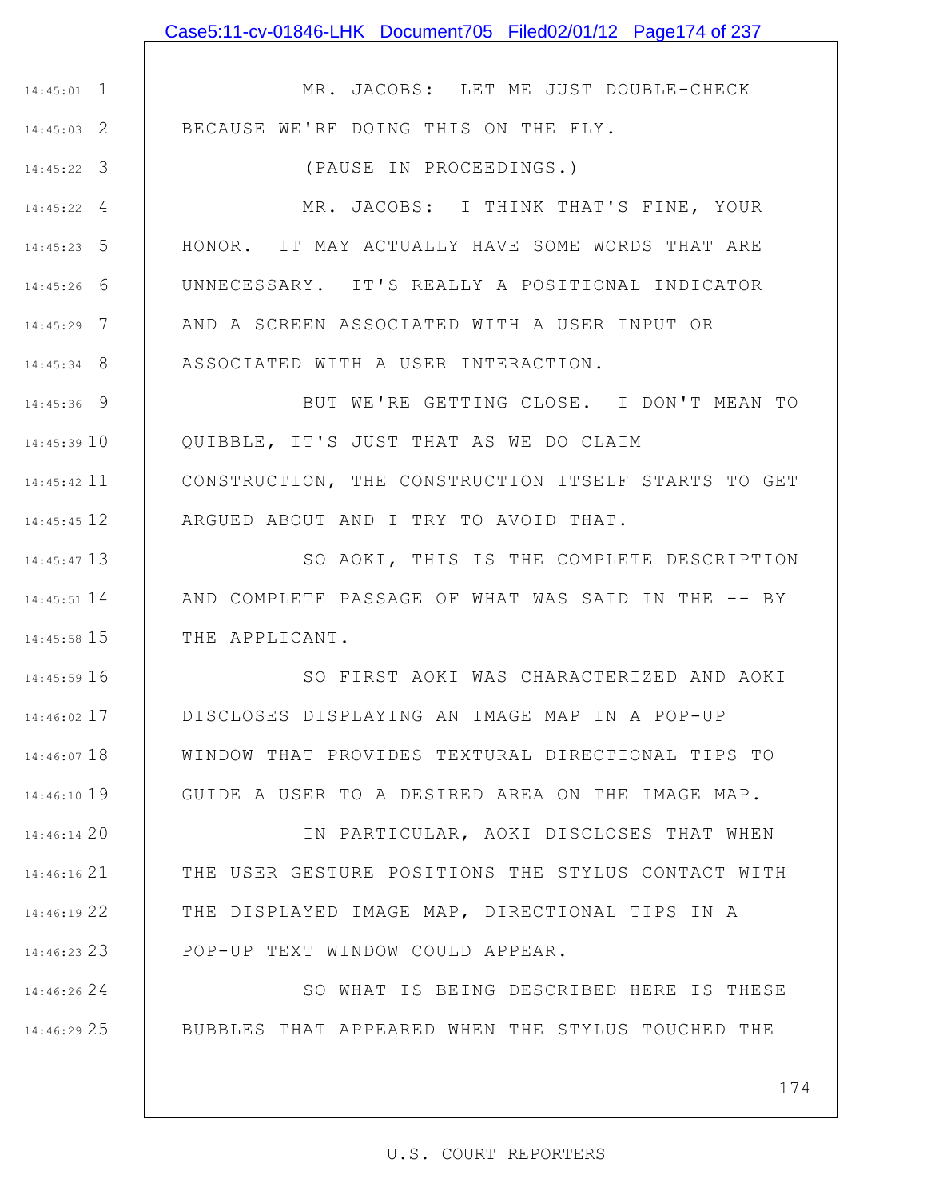MR. JACOBS: LET ME JUST DOUBLE-CHECK BECAUSE WE'RE DOING THIS ON THE FLY.

(PAUSE IN PROCEEDINGS.)

MR. JACOBS: I THINK THAT'S FINE, YOUR HONOR. IT MAY ACTUALLY HAVE SOME WORDS THAT ARE UNNECESSARY. IT'S REALLY A POSITIONAL INDICATOR AND A SCREEN ASSOCIATED WITH A USER INPUT OR ASSOCIATED WITH A USER INTERACTION.

BUT WE'RE GETTING CLOSE. I DON'T MEAN TO QUIBBLE, IT'S JUST THAT AS WE DO CLAIM CONSTRUCTION, THE CONSTRUCTION ITSELF STARTS TO GET ARGUED ABOUT AND I TRY TO AVOID THAT.

SO AOKI, THIS IS THE COMPLETE DESCRIPTION AND COMPLETE PASSAGE OF WHAT WAS SAID IN THE -- BY THE APPLICANT.

SO FIRST AOKI WAS CHARACTERIZED AND AOKI DISCLOSES DISPLAYING AN IMAGE MAP IN A POP-UP WINDOW THAT PROVIDES TEXTURAL DIRECTIONAL TIPS TO GUIDE A USER TO A DESIRED AREA ON THE IMAGE MAP.

IN PARTICULAR, AOKI DISCLOSES THAT WHEN THE USER GESTURE POSITIONS THE STYLUS CONTACT WITH THE DISPLAYED IMAGE MAP, DIRECTIONAL TIPS IN A POP-UP TEXT WINDOW COULD APPEAR.

SO WHAT IS BEING DESCRIBED HERE IS THESE BUBBLES THAT APPEARED WHEN THE STYLUS TOUCHED THE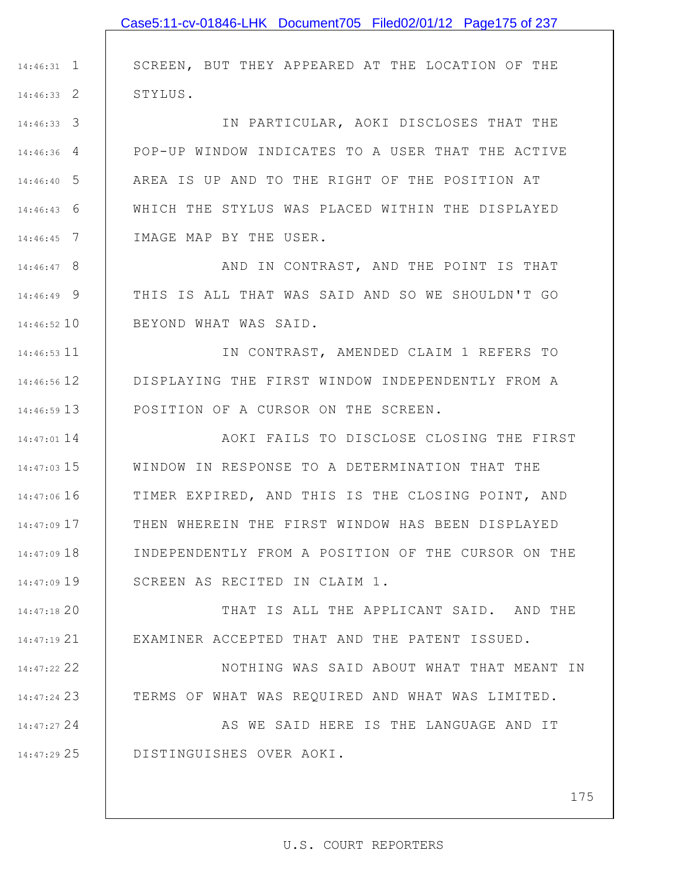SCREEN, BUT THEY APPEARED AT THE LOCATION OF THE STYLUS.

IN PARTICULAR, AOKI DISCLOSES THAT THE POP-UP WINDOW INDICATES TO A USER THAT THE ACTIVE AREA IS UP AND TO THE RIGHT OF THE POSITION AT WHICH THE STYLUS WAS PLACED WITHIN THE DISPLAYED IMAGE MAP BY THE USER.

AND IN CONTRAST, AND THE POINT IS THAT THIS IS ALL THAT WAS SAID AND SO WE SHOULDN'T GO BEYOND WHAT WAS SAID.

IN CONTRAST, AMENDED CLAIM 1 REFERS TO DISPLAYING THE FIRST WINDOW INDEPENDENTLY FROM A POSITION OF A CURSOR ON THE SCREEN.

AOKI FAILS TO DISCLOSE CLOSING THE FIRST WINDOW IN RESPONSE TO A DETERMINATION THAT THE TIMER EXPIRED, AND THIS IS THE CLOSING POINT, AND THEN WHEREIN THE FIRST WINDOW HAS BEEN DISPLAYED INDEPENDENTLY FROM A POSITION OF THE CURSOR ON THE SCREEN AS RECITED IN CLAIM 1.

THAT IS ALL THE APPLICANT SAID. AND THE EXAMINER ACCEPTED THAT AND THE PATENT ISSUED.

NOTHING WAS SAID ABOUT WHAT THAT MEANT IN TERMS OF WHAT WAS REQUIRED AND WHAT WAS LIMITED.

AS WE SAID HERE IS THE LANGUAGE AND IT DISTINGUISHES OVER AOKI.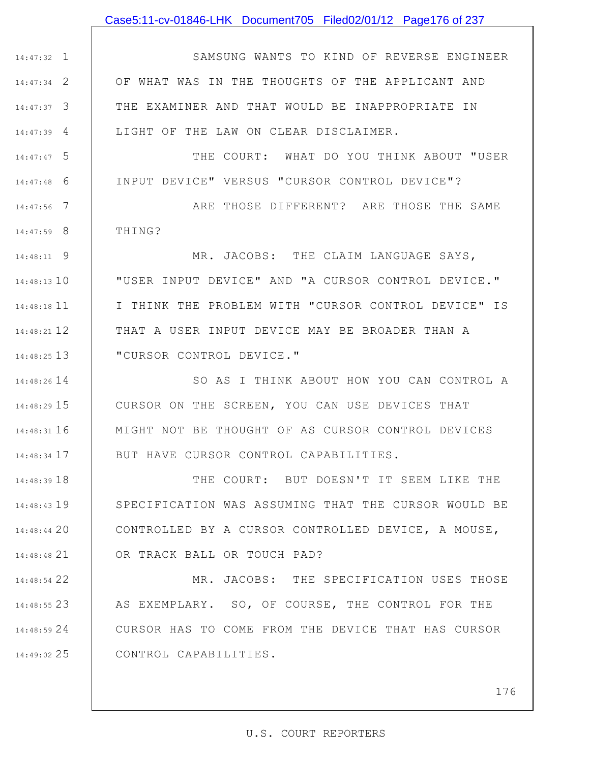SAMSUNG WANTS TO KIND OF REVERSE ENGINEER OF WHAT WAS IN THE THOUGHTS OF THE APPLICANT AND THE EXAMINER AND THAT WOULD BE INAPPROPRIATE IN LIGHT OF THE LAW ON CLEAR DISCLAIMER.

THE COURT: WHAT DO YOU THINK ABOUT "USER INPUT DEVICE" VERSUS "CURSOR CONTROL DEVICE"?

ARE THOSE DIFFERENT? ARE THOSE THE SAME THING?

MR. JACOBS: THE CLAIM LANGUAGE SAYS, "USER INPUT DEVICE" AND "A CURSOR CONTROL DEVICE." I THINK THE PROBLEM WITH "CURSOR CONTROL DEVICE" IS THAT A USER INPUT DEVICE MAY BE BROADER THAN A "CURSOR CONTROL DEVICE."

SO AS I THINK ABOUT HOW YOU CAN CONTROL A CURSOR ON THE SCREEN, YOU CAN USE DEVICES THAT MIGHT NOT BE THOUGHT OF AS CURSOR CONTROL DEVICES BUT HAVE CURSOR CONTROL CAPABILITIES.

THE COURT: BUT DOESN'T IT SEEM LIKE THE SPECIFICATION WAS ASSUMING THAT THE CURSOR WOULD BE CONTROLLED BY A CURSOR CONTROLLED DEVICE, A MOUSE, OR TRACK BALL OR TOUCH PAD?

MR. JACOBS: THE SPECIFICATION USES THOSE AS EXEMPLARY. SO, OF COURSE, THE CONTROL FOR THE CURSOR HAS TO COME FROM THE DEVICE THAT HAS CURSOR CONTROL CAPABILITIES.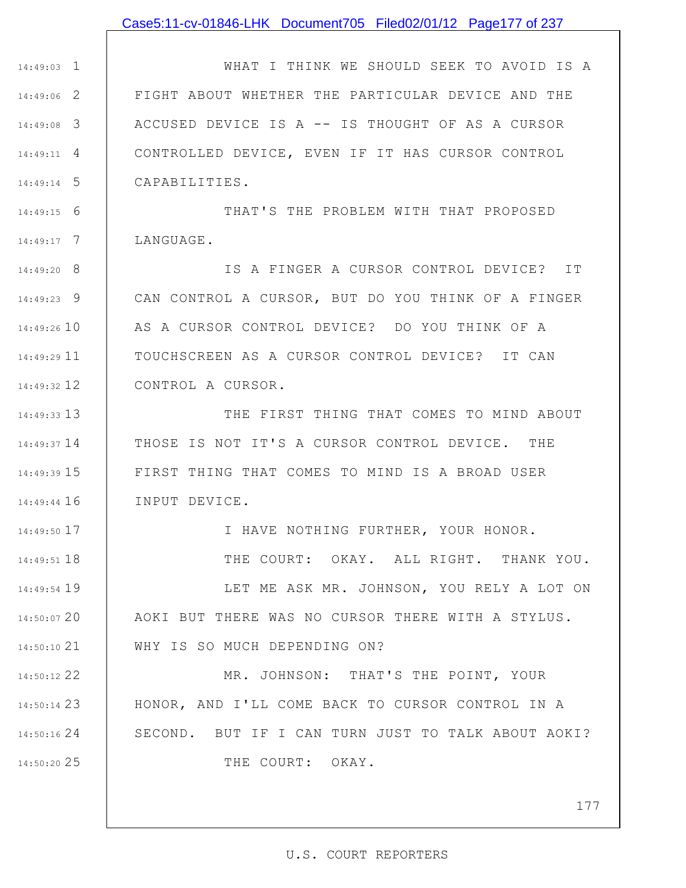WHAT I THINK WE SHOULD SEEK TO AVOID IS A FIGHT ABOUT WHETHER THE PARTICULAR DEVICE AND THE ACCUSED DEVICE IS A -- IS THOUGHT OF AS A CURSOR CONTROLLED DEVICE, EVEN IF IT HAS CURSOR CONTROL CAPABILITIES.

THAT'S THE PROBLEM WITH THAT PROPOSED LANGUAGE.

IS A FINGER A CURSOR CONTROL DEVICE? IT CAN CONTROL A CURSOR, BUT DO YOU THINK OF A FINGER AS A CURSOR CONTROL DEVICE? DO YOU THINK OF A TOUCHSCREEN AS A CURSOR CONTROL DEVICE? IT CAN CONTROL A CURSOR.

THE FIRST THING THAT COMES TO MIND ABOUT THOSE IS NOT IT'S A CURSOR CONTROL DEVICE. THE FIRST THING THAT COMES TO MIND IS A BROAD USER INPUT DEVICE.

I HAVE NOTHING FURTHER, YOUR HONOR.

THE COURT: OKAY. ALL RIGHT. THANK YOU.

LET ME ASK MR. JOHNSON, YOU RELY A LOT ON AOKI BUT THERE WAS NO CURSOR THERE WITH A STYLUS. WHY IS SO MUCH DEPENDING ON?

MR. JOHNSON: THAT'S THE POINT, YOUR HONOR, AND I'LL COME BACK TO CURSOR CONTROL IN A SECOND. BUT IF I CAN TURN JUST TO TALK ABOUT AOKI?

THE COURT: OKAY.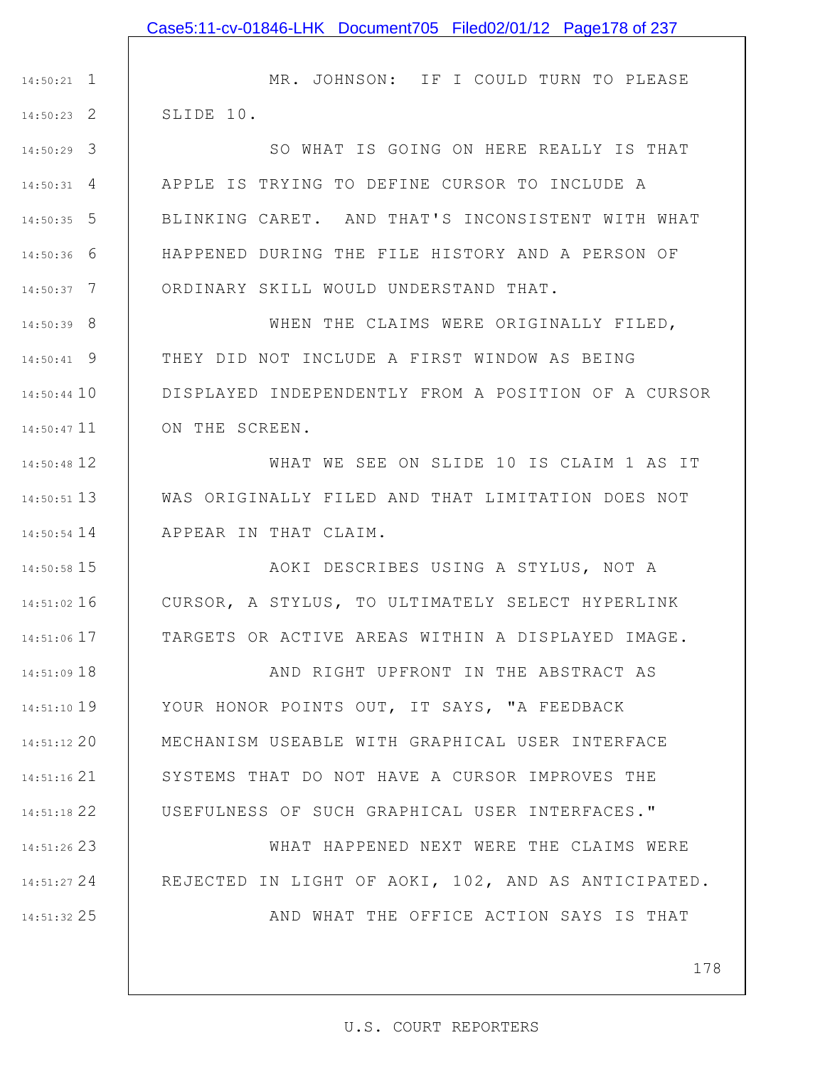MR. JOHNSON: IF I COULD TURN TO PLEASE SLIDE 10.

SO WHAT IS GOING ON HERE REALLY IS THAT APPLE IS TRYING TO DEFINE CURSOR TO INCLUDE A BLINKING CARET. AND THAT'S INCONSISTENT WITH WHAT HAPPENED DURING THE FILE HISTORY AND A PERSON OF ORDINARY SKILL WOULD UNDERSTAND THAT.

WHEN THE CLAIMS WERE ORIGINALLY FILED, THEY DID NOT INCLUDE A FIRST WINDOW AS BEING DISPLAYED INDEPENDENTLY FROM A POSITION OF A CURSOR ON THE SCREEN.

WHAT WE SEE ON SLIDE 10 IS CLAIM 1 AS IT WAS ORIGINALLY FILED AND THAT LIMITATION DOES NOT APPEAR IN THAT CLAIM.

AOKI DESCRIBES USING A STYLUS, NOT A CURSOR, A STYLUS, TO ULTIMATELY SELECT HYPERLINK TARGETS OR ACTIVE AREAS WITHIN A DISPLAYED IMAGE.

AND RIGHT UPFRONT IN THE ABSTRACT AS YOUR HONOR POINTS OUT, IT SAYS, "A FEEDBACK MECHANISM USEABLE WITH GRAPHICAL USER INTERFACE SYSTEMS THAT DO NOT HAVE A CURSOR IMPROVES THE USEFULNESS OF SUCH GRAPHICAL USER INTERFACES."

WHAT HAPPENED NEXT WERE THE CLAIMS WERE REJECTED IN LIGHT OF AOKI, 102, AND AS ANTICIPATED.

AND WHAT THE OFFICE ACTION SAYS IS THAT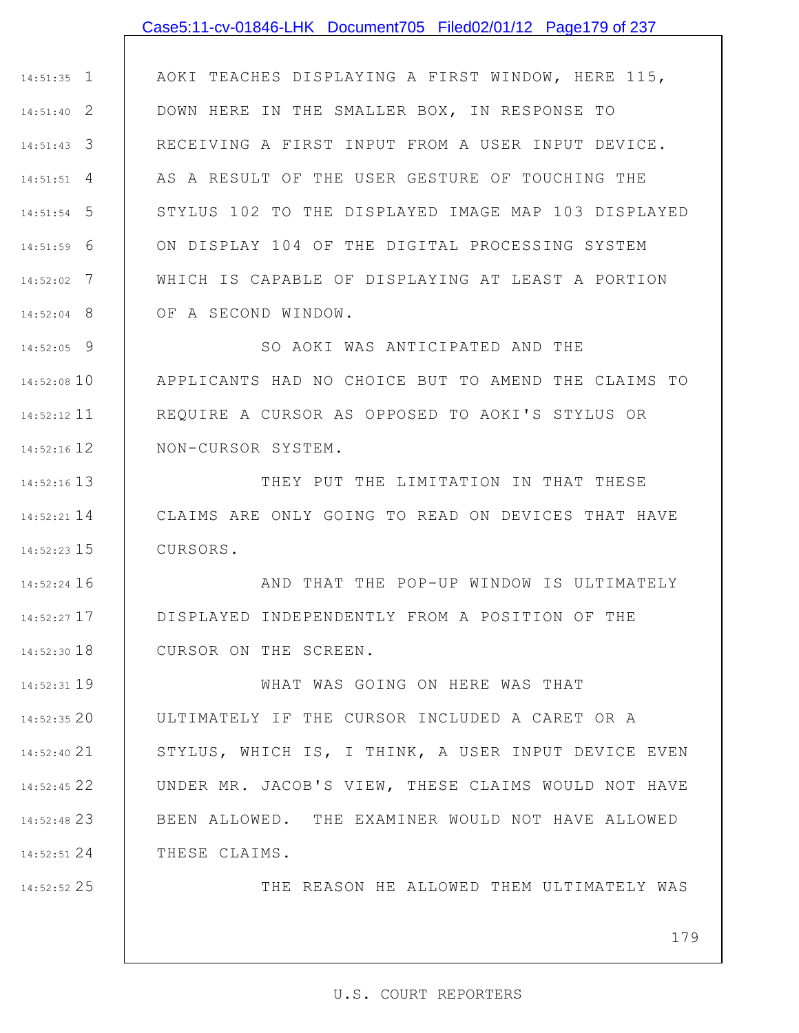AOKI TEACHES DISPLAYING A FIRST WINDOW, HERE 115, DOWN HERE IN THE SMALLER BOX, IN RESPONSE TO RECEIVING A FIRST INPUT FROM A USER INPUT DEVICE. AS A RESULT OF THE USER GESTURE OF TOUCHING THE STYLUS 102 TO THE DISPLAYED IMAGE MAP 103 DISPLAYED ON DISPLAY 104 OF THE DIGITAL PROCESSING SYSTEM WHICH IS CAPABLE OF DISPLAYING AT LEAST A PORTION OF A SECOND WINDOW.

SO AOKI WAS ANTICIPATED AND THE APPLICANTS HAD NO CHOICE BUT TO AMEND THE CLAIMS TO REQUIRE A CURSOR AS OPPOSED TO AOKI'S STYLUS OR NON-CURSOR SYSTEM.

THEY PUT THE LIMITATION IN THAT THESE CLAIMS ARE ONLY GOING TO READ ON DEVICES THAT HAVE CURSORS.

AND THAT THE POP-UP WINDOW IS ULTIMATELY DISPLAYED INDEPENDENTLY FROM A POSITION OF THE CURSOR ON THE SCREEN.

WHAT WAS GOING ON HERE WAS THAT ULTIMATELY IF THE CURSOR INCLUDED A CARET OR A STYLUS, WHICH IS, I THINK, A USER INPUT DEVICE EVEN UNDER MR. JACOB'S VIEW, THESE CLAIMS WOULD NOT HAVE BEEN ALLOWED. THE EXAMINER WOULD NOT HAVE ALLOWED THESE CLAIMS.

THE REASON HE ALLOWED THEM ULTIMATELY WAS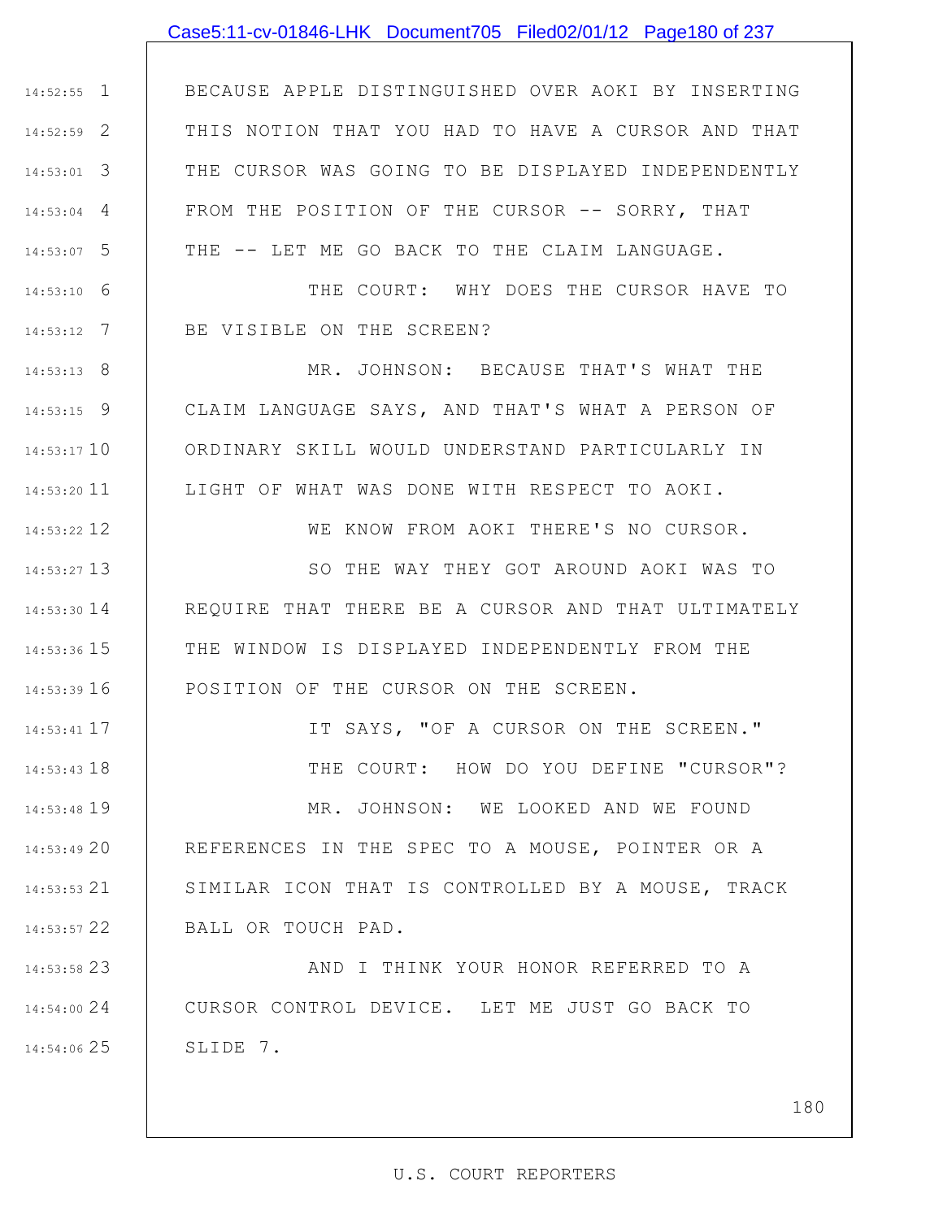BECAUSE APPLE DISTINGUISHED OVER AOKI BY INSERTING THIS NOTION THAT YOU HAD TO HAVE A CURSOR AND THAT THE CURSOR WAS GOING TO BE DISPLAYED INDEPENDENTLY FROM THE POSITION OF THE CURSOR -- SORRY, THAT THE -- LET ME GO BACK TO THE CLAIM LANGUAGE.

THE COURT: WHY DOES THE CURSOR HAVE TO BE VISIBLE ON THE SCREEN?

MR. JOHNSON: BECAUSE THAT'S WHAT THE CLAIM LANGUAGE SAYS, AND THAT'S WHAT A PERSON OF ORDINARY SKILL WOULD UNDERSTAND PARTICULARLY IN LIGHT OF WHAT WAS DONE WITH RESPECT TO AOKI.

WE KNOW FROM AOKI THERE'S NO CURSOR.

SO THE WAY THEY GOT AROUND AOKI WAS TO REQUIRE THAT THERE BE A CURSOR AND THAT ULTIMATELY THE WINDOW IS DISPLAYED INDEPENDENTLY FROM THE POSITION OF THE CURSOR ON THE SCREEN.

IT SAYS, "OF A CURSOR ON THE SCREEN."

THE COURT: HOW DO YOU DEFINE "CURSOR"?

MR. JOHNSON: WE LOOKED AND WE FOUND REFERENCES IN THE SPEC TO A MOUSE, POINTER OR A SIMILAR ICON THAT IS CONTROLLED BY A MOUSE, TRACK BALL OR TOUCH PAD.

AND I THINK YOUR HONOR REFERRED TO A CURSOR CONTROL DEVICE. LET ME JUST GO BACK TO SLIDE 7.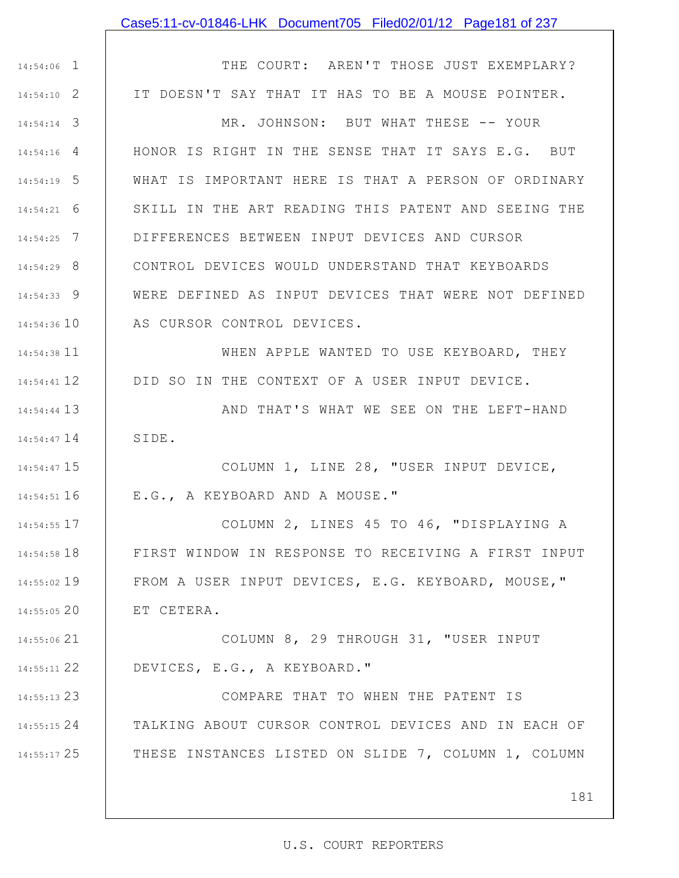THE COURT: AREN'T THOSE JUST EXEMPLARY? IT DOESN'T SAY THAT IT HAS TO BE A MOUSE POINTER.

MR. JOHNSON: BUT WHAT THESE -- YOUR HONOR IS RIGHT IN THE SENSE THAT IT SAYS E.G. BUT WHAT IS IMPORTANT HERE IS THAT A PERSON OF ORDINARY SKILL IN THE ART READING THIS PATENT AND SEEING THE DIFFERENCES BETWEEN INPUT DEVICES AND CURSOR CONTROL DEVICES WOULD UNDERSTAND THAT KEYBOARDS WERE DEFINED AS INPUT DEVICES THAT WERE NOT DEFINED AS CURSOR CONTROL DEVICES.

WHEN APPLE WANTED TO USE KEYBOARD, THEY DID SO IN THE CONTEXT OF A USER INPUT DEVICE.

AND THAT'S WHAT WE SEE ON THE LEFT-HAND SIDE.

COLUMN 1, LINE 28, "USER INPUT DEVICE, E.G., A KEYBOARD AND A MOUSE."

COLUMN 2, LINES 45 TO 46, "DISPLAYING A FIRST WINDOW IN RESPONSE TO RECEIVING A FIRST INPUT FROM A USER INPUT DEVICES, E.G. KEYBOARD, MOUSE," ET CETERA.

COLUMN 8, 29 THROUGH 31, "USER INPUT DEVICES, E.G., A KEYBOARD."

COMPARE THAT TO WHEN THE PATENT IS TALKING ABOUT CURSOR CONTROL DEVICES AND IN EACH OF THESE INSTANCES LISTED ON SLIDE 7, COLUMN 1, COLUMN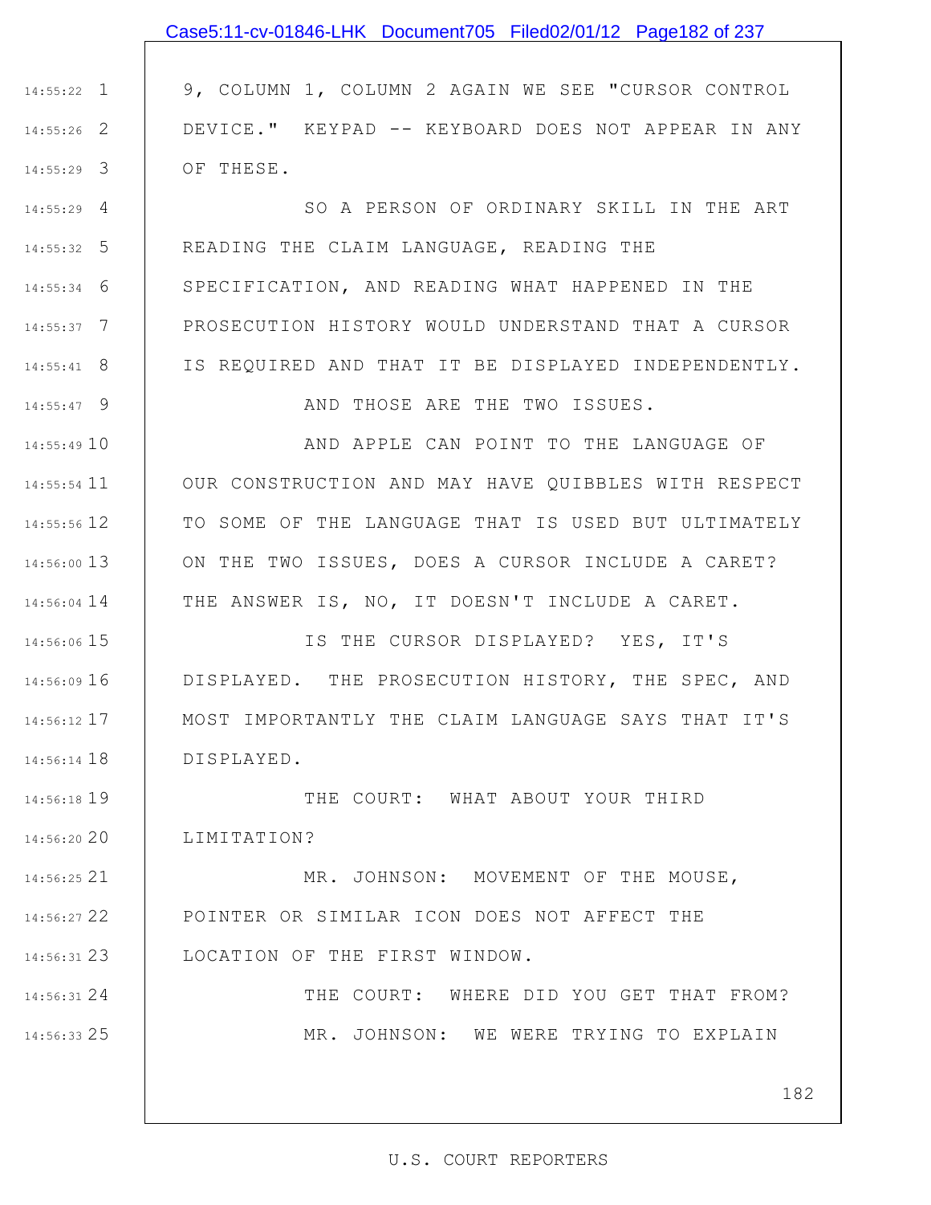9, COLUMN 1, COLUMN 2 AGAIN WE SEE "CURSOR CONTROL DEVICE." KEYPAD -- KEYBOARD DOES NOT APPEAR IN ANY OF THESE.

SO A PERSON OF ORDINARY SKILL IN THE ART READING THE CLAIM LANGUAGE, READING THE SPECIFICATION, AND READING WHAT HAPPENED IN THE PROSECUTION HISTORY WOULD UNDERSTAND THAT A CURSOR IS REQUIRED AND THAT IT BE DISPLAYED INDEPENDENTLY.

AND THOSE ARE THE TWO ISSUES.

AND APPLE CAN POINT TO THE LANGUAGE OF OUR CONSTRUCTION AND MAY HAVE QUIBBLES WITH RESPECT TO SOME OF THE LANGUAGE THAT IS USED BUT ULTIMATELY ON THE TWO ISSUES, DOES A CURSOR INCLUDE A CARET? THE ANSWER IS, NO, IT DOESN'T INCLUDE A CARET.

IS THE CURSOR DISPLAYED? YES, IT'S DISPLAYED. THE PROSECUTION HISTORY, THE SPEC, AND MOST IMPORTANTLY THE CLAIM LANGUAGE SAYS THAT IT'S DISPLAYED.

THE COURT: WHAT ABOUT YOUR THIRD LIMITATION?

MR. JOHNSON: MOVEMENT OF THE MOUSE, POINTER OR SIMILAR ICON DOES NOT AFFECT THE LOCATION OF THE FIRST WINDOW.

THE COURT: WHERE DID YOU GET THAT FROM?

MR. JOHNSON: WE WERE TRYING TO EXPLAIN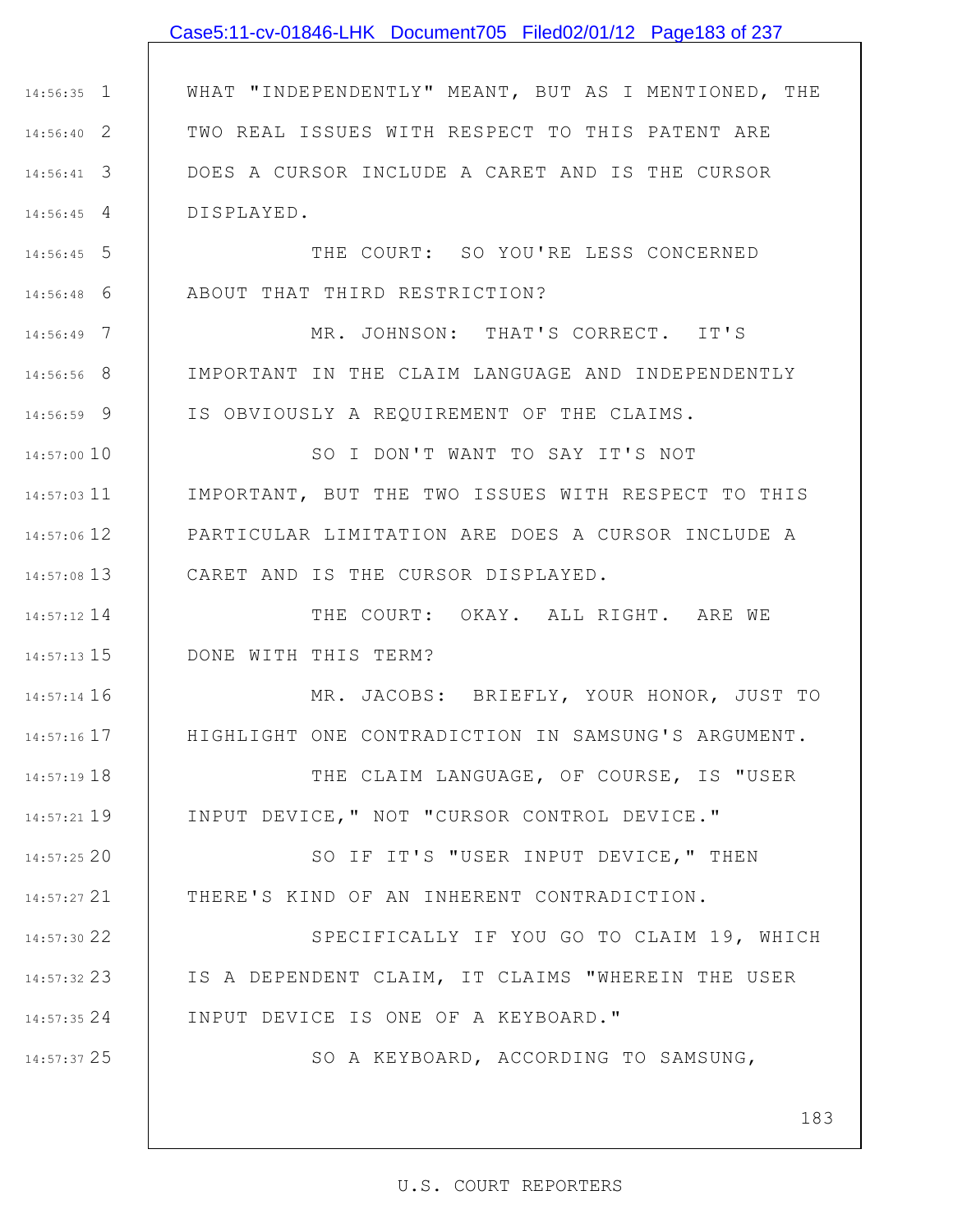WHAT "INDEPENDENTLY" MEANT, BUT AS I MENTIONED, THE TWO REAL ISSUES WITH RESPECT TO THIS PATENT ARE DOES A CURSOR INCLUDE A CARET AND IS THE CURSOR DISPLAYED.

THE COURT: SO YOU'RE LESS CONCERNED ABOUT THAT THIRD RESTRICTION?

MR. JOHNSON: THAT'S CORRECT. IT'S IMPORTANT IN THE CLAIM LANGUAGE AND INDEPENDENTLY IS OBVIOUSLY A REQUIREMENT OF THE CLAIMS.

SO I DON'T WANT TO SAY IT'S NOT IMPORTANT, BUT THE TWO ISSUES WITH RESPECT TO THIS PARTICULAR LIMITATION ARE DOES A CURSOR INCLUDE A CARET AND IS THE CURSOR DISPLAYED.

THE COURT: OKAY. ALL RIGHT. ARE WE DONE WITH THIS TERM?

MR. JACOBS: BRIEFLY, YOUR HONOR, JUST TO HIGHLIGHT ONE CONTRADICTION IN SAMSUNG'S ARGUMENT.

THE CLAIM LANGUAGE, OF COURSE, IS "USER INPUT DEVICE," NOT "CURSOR CONTROL DEVICE."

SO IF IT'S "USER INPUT DEVICE," THEN THERE'S KIND OF AN INHERENT CONTRADICTION.

SPECIFICALLY IF YOU GO TO CLAIM 19, WHICH IS A DEPENDENT CLAIM, IT CLAIMS "WHEREIN THE USER INPUT DEVICE IS ONE OF A KEYBOARD."

SO A KEYBOARD, ACCORDING TO SAMSUNG,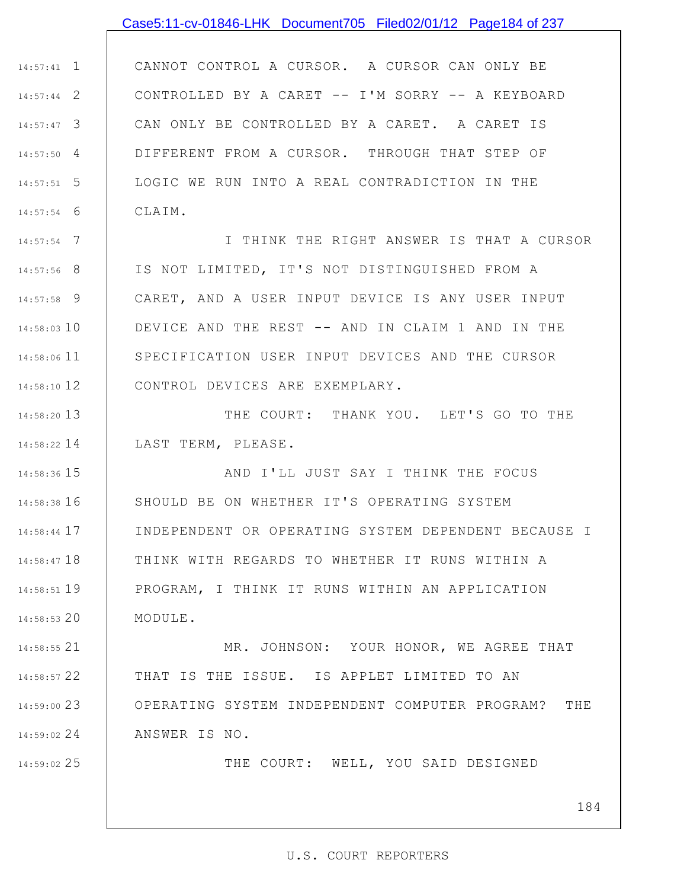CANNOT CONTROL A CURSOR. A CURSOR CAN ONLY BE CONTROLLED BY A CARET -- I'M SORRY -- A KEYBOARD CAN ONLY BE CONTROLLED BY A CARET. A CARET IS DIFFERENT FROM A CURSOR. THROUGH THAT STEP OF LOGIC WE RUN INTO A REAL CONTRADICTION IN THE CLAIM.

I THINK THE RIGHT ANSWER IS THAT A CURSOR IS NOT LIMITED, IT'S NOT DISTINGUISHED FROM A CARET, AND A USER INPUT DEVICE IS ANY USER INPUT DEVICE AND THE REST -- AND IN CLAIM 1 AND IN THE SPECIFICATION USER INPUT DEVICES AND THE CURSOR CONTROL DEVICES ARE EXEMPLARY.

THE COURT: THANK YOU. LET'S GO TO THE LAST TERM, PLEASE.

AND I'LL JUST SAY I THINK THE FOCUS SHOULD BE ON WHETHER IT'S OPERATING SYSTEM INDEPENDENT OR OPERATING SYSTEM DEPENDENT BECAUSE I THINK WITH REGARDS TO WHETHER IT RUNS WITHIN A PROGRAM, I THINK IT RUNS WITHIN AN APPLICATION MODULE.

MR. JOHNSON: YOUR HONOR, WE AGREE THAT THAT IS THE ISSUE. IS APPLET LIMITED TO AN OPERATING SYSTEM INDEPENDENT COMPUTER PROGRAM? THE ANSWER IS NO.

THE COURT: WELL, YOU SAID DESIGNED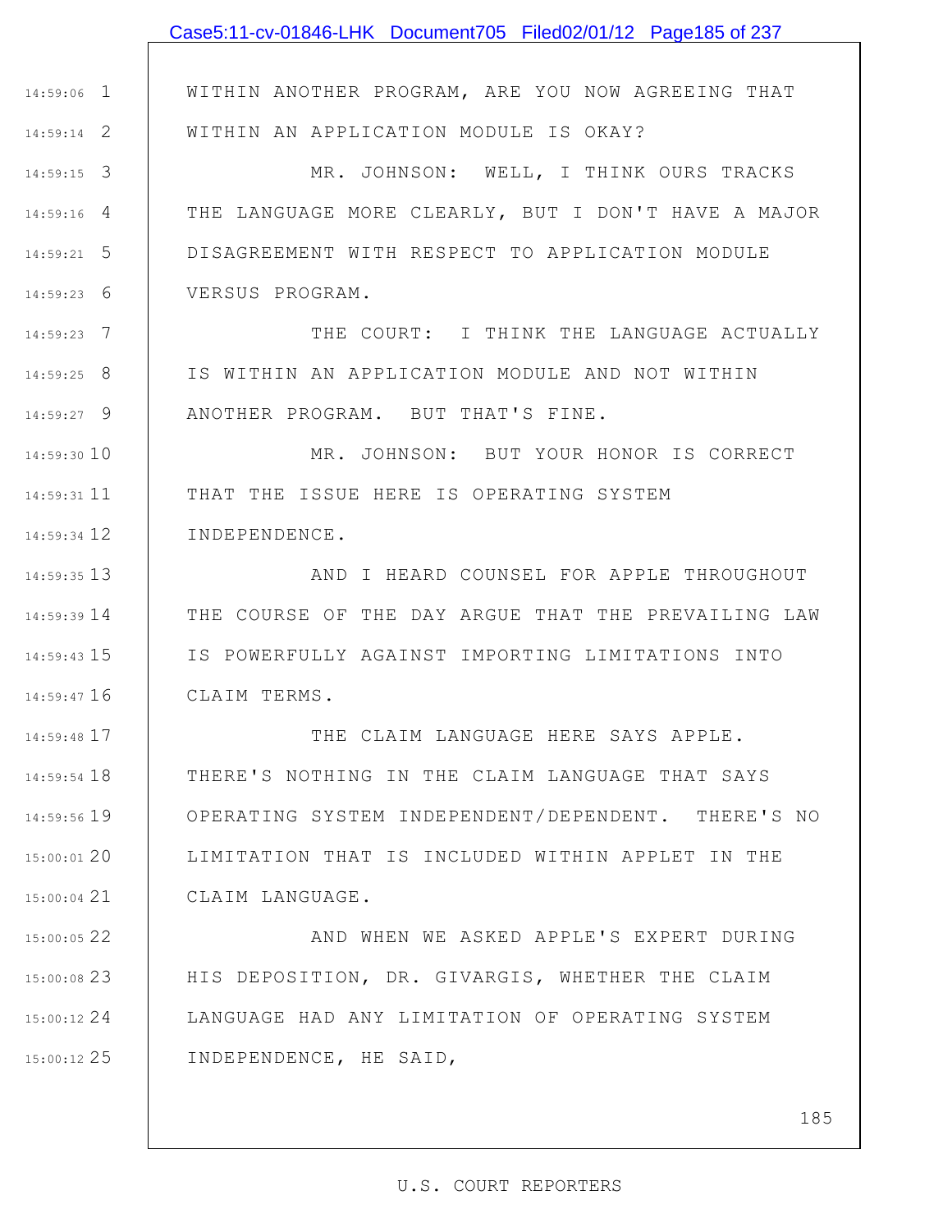WITHIN ANOTHER PROGRAM, ARE YOU NOW AGREEING THAT WITHIN AN APPLICATION MODULE IS OKAY?

MR. JOHNSON: WELL, I THINK OURS TRACKS THE LANGUAGE MORE CLEARLY, BUT I DON'T HAVE A MAJOR DISAGREEMENT WITH RESPECT TO APPLICATION MODULE VERSUS PROGRAM.

THE COURT: I THINK THE LANGUAGE ACTUALLY IS WITHIN AN APPLICATION MODULE AND NOT WITHIN ANOTHER PROGRAM. BUT THAT'S FINE.

MR. JOHNSON: BUT YOUR HONOR IS CORRECT THAT THE ISSUE HERE IS OPERATING SYSTEM INDEPENDENCE.

AND I HEARD COUNSEL FOR APPLE THROUGHOUT THE COURSE OF THE DAY ARGUE THAT THE PREVAILING LAW IS POWERFULLY AGAINST IMPORTING LIMITATIONS INTO CLAIM TERMS.

THE CLAIM LANGUAGE HERE SAYS APPLE. THERE'S NOTHING IN THE CLAIM LANGUAGE THAT SAYS OPERATING SYSTEM INDEPENDENT/DEPENDENT. THERE'S NO LIMITATION THAT IS INCLUDED WITHIN APPLET IN THE CLAIM LANGUAGE.

AND WHEN WE ASKED APPLE'S EXPERT DURING HIS DEPOSITION, DR. GIVARGIS, WHETHER THE CLAIM LANGUAGE HAD ANY LIMITATION OF OPERATING SYSTEM INDEPENDENCE, HE SAID,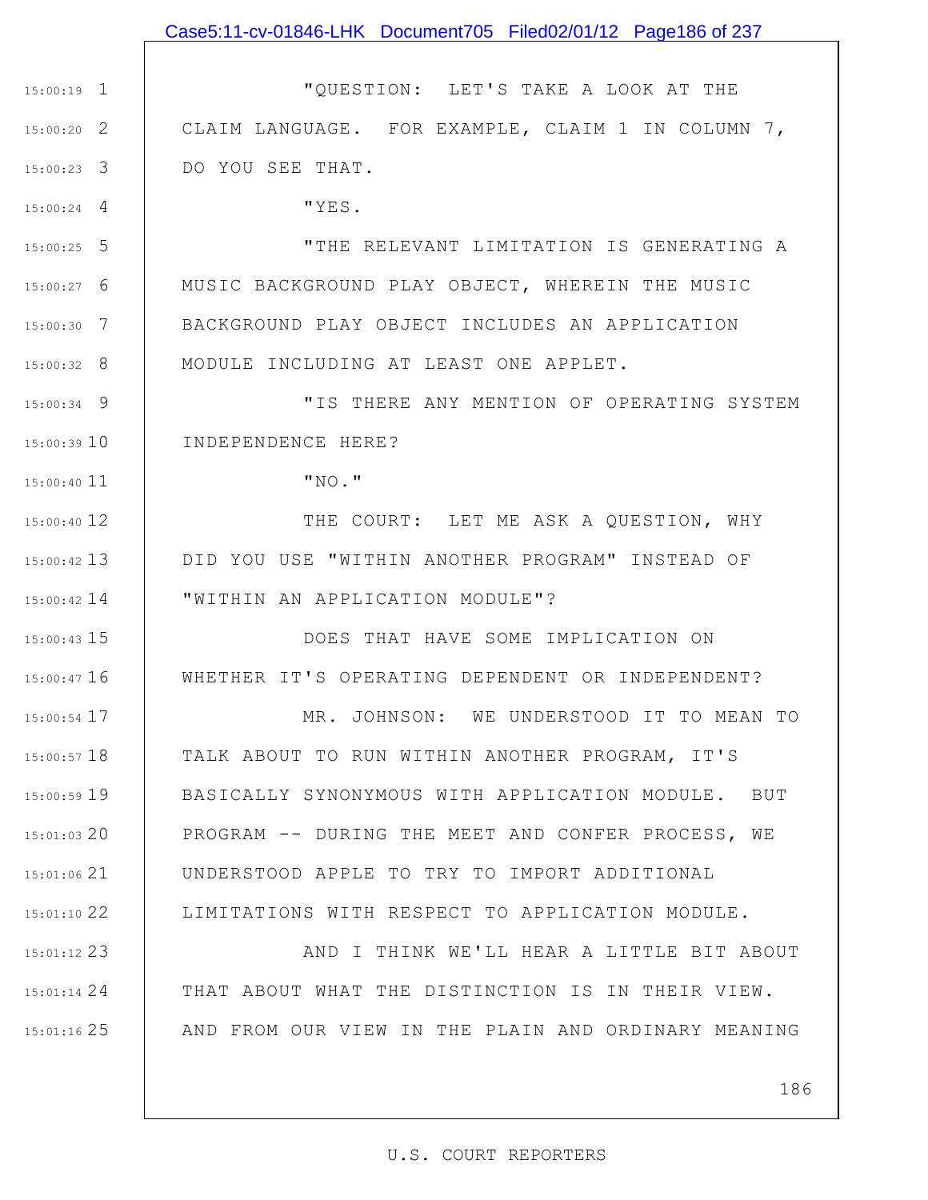"QUESTION: LET'S TAKE A LOOK AT THE CLAIM LANGUAGE. FOR EXAMPLE, CLAIM 1 IN COLUMN 7, DO YOU SEE THAT.

"YES.

"THE RELEVANT LIMITATION IS GENERATING A MUSIC BACKGROUND PLAY OBJECT, WHEREIN THE MUSIC BACKGROUND PLAY OBJECT INCLUDES AN APPLICATION MODULE INCLUDING AT LEAST ONE APPLET.

"IS THERE ANY MENTION OF OPERATING SYSTEM INDEPENDENCE HERE?

"NO."

THE COURT: LET ME ASK A QUESTION, WHY DID YOU USE "WITHIN ANOTHER PROGRAM" INSTEAD OF "WITHIN AN APPLICATION MODULE"?

DOES THAT HAVE SOME IMPLICATION ON WHETHER IT'S OPERATING DEPENDENT OR INDEPENDENT?

MR. JOHNSON: WE UNDERSTOOD IT TO MEAN TO TALK ABOUT TO RUN WITHIN ANOTHER PROGRAM, IT'S BASICALLY SYNONYMOUS WITH APPLICATION MODULE. BUT PROGRAM -- DURING THE MEET AND CONFER PROCESS, WE UNDERSTOOD APPLE TO TRY TO IMPORT ADDITIONAL LIMITATIONS WITH RESPECT TO APPLICATION MODULE.

AND I THINK WE'LL HEAR A LITTLE BIT ABOUT THAT ABOUT WHAT THE DISTINCTION IS IN THEIR VIEW. AND FROM OUR VIEW IN THE PLAIN AND ORDINARY MEANING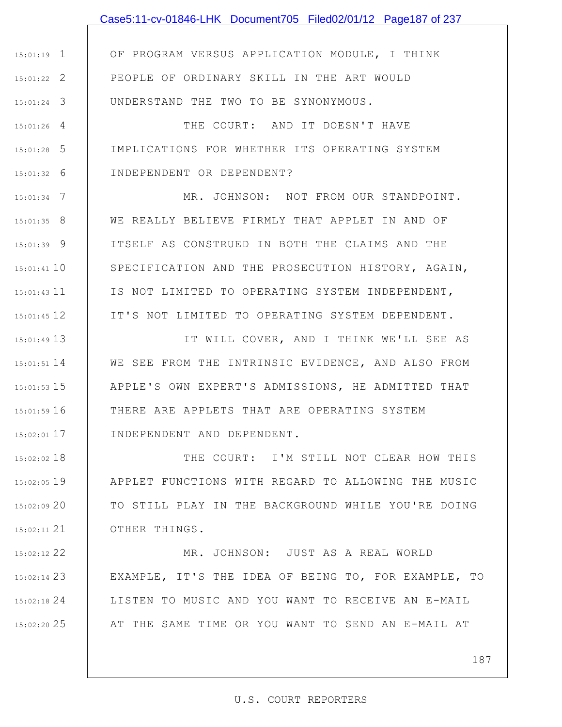OF PROGRAM VERSUS APPLICATION MODULE, I THINK PEOPLE OF ORDINARY SKILL IN THE ART WOULD UNDERSTAND THE TWO TO BE SYNONYMOUS.

THE COURT: AND IT DOESN'T HAVE IMPLICATIONS FOR WHETHER ITS OPERATING SYSTEM INDEPENDENT OR DEPENDENT?

MR. JOHNSON: NOT FROM OUR STANDPOINT. WE REALLY BELIEVE FIRMLY THAT APPLET IN AND OF ITSELF AS CONSTRUED IN BOTH THE CLAIMS AND THE SPECIFICATION AND THE PROSECUTION HISTORY, AGAIN, IS NOT LIMITED TO OPERATING SYSTEM INDEPENDENT, IT'S NOT LIMITED TO OPERATING SYSTEM DEPENDENT.

IT WILL COVER, AND I THINK WE'LL SEE AS WE SEE FROM THE INTRINSIC EVIDENCE, AND ALSO FROM APPLE'S OWN EXPERT'S ADMISSIONS, HE ADMITTED THAT THERE ARE APPLETS THAT ARE OPERATING SYSTEM INDEPENDENT AND DEPENDENT.

THE COURT: I'M STILL NOT CLEAR HOW THIS APPLET FUNCTIONS WITH REGARD TO ALLOWING THE MUSIC TO STILL PLAY IN THE BACKGROUND WHILE YOU'RE DOING OTHER THINGS.

MR. JOHNSON: JUST AS A REAL WORLD EXAMPLE, IT'S THE IDEA OF BEING TO, FOR EXAMPLE, TO LISTEN TO MUSIC AND YOU WANT TO RECEIVE AN E-MAIL AT THE SAME TIME OR YOU WANT TO SEND AN E-MAIL AT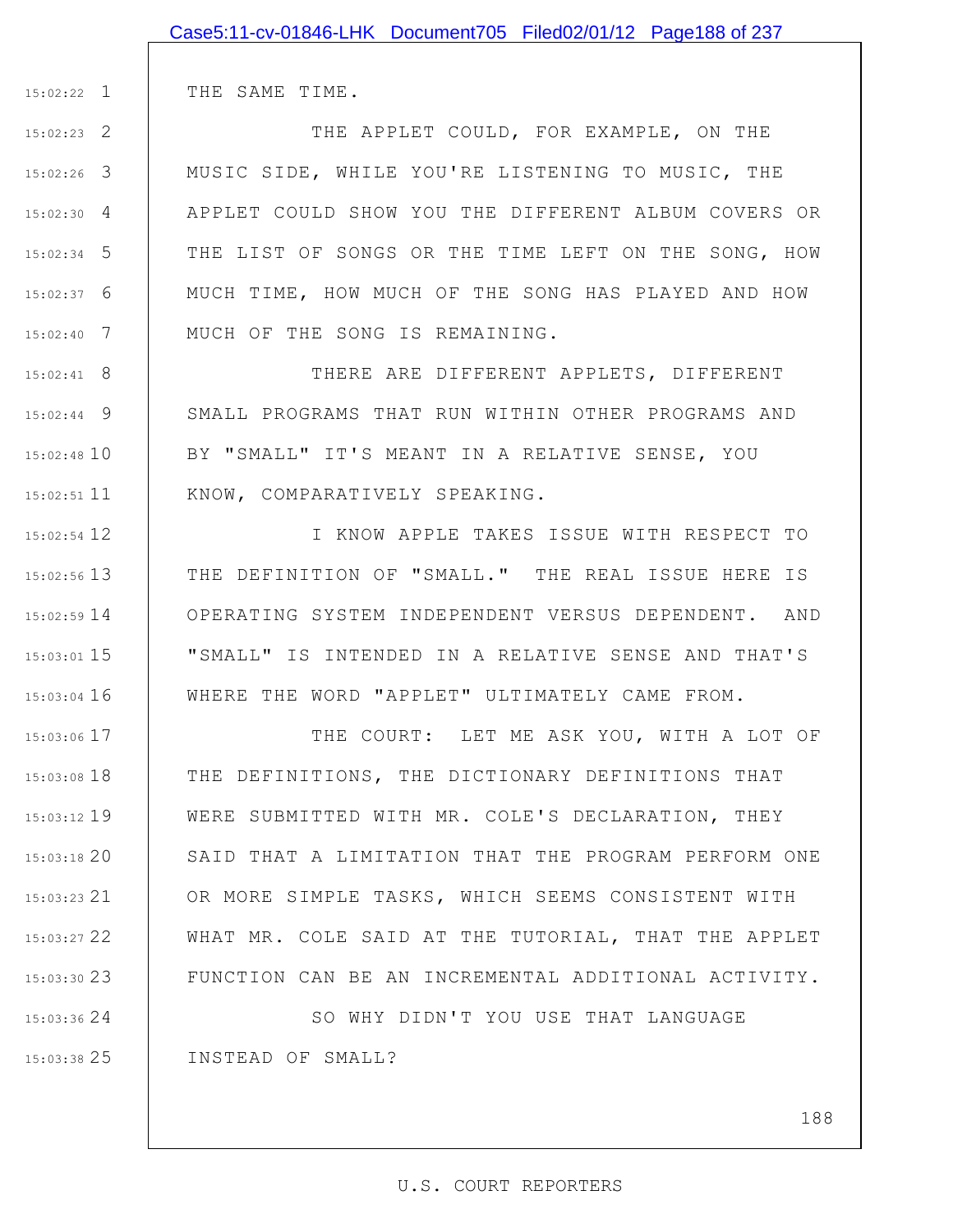THE SAME TIME.

THE APPLET COULD, FOR EXAMPLE, ON THE MUSIC SIDE, WHILE YOU'RE LISTENING TO MUSIC, THE APPLET COULD SHOW YOU THE DIFFERENT ALBUM COVERS OR THE LIST OF SONGS OR THE TIME LEFT ON THE SONG, HOW MUCH TIME, HOW MUCH OF THE SONG HAS PLAYED AND HOW MUCH OF THE SONG IS REMAINING.

THERE ARE DIFFERENT APPLETS, DIFFERENT SMALL PROGRAMS THAT RUN WITHIN OTHER PROGRAMS AND BY "SMALL" IT'S MEANT IN A RELATIVE SENSE, YOU KNOW, COMPARATIVELY SPEAKING.

I KNOW APPLE TAKES ISSUE WITH RESPECT TO THE DEFINITION OF "SMALL." THE REAL ISSUE HERE IS OPERATING SYSTEM INDEPENDENT VERSUS DEPENDENT. AND "SMALL" IS INTENDED IN A RELATIVE SENSE AND THAT'S WHERE THE WORD "APPLET" ULTIMATELY CAME FROM.

THE COURT: LET ME ASK YOU, WITH A LOT OF THE DEFINITIONS, THE DICTIONARY DEFINITIONS THAT WERE SUBMITTED WITH MR. COLE'S DECLARATION, THEY SAID THAT A LIMITATION THAT THE PROGRAM PERFORM ONE OR MORE SIMPLE TASKS, WHICH SEEMS CONSISTENT WITH WHAT MR. COLE SAID AT THE TUTORIAL, THAT THE APPLET FUNCTION CAN BE AN INCREMENTAL ADDITIONAL ACTIVITY.

SO WHY DIDN'T YOU USE THAT LANGUAGE INSTEAD OF SMALL?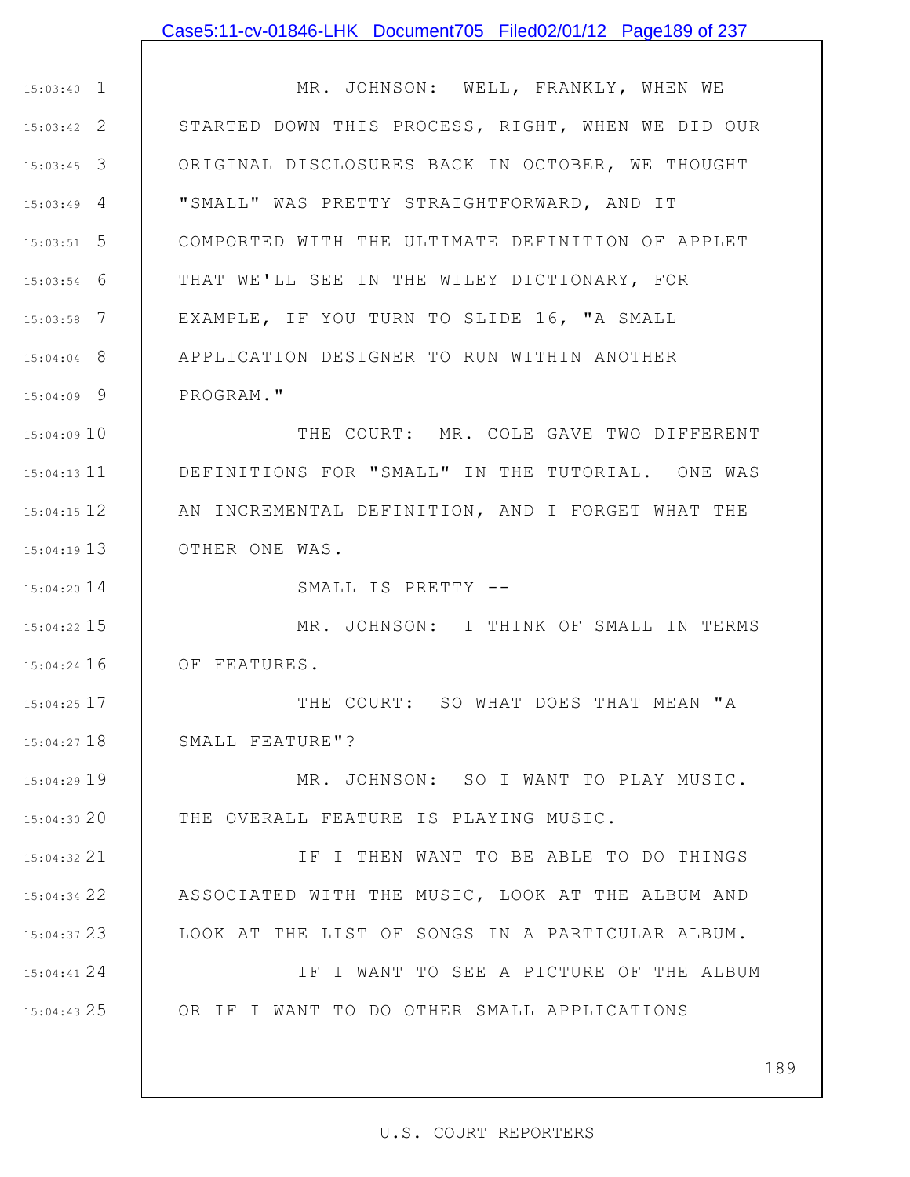MR. JOHNSON: WELL, FRANKLY, WHEN WE STARTED DOWN THIS PROCESS, RIGHT, WHEN WE DID OUR ORIGINAL DISCLOSURES BACK IN OCTOBER, WE THOUGHT "SMALL" WAS PRETTY STRAIGHTFORWARD, AND IT COMPORTED WITH THE ULTIMATE DEFINITION OF APPLET THAT WE'LL SEE IN THE WILEY DICTIONARY, FOR EXAMPLE, IF YOU TURN TO SLIDE 16, "A SMALL APPLICATION DESIGNER TO RUN WITHIN ANOTHER PROGRAM."

THE COURT: MR. COLE GAVE TWO DIFFERENT DEFINITIONS FOR "SMALL" IN THE TUTORIAL. ONE WAS AN INCREMENTAL DEFINITION, AND I FORGET WHAT THE OTHER ONE WAS.

SMALL IS PRETTY --

MR. JOHNSON: I THINK OF SMALL IN TERMS OF FEATURES.

THE COURT: SO WHAT DOES THAT MEAN "A SMALL FEATURE"?

MR. JOHNSON: SO I WANT TO PLAY MUSIC. THE OVERALL FEATURE IS PLAYING MUSIC.

IF I THEN WANT TO BE ABLE TO DO THINGS ASSOCIATED WITH THE MUSIC, LOOK AT THE ALBUM AND LOOK AT THE LIST OF SONGS IN A PARTICULAR ALBUM.

IF I WANT TO SEE A PICTURE OF THE ALBUM OR IF I WANT TO DO OTHER SMALL APPLICATIONS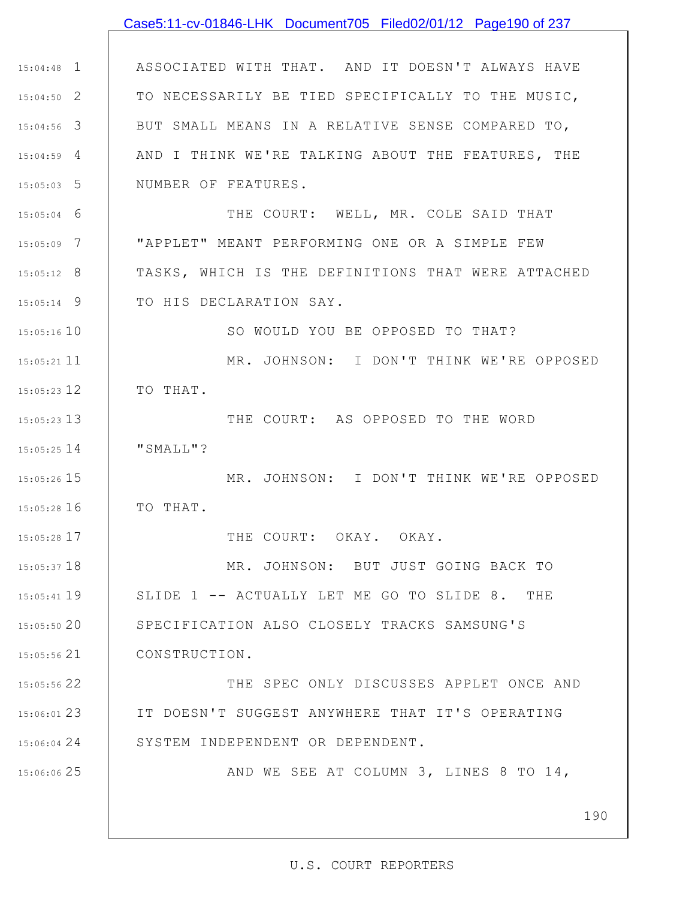ASSOCIATED WITH THAT. AND IT DOESN'T ALWAYS HAVE TO NECESSARILY BE TIED SPECIFICALLY TO THE MUSIC, BUT SMALL MEANS IN A RELATIVE SENSE COMPARED TO, AND I THINK WE'RE TALKING ABOUT THE FEATURES, THE NUMBER OF FEATURES.

THE COURT: WELL, MR. COLE SAID THAT "APPLET" MEANT PERFORMING ONE OR A SIMPLE FEW TASKS, WHICH IS THE DEFINITIONS THAT WERE ATTACHED TO HIS DECLARATION SAY.

SO WOULD YOU BE OPPOSED TO THAT?

MR. JOHNSON: I DON'T THINK WE'RE OPPOSED TO THAT.

THE COURT: AS OPPOSED TO THE WORD "SMALL"?

MR. JOHNSON: I DON'T THINK WE'RE OPPOSED TO THAT.

THE COURT: OKAY. OKAY.

MR. JOHNSON: BUT JUST GOING BACK TO SLIDE 1 -- ACTUALLY LET ME GO TO SLIDE 8. THE SPECIFICATION ALSO CLOSELY TRACKS SAMSUNG'S CONSTRUCTION.

THE SPEC ONLY DISCUSSES APPLET ONCE AND IT DOESN'T SUGGEST ANYWHERE THAT IT'S OPERATING SYSTEM INDEPENDENT OR DEPENDENT.

AND WE SEE AT COLUMN 3, LINES 8 TO 14,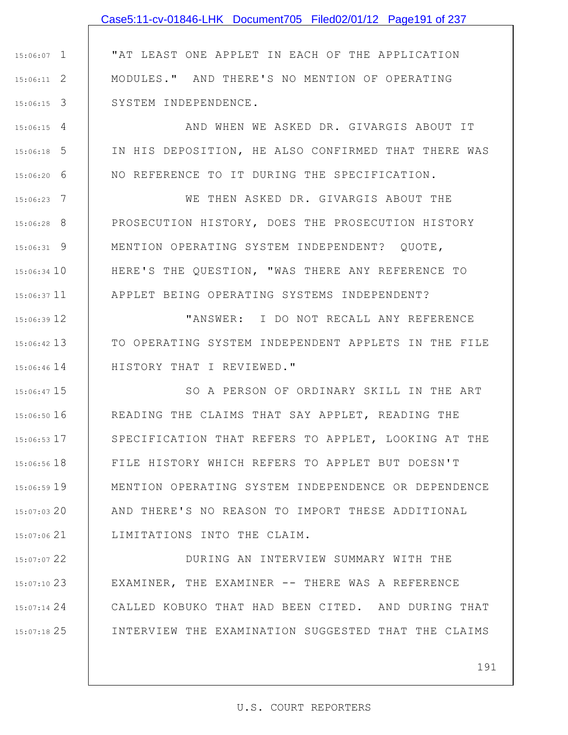"AT LEAST ONE APPLET IN EACH OF THE APPLICATION MODULES." AND THERE'S NO MENTION OF OPERATING SYSTEM INDEPENDENCE.

AND WHEN WE ASKED DR. GIVARGIS ABOUT IT IN HIS DEPOSITION, HE ALSO CONFIRMED THAT THERE WAS NO REFERENCE TO IT DURING THE SPECIFICATION.

WE THEN ASKED DR. GIVARGIS ABOUT THE PROSECUTION HISTORY, DOES THE PROSECUTION HISTORY MENTION OPERATING SYSTEM INDEPENDENT? QUOTE, HERE'S THE QUESTION, "WAS THERE ANY REFERENCE TO APPLET BEING OPERATING SYSTEMS INDEPENDENT?

"ANSWER: I DO NOT RECALL ANY REFERENCE TO OPERATING SYSTEM INDEPENDENT APPLETS IN THE FILE HISTORY THAT I REVIEWED."

SO A PERSON OF ORDINARY SKILL IN THE ART READING THE CLAIMS THAT SAY APPLET, READING THE SPECIFICATION THAT REFERS TO APPLET, LOOKING AT THE FILE HISTORY WHICH REFERS TO APPLET BUT DOESN'T MENTION OPERATING SYSTEM INDEPENDENCE OR DEPENDENCE AND THERE'S NO REASON TO IMPORT THESE ADDITIONAL LIMITATIONS INTO THE CLAIM.

DURING AN INTERVIEW SUMMARY WITH THE EXAMINER, THE EXAMINER -- THERE WAS A REFERENCE CALLED KOBUKO THAT HAD BEEN CITED. AND DURING THAT INTERVIEW THE EXAMINATION SUGGESTED THAT THE CLAIMS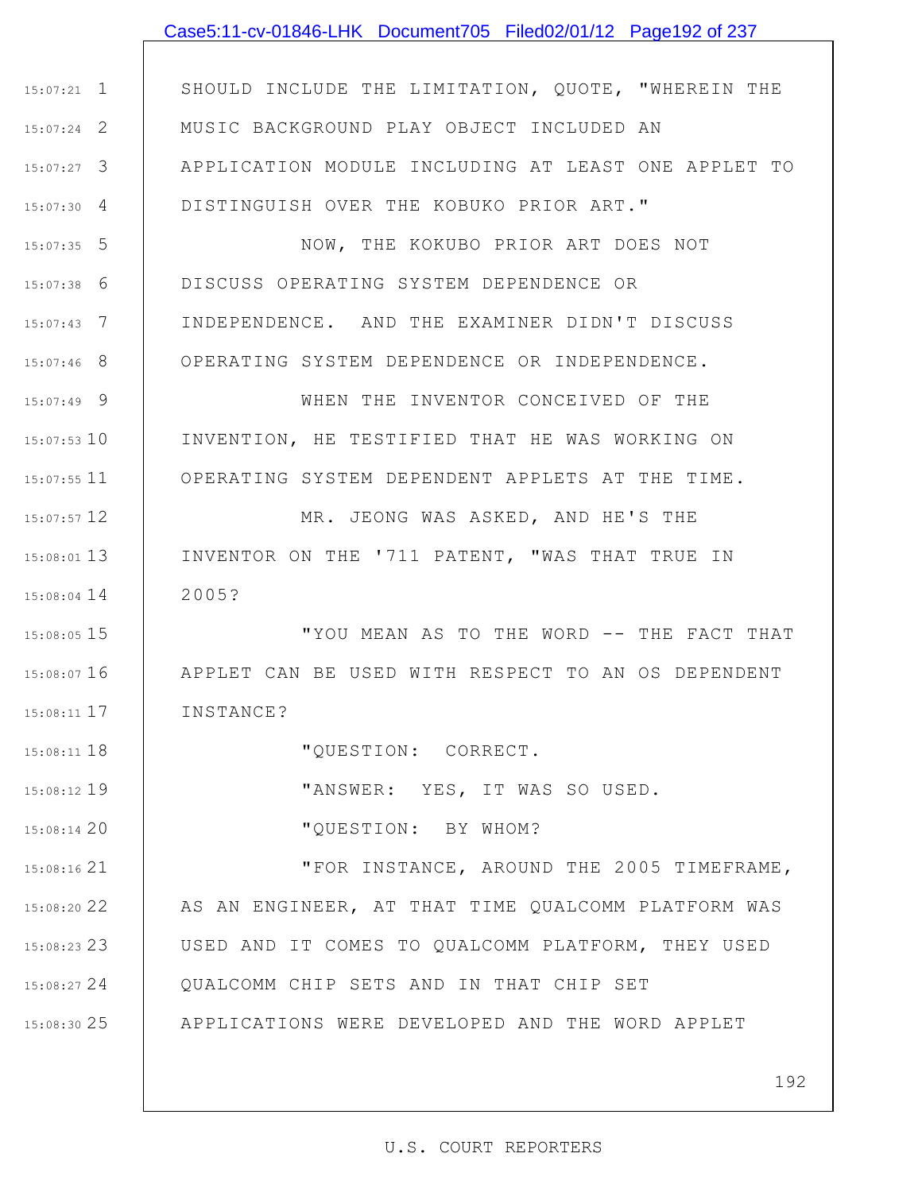SHOULD INCLUDE THE LIMITATION, QUOTE, "WHEREIN THE MUSIC BACKGROUND PLAY OBJECT INCLUDED AN APPLICATION MODULE INCLUDING AT LEAST ONE APPLET TO DISTINGUISH OVER THE KOBUKO PRIOR ART."

NOW, THE KOKUBO PRIOR ART DOES NOT DISCUSS OPERATING SYSTEM DEPENDENCE OR INDEPENDENCE. AND THE EXAMINER DIDN'T DISCUSS OPERATING SYSTEM DEPENDENCE OR INDEPENDENCE.

WHEN THE INVENTOR CONCEIVED OF THE INVENTION, HE TESTIFIED THAT HE WAS WORKING ON OPERATING SYSTEM DEPENDENT APPLETS AT THE TIME.

MR. JEONG WAS ASKED, AND HE'S THE INVENTOR ON THE '711 PATENT, "WAS THAT TRUE IN 2005?

"YOU MEAN AS TO THE WORD -- THE FACT THAT APPLET CAN BE USED WITH RESPECT TO AN OS DEPENDENT INSTANCE?

"QUESTION: CORRECT.

"ANSWER: YES, IT WAS SO USED.

"QUESTION: BY WHOM?

"FOR INSTANCE, AROUND THE 2005 TIMEFRAME, AS AN ENGINEER, AT THAT TIME QUALCOMM PLATFORM WAS USED AND IT COMES TO QUALCOMM PLATFORM, THEY USED QUALCOMM CHIP SETS AND IN THAT CHIP SET APPLICATIONS WERE DEVELOPED AND THE WORD APPLET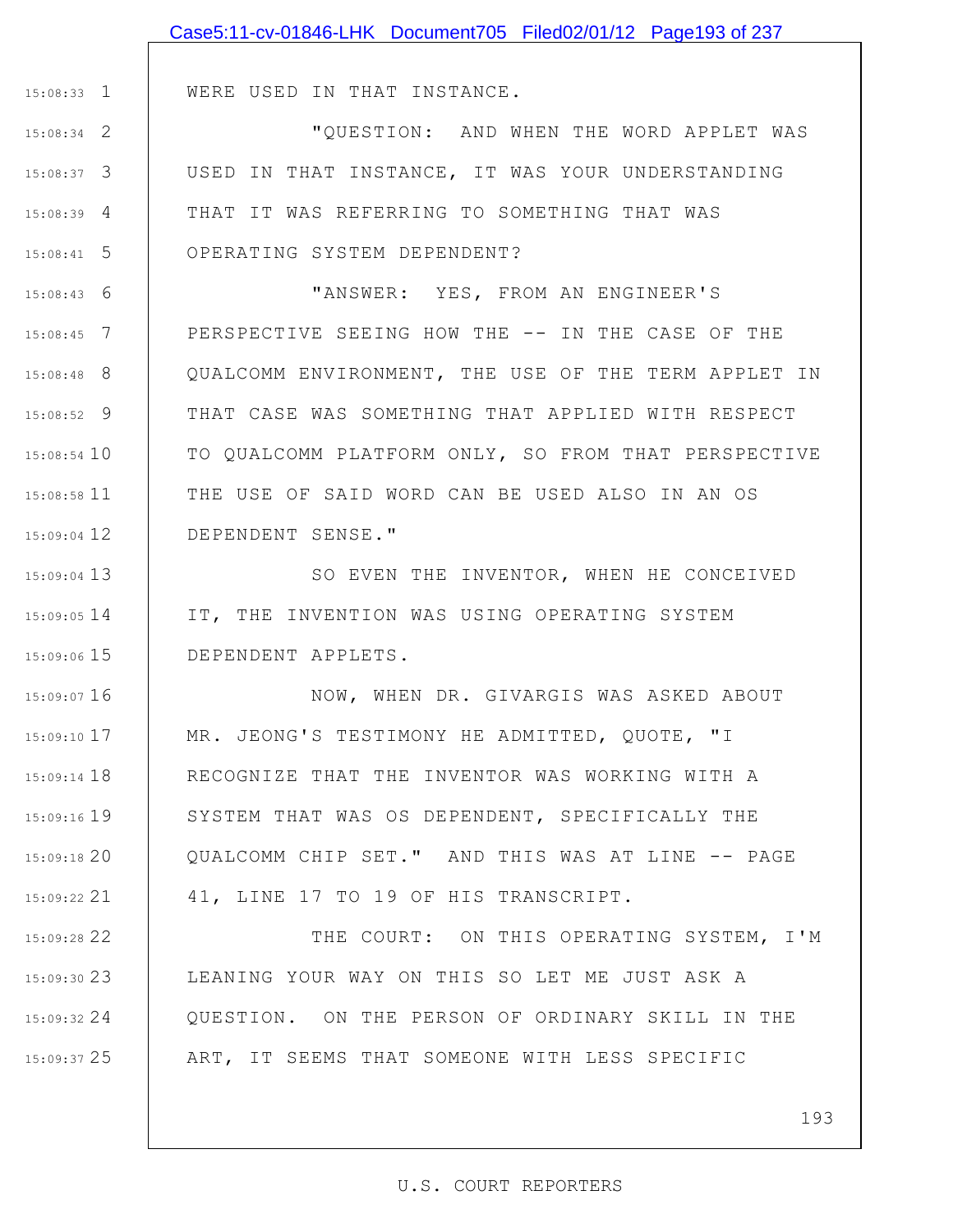WERE USED IN THAT INSTANCE.

"QUESTION: AND WHEN THE WORD APPLET WAS USED IN THAT INSTANCE, IT WAS YOUR UNDERSTANDING THAT IT WAS REFERRING TO SOMETHING THAT WAS OPERATING SYSTEM DEPENDENT?

"ANSWER: YES, FROM AN ENGINEER'S PERSPECTIVE SEEING HOW THE -- IN THE CASE OF THE QUALCOMM ENVIRONMENT, THE USE OF THE TERM APPLET IN THAT CASE WAS SOMETHING THAT APPLIED WITH RESPECT TO QUALCOMM PLATFORM ONLY, SO FROM THAT PERSPECTIVE THE USE OF SAID WORD CAN BE USED ALSO IN AN OS DEPENDENT SENSE."

SO EVEN THE INVENTOR, WHEN HE CONCEIVED IT, THE INVENTION WAS USING OPERATING SYSTEM DEPENDENT APPLETS.

NOW, WHEN DR. GIVARGIS WAS ASKED ABOUT MR. JEONG'S TESTIMONY HE ADMITTED, QUOTE, "I RECOGNIZE THAT THE INVENTOR WAS WORKING WITH A SYSTEM THAT WAS OS DEPENDENT, SPECIFICALLY THE QUALCOMM CHIP SET." AND THIS WAS AT LINE -- PAGE 41, LINE 17 TO 19 OF HIS TRANSCRIPT.

THE COURT: ON THIS OPERATING SYSTEM, I'M LEANING YOUR WAY ON THIS SO LET ME JUST ASK A QUESTION. ON THE PERSON OF ORDINARY SKILL IN THE ART, IT SEEMS THAT SOMEONE WITH LESS SPECIFIC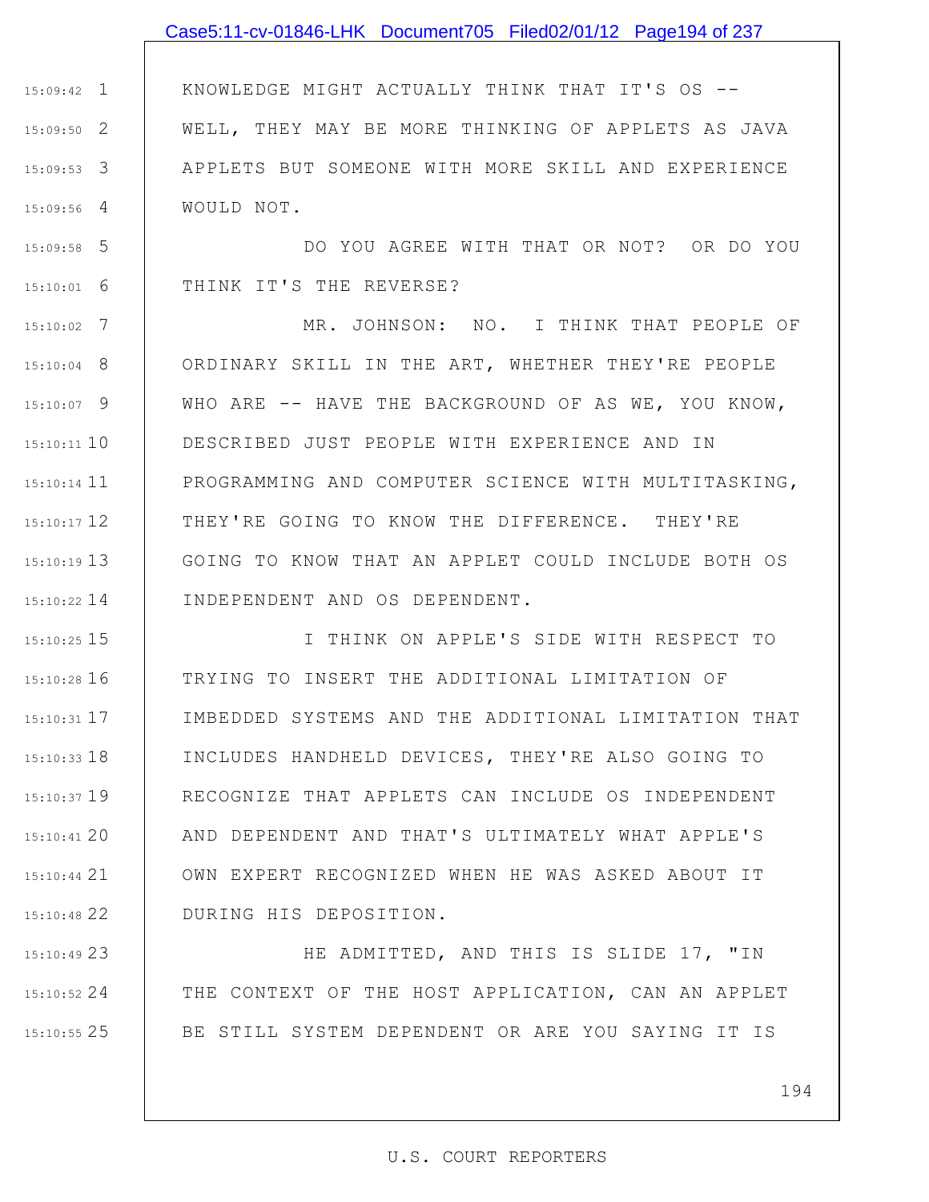KNOWLEDGE MIGHT ACTUALLY THINK THAT IT'S OS -- WELL, THEY MAY BE MORE THINKING OF APPLETS AS JAVA APPLETS BUT SOMEONE WITH MORE SKILL AND EXPERIENCE WOULD NOT.

DO YOU AGREE WITH THAT OR NOT? OR DO YOU THINK IT'S THE REVERSE?

MR. JOHNSON: NO. I THINK THAT PEOPLE OF ORDINARY SKILL IN THE ART, WHETHER THEY'RE PEOPLE WHO ARE -- HAVE THE BACKGROUND OF AS WE, YOU KNOW, DESCRIBED JUST PEOPLE WITH EXPERIENCE AND IN PROGRAMMING AND COMPUTER SCIENCE WITH MULTITASKING, THEY'RE GOING TO KNOW THE DIFFERENCE. THEY'RE GOING TO KNOW THAT AN APPLET COULD INCLUDE BOTH OS INDEPENDENT AND OS DEPENDENT.

I THINK ON APPLE'S SIDE WITH RESPECT TO TRYING TO INSERT THE ADDITIONAL LIMITATION OF IMBEDDED SYSTEMS AND THE ADDITIONAL LIMITATION THAT INCLUDES HANDHELD DEVICES, THEY'RE ALSO GOING TO RECOGNIZE THAT APPLETS CAN INCLUDE OS INDEPENDENT AND DEPENDENT AND THAT'S ULTIMATELY WHAT APPLE'S OWN EXPERT RECOGNIZED WHEN HE WAS ASKED ABOUT IT DURING HIS DEPOSITION.

HE ADMITTED, AND THIS IS SLIDE 17, "IN THE CONTEXT OF THE HOST APPLICATION, CAN AN APPLET BE STILL SYSTEM DEPENDENT OR ARE YOU SAYING IT IS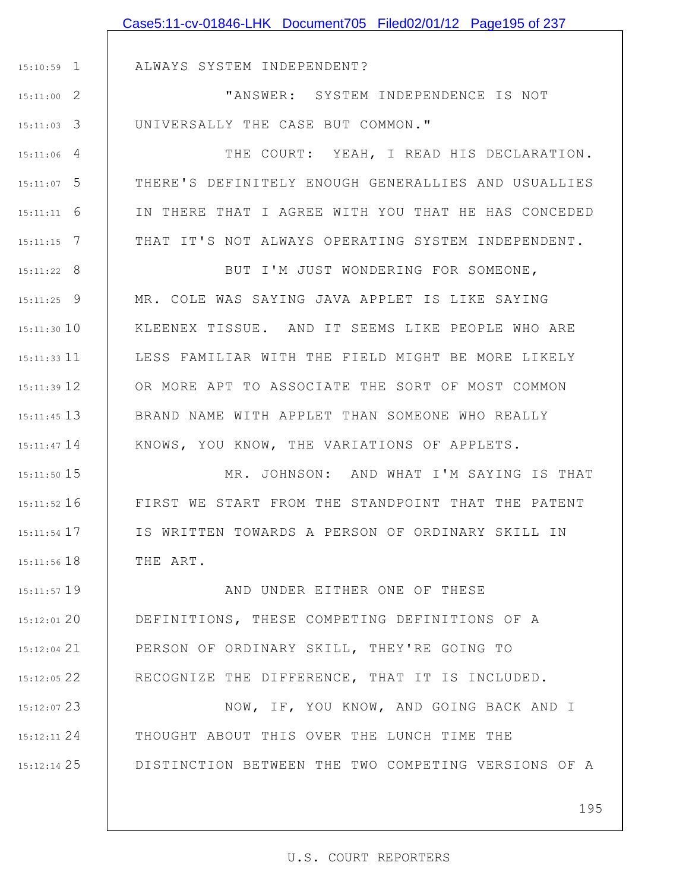ALWAYS SYSTEM INDEPENDENT?

"ANSWER: SYSTEM INDEPENDENCE IS NOT UNIVERSALLY THE CASE BUT COMMON."

THE COURT: YEAH, I READ HIS DECLARATION. THERE'S DEFINITELY ENOUGH GENERALLIES AND USUALLIES IN THERE THAT I AGREE WITH YOU THAT HE HAS CONCEDED THAT IT'S NOT ALWAYS OPERATING SYSTEM INDEPENDENT.

BUT I'M JUST WONDERING FOR SOMEONE, MR. COLE WAS SAYING JAVA APPLET IS LIKE SAYING KLEENEX TISSUE. AND IT SEEMS LIKE PEOPLE WHO ARE LESS FAMILIAR WITH THE FIELD MIGHT BE MORE LIKELY OR MORE APT TO ASSOCIATE THE SORT OF MOST COMMON BRAND NAME WITH APPLET THAN SOMEONE WHO REALLY KNOWS, YOU KNOW, THE VARIATIONS OF APPLETS.

MR. JOHNSON: AND WHAT I'M SAYING IS THAT FIRST WE START FROM THE STANDPOINT THAT THE PATENT IS WRITTEN TOWARDS A PERSON OF ORDINARY SKILL IN THE ART.

AND UNDER EITHER ONE OF THESE DEFINITIONS, THESE COMPETING DEFINITIONS OF A PERSON OF ORDINARY SKILL, THEY'RE GOING TO RECOGNIZE THE DIFFERENCE, THAT IT IS INCLUDED.

NOW, IF, YOU KNOW, AND GOING BACK AND I THOUGHT ABOUT THIS OVER THE LUNCH TIME THE DISTINCTION BETWEEN THE TWO COMPETING VERSIONS OF A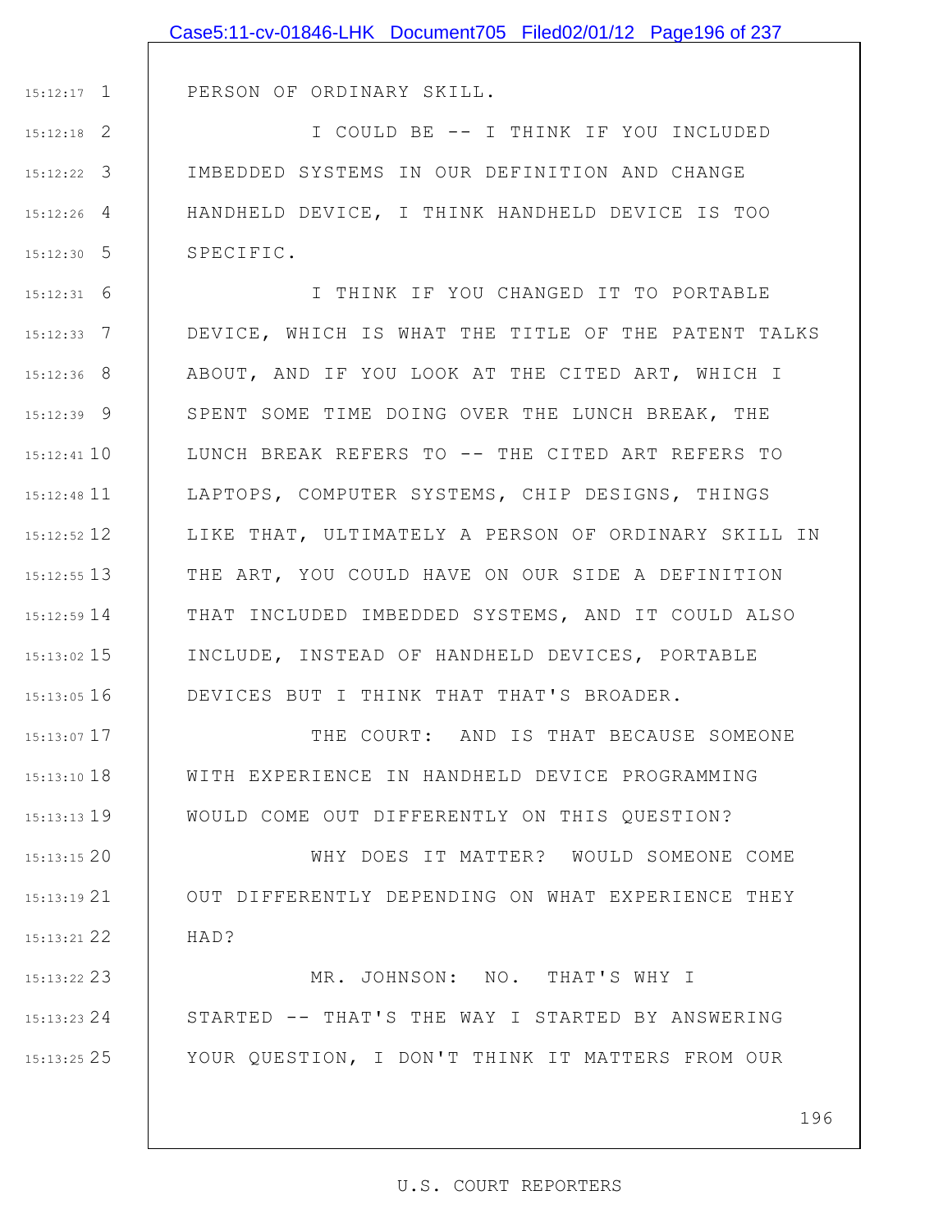PERSON OF ORDINARY SKILL.

I COULD BE -- I THINK IF YOU INCLUDED IMBEDDED SYSTEMS IN OUR DEFINITION AND CHANGE HANDHELD DEVICE, I THINK HANDHELD DEVICE IS TOO SPECIFIC.

I THINK IF YOU CHANGED IT TO PORTABLE DEVICE, WHICH IS WHAT THE TITLE OF THE PATENT TALKS ABOUT, AND IF YOU LOOK AT THE CITED ART, WHICH I SPENT SOME TIME DOING OVER THE LUNCH BREAK, THE LUNCH BREAK REFERS TO -- THE CITED ART REFERS TO LAPTOPS, COMPUTER SYSTEMS, CHIP DESIGNS, THINGS LIKE THAT, ULTIMATELY A PERSON OF ORDINARY SKILL IN THE ART, YOU COULD HAVE ON OUR SIDE A DEFINITION THAT INCLUDED IMBEDDED SYSTEMS, AND IT COULD ALSO INCLUDE, INSTEAD OF HANDHELD DEVICES, PORTABLE DEVICES BUT I THINK THAT THAT'S BROADER.

THE COURT: AND IS THAT BECAUSE SOMEONE WITH EXPERIENCE IN HANDHELD DEVICE PROGRAMMING WOULD COME OUT DIFFERENTLY ON THIS QUESTION?

WHY DOES IT MATTER? WOULD SOMEONE COME OUT DIFFERENTLY DEPENDING ON WHAT EXPERIENCE THEY HAD?

MR. JOHNSON: NO. THAT'S WHY I STARTED -- THAT'S THE WAY I STARTED BY ANSWERING YOUR QUESTION, I DON'T THINK IT MATTERS FROM OUR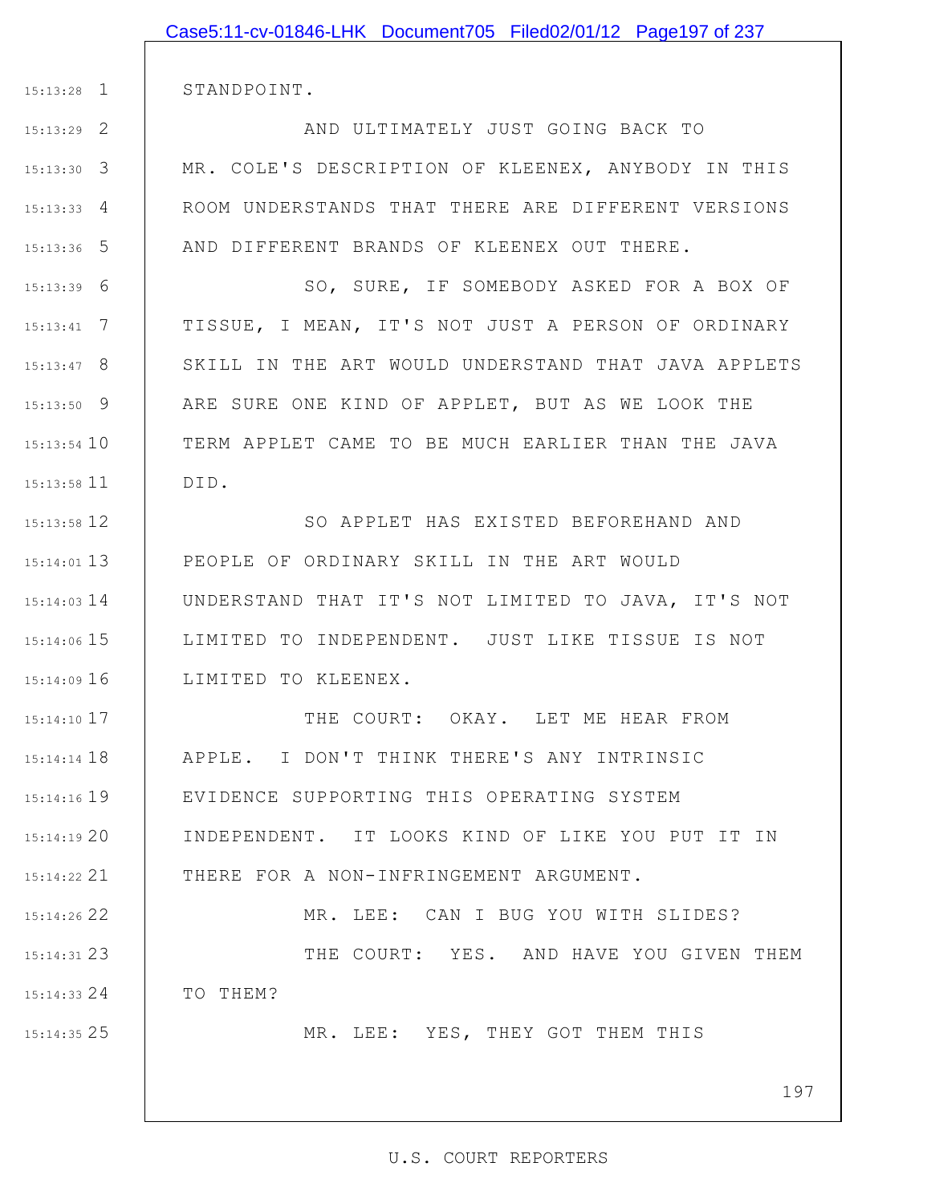STANDPOINT.

AND ULTIMATELY JUST GOING BACK TO MR. COLE'S DESCRIPTION OF KLEENEX, ANYBODY IN THIS ROOM UNDERSTANDS THAT THERE ARE DIFFERENT VERSIONS AND DIFFERENT BRANDS OF KLEENEX OUT THERE.

SO, SURE, IF SOMEBODY ASKED FOR A BOX OF TISSUE, I MEAN, IT'S NOT JUST A PERSON OF ORDINARY SKILL IN THE ART WOULD UNDERSTAND THAT JAVA APPLETS ARE SURE ONE KIND OF APPLET, BUT AS WE LOOK THE TERM APPLET CAME TO BE MUCH EARLIER THAN THE JAVA DID.

SO APPLET HAS EXISTED BEFOREHAND AND PEOPLE OF ORDINARY SKILL IN THE ART WOULD UNDERSTAND THAT IT'S NOT LIMITED TO JAVA, IT'S NOT LIMITED TO INDEPENDENT. JUST LIKE TISSUE IS NOT LIMITED TO KLEENEX.

THE COURT: OKAY. LET ME HEAR FROM APPLE. I DON'T THINK THERE'S ANY INTRINSIC EVIDENCE SUPPORTING THIS OPERATING SYSTEM INDEPENDENT. IT LOOKS KIND OF LIKE YOU PUT IT IN THERE FOR A NON-INFRINGEMENT ARGUMENT.

MR. LEE: CAN I BUG YOU WITH SLIDES?

THE COURT: YES. AND HAVE YOU GIVEN THEM TO THEM?

MR. LEE: YES, THEY GOT THEM THIS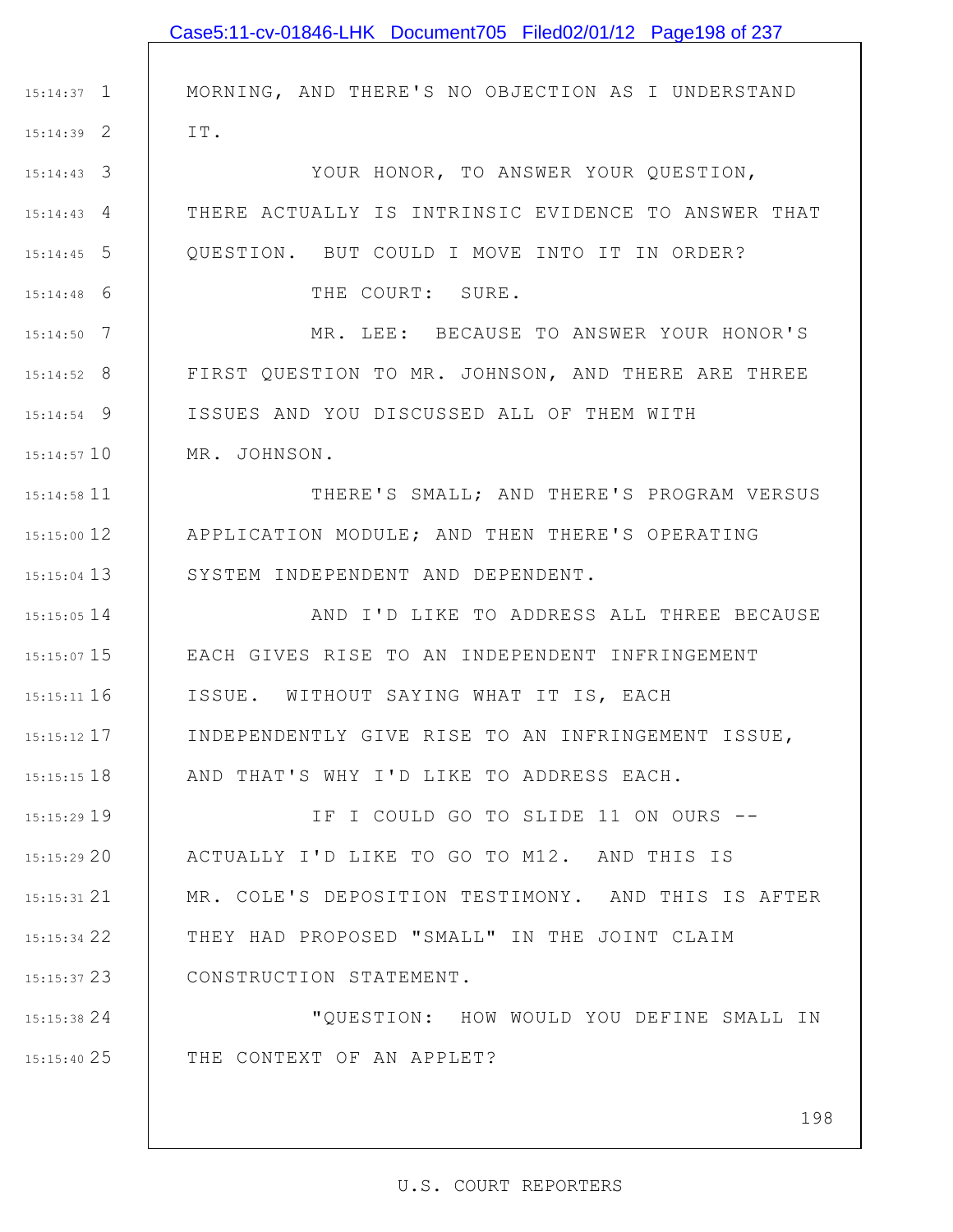MORNING, AND THERE'S NO OBJECTION AS I UNDERSTAND IT.

YOUR HONOR, TO ANSWER YOUR QUESTION, THERE ACTUALLY IS INTRINSIC EVIDENCE TO ANSWER THAT QUESTION. BUT COULD I MOVE INTO IT IN ORDER?

THE COURT: SURE.

MR. LEE: BECAUSE TO ANSWER YOUR HONOR'S FIRST QUESTION TO MR. JOHNSON, AND THERE ARE THREE ISSUES AND YOU DISCUSSED ALL OF THEM WITH MR. JOHNSON.

THERE'S SMALL; AND THERE'S PROGRAM VERSUS APPLICATION MODULE; AND THEN THERE'S OPERATING SYSTEM INDEPENDENT AND DEPENDENT.

AND I'D LIKE TO ADDRESS ALL THREE BECAUSE EACH GIVES RISE TO AN INDEPENDENT INFRINGEMENT ISSUE. WITHOUT SAYING WHAT IT IS, EACH INDEPENDENTLY GIVE RISE TO AN INFRINGEMENT ISSUE, AND THAT'S WHY I'D LIKE TO ADDRESS EACH.

IF I COULD GO TO SLIDE 11 ON OURS -- ACTUALLY I'D LIKE TO GO TO M12. AND THIS IS MR. COLE'S DEPOSITION TESTIMONY. AND THIS IS AFTER THEY HAD PROPOSED "SMALL" IN THE JOINT CLAIM CONSTRUCTION STATEMENT.

"QUESTION: HOW WOULD YOU DEFINE SMALL IN THE CONTEXT OF AN APPLET?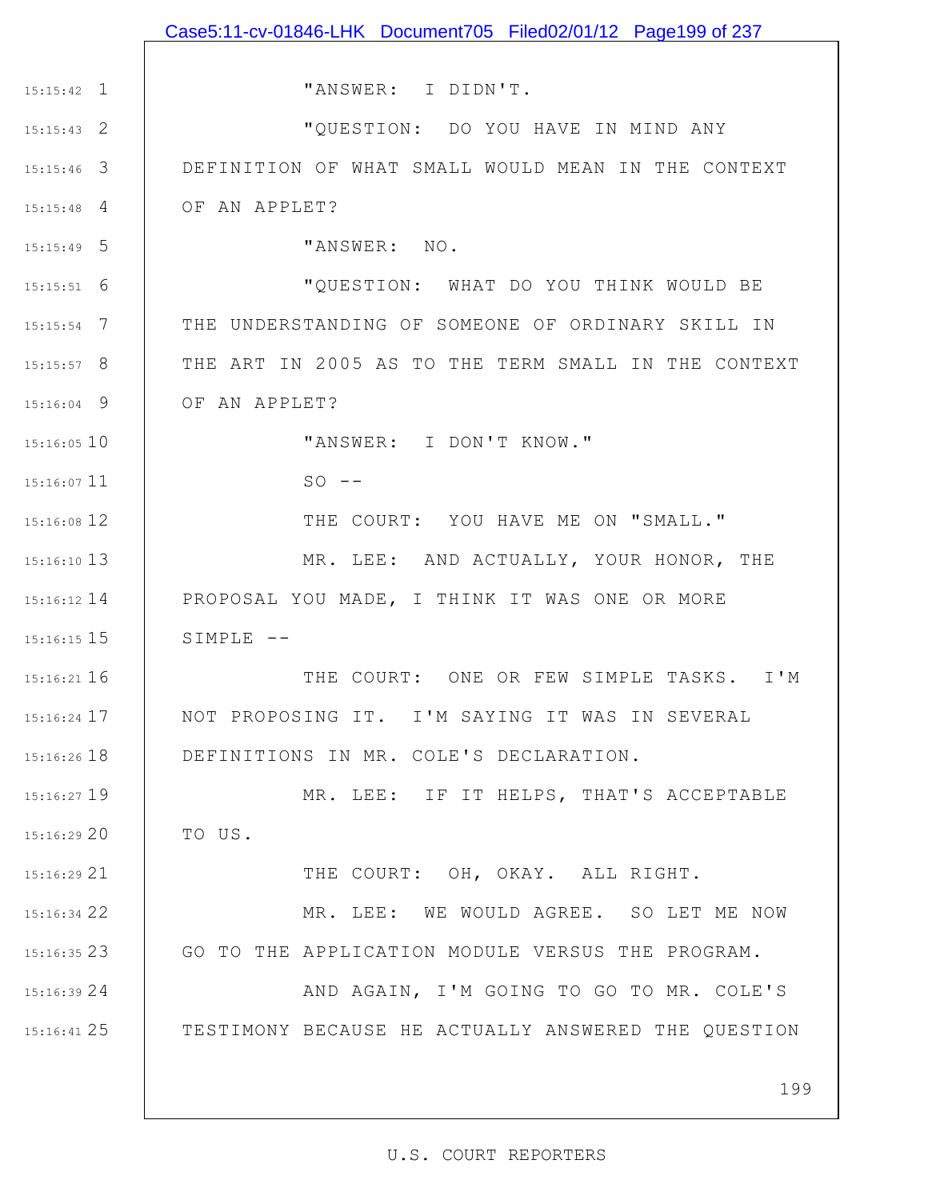"ANSWER: I DIDN'T.

"QUESTION: DO YOU HAVE IN MIND ANY DEFINITION OF WHAT SMALL WOULD MEAN IN THE CONTEXT OF AN APPLET?

"ANSWER: NO.

"QUESTION: WHAT DO YOU THINK WOULD BE THE UNDERSTANDING OF SOMEONE OF ORDINARY SKILL IN THE ART IN 2005 AS TO THE TERM SMALL IN THE CONTEXT OF AN APPLET?

"ANSWER: I DON'T KNOW."

SO --

THE COURT: YOU HAVE ME ON "SMALL."

MR. LEE: AND ACTUALLY, YOUR HONOR, THE PROPOSAL YOU MADE, I THINK IT WAS ONE OR MORE SIMPLE --

THE COURT: ONE OR FEW SIMPLE TASKS. I'M NOT PROPOSING IT. I'M SAYING IT WAS IN SEVERAL DEFINITIONS IN MR. COLE'S DECLARATION.

MR. LEE: IF IT HELPS, THAT'S ACCEPTABLE TO US.

THE COURT: OH, OKAY. ALL RIGHT.

MR. LEE: WE WOULD AGREE. SO LET ME NOW GO TO THE APPLICATION MODULE VERSUS THE PROGRAM.

AND AGAIN, I'M GOING TO GO TO MR. COLE'S TESTIMONY BECAUSE HE ACTUALLY ANSWERED THE QUESTION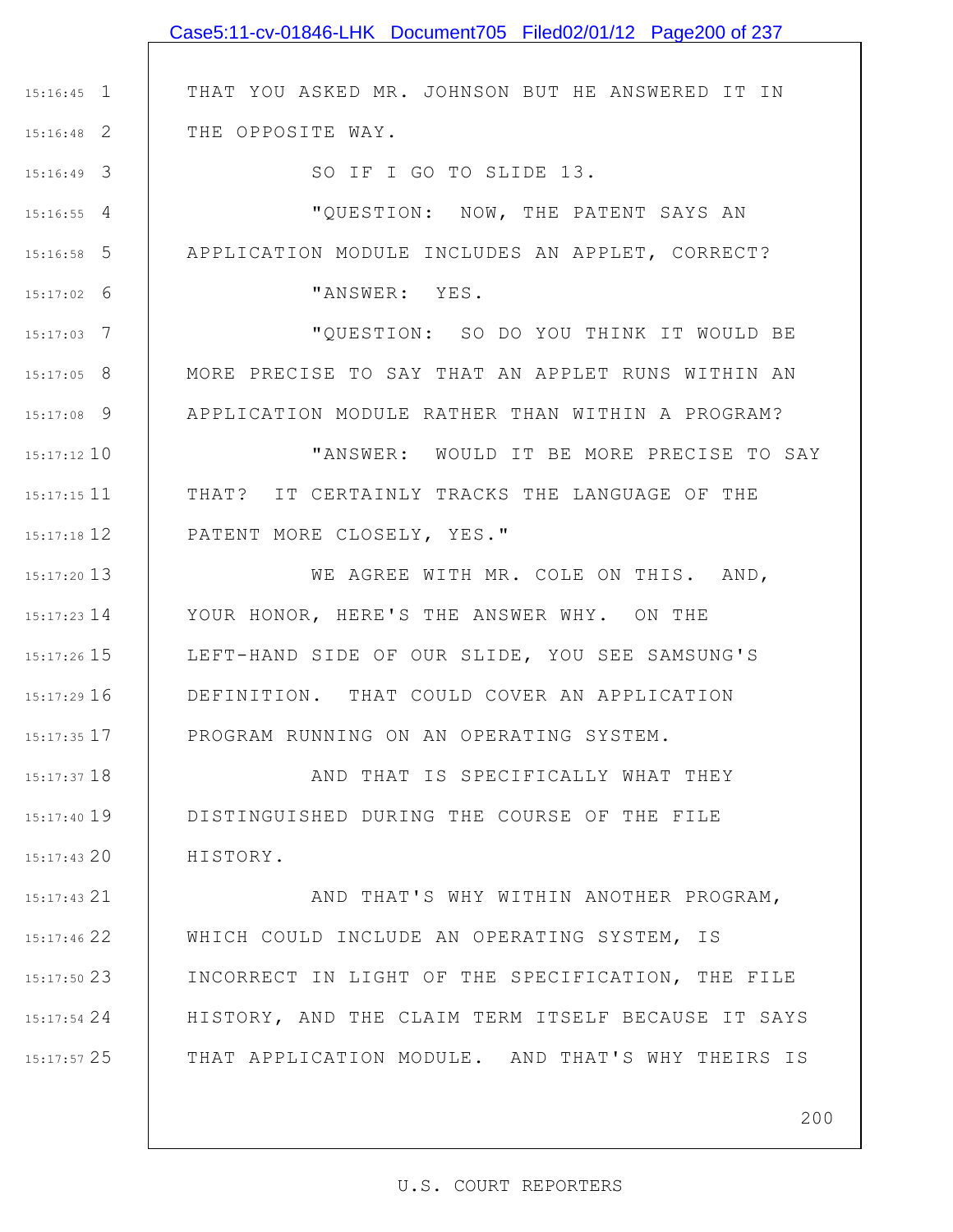THAT YOU ASKED MR. JOHNSON BUT HE ANSWERED IT IN THE OPPOSITE WAY.

SO IF I GO TO SLIDE 13.

"QUESTION: NOW, THE PATENT SAYS AN APPLICATION MODULE INCLUDES AN APPLET, CORRECT?

"ANSWER: YES.

"QUESTION: SO DO YOU THINK IT WOULD BE MORE PRECISE TO SAY THAT AN APPLET RUNS WITHIN AN APPLICATION MODULE RATHER THAN WITHIN A PROGRAM?

"ANSWER: WOULD IT BE MORE PRECISE TO SAY THAT? IT CERTAINLY TRACKS THE LANGUAGE OF THE PATENT MORE CLOSELY, YES."

WE AGREE WITH MR. COLE ON THIS. AND, YOUR HONOR, HERE'S THE ANSWER WHY. ON THE LEFT-HAND SIDE OF OUR SLIDE, YOU SEE SAMSUNG'S DEFINITION. THAT COULD COVER AN APPLICATION PROGRAM RUNNING ON AN OPERATING SYSTEM.

AND THAT IS SPECIFICALLY WHAT THEY DISTINGUISHED DURING THE COURSE OF THE FILE HISTORY.

AND THAT'S WHY WITHIN ANOTHER PROGRAM, WHICH COULD INCLUDE AN OPERATING SYSTEM, IS INCORRECT IN LIGHT OF THE SPECIFICATION, THE FILE HISTORY, AND THE CLAIM TERM ITSELF BECAUSE IT SAYS THAT APPLICATION MODULE. AND THAT'S WHY THEIRS IS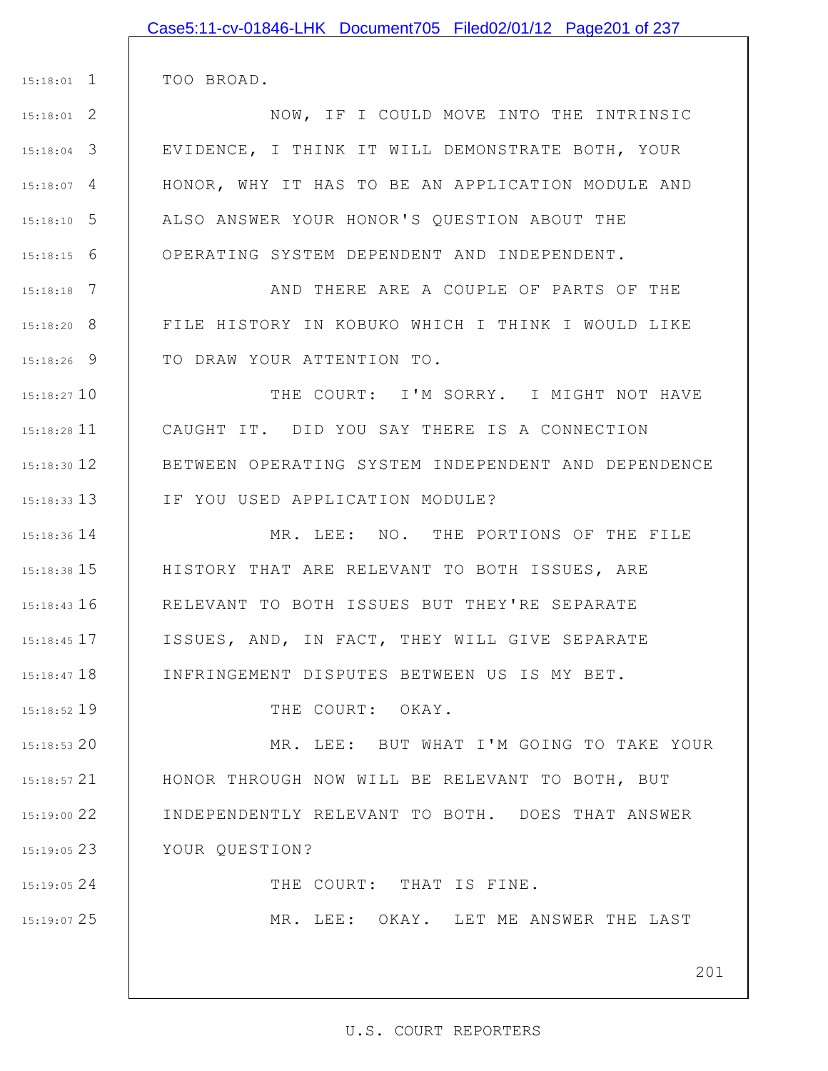TOO BROAD.

NOW, IF I COULD MOVE INTO THE INTRINSIC EVIDENCE, I THINK IT WILL DEMONSTRATE BOTH, YOUR HONOR, WHY IT HAS TO BE AN APPLICATION MODULE AND ALSO ANSWER YOUR HONOR'S QUESTION ABOUT THE OPERATING SYSTEM DEPENDENT AND INDEPENDENT.

AND THERE ARE A COUPLE OF PARTS OF THE FILE HISTORY IN KOBUKO WHICH I THINK I WOULD LIKE TO DRAW YOUR ATTENTION TO.

THE COURT: I'M SORRY. I MIGHT NOT HAVE CAUGHT IT. DID YOU SAY THERE IS A CONNECTION BETWEEN OPERATING SYSTEM INDEPENDENT AND DEPENDENCE IF YOU USED APPLICATION MODULE?

MR. LEE: NO. THE PORTIONS OF THE FILE HISTORY THAT ARE RELEVANT TO BOTH ISSUES, ARE RELEVANT TO BOTH ISSUES BUT THEY'RE SEPARATE ISSUES, AND, IN FACT, THEY WILL GIVE SEPARATE INFRINGEMENT DISPUTES BETWEEN US IS MY BET.

THE COURT: OKAY.

MR. LEE: BUT WHAT I'M GOING TO TAKE YOUR HONOR THROUGH NOW WILL BE RELEVANT TO BOTH, BUT INDEPENDENTLY RELEVANT TO BOTH. DOES THAT ANSWER YOUR QUESTION?

THE COURT: THAT IS FINE.

MR. LEE: OKAY. LET ME ANSWER THE LAST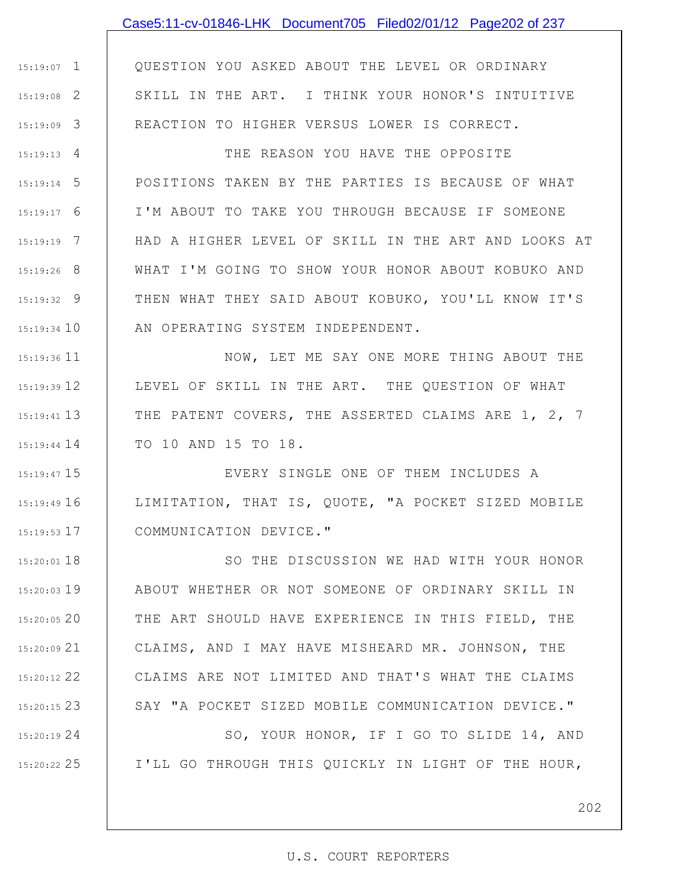QUESTION YOU ASKED ABOUT THE LEVEL OR ORDINARY SKILL IN THE ART. I THINK YOUR HONOR'S INTUITIVE REACTION TO HIGHER VERSUS LOWER IS CORRECT.

THE REASON YOU HAVE THE OPPOSITE POSITIONS TAKEN BY THE PARTIES IS BECAUSE OF WHAT I'M ABOUT TO TAKE YOU THROUGH BECAUSE IF SOMEONE HAD A HIGHER LEVEL OF SKILL IN THE ART AND LOOKS AT WHAT I'M GOING TO SHOW YOUR HONOR ABOUT KOBUKO AND THEN WHAT THEY SAID ABOUT KOBUKO, YOU'LL KNOW IT'S AN OPERATING SYSTEM INDEPENDENT.

NOW, LET ME SAY ONE MORE THING ABOUT THE LEVEL OF SKILL IN THE ART. THE QUESTION OF WHAT THE PATENT COVERS, THE ASSERTED CLAIMS ARE 1, 2, 7 TO 10 AND 15 TO 18.

EVERY SINGLE ONE OF THEM INCLUDES A LIMITATION, THAT IS, QUOTE, "A POCKET SIZED MOBILE COMMUNICATION DEVICE."

SO THE DISCUSSION WE HAD WITH YOUR HONOR ABOUT WHETHER OR NOT SOMEONE OF ORDINARY SKILL IN THE ART SHOULD HAVE EXPERIENCE IN THIS FIELD, THE CLAIMS, AND I MAY HAVE MISHEARD MR. JOHNSON, THE CLAIMS ARE NOT LIMITED AND THAT'S WHAT THE CLAIMS SAY "A POCKET SIZED MOBILE COMMUNICATION DEVICE."

SO, YOUR HONOR, IF I GO TO SLIDE 14, AND I'LL GO THROUGH THIS QUICKLY IN LIGHT OF THE HOUR,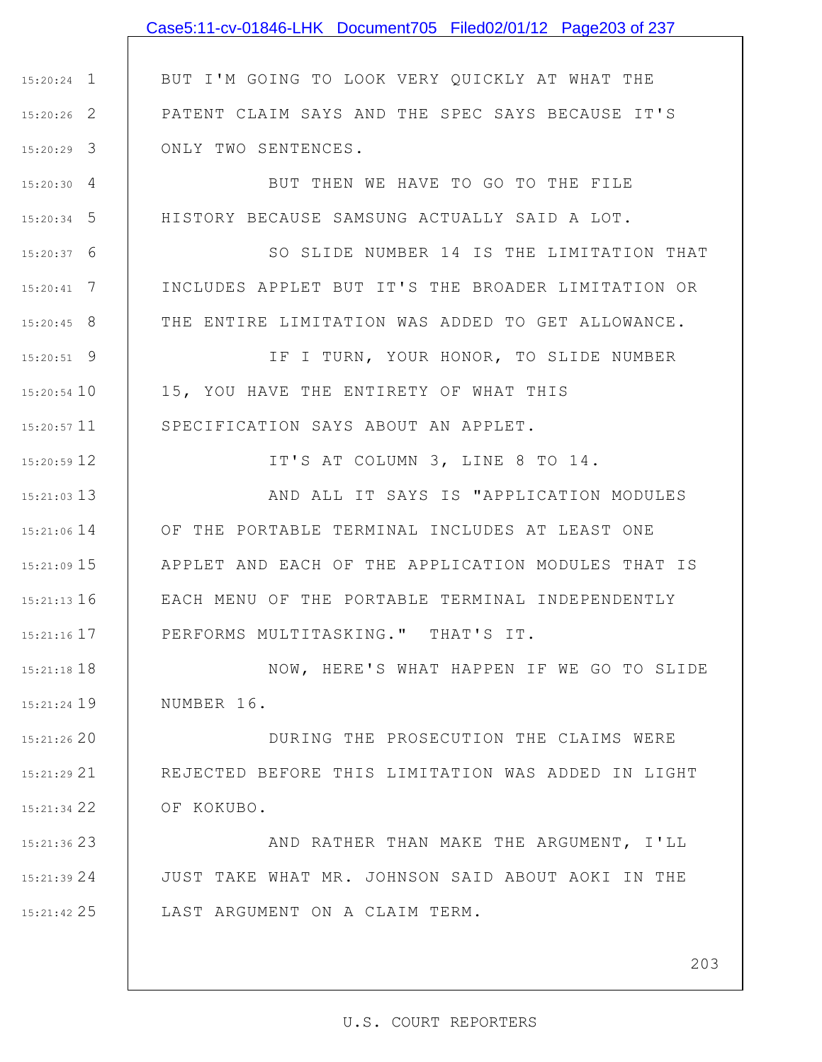BUT I'M GOING TO LOOK VERY QUICKLY AT WHAT THE PATENT CLAIM SAYS AND THE SPEC SAYS BECAUSE IT'S ONLY TWO SENTENCES.

BUT THEN WE HAVE TO GO TO THE FILE HISTORY BECAUSE SAMSUNG ACTUALLY SAID A LOT.

SO SLIDE NUMBER 14 IS THE LIMITATION THAT INCLUDES APPLET BUT IT'S THE BROADER LIMITATION OR THE ENTIRE LIMITATION WAS ADDED TO GET ALLOWANCE.

IF I TURN, YOUR HONOR, TO SLIDE NUMBER 15, YOU HAVE THE ENTIRETY OF WHAT THIS SPECIFICATION SAYS ABOUT AN APPLET.

IT'S AT COLUMN 3, LINE 8 TO 14.

AND ALL IT SAYS IS "APPLICATION MODULES OF THE PORTABLE TERMINAL INCLUDES AT LEAST ONE APPLET AND EACH OF THE APPLICATION MODULES THAT IS EACH MENU OF THE PORTABLE TERMINAL INDEPENDENTLY PERFORMS MULTITASKING." THAT'S IT.

NOW, HERE'S WHAT HAPPEN IF WE GO TO SLIDE NUMBER 16.

DURING THE PROSECUTION THE CLAIMS WERE REJECTED BEFORE THIS LIMITATION WAS ADDED IN LIGHT OF KOKUBO.

AND RATHER THAN MAKE THE ARGUMENT, I'LL JUST TAKE WHAT MR. JOHNSON SAID ABOUT AOKI IN THE LAST ARGUMENT ON A CLAIM TERM.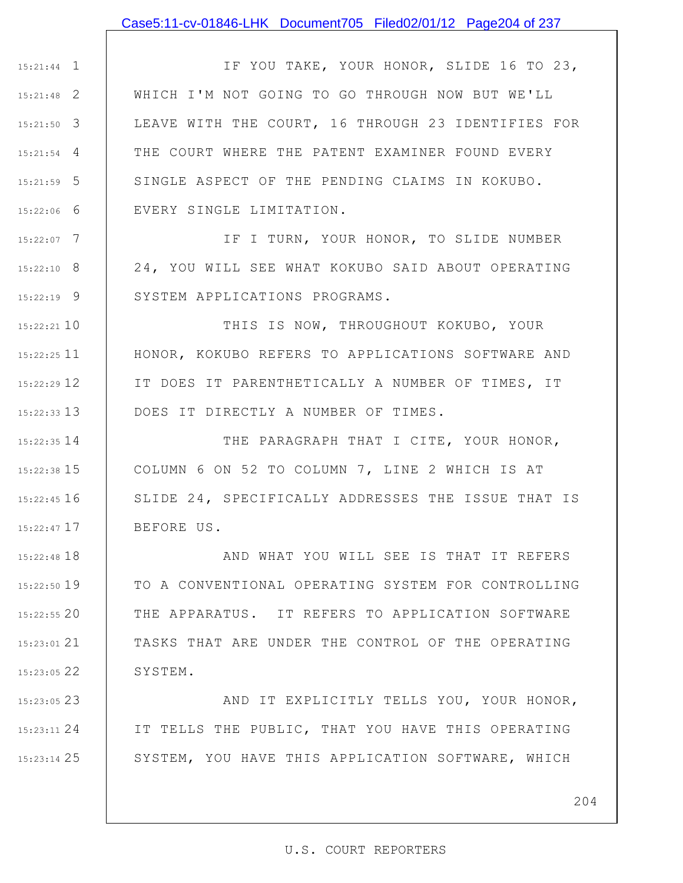IF YOU TAKE, YOUR HONOR, SLIDE 16 TO 23, WHICH I'M NOT GOING TO GO THROUGH NOW BUT WE'LL LEAVE WITH THE COURT, 16 THROUGH 23 IDENTIFIES FOR THE COURT WHERE THE PATENT EXAMINER FOUND EVERY SINGLE ASPECT OF THE PENDING CLAIMS IN KOKUBO. EVERY SINGLE LIMITATION.

IF I TURN, YOUR HONOR, TO SLIDE NUMBER 24, YOU WILL SEE WHAT KOKUBO SAID ABOUT OPERATING SYSTEM APPLICATIONS PROGRAMS.

THIS IS NOW, THROUGHOUT KOKUBO, YOUR HONOR, KOKUBO REFERS TO APPLICATIONS SOFTWARE AND IT DOES IT PARENTHETICALLY A NUMBER OF TIMES, IT DOES IT DIRECTLY A NUMBER OF TIMES.

THE PARAGRAPH THAT I CITE, YOUR HONOR, COLUMN 6 ON 52 TO COLUMN 7, LINE 2 WHICH IS AT SLIDE 24, SPECIFICALLY ADDRESSES THE ISSUE THAT IS BEFORE US.

AND WHAT YOU WILL SEE IS THAT IT REFERS TO A CONVENTIONAL OPERATING SYSTEM FOR CONTROLLING THE APPARATUS. IT REFERS TO APPLICATION SOFTWARE TASKS THAT ARE UNDER THE CONTROL OF THE OPERATING SYSTEM.

AND IT EXPLICITLY TELLS YOU, YOUR HONOR, IT TELLS THE PUBLIC, THAT YOU HAVE THIS OPERATING SYSTEM, YOU HAVE THIS APPLICATION SOFTWARE, WHICH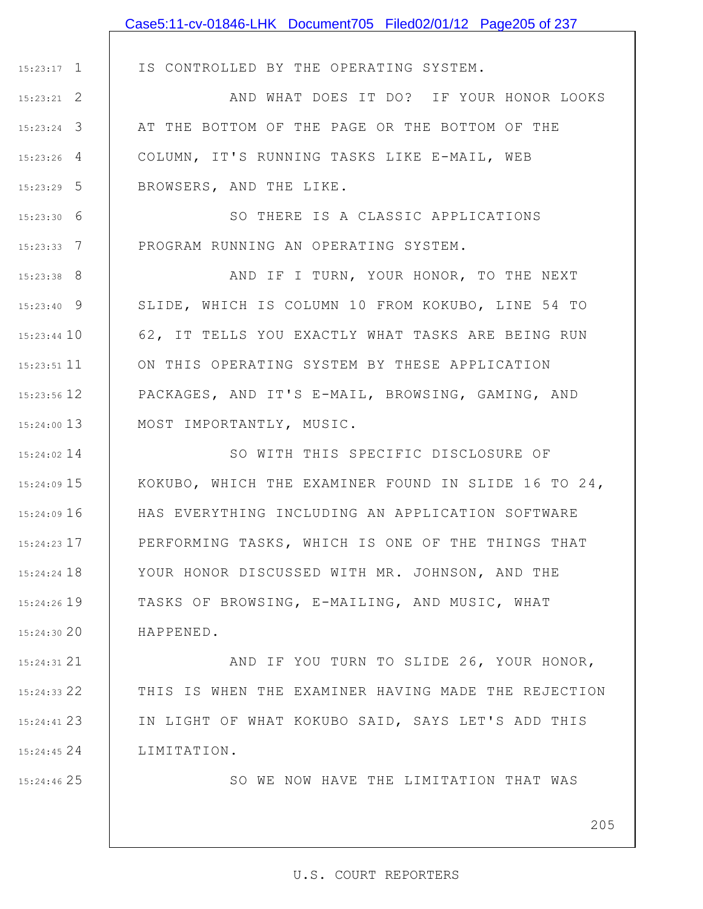IS CONTROLLED BY THE OPERATING SYSTEM.

AND WHAT DOES IT DO? IF YOUR HONOR LOOKS AT THE BOTTOM OF THE PAGE OR THE BOTTOM OF THE COLUMN, IT'S RUNNING TASKS LIKE E-MAIL, WEB BROWSERS, AND THE LIKE.

SO THERE IS A CLASSIC APPLICATIONS PROGRAM RUNNING AN OPERATING SYSTEM.

AND IF I TURN, YOUR HONOR, TO THE NEXT SLIDE, WHICH IS COLUMN 10 FROM KOKUBO, LINE 54 TO 62, IT TELLS YOU EXACTLY WHAT TASKS ARE BEING RUN ON THIS OPERATING SYSTEM BY THESE APPLICATION PACKAGES, AND IT'S E-MAIL, BROWSING, GAMING, AND MOST IMPORTANTLY, MUSIC.

SO WITH THIS SPECIFIC DISCLOSURE OF KOKUBO, WHICH THE EXAMINER FOUND IN SLIDE 16 TO 24, HAS EVERYTHING INCLUDING AN APPLICATION SOFTWARE PERFORMING TASKS, WHICH IS ONE OF THE THINGS THAT YOUR HONOR DISCUSSED WITH MR. JOHNSON, AND THE TASKS OF BROWSING, E-MAILING, AND MUSIC, WHAT HAPPENED.

AND IF YOU TURN TO SLIDE 26, YOUR HONOR, THIS IS WHEN THE EXAMINER HAVING MADE THE REJECTION IN LIGHT OF WHAT KOKUBO SAID, SAYS LET'S ADD THIS LIMITATION.

SO WE NOW HAVE THE LIMITATION THAT WAS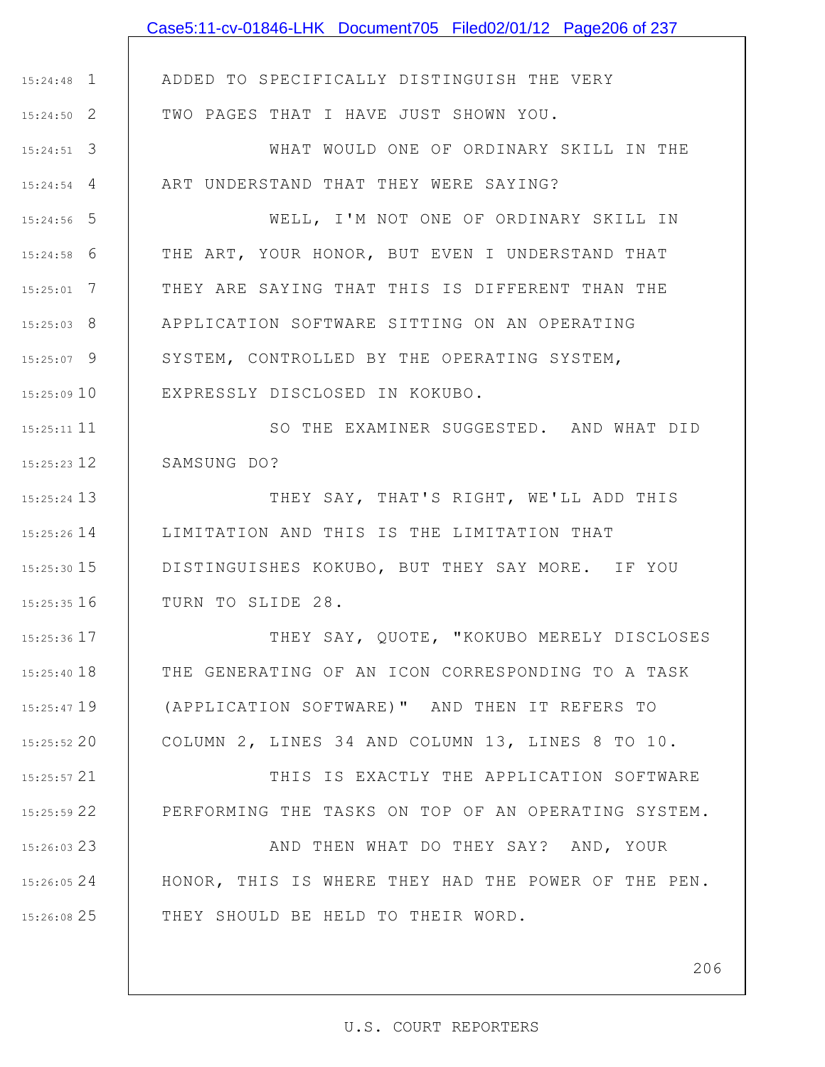ADDED TO SPECIFICALLY DISTINGUISH THE VERY TWO PAGES THAT I HAVE JUST SHOWN YOU.

WHAT WOULD ONE OF ORDINARY SKILL IN THE ART UNDERSTAND THAT THEY WERE SAYING?

WELL, I'M NOT ONE OF ORDINARY SKILL IN THE ART, YOUR HONOR, BUT EVEN I UNDERSTAND THAT THEY ARE SAYING THAT THIS IS DIFFERENT THAN THE APPLICATION SOFTWARE SITTING ON AN OPERATING SYSTEM, CONTROLLED BY THE OPERATING SYSTEM, EXPRESSLY DISCLOSED IN KOKUBO.

SO THE EXAMINER SUGGESTED. AND WHAT DID SAMSUNG DO?

THEY SAY, THAT'S RIGHT, WE'LL ADD THIS LIMITATION AND THIS IS THE LIMITATION THAT DISTINGUISHES KOKUBO, BUT THEY SAY MORE. IF YOU TURN TO SLIDE 28.

THEY SAY, QUOTE, "KOKUBO MERELY DISCLOSES THE GENERATING OF AN ICON CORRESPONDING TO A TASK (APPLICATION SOFTWARE)" AND THEN IT REFERS TO COLUMN 2, LINES 34 AND COLUMN 13, LINES 8 TO 10.

THIS IS EXACTLY THE APPLICATION SOFTWARE PERFORMING THE TASKS ON TOP OF AN OPERATING SYSTEM.

AND THEN WHAT DO THEY SAY? AND, YOUR HONOR, THIS IS WHERE THEY HAD THE POWER OF THE PEN. THEY SHOULD BE HELD TO THEIR WORD.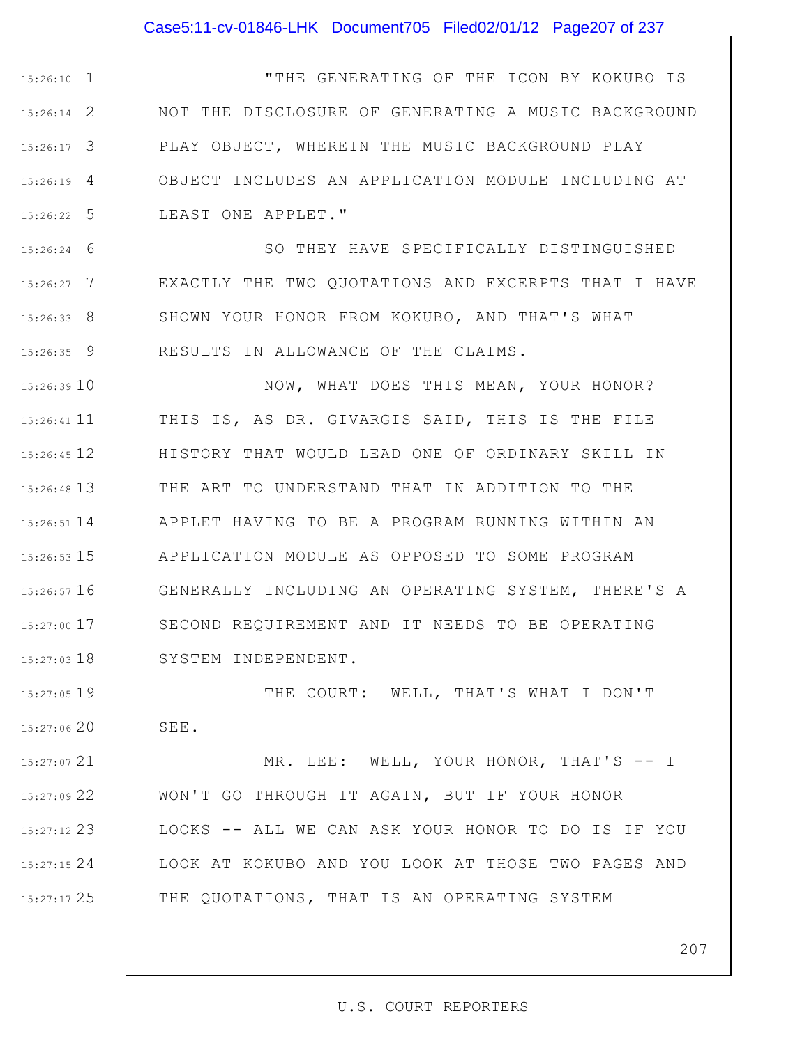"THE GENERATING OF THE ICON BY KOKUBO IS NOT THE DISCLOSURE OF GENERATING A MUSIC BACKGROUND PLAY OBJECT, WHEREIN THE MUSIC BACKGROUND PLAY OBJECT INCLUDES AN APPLICATION MODULE INCLUDING AT LEAST ONE APPLET."

SO THEY HAVE SPECIFICALLY DISTINGUISHED EXACTLY THE TWO QUOTATIONS AND EXCERPTS THAT I HAVE SHOWN YOUR HONOR FROM KOKUBO, AND THAT'S WHAT RESULTS IN ALLOWANCE OF THE CLAIMS.

NOW, WHAT DOES THIS MEAN, YOUR HONOR? THIS IS, AS DR. GIVARGIS SAID, THIS IS THE FILE HISTORY THAT WOULD LEAD ONE OF ORDINARY SKILL IN THE ART TO UNDERSTAND THAT IN ADDITION TO THE APPLET HAVING TO BE A PROGRAM RUNNING WITHIN AN APPLICATION MODULE AS OPPOSED TO SOME PROGRAM GENERALLY INCLUDING AN OPERATING SYSTEM, THERE'S A SECOND REQUIREMENT AND IT NEEDS TO BE OPERATING SYSTEM INDEPENDENT.

THE COURT: WELL, THAT'S WHAT I DON'T SEE.

MR. LEE: WELL, YOUR HONOR, THAT'S -- I WON'T GO THROUGH IT AGAIN, BUT IF YOUR HONOR LOOKS -- ALL WE CAN ASK YOUR HONOR TO DO IS IF YOU LOOK AT KOKUBO AND YOU LOOK AT THOSE TWO PAGES AND THE QUOTATIONS, THAT IS AN OPERATING SYSTEM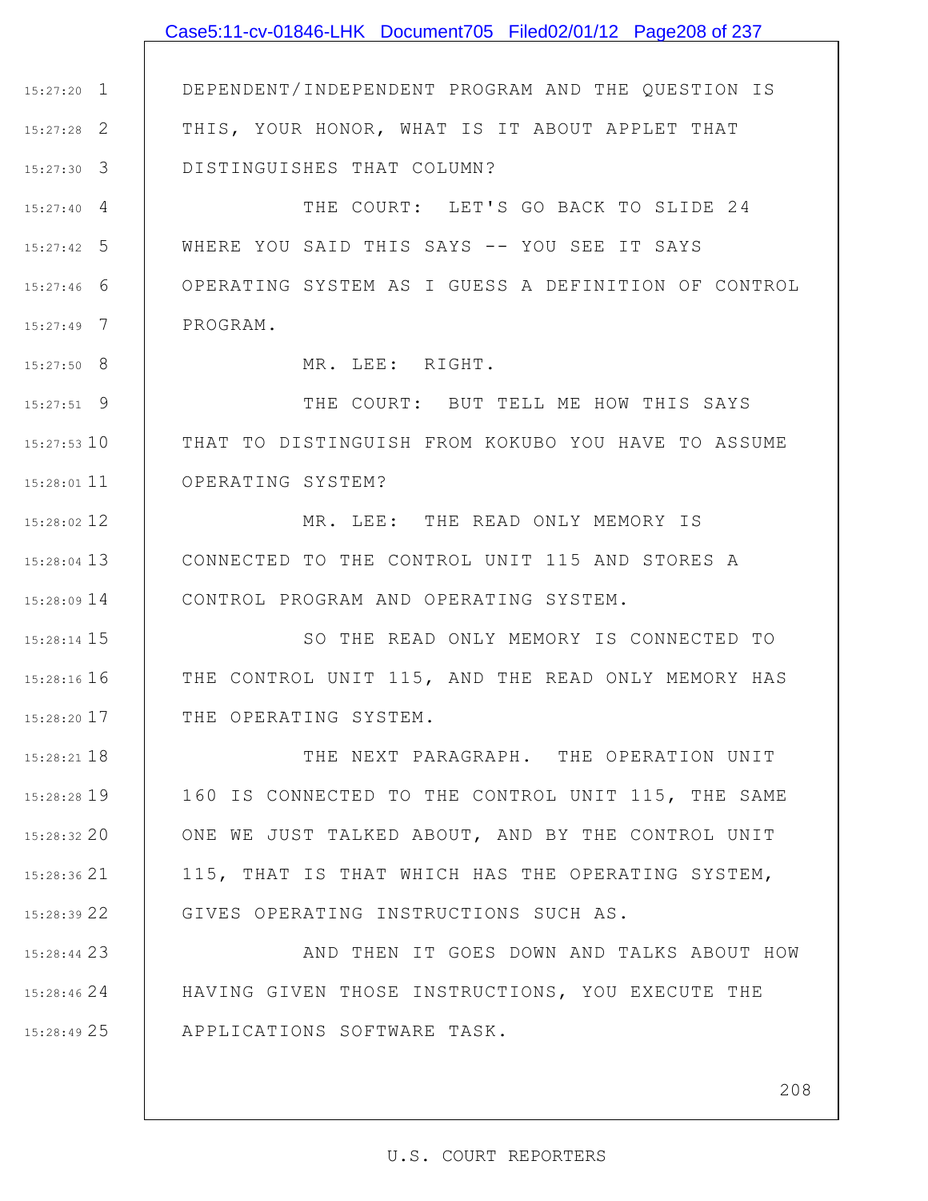DEPENDENT/INDEPENDENT PROGRAM AND THE QUESTION IS THIS, YOUR HONOR, WHAT IS IT ABOUT APPLET THAT DISTINGUISHES THAT COLUMN?

THE COURT: LET'S GO BACK TO SLIDE 24 WHERE YOU SAID THIS SAYS -- YOU SEE IT SAYS OPERATING SYSTEM AS I GUESS A DEFINITION OF CONTROL PROGRAM.

MR. LEE: RIGHT.

THE COURT: BUT TELL ME HOW THIS SAYS THAT TO DISTINGUISH FROM KOKUBO YOU HAVE TO ASSUME OPERATING SYSTEM?

MR. LEE: THE READ ONLY MEMORY IS CONNECTED TO THE CONTROL UNIT 115 AND STORES A CONTROL PROGRAM AND OPERATING SYSTEM.

SO THE READ ONLY MEMORY IS CONNECTED TO THE CONTROL UNIT 115, AND THE READ ONLY MEMORY HAS THE OPERATING SYSTEM.

THE NEXT PARAGRAPH. THE OPERATION UNIT 160 IS CONNECTED TO THE CONTROL UNIT 115, THE SAME ONE WE JUST TALKED ABOUT, AND BY THE CONTROL UNIT 115, THAT IS THAT WHICH HAS THE OPERATING SYSTEM, GIVES OPERATING INSTRUCTIONS SUCH AS.

AND THEN IT GOES DOWN AND TALKS ABOUT HOW HAVING GIVEN THOSE INSTRUCTIONS, YOU EXECUTE THE APPLICATIONS SOFTWARE TASK.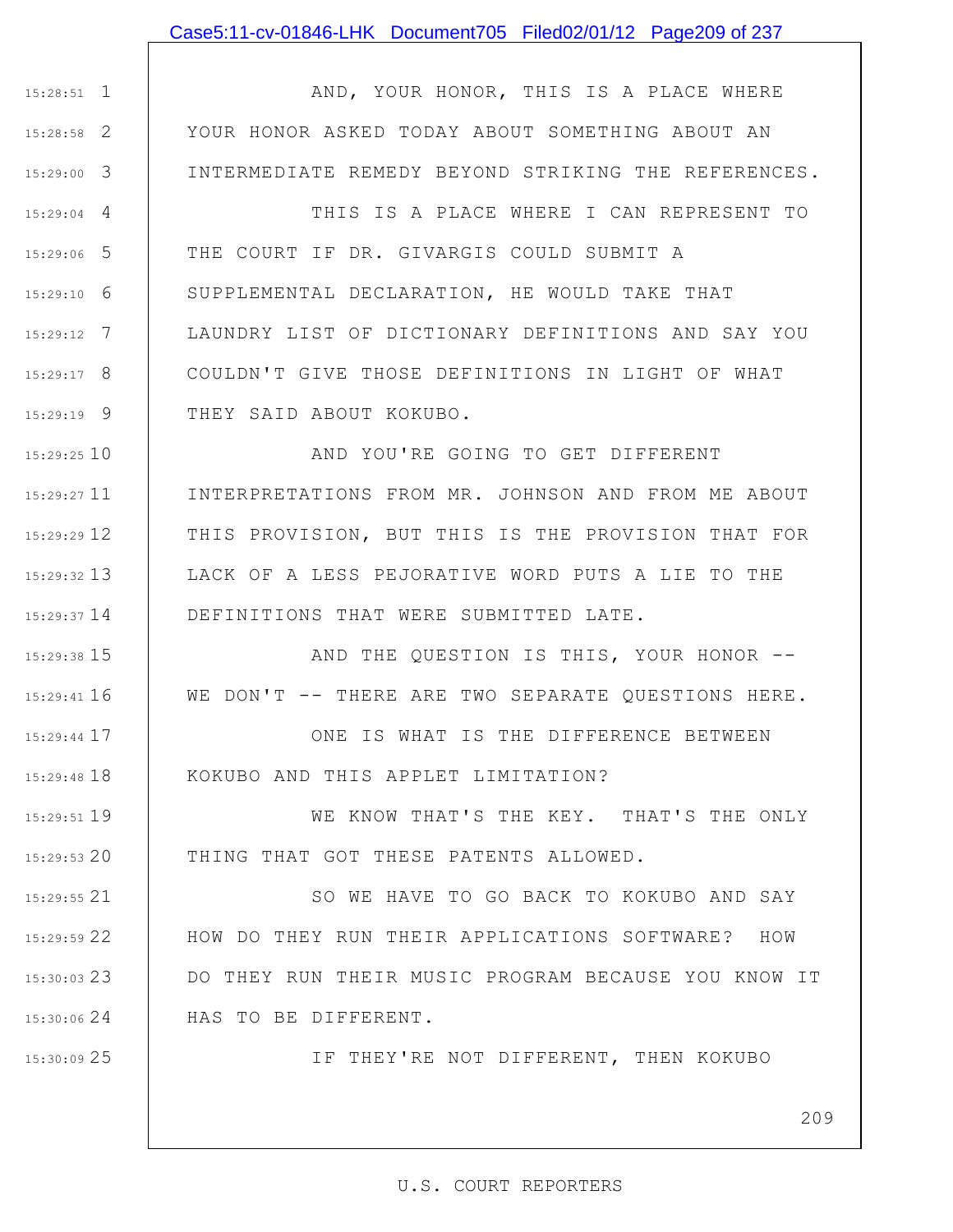AND, YOUR HONOR, THIS IS A PLACE WHERE YOUR HONOR ASKED TODAY ABOUT SOMETHING ABOUT AN INTERMEDIATE REMEDY BEYOND STRIKING THE REFERENCES.

THIS IS A PLACE WHERE I CAN REPRESENT TO THE COURT IF DR. GIVARGIS COULD SUBMIT A SUPPLEMENTAL DECLARATION, HE WOULD TAKE THAT LAUNDRY LIST OF DICTIONARY DEFINITIONS AND SAY YOU COULDN'T GIVE THOSE DEFINITIONS IN LIGHT OF WHAT THEY SAID ABOUT KOKUBO.

AND YOU'RE GOING TO GET DIFFERENT INTERPRETATIONS FROM MR. JOHNSON AND FROM ME ABOUT THIS PROVISION, BUT THIS IS THE PROVISION THAT FOR LACK OF A LESS PEJORATIVE WORD PUTS A LIE TO THE DEFINITIONS THAT WERE SUBMITTED LATE.

AND THE QUESTION IS THIS, YOUR HONOR -- WE DON'T -- THERE ARE TWO SEPARATE QUESTIONS HERE.

ONE IS WHAT IS THE DIFFERENCE BETWEEN KOKUBO AND THIS APPLET LIMITATION?

WE KNOW THAT'S THE KEY. THAT'S THE ONLY THING THAT GOT THESE PATENTS ALLOWED.

SO WE HAVE TO GO BACK TO KOKUBO AND SAY HOW DO THEY RUN THEIR APPLICATIONS SOFTWARE? HOW DO THEY RUN THEIR MUSIC PROGRAM BECAUSE YOU KNOW IT HAS TO BE DIFFERENT.

IF THEY'RE NOT DIFFERENT, THEN KOKUBO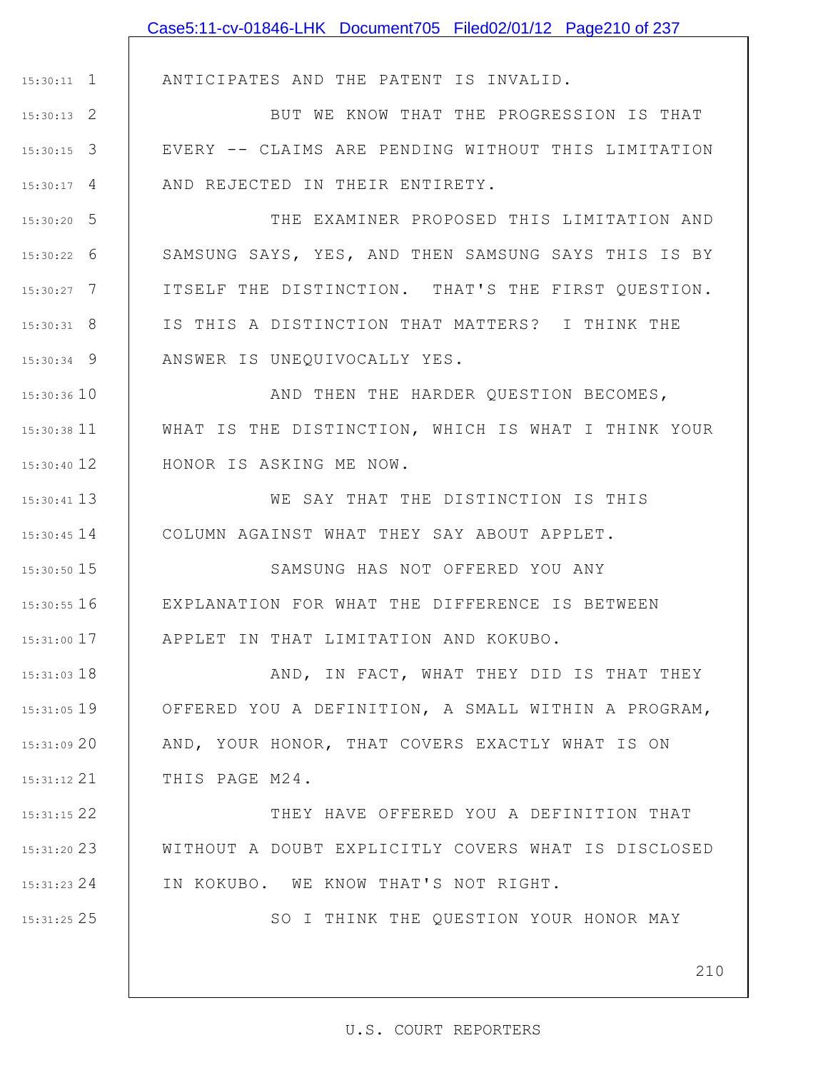ANTICIPATES AND THE PATENT IS INVALID.

BUT WE KNOW THAT THE PROGRESSION IS THAT EVERY -- CLAIMS ARE PENDING WITHOUT THIS LIMITATION AND REJECTED IN THEIR ENTIRETY.

THE EXAMINER PROPOSED THIS LIMITATION AND SAMSUNG SAYS, YES, AND THEN SAMSUNG SAYS THIS IS BY ITSELF THE DISTINCTION. THAT'S THE FIRST QUESTION. IS THIS A DISTINCTION THAT MATTERS? I THINK THE ANSWER IS UNEQUIVOCALLY YES.

AND THEN THE HARDER QUESTION BECOMES, WHAT IS THE DISTINCTION, WHICH IS WHAT I THINK YOUR HONOR IS ASKING ME NOW.

WE SAY THAT THE DISTINCTION IS THIS COLUMN AGAINST WHAT THEY SAY ABOUT APPLET.

SAMSUNG HAS NOT OFFERED YOU ANY EXPLANATION FOR WHAT THE DIFFERENCE IS BETWEEN APPLET IN THAT LIMITATION AND KOKUBO.

AND, IN FACT, WHAT THEY DID IS THAT THEY OFFERED YOU A DEFINITION, A SMALL WITHIN A PROGRAM, AND, YOUR HONOR, THAT COVERS EXACTLY WHAT IS ON THIS PAGE M24.

THEY HAVE OFFERED YOU A DEFINITION THAT WITHOUT A DOUBT EXPLICITLY COVERS WHAT IS DISCLOSED IN KOKUBO. WE KNOW THAT'S NOT RIGHT.

SO I THINK THE QUESTION YOUR HONOR MAY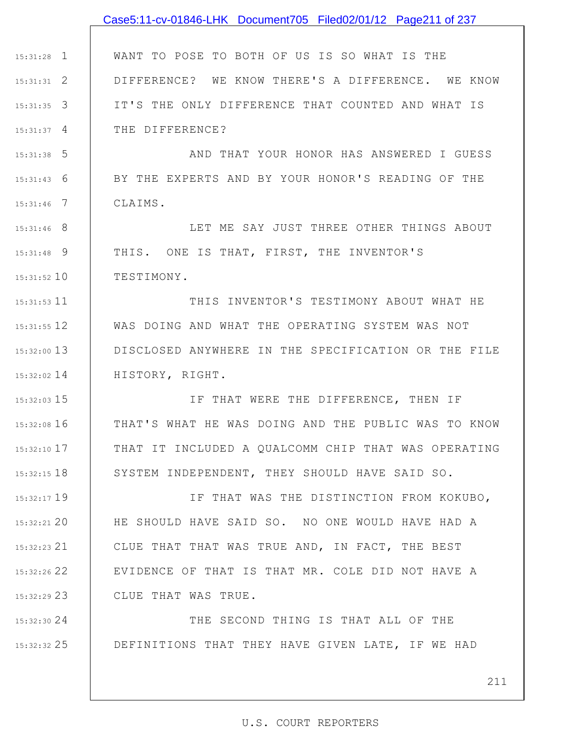WANT TO POSE TO BOTH OF US IS SO WHAT IS THE DIFFERENCE? WE KNOW THERE'S A DIFFERENCE. WE KNOW IT'S THE ONLY DIFFERENCE THAT COUNTED AND WHAT IS THE DIFFERENCE?

AND THAT YOUR HONOR HAS ANSWERED I GUESS BY THE EXPERTS AND BY YOUR HONOR'S READING OF THE CLAIMS.

LET ME SAY JUST THREE OTHER THINGS ABOUT THIS. ONE IS THAT, FIRST, THE INVENTOR'S TESTIMONY.

THIS INVENTOR'S TESTIMONY ABOUT WHAT HE WAS DOING AND WHAT THE OPERATING SYSTEM WAS NOT DISCLOSED ANYWHERE IN THE SPECIFICATION OR THE FILE HISTORY, RIGHT.

IF THAT WERE THE DIFFERENCE, THEN IF THAT'S WHAT HE WAS DOING AND THE PUBLIC WAS TO KNOW THAT IT INCLUDED A QUALCOMM CHIP THAT WAS OPERATING SYSTEM INDEPENDENT, THEY SHOULD HAVE SAID SO.

IF THAT WAS THE DISTINCTION FROM KOKUBO, HE SHOULD HAVE SAID SO. NO ONE WOULD HAVE HAD A CLUE THAT THAT WAS TRUE AND, IN FACT, THE BEST EVIDENCE OF THAT IS THAT MR. COLE DID NOT HAVE A CLUE THAT WAS TRUE.

THE SECOND THING IS THAT ALL OF THE DEFINITIONS THAT THEY HAVE GIVEN LATE, IF WE HAD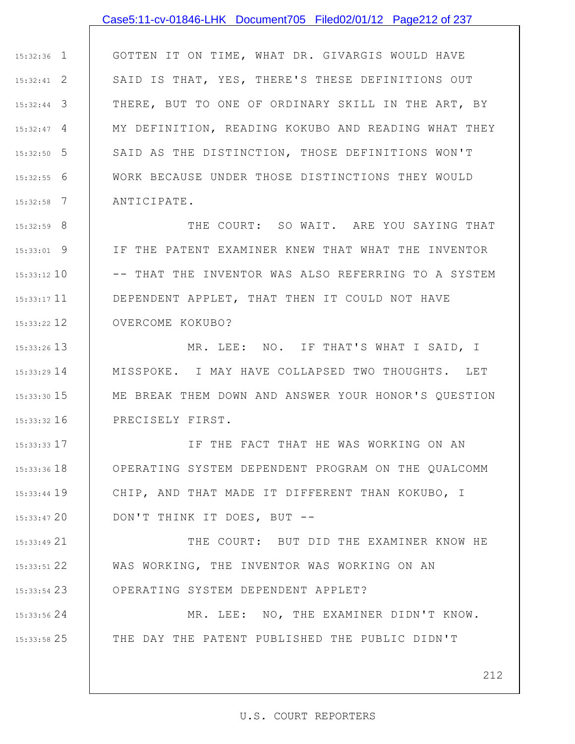GOTTEN IT ON TIME, WHAT DR. GIVARGIS WOULD HAVE SAID IS THAT, YES, THERE'S THESE DEFINITIONS OUT THERE, BUT TO ONE OF ORDINARY SKILL IN THE ART, BY MY DEFINITION, READING KOKUBO AND READING WHAT THEY SAID AS THE DISTINCTION, THOSE DEFINITIONS WON'T WORK BECAUSE UNDER THOSE DISTINCTIONS THEY WOULD ANTICIPATE.

THE COURT: SO WAIT. ARE YOU SAYING THAT IF THE PATENT EXAMINER KNEW THAT WHAT THE INVENTOR -- THAT THE INVENTOR WAS ALSO REFERRING TO A SYSTEM DEPENDENT APPLET, THAT THEN IT COULD NOT HAVE OVERCOME KOKUBO?

MR. LEE: NO. IF THAT'S WHAT I SAID, I MISSPOKE. I MAY HAVE COLLAPSED TWO THOUGHTS. LET ME BREAK THEM DOWN AND ANSWER YOUR HONOR'S QUESTION PRECISELY FIRST.

IF THE FACT THAT HE WAS WORKING ON AN OPERATING SYSTEM DEPENDENT PROGRAM ON THE QUALCOMM CHIP, AND THAT MADE IT DIFFERENT THAN KOKUBO, I DON'T THINK IT DOES, BUT --

THE COURT: BUT DID THE EXAMINER KNOW HE WAS WORKING, THE INVENTOR WAS WORKING ON AN OPERATING SYSTEM DEPENDENT APPLET?

MR. LEE: NO, THE EXAMINER DIDN'T KNOW. THE DAY THE PATENT PUBLISHED THE PUBLIC DIDN'T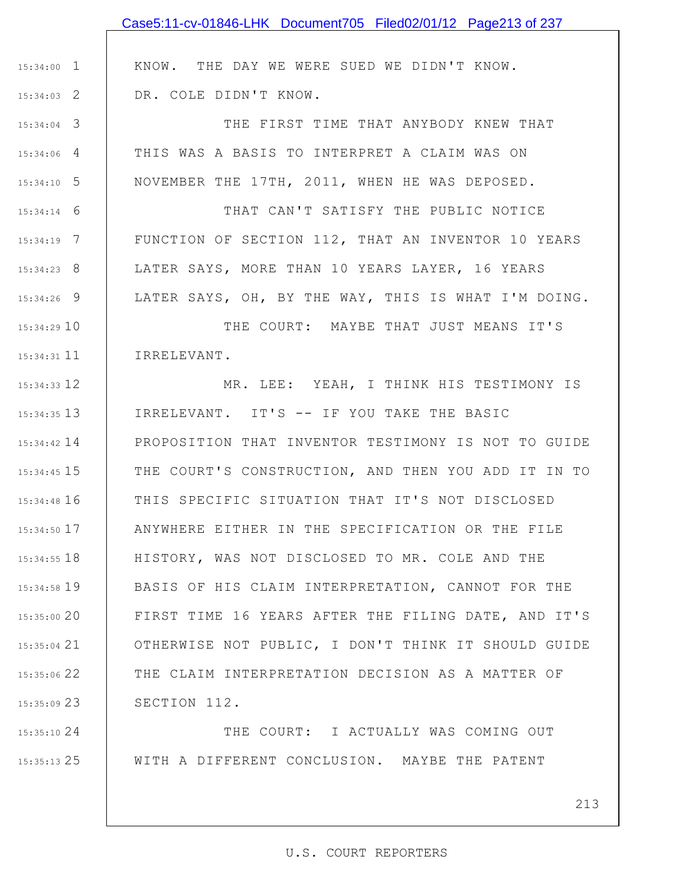KNOW. THE DAY WE WERE SUED WE DIDN'T KNOW. DR. COLE DIDN'T KNOW.

THE FIRST TIME THAT ANYBODY KNEW THAT THIS WAS A BASIS TO INTERPRET A CLAIM WAS ON NOVEMBER THE 17TH, 2011, WHEN HE WAS DEPOSED.

THAT CAN'T SATISFY THE PUBLIC NOTICE FUNCTION OF SECTION 112, THAT AN INVENTOR 10 YEARS LATER SAYS, MORE THAN 10 YEARS LAYER, 16 YEARS LATER SAYS, OH, BY THE WAY, THIS IS WHAT I'M DOING.

THE COURT: MAYBE THAT JUST MEANS IT'S IRRELEVANT.

MR. LEE: YEAH, I THINK HIS TESTIMONY IS IRRELEVANT. IT'S -- IF YOU TAKE THE BASIC PROPOSITION THAT INVENTOR TESTIMONY IS NOT TO GUIDE THE COURT'S CONSTRUCTION, AND THEN YOU ADD IT IN TO THIS SPECIFIC SITUATION THAT IT'S NOT DISCLOSED ANYWHERE EITHER IN THE SPECIFICATION OR THE FILE HISTORY, WAS NOT DISCLOSED TO MR. COLE AND THE BASIS OF HIS CLAIM INTERPRETATION, CANNOT FOR THE FIRST TIME 16 YEARS AFTER THE FILING DATE, AND IT'S OTHERWISE NOT PUBLIC, I DON'T THINK IT SHOULD GUIDE THE CLAIM INTERPRETATION DECISION AS A MATTER OF SECTION 112.

THE COURT: I ACTUALLY WAS COMING OUT WITH A DIFFERENT CONCLUSION. MAYBE THE PATENT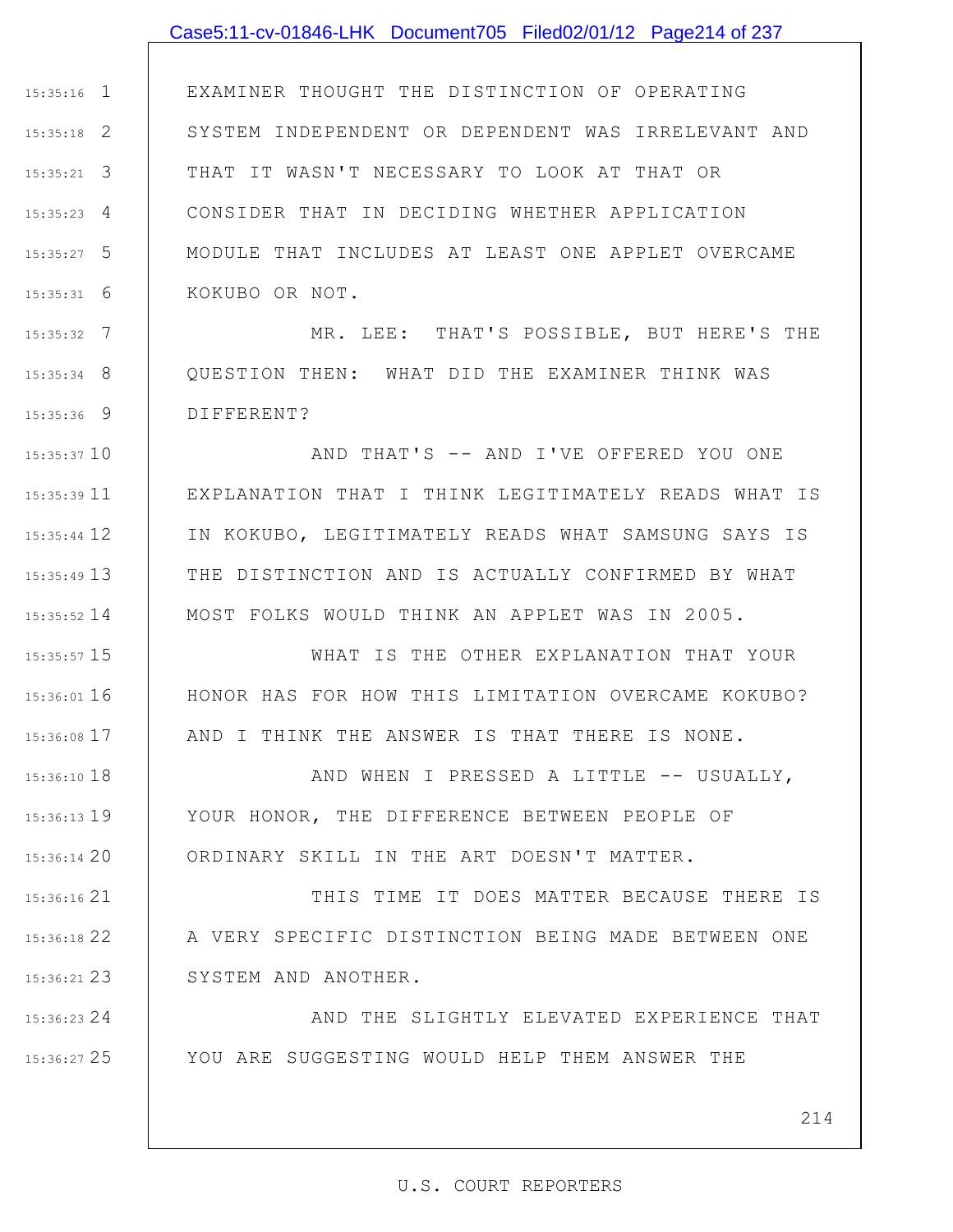EXAMINER THOUGHT THE DISTINCTION OF OPERATING SYSTEM INDEPENDENT OR DEPENDENT WAS IRRELEVANT AND THAT IT WASN'T NECESSARY TO LOOK AT THAT OR CONSIDER THAT IN DECIDING WHETHER APPLICATION MODULE THAT INCLUDES AT LEAST ONE APPLET OVERCAME KOKUBO OR NOT.

MR. LEE: THAT'S POSSIBLE, BUT HERE'S THE QUESTION THEN: WHAT DID THE EXAMINER THINK WAS DIFFERENT?

AND THAT'S -- AND I'VE OFFERED YOU ONE EXPLANATION THAT I THINK LEGITIMATELY READS WHAT IS IN KOKUBO, LEGITIMATELY READS WHAT SAMSUNG SAYS IS THE DISTINCTION AND IS ACTUALLY CONFIRMED BY WHAT MOST FOLKS WOULD THINK AN APPLET WAS IN 2005.

WHAT IS THE OTHER EXPLANATION THAT YOUR HONOR HAS FOR HOW THIS LIMITATION OVERCAME KOKUBO? AND I THINK THE ANSWER IS THAT THERE IS NONE.

AND WHEN I PRESSED A LITTLE -- USUALLY, YOUR HONOR, THE DIFFERENCE BETWEEN PEOPLE OF ORDINARY SKILL IN THE ART DOESN'T MATTER.

THIS TIME IT DOES MATTER BECAUSE THERE IS A VERY SPECIFIC DISTINCTION BEING MADE BETWEEN ONE SYSTEM AND ANOTHER.

AND THE SLIGHTLY ELEVATED EXPERIENCE THAT YOU ARE SUGGESTING WOULD HELP THEM ANSWER THE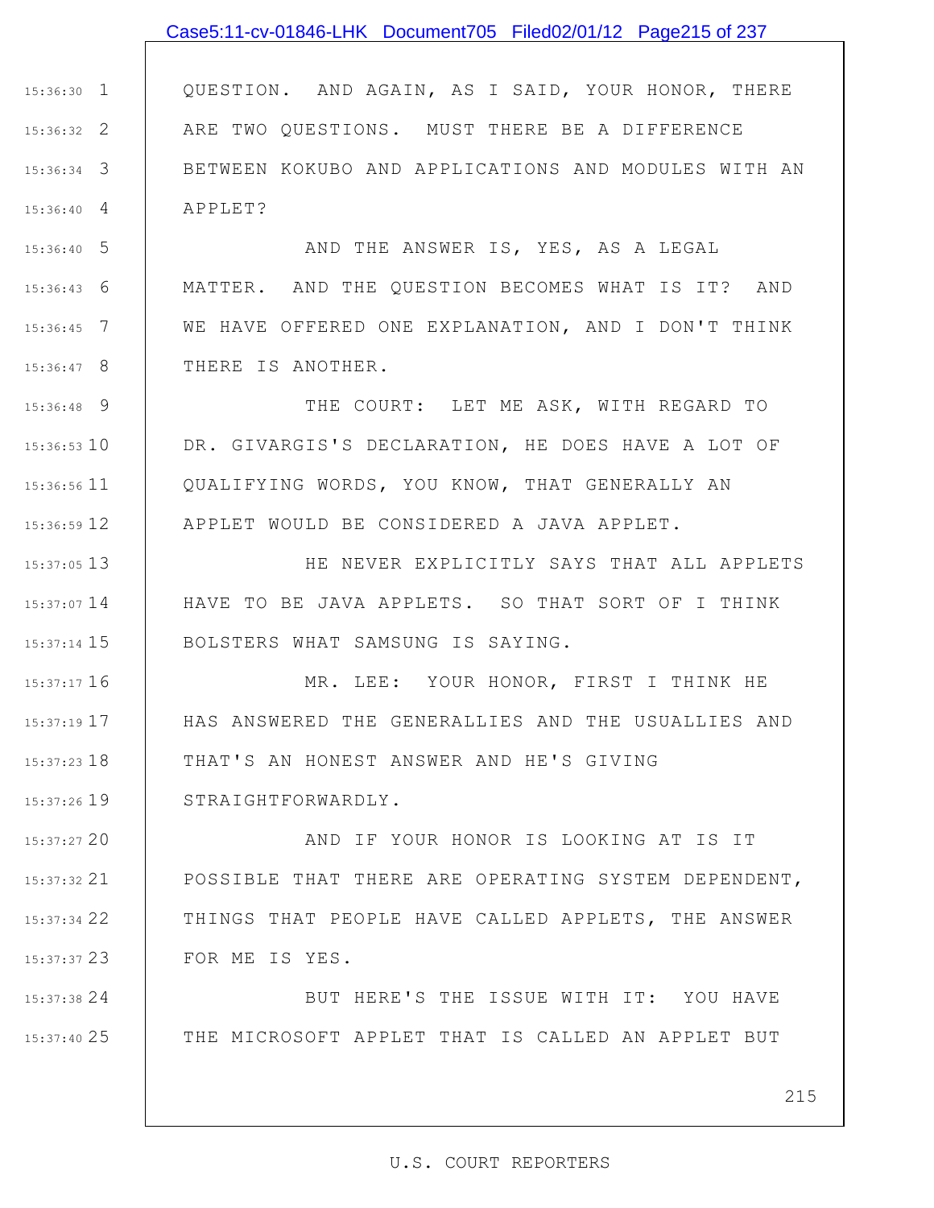QUESTION. AND AGAIN, AS I SAID, YOUR HONOR, THERE ARE TWO QUESTIONS. MUST THERE BE A DIFFERENCE BETWEEN KOKUBO AND APPLICATIONS AND MODULES WITH AN APPLET?

AND THE ANSWER IS, YES, AS A LEGAL MATTER. AND THE QUESTION BECOMES WHAT IS IT? AND WE HAVE OFFERED ONE EXPLANATION, AND I DON'T THINK THERE IS ANOTHER.

THE COURT: LET ME ASK, WITH REGARD TO DR. GIVARGIS'S DECLARATION, HE DOES HAVE A LOT OF QUALIFYING WORDS, YOU KNOW, THAT GENERALLY AN APPLET WOULD BE CONSIDERED A JAVA APPLET.

HE NEVER EXPLICITLY SAYS THAT ALL APPLETS HAVE TO BE JAVA APPLETS. SO THAT SORT OF I THINK BOLSTERS WHAT SAMSUNG IS SAYING.

MR. LEE: YOUR HONOR, FIRST I THINK HE HAS ANSWERED THE GENERALLIES AND THE USUALLIES AND THAT'S AN HONEST ANSWER AND HE'S GIVING STRAIGHTFORWARDLY.

AND IF YOUR HONOR IS LOOKING AT IS IT POSSIBLE THAT THERE ARE OPERATING SYSTEM DEPENDENT, THINGS THAT PEOPLE HAVE CALLED APPLETS, THE ANSWER FOR ME IS YES.

BUT HERE'S THE ISSUE WITH IT: YOU HAVE THE MICROSOFT APPLET THAT IS CALLED AN APPLET BUT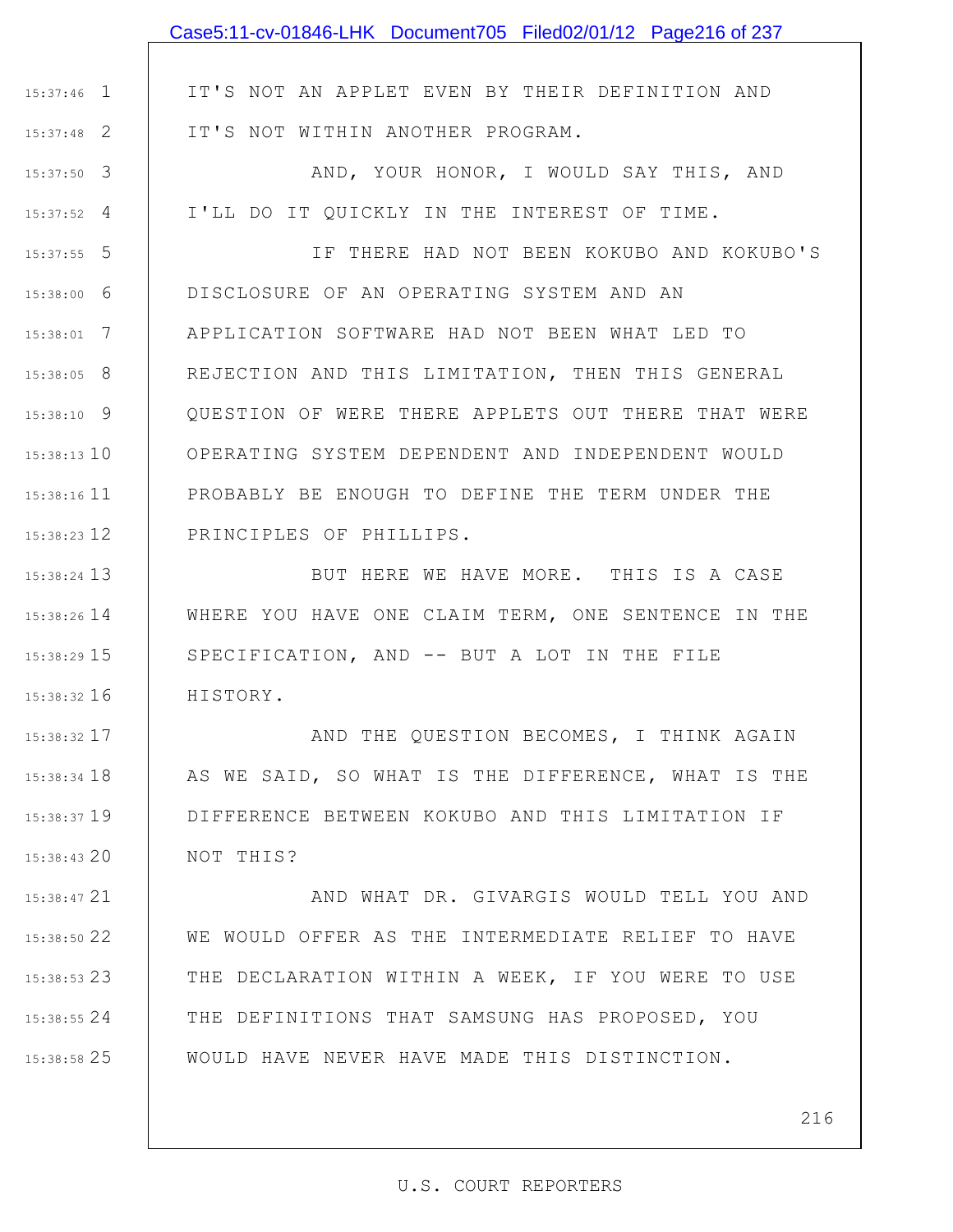IT'S NOT AN APPLET EVEN BY THEIR DEFINITION AND IT'S NOT WITHIN ANOTHER PROGRAM.

AND, YOUR HONOR, I WOULD SAY THIS, AND I'LL DO IT QUICKLY IN THE INTEREST OF TIME.

IF THERE HAD NOT BEEN KOKUBO AND KOKUBO'S DISCLOSURE OF AN OPERATING SYSTEM AND AN APPLICATION SOFTWARE HAD NOT BEEN WHAT LED TO REJECTION AND THIS LIMITATION, THEN THIS GENERAL QUESTION OF WERE THERE APPLETS OUT THERE THAT WERE OPERATING SYSTEM DEPENDENT AND INDEPENDENT WOULD PROBABLY BE ENOUGH TO DEFINE THE TERM UNDER THE PRINCIPLES OF PHILLIPS.

BUT HERE WE HAVE MORE. THIS IS A CASE WHERE YOU HAVE ONE CLAIM TERM, ONE SENTENCE IN THE SPECIFICATION, AND -- BUT A LOT IN THE FILE HISTORY.

AND THE QUESTION BECOMES, I THINK AGAIN AS WE SAID, SO WHAT IS THE DIFFERENCE, WHAT IS THE DIFFERENCE BETWEEN KOKUBO AND THIS LIMITATION IF NOT THIS?

AND WHAT DR. GIVARGIS WOULD TELL YOU AND WE WOULD OFFER AS THE INTERMEDIATE RELIEF TO HAVE THE DECLARATION WITHIN A WEEK, IF YOU WERE TO USE THE DEFINITIONS THAT SAMSUNG HAS PROPOSED, YOU WOULD HAVE NEVER HAVE MADE THIS DISTINCTION.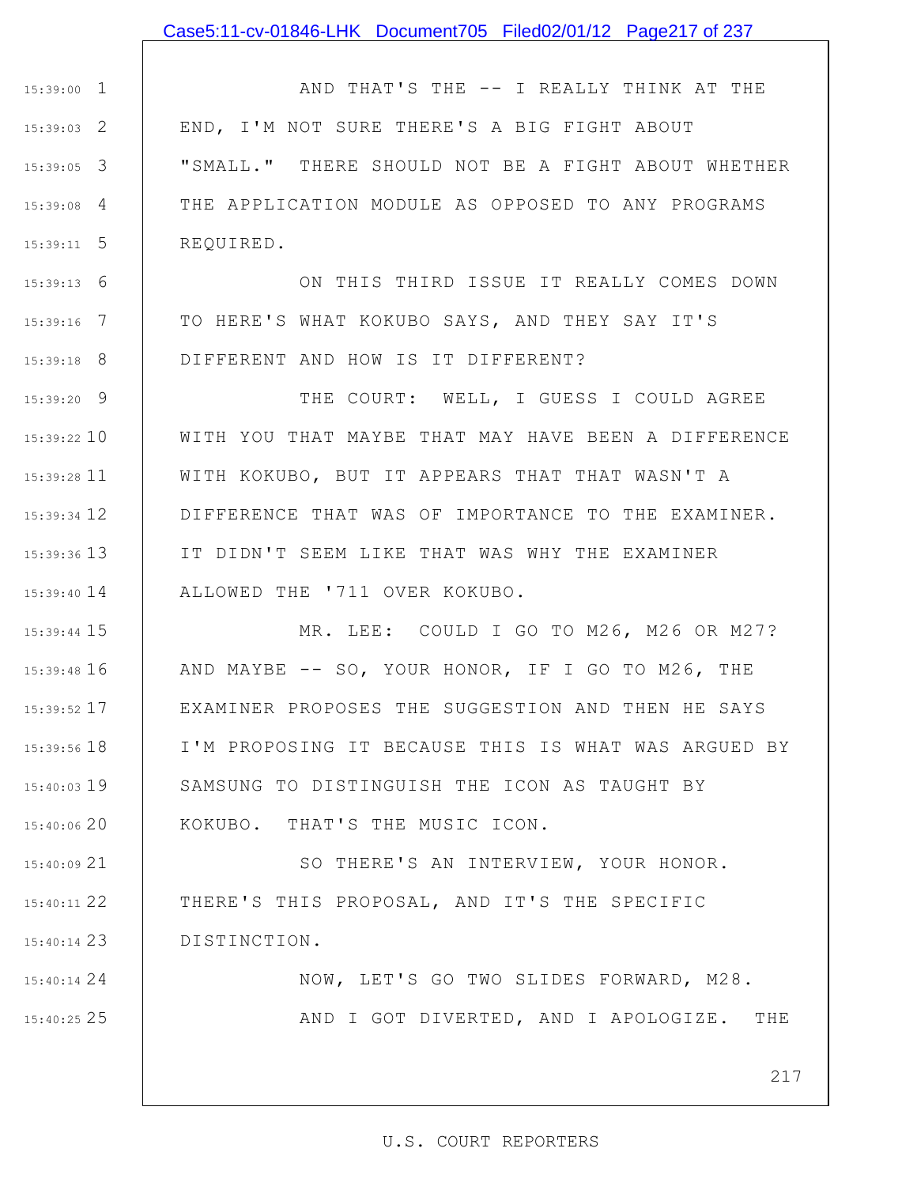AND THAT'S THE -- I REALLY THINK AT THE END, I'M NOT SURE THERE'S A BIG FIGHT ABOUT "SMALL." THERE SHOULD NOT BE A FIGHT ABOUT WHETHER THE APPLICATION MODULE AS OPPOSED TO ANY PROGRAMS REQUIRED.

ON THIS THIRD ISSUE IT REALLY COMES DOWN TO HERE'S WHAT KOKUBO SAYS, AND THEY SAY IT'S DIFFERENT AND HOW IS IT DIFFERENT?

THE COURT: WELL, I GUESS I COULD AGREE WITH YOU THAT MAYBE THAT MAY HAVE BEEN A DIFFERENCE WITH KOKUBO, BUT IT APPEARS THAT THAT WASN'T A DIFFERENCE THAT WAS OF IMPORTANCE TO THE EXAMINER. IT DIDN'T SEEM LIKE THAT WAS WHY THE EXAMINER ALLOWED THE '711 OVER KOKUBO.

MR. LEE: COULD I GO TO M26, M26 OR M27? AND MAYBE -- SO, YOUR HONOR, IF I GO TO M26, THE EXAMINER PROPOSES THE SUGGESTION AND THEN HE SAYS I'M PROPOSING IT BECAUSE THIS IS WHAT WAS ARGUED BY SAMSUNG TO DISTINGUISH THE ICON AS TAUGHT BY KOKUBO. THAT'S THE MUSIC ICON.

SO THERE'S AN INTERVIEW, YOUR HONOR. THERE'S THIS PROPOSAL, AND IT'S THE SPECIFIC DISTINCTION.

NOW, LET'S GO TWO SLIDES FORWARD, M28.

AND I GOT DIVERTED, AND I APOLOGIZE. THE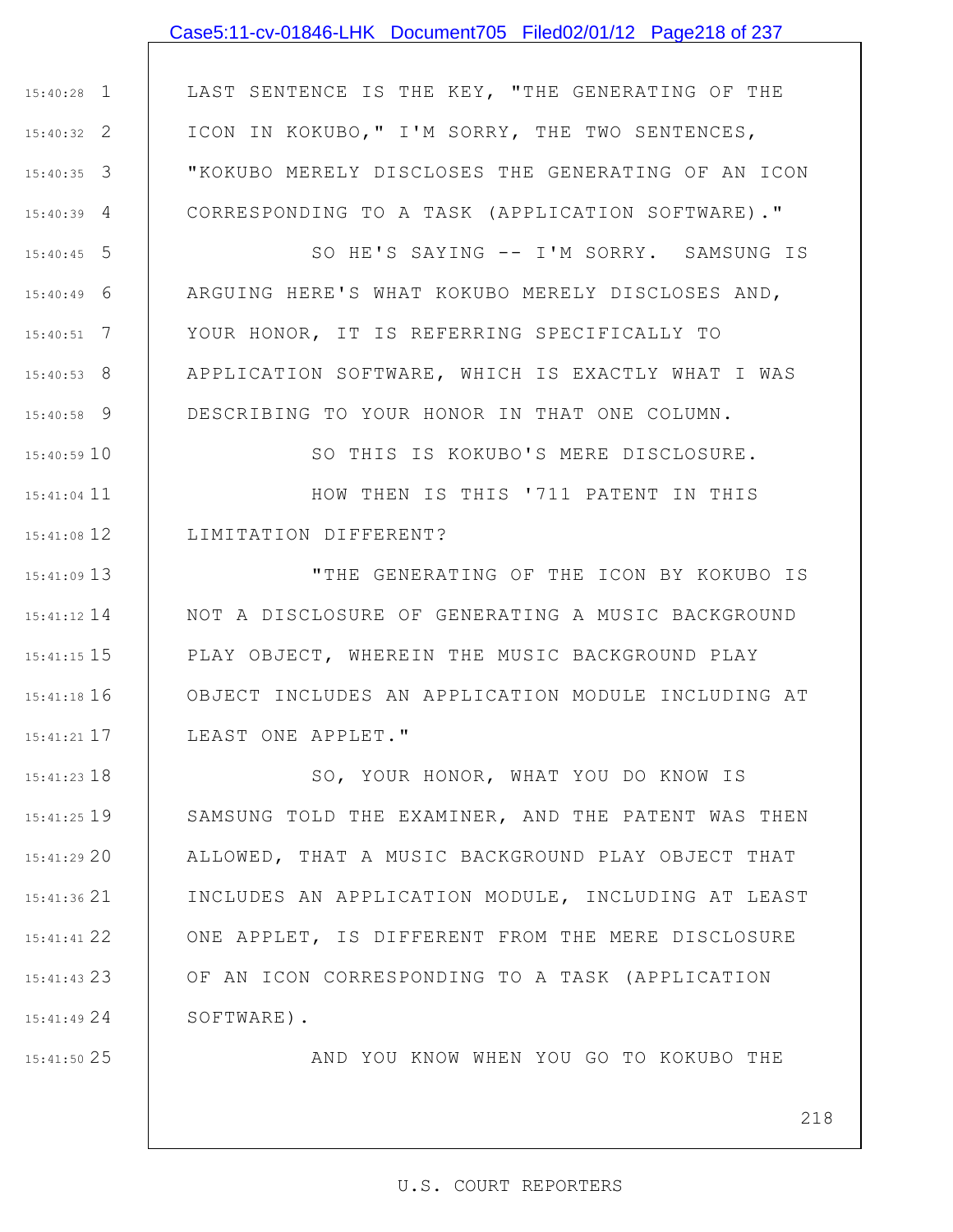LAST SENTENCE IS THE KEY, "THE GENERATING OF THE ICON IN KOKUBO," I'M SORRY, THE TWO SENTENCES, "KOKUBO MERELY DISCLOSES THE GENERATING OF AN ICON CORRESPONDING TO A TASK (APPLICATION SOFTWARE)."

SO HE'S SAYING -- I'M SORRY. SAMSUNG IS ARGUING HERE'S WHAT KOKUBO MERELY DISCLOSES AND, YOUR HONOR, IT IS REFERRING SPECIFICALLY TO APPLICATION SOFTWARE, WHICH IS EXACTLY WHAT I WAS DESCRIBING TO YOUR HONOR IN THAT ONE COLUMN.

SO THIS IS KOKUBO'S MERE DISCLOSURE.

HOW THEN IS THIS '711 PATENT IN THIS LIMITATION DIFFERENT?

"THE GENERATING OF THE ICON BY KOKUBO IS NOT A DISCLOSURE OF GENERATING A MUSIC BACKGROUND PLAY OBJECT, WHEREIN THE MUSIC BACKGROUND PLAY OBJECT INCLUDES AN APPLICATION MODULE INCLUDING AT LEAST ONE APPLET."

SO, YOUR HONOR, WHAT YOU DO KNOW IS SAMSUNG TOLD THE EXAMINER, AND THE PATENT WAS THEN ALLOWED, THAT A MUSIC BACKGROUND PLAY OBJECT THAT INCLUDES AN APPLICATION MODULE, INCLUDING AT LEAST ONE APPLET, IS DIFFERENT FROM THE MERE DISCLOSURE OF AN ICON CORRESPONDING TO A TASK (APPLICATION SOFTWARE).

AND YOU KNOW WHEN YOU GO TO KOKUBO THE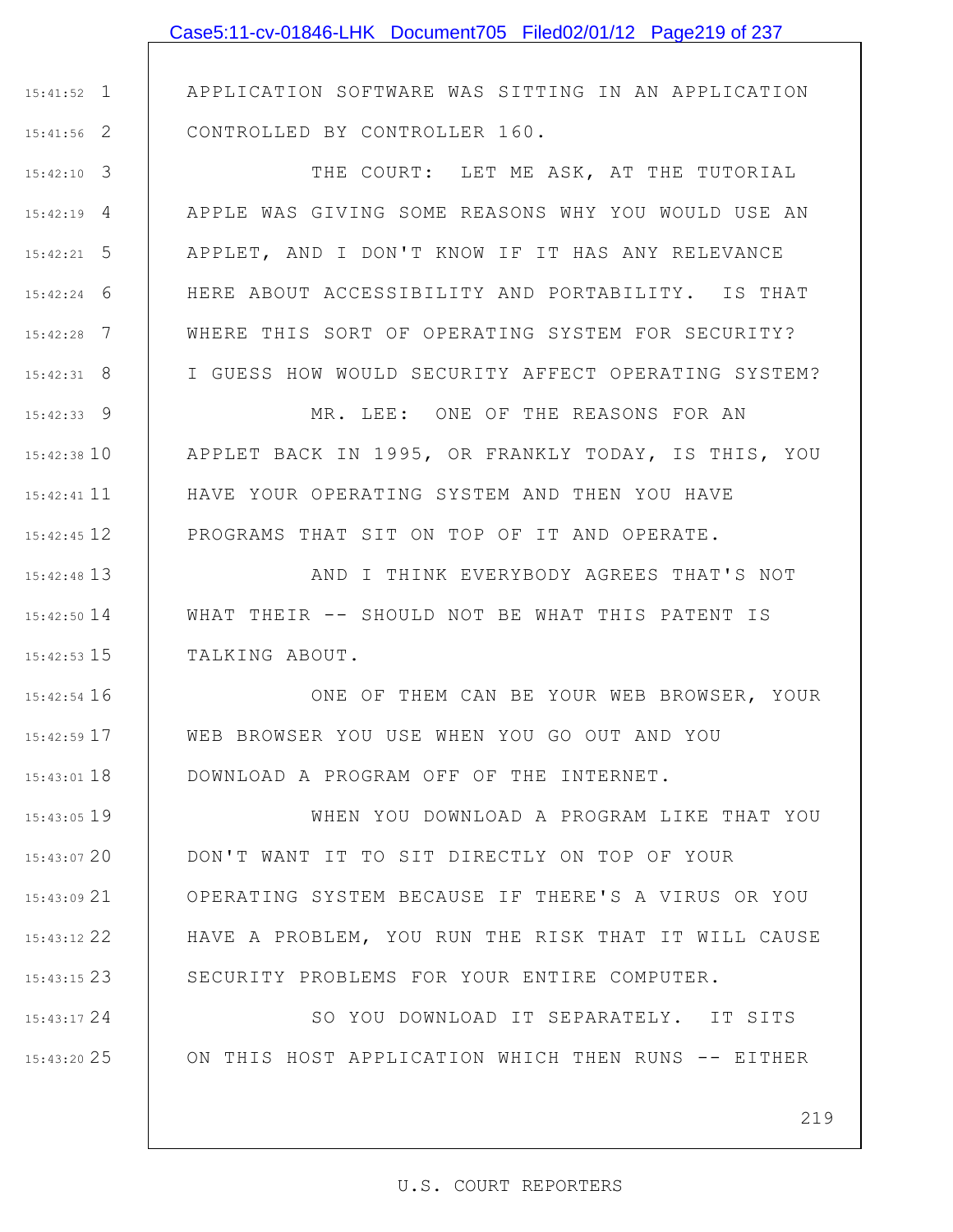APPLICATION SOFTWARE WAS SITTING IN AN APPLICATION CONTROLLED BY CONTROLLER 160.

THE COURT: LET ME ASK, AT THE TUTORIAL APPLE WAS GIVING SOME REASONS WHY YOU WOULD USE AN APPLET, AND I DON'T KNOW IF IT HAS ANY RELEVANCE HERE ABOUT ACCESSIBILITY AND PORTABILITY. IS THAT WHERE THIS SORT OF OPERATING SYSTEM FOR SECURITY? I GUESS HOW WOULD SECURITY AFFECT OPERATING SYSTEM?

MR. LEE: ONE OF THE REASONS FOR AN APPLET BACK IN 1995, OR FRANKLY TODAY, IS THIS, YOU HAVE YOUR OPERATING SYSTEM AND THEN YOU HAVE PROGRAMS THAT SIT ON TOP OF IT AND OPERATE.

AND I THINK EVERYBODY AGREES THAT'S NOT WHAT THEIR -- SHOULD NOT BE WHAT THIS PATENT IS TALKING ABOUT.

ONE OF THEM CAN BE YOUR WEB BROWSER, YOUR WEB BROWSER YOU USE WHEN YOU GO OUT AND YOU DOWNLOAD A PROGRAM OFF OF THE INTERNET.

WHEN YOU DOWNLOAD A PROGRAM LIKE THAT YOU DON'T WANT IT TO SIT DIRECTLY ON TOP OF YOUR OPERATING SYSTEM BECAUSE IF THERE'S A VIRUS OR YOU HAVE A PROBLEM, YOU RUN THE RISK THAT IT WILL CAUSE SECURITY PROBLEMS FOR YOUR ENTIRE COMPUTER.

SO YOU DOWNLOAD IT SEPARATELY. IT SITS ON THIS HOST APPLICATION WHICH THEN RUNS -- EITHER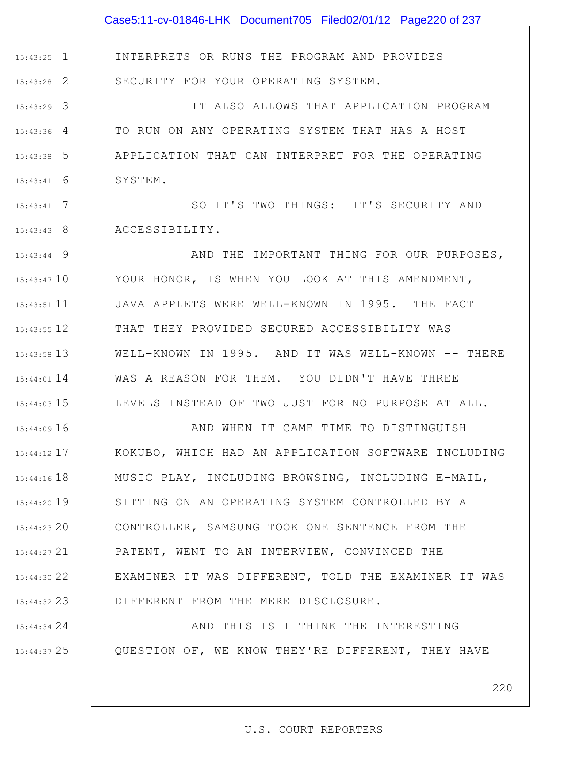INTERPRETS OR RUNS THE PROGRAM AND PROVIDES SECURITY FOR YOUR OPERATING SYSTEM.

IT ALSO ALLOWS THAT APPLICATION PROGRAM TO RUN ON ANY OPERATING SYSTEM THAT HAS A HOST APPLICATION THAT CAN INTERPRET FOR THE OPERATING SYSTEM.

SO IT'S TWO THINGS: IT'S SECURITY AND ACCESSIBILITY.

AND THE IMPORTANT THING FOR OUR PURPOSES, YOUR HONOR, IS WHEN YOU LOOK AT THIS AMENDMENT, JAVA APPLETS WERE WELL-KNOWN IN 1995. THE FACT THAT THEY PROVIDED SECURED ACCESSIBILITY WAS WELL-KNOWN IN 1995. AND IT WAS WELL-KNOWN -- THERE WAS A REASON FOR THEM. YOU DIDN'T HAVE THREE LEVELS INSTEAD OF TWO JUST FOR NO PURPOSE AT ALL.

AND WHEN IT CAME TIME TO DISTINGUISH KOKUBO, WHICH HAD AN APPLICATION SOFTWARE INCLUDING MUSIC PLAY, INCLUDING BROWSING, INCLUDING E-MAIL, SITTING ON AN OPERATING SYSTEM CONTROLLED BY A CONTROLLER, SAMSUNG TOOK ONE SENTENCE FROM THE PATENT, WENT TO AN INTERVIEW, CONVINCED THE EXAMINER IT WAS DIFFERENT, TOLD THE EXAMINER IT WAS DIFFERENT FROM THE MERE DISCLOSURE.

AND THIS IS I THINK THE INTERESTING QUESTION OF, WE KNOW THEY'RE DIFFERENT, THEY HAVE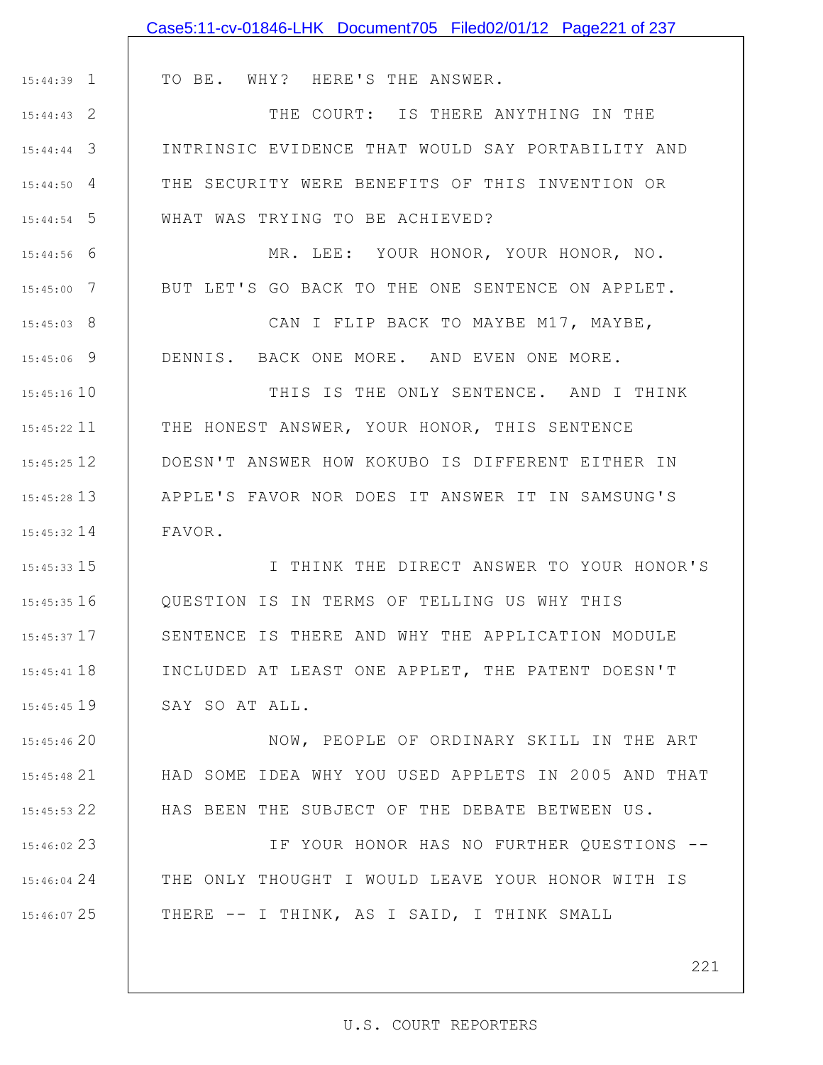TO BE. WHY? HERE'S THE ANSWER.

THE COURT: IS THERE ANYTHING IN THE INTRINSIC EVIDENCE THAT WOULD SAY PORTABILITY AND THE SECURITY WERE BENEFITS OF THIS INVENTION OR WHAT WAS TRYING TO BE ACHIEVED?

MR. LEE: YOUR HONOR, YOUR HONOR, NO. BUT LET'S GO BACK TO THE ONE SENTENCE ON APPLET.

CAN I FLIP BACK TO MAYBE M17, MAYBE, DENNIS. BACK ONE MORE. AND EVEN ONE MORE.

THIS IS THE ONLY SENTENCE. AND I THINK THE HONEST ANSWER, YOUR HONOR, THIS SENTENCE DOESN'T ANSWER HOW KOKUBO IS DIFFERENT EITHER IN APPLE'S FAVOR NOR DOES IT ANSWER IT IN SAMSUNG'S FAVOR.

I THINK THE DIRECT ANSWER TO YOUR HONOR'S QUESTION IS IN TERMS OF TELLING US WHY THIS SENTENCE IS THERE AND WHY THE APPLICATION MODULE INCLUDED AT LEAST ONE APPLET, THE PATENT DOESN'T SAY SO AT ALL.

NOW, PEOPLE OF ORDINARY SKILL IN THE ART HAD SOME IDEA WHY YOU USED APPLETS IN 2005 AND THAT HAS BEEN THE SUBJECT OF THE DEBATE BETWEEN US.

IF YOUR HONOR HAS NO FURTHER QUESTIONS -- THE ONLY THOUGHT I WOULD LEAVE YOUR HONOR WITH IS THERE -- I THINK, AS I SAID, I THINK SMALL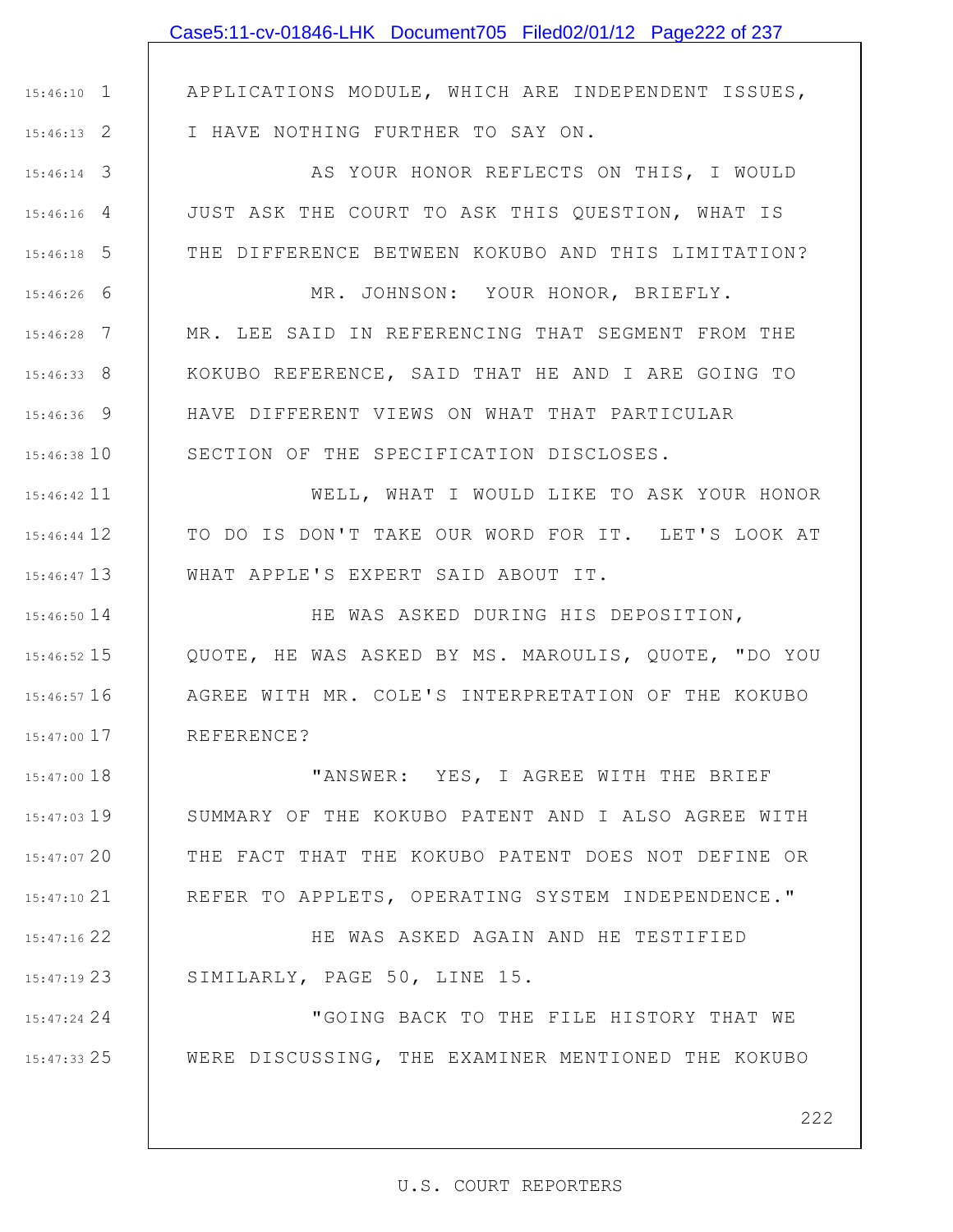APPLICATIONS MODULE, WHICH ARE INDEPENDENT ISSUES, I HAVE NOTHING FURTHER TO SAY ON.

AS YOUR HONOR REFLECTS ON THIS, I WOULD JUST ASK THE COURT TO ASK THIS QUESTION, WHAT IS THE DIFFERENCE BETWEEN KOKUBO AND THIS LIMITATION?

MR. JOHNSON: YOUR HONOR, BRIEFLY. MR. LEE SAID IN REFERENCING THAT SEGMENT FROM THE KOKUBO REFERENCE, SAID THAT HE AND I ARE GOING TO HAVE DIFFERENT VIEWS ON WHAT THAT PARTICULAR SECTION OF THE SPECIFICATION DISCLOSES.

WELL, WHAT I WOULD LIKE TO ASK YOUR HONOR TO DO IS DON'T TAKE OUR WORD FOR IT. LET'S LOOK AT WHAT APPLE'S EXPERT SAID ABOUT IT.

HE WAS ASKED DURING HIS DEPOSITION, QUOTE, HE WAS ASKED BY MS. MAROULIS, QUOTE, "DO YOU AGREE WITH MR. COLE'S INTERPRETATION OF THE KOKUBO REFERENCE?

"ANSWER: YES, I AGREE WITH THE BRIEF SUMMARY OF THE KOKUBO PATENT AND I ALSO AGREE WITH THE FACT THAT THE KOKUBO PATENT DOES NOT DEFINE OR REFER TO APPLETS, OPERATING SYSTEM INDEPENDENCE."

HE WAS ASKED AGAIN AND HE TESTIFIED SIMILARLY, PAGE 50, LINE 15.

"GOING BACK TO THE FILE HISTORY THAT WE WERE DISCUSSING, THE EXAMINER MENTIONED THE KOKUBO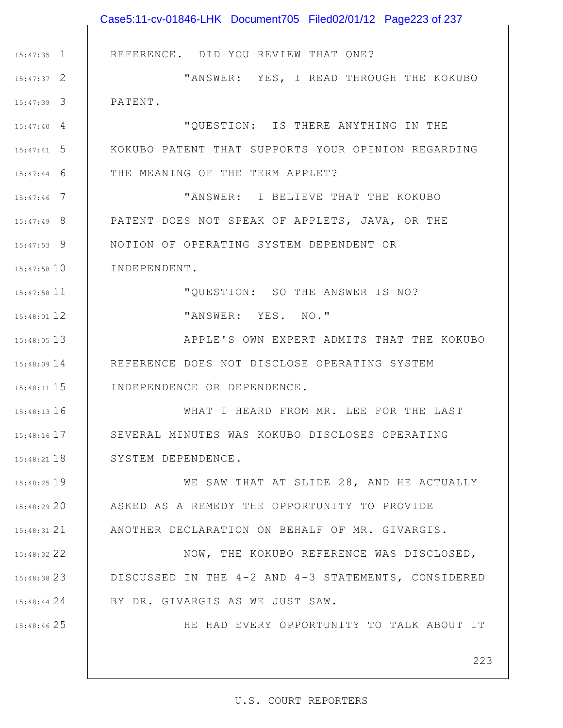REFERENCE. DID YOU REVIEW THAT ONE?

"ANSWER: YES, I READ THROUGH THE KOKUBO PATENT.

"QUESTION: IS THERE ANYTHING IN THE KOKUBO PATENT THAT SUPPORTS YOUR OPINION REGARDING THE MEANING OF THE TERM APPLET?

"ANSWER: I BELIEVE THAT THE KOKUBO PATENT DOES NOT SPEAK OF APPLETS, JAVA, OR THE NOTION OF OPERATING SYSTEM DEPENDENT OR INDEPENDENT.

"QUESTION: SO THE ANSWER IS NO?

"ANSWER: YES. NO."

APPLE'S OWN EXPERT ADMITS THAT THE KOKUBO REFERENCE DOES NOT DISCLOSE OPERATING SYSTEM INDEPENDENCE OR DEPENDENCE.

WHAT I HEARD FROM MR. LEE FOR THE LAST SEVERAL MINUTES WAS KOKUBO DISCLOSES OPERATING SYSTEM DEPENDENCE.

WE SAW THAT AT SLIDE 28, AND HE ACTUALLY ASKED AS A REMEDY THE OPPORTUNITY TO PROVIDE ANOTHER DECLARATION ON BEHALF OF MR. GIVARGIS.

NOW, THE KOKUBO REFERENCE WAS DISCLOSED, DISCUSSED IN THE 4-2 AND 4-3 STATEMENTS, CONSIDERED BY DR. GIVARGIS AS WE JUST SAW.

HE HAD EVERY OPPORTUNITY TO TALK ABOUT IT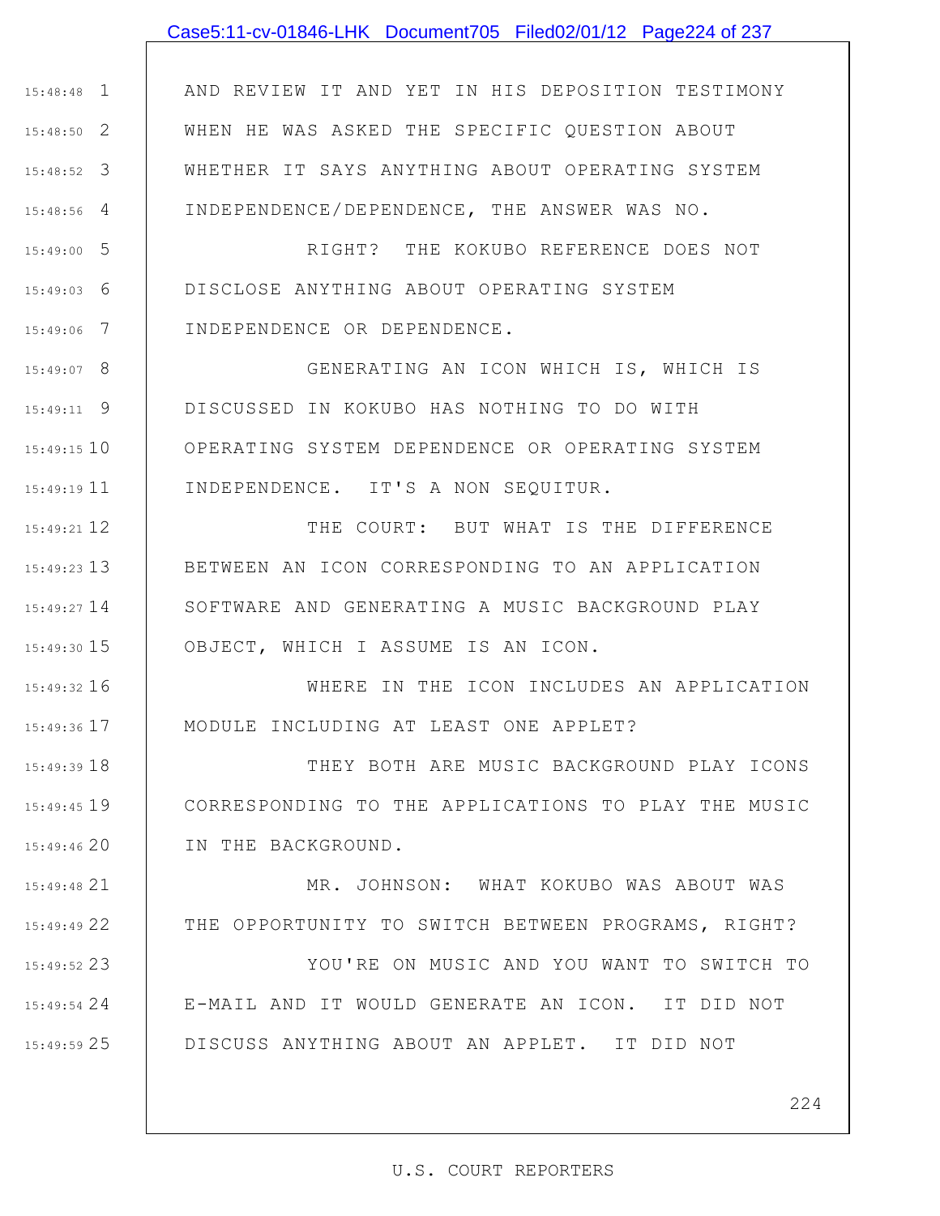AND REVIEW IT AND YET IN HIS DEPOSITION TESTIMONY WHEN HE WAS ASKED THE SPECIFIC QUESTION ABOUT WHETHER IT SAYS ANYTHING ABOUT OPERATING SYSTEM INDEPENDENCE/DEPENDENCE, THE ANSWER WAS NO.

RIGHT? THE KOKUBO REFERENCE DOES NOT DISCLOSE ANYTHING ABOUT OPERATING SYSTEM INDEPENDENCE OR DEPENDENCE.

GENERATING AN ICON WHICH IS, WHICH IS DISCUSSED IN KOKUBO HAS NOTHING TO DO WITH OPERATING SYSTEM DEPENDENCE OR OPERATING SYSTEM INDEPENDENCE. IT'S A NON SEQUITUR.

THE COURT: BUT WHAT IS THE DIFFERENCE BETWEEN AN ICON CORRESPONDING TO AN APPLICATION SOFTWARE AND GENERATING A MUSIC BACKGROUND PLAY OBJECT, WHICH I ASSUME IS AN ICON.

WHERE IN THE ICON INCLUDES AN APPLICATION MODULE INCLUDING AT LEAST ONE APPLET?

THEY BOTH ARE MUSIC BACKGROUND PLAY ICONS CORRESPONDING TO THE APPLICATIONS TO PLAY THE MUSIC IN THE BACKGROUND.

MR. JOHNSON: WHAT KOKUBO WAS ABOUT WAS THE OPPORTUNITY TO SWITCH BETWEEN PROGRAMS, RIGHT?

YOU'RE ON MUSIC AND YOU WANT TO SWITCH TO E-MAIL AND IT WOULD GENERATE AN ICON. IT DID NOT DISCUSS ANYTHING ABOUT AN APPLET. IT DID NOT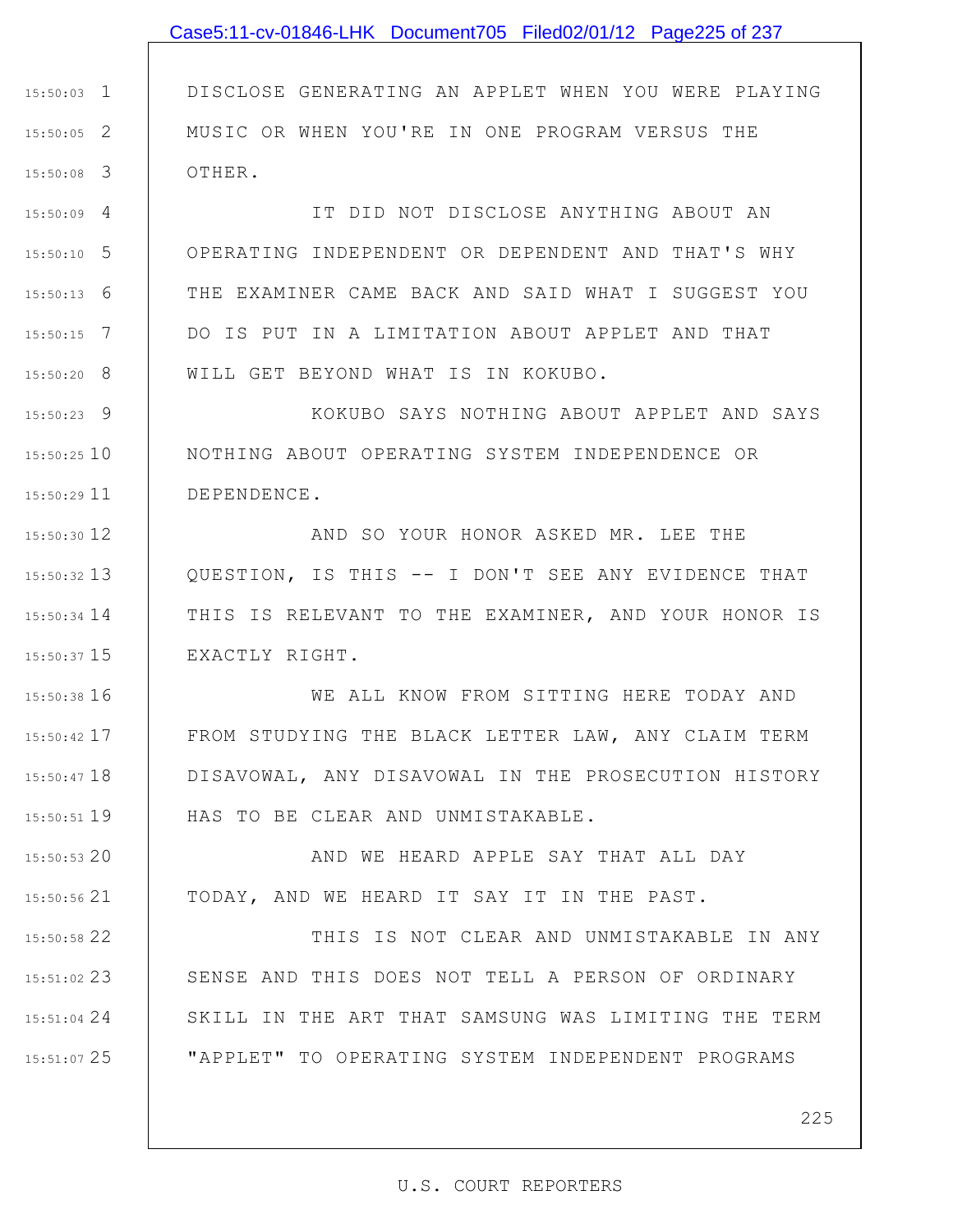DISCLOSE GENERATING AN APPLET WHEN YOU WERE PLAYING MUSIC OR WHEN YOU'RE IN ONE PROGRAM VERSUS THE OTHER.

IT DID NOT DISCLOSE ANYTHING ABOUT AN OPERATING INDEPENDENT OR DEPENDENT AND THAT'S WHY THE EXAMINER CAME BACK AND SAID WHAT I SUGGEST YOU DO IS PUT IN A LIMITATION ABOUT APPLET AND THAT WILL GET BEYOND WHAT IS IN KOKUBO.

KOKUBO SAYS NOTHING ABOUT APPLET AND SAYS NOTHING ABOUT OPERATING SYSTEM INDEPENDENCE OR DEPENDENCE.

AND SO YOUR HONOR ASKED MR. LEE THE QUESTION, IS THIS -- I DON'T SEE ANY EVIDENCE THAT THIS IS RELEVANT TO THE EXAMINER, AND YOUR HONOR IS EXACTLY RIGHT.

WE ALL KNOW FROM SITTING HERE TODAY AND FROM STUDYING THE BLACK LETTER LAW, ANY CLAIM TERM DISAVOWAL, ANY DISAVOWAL IN THE PROSECUTION HISTORY HAS TO BE CLEAR AND UNMISTAKABLE.

AND WE HEARD APPLE SAY THAT ALL DAY TODAY, AND WE HEARD IT SAY IT IN THE PAST.

THIS IS NOT CLEAR AND UNMISTAKABLE IN ANY SENSE AND THIS DOES NOT TELL A PERSON OF ORDINARY SKILL IN THE ART THAT SAMSUNG WAS LIMITING THE TERM "APPLET" TO OPERATING SYSTEM INDEPENDENT PROGRAMS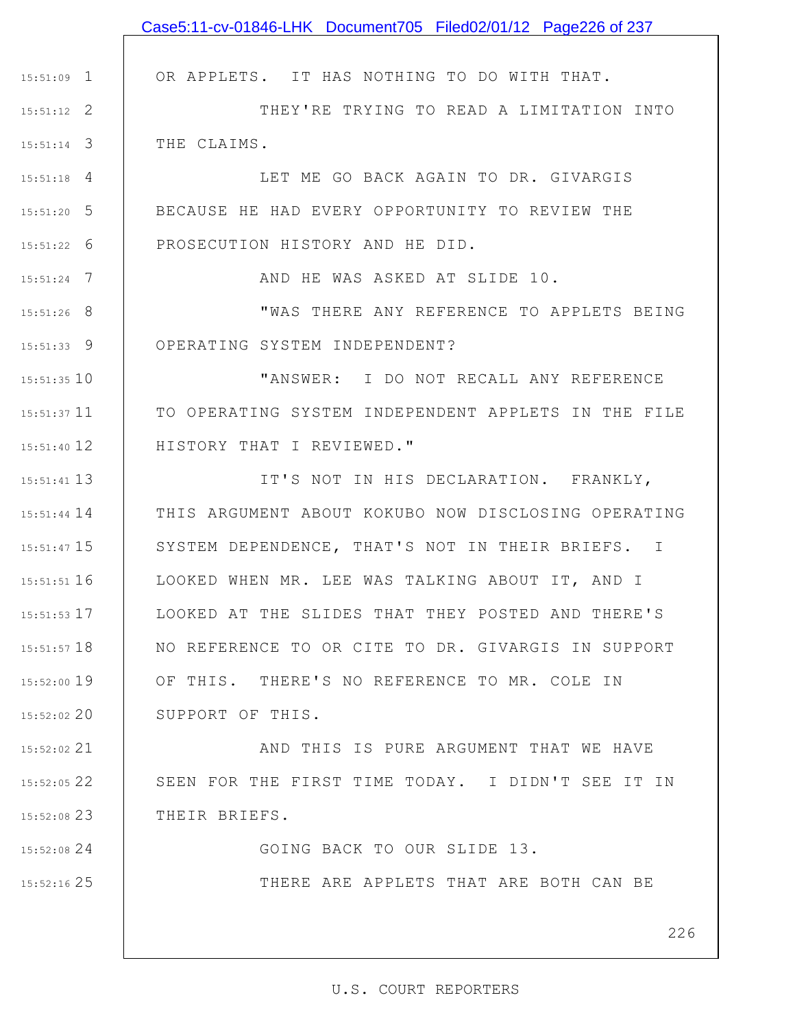OR APPLETS. IT HAS NOTHING TO DO WITH THAT.

THEY'RE TRYING TO READ A LIMITATION INTO THE CLAIMS.

LET ME GO BACK AGAIN TO DR. GIVARGIS BECAUSE HE HAD EVERY OPPORTUNITY TO REVIEW THE PROSECUTION HISTORY AND HE DID.

AND HE WAS ASKED AT SLIDE 10.

"WAS THERE ANY REFERENCE TO APPLETS BEING OPERATING SYSTEM INDEPENDENT?

"ANSWER: I DO NOT RECALL ANY REFERENCE TO OPERATING SYSTEM INDEPENDENT APPLETS IN THE FILE HISTORY THAT I REVIEWED."

IT'S NOT IN HIS DECLARATION. FRANKLY, THIS ARGUMENT ABOUT KOKUBO NOW DISCLOSING OPERATING SYSTEM DEPENDENCE, THAT'S NOT IN THEIR BRIEFS. I LOOKED WHEN MR. LEE WAS TALKING ABOUT IT, AND I LOOKED AT THE SLIDES THAT THEY POSTED AND THERE'S NO REFERENCE TO OR CITE TO DR. GIVARGIS IN SUPPORT OF THIS. THERE'S NO REFERENCE TO MR. COLE IN SUPPORT OF THIS.

AND THIS IS PURE ARGUMENT THAT WE HAVE SEEN FOR THE FIRST TIME TODAY. I DIDN'T SEE IT IN THEIR BRIEFS.

GOING BACK TO OUR SLIDE 13.

THERE ARE APPLETS THAT ARE BOTH CAN BE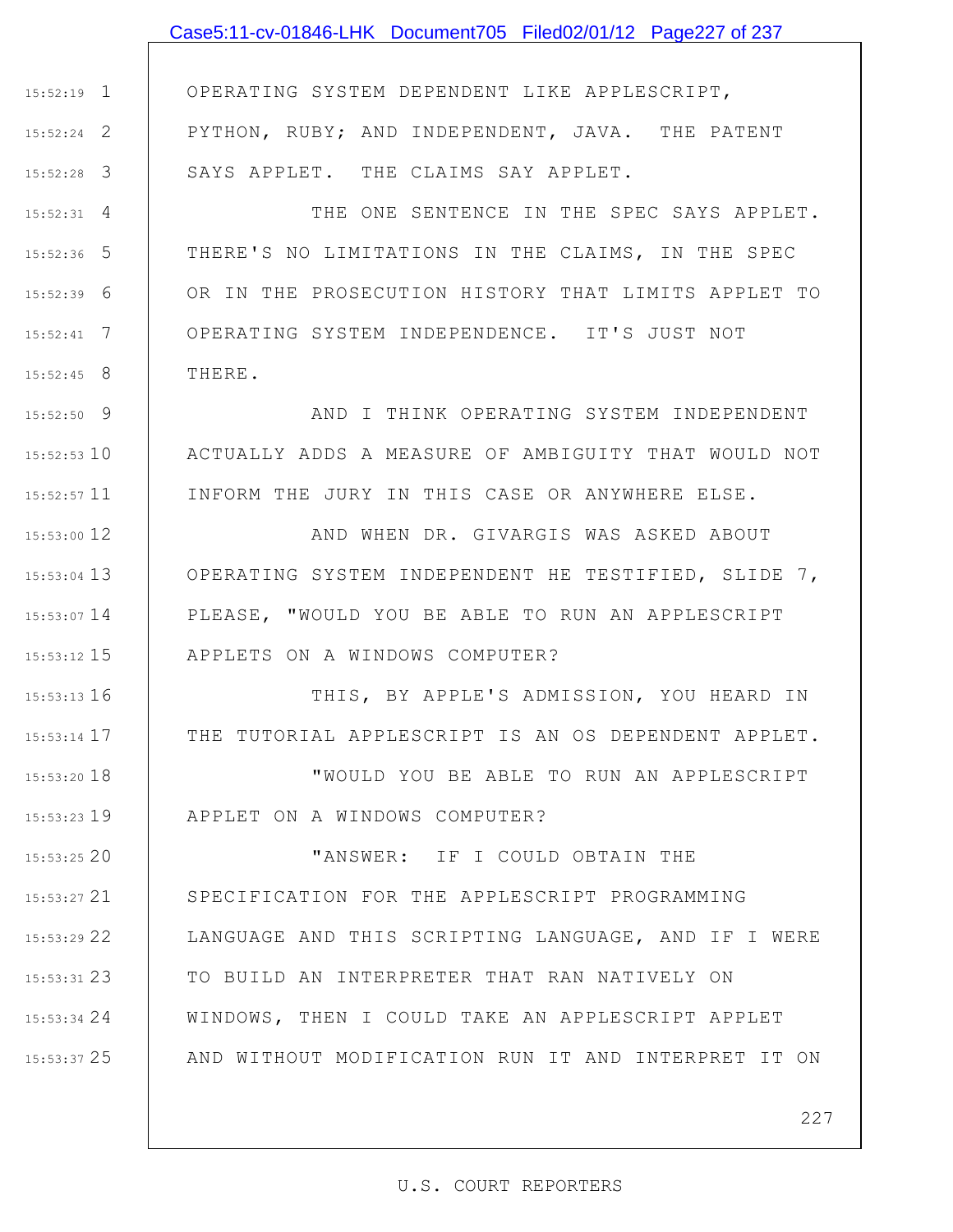OPERATING SYSTEM DEPENDENT LIKE APPLESCRIPT, PYTHON, RUBY; AND INDEPENDENT, JAVA. THE PATENT SAYS APPLET. THE CLAIMS SAY APPLET.

THE ONE SENTENCE IN THE SPEC SAYS APPLET. THERE'S NO LIMITATIONS IN THE CLAIMS, IN THE SPEC OR IN THE PROSECUTION HISTORY THAT LIMITS APPLET TO OPERATING SYSTEM INDEPENDENCE. IT'S JUST NOT THERE.

AND I THINK OPERATING SYSTEM INDEPENDENT ACTUALLY ADDS A MEASURE OF AMBIGUITY THAT WOULD NOT INFORM THE JURY IN THIS CASE OR ANYWHERE ELSE.

AND WHEN DR. GIVARGIS WAS ASKED ABOUT OPERATING SYSTEM INDEPENDENT HE TESTIFIED, SLIDE 7, PLEASE, "WOULD YOU BE ABLE TO RUN AN APPLESCRIPT APPLETS ON A WINDOWS COMPUTER?

THIS, BY APPLE'S ADMISSION, YOU HEARD IN THE TUTORIAL APPLESCRIPT IS AN OS DEPENDENT APPLET.

"WOULD YOU BE ABLE TO RUN AN APPLESCRIPT APPLET ON A WINDOWS COMPUTER?

"ANSWER: IF I COULD OBTAIN THE SPECIFICATION FOR THE APPLESCRIPT PROGRAMMING LANGUAGE AND THIS SCRIPTING LANGUAGE, AND IF I WERE TO BUILD AN INTERPRETER THAT RAN NATIVELY ON WINDOWS, THEN I COULD TAKE AN APPLESCRIPT APPLET AND WITHOUT MODIFICATION RUN IT AND INTERPRET IT ON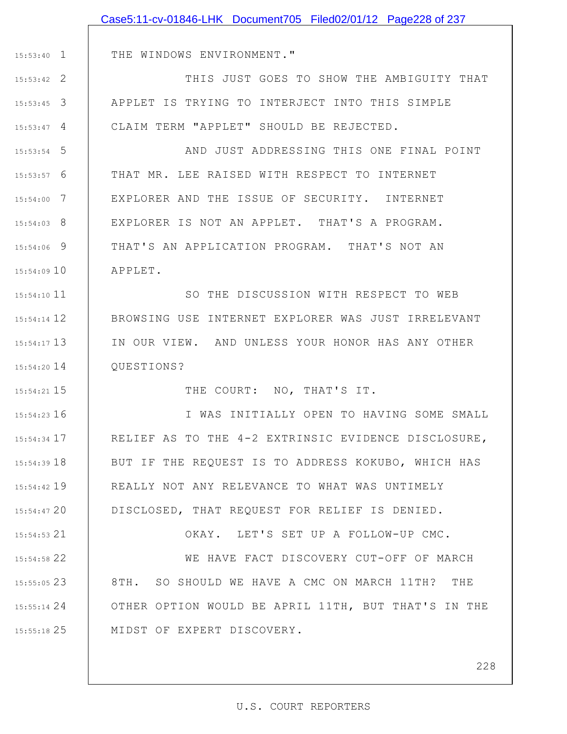THE WINDOWS ENVIRONMENT."

THIS JUST GOES TO SHOW THE AMBIGUITY THAT APPLET IS TRYING TO INTERJECT INTO THIS SIMPLE CLAIM TERM "APPLET" SHOULD BE REJECTED.

AND JUST ADDRESSING THIS ONE FINAL POINT THAT MR. LEE RAISED WITH RESPECT TO INTERNET EXPLORER AND THE ISSUE OF SECURITY. INTERNET EXPLORER IS NOT AN APPLET. THAT'S A PROGRAM. THAT'S AN APPLICATION PROGRAM. THAT'S NOT AN APPLET.

SO THE DISCUSSION WITH RESPECT TO WEB BROWSING USE INTERNET EXPLORER WAS JUST IRRELEVANT IN OUR VIEW. AND UNLESS YOUR HONOR HAS ANY OTHER QUESTIONS?

THE COURT: NO, THAT'S IT.

I WAS INITIALLY OPEN TO HAVING SOME SMALL RELIEF AS TO THE 4-2 EXTRINSIC EVIDENCE DISCLOSURE, BUT IF THE REQUEST IS TO ADDRESS KOKUBO, WHICH HAS REALLY NOT ANY RELEVANCE TO WHAT WAS UNTIMELY DISCLOSED, THAT REQUEST FOR RELIEF IS DENIED.

OKAY. LET'S SET UP A FOLLOW-UP CMC.

WE HAVE FACT DISCOVERY CUT-OFF OF MARCH 8TH. SO SHOULD WE HAVE A CMC ON MARCH 11TH? THE OTHER OPTION WOULD BE APRIL 11TH, BUT THAT'S IN THE MIDST OF EXPERT DISCOVERY.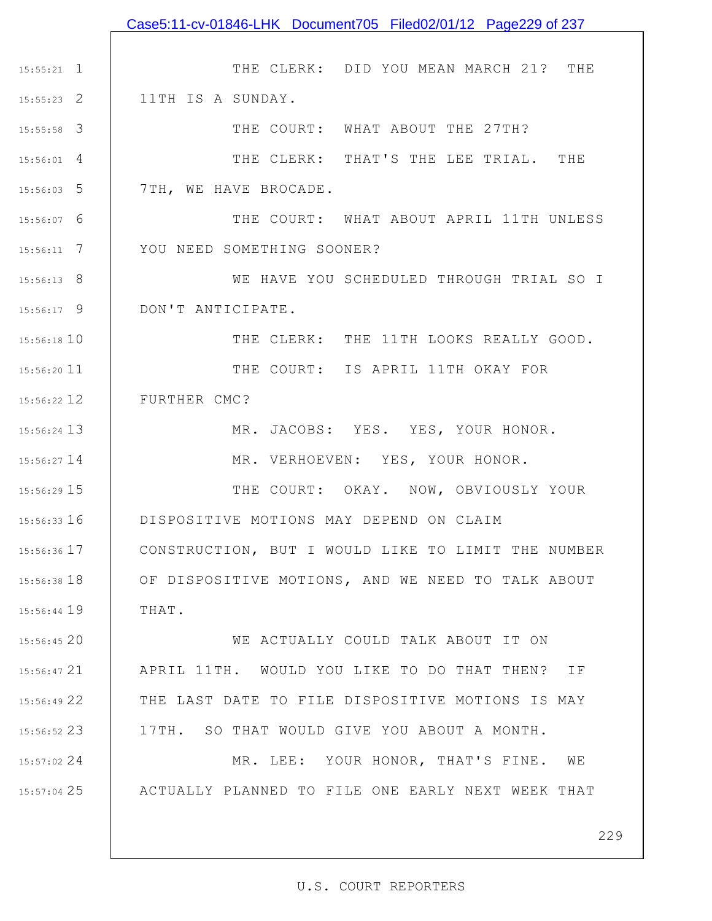THE CLERK: DID YOU MEAN MARCH 21? THE 11TH IS A SUNDAY.

THE COURT: WHAT ABOUT THE 27TH?

THE CLERK: THAT'S THE LEE TRIAL. THE 7TH, WE HAVE BROCADE.

THE COURT: WHAT ABOUT APRIL 11TH UNLESS YOU NEED SOMETHING SOONER?

WE HAVE YOU SCHEDULED THROUGH TRIAL SO I DON'T ANTICIPATE.

THE CLERK: THE 11TH LOOKS REALLY GOOD.

THE COURT: IS APRIL 11TH OKAY FOR FURTHER CMC?

MR. JACOBS: YES. YES, YOUR HONOR.

MR. VERHOEVEN: YES, YOUR HONOR.

THE COURT: OKAY. NOW, OBVIOUSLY YOUR DISPOSITIVE MOTIONS MAY DEPEND ON CLAIM CONSTRUCTION, BUT I WOULD LIKE TO LIMIT THE NUMBER OF DISPOSITIVE MOTIONS, AND WE NEED TO TALK ABOUT THAT.

WE ACTUALLY COULD TALK ABOUT IT ON APRIL 11TH. WOULD YOU LIKE TO DO THAT THEN? IF THE LAST DATE TO FILE DISPOSITIVE MOTIONS IS MAY 17TH. SO THAT WOULD GIVE YOU ABOUT A MONTH.

MR. LEE: YOUR HONOR, THAT'S FINE. WE ACTUALLY PLANNED TO FILE ONE EARLY NEXT WEEK THAT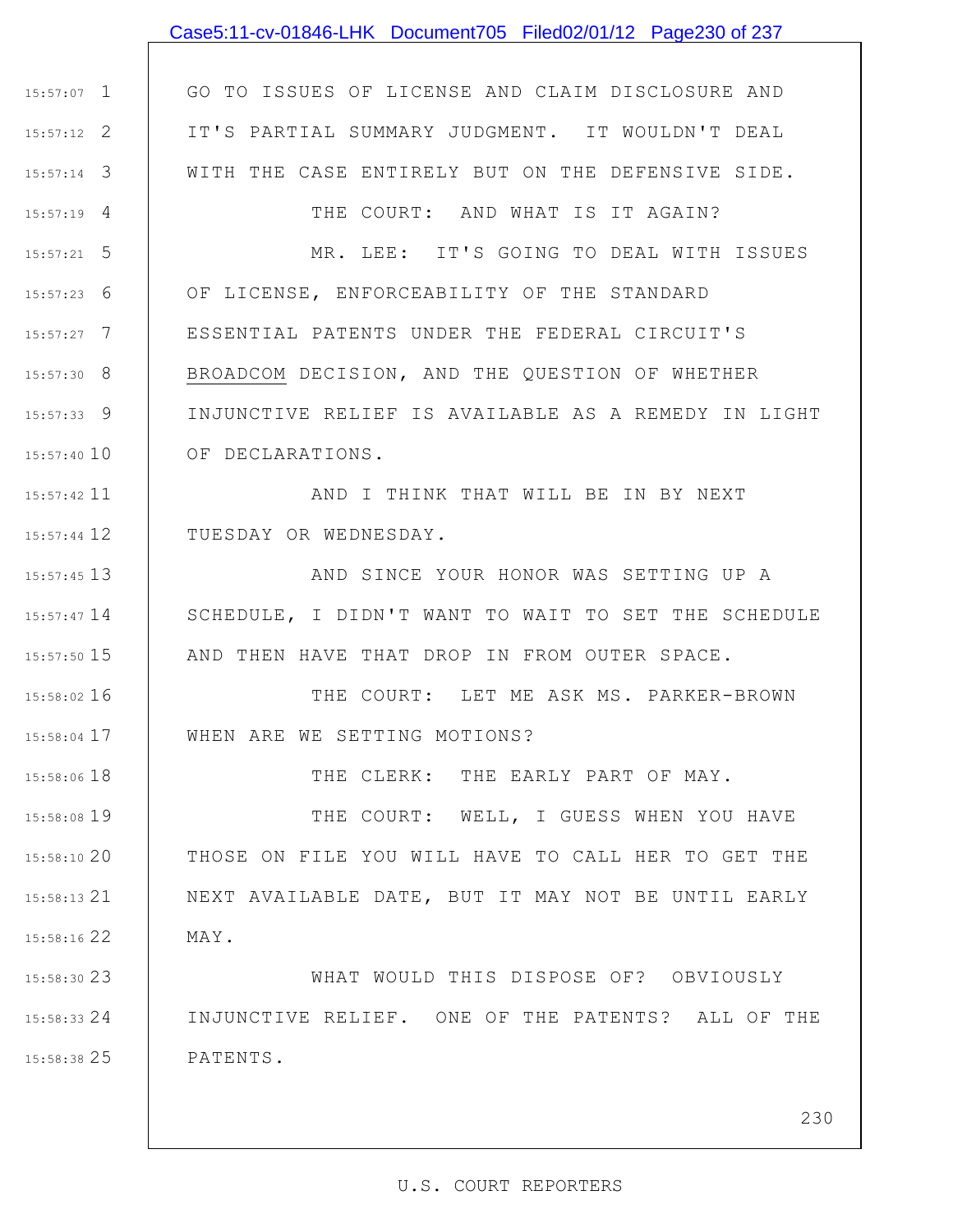GO TO ISSUES OF LICENSE AND CLAIM DISCLOSURE AND IT'S PARTIAL SUMMARY JUDGMENT. IT WOULDN'T DEAL WITH THE CASE ENTIRELY BUT ON THE DEFENSIVE SIDE.

THE COURT: AND WHAT IS IT AGAIN?

MR. LEE: IT'S GOING TO DEAL WITH ISSUES OF LICENSE, ENFORCEABILITY OF THE STANDARD ESSENTIAL PATENTS UNDER THE FEDERAL CIRCUIT'S BROADCOM DECISION, AND THE QUESTION OF WHETHER INJUNCTIVE RELIEF IS AVAILABLE AS A REMEDY IN LIGHT OF DECLARATIONS.

AND I THINK THAT WILL BE IN BY NEXT TUESDAY OR WEDNESDAY.

AND SINCE YOUR HONOR WAS SETTING UP A SCHEDULE, I DIDN'T WANT TO WAIT TO SET THE SCHEDULE AND THEN HAVE THAT DROP IN FROM OUTER SPACE.

THE COURT: LET ME ASK MS. PARKER-BROWN WHEN ARE WE SETTING MOTIONS?

THE CLERK: THE EARLY PART OF MAY.

THE COURT: WELL, I GUESS WHEN YOU HAVE THOSE ON FILE YOU WILL HAVE TO CALL HER TO GET THE NEXT AVAILABLE DATE, BUT IT MAY NOT BE UNTIL EARLY MAY.

WHAT WOULD THIS DISPOSE OF? OBVIOUSLY INJUNCTIVE RELIEF. ONE OF THE PATENTS? ALL OF THE PATENTS.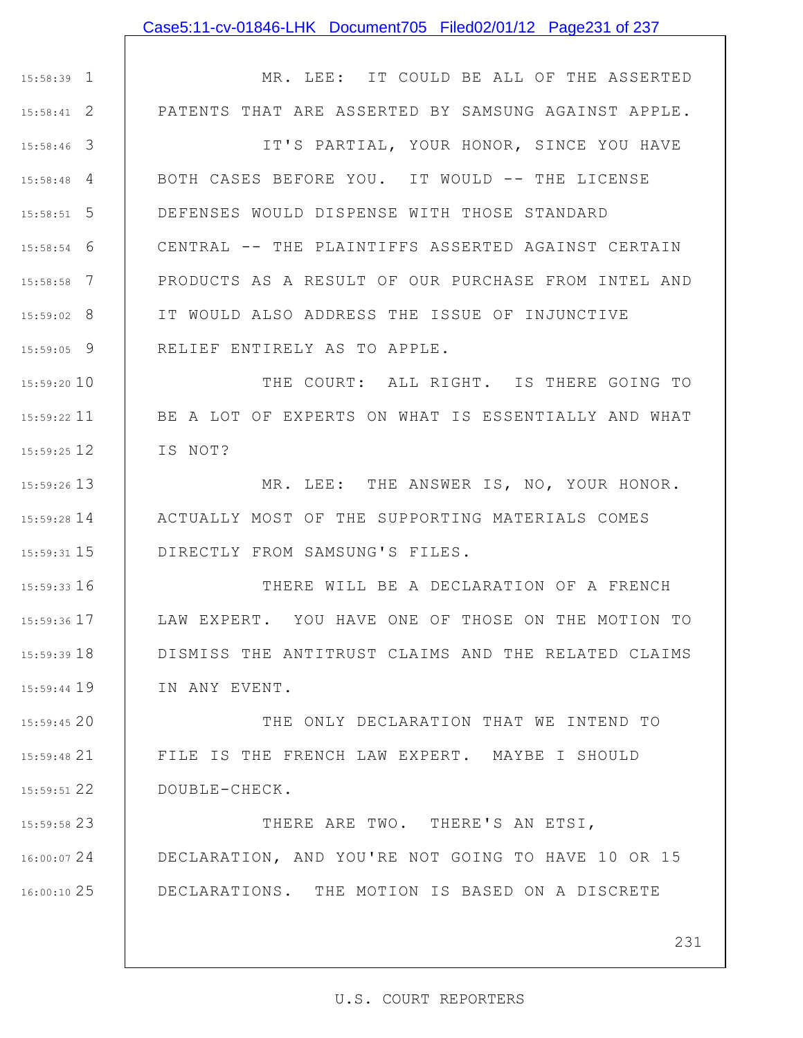MR. LEE: IT COULD BE ALL OF THE ASSERTED PATENTS THAT ARE ASSERTED BY SAMSUNG AGAINST APPLE.

IT'S PARTIAL, YOUR HONOR, SINCE YOU HAVE BOTH CASES BEFORE YOU. IT WOULD -- THE LICENSE DEFENSES WOULD DISPENSE WITH THOSE STANDARD CENTRAL -- THE PLAINTIFFS ASSERTED AGAINST CERTAIN PRODUCTS AS A RESULT OF OUR PURCHASE FROM INTEL AND IT WOULD ALSO ADDRESS THE ISSUE OF INJUNCTIVE RELIEF ENTIRELY AS TO APPLE.

THE COURT: ALL RIGHT. IS THERE GOING TO BE A LOT OF EXPERTS ON WHAT IS ESSENTIALLY AND WHAT IS NOT?

MR. LEE: THE ANSWER IS, NO, YOUR HONOR. ACTUALLY MOST OF THE SUPPORTING MATERIALS COMES DIRECTLY FROM SAMSUNG'S FILES.

THERE WILL BE A DECLARATION OF A FRENCH LAW EXPERT. YOU HAVE ONE OF THOSE ON THE MOTION TO DISMISS THE ANTITRUST CLAIMS AND THE RELATED CLAIMS IN ANY EVENT.

THE ONLY DECLARATION THAT WE INTEND TO FILE IS THE FRENCH LAW EXPERT. MAYBE I SHOULD DOUBLE-CHECK.

THERE ARE TWO. THERE'S AN ETSI, DECLARATION, AND YOU'RE NOT GOING TO HAVE 10 OR 15 DECLARATIONS. THE MOTION IS BASED ON A DISCRETE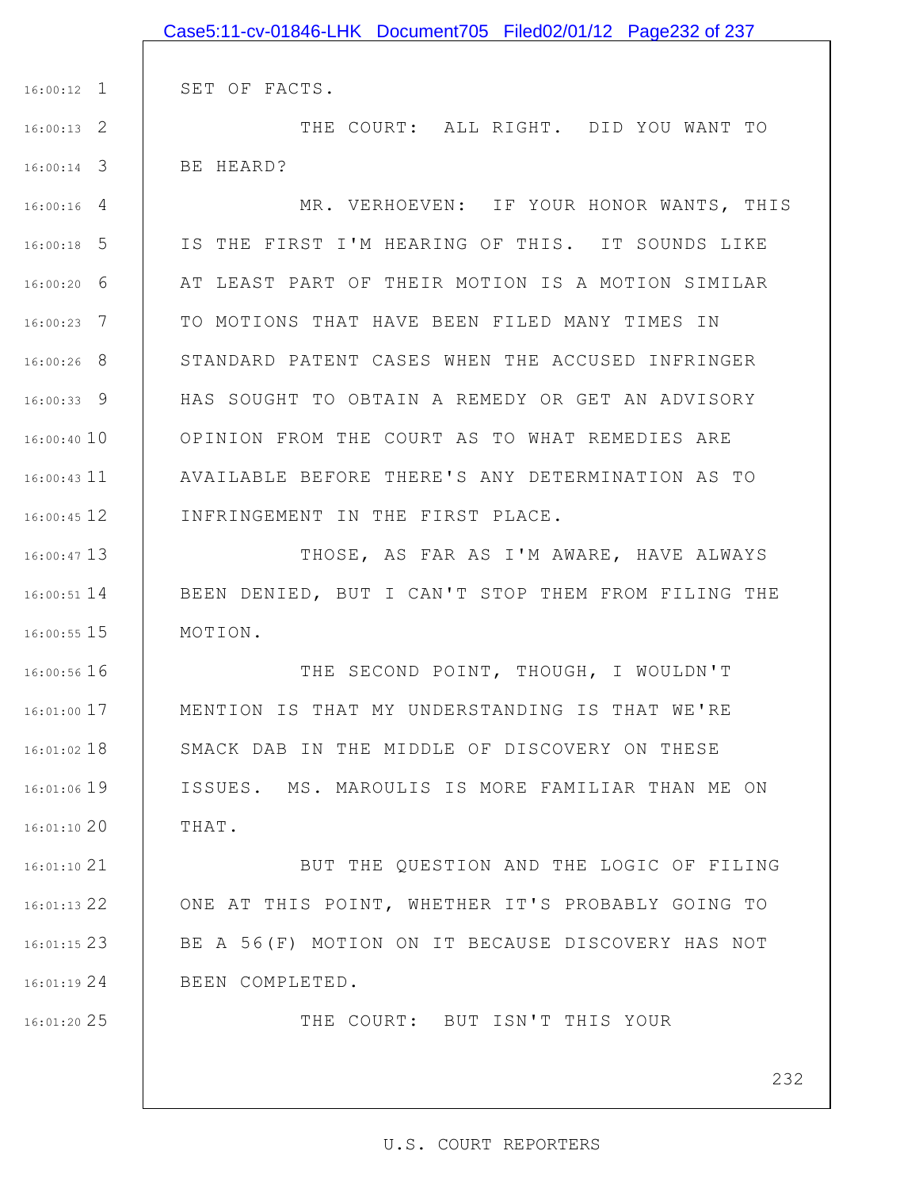SET OF FACTS.

THE COURT: ALL RIGHT. DID YOU WANT TO BE HEARD?

MR. VERHOEVEN: IF YOUR HONOR WANTS, THIS IS THE FIRST I'M HEARING OF THIS. IT SOUNDS LIKE AT LEAST PART OF THEIR MOTION IS A MOTION SIMILAR TO MOTIONS THAT HAVE BEEN FILED MANY TIMES IN STANDARD PATENT CASES WHEN THE ACCUSED INFRINGER HAS SOUGHT TO OBTAIN A REMEDY OR GET AN ADVISORY OPINION FROM THE COURT AS TO WHAT REMEDIES ARE AVAILABLE BEFORE THERE'S ANY DETERMINATION AS TO INFRINGEMENT IN THE FIRST PLACE.

THOSE, AS FAR AS I'M AWARE, HAVE ALWAYS BEEN DENIED, BUT I CAN'T STOP THEM FROM FILING THE MOTION.

THE SECOND POINT, THOUGH, I WOULDN'T MENTION IS THAT MY UNDERSTANDING IS THAT WE'RE SMACK DAB IN THE MIDDLE OF DISCOVERY ON THESE ISSUES. MS. MAROULIS IS MORE FAMILIAR THAN ME ON THAT.

BUT THE QUESTION AND THE LOGIC OF FILING ONE AT THIS POINT, WHETHER IT'S PROBABLY GOING TO BE A 56(F) MOTION ON IT BECAUSE DISCOVERY HAS NOT BEEN COMPLETED.

THE COURT: BUT ISN'T THIS YOUR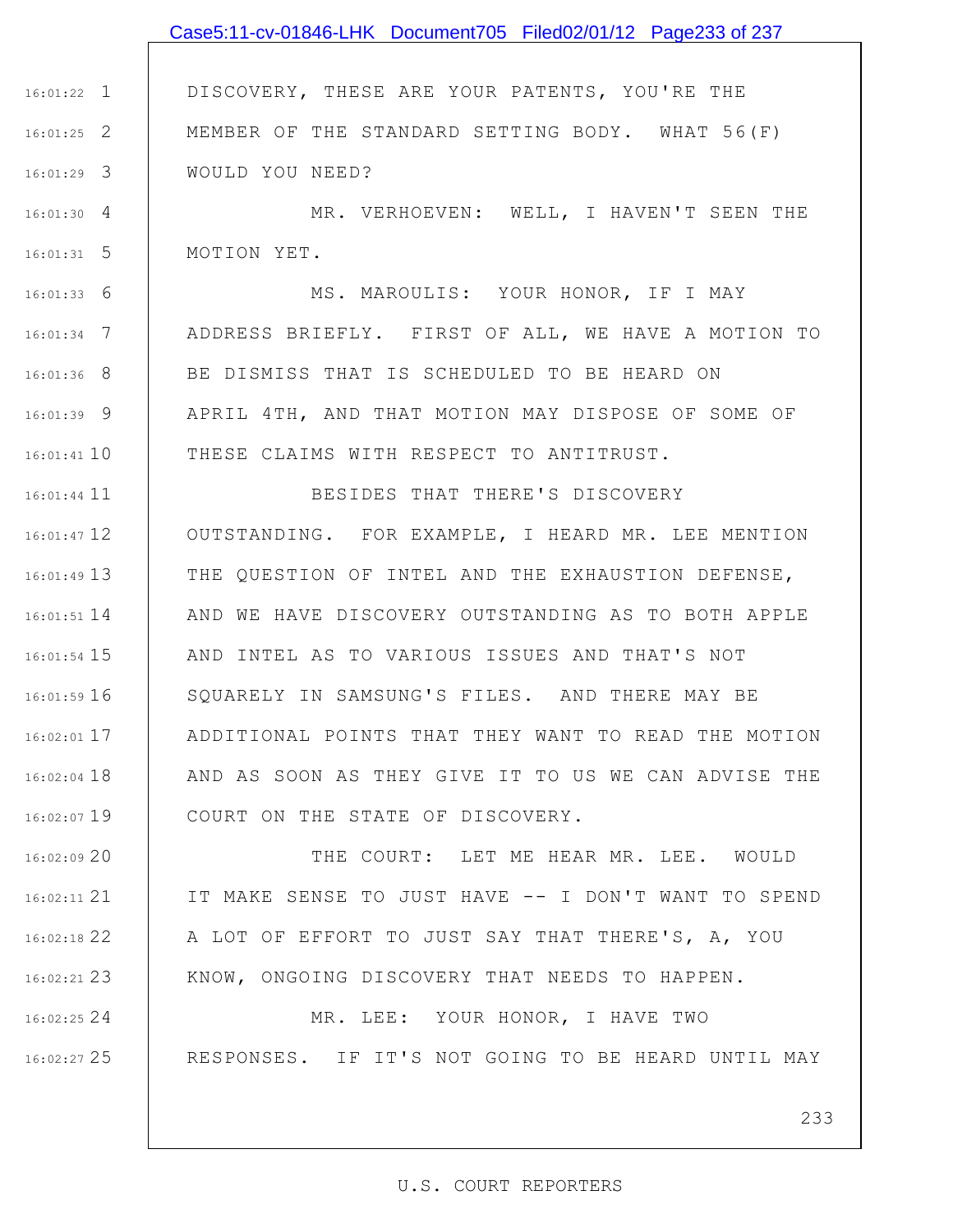1 DISCOVERY, THESE ARE YOUR PATENTS, YOU'RE THE
2 MEMBER OF THE STANDARD SETTING BODY. WHAT 56(F)
3 WOULD YOU NEED?
4 MR. VERHOEVEN: WELL, I HAVEN'T SEEN THE
5 MOTION YET.
6 MS. MAROULIS: YOUR HONOR, IF I MAY
7 ADDRESS BRIEFLY. FIRST OF ALL, WE HAVE A MOTION TO
8 BE DISMISS THAT IS SCHEDULED TO BE HEARD ON
9 APRIL 4TH, AND THAT MOTION MAY DISPOSE OF SOME OF
10 THESE CLAIMS WITH RESPECT TO ANTITRUST.
11 BESIDES THAT THERE'S DISCOVERY
12 OUTSTANDING. FOR EXAMPLE, I HEARD MR. LEE MENTION
13 THE QUESTION OF INTEL AND THE EXHAUSTION DEFENSE,
14 AND WE HAVE DISCOVERY OUTSTANDING AS TO BOTH APPLE
15 AND INTEL AS TO VARIOUS ISSUES AND THAT'S NOT
16 SQUARELY IN SAMSUNG'S FILES. AND THERE MAY BE
17 ADDITIONAL POINTS THAT THEY WANT TO READ THE MOTION
18 AND AS SOON AS THEY GIVE IT TO US WE CAN ADVISE THE
19 COURT ON THE STATE OF DISCOVERY.
20 THE COURT: LET ME HEAR MR. LEE. WOULD
21 IT MAKE SENSE TO JUST HAVE -- I DON'T WANT TO SPEND
22 A LOT OF EFFORT TO JUST SAY THAT THERE'S, A, YOU
23 KNOW, ONGOING DISCOVERY THAT NEEDS TO HAPPEN.
24 MR. LEE: YOUR HONOR, I HAVE TWO
25 RESPONSES. IF IT'S NOT GOING TO BE HEARD UNTIL MAY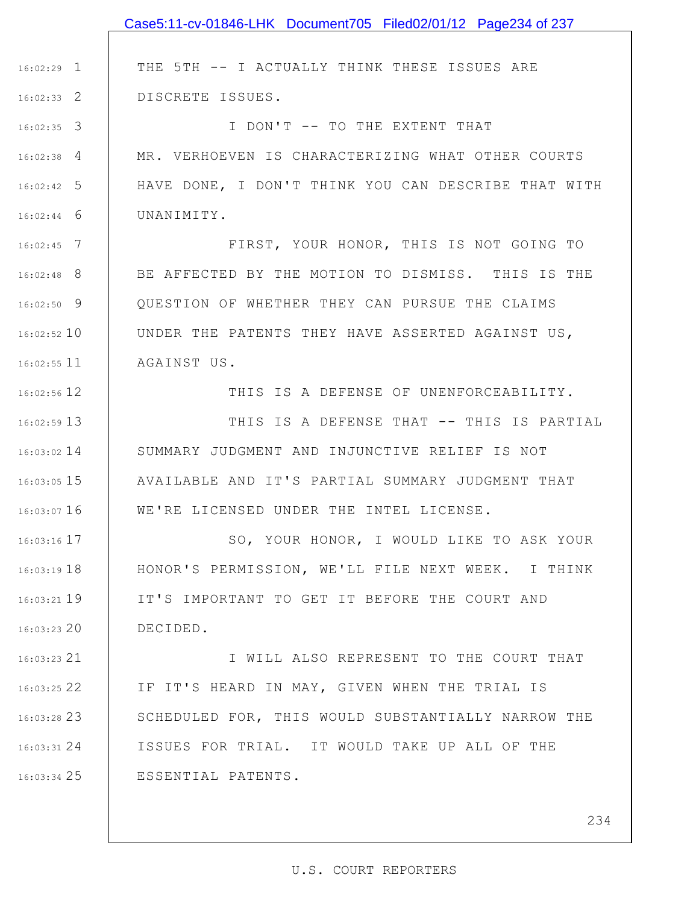THE 5TH -- I ACTUALLY THINK THESE ISSUES ARE DISCRETE ISSUES.

I DON'T -- TO THE EXTENT THAT MR. VERHOEVEN IS CHARACTERIZING WHAT OTHER COURTS HAVE DONE, I DON'T THINK YOU CAN DESCRIBE THAT WITH UNANIMITY.

FIRST, YOUR HONOR, THIS IS NOT GOING TO BE AFFECTED BY THE MOTION TO DISMISS. THIS IS THE QUESTION OF WHETHER THEY CAN PURSUE THE CLAIMS UNDER THE PATENTS THEY HAVE ASSERTED AGAINST US, AGAINST US.

THIS IS A DEFENSE OF UNENFORCEABILITY.

THIS IS A DEFENSE THAT -- THIS IS PARTIAL SUMMARY JUDGMENT AND INJUNCTIVE RELIEF IS NOT AVAILABLE AND IT'S PARTIAL SUMMARY JUDGMENT THAT WE'RE LICENSED UNDER THE INTEL LICENSE.

SO, YOUR HONOR, I WOULD LIKE TO ASK YOUR HONOR'S PERMISSION, WE'LL FILE NEXT WEEK. I THINK IT'S IMPORTANT TO GET IT BEFORE THE COURT AND DECIDED.

I WILL ALSO REPRESENT TO THE COURT THAT IF IT'S HEARD IN MAY, GIVEN WHEN THE TRIAL IS SCHEDULED FOR, THIS WOULD SUBSTANTIALLY NARROW THE ISSUES FOR TRIAL. IT WOULD TAKE UP ALL OF THE ESSENTIAL PATENTS.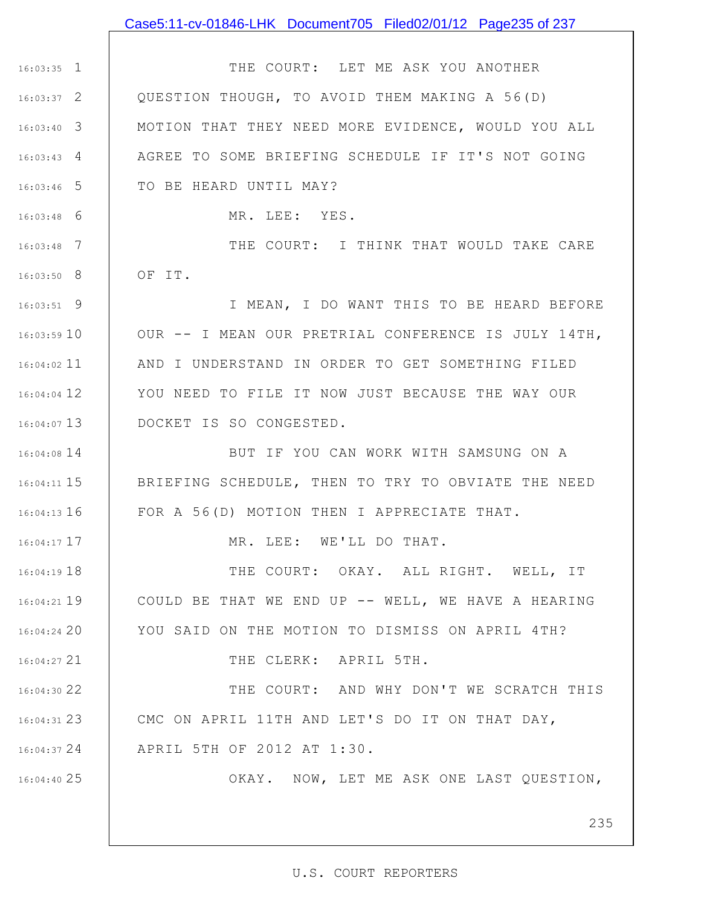THE COURT: LET ME ASK YOU ANOTHER QUESTION THOUGH, TO AVOID THEM MAKING A 56(D) MOTION THAT THEY NEED MORE EVIDENCE, WOULD YOU ALL AGREE TO SOME BRIEFING SCHEDULE IF IT'S NOT GOING TO BE HEARD UNTIL MAY?

MR. LEE: YES.

THE COURT: I THINK THAT WOULD TAKE CARE OF IT.

I MEAN, I DO WANT THIS TO BE HEARD BEFORE OUR -- I MEAN OUR PRETRIAL CONFERENCE IS JULY 14TH, AND I UNDERSTAND IN ORDER TO GET SOMETHING FILED YOU NEED TO FILE IT NOW JUST BECAUSE THE WAY OUR DOCKET IS SO CONGESTED.

BUT IF YOU CAN WORK WITH SAMSUNG ON A BRIEFING SCHEDULE, THEN TO TRY TO OBVIATE THE NEED FOR A 56(D) MOTION THEN I APPRECIATE THAT.

MR. LEE: WE'LL DO THAT.

THE COURT: OKAY. ALL RIGHT. WELL, IT COULD BE THAT WE END UP -- WELL, WE HAVE A HEARING YOU SAID ON THE MOTION TO DISMISS ON APRIL 4TH?

THE CLERK: APRIL 5TH.

THE COURT: AND WHY DON'T WE SCRATCH THIS CMC ON APRIL 11TH AND LET'S DO IT ON THAT DAY, APRIL 5TH OF 2012 AT 1:30.

OKAY. NOW, LET ME ASK ONE LAST QUESTION,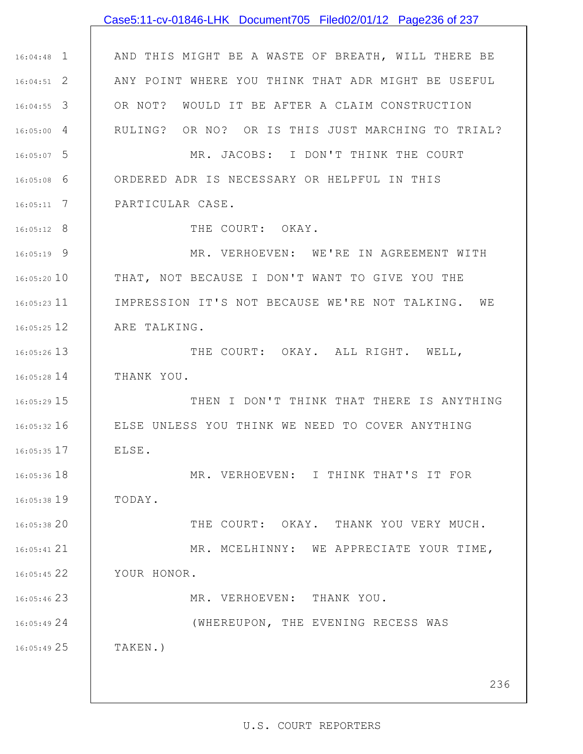AND THIS MIGHT BE A WASTE OF BREATH, WILL THERE BE ANY POINT WHERE YOU THINK THAT ADR MIGHT BE USEFUL OR NOT? WOULD IT BE AFTER A CLAIM CONSTRUCTION RULING? OR NO? OR IS THIS JUST MARCHING TO TRIAL?

MR. JACOBS: I DON'T THINK THE COURT ORDERED ADR IS NECESSARY OR HELPFUL IN THIS PARTICULAR CASE.

THE COURT: OKAY.

MR. VERHOEVEN: WE'RE IN AGREEMENT WITH THAT, NOT BECAUSE I DON'T WANT TO GIVE YOU THE IMPRESSION IT'S NOT BECAUSE WE'RE NOT TALKING. WE ARE TALKING.

THE COURT: OKAY. ALL RIGHT. WELL, THANK YOU.

THEN I DON'T THINK THAT THERE IS ANYTHING ELSE UNLESS YOU THINK WE NEED TO COVER ANYTHING ELSE.

MR. VERHOEVEN: I THINK THAT'S IT FOR TODAY.

THE COURT: OKAY. THANK YOU VERY MUCH.

MR. MCELHINNY: WE APPRECIATE YOUR TIME, YOUR HONOR.

MR. VERHOEVEN: THANK YOU.

(WHEREUPON, THE EVENING RECESS WAS TAKEN.)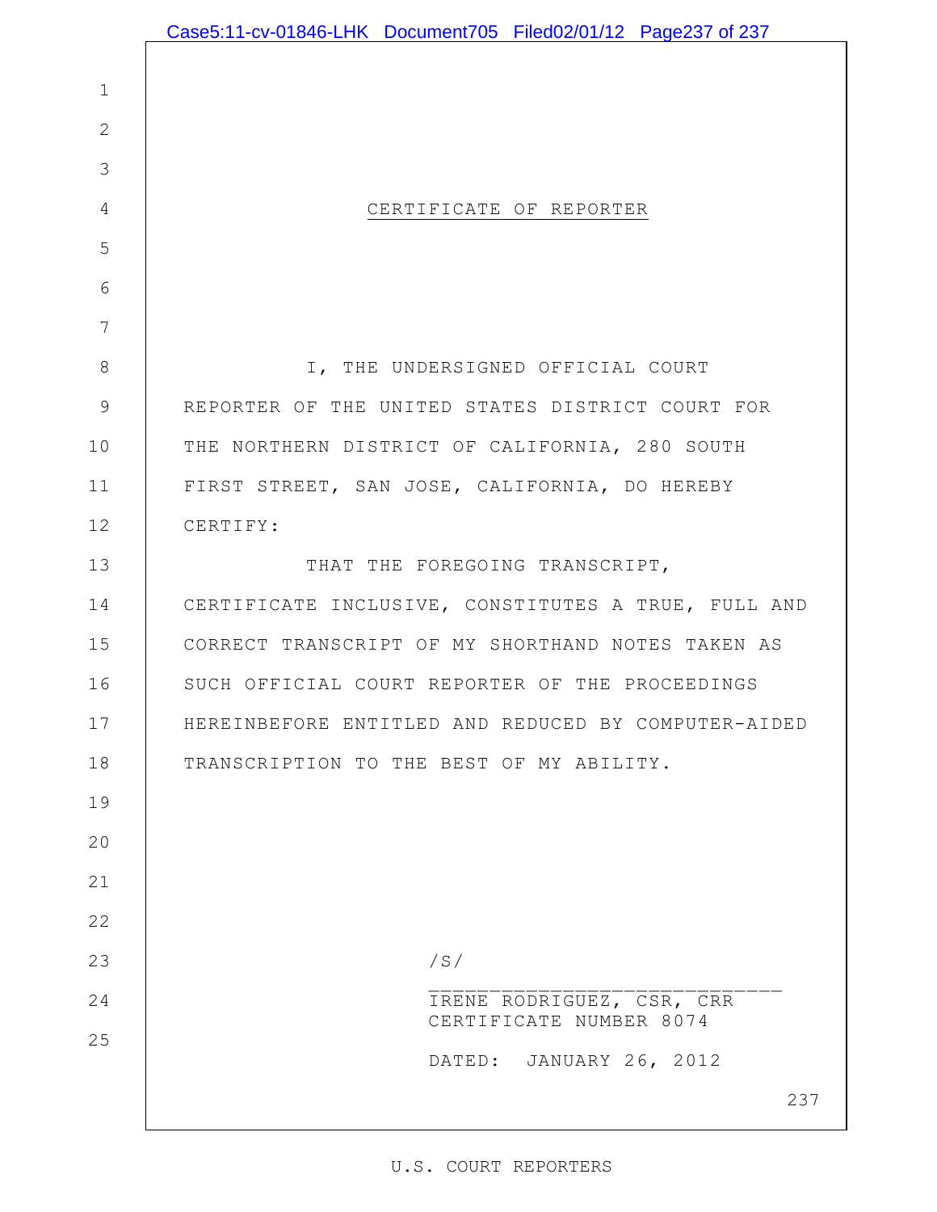# CERTIFICATE OF REPORTER

I, THE UNDERSIGNED OFFICIAL COURT REPORTER OF THE UNITED STATES DISTRICT COURT FOR THE NORTHERN DISTRICT OF CALIFORNIA, 280 SOUTH FIRST STREET, SAN JOSE, CALIFORNIA, DO HEREBY CERTIFY:

THAT THE FOREGOING TRANSCRIPT, CERTIFICATE INCLUSIVE, CONSTITUTES A TRUE, FULL AND CORRECT TRANSCRIPT OF MY SHORTHAND NOTES TAKEN AS SUCH OFFICIAL COURT REPORTER OF THE PROCEEDINGS HEREINBEFORE ENTITLED AND REDUCED BY COMPUTER-AIDED TRANSCRIPTION TO THE BEST OF MY ABILITY.

/S/

_____________________________

IRENE RODRIGUEZ, CSR, CRR
CERTIFICATE NUMBER 8074

DATED: JANUARY 26, 2012